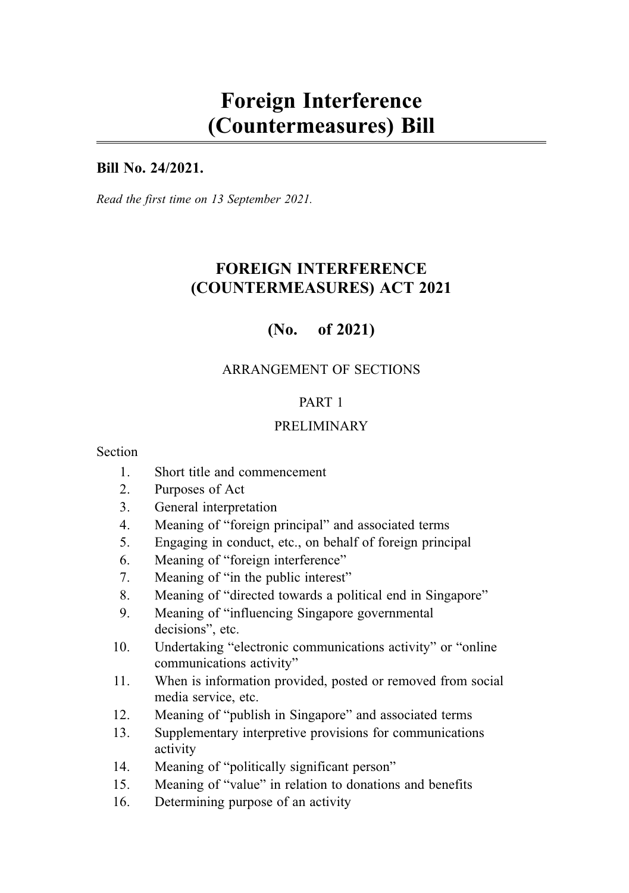# Foreign Interference (Countermeasures) Bill

**Bill No. 24/2021.**

*Read the first time on 13 September 2021.*

## FOREIGN INTERFERENCE (COUNTERMEASURES) ACT 2021

## (No. of 2021)

ARRANGEMENT OF SECTIONS

PART 1

PRELIMINARY

Section

1. Short title and commencement
2. Purposes of Act
3. General interpretation
4. Meaning of "foreign principal" and associated terms
5. Engaging in conduct, etc., on behalf of foreign principal
6. Meaning of "foreign interference"
7. Meaning of "in the public interest"
8. Meaning of "directed towards a political end in Singapore"
9. Meaning of "influencing Singapore governmental decisions", etc.
10. Undertaking "electronic communications activity" or "online communications activity"
11. When is information provided, posted or removed from social media service, etc.
12. Meaning of "publish in Singapore" and associated terms
13. Supplementary interpretive provisions for communications activity
14. Meaning of "politically significant person"
15. Meaning of "value" in relation to donations and benefits
16. Determining purpose of an activity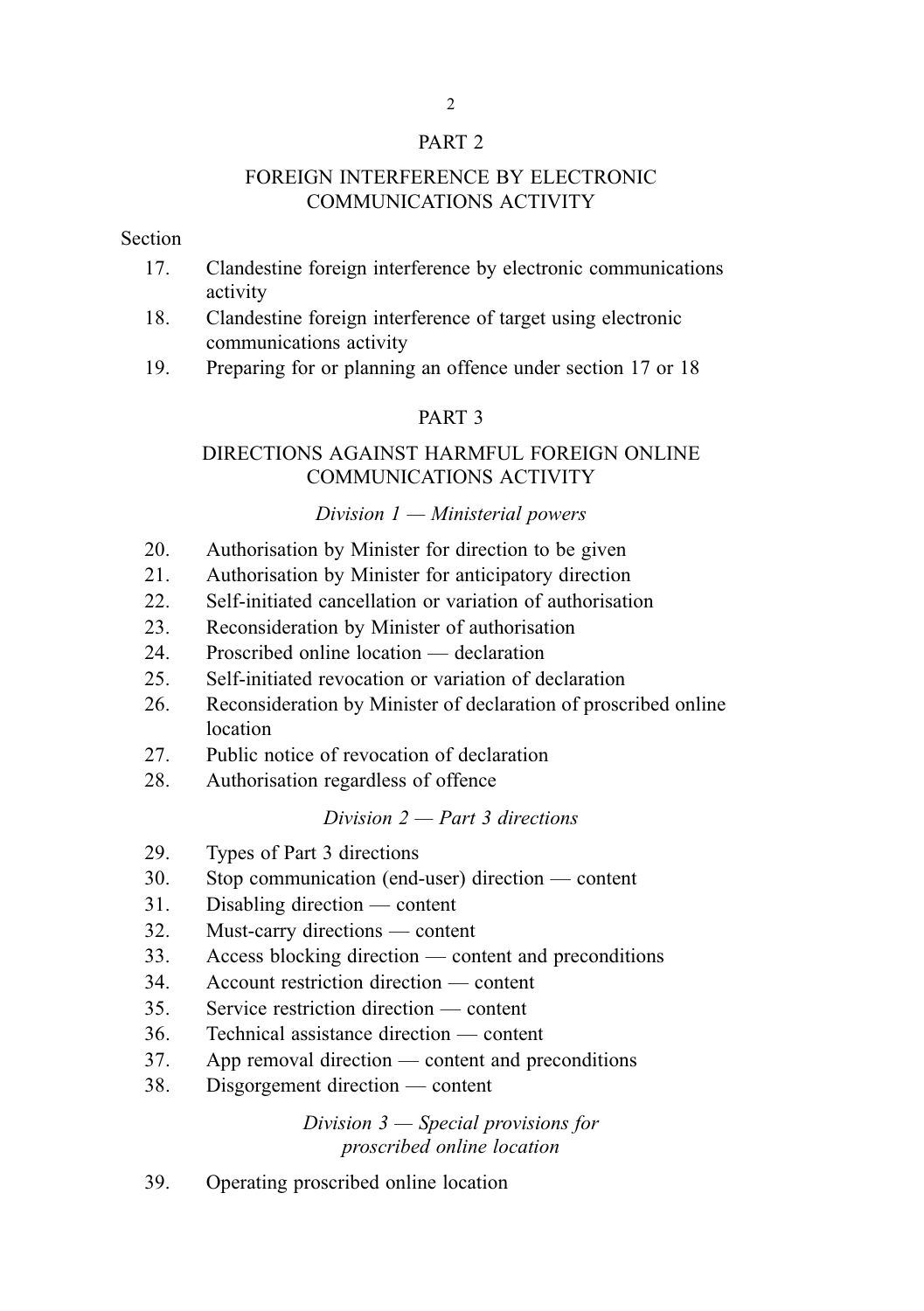## PART 2

## FOREIGN INTERFERENCE BY ELECTRONIC COMMUNICATIONS ACTIVITY

Section

17. Clandestine foreign interference by electronic communications activity
18. Clandestine foreign interference of target using electronic communications activity
19. Preparing for or planning an offence under section 17 or 18

## PART 3

## DIRECTIONS AGAINST HARMFUL FOREIGN ONLINE COMMUNICATIONS ACTIVITY

### *Division 1 — Ministerial powers*

20. Authorisation by Minister for direction to be given
21. Authorisation by Minister for anticipatory direction
22. Self-initiated cancellation or variation of authorisation
23. Reconsideration by Minister of authorisation
24. Proscribed online location — declaration
25. Self-initiated revocation or variation of declaration
26. Reconsideration by Minister of declaration of proscribed online location
27. Public notice of revocation of declaration
28. Authorisation regardless of offence

### *Division 2 — Part 3 directions*

29. Types of Part 3 directions
30. Stop communication (end-user) direction — content
31. Disabling direction — content
32. Must-carry directions — content
33. Access blocking direction — content and preconditions
34. Account restriction direction — content
35. Service restriction direction — content
36. Technical assistance direction — content
37. App removal direction — content and preconditions
38. Disgorgement direction — content

### *Division 3 — Special provisions for proscribed online location*

39. Operating proscribed online location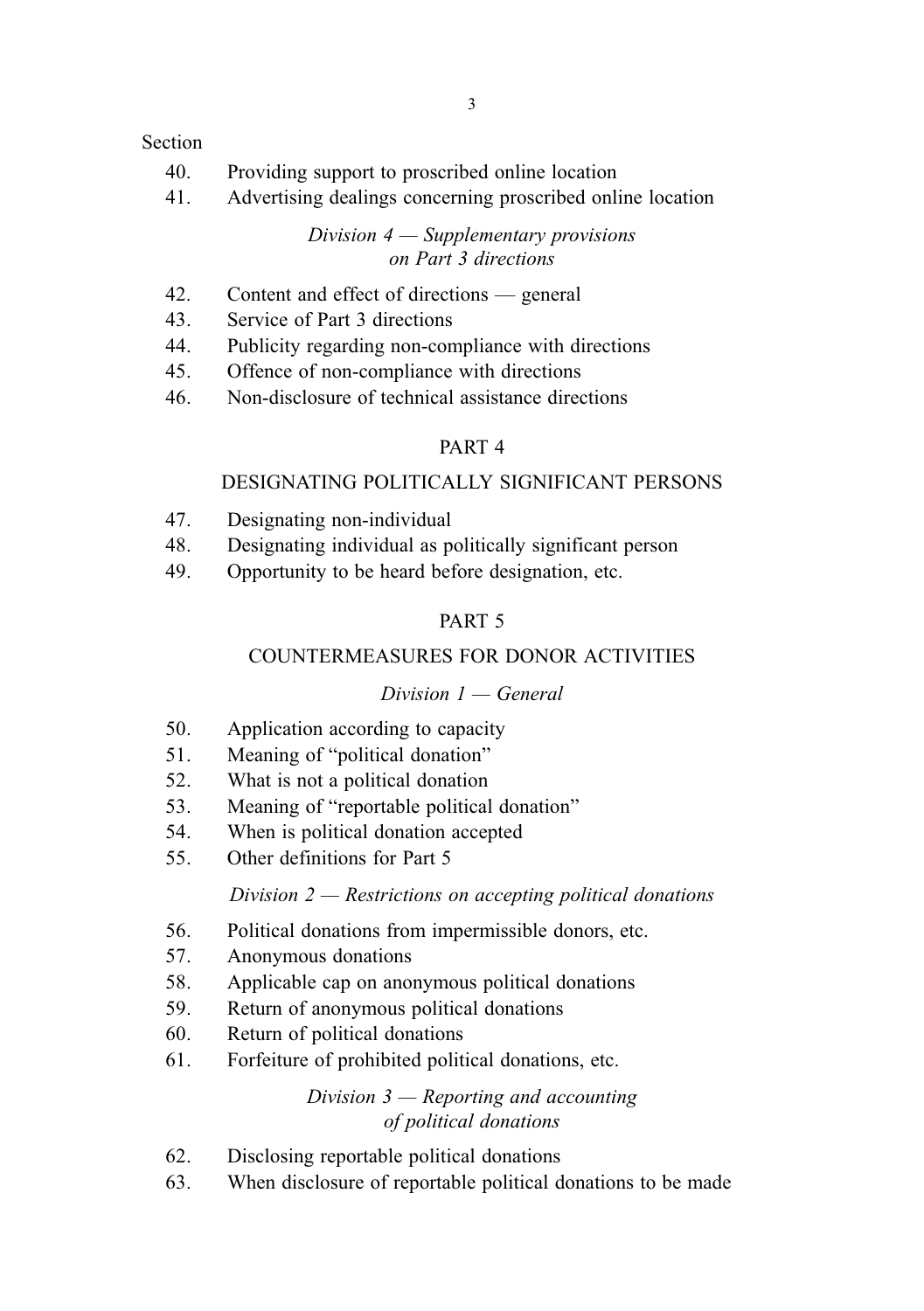Section

40. Providing support to proscribed online location
41. Advertising dealings concerning proscribed online location

*Division 4 — Supplementary provisions on Part 3 directions*

42. Content and effect of directions — general
43. Service of Part 3 directions
44. Publicity regarding non-compliance with directions
45. Offence of non-compliance with directions
46. Non-disclosure of technical assistance directions

PART 4

DESIGNATING POLITICALLY SIGNIFICANT PERSONS

47. Designating non-individual
48. Designating individual as politically significant person
49. Opportunity to be heard before designation, etc.

PART 5

COUNTERMEASURES FOR DONOR ACTIVITIES

*Division 1 — General*

50. Application according to capacity
51. Meaning of "political donation"
52. What is not a political donation
53. Meaning of "reportable political donation"
54. When is political donation accepted
55. Other definitions for Part 5

*Division 2 — Restrictions on accepting political donations*

56. Political donations from impermissible donors, etc.
57. Anonymous donations
58. Applicable cap on anonymous political donations
59. Return of anonymous political donations
60. Return of political donations
61. Forfeiture of prohibited political donations, etc.

*Division 3 — Reporting and accounting of political donations*

62. Disclosing reportable political donations
63. When disclosure of reportable political donations to be made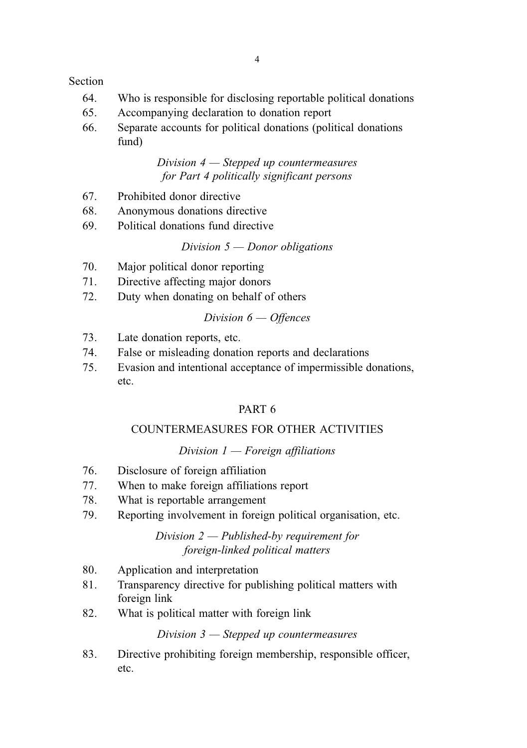Section

64. Who is responsible for disclosing reportable political donations
65. Accompanying declaration to donation report
66. Separate accounts for political donations (political donations fund)

*Division 4 — Stepped up countermeasures for Part 4 politically significant persons*

67. Prohibited donor directive
68. Anonymous donations directive
69. Political donations fund directive

*Division 5 — Donor obligations*

70. Major political donor reporting
71. Directive affecting major donors
72. Duty when donating on behalf of others

*Division 6 — Offences*

73. Late donation reports, etc.
74. False or misleading donation reports and declarations
75. Evasion and intentional acceptance of impermissible donations, etc.

PART 6

COUNTERMEASURES FOR OTHER ACTIVITIES

*Division 1 — Foreign affiliations*

76. Disclosure of foreign affiliation
77. When to make foreign affiliations report
78. What is reportable arrangement
79. Reporting involvement in foreign political organisation, etc.

*Division 2 — Published-by requirement for foreign-linked political matters*

80. Application and interpretation
81. Transparency directive for publishing political matters with foreign link
82. What is political matter with foreign link

*Division 3 — Stepped up countermeasures*

83. Directive prohibiting foreign membership, responsible officer, etc.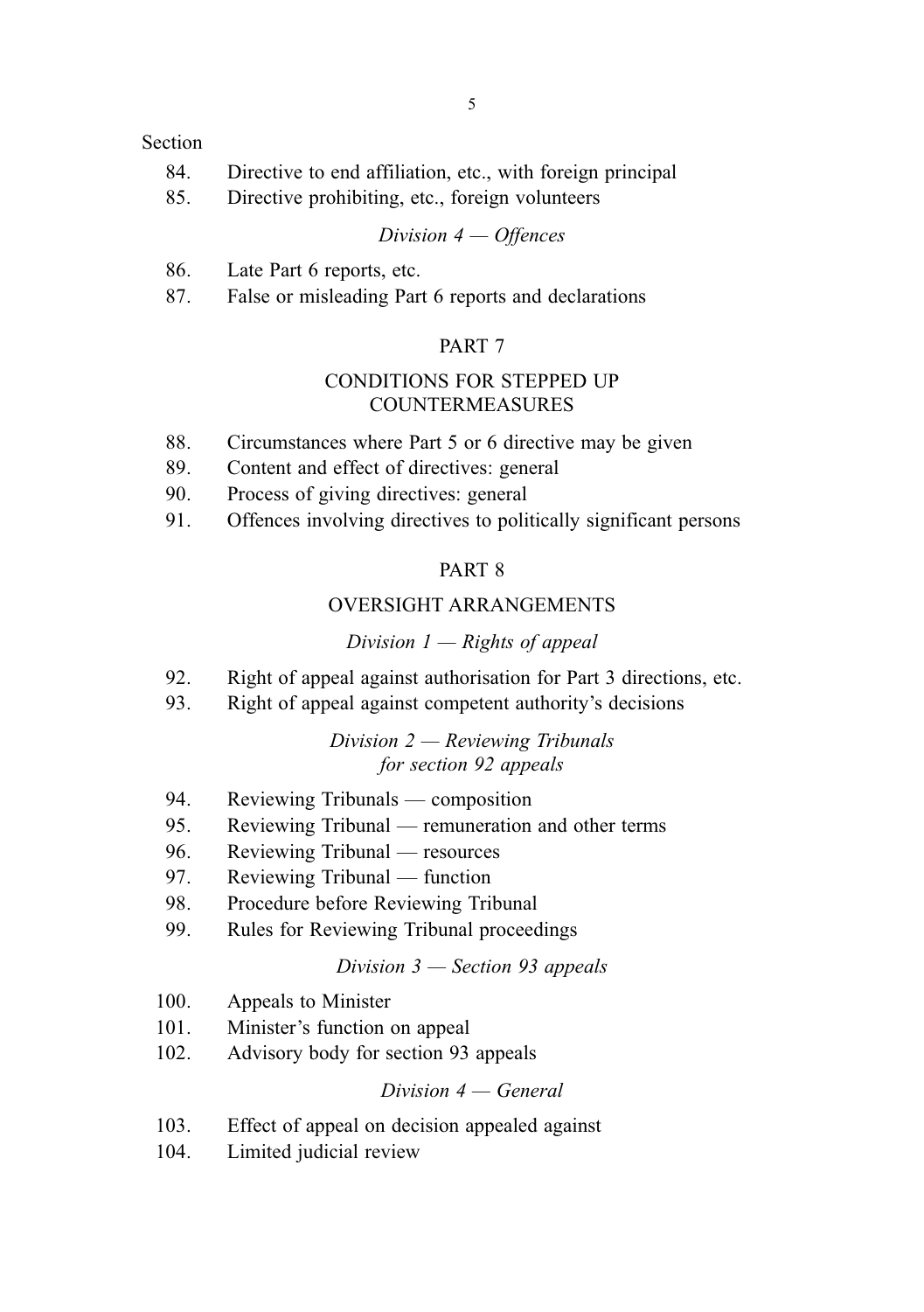Section

84. Directive to end affiliation, etc., with foreign principal
85. Directive prohibiting, etc., foreign volunteers

*Division 4 — Offences*

86. Late Part 6 reports, etc.
87. False or misleading Part 6 reports and declarations

## PART 7

## CONDITIONS FOR STEPPED UP COUNTERMEASURES

88. Circumstances where Part 5 or 6 directive may be given
89. Content and effect of directives: general
90. Process of giving directives: general
91. Offences involving directives to politically significant persons

## PART 8

## OVERSIGHT ARRANGEMENTS

*Division 1 — Rights of appeal*

92. Right of appeal against authorisation for Part 3 directions, etc.
93. Right of appeal against competent authority's decisions

*Division 2 — Reviewing Tribunals for section 92 appeals*

94. Reviewing Tribunals — composition
95. Reviewing Tribunal — remuneration and other terms
96. Reviewing Tribunal — resources
97. Reviewing Tribunal — function
98. Procedure before Reviewing Tribunal
99. Rules for Reviewing Tribunal proceedings

*Division 3 — Section 93 appeals*

100. Appeals to Minister
101. Minister's function on appeal
102. Advisory body for section 93 appeals

*Division 4 — General*

103. Effect of appeal on decision appealed against
104. Limited judicial review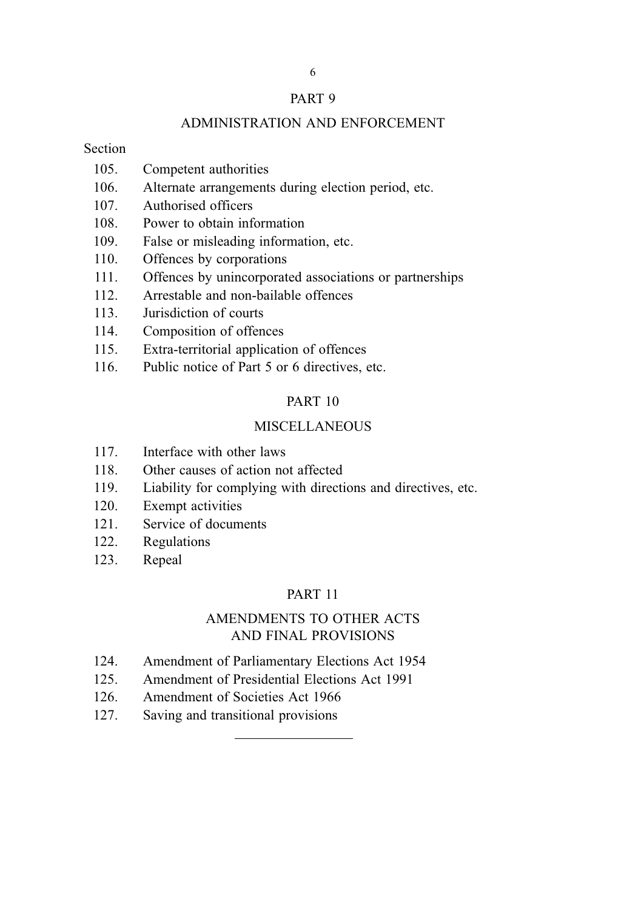## PART 9

## ADMINISTRATION AND ENFORCEMENT

Section

105. Competent authorities
106. Alternate arrangements during election period, etc.
107. Authorised officers
108. Power to obtain information
109. False or misleading information, etc.
110. Offences by corporations
111. Offences by unincorporated associations or partnerships
112. Arrestable and non-bailable offences
113. Jurisdiction of courts
114. Composition of offences
115. Extra-territorial application of offences
116. Public notice of Part 5 or 6 directives, etc.

## PART 10

## MISCELLANEOUS

117. Interface with other laws
118. Other causes of action not affected
119. Liability for complying with directions and directives, etc.
120. Exempt activities
121. Service of documents
122. Regulations
123. Repeal

## PART 11

## AMENDMENTS TO OTHER ACTS AND FINAL PROVISIONS

124. Amendment of Parliamentary Elections Act 1954
125. Amendment of Presidential Elections Act 1991
126. Amendment of Societies Act 1966
127. Saving and transitional provisions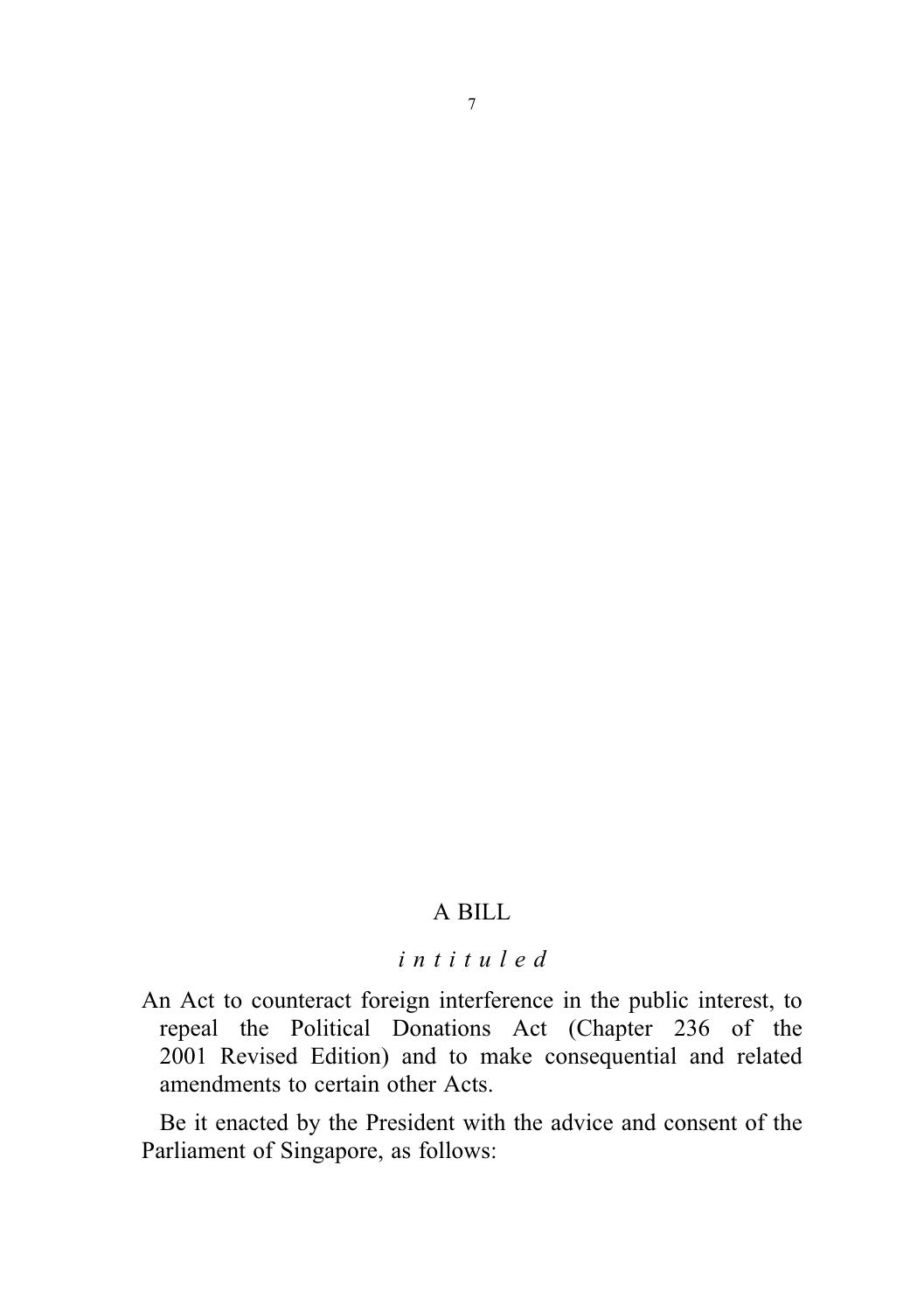# A BILL

*intituled*

An Act to counteract foreign interference in the public interest, to repeal the Political Donations Act (Chapter 236 of the 2001 Revised Edition) and to make consequential and related amendments to certain other Acts.

Be it enacted by the President with the advice and consent of the Parliament of Singapore, as follows: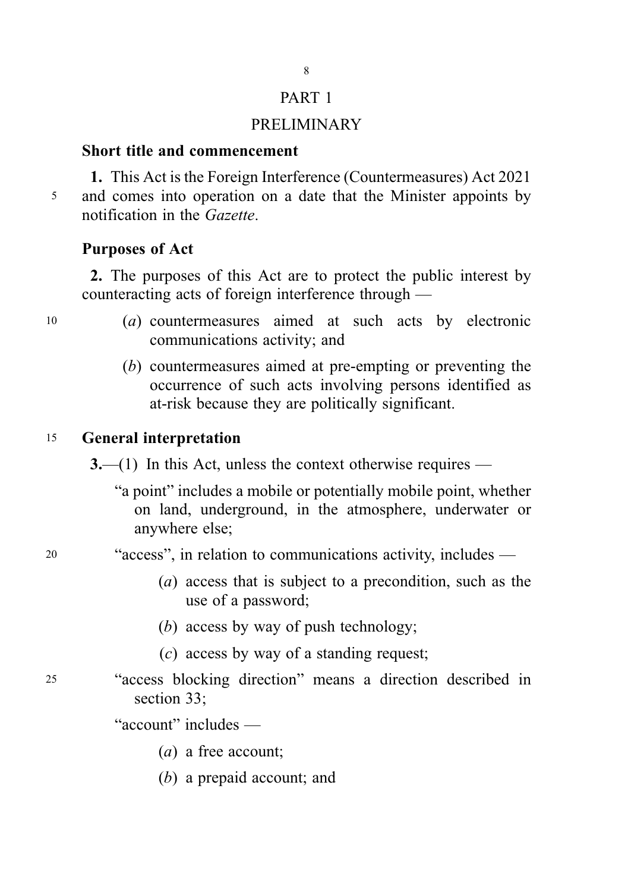# PART 1

## PRELIMINARY

### Short title and commencement

**1.** This Act is the Foreign Interference (Countermeasures) Act 2021 and comes into operation on a date that the Minister appoints by notification in the *Gazette*.

### Purposes of Act

**2.** The purposes of this Act are to protect the public interest by counteracting acts of foreign interference through —

- (*a*) countermeasures aimed at such acts by electronic communications activity; and
- (*b*) countermeasures aimed at pre-empting or preventing the occurrence of such acts involving persons identified as at-risk because they are politically significant.

### General interpretation

**3.**—(1) In this Act, unless the context otherwise requires —

"a point" includes a mobile or potentially mobile point, whether on land, underground, in the atmosphere, underwater or anywhere else;

"access", in relation to communications activity, includes —

- (*a*) access that is subject to a precondition, such as the use of a password;
- (*b*) access by way of push technology;
- (*c*) access by way of a standing request;

"access blocking direction" means a direction described in section 33;

"account" includes —

- (*a*) a free account;
- (*b*) a prepaid account; and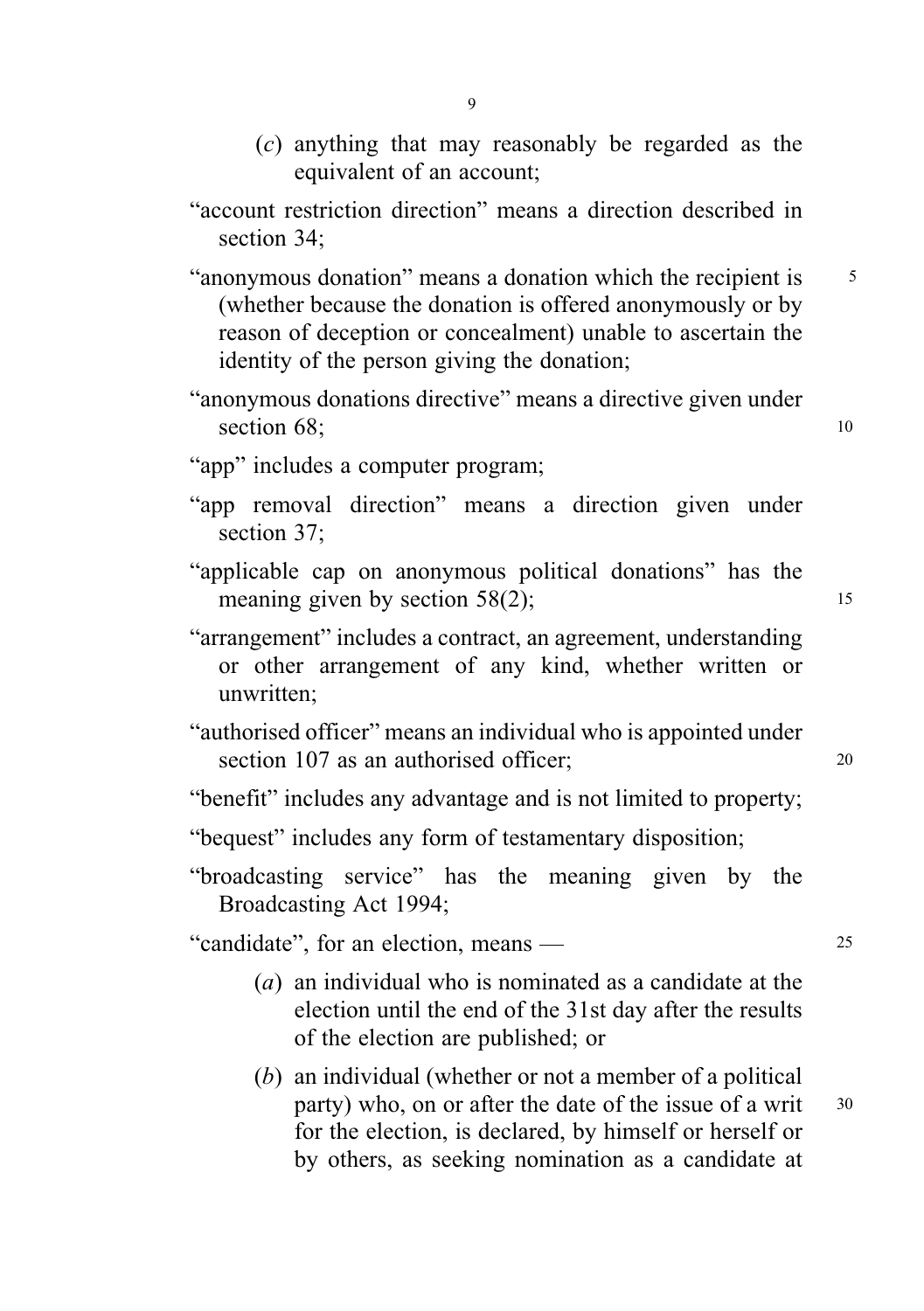(*c*) anything that may reasonably be regarded as the equivalent of an account;

"account restriction direction" means a direction described in section 34;

"anonymous donation" means a donation which the recipient is (whether because the donation is offered anonymously or by reason of deception or concealment) unable to ascertain the identity of the person giving the donation;

"anonymous donations directive" means a directive given under section 68;

"app" includes a computer program;

"app removal direction" means a direction given under section 37;

"applicable cap on anonymous political donations" has the meaning given by section 58(2);

"arrangement" includes a contract, an agreement, understanding or other arrangement of any kind, whether written or unwritten;

"authorised officer" means an individual who is appointed under section 107 as an authorised officer;

"benefit" includes any advantage and is not limited to property;

"bequest" includes any form of testamentary disposition;

"broadcasting service" has the meaning given by the Broadcasting Act 1994;

"candidate", for an election, means —

(*a*) an individual who is nominated as a candidate at the election until the end of the 31st day after the results of the election are published; or

(*b*) an individual (whether or not a member of a political party) who, on or after the date of the issue of a writ for the election, is declared, by himself or herself or by others, as seeking nomination as a candidate at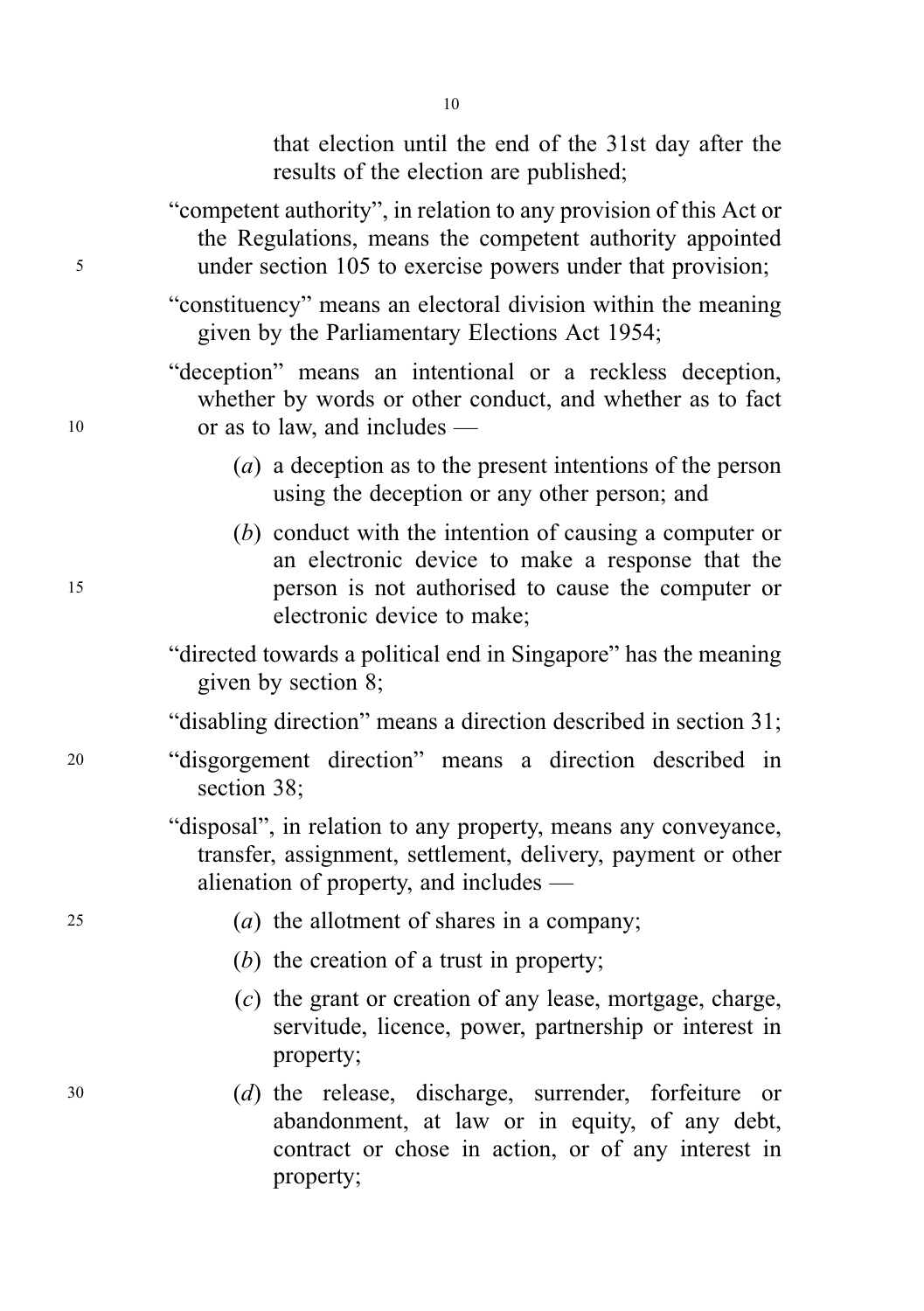that election until the end of the 31st day after the results of the election are published;

"competent authority", in relation to any provision of this Act or the Regulations, means the competent authority appointed under section 105 to exercise powers under that provision;

"constituency" means an electoral division within the meaning given by the Parliamentary Elections Act 1954;

"deception" means an intentional or a reckless deception, whether by words or other conduct, and whether as to fact or as to law, and includes —

(*a*) a deception as to the present intentions of the person using the deception or any other person; and

(*b*) conduct with the intention of causing a computer or an electronic device to make a response that the person is not authorised to cause the computer or electronic device to make;

"directed towards a political end in Singapore" has the meaning given by section 8;

"disabling direction" means a direction described in section 31;

"disgorgement direction" means a direction described in section 38;

"disposal", in relation to any property, means any conveyance, transfer, assignment, settlement, delivery, payment or other alienation of property, and includes —

(*a*) the allotment of shares in a company;

(*b*) the creation of a trust in property;

(*c*) the grant or creation of any lease, mortgage, charge, servitude, licence, power, partnership or interest in property;

(*d*) the release, discharge, surrender, forfeiture or abandonment, at law or in equity, of any debt, contract or chose in action, or of any interest in property;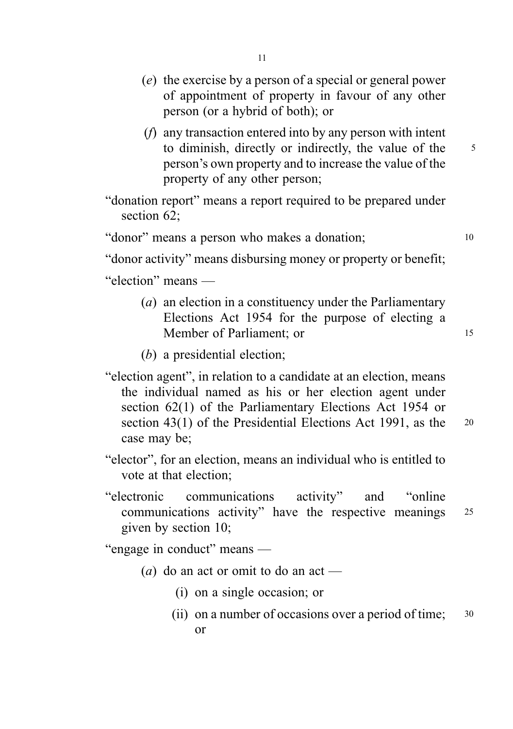(*e*) the exercise by a person of a special or general power of appointment of property in favour of any other person (or a hybrid of both); or

(*f*) any transaction entered into by any person with intent to diminish, directly or indirectly, the value of the person's own property and to increase the value of the property of any other person;

"donation report" means a report required to be prepared under section 62;

"donor" means a person who makes a donation;

"donor activity" means disbursing money or property or benefit;

"election" means —

(*a*) an election in a constituency under the Parliamentary Elections Act 1954 for the purpose of electing a Member of Parliament; or

(*b*) a presidential election;

"election agent", in relation to a candidate at an election, means the individual named as his or her election agent under section 62(1) of the Parliamentary Elections Act 1954 or section 43(1) of the Presidential Elections Act 1991, as the case may be;

"elector", for an election, means an individual who is entitled to vote at that election;

"electronic communications activity" and "online communications activity" have the respective meanings given by section 10;

"engage in conduct" means —

(*a*) do an act or omit to do an act —

(i) on a single occasion; or

(ii) on a number of occasions over a period of time; or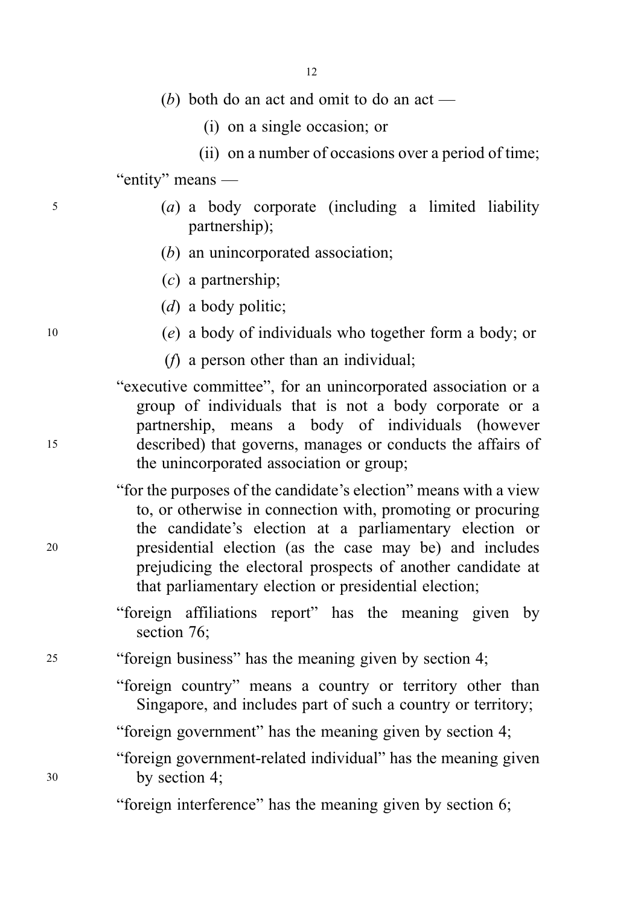(*b*) both do an act and omit to do an act —

(i) on a single occasion; or

(ii) on a number of occasions over a period of time;

"entity" means —

(*a*) a body corporate (including a limited liability partnership);

(*b*) an unincorporated association;

(*c*) a partnership;

(*d*) a body politic;

(*e*) a body of individuals who together form a body; or

(*f*) a person other than an individual;

"executive committee", for an unincorporated association or a group of individuals that is not a body corporate or a partnership, means a body of individuals (however described) that governs, manages or conducts the affairs of the unincorporated association or group;

"for the purposes of the candidate's election" means with a view to, or otherwise in connection with, promoting or procuring the candidate's election at a parliamentary election or presidential election (as the case may be) and includes prejudicing the electoral prospects of another candidate at that parliamentary election or presidential election;

"foreign affiliations report" has the meaning given by section 76;

"foreign business" has the meaning given by section 4;

"foreign country" means a country or territory other than Singapore, and includes part of such a country or territory;

"foreign government" has the meaning given by section 4;

"foreign government-related individual" has the meaning given by section 4;

"foreign interference" has the meaning given by section 6;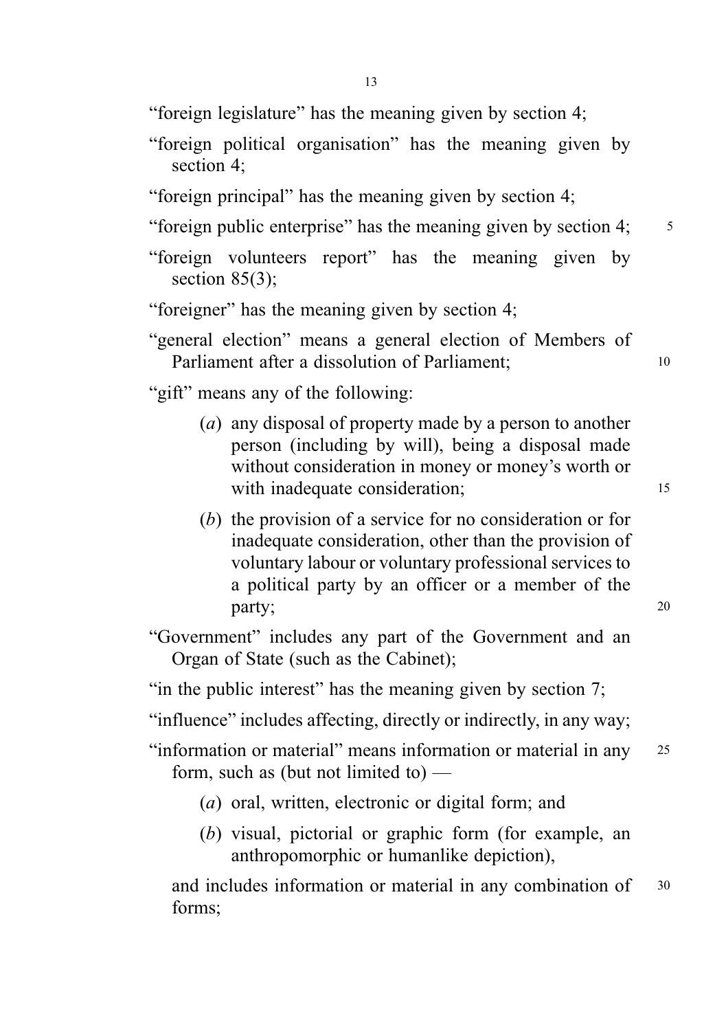"foreign legislature" has the meaning given by section 4;

"foreign political organisation" has the meaning given by section 4;

"foreign principal" has the meaning given by section 4;

"foreign public enterprise" has the meaning given by section 4;

"foreign volunteers report" has the meaning given by section 85(3);

"foreigner" has the meaning given by section 4;

"general election" means a general election of Members of Parliament after a dissolution of Parliament;

"gift" means any of the following:

> (*a*) any disposal of property made by a person to another person (including by will), being a disposal made without consideration in money or money's worth or with inadequate consideration;
>
> (*b*) the provision of a service for no consideration or for inadequate consideration, other than the provision of voluntary labour or voluntary professional services to a political party by an officer or a member of the party;

"Government" includes any part of the Government and an Organ of State (such as the Cabinet);

"in the public interest" has the meaning given by section 7;

"influence" includes affecting, directly or indirectly, in any way;

"information or material" means information or material in any form, such as (but not limited to) —

> (*a*) oral, written, electronic or digital form; and
>
> (*b*) visual, pictorial or graphic form (for example, an anthropomorphic or humanlike depiction),

and includes information or material in any combination of forms;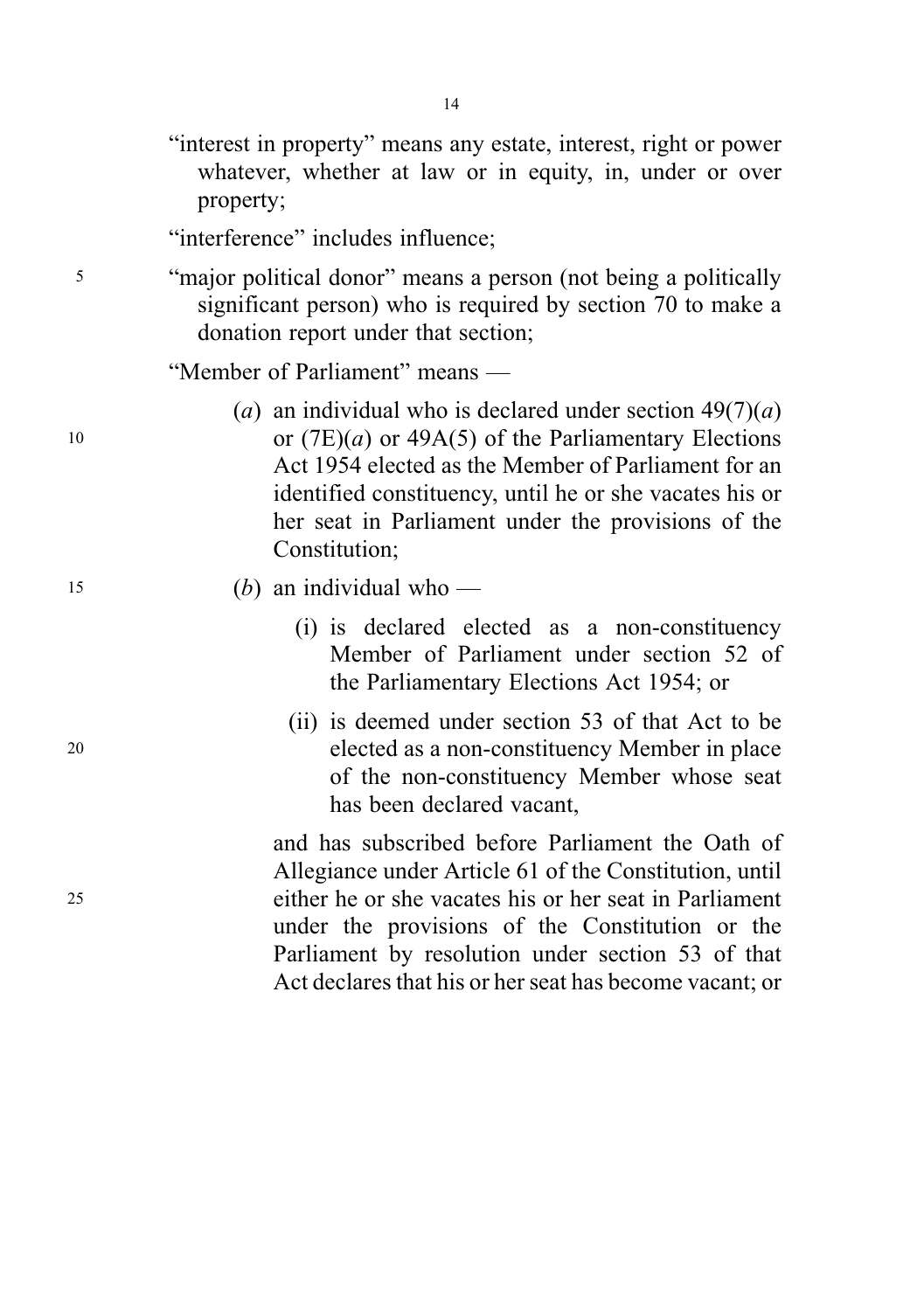"interest in property" means any estate, interest, right or power whatever, whether at law or in equity, in, under or over property;

"interference" includes influence;

"major political donor" means a person (not being a politically significant person) who is required by section 70 to make a donation report under that section;

"Member of Parliament" means —

(*a*) an individual who is declared under section 49(7)(*a*) or (7E)(*a*) or 49A(5) of the Parliamentary Elections Act 1954 elected as the Member of Parliament for an identified constituency, until he or she vacates his or her seat in Parliament under the provisions of the Constitution;

(*b*) an individual who —

(i) is declared elected as a non-constituency Member of Parliament under section 52 of the Parliamentary Elections Act 1954; or

(ii) is deemed under section 53 of that Act to be elected as a non-constituency Member in place of the non-constituency Member whose seat has been declared vacant,

and has subscribed before Parliament the Oath of Allegiance under Article 61 of the Constitution, until either he or she vacates his or her seat in Parliament under the provisions of the Constitution or the Parliament by resolution under section 53 of that Act declares that his or her seat has become vacant; or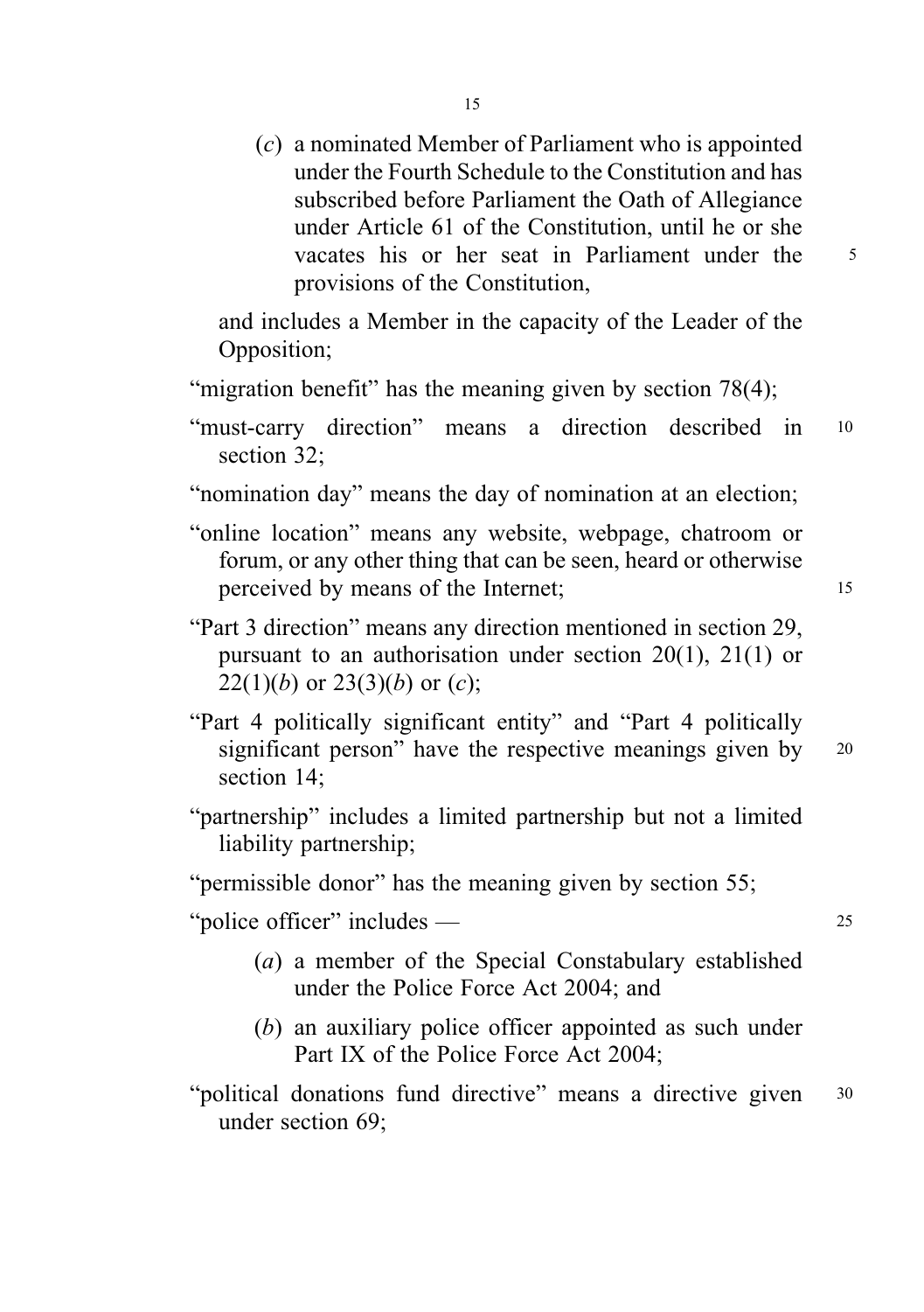(*c*) a nominated Member of Parliament who is appointed under the Fourth Schedule to the Constitution and has subscribed before Parliament the Oath of Allegiance under Article 61 of the Constitution, until he or she vacates his or her seat in Parliament under the provisions of the Constitution,

and includes a Member in the capacity of the Leader of the Opposition;

"migration benefit" has the meaning given by section 78(4);

"must-carry direction" means a direction described in section 32;

"nomination day" means the day of nomination at an election;

"online location" means any website, webpage, chatroom or forum, or any other thing that can be seen, heard or otherwise perceived by means of the Internet;

"Part 3 direction" means any direction mentioned in section 29, pursuant to an authorisation under section 20(1), 21(1) or 22(1)(*b*) or 23(3)(*b*) or (*c*);

"Part 4 politically significant entity" and "Part 4 politically significant person" have the respective meanings given by section 14;

"partnership" includes a limited partnership but not a limited liability partnership;

"permissible donor" has the meaning given by section 55;

"police officer" includes —

(*a*) a member of the Special Constabulary established under the Police Force Act 2004; and

(*b*) an auxiliary police officer appointed as such under Part IX of the Police Force Act 2004;

"political donations fund directive" means a directive given under section 69;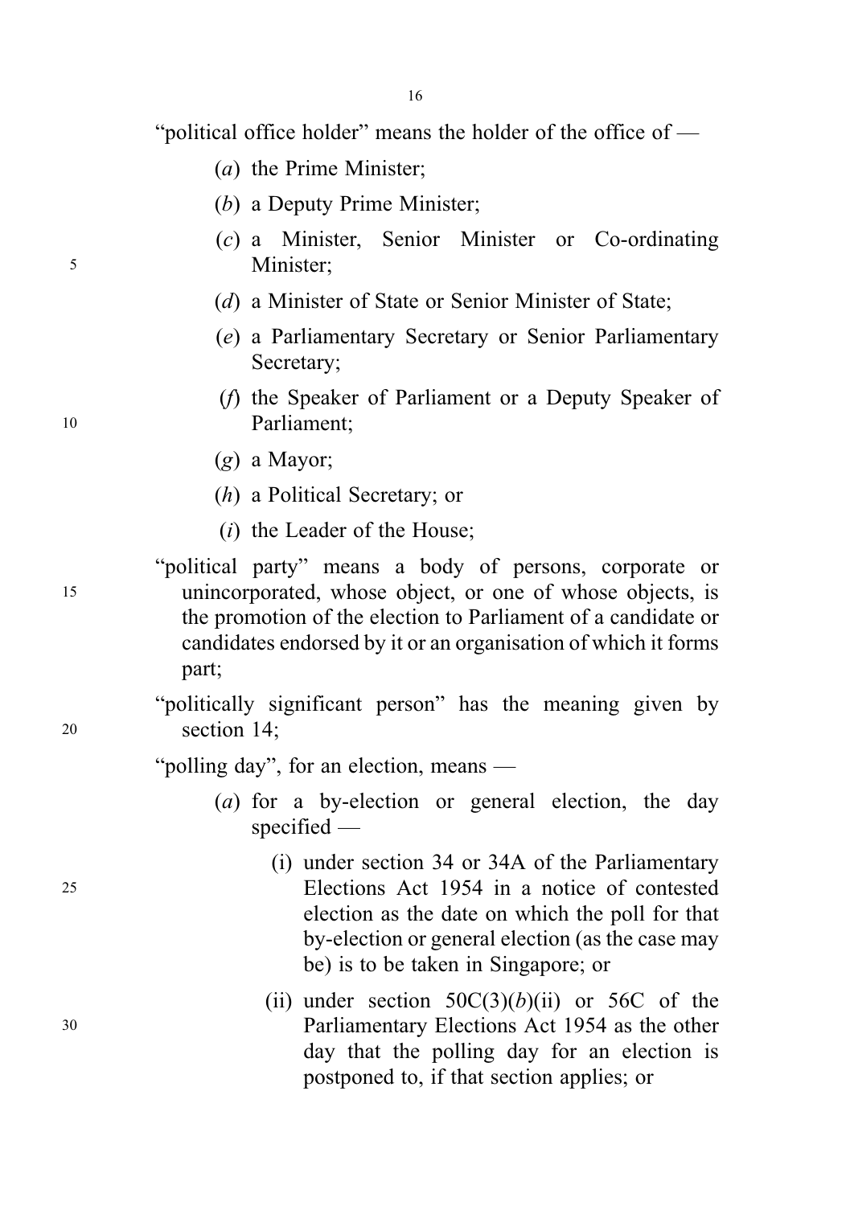"political office holder" means the holder of the office of —

(*a*) the Prime Minister;

(*b*) a Deputy Prime Minister;

(*c*) a Minister, Senior Minister or Co-ordinating Minister;

(*d*) a Minister of State or Senior Minister of State;

(*e*) a Parliamentary Secretary or Senior Parliamentary Secretary;

(*f*) the Speaker of Parliament or a Deputy Speaker of Parliament;

(*g*) a Mayor;

(*h*) a Political Secretary; or

(*i*) the Leader of the House;

"political party" means a body of persons, corporate or unincorporated, whose object, or one of whose objects, is the promotion of the election to Parliament of a candidate or candidates endorsed by it or an organisation of which it forms part;

"politically significant person" has the meaning given by section 14;

"polling day", for an election, means —

(*a*) for a by-election or general election, the day specified —

(i) under section 34 or 34A of the Parliamentary Elections Act 1954 in a notice of contested election as the date on which the poll for that by-election or general election (as the case may be) is to be taken in Singapore; or

(ii) under section 50C(3)(*b*)(ii) or 56C of the Parliamentary Elections Act 1954 as the other day that the polling day for an election is postponed to, if that section applies; or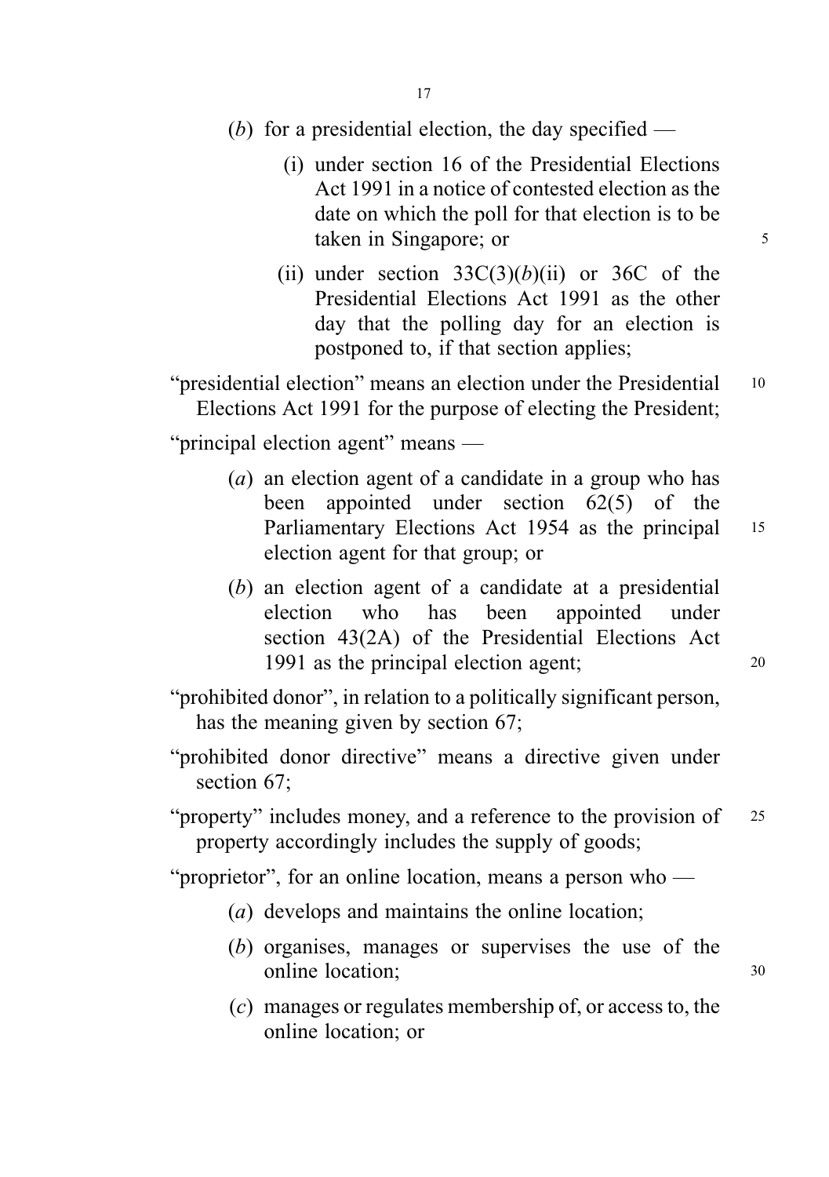(*b*) for a presidential election, the day specified —

(i) under section 16 of the Presidential Elections Act 1991 in a notice of contested election as the date on which the poll for that election is to be taken in Singapore; or

(ii) under section 33C(3)(*b*)(ii) or 36C of the Presidential Elections Act 1991 as the other day that the polling day for an election is postponed to, if that section applies;

"presidential election" means an election under the Presidential Elections Act 1991 for the purpose of electing the President;

"principal election agent" means —

(*a*) an election agent of a candidate in a group who has been appointed under section 62(5) of the Parliamentary Elections Act 1954 as the principal election agent for that group; or

(*b*) an election agent of a candidate at a presidential election who has been appointed under section 43(2A) of the Presidential Elections Act 1991 as the principal election agent;

"prohibited donor", in relation to a politically significant person, has the meaning given by section 67;

"prohibited donor directive" means a directive given under section 67;

"property" includes money, and a reference to the provision of property accordingly includes the supply of goods;

"proprietor", for an online location, means a person who —

(*a*) develops and maintains the online location;

(*b*) organises, manages or supervises the use of the online location;

(*c*) manages or regulates membership of, or access to, the online location; or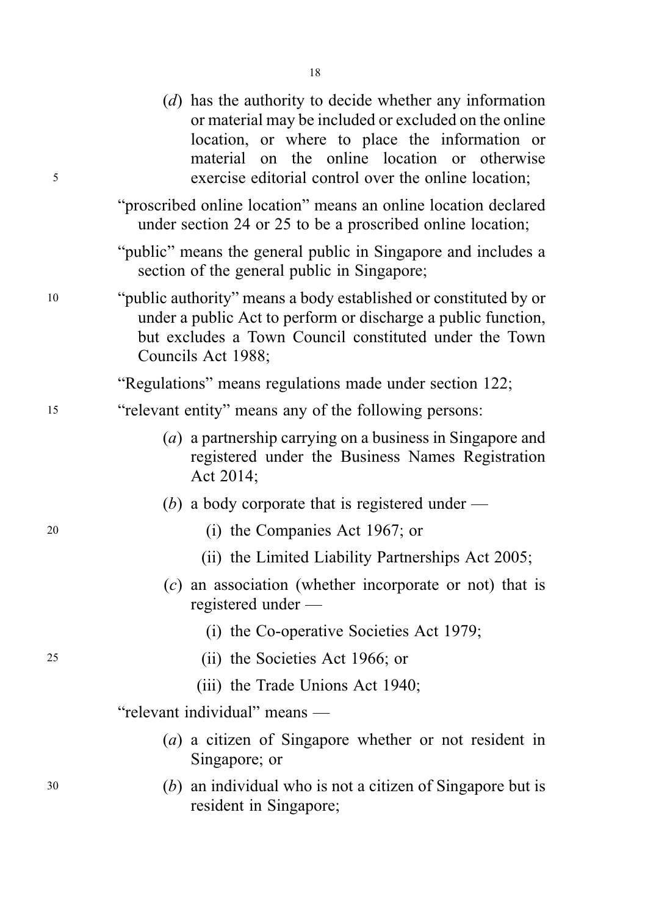(*d*) has the authority to decide whether any information or material may be included or excluded on the online location, or where to place the information or material on the online location or otherwise exercise editorial control over the online location;

"proscribed online location" means an online location declared under section 24 or 25 to be a proscribed online location;

"public" means the general public in Singapore and includes a section of the general public in Singapore;

"public authority" means a body established or constituted by or under a public Act to perform or discharge a public function, but excludes a Town Council constituted under the Town Councils Act 1988;

"Regulations" means regulations made under section 122;

"relevant entity" means any of the following persons:

(*a*) a partnership carrying on a business in Singapore and registered under the Business Names Registration Act 2014;

(*b*) a body corporate that is registered under —

(i) the Companies Act 1967; or

(ii) the Limited Liability Partnerships Act 2005;

(*c*) an association (whether incorporate or not) that is registered under —

(i) the Co-operative Societies Act 1979;

(ii) the Societies Act 1966; or

(iii) the Trade Unions Act 1940;

"relevant individual" means —

(*a*) a citizen of Singapore whether or not resident in Singapore; or

(*b*) an individual who is not a citizen of Singapore but is resident in Singapore;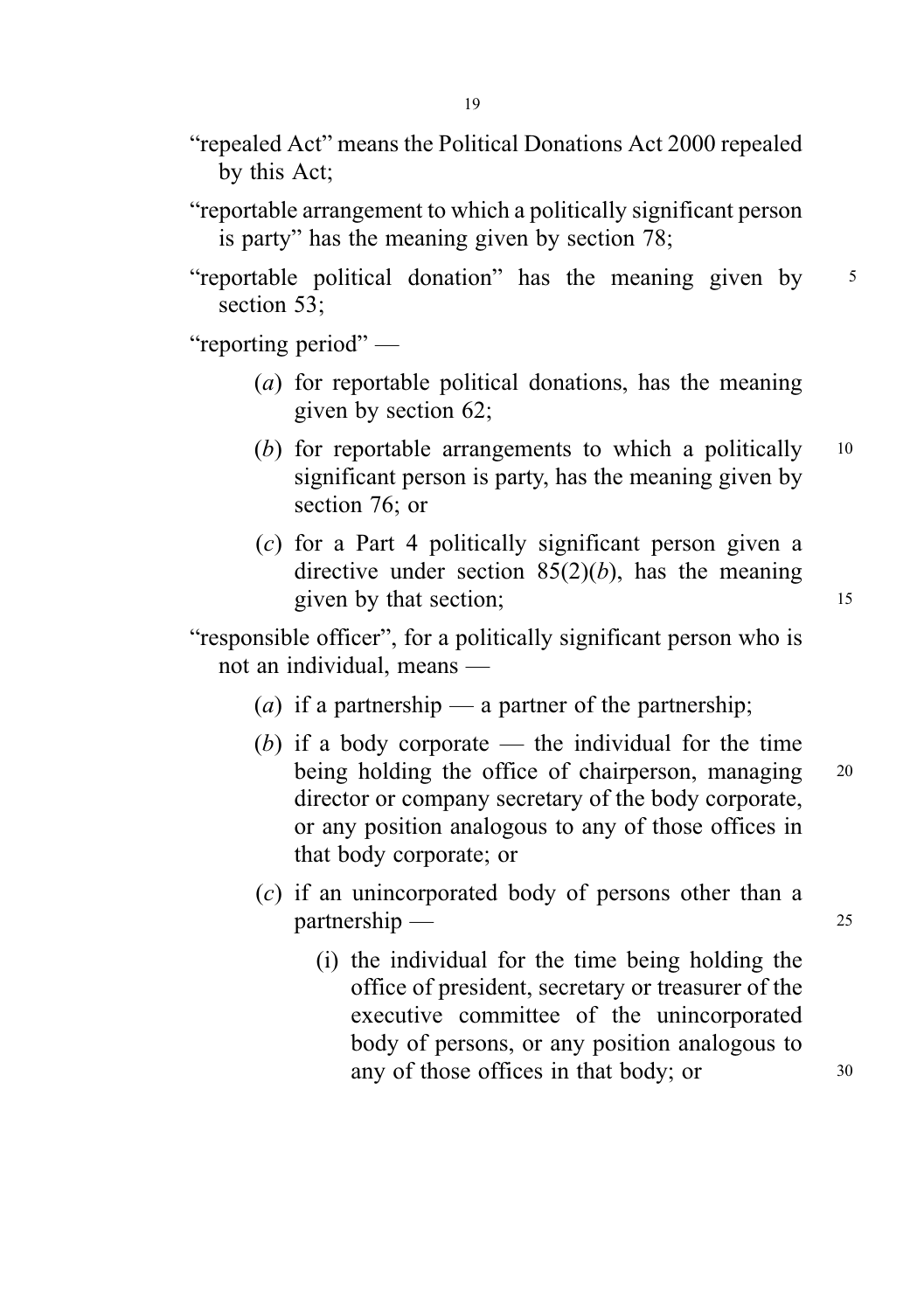"repealed Act" means the Political Donations Act 2000 repealed by this Act;

"reportable arrangement to which a politically significant person is party" has the meaning given by section 78;

"reportable political donation" has the meaning given by section 53;

"reporting period" —

- (*a*) for reportable political donations, has the meaning given by section 62;
- (*b*) for reportable arrangements to which a politically significant person is party, has the meaning given by section 76; or
- (*c*) for a Part 4 politically significant person given a directive under section 85(2)(*b*), has the meaning given by that section;

"responsible officer", for a politically significant person who is not an individual, means —

- (*a*) if a partnership — a partner of the partnership;
- (*b*) if a body corporate — the individual for the time being holding the office of chairperson, managing director or company secretary of the body corporate, or any position analogous to any of those offices in that body corporate; or
- (*c*) if an unincorporated body of persons other than a partnership —
  - (i) the individual for the time being holding the office of president, secretary or treasurer of the executive committee of the unincorporated body of persons, or any position analogous to any of those offices in that body; or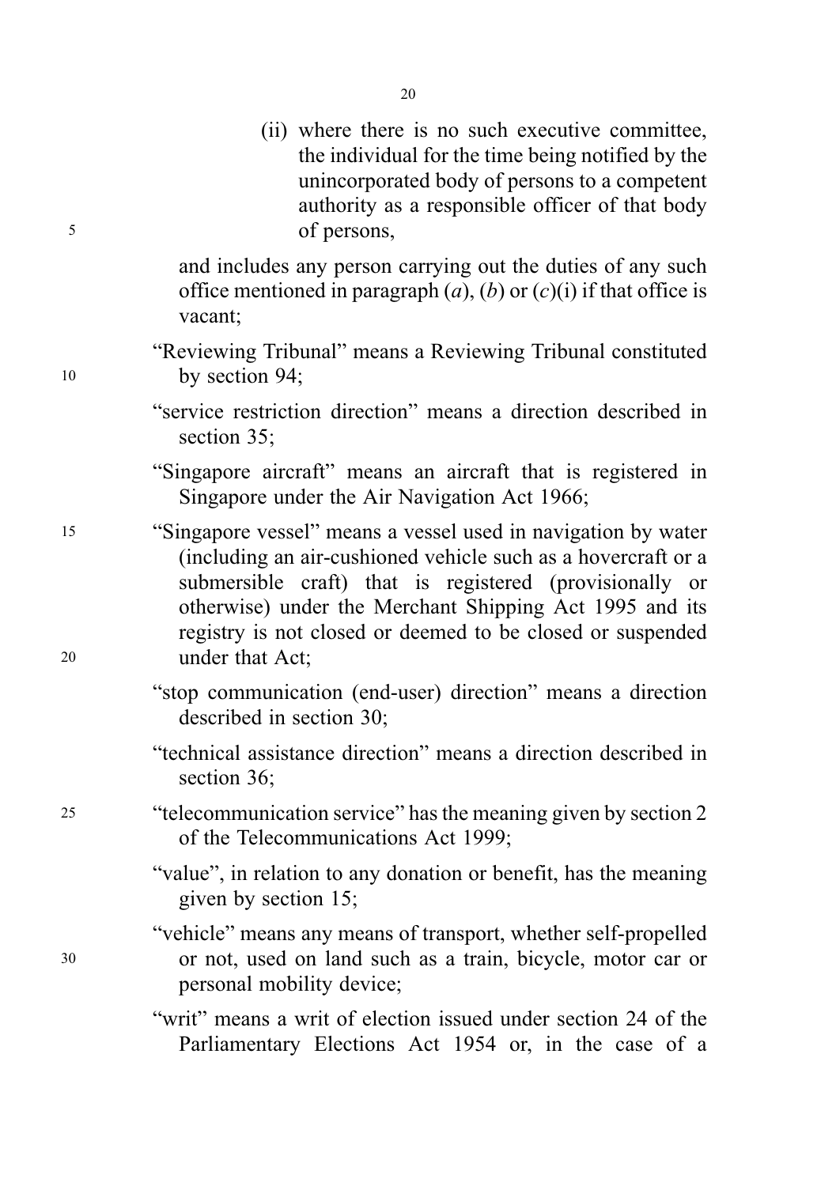(ii) where there is no such executive committee, the individual for the time being notified by the unincorporated body of persons to a competent authority as a responsible officer of that body of persons,

and includes any person carrying out the duties of any such office mentioned in paragraph (*a*), (*b*) or (*c*)(i) if that office is vacant;

"Reviewing Tribunal" means a Reviewing Tribunal constituted by section 94;

"service restriction direction" means a direction described in section 35;

"Singapore aircraft" means an aircraft that is registered in Singapore under the Air Navigation Act 1966;

"Singapore vessel" means a vessel used in navigation by water (including an air-cushioned vehicle such as a hovercraft or a submersible craft) that is registered (provisionally or otherwise) under the Merchant Shipping Act 1995 and its registry is not closed or deemed to be closed or suspended under that Act;

"stop communication (end-user) direction" means a direction described in section 30;

"technical assistance direction" means a direction described in section 36;

"telecommunication service" has the meaning given by section 2 of the Telecommunications Act 1999;

"value", in relation to any donation or benefit, has the meaning given by section 15;

"vehicle" means any means of transport, whether self-propelled or not, used on land such as a train, bicycle, motor car or personal mobility device;

"writ" means a writ of election issued under section 24 of the Parliamentary Elections Act 1954 or, in the case of a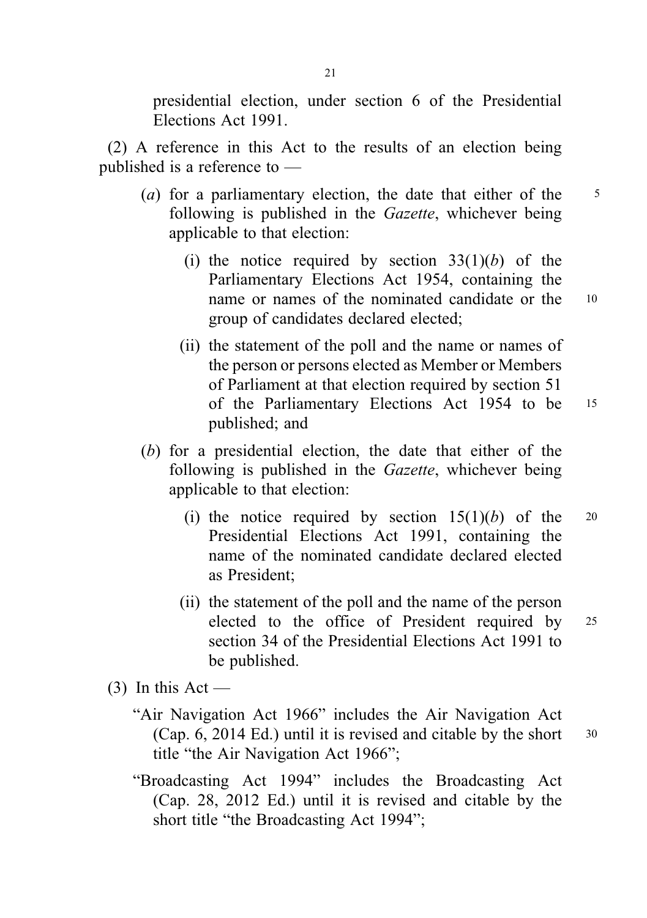presidential election, under section 6 of the Presidential Elections Act 1991.

(2) A reference in this Act to the results of an election being published is a reference to —

(*a*) for a parliamentary election, the date that either of the following is published in the *Gazette*, whichever being applicable to that election:

(i) the notice required by section 33(1)(*b*) of the Parliamentary Elections Act 1954, containing the name or names of the nominated candidate or the group of candidates declared elected;

(ii) the statement of the poll and the name or names of the person or persons elected as Member or Members of Parliament at that election required by section 51 of the Parliamentary Elections Act 1954 to be published; and

(*b*) for a presidential election, the date that either of the following is published in the *Gazette*, whichever being applicable to that election:

(i) the notice required by section 15(1)(*b*) of the Presidential Elections Act 1991, containing the name of the nominated candidate declared elected as President;

(ii) the statement of the poll and the name of the person elected to the office of President required by section 34 of the Presidential Elections Act 1991 to be published.

(3) In this Act —

"Air Navigation Act 1966" includes the Air Navigation Act (Cap. 6, 2014 Ed.) until it is revised and citable by the short title "the Air Navigation Act 1966";

"Broadcasting Act 1994" includes the Broadcasting Act (Cap. 28, 2012 Ed.) until it is revised and citable by the short title "the Broadcasting Act 1994";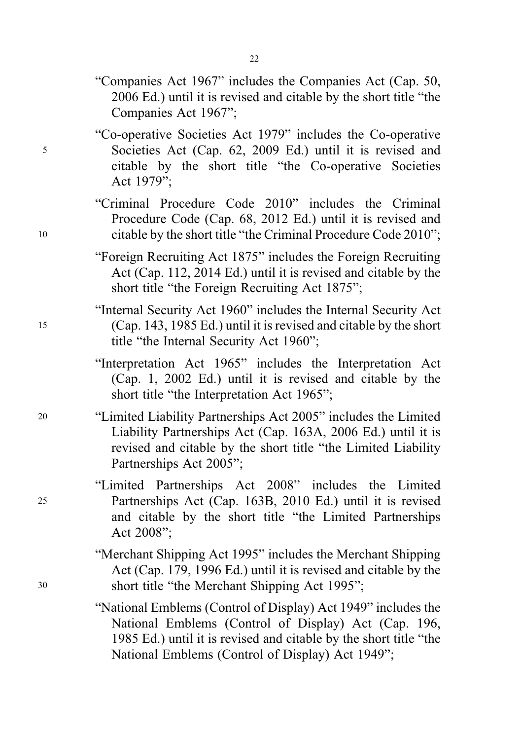"Companies Act 1967" includes the Companies Act (Cap. 50, 2006 Ed.) until it is revised and citable by the short title "the Companies Act 1967";

"Co-operative Societies Act 1979" includes the Co-operative Societies Act (Cap. 62, 2009 Ed.) until it is revised and citable by the short title "the Co-operative Societies Act 1979";

"Criminal Procedure Code 2010" includes the Criminal Procedure Code (Cap. 68, 2012 Ed.) until it is revised and citable by the short title "the Criminal Procedure Code 2010";

"Foreign Recruiting Act 1875" includes the Foreign Recruiting Act (Cap. 112, 2014 Ed.) until it is revised and citable by the short title "the Foreign Recruiting Act 1875";

"Internal Security Act 1960" includes the Internal Security Act (Cap. 143, 1985 Ed.) until it is revised and citable by the short title "the Internal Security Act 1960";

"Interpretation Act 1965" includes the Interpretation Act (Cap. 1, 2002 Ed.) until it is revised and citable by the short title "the Interpretation Act 1965";

"Limited Liability Partnerships Act 2005" includes the Limited Liability Partnerships Act (Cap. 163A, 2006 Ed.) until it is revised and citable by the short title "the Limited Liability Partnerships Act 2005";

"Limited Partnerships Act 2008" includes the Limited Partnerships Act (Cap. 163B, 2010 Ed.) until it is revised and citable by the short title "the Limited Partnerships Act 2008";

"Merchant Shipping Act 1995" includes the Merchant Shipping Act (Cap. 179, 1996 Ed.) until it is revised and citable by the short title "the Merchant Shipping Act 1995";

"National Emblems (Control of Display) Act 1949" includes the National Emblems (Control of Display) Act (Cap. 196, 1985 Ed.) until it is revised and citable by the short title "the National Emblems (Control of Display) Act 1949";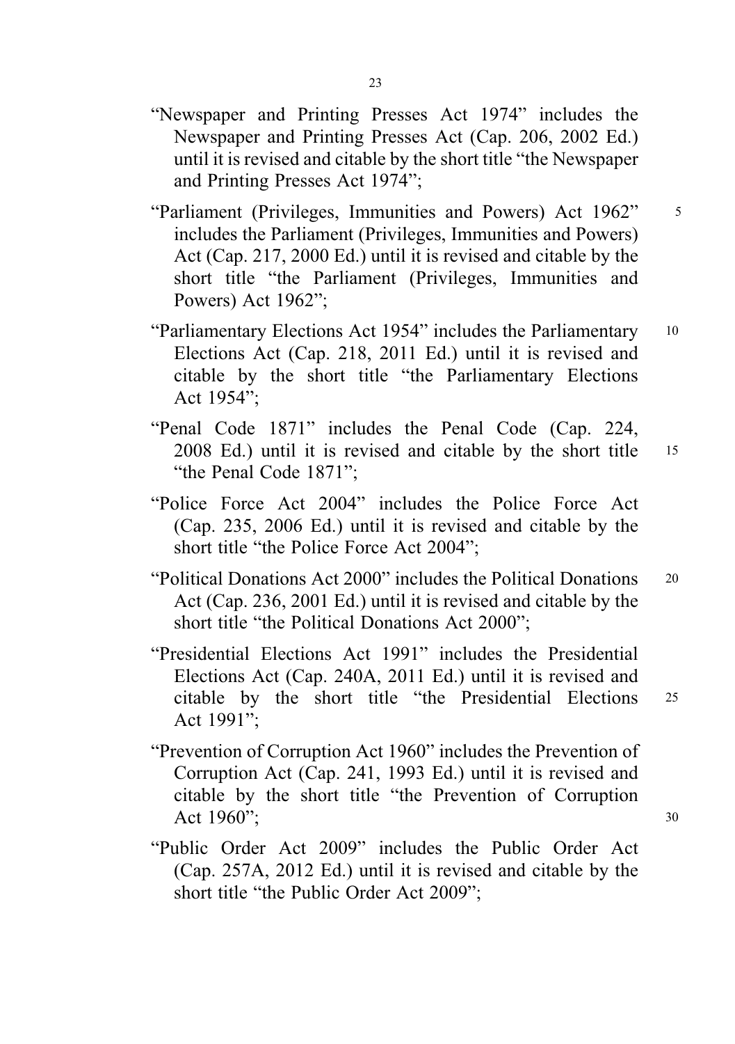"Newspaper and Printing Presses Act 1974" includes the Newspaper and Printing Presses Act (Cap. 206, 2002 Ed.) until it is revised and citable by the short title "the Newspaper and Printing Presses Act 1974";

"Parliament (Privileges, Immunities and Powers) Act 1962" includes the Parliament (Privileges, Immunities and Powers) Act (Cap. 217, 2000 Ed.) until it is revised and citable by the short title "the Parliament (Privileges, Immunities and Powers) Act 1962";

"Parliamentary Elections Act 1954" includes the Parliamentary Elections Act (Cap. 218, 2011 Ed.) until it is revised and citable by the short title "the Parliamentary Elections Act 1954";

"Penal Code 1871" includes the Penal Code (Cap. 224, 2008 Ed.) until it is revised and citable by the short title "the Penal Code 1871";

"Police Force Act 2004" includes the Police Force Act (Cap. 235, 2006 Ed.) until it is revised and citable by the short title "the Police Force Act 2004";

"Political Donations Act 2000" includes the Political Donations Act (Cap. 236, 2001 Ed.) until it is revised and citable by the short title "the Political Donations Act 2000";

"Presidential Elections Act 1991" includes the Presidential Elections Act (Cap. 240A, 2011 Ed.) until it is revised and citable by the short title "the Presidential Elections Act 1991";

"Prevention of Corruption Act 1960" includes the Prevention of Corruption Act (Cap. 241, 1993 Ed.) until it is revised and citable by the short title "the Prevention of Corruption Act 1960";

"Public Order Act 2009" includes the Public Order Act (Cap. 257A, 2012 Ed.) until it is revised and citable by the short title "the Public Order Act 2009";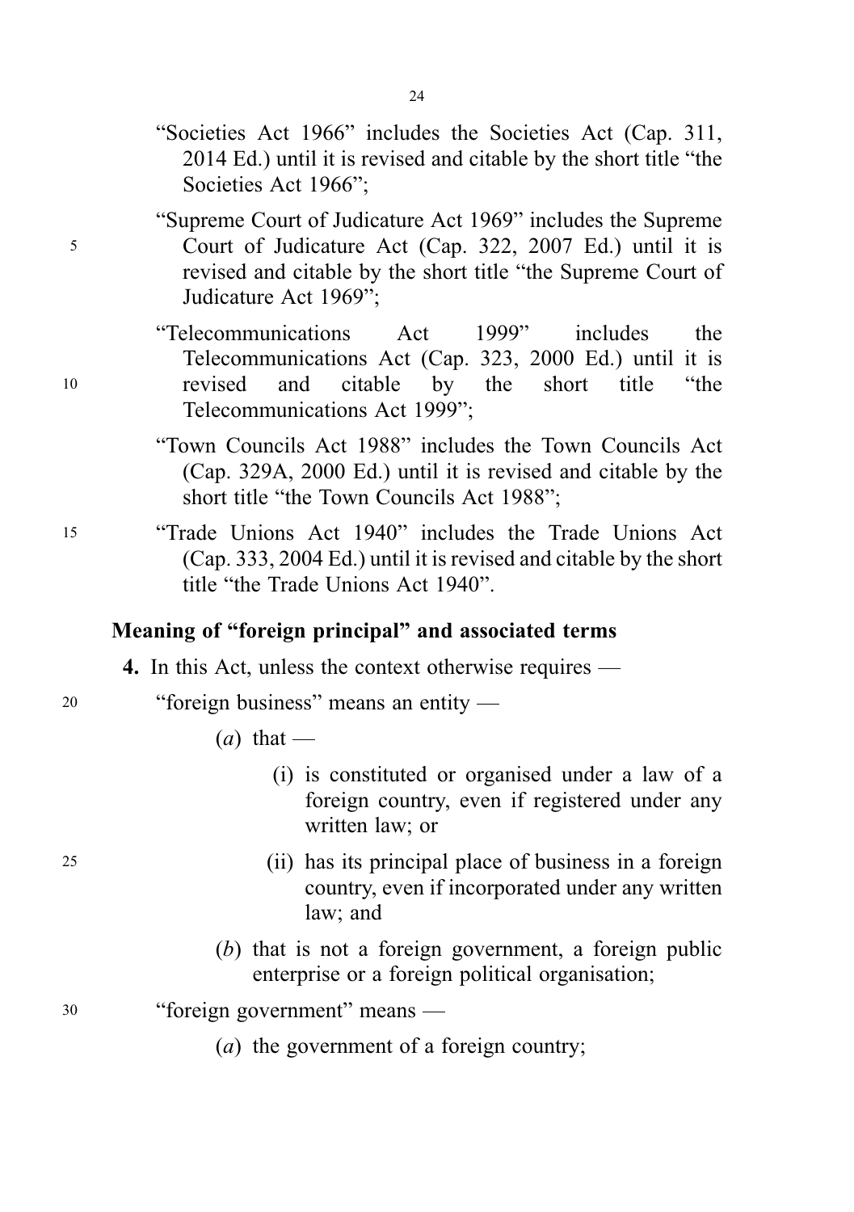"Societies Act 1966" includes the Societies Act (Cap. 311, 2014 Ed.) until it is revised and citable by the short title "the Societies Act 1966";

"Supreme Court of Judicature Act 1969" includes the Supreme Court of Judicature Act (Cap. 322, 2007 Ed.) until it is revised and citable by the short title "the Supreme Court of Judicature Act 1969";

"Telecommunications Act 1999" includes the Telecommunications Act (Cap. 323, 2000 Ed.) until it is revised and citable by the short title "the Telecommunications Act 1999";

"Town Councils Act 1988" includes the Town Councils Act (Cap. 329A, 2000 Ed.) until it is revised and citable by the short title "the Town Councils Act 1988";

"Trade Unions Act 1940" includes the Trade Unions Act (Cap. 333, 2004 Ed.) until it is revised and citable by the short title "the Trade Unions Act 1940".

**Meaning of "foreign principal" and associated terms**

**4.** In this Act, unless the context otherwise requires —

"foreign business" means an entity —

(*a*) that —

(i) is constituted or organised under a law of a foreign country, even if registered under any written law; or

(ii) has its principal place of business in a foreign country, even if incorporated under any written law; and

(*b*) that is not a foreign government, a foreign public enterprise or a foreign political organisation;

"foreign government" means —

(*a*) the government of a foreign country;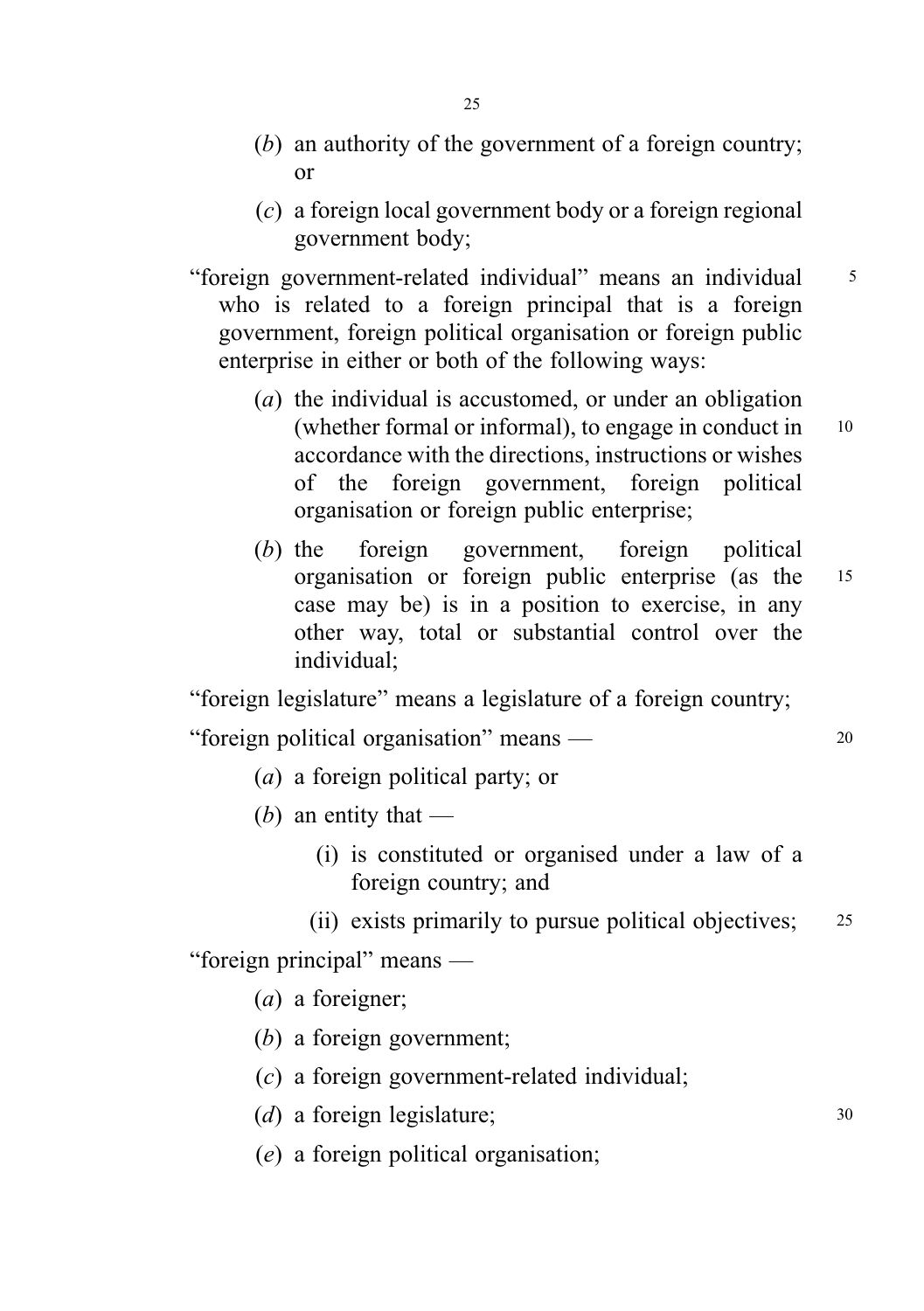(*b*) an authority of the government of a foreign country; or

(*c*) a foreign local government body or a foreign regional government body;

"foreign government-related individual" means an individual who is related to a foreign principal that is a foreign government, foreign political organisation or foreign public enterprise in either or both of the following ways:

(*a*) the individual is accustomed, or under an obligation (whether formal or informal), to engage in conduct in accordance with the directions, instructions or wishes of the foreign government, foreign political organisation or foreign public enterprise;

(*b*) the foreign government, foreign political organisation or foreign public enterprise (as the case may be) is in a position to exercise, in any other way, total or substantial control over the individual;

"foreign legislature" means a legislature of a foreign country;

"foreign political organisation" means —

(*a*) a foreign political party; or

(*b*) an entity that —

(i) is constituted or organised under a law of a foreign country; and

(ii) exists primarily to pursue political objectives;

"foreign principal" means —

(*a*) a foreigner;

(*b*) a foreign government;

(*c*) a foreign government-related individual;

(*d*) a foreign legislature;

(*e*) a foreign political organisation;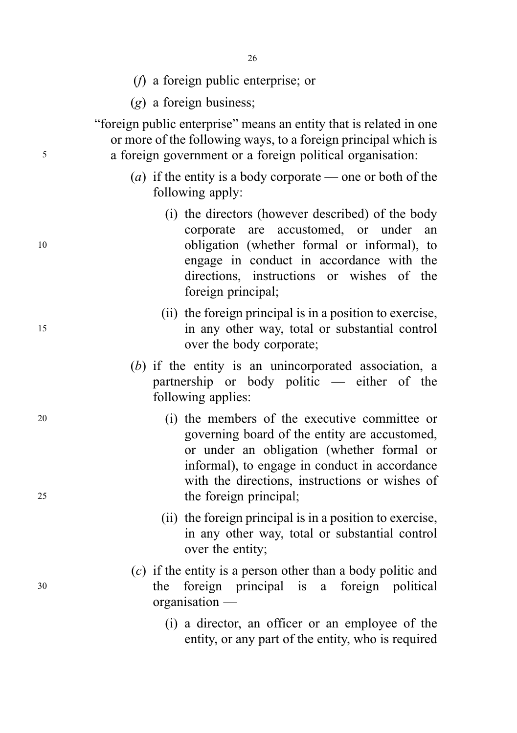(*f*) a foreign public enterprise; or

(*g*) a foreign business;

"foreign public enterprise" means an entity that is related in one or more of the following ways, to a foreign principal which is a foreign government or a foreign political organisation:

(*a*) if the entity is a body corporate — one or both of the following apply:

(i) the directors (however described) of the body corporate are accustomed, or under an obligation (whether formal or informal), to engage in conduct in accordance with the directions, instructions or wishes of the foreign principal;

(ii) the foreign principal is in a position to exercise, in any other way, total or substantial control over the body corporate;

(*b*) if the entity is an unincorporated association, a partnership or body politic — either of the following applies:

(i) the members of the executive committee or governing board of the entity are accustomed, or under an obligation (whether formal or informal), to engage in conduct in accordance with the directions, instructions or wishes of the foreign principal;

(ii) the foreign principal is in a position to exercise, in any other way, total or substantial control over the entity;

(*c*) if the entity is a person other than a body politic and the foreign principal is a foreign political organisation —

(i) a director, an officer or an employee of the entity, or any part of the entity, who is required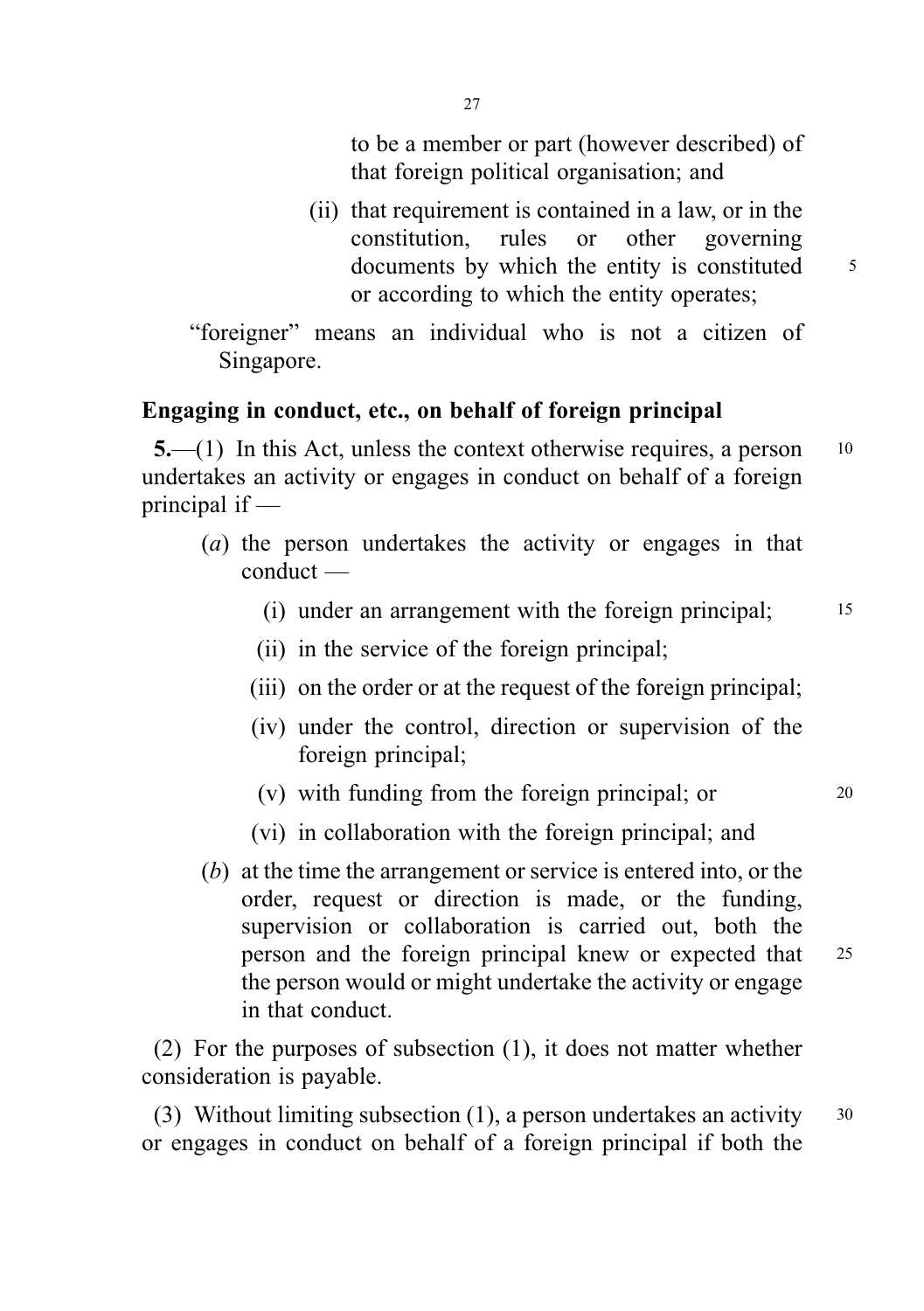to be a member or part (however described) of that foreign political organisation; and

(ii) that requirement is contained in a law, or in the constitution, rules or other governing documents by which the entity is constituted or according to which the entity operates;

"foreigner" means an individual who is not a citizen of Singapore.

**Engaging in conduct, etc., on behalf of foreign principal**

**5.**—(1) In this Act, unless the context otherwise requires, a person undertakes an activity or engages in conduct on behalf of a foreign principal if —

(*a*) the person undertakes the activity or engages in that conduct —

(i) under an arrangement with the foreign principal;

(ii) in the service of the foreign principal;

(iii) on the order or at the request of the foreign principal;

(iv) under the control, direction or supervision of the foreign principal;

(v) with funding from the foreign principal; or

(vi) in collaboration with the foreign principal; and

(*b*) at the time the arrangement or service is entered into, or the order, request or direction is made, or the funding, supervision or collaboration is carried out, both the person and the foreign principal knew or expected that the person would or might undertake the activity or engage in that conduct.

(2) For the purposes of subsection (1), it does not matter whether consideration is payable.

(3) Without limiting subsection (1), a person undertakes an activity or engages in conduct on behalf of a foreign principal if both the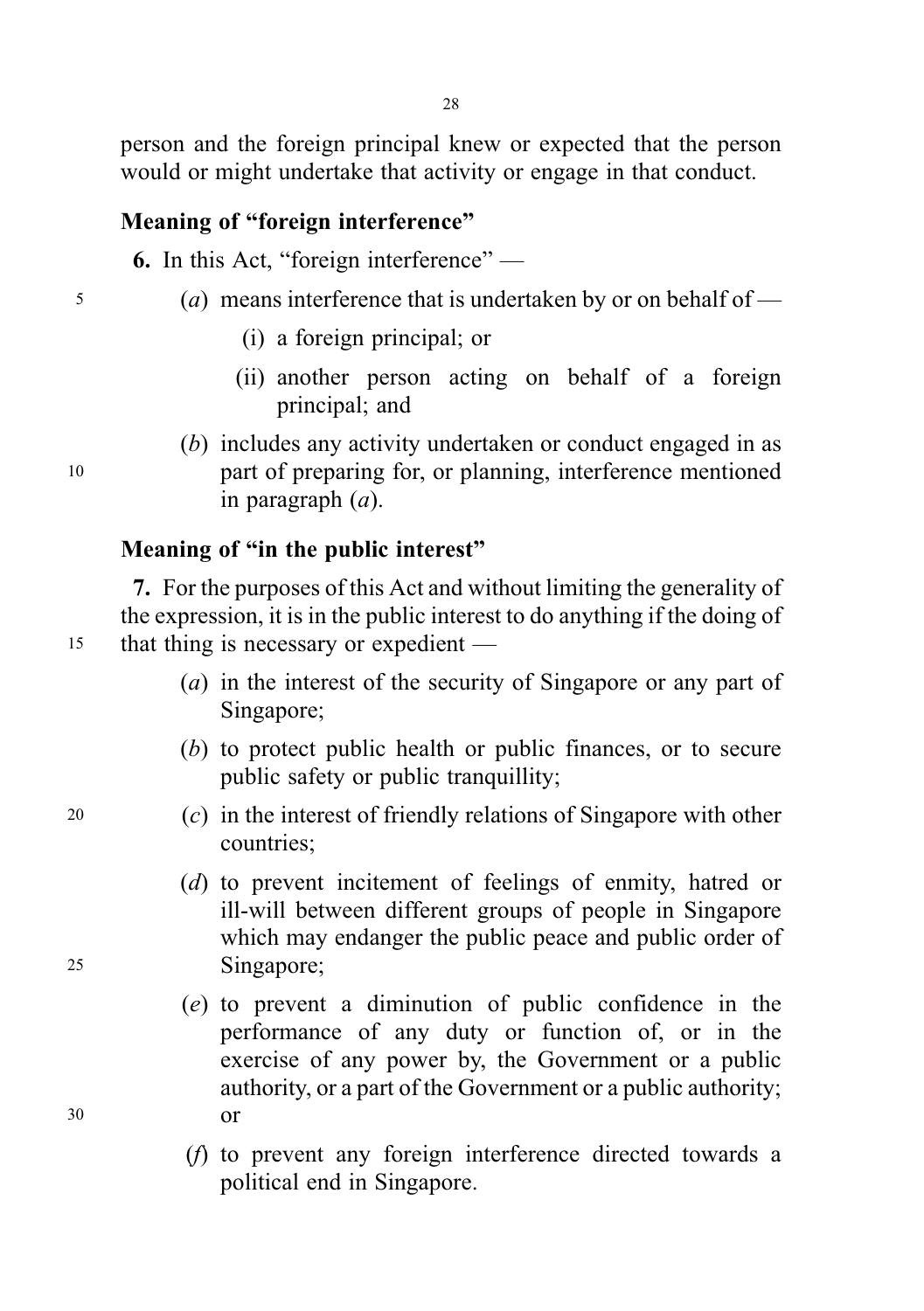person and the foreign principal knew or expected that the person would or might undertake that activity or engage in that conduct.

### Meaning of "foreign interference"

**6.** In this Act, "foreign interference" —

(*a*) means interference that is undertaken by or on behalf of —

(i) a foreign principal; or

(ii) another person acting on behalf of a foreign principal; and

(*b*) includes any activity undertaken or conduct engaged in as part of preparing for, or planning, interference mentioned in paragraph (*a*).

### Meaning of "in the public interest"

**7.** For the purposes of this Act and without limiting the generality of the expression, it is in the public interest to do anything if the doing of that thing is necessary or expedient —

(*a*) in the interest of the security of Singapore or any part of Singapore;

(*b*) to protect public health or public finances, or to secure public safety or public tranquillity;

(*c*) in the interest of friendly relations of Singapore with other countries;

(*d*) to prevent incitement of feelings of enmity, hatred or ill-will between different groups of people in Singapore which may endanger the public peace and public order of Singapore;

(*e*) to prevent a diminution of public confidence in the performance of any duty or function of, or in the exercise of any power by, the Government or a public authority, or a part of the Government or a public authority; or

(*f*) to prevent any foreign interference directed towards a political end in Singapore.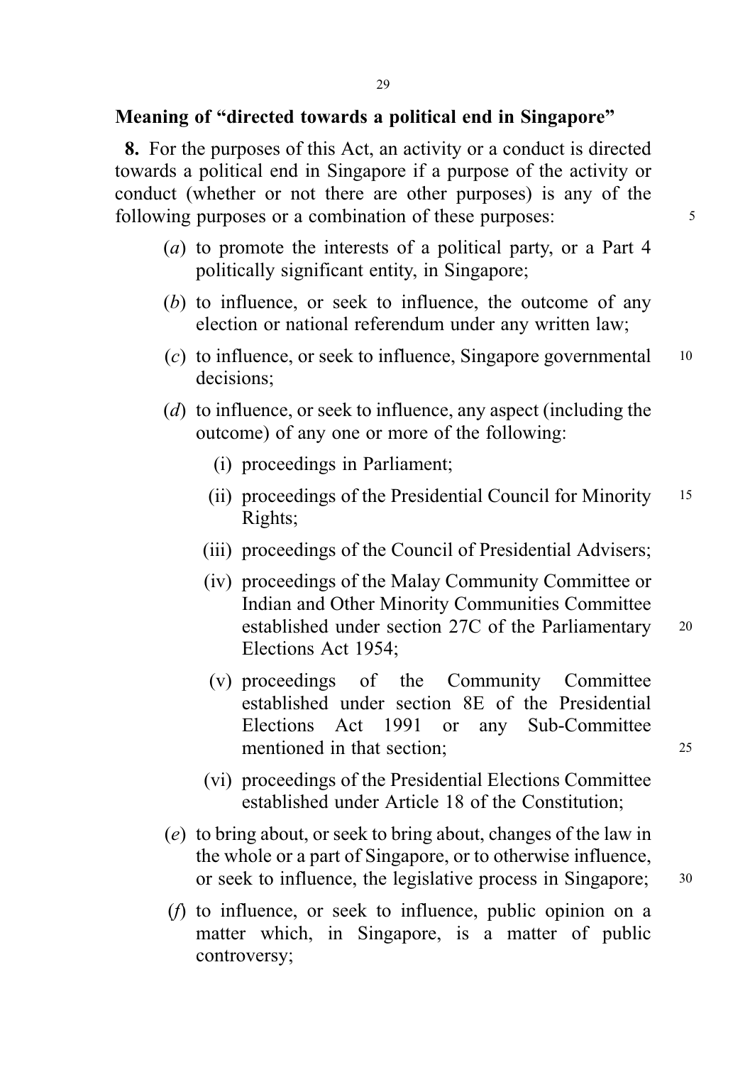## Meaning of "directed towards a political end in Singapore"

**8.** For the purposes of this Act, an activity or a conduct is directed towards a political end in Singapore if a purpose of the activity or conduct (whether or not there are other purposes) is any of the following purposes or a combination of these purposes:

(*a*) to promote the interests of a political party, or a Part 4 politically significant entity, in Singapore;

(*b*) to influence, or seek to influence, the outcome of any election or national referendum under any written law;

(*c*) to influence, or seek to influence, Singapore governmental decisions;

(*d*) to influence, or seek to influence, any aspect (including the outcome) of any one or more of the following:

(i) proceedings in Parliament;

(ii) proceedings of the Presidential Council for Minority Rights;

(iii) proceedings of the Council of Presidential Advisers;

(iv) proceedings of the Malay Community Committee or Indian and Other Minority Communities Committee established under section 27C of the Parliamentary Elections Act 1954;

(v) proceedings of the Community Committee established under section 8E of the Presidential Elections Act 1991 or any Sub-Committee mentioned in that section;

(vi) proceedings of the Presidential Elections Committee established under Article 18 of the Constitution;

(*e*) to bring about, or seek to bring about, changes of the law in the whole or a part of Singapore, or to otherwise influence, or seek to influence, the legislative process in Singapore;

(*f*) to influence, or seek to influence, public opinion on a matter which, in Singapore, is a matter of public controversy;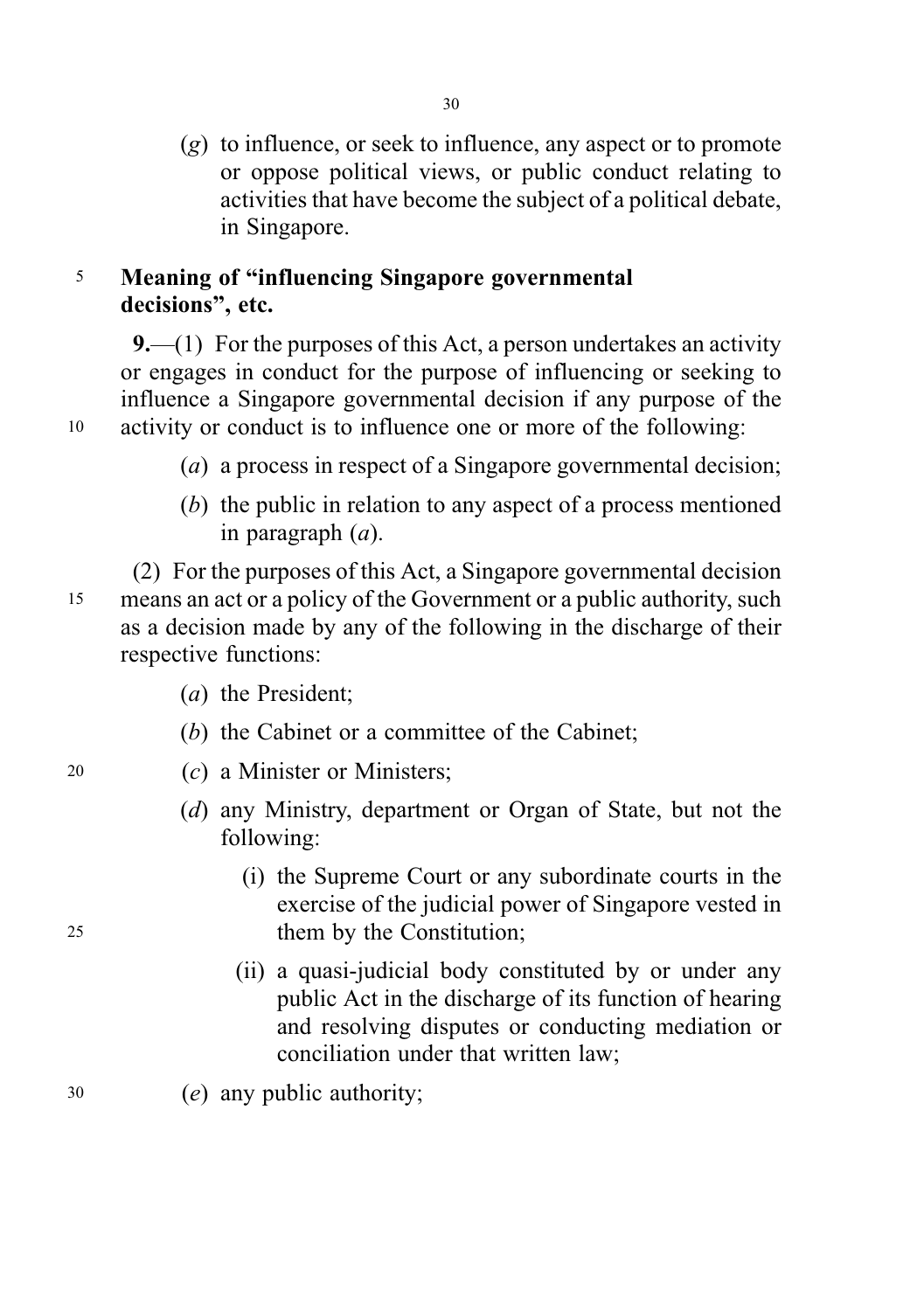(*g*) to influence, or seek to influence, any aspect or to promote or oppose political views, or public conduct relating to activities that have become the subject of a political debate, in Singapore.

**Meaning of "influencing Singapore governmental decisions", etc.**

**9.**—(1) For the purposes of this Act, a person undertakes an activity or engages in conduct for the purpose of influencing or seeking to influence a Singapore governmental decision if any purpose of the activity or conduct is to influence one or more of the following:

(*a*) a process in respect of a Singapore governmental decision;

(*b*) the public in relation to any aspect of a process mentioned in paragraph (*a*).

(2) For the purposes of this Act, a Singapore governmental decision means an act or a policy of the Government or a public authority, such as a decision made by any of the following in the discharge of their respective functions:

(*a*) the President;

(*b*) the Cabinet or a committee of the Cabinet;

(*c*) a Minister or Ministers;

(*d*) any Ministry, department or Organ of State, but not the following:

(i) the Supreme Court or any subordinate courts in the exercise of the judicial power of Singapore vested in them by the Constitution;

(ii) a quasi-judicial body constituted by or under any public Act in the discharge of its function of hearing and resolving disputes or conducting mediation or conciliation under that written law;

(*e*) any public authority;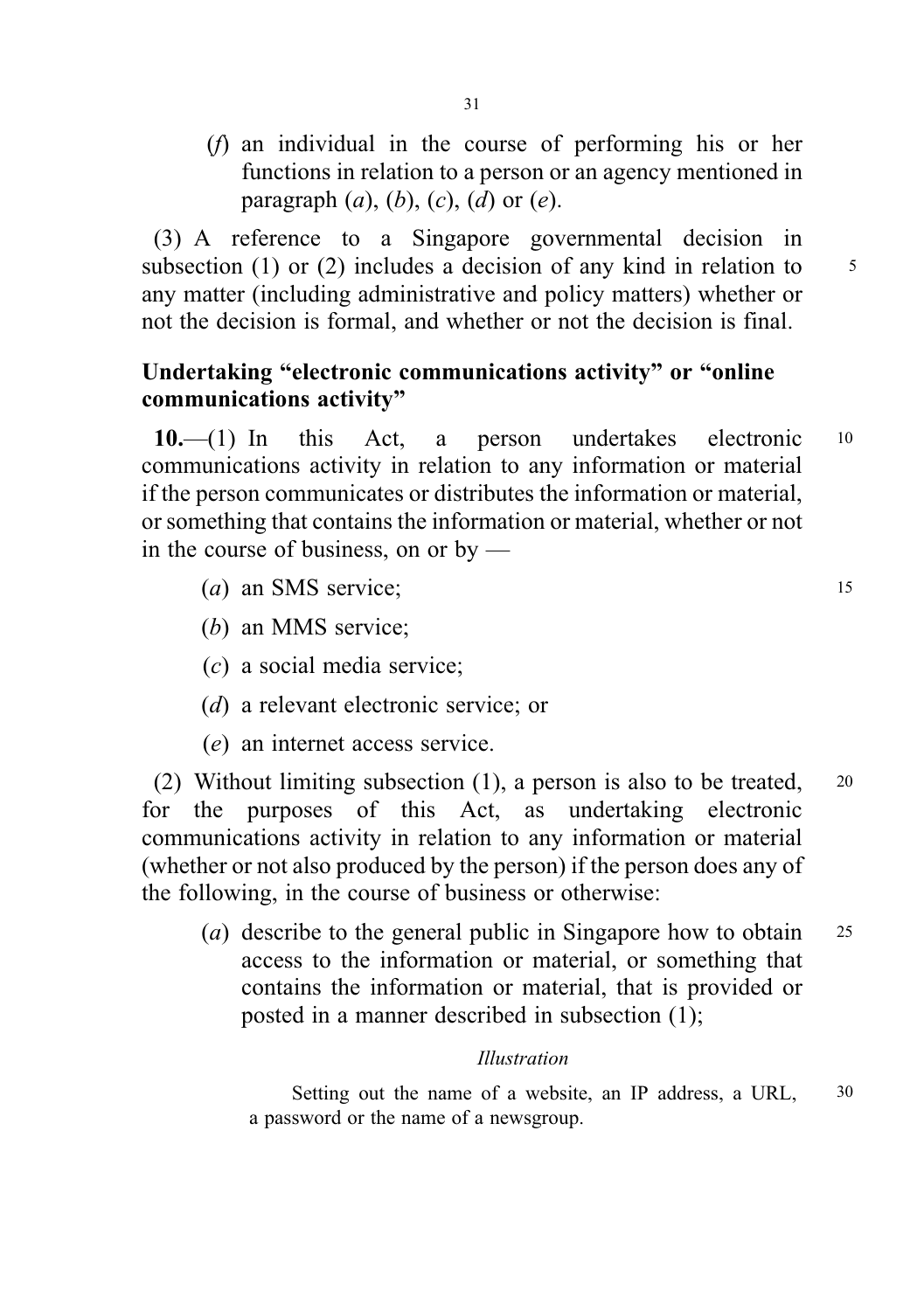(*f*) an individual in the course of performing his or her functions in relation to a person or an agency mentioned in paragraph (*a*), (*b*), (*c*), (*d*) or (*e*).

(3) A reference to a Singapore governmental decision in subsection (1) or (2) includes a decision of any kind in relation to any matter (including administrative and policy matters) whether or not the decision is formal, and whether or not the decision is final.

### Undertaking "electronic communications activity" or "online communications activity"

**10.**—(1) In this Act, a person undertakes electronic communications activity in relation to any information or material if the person communicates or distributes the information or material, or something that contains the information or material, whether or not in the course of business, on or by —

(*a*) an SMS service;

(*b*) an MMS service;

(*c*) a social media service;

(*d*) a relevant electronic service; or

(*e*) an internet access service.

(2) Without limiting subsection (1), a person is also to be treated, for the purposes of this Act, as undertaking electronic communications activity in relation to any information or material (whether or not also produced by the person) if the person does any of the following, in the course of business or otherwise:

(*a*) describe to the general public in Singapore how to obtain access to the information or material, or something that contains the information or material, that is provided or posted in a manner described in subsection (1);

*Illustration*

Setting out the name of a website, an IP address, a URL, a password or the name of a newsgroup.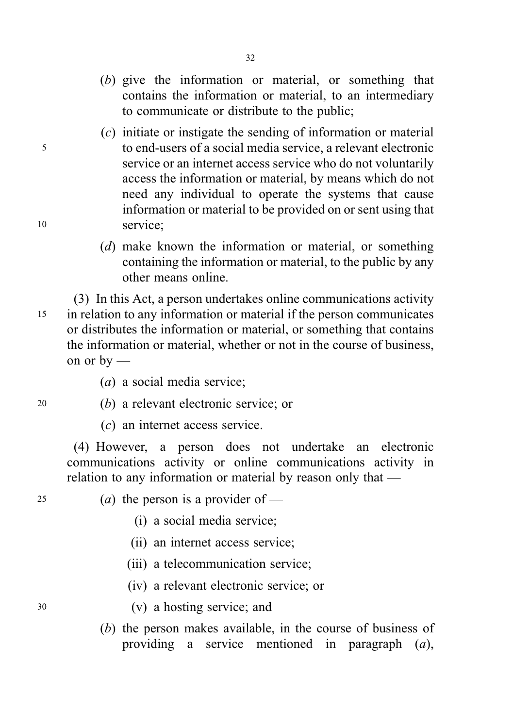(*b*) give the information or material, or something that contains the information or material, to an intermediary to communicate or distribute to the public;

(*c*) initiate or instigate the sending of information or material to end-users of a social media service, a relevant electronic service or an internet access service who do not voluntarily access the information or material, by means which do not need any individual to operate the systems that cause information or material to be provided on or sent using that service;

(*d*) make known the information or material, or something containing the information or material, to the public by any other means online.

(3) In this Act, a person undertakes online communications activity in relation to any information or material if the person communicates or distributes the information or material, or something that contains the information or material, whether or not in the course of business, on or by —

(*a*) a social media service;

(*b*) a relevant electronic service; or

(*c*) an internet access service.

(4) However, a person does not undertake an electronic communications activity or online communications activity in relation to any information or material by reason only that —

(*a*) the person is a provider of —

(i) a social media service;

(ii) an internet access service;

(iii) a telecommunication service;

(iv) a relevant electronic service; or

(v) a hosting service; and

(*b*) the person makes available, in the course of business of providing a service mentioned in paragraph (*a*),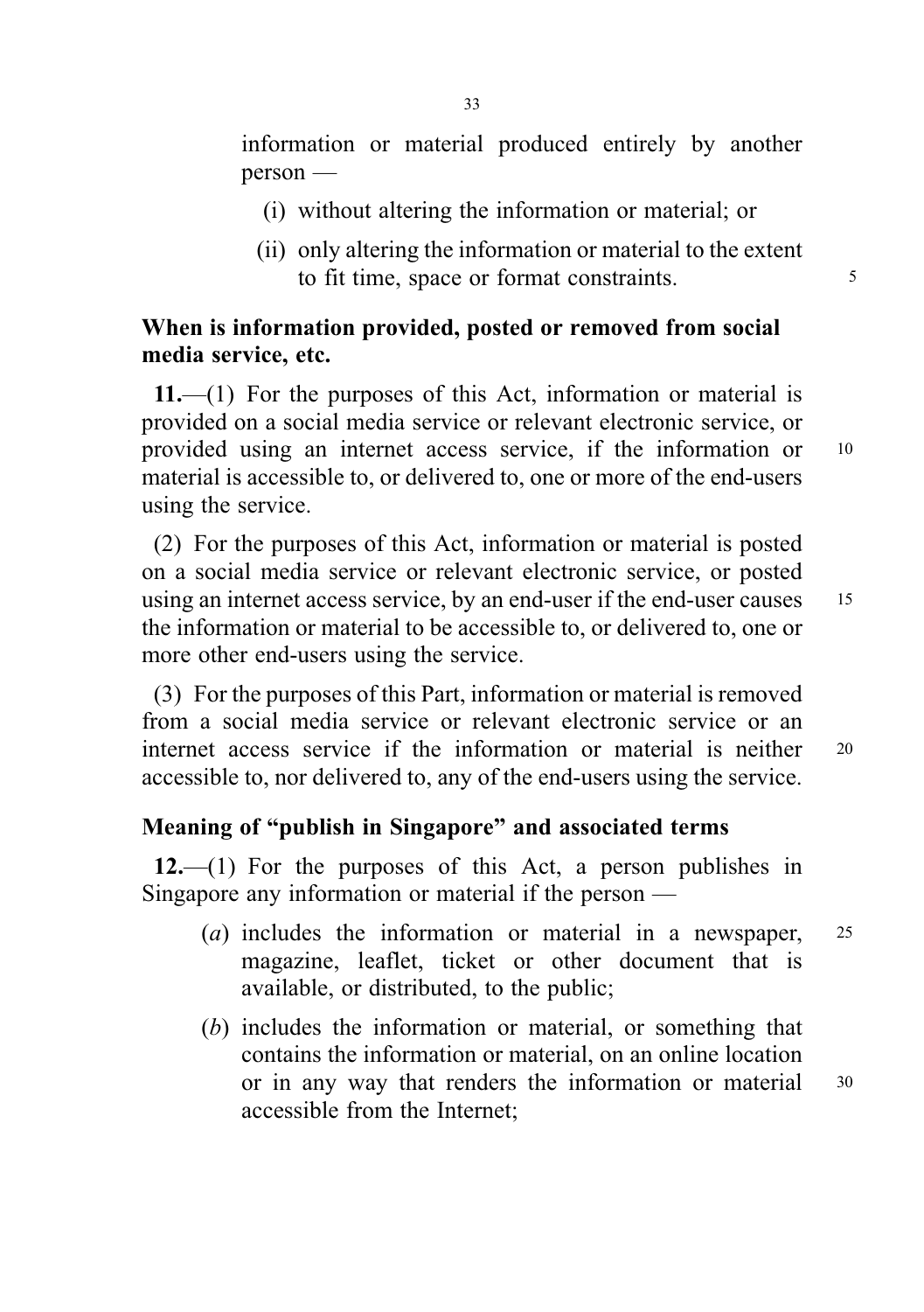information or material produced entirely by another person —

(i) without altering the information or material; or

(ii) only altering the information or material to the extent to fit time, space or format constraints.

**When is information provided, posted or removed from social media service, etc.**

**11.**—(1) For the purposes of this Act, information or material is provided on a social media service or relevant electronic service, or provided using an internet access service, if the information or material is accessible to, or delivered to, one or more of the end-users using the service.

(2) For the purposes of this Act, information or material is posted on a social media service or relevant electronic service, or posted using an internet access service, by an end-user if the end-user causes the information or material to be accessible to, or delivered to, one or more other end-users using the service.

(3) For the purposes of this Part, information or material is removed from a social media service or relevant electronic service or an internet access service if the information or material is neither accessible to, nor delivered to, any of the end-users using the service.

**Meaning of "publish in Singapore" and associated terms**

**12.**—(1) For the purposes of this Act, a person publishes in Singapore any information or material if the person —

(*a*) includes the information or material in a newspaper, magazine, leaflet, ticket or other document that is available, or distributed, to the public;

(*b*) includes the information or material, or something that contains the information or material, on an online location or in any way that renders the information or material accessible from the Internet;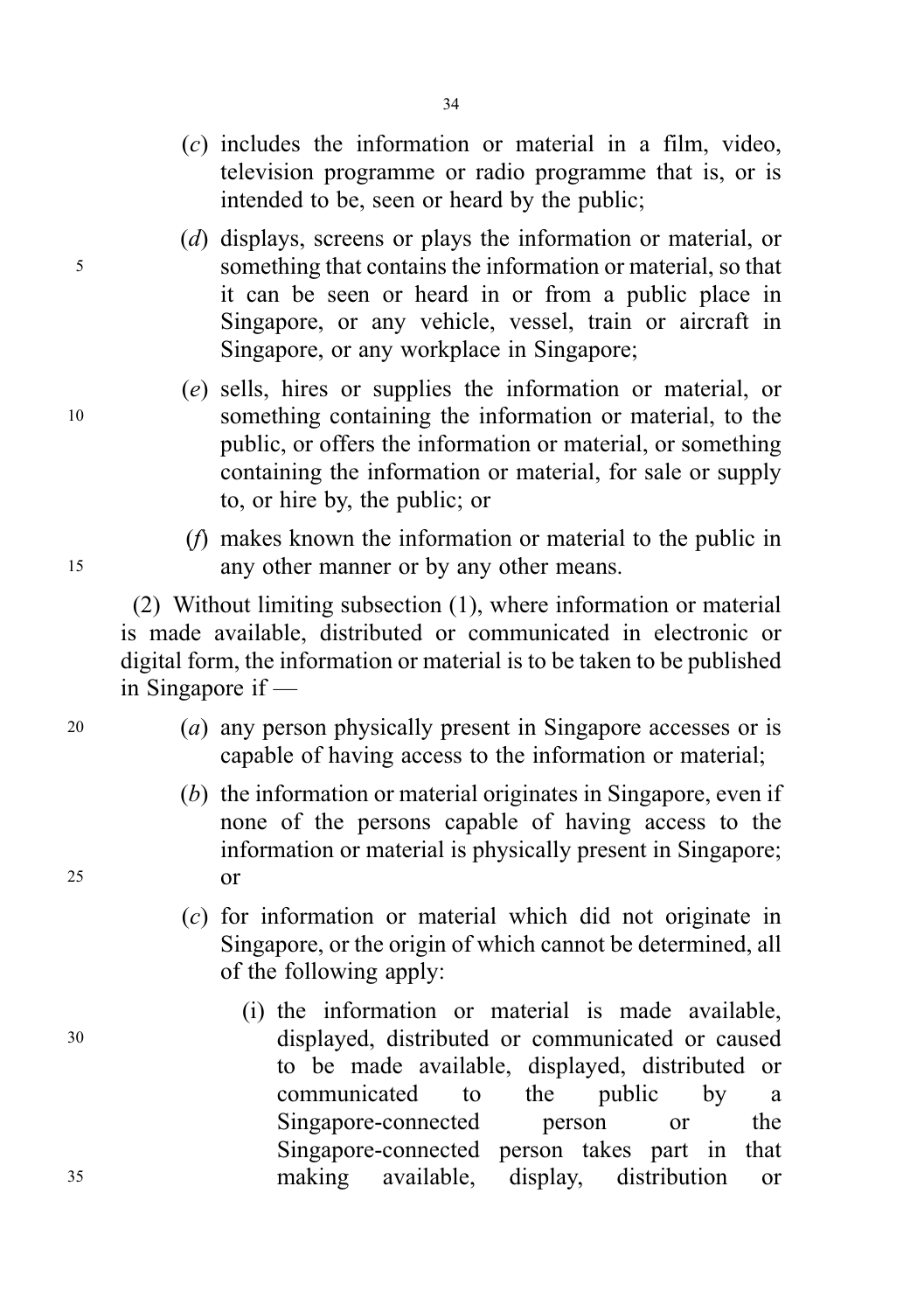(*c*) includes the information or material in a film, video, television programme or radio programme that is, or is intended to be, seen or heard by the public;

(*d*) displays, screens or plays the information or material, or something that contains the information or material, so that it can be seen or heard in or from a public place in Singapore, or any vehicle, vessel, train or aircraft in Singapore, or any workplace in Singapore;

(*e*) sells, hires or supplies the information or material, or something containing the information or material, to the public, or offers the information or material, or something containing the information or material, for sale or supply to, or hire by, the public; or

(*f*) makes known the information or material to the public in any other manner or by any other means.

(2) Without limiting subsection (1), where information or material is made available, distributed or communicated in electronic or digital form, the information or material is to be taken to be published in Singapore if —

(*a*) any person physically present in Singapore accesses or is capable of having access to the information or material;

(*b*) the information or material originates in Singapore, even if none of the persons capable of having access to the information or material is physically present in Singapore; or

(*c*) for information or material which did not originate in Singapore, or the origin of which cannot be determined, all of the following apply:

(i) the information or material is made available, displayed, distributed or communicated or caused to be made available, displayed, distributed or communicated to the public by a Singapore-connected person or the Singapore-connected person takes part in that making available, display, distribution or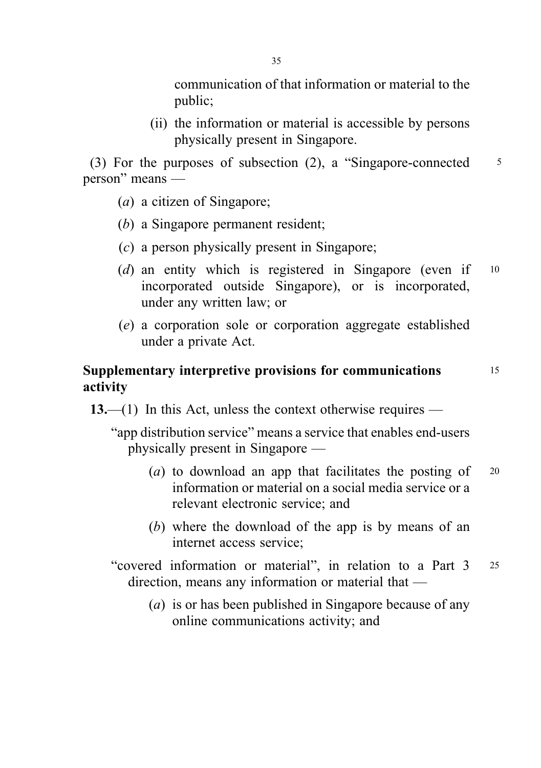communication of that information or material to the public;

(ii) the information or material is accessible by persons physically present in Singapore.

(3) For the purposes of subsection (2), a "Singapore-connected person" means —

(*a*) a citizen of Singapore;

(*b*) a Singapore permanent resident;

(*c*) a person physically present in Singapore;

(*d*) an entity which is registered in Singapore (even if incorporated outside Singapore), or is incorporated, under any written law; or

(*e*) a corporation sole or corporation aggregate established under a private Act.

**Supplementary interpretive provisions for communications activity**

**13.**—(1) In this Act, unless the context otherwise requires —

"app distribution service" means a service that enables end-users physically present in Singapore —

(*a*) to download an app that facilitates the posting of information or material on a social media service or a relevant electronic service; and

(*b*) where the download of the app is by means of an internet access service;

"covered information or material", in relation to a Part 3 direction, means any information or material that —

(*a*) is or has been published in Singapore because of any online communications activity; and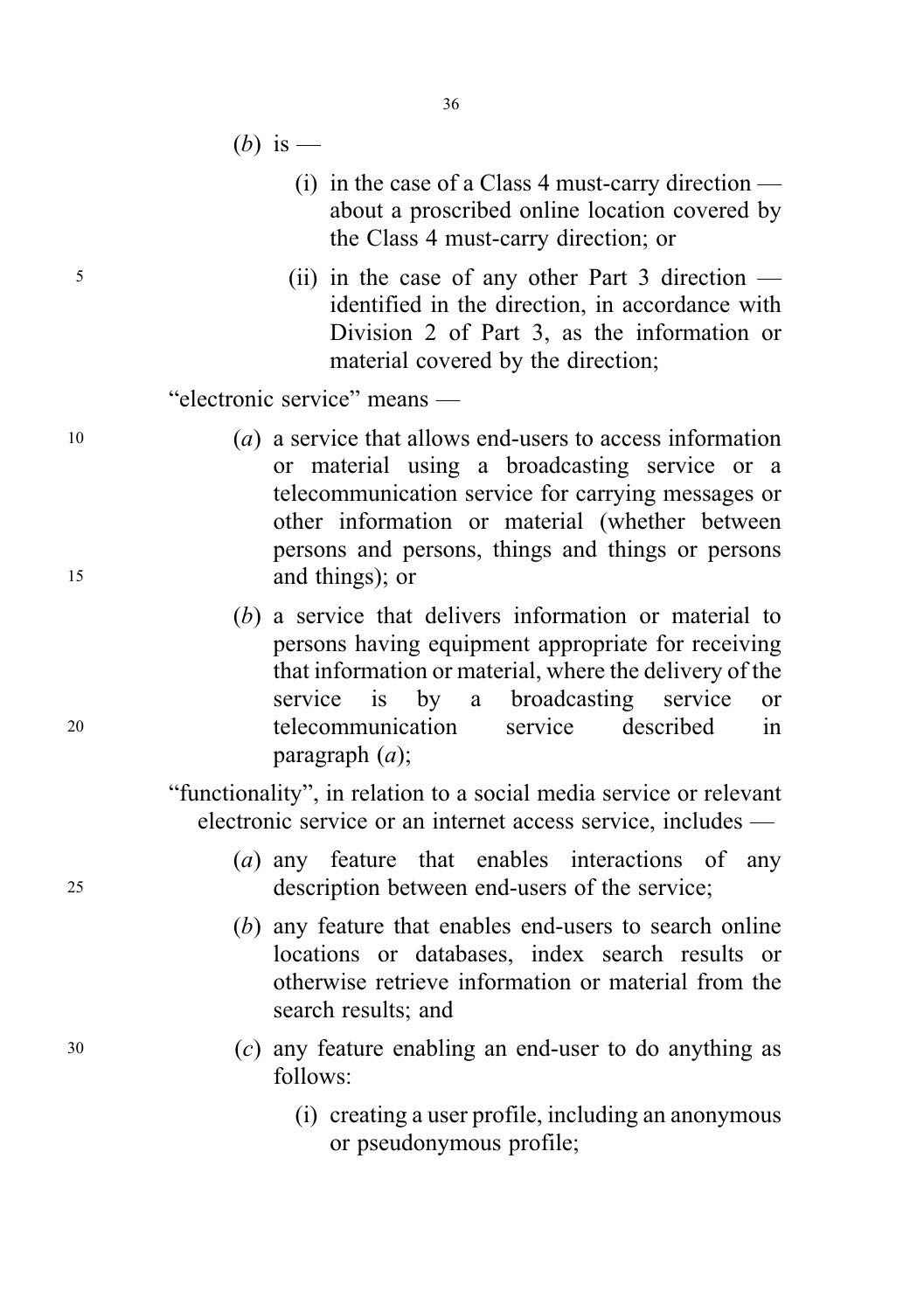(*b*) is —

(i) in the case of a Class 4 must-carry direction — about a proscribed online location covered by the Class 4 must-carry direction; or

(ii) in the case of any other Part 3 direction — identified in the direction, in accordance with Division 2 of Part 3, as the information or material covered by the direction;

"electronic service" means —

(*a*) a service that allows end-users to access information or material using a broadcasting service or a telecommunication service for carrying messages or other information or material (whether between persons and persons, things and things or persons and things); or

(*b*) a service that delivers information or material to persons having equipment appropriate for receiving that information or material, where the delivery of the service is by a broadcasting service or telecommunication service described in paragraph (*a*);

"functionality", in relation to a social media service or relevant electronic service or an internet access service, includes —

(*a*) any feature that enables interactions of any description between end-users of the service;

(*b*) any feature that enables end-users to search online locations or databases, index search results or otherwise retrieve information or material from the search results; and

(*c*) any feature enabling an end-user to do anything as follows:

(i) creating a user profile, including an anonymous or pseudonymous profile;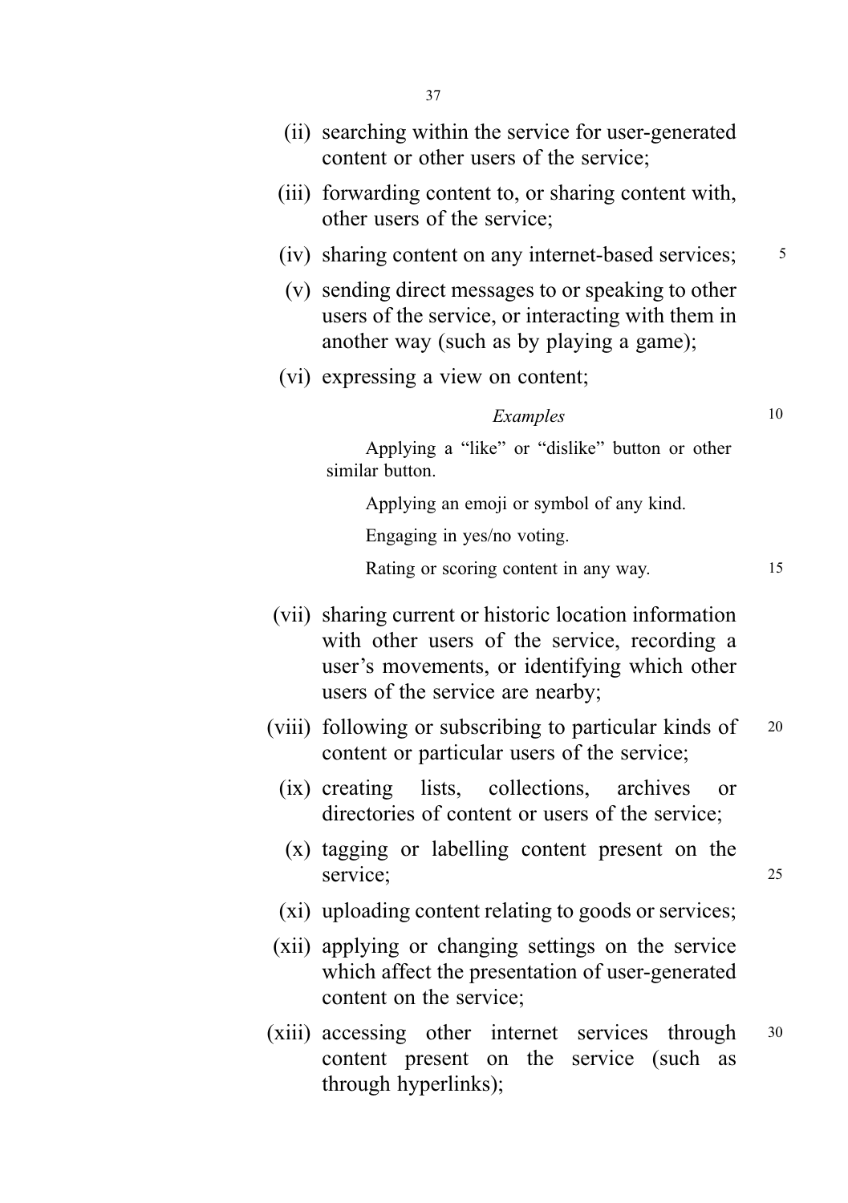(ii) searching within the service for user-generated content or other users of the service;

(iii) forwarding content to, or sharing content with, other users of the service;

(iv) sharing content on any internet-based services;

(v) sending direct messages to or speaking to other users of the service, or interacting with them in another way (such as by playing a game);

(vi) expressing a view on content;

*Examples*

Applying a "like" or "dislike" button or other similar button.

Applying an emoji or symbol of any kind.

Engaging in yes/no voting.

Rating or scoring content in any way.

(vii) sharing current or historic location information with other users of the service, recording a user's movements, or identifying which other users of the service are nearby;

(viii) following or subscribing to particular kinds of content or particular users of the service;

(ix) creating lists, collections, archives or directories of content or users of the service;

(x) tagging or labelling content present on the service;

(xi) uploading content relating to goods or services;

(xii) applying or changing settings on the service which affect the presentation of user-generated content on the service;

(xiii) accessing other internet services through content present on the service (such as through hyperlinks);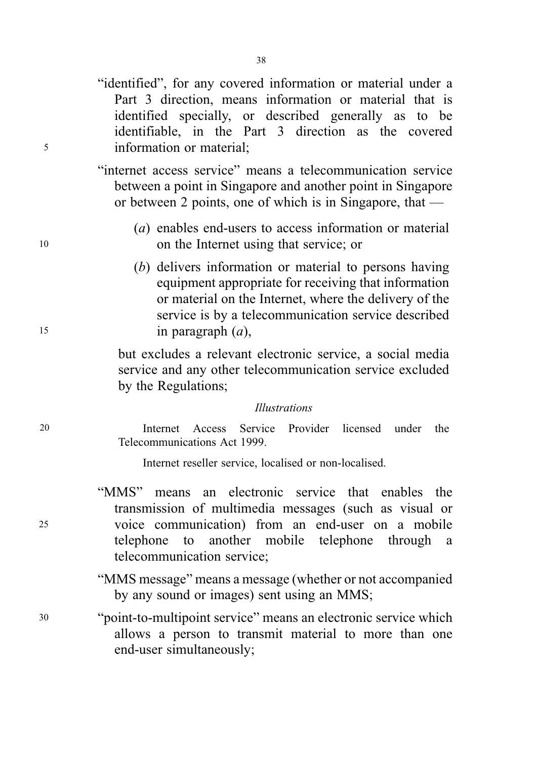"identified", for any covered information or material under a Part 3 direction, means information or material that is identified specially, or described generally as to be identifiable, in the Part 3 direction as the covered information or material;

"internet access service" means a telecommunication service between a point in Singapore and another point in Singapore or between 2 points, one of which is in Singapore, that —

(*a*) enables end-users to access information or material on the Internet using that service; or

(*b*) delivers information or material to persons having equipment appropriate for receiving that information or material on the Internet, where the delivery of the service is by a telecommunication service described in paragraph (*a*),

but excludes a relevant electronic service, a social media service and any other telecommunication service excluded by the Regulations;

*Illustrations*

Internet Access Service Provider licensed under the Telecommunications Act 1999.

Internet reseller service, localised or non-localised.

"MMS" means an electronic service that enables the transmission of multimedia messages (such as visual or voice communication) from an end-user on a mobile telephone to another mobile telephone through a telecommunication service;

"MMS message" means a message (whether or not accompanied by any sound or images) sent using an MMS;

"point-to-multipoint service" means an electronic service which allows a person to transmit material to more than one end-user simultaneously;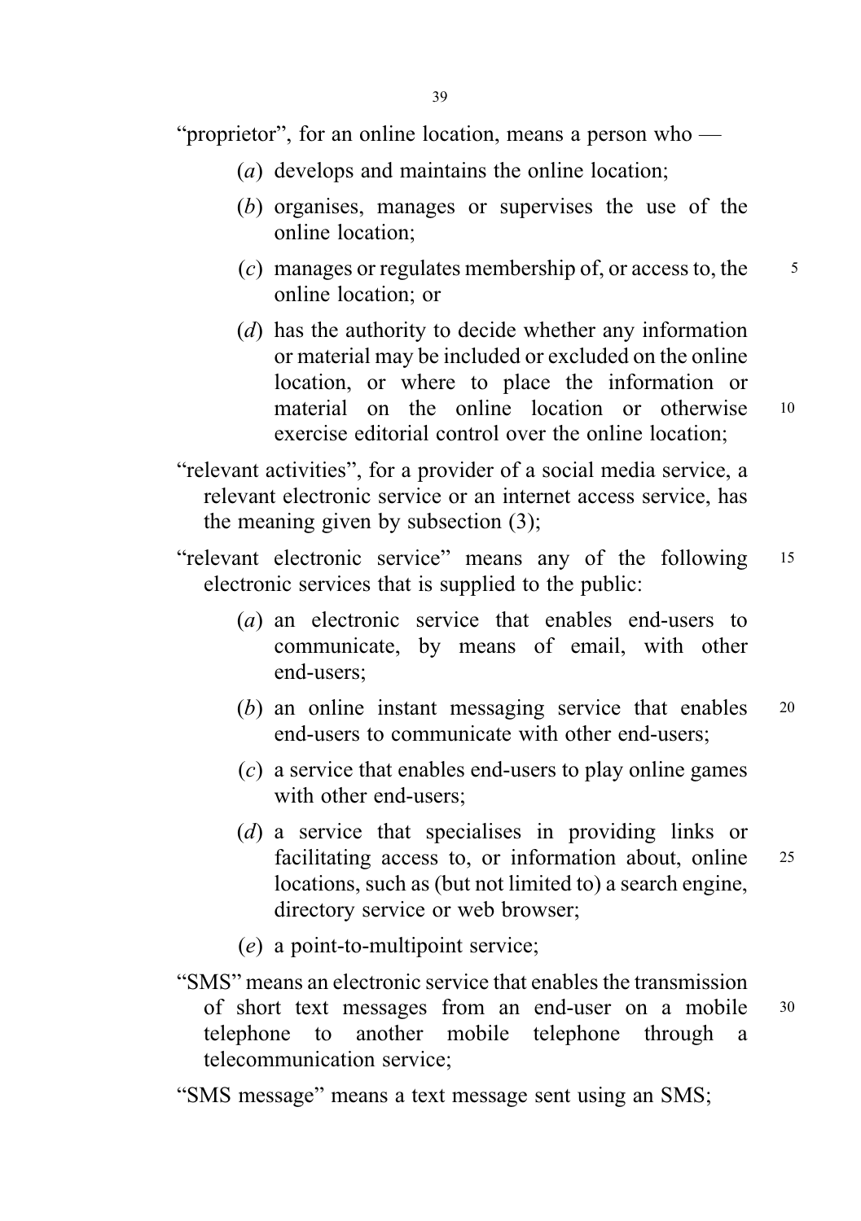"proprietor", for an online location, means a person who —

(*a*) develops and maintains the online location;

(*b*) organises, manages or supervises the use of the online location;

(*c*) manages or regulates membership of, or access to, the online location; or

(*d*) has the authority to decide whether any information or material may be included or excluded on the online location, or where to place the information or material on the online location or otherwise exercise editorial control over the online location;

"relevant activities", for a provider of a social media service, a relevant electronic service or an internet access service, has the meaning given by subsection (3);

"relevant electronic service" means any of the following electronic services that is supplied to the public:

(*a*) an electronic service that enables end-users to communicate, by means of email, with other end-users;

(*b*) an online instant messaging service that enables end-users to communicate with other end-users;

(*c*) a service that enables end-users to play online games with other end-users;

(*d*) a service that specialises in providing links or facilitating access to, or information about, online locations, such as (but not limited to) a search engine, directory service or web browser;

(*e*) a point-to-multipoint service;

"SMS" means an electronic service that enables the transmission of short text messages from an end-user on a mobile telephone to another mobile telephone through a telecommunication service;

"SMS message" means a text message sent using an SMS;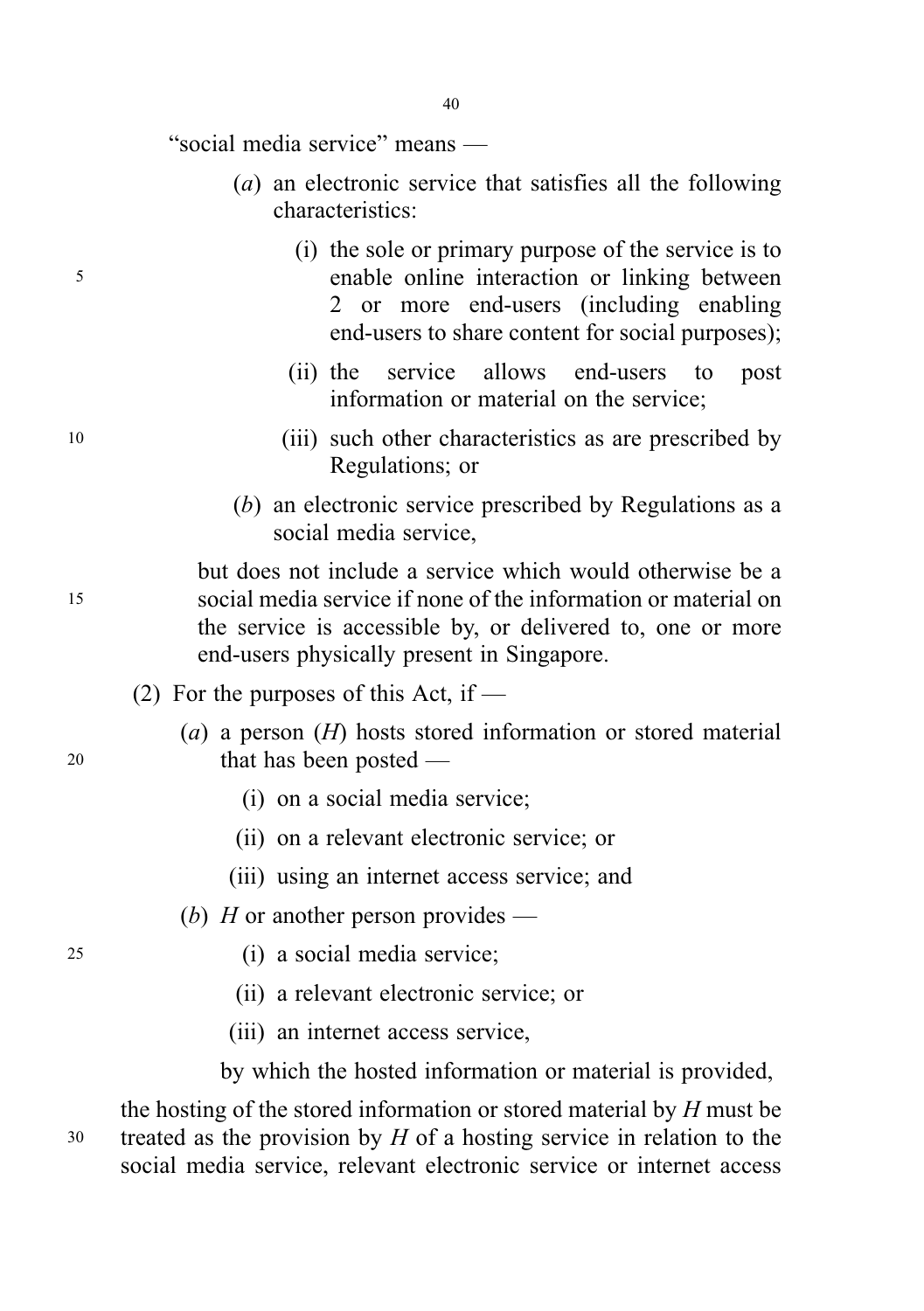"social media service" means —

(*a*) an electronic service that satisfies all the following characteristics:

(i) the sole or primary purpose of the service is to enable online interaction or linking between 2 or more end-users (including enabling end-users to share content for social purposes);

(ii) the service allows end-users to post information or material on the service;

(iii) such other characteristics as are prescribed by Regulations; or

(*b*) an electronic service prescribed by Regulations as a social media service,

but does not include a service which would otherwise be a social media service if none of the information or material on the service is accessible by, or delivered to, one or more end-users physically present in Singapore.

(2) For the purposes of this Act, if —

(*a*) a person (*H*) hosts stored information or stored material that has been posted —

(i) on a social media service;

(ii) on a relevant electronic service; or

(iii) using an internet access service; and

(*b*) *H* or another person provides —

(i) a social media service;

(ii) a relevant electronic service; or

(iii) an internet access service,

by which the hosted information or material is provided,

the hosting of the stored information or stored material by *H* must be treated as the provision by *H* of a hosting service in relation to the social media service, relevant electronic service or internet access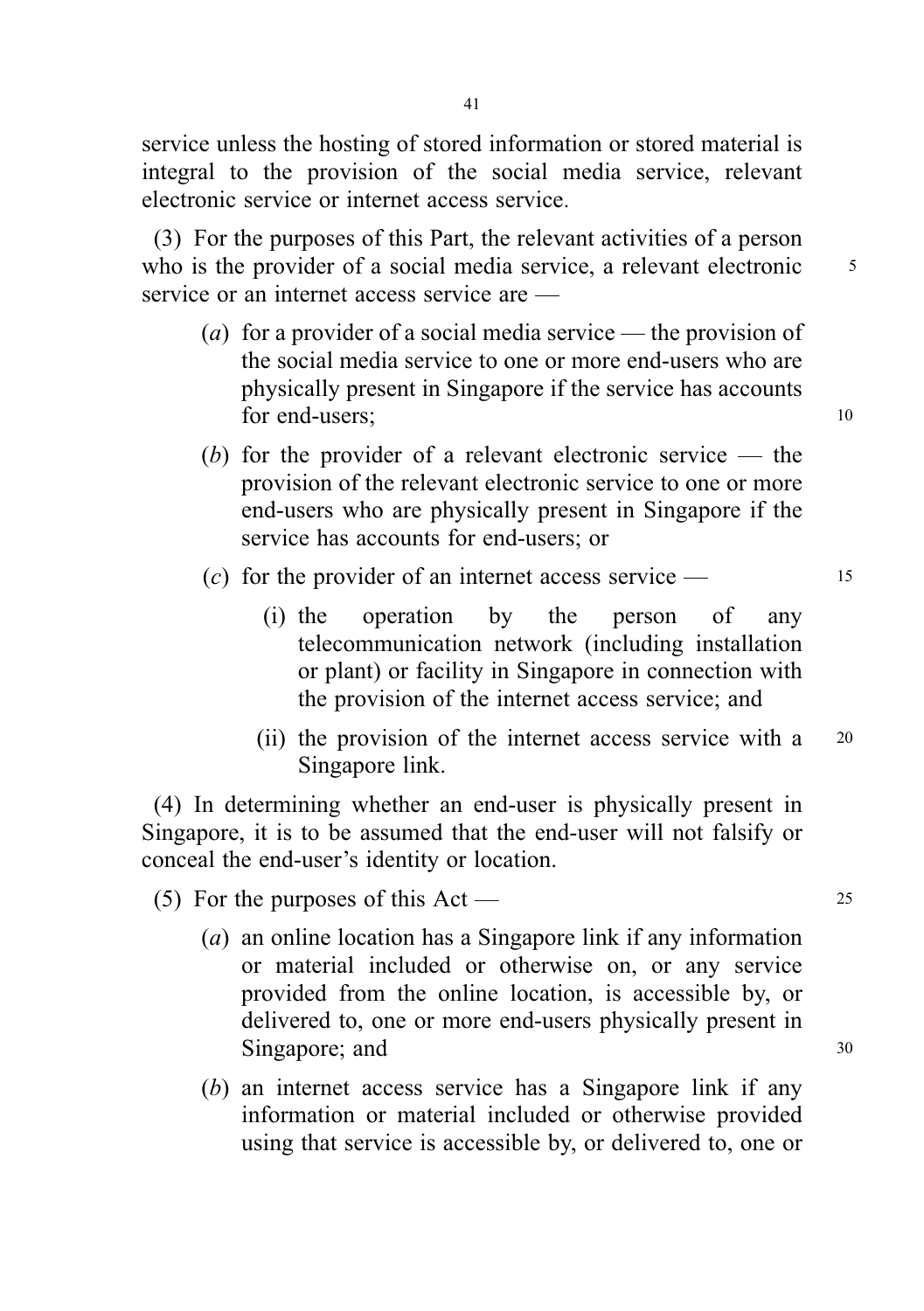service unless the hosting of stored information or stored material is integral to the provision of the social media service, relevant electronic service or internet access service.

(3) For the purposes of this Part, the relevant activities of a person who is the provider of a social media service, a relevant electronic service or an internet access service are —

(*a*) for a provider of a social media service — the provision of the social media service to one or more end-users who are physically present in Singapore if the service has accounts for end-users;

(*b*) for the provider of a relevant electronic service — the provision of the relevant electronic service to one or more end-users who are physically present in Singapore if the service has accounts for end-users; or

(*c*) for the provider of an internet access service —

(i) the operation by the person of any telecommunication network (including installation or plant) or facility in Singapore in connection with the provision of the internet access service; and

(ii) the provision of the internet access service with a Singapore link.

(4) In determining whether an end-user is physically present in Singapore, it is to be assumed that the end-user will not falsify or conceal the end-user's identity or location.

(5) For the purposes of this Act —

(*a*) an online location has a Singapore link if any information or material included or otherwise on, or any service provided from the online location, is accessible by, or delivered to, one or more end-users physically present in Singapore; and

(*b*) an internet access service has a Singapore link if any information or material included or otherwise provided using that service is accessible by, or delivered to, one or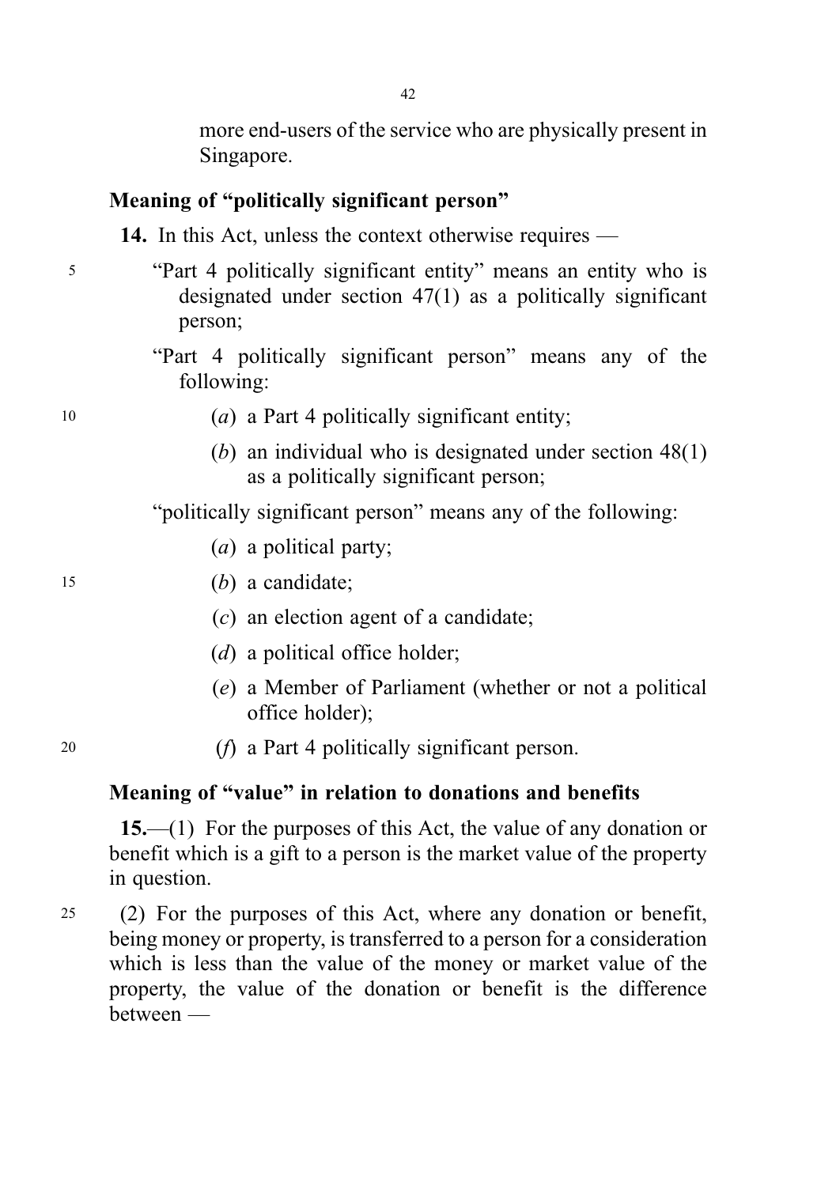more end-users of the service who are physically present in Singapore.

### Meaning of "politically significant person"

**14.** In this Act, unless the context otherwise requires —

"Part 4 politically significant entity" means an entity who is designated under section 47(1) as a politically significant person;

"Part 4 politically significant person" means any of the following:

(*a*) a Part 4 politically significant entity;

(*b*) an individual who is designated under section 48(1) as a politically significant person;

"politically significant person" means any of the following:

(*a*) a political party;

(*b*) a candidate;

(*c*) an election agent of a candidate;

(*d*) a political office holder;

(*e*) a Member of Parliament (whether or not a political office holder);

(*f*) a Part 4 politically significant person.

### Meaning of "value" in relation to donations and benefits

**15.**—(1) For the purposes of this Act, the value of any donation or benefit which is a gift to a person is the market value of the property in question.

(2) For the purposes of this Act, where any donation or benefit, being money or property, is transferred to a person for a consideration which is less than the value of the money or market value of the property, the value of the donation or benefit is the difference between —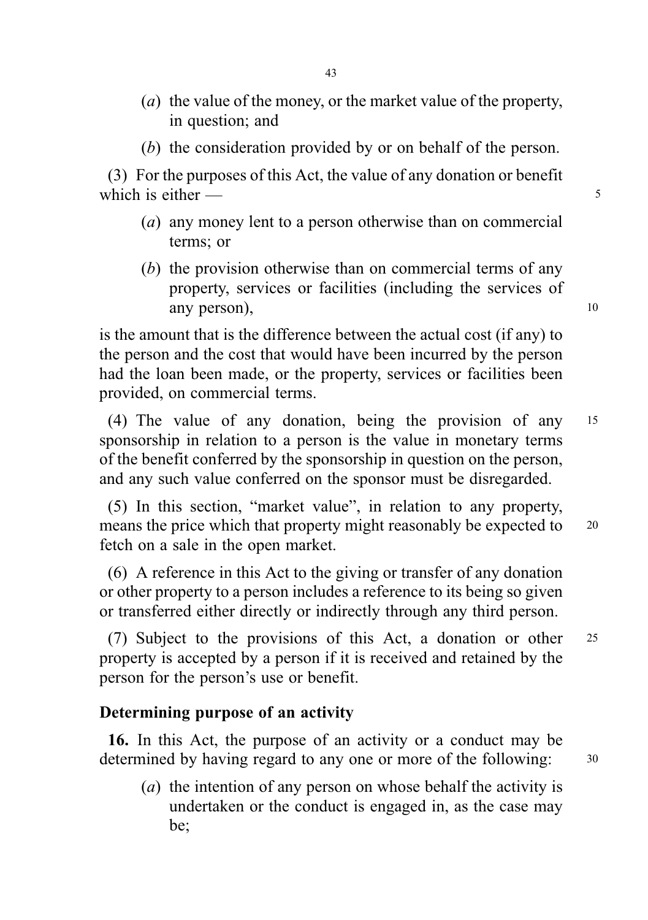(*a*) the value of the money, or the market value of the property, in question; and

(*b*) the consideration provided by or on behalf of the person.

(3) For the purposes of this Act, the value of any donation or benefit which is either —

(*a*) any money lent to a person otherwise than on commercial terms; or

(*b*) the provision otherwise than on commercial terms of any property, services or facilities (including the services of any person),

is the amount that is the difference between the actual cost (if any) to the person and the cost that would have been incurred by the person had the loan been made, or the property, services or facilities been provided, on commercial terms.

(4) The value of any donation, being the provision of any sponsorship in relation to a person is the value in monetary terms of the benefit conferred by the sponsorship in question on the person, and any such value conferred on the sponsor must be disregarded.

(5) In this section, "market value", in relation to any property, means the price which that property might reasonably be expected to fetch on a sale in the open market.

(6) A reference in this Act to the giving or transfer of any donation or other property to a person includes a reference to its being so given or transferred either directly or indirectly through any third person.

(7) Subject to the provisions of this Act, a donation or other property is accepted by a person if it is received and retained by the person for the person's use or benefit.

**Determining purpose of an activity**

**16.** In this Act, the purpose of an activity or a conduct may be determined by having regard to any one or more of the following:

(*a*) the intention of any person on whose behalf the activity is undertaken or the conduct is engaged in, as the case may be;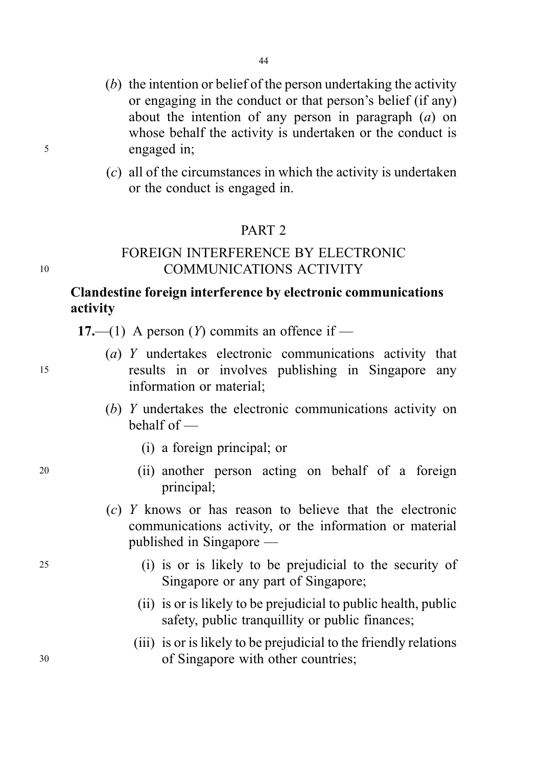(*b*) the intention or belief of the person undertaking the activity or engaging in the conduct or that person's belief (if any) about the intention of any person in paragraph (*a*) on whose behalf the activity is undertaken or the conduct is engaged in;

(*c*) all of the circumstances in which the activity is undertaken or the conduct is engaged in.

## PART 2

## FOREIGN INTERFERENCE BY ELECTRONIC COMMUNICATIONS ACTIVITY

### Clandestine foreign interference by electronic communications activity

**17.**—(1) A person (*Y*) commits an offence if —

(*a*) *Y* undertakes electronic communications activity that results in or involves publishing in Singapore any information or material;

(*b*) *Y* undertakes the electronic communications activity on behalf of —

(i) a foreign principal; or

(ii) another person acting on behalf of a foreign principal;

(*c*) *Y* knows or has reason to believe that the electronic communications activity, or the information or material published in Singapore —

(i) is or is likely to be prejudicial to the security of Singapore or any part of Singapore;

(ii) is or is likely to be prejudicial to public health, public safety, public tranquillity or public finances;

(iii) is or is likely to be prejudicial to the friendly relations of Singapore with other countries;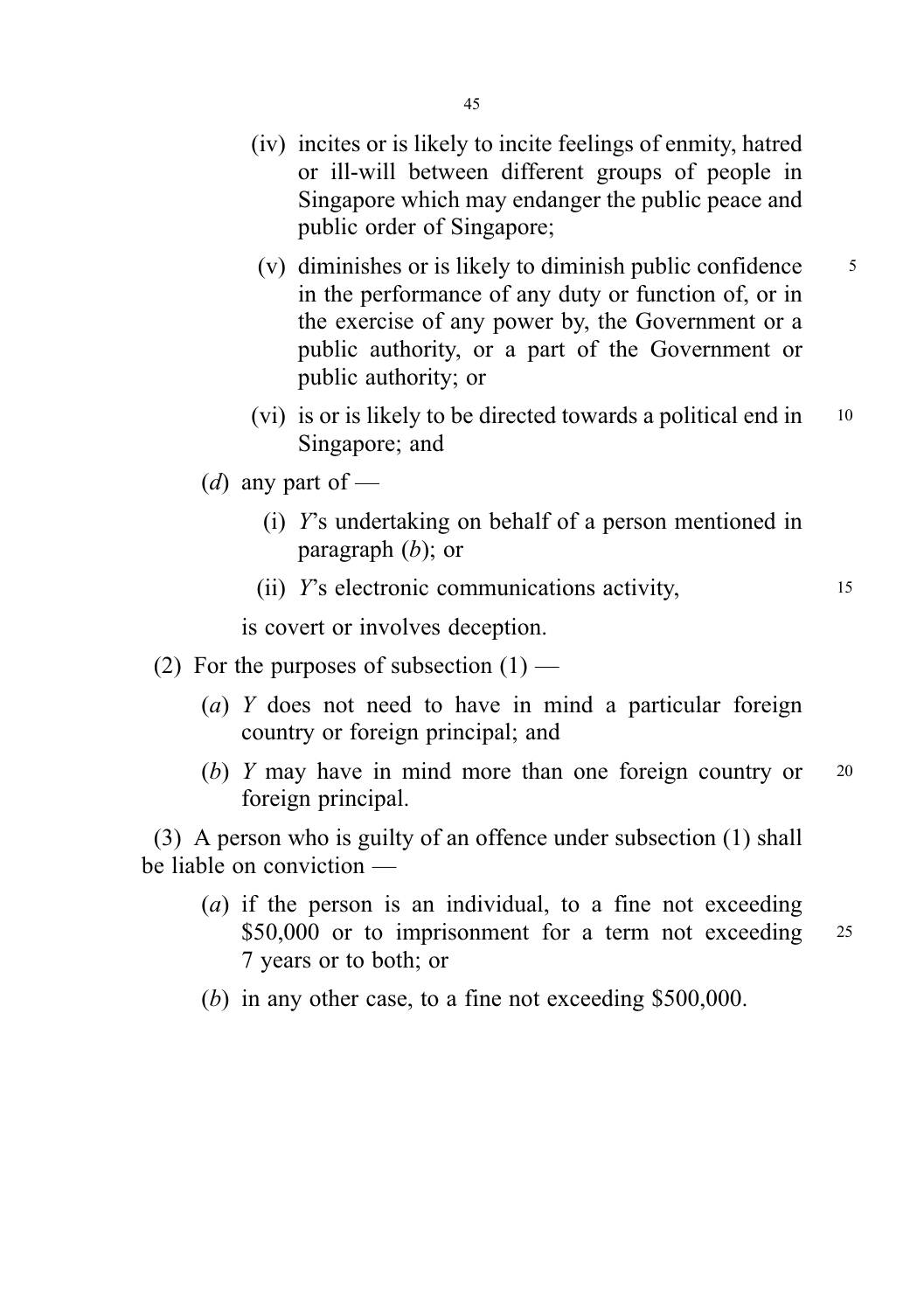(iv) incites or is likely to incite feelings of enmity, hatred or ill-will between different groups of people in Singapore which may endanger the public peace and public order of Singapore;

(v) diminishes or is likely to diminish public confidence in the performance of any duty or function of, or in the exercise of any power by, the Government or a public authority, or a part of the Government or public authority; or

(vi) is or is likely to be directed towards a political end in Singapore; and

(*d*) any part of —

(i) *Y*'s undertaking on behalf of a person mentioned in paragraph (*b*); or

(ii) *Y*'s electronic communications activity,

is covert or involves deception.

(2) For the purposes of subsection (1) —

(*a*) *Y* does not need to have in mind a particular foreign country or foreign principal; and

(*b*) *Y* may have in mind more than one foreign country or foreign principal.

(3) A person who is guilty of an offence under subsection (1) shall be liable on conviction —

(*a*) if the person is an individual, to a fine not exceeding $50,000 or to imprisonment for a term not exceeding 7 years or to both; or

(*b*) in any other case, to a fine not exceeding $500,000.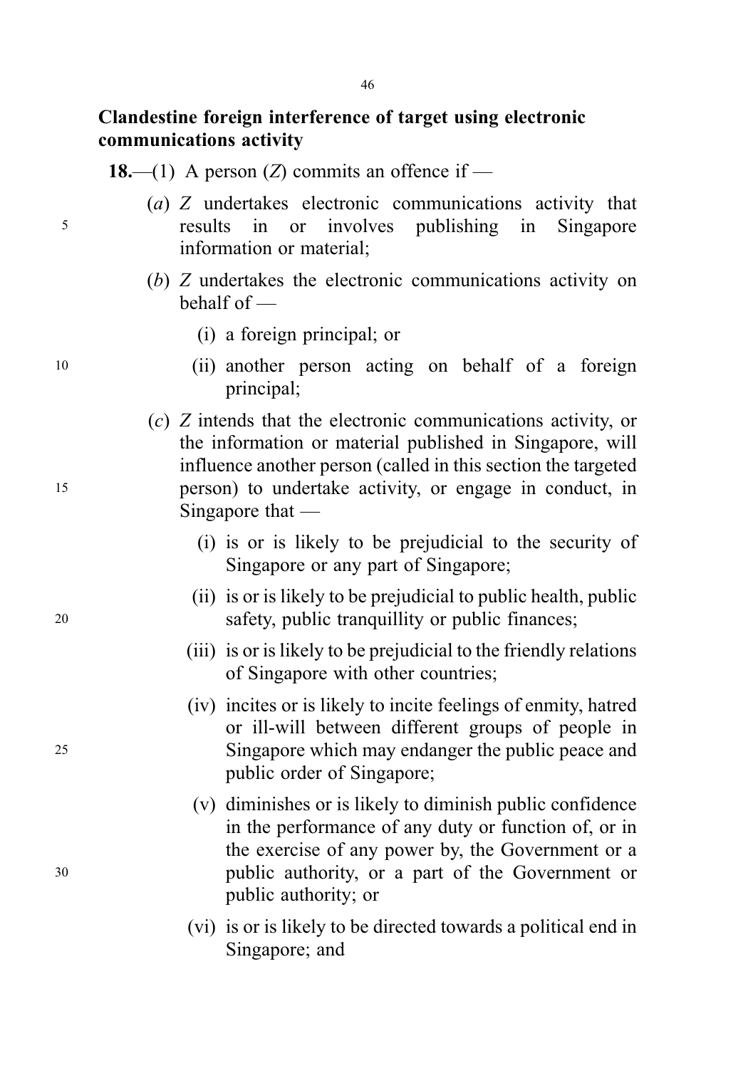**Clandestine foreign interference of target using electronic communications activity**

**18.**—(1) A person (*Z*) commits an offence if —

(*a*) *Z* undertakes electronic communications activity that results in or involves publishing in Singapore information or material;

(*b*) *Z* undertakes the electronic communications activity on behalf of —

(i) a foreign principal; or

(ii) another person acting on behalf of a foreign principal;

(*c*) *Z* intends that the electronic communications activity, or the information or material published in Singapore, will influence another person (called in this section the targeted person) to undertake activity, or engage in conduct, in Singapore that —

(i) is or is likely to be prejudicial to the security of Singapore or any part of Singapore;

(ii) is or is likely to be prejudicial to public health, public safety, public tranquillity or public finances;

(iii) is or is likely to be prejudicial to the friendly relations of Singapore with other countries;

(iv) incites or is likely to incite feelings of enmity, hatred or ill-will between different groups of people in Singapore which may endanger the public peace and public order of Singapore;

(v) diminishes or is likely to diminish public confidence in the performance of any duty or function of, or in the exercise of any power by, the Government or a public authority, or a part of the Government or public authority; or

(vi) is or is likely to be directed towards a political end in Singapore; and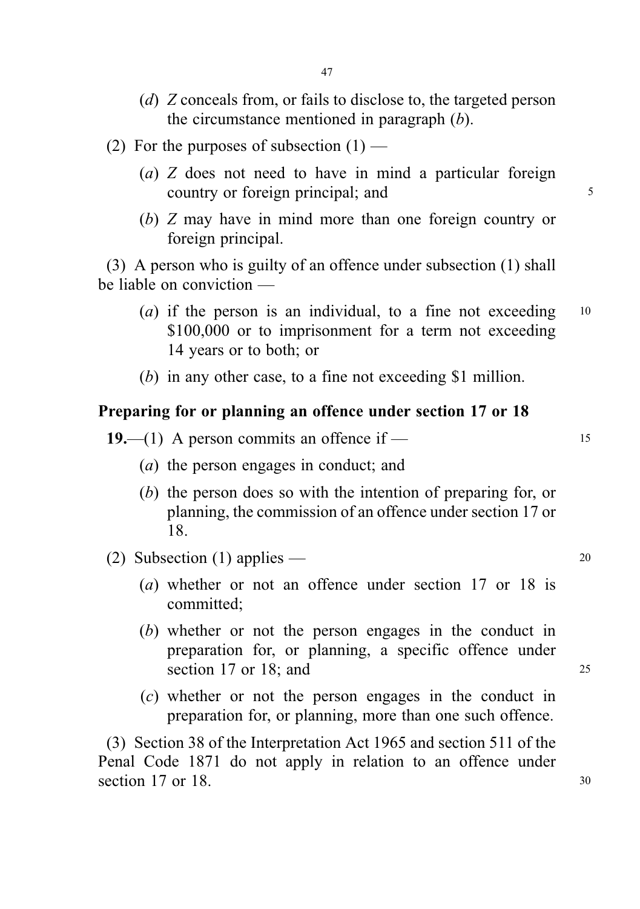(*d*) *Z* conceals from, or fails to disclose to, the targeted person the circumstance mentioned in paragraph (*b*).

(2) For the purposes of subsection (1) —

(*a*) *Z* does not need to have in mind a particular foreign country or foreign principal; and

(*b*) *Z* may have in mind more than one foreign country or foreign principal.

(3) A person who is guilty of an offence under subsection (1) shall be liable on conviction —

(*a*) if the person is an individual, to a fine not exceeding $100,000 or to imprisonment for a term not exceeding 14 years or to both; or

(*b*) in any other case, to a fine not exceeding $1 million.

**Preparing for or planning an offence under section 17 or 18**

**19.**—(1) A person commits an offence if —

(*a*) the person engages in conduct; and

(*b*) the person does so with the intention of preparing for, or planning, the commission of an offence under section 17 or 18.

(2) Subsection (1) applies —

(*a*) whether or not an offence under section 17 or 18 is committed;

(*b*) whether or not the person engages in the conduct in preparation for, or planning, a specific offence under section 17 or 18; and

(*c*) whether or not the person engages in the conduct in preparation for, or planning, more than one such offence.

(3) Section 38 of the Interpretation Act 1965 and section 511 of the Penal Code 1871 do not apply in relation to an offence under section 17 or 18.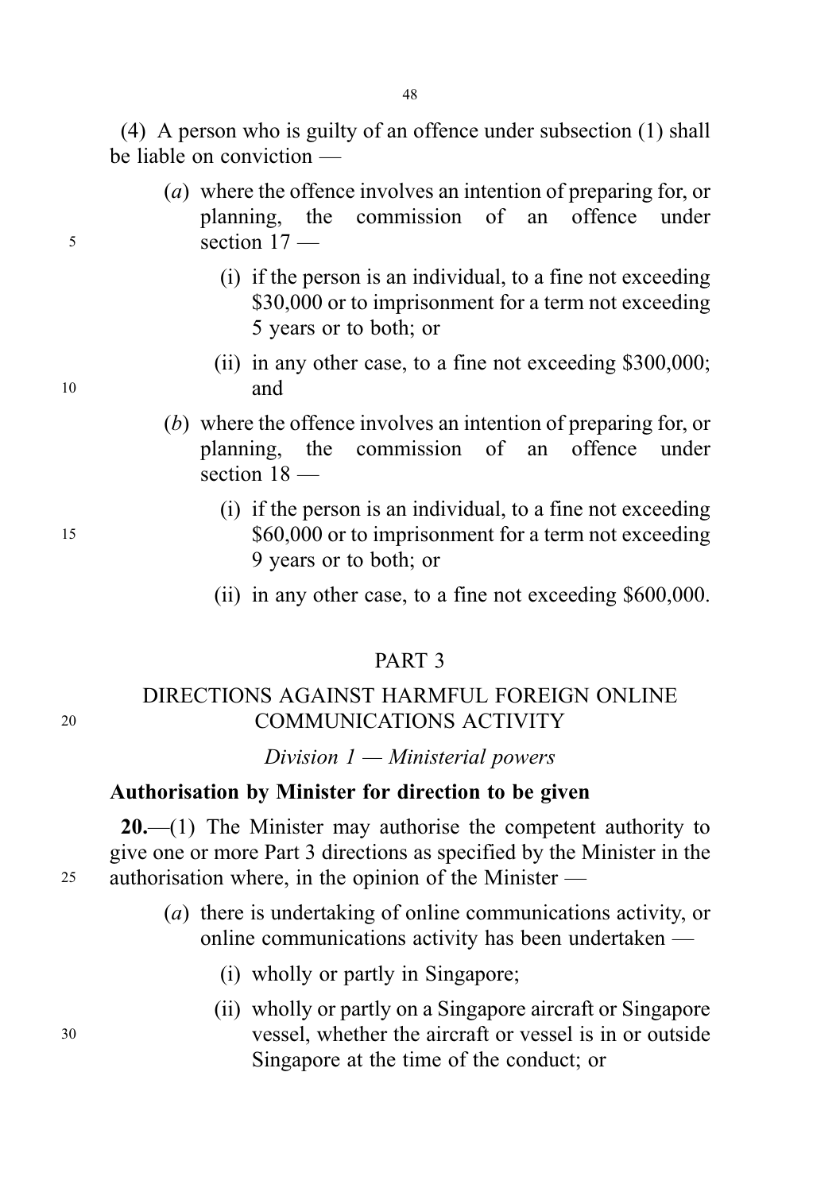(4) A person who is guilty of an offence under subsection (1) shall be liable on conviction —

(*a*) where the offence involves an intention of preparing for, or planning, the commission of an offence under section 17 —

(i) if the person is an individual, to a fine not exceeding $30,000 or to imprisonment for a term not exceeding 5 years or to both; or

(ii) in any other case, to a fine not exceeding $300,000; and

(*b*) where the offence involves an intention of preparing for, or planning, the commission of an offence under section 18 —

(i) if the person is an individual, to a fine not exceeding $60,000 or to imprisonment for a term not exceeding 9 years or to both; or

(ii) in any other case, to a fine not exceeding $600,000.

## PART 3

## DIRECTIONS AGAINST HARMFUL FOREIGN ONLINE COMMUNICATIONS ACTIVITY

### *Division 1 — Ministerial powers*

**Authorisation by Minister for direction to be given**

**20.**—(1) The Minister may authorise the competent authority to give one or more Part 3 directions as specified by the Minister in the authorisation where, in the opinion of the Minister —

(*a*) there is undertaking of online communications activity, or online communications activity has been undertaken —

(i) wholly or partly in Singapore;

(ii) wholly or partly on a Singapore aircraft or Singapore vessel, whether the aircraft or vessel is in or outside Singapore at the time of the conduct; or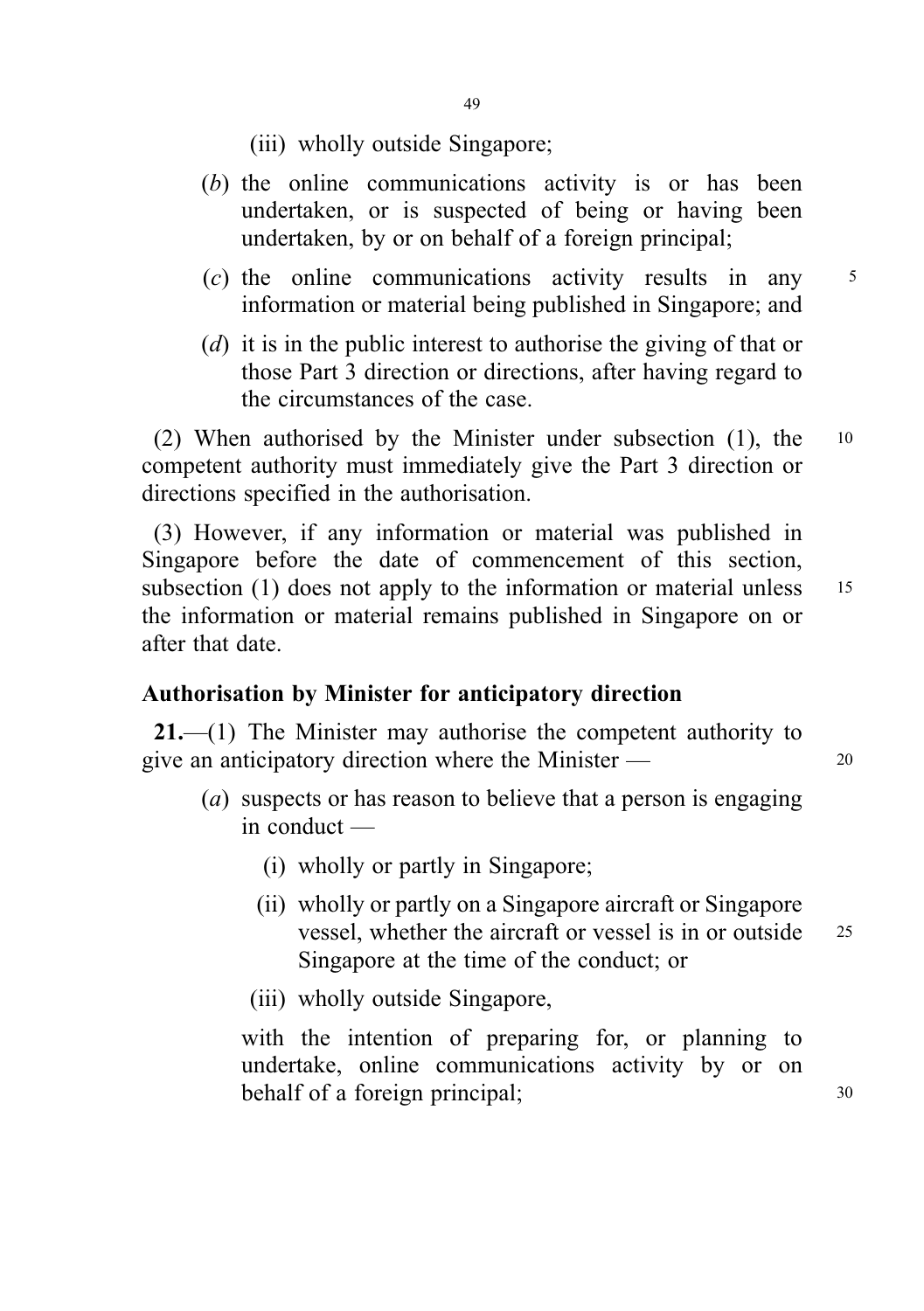(iii) wholly outside Singapore;

(*b*) the online communications activity is or has been undertaken, or is suspected of being or having been undertaken, by or on behalf of a foreign principal;

(*c*) the online communications activity results in any information or material being published in Singapore; and

(*d*) it is in the public interest to authorise the giving of that or those Part 3 direction or directions, after having regard to the circumstances of the case.

(2) When authorised by the Minister under subsection (1), the competent authority must immediately give the Part 3 direction or directions specified in the authorisation.

(3) However, if any information or material was published in Singapore before the date of commencement of this section, subsection (1) does not apply to the information or material unless the information or material remains published in Singapore on or after that date.

**Authorisation by Minister for anticipatory direction**

**21.**—(1) The Minister may authorise the competent authority to give an anticipatory direction where the Minister —

(*a*) suspects or has reason to believe that a person is engaging in conduct —

(i) wholly or partly in Singapore;

(ii) wholly or partly on a Singapore aircraft or Singapore vessel, whether the aircraft or vessel is in or outside Singapore at the time of the conduct; or

(iii) wholly outside Singapore,

with the intention of preparing for, or planning to undertake, online communications activity by or on behalf of a foreign principal;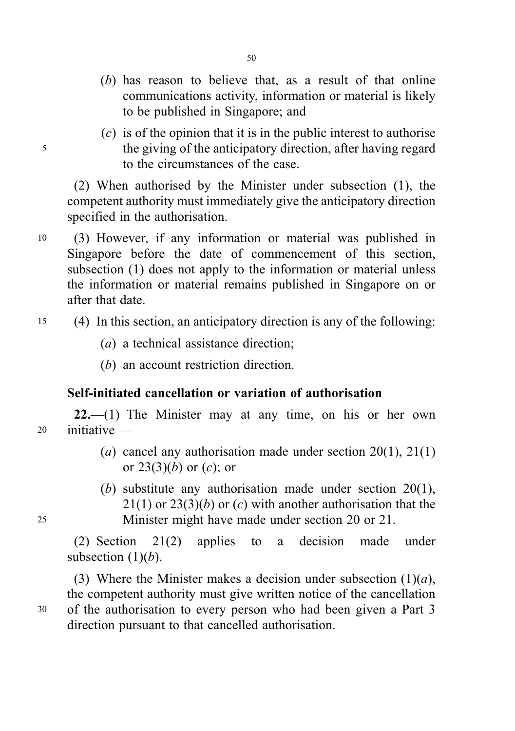(*b*) has reason to believe that, as a result of that online communications activity, information or material is likely to be published in Singapore; and

(*c*) is of the opinion that it is in the public interest to authorise the giving of the anticipatory direction, after having regard to the circumstances of the case.

(2) When authorised by the Minister under subsection (1), the competent authority must immediately give the anticipatory direction specified in the authorisation.

(3) However, if any information or material was published in Singapore before the date of commencement of this section, subsection (1) does not apply to the information or material unless the information or material remains published in Singapore on or after that date.

(4) In this section, an anticipatory direction is any of the following:

(*a*) a technical assistance direction;

(*b*) an account restriction direction.

### Self-initiated cancellation or variation of authorisation

**22.**—(1) The Minister may at any time, on his or her own initiative —

(*a*) cancel any authorisation made under section 20(1), 21(1) or 23(3)(*b*) or (*c*); or

(*b*) substitute any authorisation made under section 20(1), 21(1) or 23(3)(*b*) or (*c*) with another authorisation that the Minister might have made under section 20 or 21.

(2) Section 21(2) applies to a decision made under subsection (1)(*b*).

(3) Where the Minister makes a decision under subsection (1)(*a*), the competent authority must give written notice of the cancellation of the authorisation to every person who had been given a Part 3 direction pursuant to that cancelled authorisation.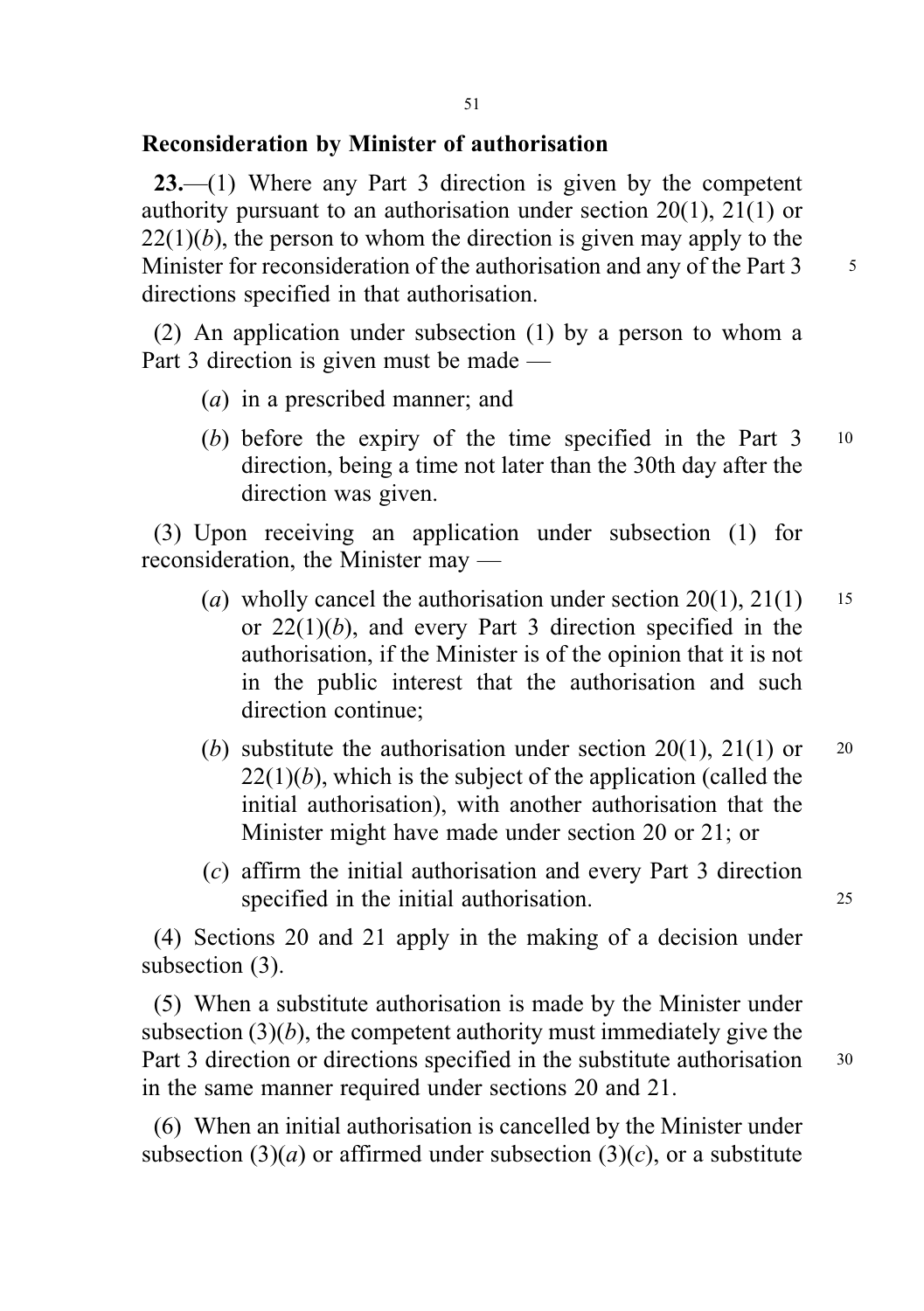**Reconsideration by Minister of authorisation**

**23.**—(1) Where any Part 3 direction is given by the competent authority pursuant to an authorisation under section 20(1), 21(1) or 22(1)(*b*), the person to whom the direction is given may apply to the Minister for reconsideration of the authorisation and any of the Part 3 directions specified in that authorisation.

(2) An application under subsection (1) by a person to whom a Part 3 direction is given must be made —

(*a*) in a prescribed manner; and

(*b*) before the expiry of the time specified in the Part 3 direction, being a time not later than the 30th day after the direction was given.

(3) Upon receiving an application under subsection (1) for reconsideration, the Minister may —

(*a*) wholly cancel the authorisation under section 20(1), 21(1) or 22(1)(*b*), and every Part 3 direction specified in the authorisation, if the Minister is of the opinion that it is not in the public interest that the authorisation and such direction continue;

(*b*) substitute the authorisation under section 20(1), 21(1) or 22(1)(*b*), which is the subject of the application (called the initial authorisation), with another authorisation that the Minister might have made under section 20 or 21; or

(*c*) affirm the initial authorisation and every Part 3 direction specified in the initial authorisation.

(4) Sections 20 and 21 apply in the making of a decision under subsection (3).

(5) When a substitute authorisation is made by the Minister under subsection (3)(*b*), the competent authority must immediately give the Part 3 direction or directions specified in the substitute authorisation in the same manner required under sections 20 and 21.

(6) When an initial authorisation is cancelled by the Minister under subsection (3)(*a*) or affirmed under subsection (3)(*c*), or a substitute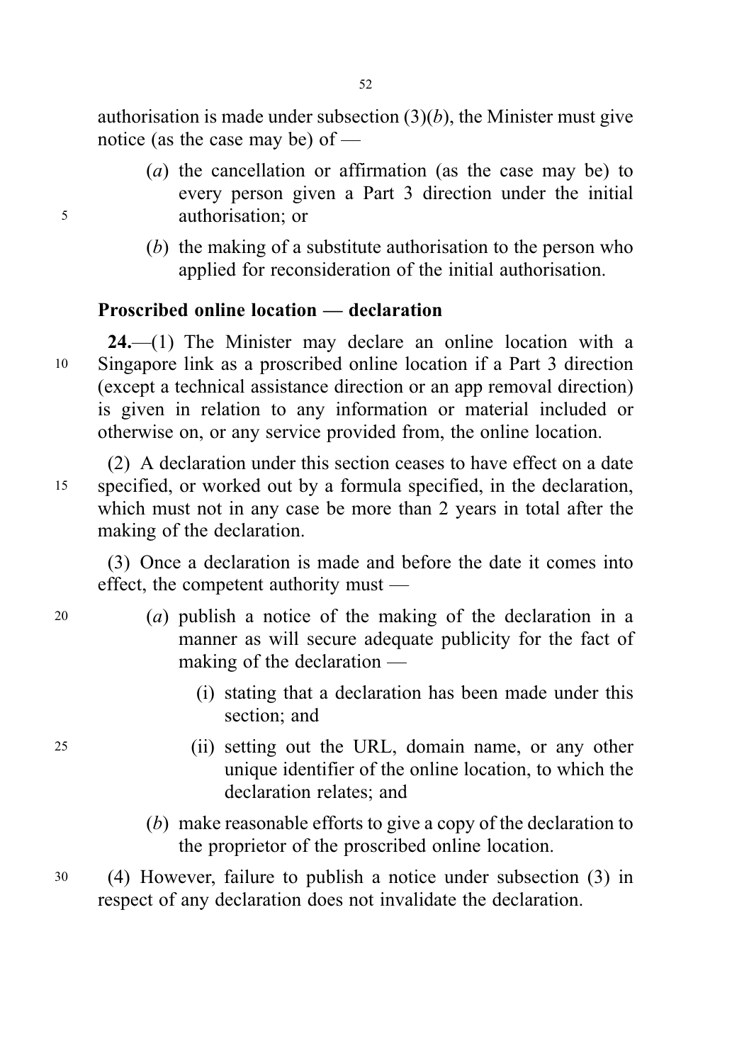authorisation is made under subsection (3)(*b*), the Minister must give notice (as the case may be) of —

(*a*) the cancellation or affirmation (as the case may be) to every person given a Part 3 direction under the initial authorisation; or

(*b*) the making of a substitute authorisation to the person who applied for reconsideration of the initial authorisation.

**Proscribed online location — declaration**

**24.**—(1) The Minister may declare an online location with a Singapore link as a proscribed online location if a Part 3 direction (except a technical assistance direction or an app removal direction) is given in relation to any information or material included or otherwise on, or any service provided from, the online location.

(2) A declaration under this section ceases to have effect on a date specified, or worked out by a formula specified, in the declaration, which must not in any case be more than 2 years in total after the making of the declaration.

(3) Once a declaration is made and before the date it comes into effect, the competent authority must —

(*a*) publish a notice of the making of the declaration in a manner as will secure adequate publicity for the fact of making of the declaration —

(i) stating that a declaration has been made under this section; and

(ii) setting out the URL, domain name, or any other unique identifier of the online location, to which the declaration relates; and

(*b*) make reasonable efforts to give a copy of the declaration to the proprietor of the proscribed online location.

(4) However, failure to publish a notice under subsection (3) in respect of any declaration does not invalidate the declaration.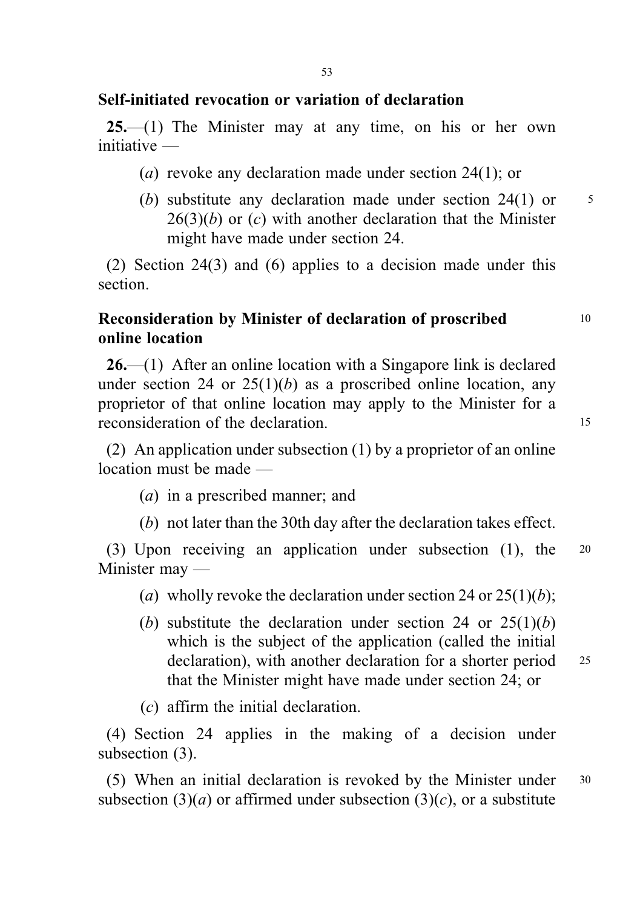**Self-initiated revocation or variation of declaration**

**25.**—(1) The Minister may at any time, on his or her own initiative —

(*a*) revoke any declaration made under section 24(1); or

(*b*) substitute any declaration made under section 24(1) or 26(3)(*b*) or (*c*) with another declaration that the Minister might have made under section 24.

(2) Section 24(3) and (6) applies to a decision made under this section.

**Reconsideration by Minister of declaration of proscribed online location**

**26.**—(1) After an online location with a Singapore link is declared under section 24 or 25(1)(*b*) as a proscribed online location, any proprietor of that online location may apply to the Minister for a reconsideration of the declaration.

(2) An application under subsection (1) by a proprietor of an online location must be made —

(*a*) in a prescribed manner; and

(*b*) not later than the 30th day after the declaration takes effect.

(3) Upon receiving an application under subsection (1), the Minister may —

(*a*) wholly revoke the declaration under section 24 or 25(1)(*b*);

(*b*) substitute the declaration under section 24 or 25(1)(*b*) which is the subject of the application (called the initial declaration), with another declaration for a shorter period that the Minister might have made under section 24; or

(*c*) affirm the initial declaration.

(4) Section 24 applies in the making of a decision under subsection (3).

(5) When an initial declaration is revoked by the Minister under subsection (3)(*a*) or affirmed under subsection (3)(*c*), or a substitute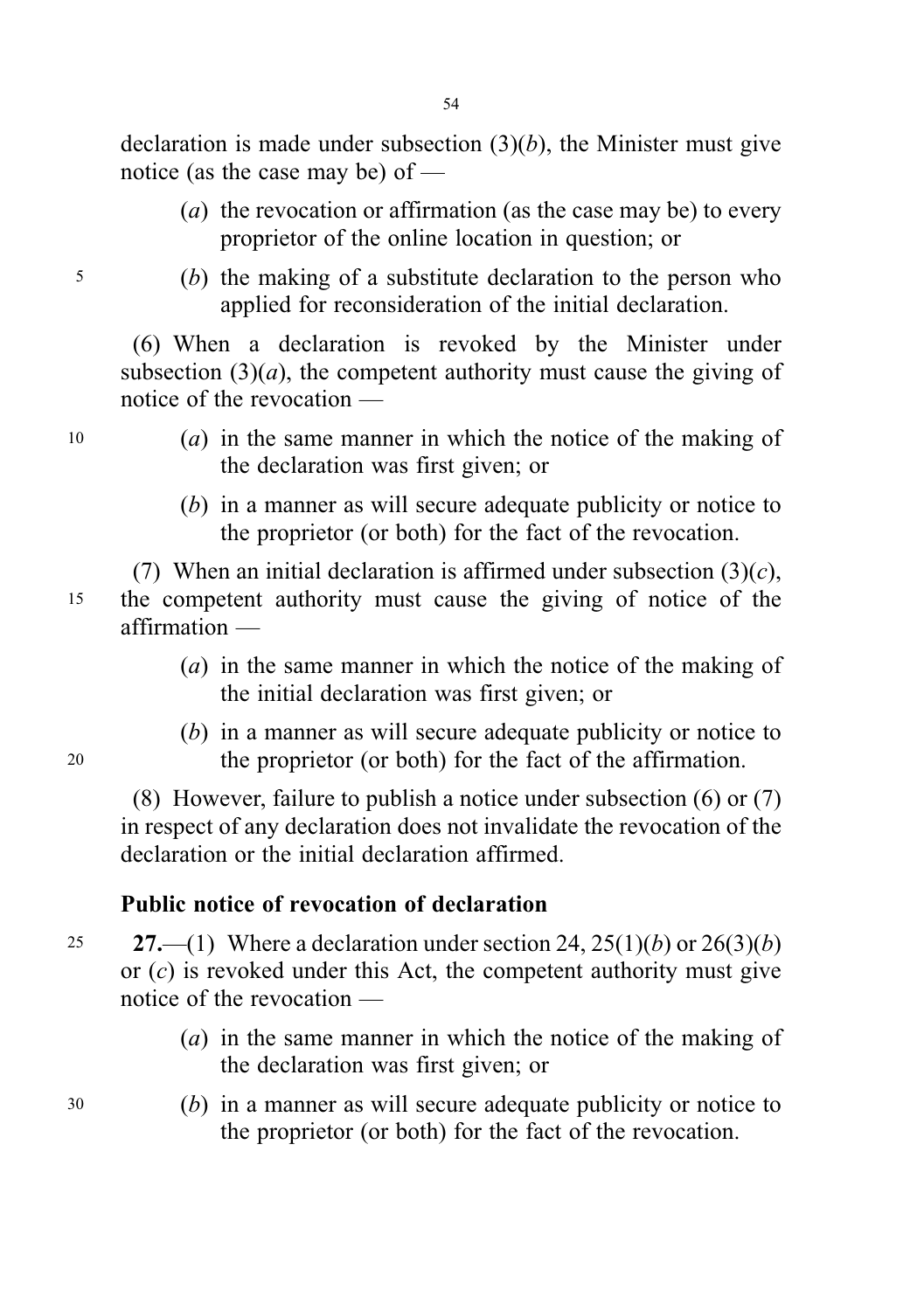declaration is made under subsection (3)(*b*), the Minister must give notice (as the case may be) of —

(*a*) the revocation or affirmation (as the case may be) to every proprietor of the online location in question; or

(*b*) the making of a substitute declaration to the person who applied for reconsideration of the initial declaration.

(6) When a declaration is revoked by the Minister under subsection (3)(*a*), the competent authority must cause the giving of notice of the revocation —

(*a*) in the same manner in which the notice of the making of the declaration was first given; or

(*b*) in a manner as will secure adequate publicity or notice to the proprietor (or both) for the fact of the revocation.

(7) When an initial declaration is affirmed under subsection (3)(*c*), the competent authority must cause the giving of notice of the affirmation —

(*a*) in the same manner in which the notice of the making of the initial declaration was first given; or

(*b*) in a manner as will secure adequate publicity or notice to the proprietor (or both) for the fact of the affirmation.

(8) However, failure to publish a notice under subsection (6) or (7) in respect of any declaration does not invalidate the revocation of the declaration or the initial declaration affirmed.

**Public notice of revocation of declaration**

**27.**—(1) Where a declaration under section 24, 25(1)(*b*) or 26(3)(*b*) or (*c*) is revoked under this Act, the competent authority must give notice of the revocation —

(*a*) in the same manner in which the notice of the making of the declaration was first given; or

(*b*) in a manner as will secure adequate publicity or notice to the proprietor (or both) for the fact of the revocation.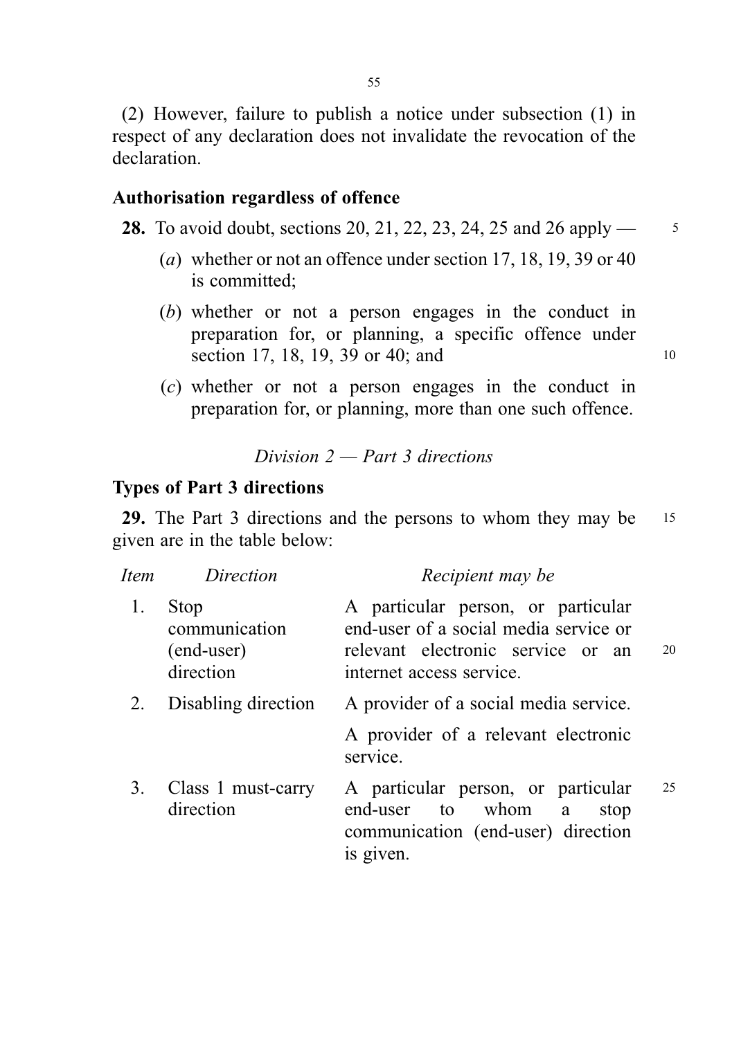(2) However, failure to publish a notice under subsection (1) in respect of any declaration does not invalidate the revocation of the declaration.

### Authorisation regardless of offence

**28.** To avoid doubt, sections 20, 21, 22, 23, 24, 25 and 26 apply —

(*a*) whether or not an offence under section 17, 18, 19, 39 or 40 is committed;

(*b*) whether or not a person engages in the conduct in preparation for, or planning, a specific offence under section 17, 18, 19, 39 or 40; and

(*c*) whether or not a person engages in the conduct in preparation for, or planning, more than one such offence.

## *Division 2 — Part 3 directions*

### Types of Part 3 directions

**29.** The Part 3 directions and the persons to whom they may be given are in the table below:

| *Item* | *Direction* | *Recipient may be* |
|---|---|---|
| 1. | Stop communication (end-user) direction | A particular person, or particular end-user of a social media service or relevant electronic service or an internet access service. |
| 2. | Disabling direction | A provider of a social media service.<br><br>A provider of a relevant electronic service. |
| 3. | Class 1 must-carry direction | A particular person, or particular end-user to whom a stop communication (end-user) direction is given. |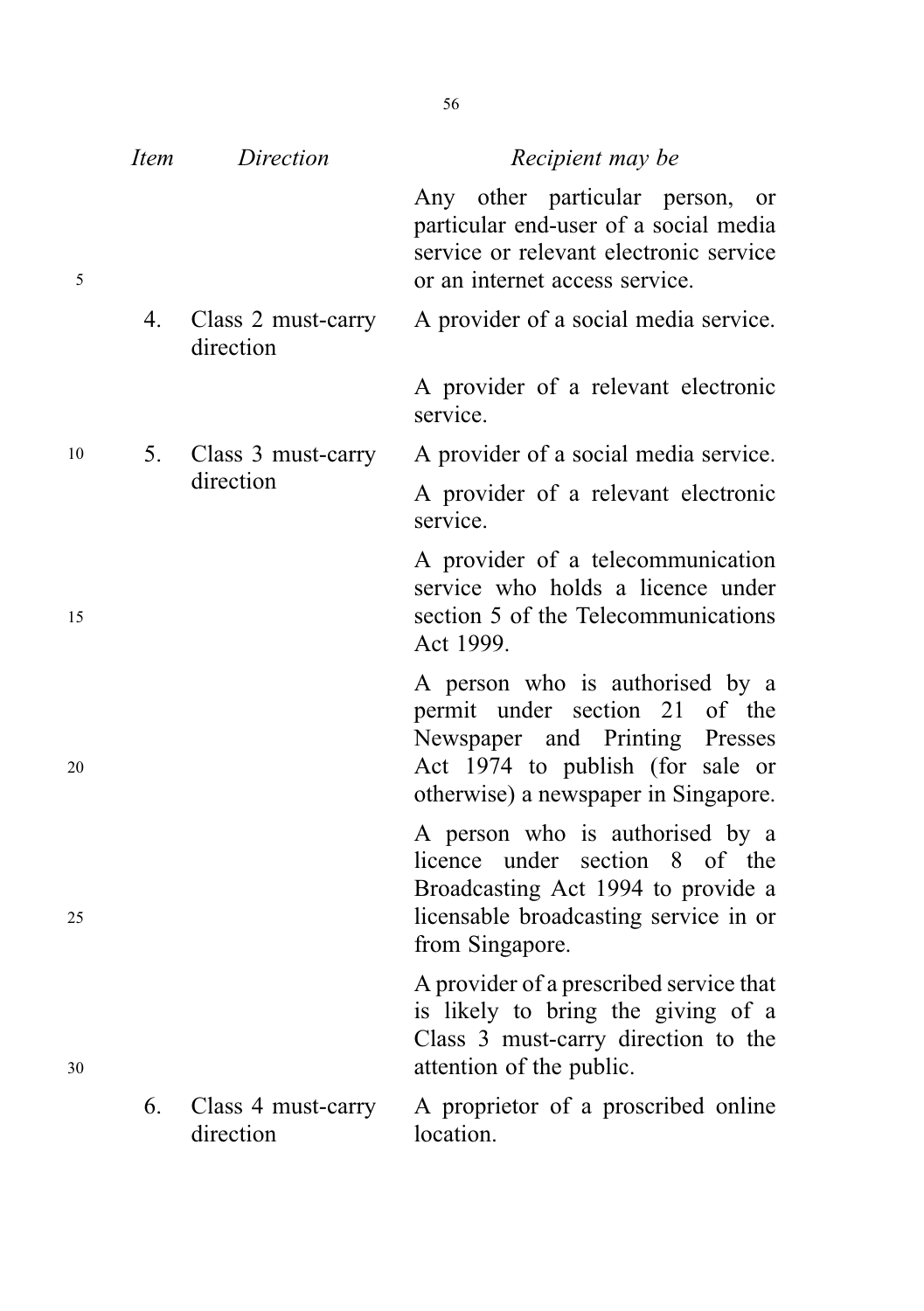| *Item* | *Direction* | *Recipient may be* |
|---|---|---|
| | | Any other particular person, or particular end-user of a social media service or relevant electronic service or an internet access service. |
| 4. | Class 2 must-carry direction | A provider of a social media service. |
| | | A provider of a relevant electronic service. |
| 5. | Class 3 must-carry direction | A provider of a social media service. |
| | | A provider of a relevant electronic service. |
| | | A provider of a telecommunication service who holds a licence under section 5 of the Telecommunications Act 1999. |
| | | A person who is authorised by a permit under section 21 of the Newspaper and Printing Presses Act 1974 to publish (for sale or otherwise) a newspaper in Singapore. |
| | | A person who is authorised by a licence under section 8 of the Broadcasting Act 1994 to provide a licensable broadcasting service in or from Singapore. |
| | | A provider of a prescribed service that is likely to bring the giving of a Class 3 must-carry direction to the attention of the public. |
| 6. | Class 4 must-carry direction | A proprietor of a proscribed online location. |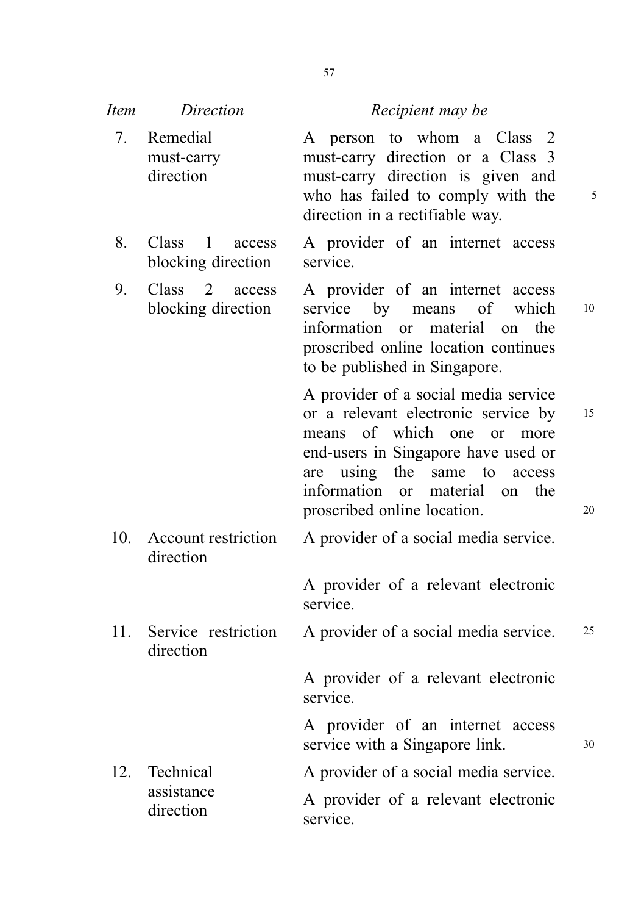| Item | Direction | Recipient may be |
|---|---|---|
| 7. | Remedial must-carry direction | A person to whom a Class 2 must-carry direction or a Class 3 must-carry direction is given and who has failed to comply with the direction in a rectifiable way. |
| 8. | Class 1 access blocking direction | A provider of an internet access service. |
| 9. | Class 2 access blocking direction | A provider of an internet access service by means of which information or material on the proscribed online location continues to be published in Singapore. |
| | | A provider of a social media service or a relevant electronic service by means of which one or more end-users in Singapore have used or are using the same to access information or material on the proscribed online location. |
| 10. | Account restriction direction | A provider of a social media service. |
| | | A provider of a relevant electronic service. |
| 11. | Service restriction direction | A provider of a social media service. |
| | | A provider of a relevant electronic service. |
| | | A provider of an internet access service with a Singapore link. |
| 12. | Technical assistance direction | A provider of a social media service. |
| | | A provider of a relevant electronic service. |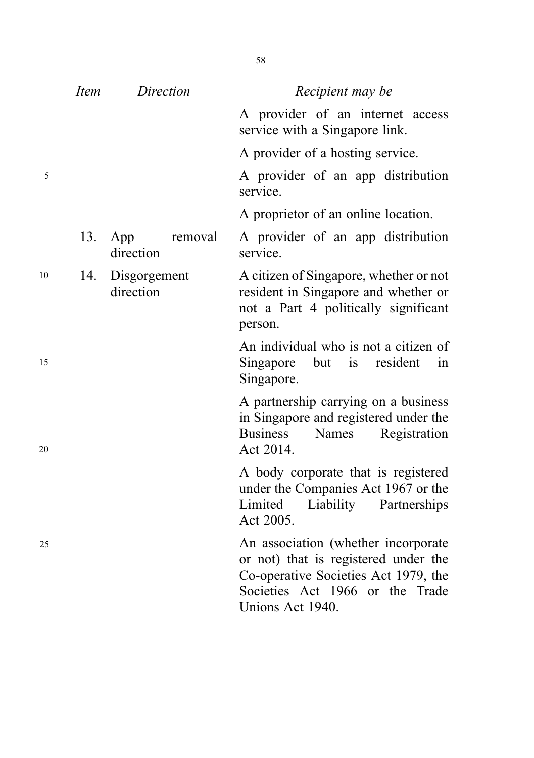| *Item* | *Direction* | *Recipient may be* |
|---|---|---|
| | | A provider of an internet access service with a Singapore link. |
| | | A provider of a hosting service. |
| | | A provider of an app distribution service. |
| | | A proprietor of an online location. |
| 13. | App removal direction | A provider of an app distribution service. |
| 14. | Disgorgement direction | A citizen of Singapore, whether or not resident in Singapore and whether or not a Part 4 politically significant person. |
| | | An individual who is not a citizen of Singapore but is resident in Singapore. |
| | | A partnership carrying on a business in Singapore and registered under the Business Names Registration Act 2014. |
| | | A body corporate that is registered under the Companies Act 1967 or the Limited Liability Partnerships Act 2005. |
| | | An association (whether incorporate or not) that is registered under the Co-operative Societies Act 1979, the Societies Act 1966 or the Trade Unions Act 1940. |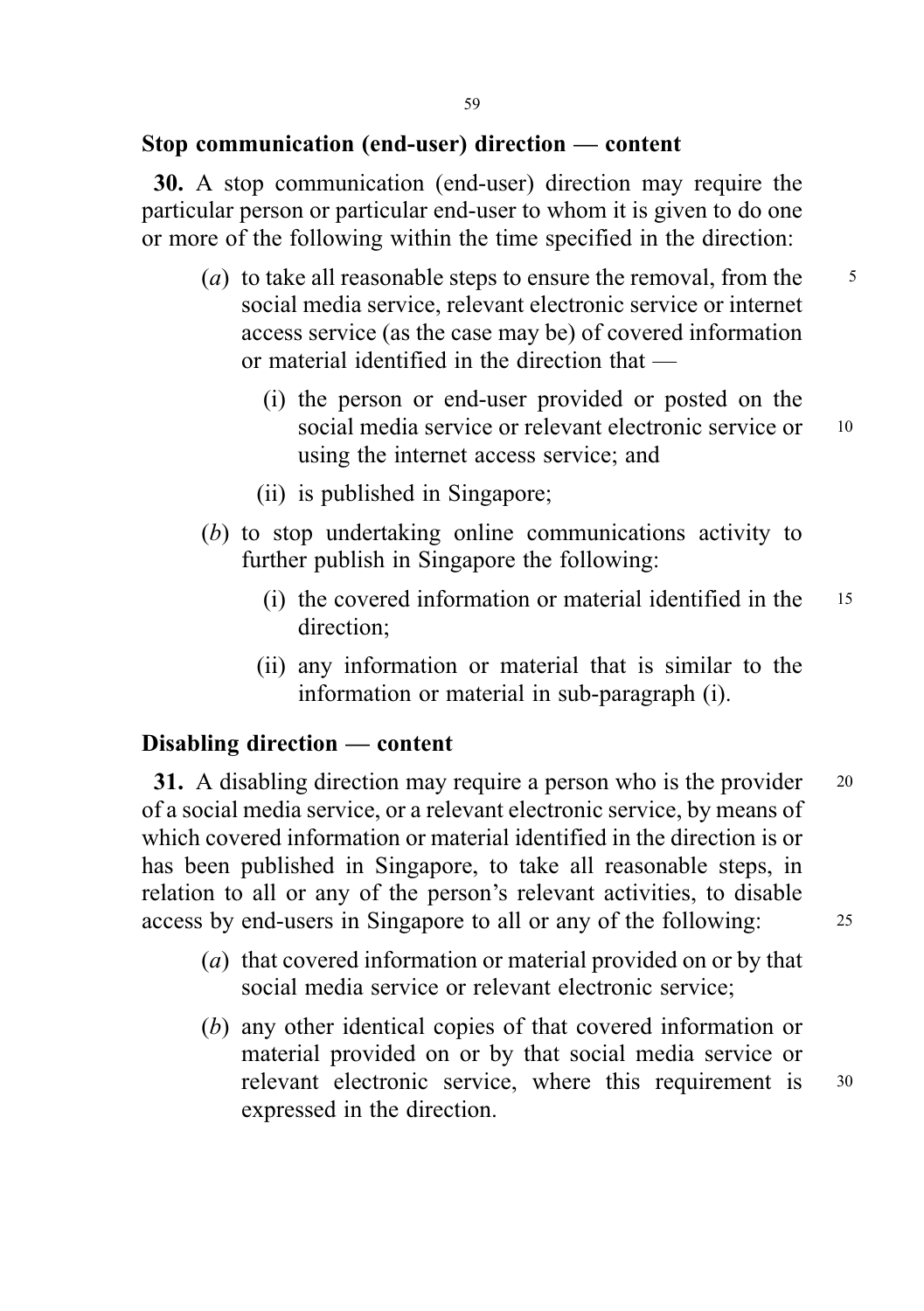### Stop communication (end-user) direction — content

**30.** A stop communication (end-user) direction may require the particular person or particular end-user to whom it is given to do one or more of the following within the time specified in the direction:

(*a*) to take all reasonable steps to ensure the removal, from the social media service, relevant electronic service or internet access service (as the case may be) of covered information or material identified in the direction that —

(i) the person or end-user provided or posted on the social media service or relevant electronic service or using the internet access service; and

(ii) is published in Singapore;

(*b*) to stop undertaking online communications activity to further publish in Singapore the following:

(i) the covered information or material identified in the direction;

(ii) any information or material that is similar to the information or material in sub-paragraph (i).

### Disabling direction — content

**31.** A disabling direction may require a person who is the provider of a social media service, or a relevant electronic service, by means of which covered information or material identified in the direction is or has been published in Singapore, to take all reasonable steps, in relation to all or any of the person's relevant activities, to disable access by end-users in Singapore to all or any of the following:

(*a*) that covered information or material provided on or by that social media service or relevant electronic service;

(*b*) any other identical copies of that covered information or material provided on or by that social media service or relevant electronic service, where this requirement is expressed in the direction.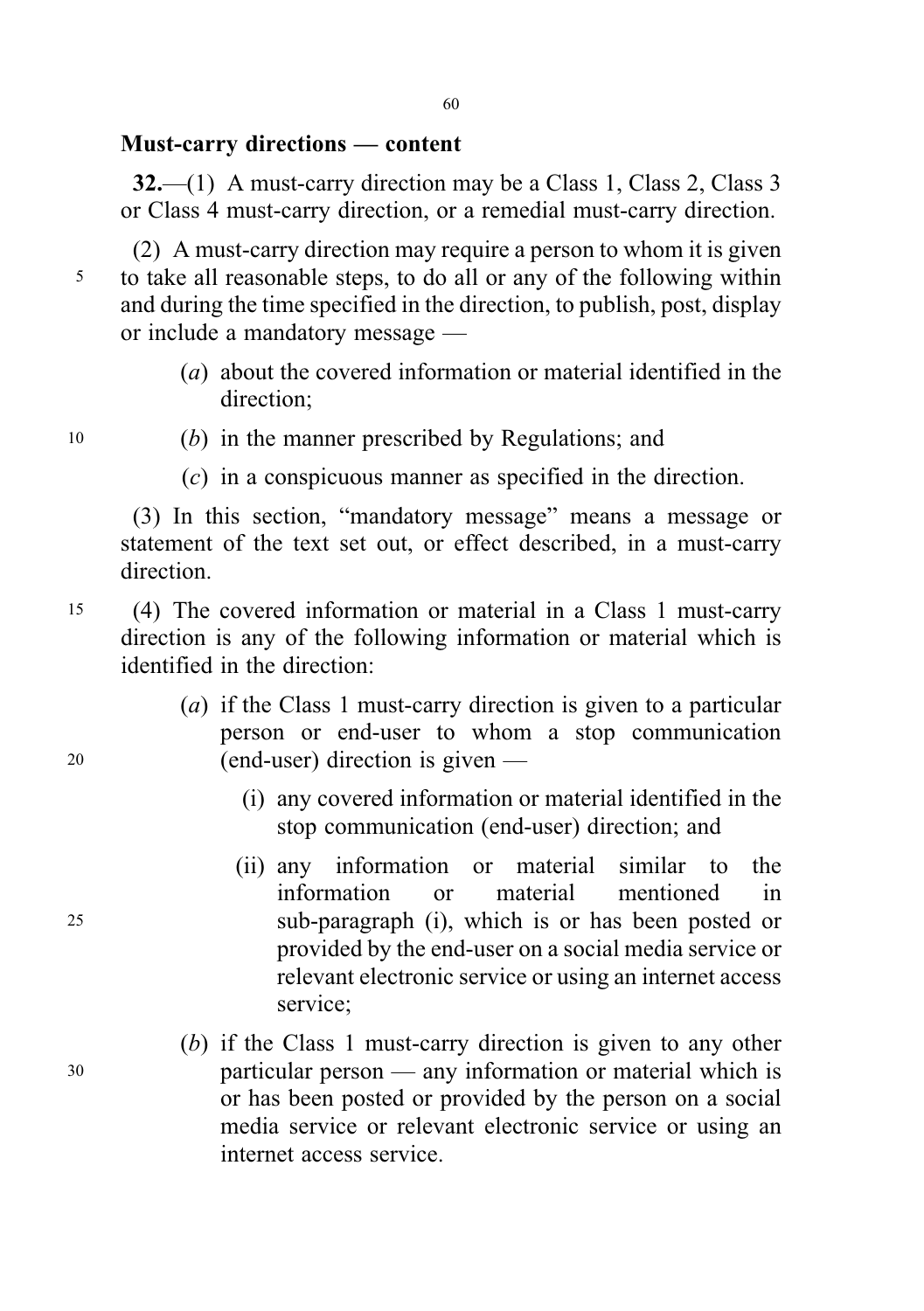### Must-carry directions — content

**32.**—(1) A must-carry direction may be a Class 1, Class 2, Class 3 or Class 4 must-carry direction, or a remedial must-carry direction.

(2) A must-carry direction may require a person to whom it is given to take all reasonable steps, to do all or any of the following within and during the time specified in the direction, to publish, post, display or include a mandatory message —

- (*a*) about the covered information or material identified in the direction;
- (*b*) in the manner prescribed by Regulations; and
- (*c*) in a conspicuous manner as specified in the direction.

(3) In this section, "mandatory message" means a message or statement of the text set out, or effect described, in a must-carry direction.

(4) The covered information or material in a Class 1 must-carry direction is any of the following information or material which is identified in the direction:

- (*a*) if the Class 1 must-carry direction is given to a particular person or end-user to whom a stop communication (end-user) direction is given —
  - (i) any covered information or material identified in the stop communication (end-user) direction; and
  - (ii) any information or material similar to the information or material mentioned in sub-paragraph (i), which is or has been posted or provided by the end-user on a social media service or relevant electronic service or using an internet access service;
- (*b*) if the Class 1 must-carry direction is given to any other particular person — any information or material which is or has been posted or provided by the person on a social media service or relevant electronic service or using an internet access service.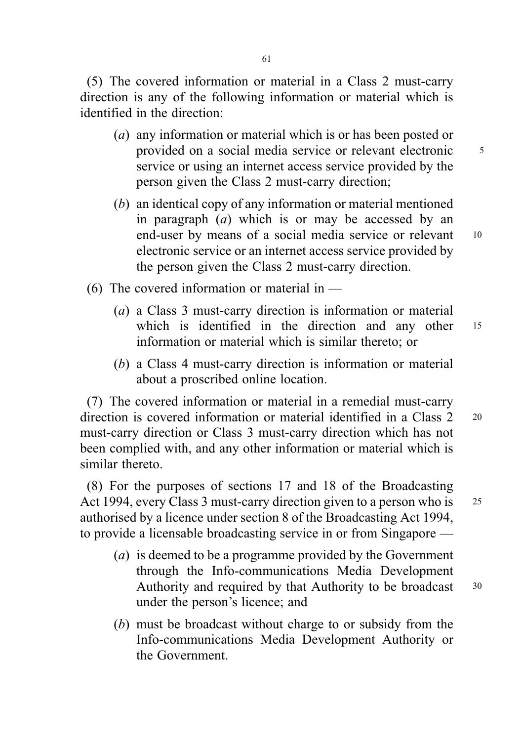(5) The covered information or material in a Class 2 must-carry direction is any of the following information or material which is identified in the direction:

(*a*) any information or material which is or has been posted or provided on a social media service or relevant electronic service or using an internet access service provided by the person given the Class 2 must-carry direction;

(*b*) an identical copy of any information or material mentioned in paragraph (*a*) which is or may be accessed by an end-user by means of a social media service or relevant electronic service or an internet access service provided by the person given the Class 2 must-carry direction.

(6) The covered information or material in —

(*a*) a Class 3 must-carry direction is information or material which is identified in the direction and any other information or material which is similar thereto; or

(*b*) a Class 4 must-carry direction is information or material about a proscribed online location.

(7) The covered information or material in a remedial must-carry direction is covered information or material identified in a Class 2 must-carry direction or Class 3 must-carry direction which has not been complied with, and any other information or material which is similar thereto.

(8) For the purposes of sections 17 and 18 of the Broadcasting Act 1994, every Class 3 must-carry direction given to a person who is authorised by a licence under section 8 of the Broadcasting Act 1994, to provide a licensable broadcasting service in or from Singapore —

(*a*) is deemed to be a programme provided by the Government through the Info-communications Media Development Authority and required by that Authority to be broadcast under the person's licence; and

(*b*) must be broadcast without charge to or subsidy from the Info-communications Media Development Authority or the Government.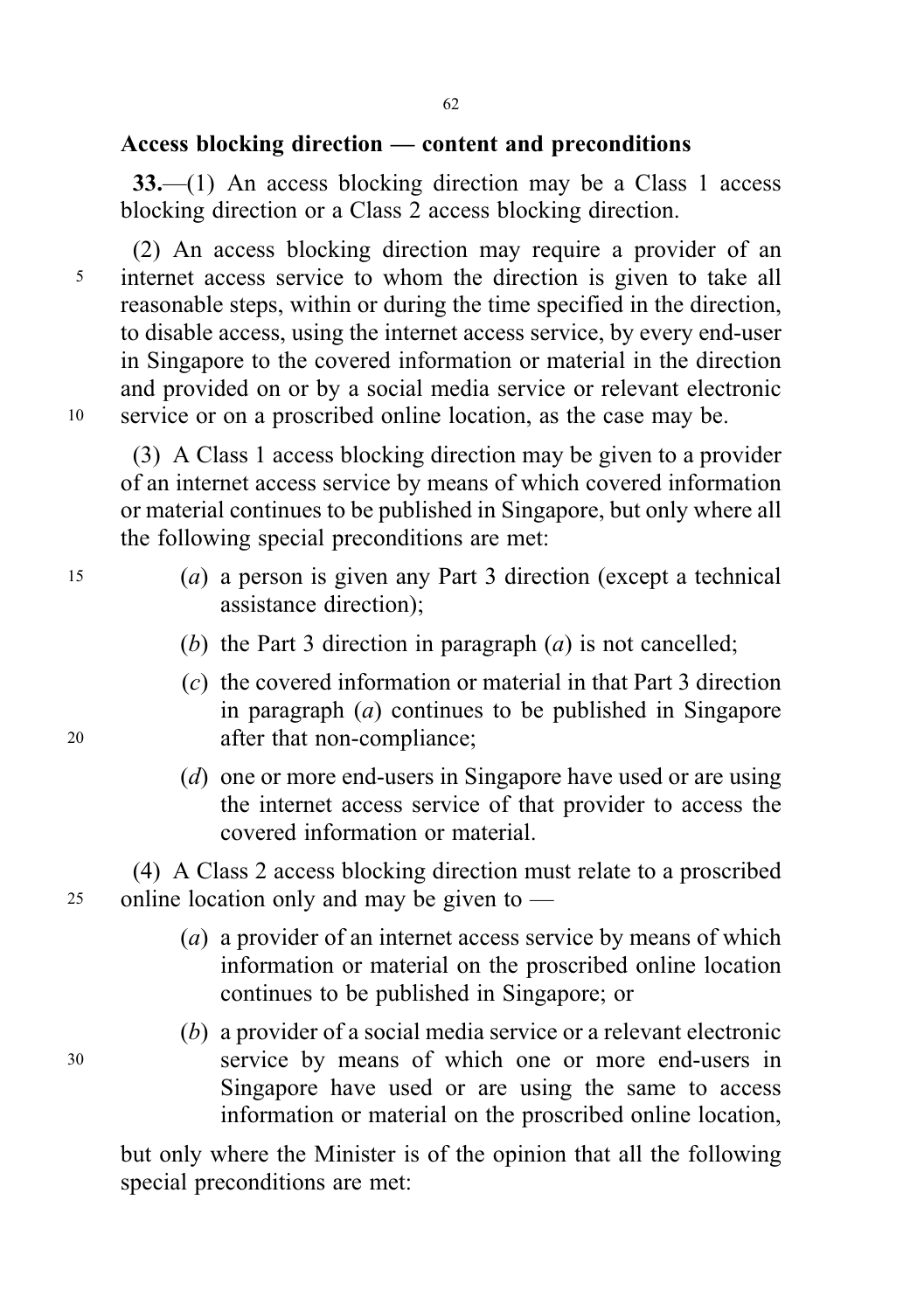### Access blocking direction — content and preconditions

**33.**—(1) An access blocking direction may be a Class 1 access blocking direction or a Class 2 access blocking direction.

(2) An access blocking direction may require a provider of an internet access service to whom the direction is given to take all reasonable steps, within or during the time specified in the direction, to disable access, using the internet access service, by every end-user in Singapore to the covered information or material in the direction and provided on or by a social media service or relevant electronic service or on a proscribed online location, as the case may be.

(3) A Class 1 access blocking direction may be given to a provider of an internet access service by means of which covered information or material continues to be published in Singapore, but only where all the following special preconditions are met:

(*a*) a person is given any Part 3 direction (except a technical assistance direction);

(*b*) the Part 3 direction in paragraph (*a*) is not cancelled;

(*c*) the covered information or material in that Part 3 direction in paragraph (*a*) continues to be published in Singapore after that non-compliance;

(*d*) one or more end-users in Singapore have used or are using the internet access service of that provider to access the covered information or material.

(4) A Class 2 access blocking direction must relate to a proscribed online location only and may be given to —

(*a*) a provider of an internet access service by means of which information or material on the proscribed online location continues to be published in Singapore; or

(*b*) a provider of a social media service or a relevant electronic service by means of which one or more end-users in Singapore have used or are using the same to access information or material on the proscribed online location,

but only where the Minister is of the opinion that all the following special preconditions are met: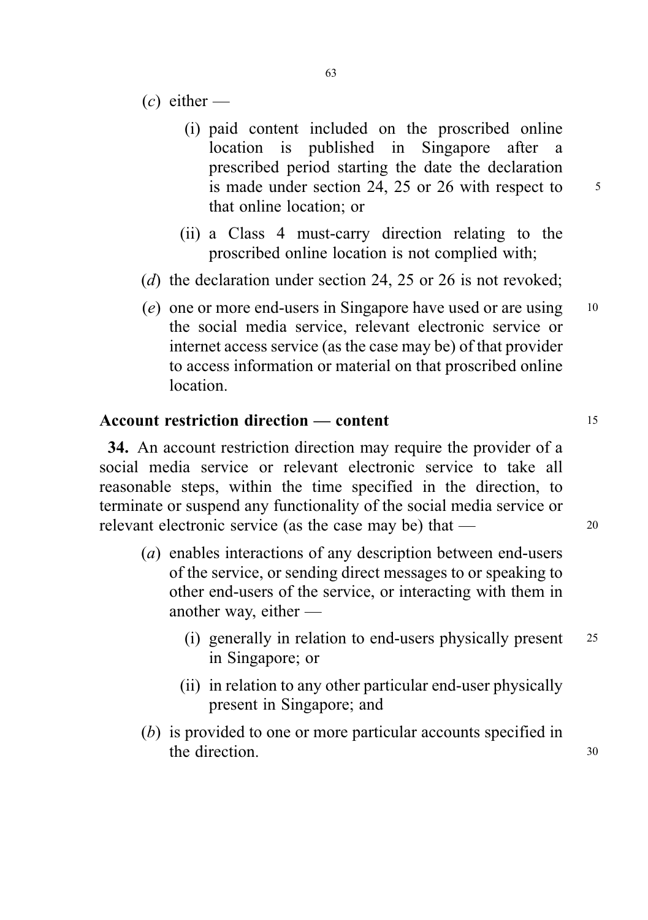(*c*) either —

(i) paid content included on the proscribed online location is published in Singapore after a prescribed period starting the date the declaration is made under section 24, 25 or 26 with respect to that online location; or

(ii) a Class 4 must-carry direction relating to the proscribed online location is not complied with;

(*d*) the declaration under section 24, 25 or 26 is not revoked;

(*e*) one or more end-users in Singapore have used or are using the social media service, relevant electronic service or internet access service (as the case may be) of that provider to access information or material on that proscribed online location.

### Account restriction direction — content

**34.** An account restriction direction may require the provider of a social media service or relevant electronic service to take all reasonable steps, within the time specified in the direction, to terminate or suspend any functionality of the social media service or relevant electronic service (as the case may be) that —

(*a*) enables interactions of any description between end-users of the service, or sending direct messages to or speaking to other end-users of the service, or interacting with them in another way, either —

(i) generally in relation to end-users physically present in Singapore; or

(ii) in relation to any other particular end-user physically present in Singapore; and

(*b*) is provided to one or more particular accounts specified in the direction.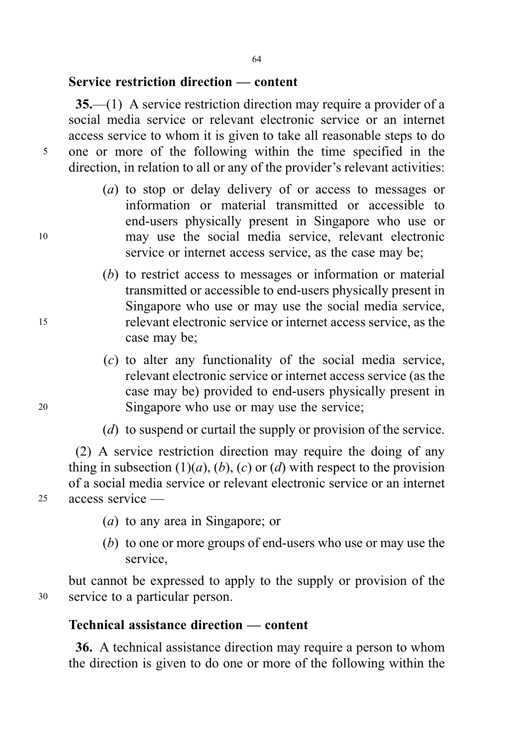**Service restriction direction — content**

**35.**—(1) A service restriction direction may require a provider of a social media service or relevant electronic service or an internet access service to whom it is given to take all reasonable steps to do one or more of the following within the time specified in the direction, in relation to all or any of the provider's relevant activities:

(*a*) to stop or delay delivery of or access to messages or information or material transmitted or accessible to end-users physically present in Singapore who use or may use the social media service, relevant electronic service or internet access service, as the case may be;

(*b*) to restrict access to messages or information or material transmitted or accessible to end-users physically present in Singapore who use or may use the social media service, relevant electronic service or internet access service, as the case may be;

(*c*) to alter any functionality of the social media service, relevant electronic service or internet access service (as the case may be) provided to end-users physically present in Singapore who use or may use the service;

(*d*) to suspend or curtail the supply or provision of the service.

(2) A service restriction direction may require the doing of any thing in subsection (1)(*a*), (*b*), (*c*) or (*d*) with respect to the provision of a social media service or relevant electronic service or an internet access service —

(*a*) to any area in Singapore; or

(*b*) to one or more groups of end-users who use or may use the service,

but cannot be expressed to apply to the supply or provision of the service to a particular person.

**Technical assistance direction — content**

**36.** A technical assistance direction may require a person to whom the direction is given to do one or more of the following within the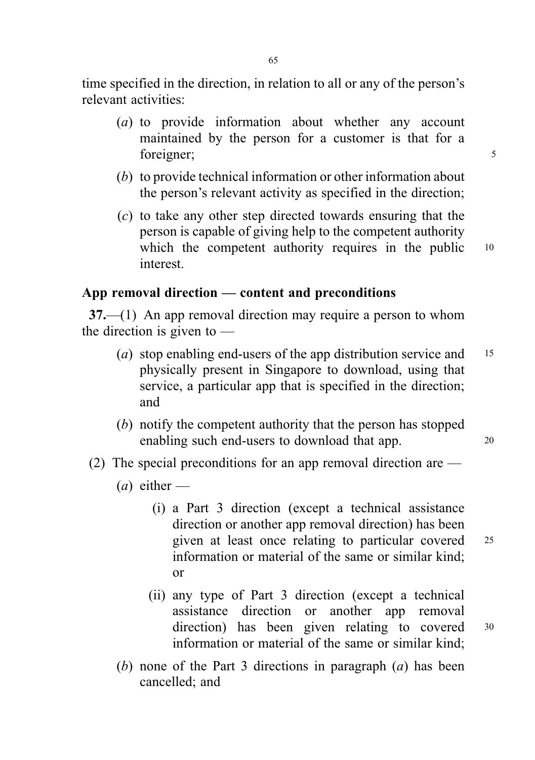time specified in the direction, in relation to all or any of the person's relevant activities:

(*a*) to provide information about whether any account maintained by the person for a customer is that for a foreigner;

(*b*) to provide technical information or other information about the person's relevant activity as specified in the direction;

(*c*) to take any other step directed towards ensuring that the person is capable of giving help to the competent authority which the competent authority requires in the public interest.

## App removal direction — content and preconditions

**37.**—(1) An app removal direction may require a person to whom the direction is given to —

(*a*) stop enabling end-users of the app distribution service and physically present in Singapore to download, using that service, a particular app that is specified in the direction; and

(*b*) notify the competent authority that the person has stopped enabling such end-users to download that app.

(2) The special preconditions for an app removal direction are —

(*a*) either —

(i) a Part 3 direction (except a technical assistance direction or another app removal direction) has been given at least once relating to particular covered information or material of the same or similar kind; or

(ii) any type of Part 3 direction (except a technical assistance direction or another app removal direction) has been given relating to covered information or material of the same or similar kind;

(*b*) none of the Part 3 directions in paragraph (*a*) has been cancelled; and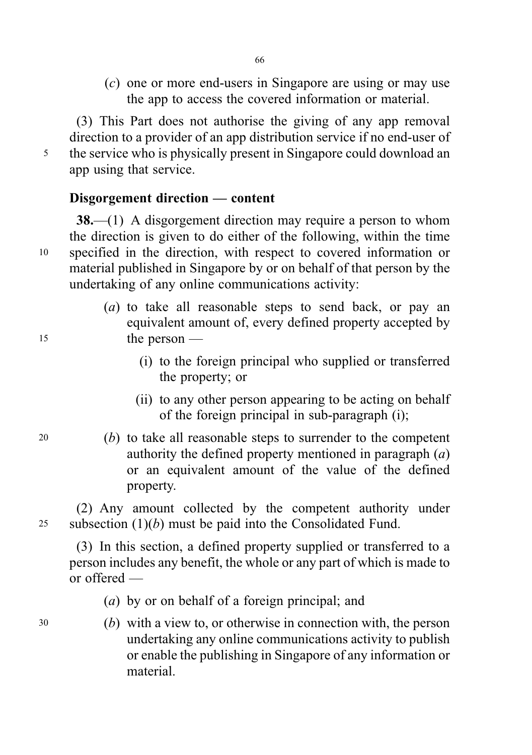(*c*) one or more end-users in Singapore are using or may use the app to access the covered information or material.

(3) This Part does not authorise the giving of any app removal direction to a provider of an app distribution service if no end-user of the service who is physically present in Singapore could download an app using that service.

**Disgorgement direction — content**

**38.**—(1) A disgorgement direction may require a person to whom the direction is given to do either of the following, within the time specified in the direction, with respect to covered information or material published in Singapore by or on behalf of that person by the undertaking of any online communications activity:

(*a*) to take all reasonable steps to send back, or pay an equivalent amount of, every defined property accepted by the person —

(i) to the foreign principal who supplied or transferred the property; or

(ii) to any other person appearing to be acting on behalf of the foreign principal in sub-paragraph (i);

(*b*) to take all reasonable steps to surrender to the competent authority the defined property mentioned in paragraph (*a*) or an equivalent amount of the value of the defined property.

(2) Any amount collected by the competent authority under subsection (1)(*b*) must be paid into the Consolidated Fund.

(3) In this section, a defined property supplied or transferred to a person includes any benefit, the whole or any part of which is made to or offered —

(*a*) by or on behalf of a foreign principal; and

(*b*) with a view to, or otherwise in connection with, the person undertaking any online communications activity to publish or enable the publishing in Singapore of any information or material.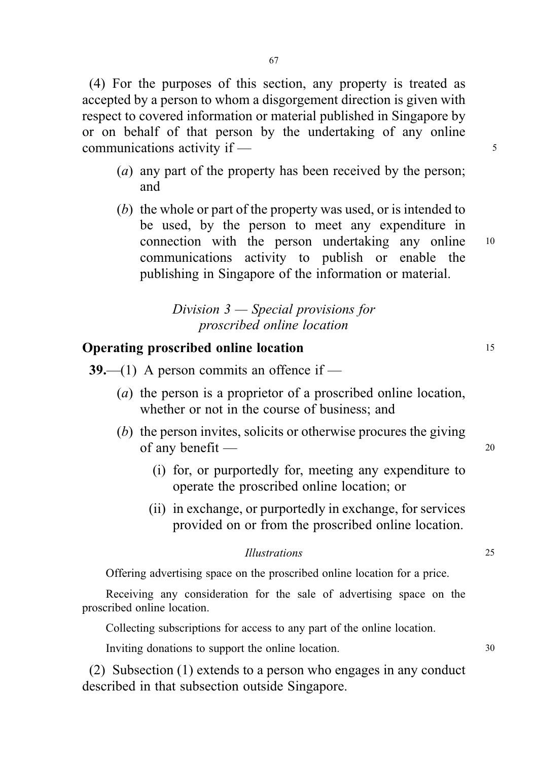(4) For the purposes of this section, any property is treated as accepted by a person to whom a disgorgement direction is given with respect to covered information or material published in Singapore by or on behalf of that person by the undertaking of any online communications activity if —

- (*a*) any part of the property has been received by the person; and
- (*b*) the whole or part of the property was used, or is intended to be used, by the person to meet any expenditure in connection with the person undertaking any online communications activity to publish or enable the publishing in Singapore of the information or material.

*Division 3 — Special provisions for proscribed online location*

**Operating proscribed online location**

**39.**—(1) A person commits an offence if —

- (*a*) the person is a proprietor of a proscribed online location, whether or not in the course of business; and
- (*b*) the person invites, solicits or otherwise procures the giving of any benefit —
  - (i) for, or purportedly for, meeting any expenditure to operate the proscribed online location; or
  - (ii) in exchange, or purportedly in exchange, for services provided on or from the proscribed online location.

*Illustrations*

Offering advertising space on the proscribed online location for a price.

Receiving any consideration for the sale of advertising space on the proscribed online location.

Collecting subscriptions for access to any part of the online location.

Inviting donations to support the online location.

(2) Subsection (1) extends to a person who engages in any conduct described in that subsection outside Singapore.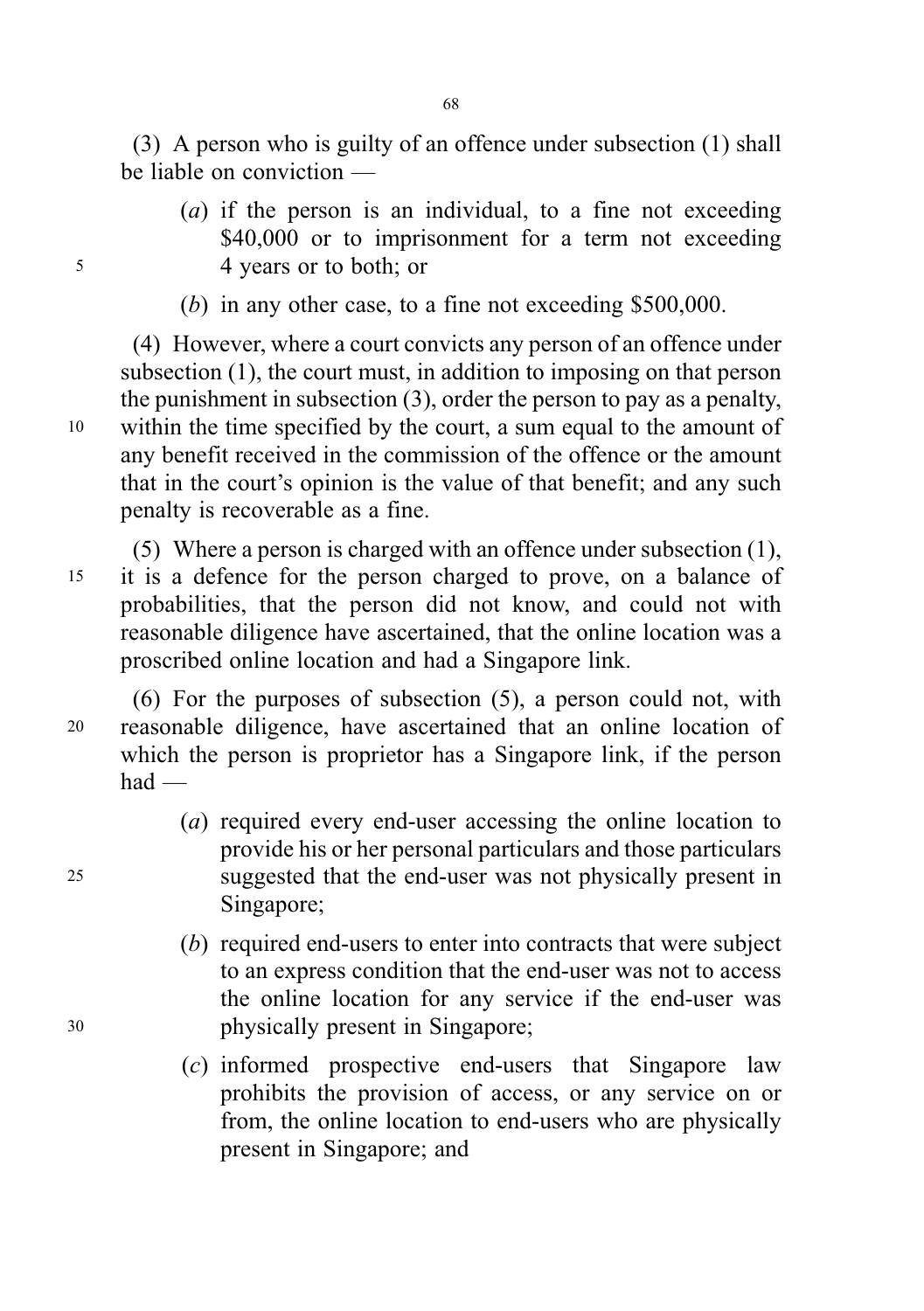(3) A person who is guilty of an offence under subsection (1) shall be liable on conviction —

(*a*) if the person is an individual, to a fine not exceeding \$40,000 or to imprisonment for a term not exceeding 4 years or to both; or

(*b*) in any other case, to a fine not exceeding \$500,000.

(4) However, where a court convicts any person of an offence under subsection (1), the court must, in addition to imposing on that person the punishment in subsection (3), order the person to pay as a penalty, within the time specified by the court, a sum equal to the amount of any benefit received in the commission of the offence or the amount that in the court's opinion is the value of that benefit; and any such penalty is recoverable as a fine.

(5) Where a person is charged with an offence under subsection (1), it is a defence for the person charged to prove, on a balance of probabilities, that the person did not know, and could not with reasonable diligence have ascertained, that the online location was a proscribed online location and had a Singapore link.

(6) For the purposes of subsection (5), a person could not, with reasonable diligence, have ascertained that an online location of which the person is proprietor has a Singapore link, if the person had —

(*a*) required every end-user accessing the online location to provide his or her personal particulars and those particulars suggested that the end-user was not physically present in Singapore;

(*b*) required end-users to enter into contracts that were subject to an express condition that the end-user was not to access the online location for any service if the end-user was physically present in Singapore;

(*c*) informed prospective end-users that Singapore law prohibits the provision of access, or any service on or from, the online location to end-users who are physically present in Singapore; and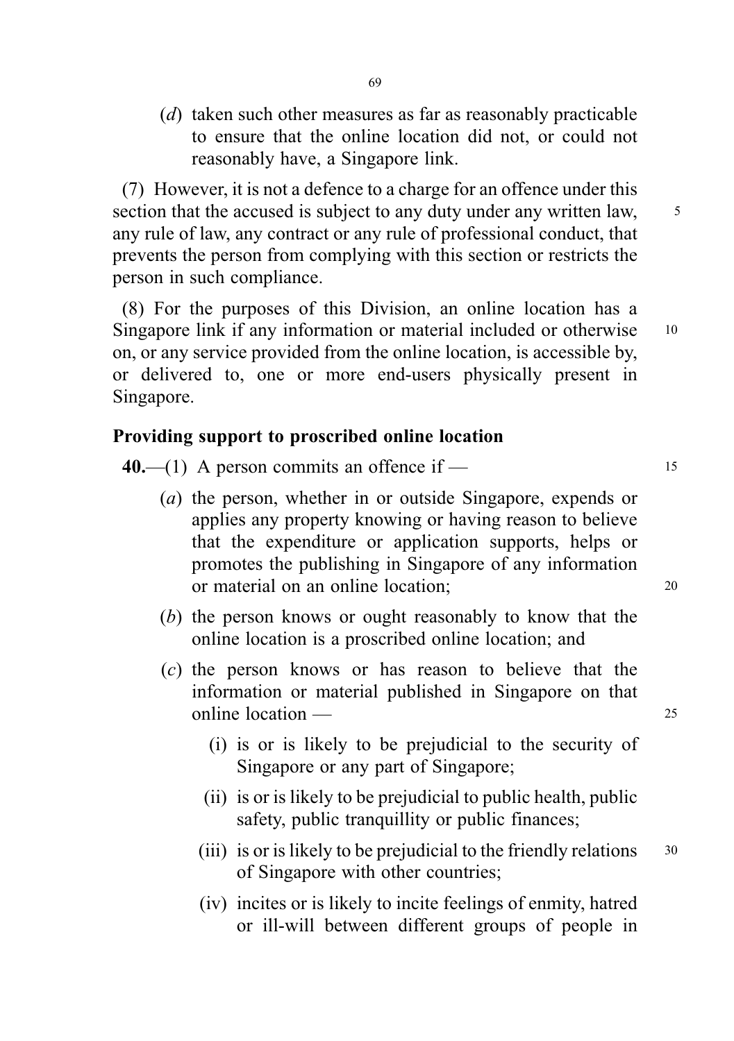(*d*) taken such other measures as far as reasonably practicable to ensure that the online location did not, or could not reasonably have, a Singapore link.

(7) However, it is not a defence to a charge for an offence under this section that the accused is subject to any duty under any written law, any rule of law, any contract or any rule of professional conduct, that prevents the person from complying with this section or restricts the person in such compliance.

(8) For the purposes of this Division, an online location has a Singapore link if any information or material included or otherwise on, or any service provided from the online location, is accessible by, or delivered to, one or more end-users physically present in Singapore.

**Providing support to proscribed online location**

**40.**—(1) A person commits an offence if —

(*a*) the person, whether in or outside Singapore, expends or applies any property knowing or having reason to believe that the expenditure or application supports, helps or promotes the publishing in Singapore of any information or material on an online location;

(*b*) the person knows or ought reasonably to know that the online location is a proscribed online location; and

(*c*) the person knows or has reason to believe that the information or material published in Singapore on that online location —

(i) is or is likely to be prejudicial to the security of Singapore or any part of Singapore;

(ii) is or is likely to be prejudicial to public health, public safety, public tranquillity or public finances;

(iii) is or is likely to be prejudicial to the friendly relations of Singapore with other countries;

(iv) incites or is likely to incite feelings of enmity, hatred or ill-will between different groups of people in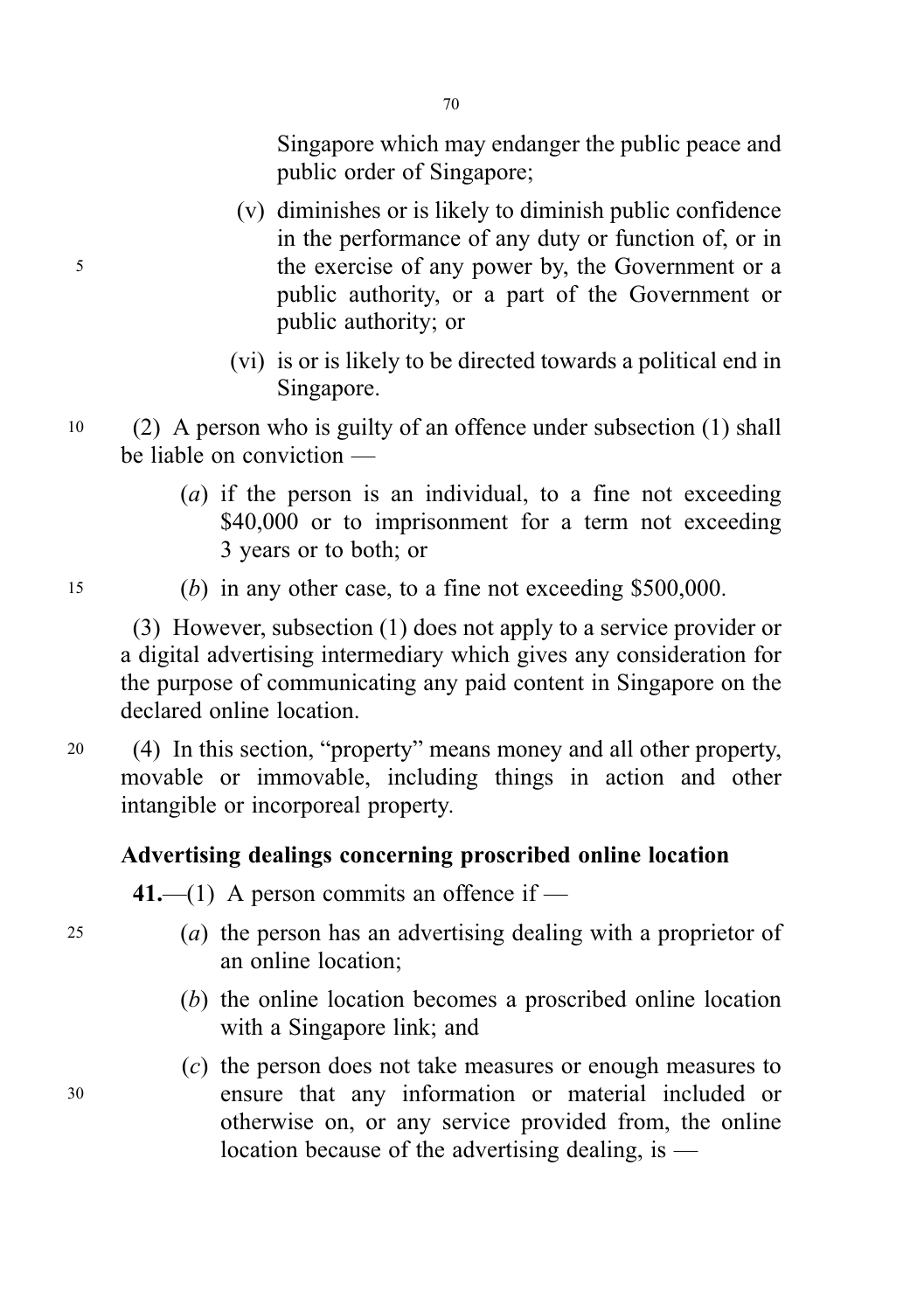Singapore which may endanger the public peace and public order of Singapore;

(v) diminishes or is likely to diminish public confidence in the performance of any duty or function of, or in the exercise of any power by, the Government or a public authority, or a part of the Government or public authority; or

(vi) is or is likely to be directed towards a political end in Singapore.

(2) A person who is guilty of an offence under subsection (1) shall be liable on conviction —

(*a*) if the person is an individual, to a fine not exceeding $40,000 or to imprisonment for a term not exceeding 3 years or to both; or

(*b*) in any other case, to a fine not exceeding $500,000.

(3) However, subsection (1) does not apply to a service provider or a digital advertising intermediary which gives any consideration for the purpose of communicating any paid content in Singapore on the declared online location.

(4) In this section, "property" means money and all other property, movable or immovable, including things in action and other intangible or incorporeal property.

### Advertising dealings concerning proscribed online location

**41.**—(1) A person commits an offence if —

(*a*) the person has an advertising dealing with a proprietor of an online location;

(*b*) the online location becomes a proscribed online location with a Singapore link; and

(*c*) the person does not take measures or enough measures to ensure that any information or material included or otherwise on, or any service provided from, the online location because of the advertising dealing, is —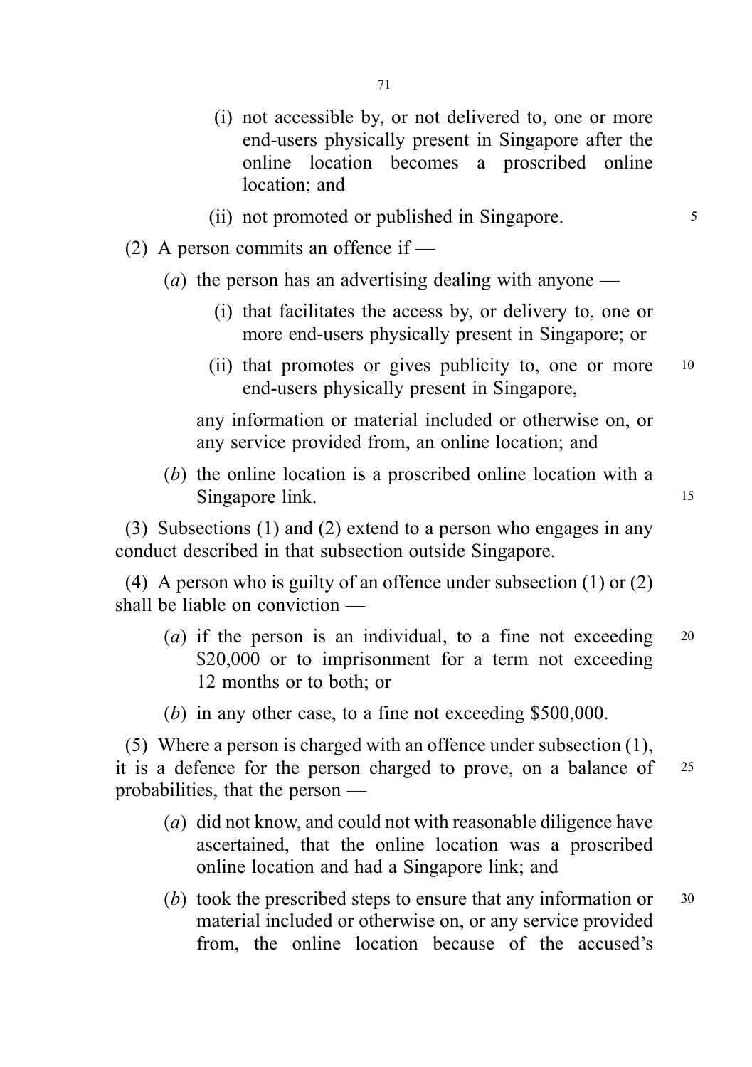(i) not accessible by, or not delivered to, one or more end-users physically present in Singapore after the online location becomes a proscribed online location; and

(ii) not promoted or published in Singapore.

(2) A person commits an offence if —

(*a*) the person has an advertising dealing with anyone —

(i) that facilitates the access by, or delivery to, one or more end-users physically present in Singapore; or

(ii) that promotes or gives publicity to, one or more end-users physically present in Singapore,

any information or material included or otherwise on, or any service provided from, an online location; and

(*b*) the online location is a proscribed online location with a Singapore link.

(3) Subsections (1) and (2) extend to a person who engages in any conduct described in that subsection outside Singapore.

(4) A person who is guilty of an offence under subsection (1) or (2) shall be liable on conviction —

(*a*) if the person is an individual, to a fine not exceeding $20,000 or to imprisonment for a term not exceeding 12 months or to both; or

(*b*) in any other case, to a fine not exceeding $500,000.

(5) Where a person is charged with an offence under subsection (1), it is a defence for the person charged to prove, on a balance of probabilities, that the person —

(*a*) did not know, and could not with reasonable diligence have ascertained, that the online location was a proscribed online location and had a Singapore link; and

(*b*) took the prescribed steps to ensure that any information or material included or otherwise on, or any service provided from, the online location because of the accused's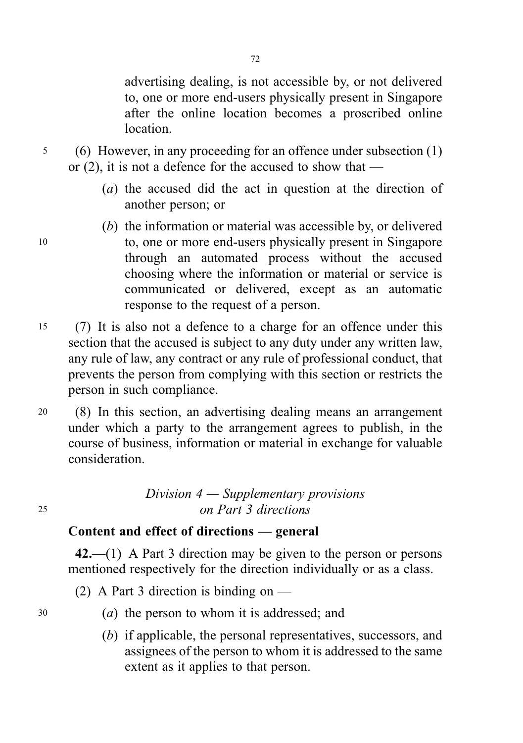advertising dealing, is not accessible by, or not delivered to, one or more end-users physically present in Singapore after the online location becomes a proscribed online location.

(6) However, in any proceeding for an offence under subsection (1) or (2), it is not a defence for the accused to show that —

(*a*) the accused did the act in question at the direction of another person; or

(*b*) the information or material was accessible by, or delivered to, one or more end-users physically present in Singapore through an automated process without the accused choosing where the information or material or service is communicated or delivered, except as an automatic response to the request of a person.

(7) It is also not a defence to a charge for an offence under this section that the accused is subject to any duty under any written law, any rule of law, any contract or any rule of professional conduct, that prevents the person from complying with this section or restricts the person in such compliance.

(8) In this section, an advertising dealing means an arrangement under which a party to the arrangement agrees to publish, in the course of business, information or material in exchange for valuable consideration.

## *Division 4 — Supplementary provisions on Part 3 directions*

### Content and effect of directions — general

**42.**—(1) A Part 3 direction may be given to the person or persons mentioned respectively for the direction individually or as a class.

(2) A Part 3 direction is binding on —

(*a*) the person to whom it is addressed; and

(*b*) if applicable, the personal representatives, successors, and assignees of the person to whom it is addressed to the same extent as it applies to that person.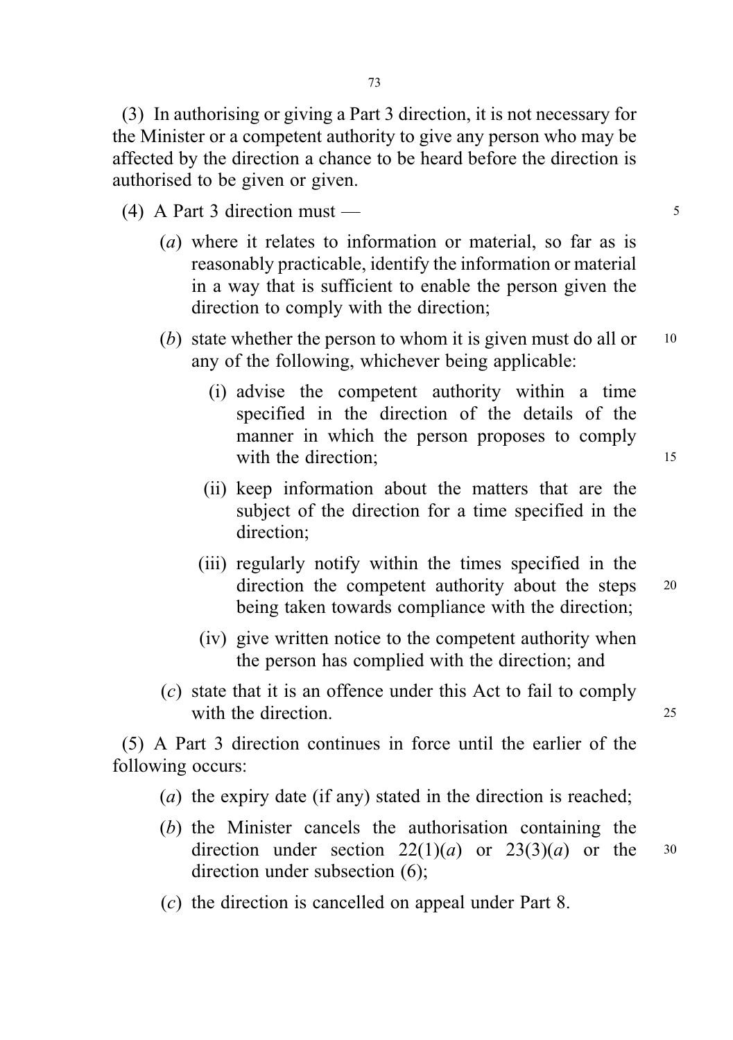(3) In authorising or giving a Part 3 direction, it is not necessary for the Minister or a competent authority to give any person who may be affected by the direction a chance to be heard before the direction is authorised to be given or given.

(4) A Part 3 direction must —

(*a*) where it relates to information or material, so far as is reasonably practicable, identify the information or material in a way that is sufficient to enable the person given the direction to comply with the direction;

(*b*) state whether the person to whom it is given must do all or any of the following, whichever being applicable:

(i) advise the competent authority within a time specified in the direction of the details of the manner in which the person proposes to comply with the direction;

(ii) keep information about the matters that are the subject of the direction for a time specified in the direction;

(iii) regularly notify within the times specified in the direction the competent authority about the steps being taken towards compliance with the direction;

(iv) give written notice to the competent authority when the person has complied with the direction; and

(*c*) state that it is an offence under this Act to fail to comply with the direction.

(5) A Part 3 direction continues in force until the earlier of the following occurs:

(*a*) the expiry date (if any) stated in the direction is reached;

(*b*) the Minister cancels the authorisation containing the direction under section 22(1)(*a*) or 23(3)(*a*) or the direction under subsection (6);

(*c*) the direction is cancelled on appeal under Part 8.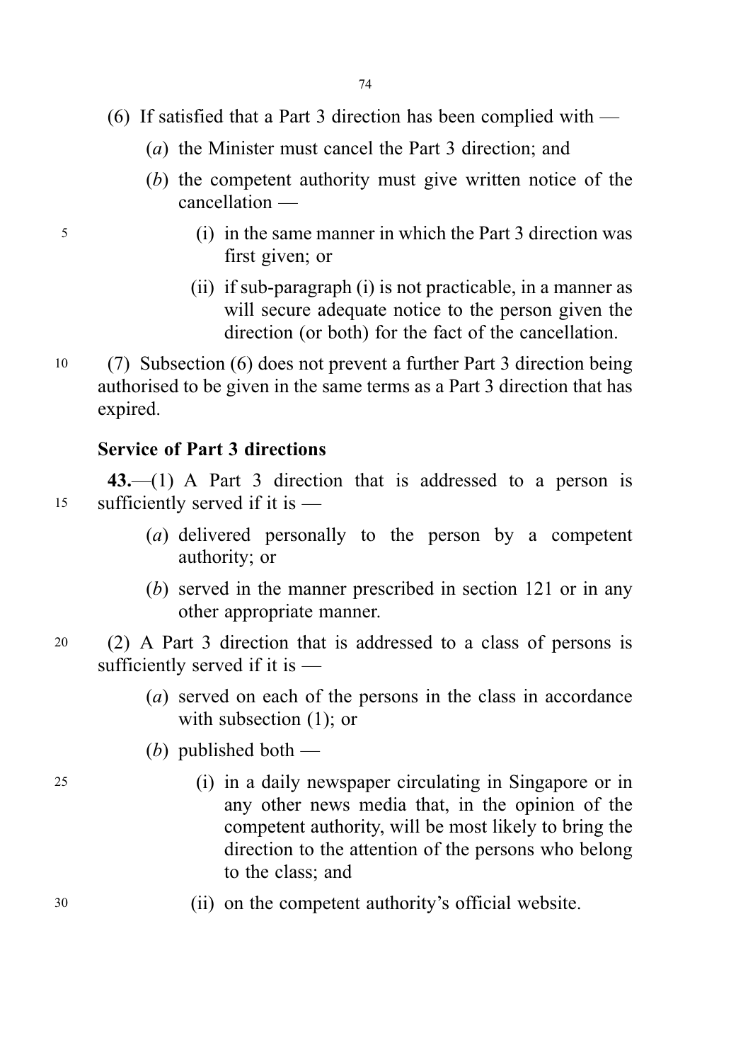(6) If satisfied that a Part 3 direction has been complied with —

(*a*) the Minister must cancel the Part 3 direction; and

(*b*) the competent authority must give written notice of the cancellation —

(i) in the same manner in which the Part 3 direction was first given; or

(ii) if sub-paragraph (i) is not practicable, in a manner as will secure adequate notice to the person given the direction (or both) for the fact of the cancellation.

(7) Subsection (6) does not prevent a further Part 3 direction being authorised to be given in the same terms as a Part 3 direction that has expired.

### Service of Part 3 directions

**43.**—(1) A Part 3 direction that is addressed to a person is sufficiently served if it is —

(*a*) delivered personally to the person by a competent authority; or

(*b*) served in the manner prescribed in section 121 or in any other appropriate manner.

(2) A Part 3 direction that is addressed to a class of persons is sufficiently served if it is —

(*a*) served on each of the persons in the class in accordance with subsection (1); or

(*b*) published both —

(i) in a daily newspaper circulating in Singapore or in any other news media that, in the opinion of the competent authority, will be most likely to bring the direction to the attention of the persons who belong to the class; and

(ii) on the competent authority's official website.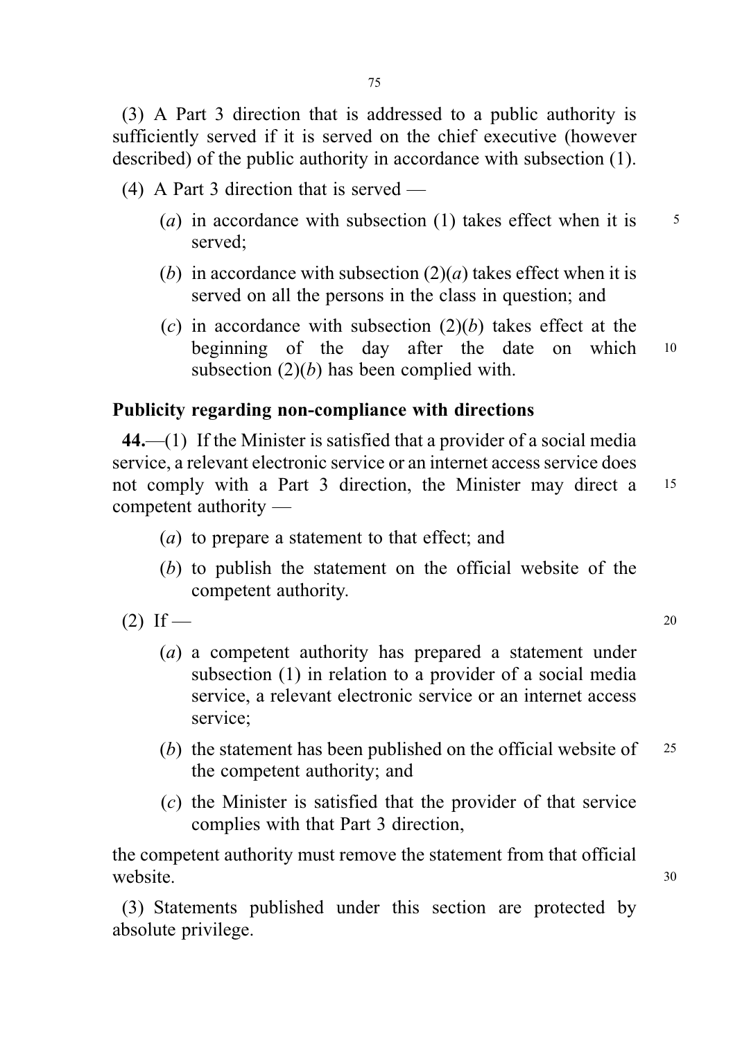(3) A Part 3 direction that is addressed to a public authority is sufficiently served if it is served on the chief executive (however described) of the public authority in accordance with subsection (1).

(4) A Part 3 direction that is served —

(*a*) in accordance with subsection (1) takes effect when it is served;

(*b*) in accordance with subsection (2)(*a*) takes effect when it is served on all the persons in the class in question; and

(*c*) in accordance with subsection (2)(*b*) takes effect at the beginning of the day after the date on which subsection (2)(*b*) has been complied with.

**Publicity regarding non-compliance with directions**

**44.**—(1) If the Minister is satisfied that a provider of a social media service, a relevant electronic service or an internet access service does not comply with a Part 3 direction, the Minister may direct a competent authority —

(*a*) to prepare a statement to that effect; and

(*b*) to publish the statement on the official website of the competent authority.

(2) If —

(*a*) a competent authority has prepared a statement under subsection (1) in relation to a provider of a social media service, a relevant electronic service or an internet access service;

(*b*) the statement has been published on the official website of the competent authority; and

(*c*) the Minister is satisfied that the provider of that service complies with that Part 3 direction,

the competent authority must remove the statement from that official website.

(3) Statements published under this section are protected by absolute privilege.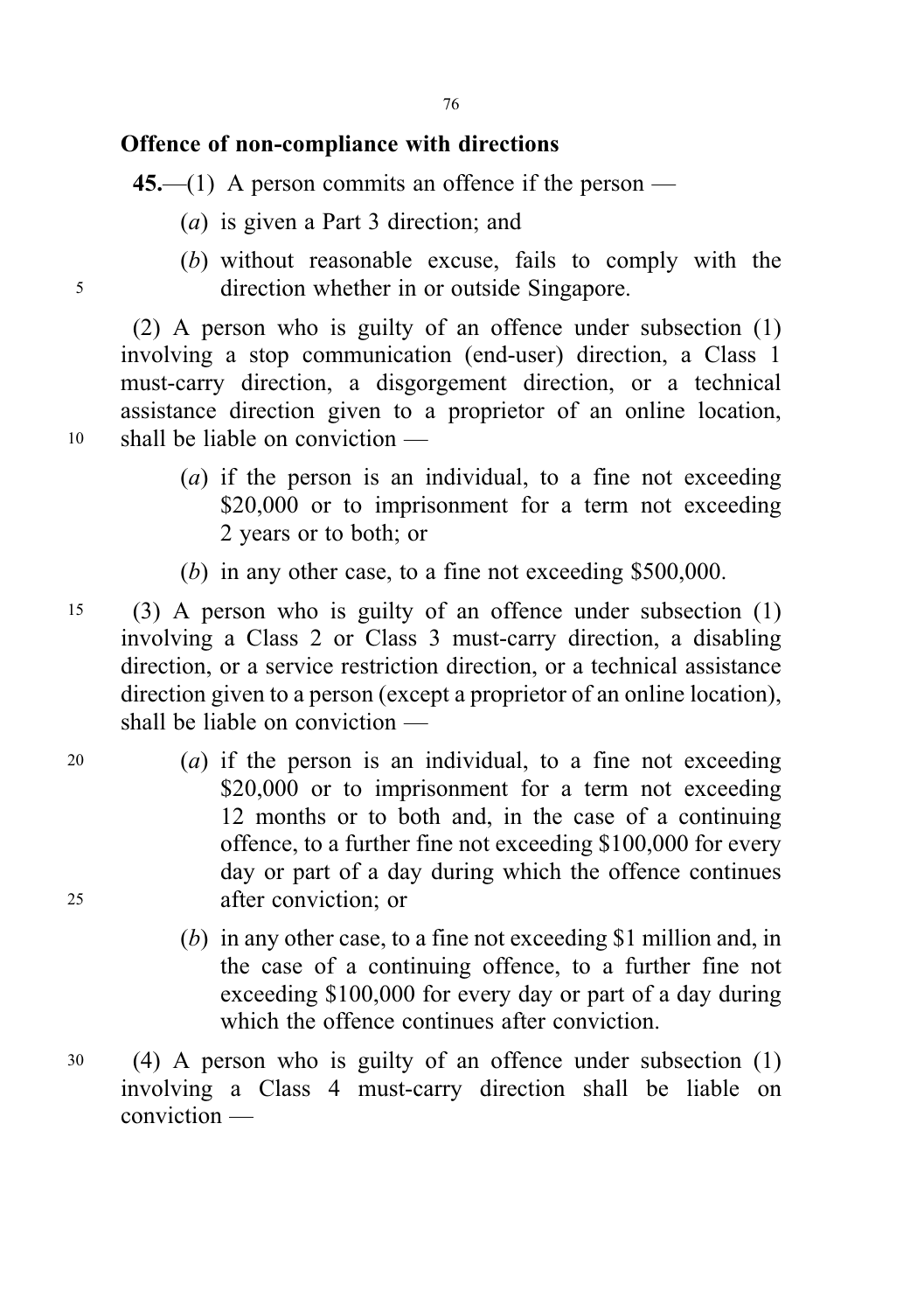**Offence of non-compliance with directions**

**45.**—(1) A person commits an offence if the person —

(*a*) is given a Part 3 direction; and

(*b*) without reasonable excuse, fails to comply with the direction whether in or outside Singapore.

(2) A person who is guilty of an offence under subsection (1) involving a stop communication (end-user) direction, a Class 1 must-carry direction, a disgorgement direction, or a technical assistance direction given to a proprietor of an online location, shall be liable on conviction —

(*a*) if the person is an individual, to a fine not exceeding $20,000 or to imprisonment for a term not exceeding 2 years or to both; or

(*b*) in any other case, to a fine not exceeding $500,000.

(3) A person who is guilty of an offence under subsection (1) involving a Class 2 or Class 3 must-carry direction, a disabling direction, or a service restriction direction, or a technical assistance direction given to a person (except a proprietor of an online location), shall be liable on conviction —

(*a*) if the person is an individual, to a fine not exceeding $20,000 or to imprisonment for a term not exceeding 12 months or to both and, in the case of a continuing offence, to a further fine not exceeding $100,000 for every day or part of a day during which the offence continues after conviction; or

(*b*) in any other case, to a fine not exceeding $1 million and, in the case of a continuing offence, to a further fine not exceeding $100,000 for every day or part of a day during which the offence continues after conviction.

(4) A person who is guilty of an offence under subsection (1) involving a Class 4 must-carry direction shall be liable on conviction —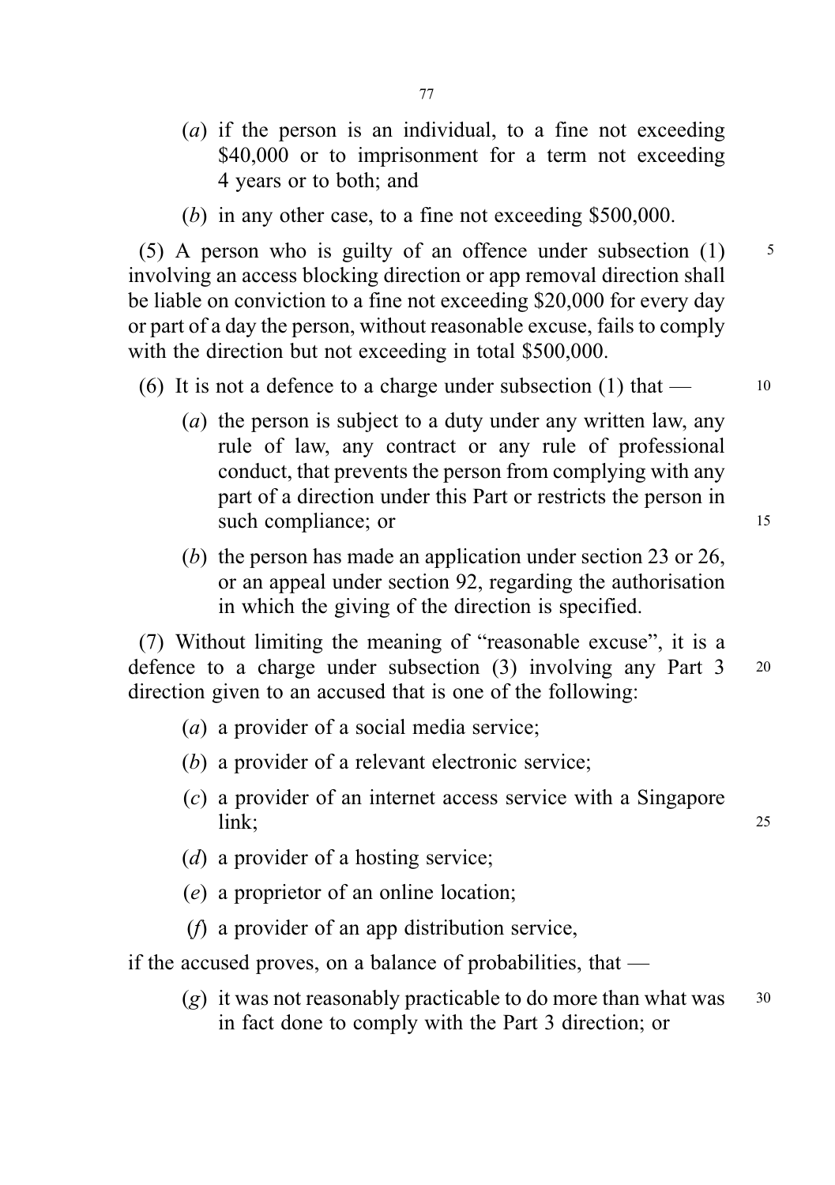(*a*) if the person is an individual, to a fine not exceeding $40,000 or to imprisonment for a term not exceeding 4 years or to both; and

(*b*) in any other case, to a fine not exceeding $500,000.

(5) A person who is guilty of an offence under subsection (1) involving an access blocking direction or app removal direction shall be liable on conviction to a fine not exceeding $20,000 for every day or part of a day the person, without reasonable excuse, fails to comply with the direction but not exceeding in total $500,000.

(6) It is not a defence to a charge under subsection (1) that —

(*a*) the person is subject to a duty under any written law, any rule of law, any contract or any rule of professional conduct, that prevents the person from complying with any part of a direction under this Part or restricts the person in such compliance; or

(*b*) the person has made an application under section 23 or 26, or an appeal under section 92, regarding the authorisation in which the giving of the direction is specified.

(7) Without limiting the meaning of "reasonable excuse", it is a defence to a charge under subsection (3) involving any Part 3 direction given to an accused that is one of the following:

(*a*) a provider of a social media service;

(*b*) a provider of a relevant electronic service;

(*c*) a provider of an internet access service with a Singapore link;

(*d*) a provider of a hosting service;

(*e*) a proprietor of an online location;

(*f*) a provider of an app distribution service,

if the accused proves, on a balance of probabilities, that —

(*g*) it was not reasonably practicable to do more than what was in fact done to comply with the Part 3 direction; or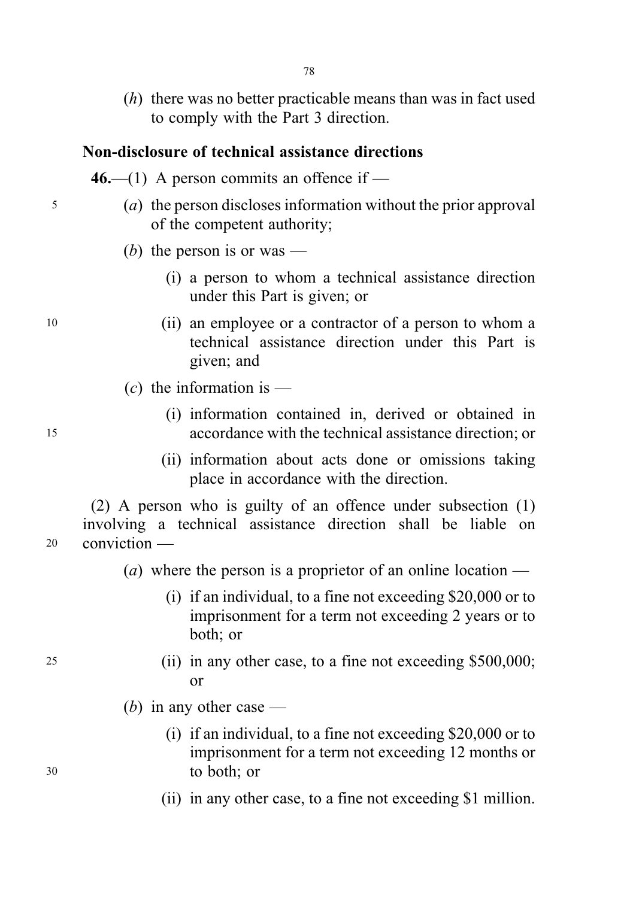(*h*) there was no better practicable means than was in fact used to comply with the Part 3 direction.

**Non-disclosure of technical assistance directions**

**46.**—(1) A person commits an offence if —

(*a*) the person discloses information without the prior approval of the competent authority;

(*b*) the person is or was —

(i) a person to whom a technical assistance direction under this Part is given; or

(ii) an employee or a contractor of a person to whom a technical assistance direction under this Part is given; and

(*c*) the information is —

(i) information contained in, derived or obtained in accordance with the technical assistance direction; or

(ii) information about acts done or omissions taking place in accordance with the direction.

(2) A person who is guilty of an offence under subsection (1) involving a technical assistance direction shall be liable on conviction —

(*a*) where the person is a proprietor of an online location —

(i) if an individual, to a fine not exceeding $20,000 or to imprisonment for a term not exceeding 2 years or to both; or

(ii) in any other case, to a fine not exceeding $500,000; or

(*b*) in any other case —

(i) if an individual, to a fine not exceeding $20,000 or to imprisonment for a term not exceeding 12 months or to both; or

(ii) in any other case, to a fine not exceeding $1 million.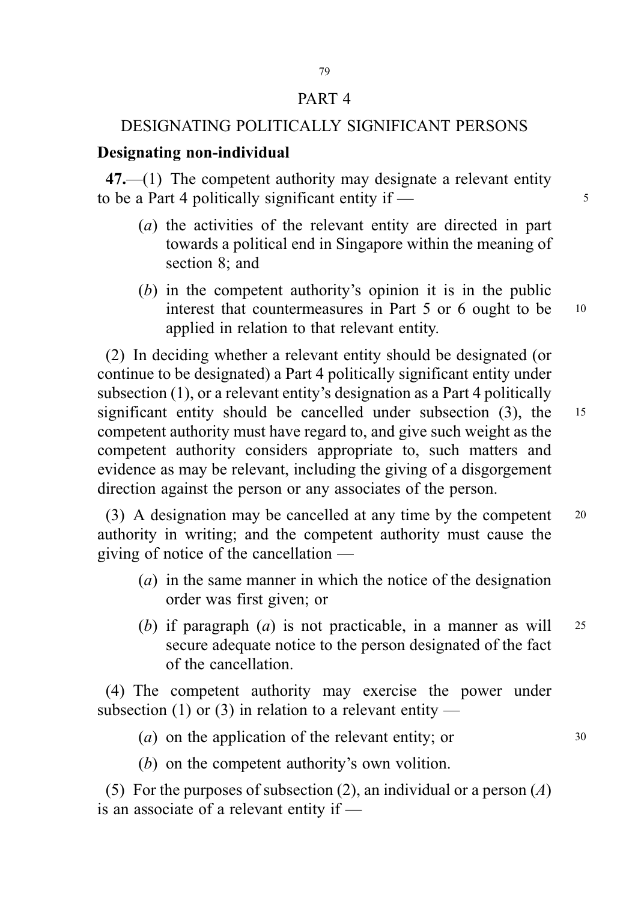# PART 4

## DESIGNATING POLITICALLY SIGNIFICANT PERSONS

### Designating non-individual

**47.**—(1) The competent authority may designate a relevant entity to be a Part 4 politically significant entity if —

(*a*) the activities of the relevant entity are directed in part towards a political end in Singapore within the meaning of section 8; and

(*b*) in the competent authority's opinion it is in the public interest that countermeasures in Part 5 or 6 ought to be applied in relation to that relevant entity.

(2) In deciding whether a relevant entity should be designated (or continue to be designated) a Part 4 politically significant entity under subsection (1), or a relevant entity's designation as a Part 4 politically significant entity should be cancelled under subsection (3), the competent authority must have regard to, and give such weight as the competent authority considers appropriate to, such matters and evidence as may be relevant, including the giving of a disgorgement direction against the person or any associates of the person.

(3) A designation may be cancelled at any time by the competent authority in writing; and the competent authority must cause the giving of notice of the cancellation —

(*a*) in the same manner in which the notice of the designation order was first given; or

(*b*) if paragraph (*a*) is not practicable, in a manner as will secure adequate notice to the person designated of the fact of the cancellation.

(4) The competent authority may exercise the power under subsection (1) or (3) in relation to a relevant entity —

(*a*) on the application of the relevant entity; or

(*b*) on the competent authority's own volition.

(5) For the purposes of subsection (2), an individual or a person (*A*) is an associate of a relevant entity if —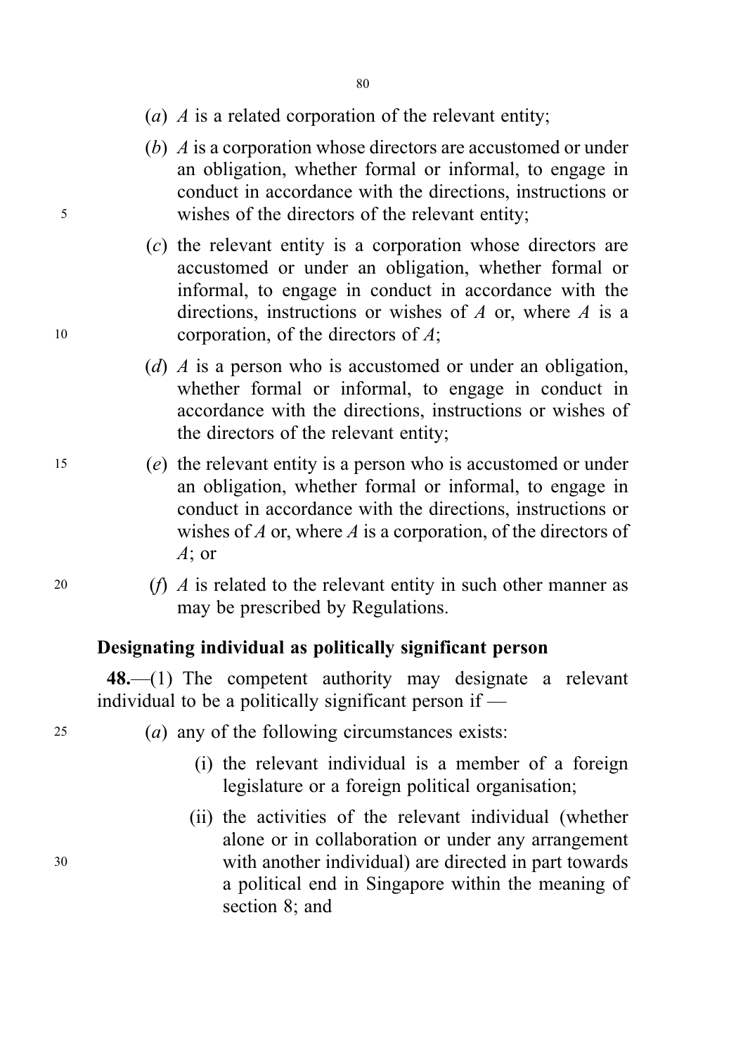(*a*) *A* is a related corporation of the relevant entity;

(*b*) *A* is a corporation whose directors are accustomed or under an obligation, whether formal or informal, to engage in conduct in accordance with the directions, instructions or wishes of the directors of the relevant entity;

(*c*) the relevant entity is a corporation whose directors are accustomed or under an obligation, whether formal or informal, to engage in conduct in accordance with the directions, instructions or wishes of *A* or, where *A* is a corporation, of the directors of *A*;

(*d*) *A* is a person who is accustomed or under an obligation, whether formal or informal, to engage in conduct in accordance with the directions, instructions or wishes of the directors of the relevant entity;

(*e*) the relevant entity is a person who is accustomed or under an obligation, whether formal or informal, to engage in conduct in accordance with the directions, instructions or wishes of *A* or, where *A* is a corporation, of the directors of *A*; or

(*f*) *A* is related to the relevant entity in such other manner as may be prescribed by Regulations.

### Designating individual as politically significant person

**48.**—(1) The competent authority may designate a relevant individual to be a politically significant person if —

(*a*) any of the following circumstances exists:

(i) the relevant individual is a member of a foreign legislature or a foreign political organisation;

(ii) the activities of the relevant individual (whether alone or in collaboration or under any arrangement with another individual) are directed in part towards a political end in Singapore within the meaning of section 8; and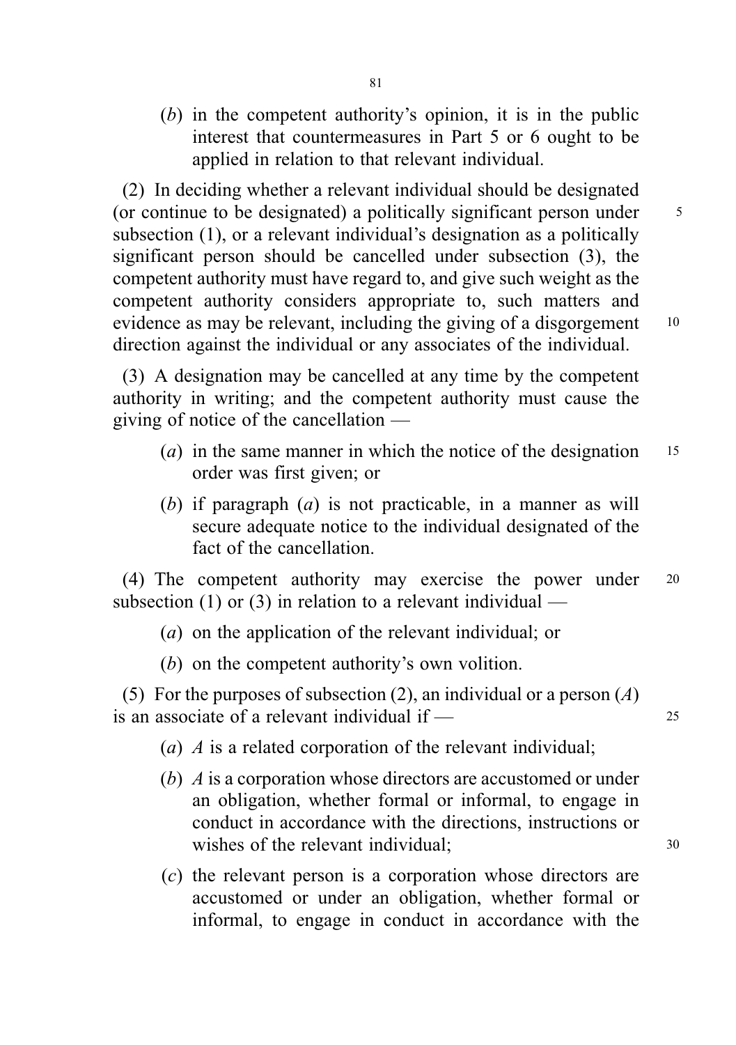(*b*) in the competent authority's opinion, it is in the public interest that countermeasures in Part 5 or 6 ought to be applied in relation to that relevant individual.

(2) In deciding whether a relevant individual should be designated (or continue to be designated) a politically significant person under subsection (1), or a relevant individual's designation as a politically significant person should be cancelled under subsection (3), the competent authority must have regard to, and give such weight as the competent authority considers appropriate to, such matters and evidence as may be relevant, including the giving of a disgorgement direction against the individual or any associates of the individual.

(3) A designation may be cancelled at any time by the competent authority in writing; and the competent authority must cause the giving of notice of the cancellation —

(*a*) in the same manner in which the notice of the designation order was first given; or

(*b*) if paragraph (*a*) is not practicable, in a manner as will secure adequate notice to the individual designated of the fact of the cancellation.

(4) The competent authority may exercise the power under subsection (1) or (3) in relation to a relevant individual —

(*a*) on the application of the relevant individual; or

(*b*) on the competent authority's own volition.

(5) For the purposes of subsection (2), an individual or a person (*A*) is an associate of a relevant individual if —

(*a*) *A* is a related corporation of the relevant individual;

(*b*) *A* is a corporation whose directors are accustomed or under an obligation, whether formal or informal, to engage in conduct in accordance with the directions, instructions or wishes of the relevant individual;

(*c*) the relevant person is a corporation whose directors are accustomed or under an obligation, whether formal or informal, to engage in conduct in accordance with the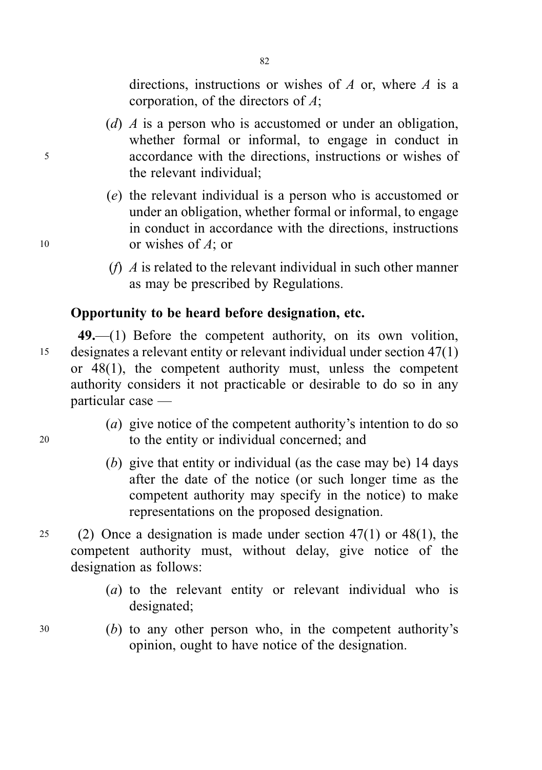directions, instructions or wishes of *A* or, where *A* is a corporation, of the directors of *A*;

(*d*) *A* is a person who is accustomed or under an obligation, whether formal or informal, to engage in conduct in accordance with the directions, instructions or wishes of the relevant individual;

(*e*) the relevant individual is a person who is accustomed or under an obligation, whether formal or informal, to engage in conduct in accordance with the directions, instructions or wishes of *A*; or

(*f*) *A* is related to the relevant individual in such other manner as may be prescribed by Regulations.

**Opportunity to be heard before designation, etc.**

**49.**—(1) Before the competent authority, on its own volition, designates a relevant entity or relevant individual under section 47(1) or 48(1), the competent authority must, unless the competent authority considers it not practicable or desirable to do so in any particular case —

(*a*) give notice of the competent authority's intention to do so to the entity or individual concerned; and

(*b*) give that entity or individual (as the case may be) 14 days after the date of the notice (or such longer time as the competent authority may specify in the notice) to make representations on the proposed designation.

(2) Once a designation is made under section 47(1) or 48(1), the competent authority must, without delay, give notice of the designation as follows:

(*a*) to the relevant entity or relevant individual who is designated;

(*b*) to any other person who, in the competent authority's opinion, ought to have notice of the designation.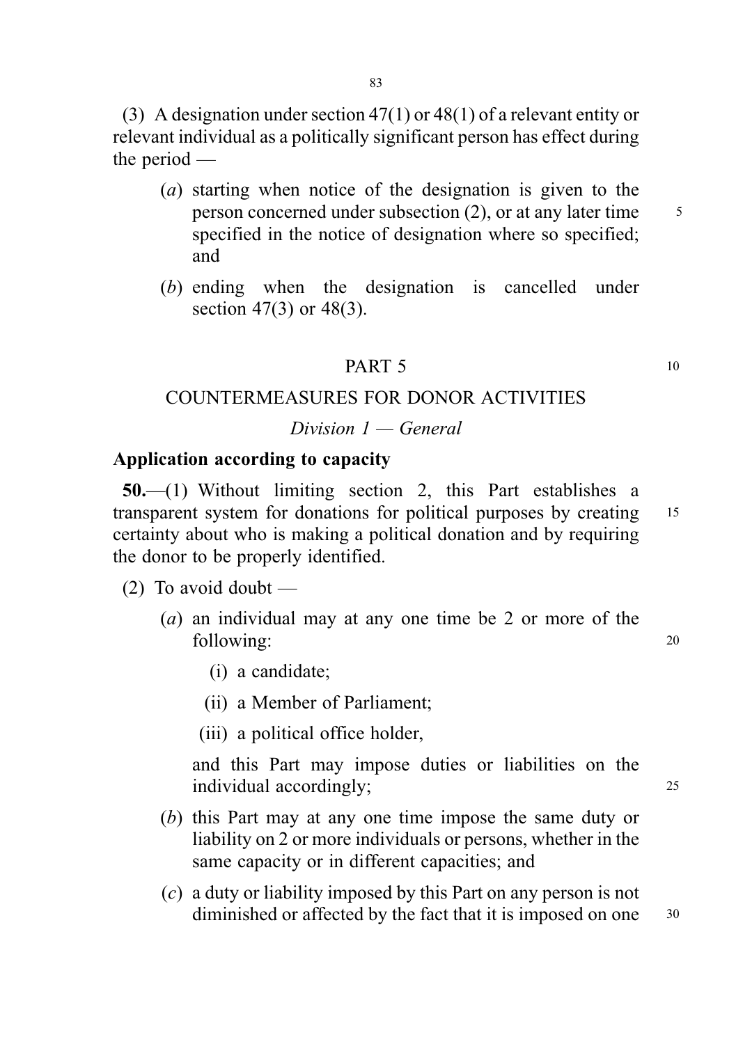(3) A designation under section 47(1) or 48(1) of a relevant entity or relevant individual as a politically significant person has effect during the period —

(*a*) starting when notice of the designation is given to the person concerned under subsection (2), or at any later time specified in the notice of designation where so specified; and

(*b*) ending when the designation is cancelled under section 47(3) or 48(3).

## PART 5

## COUNTERMEASURES FOR DONOR ACTIVITIES

### *Division 1 — General*

**Application according to capacity**

**50.**—(1) Without limiting section 2, this Part establishes a transparent system for donations for political purposes by creating certainty about who is making a political donation and by requiring the donor to be properly identified.

(2) To avoid doubt —

(*a*) an individual may at any one time be 2 or more of the following:

(i) a candidate;

(ii) a Member of Parliament;

(iii) a political office holder,

and this Part may impose duties or liabilities on the individual accordingly;

(*b*) this Part may at any one time impose the same duty or liability on 2 or more individuals or persons, whether in the same capacity or in different capacities; and

(*c*) a duty or liability imposed by this Part on any person is not diminished or affected by the fact that it is imposed on one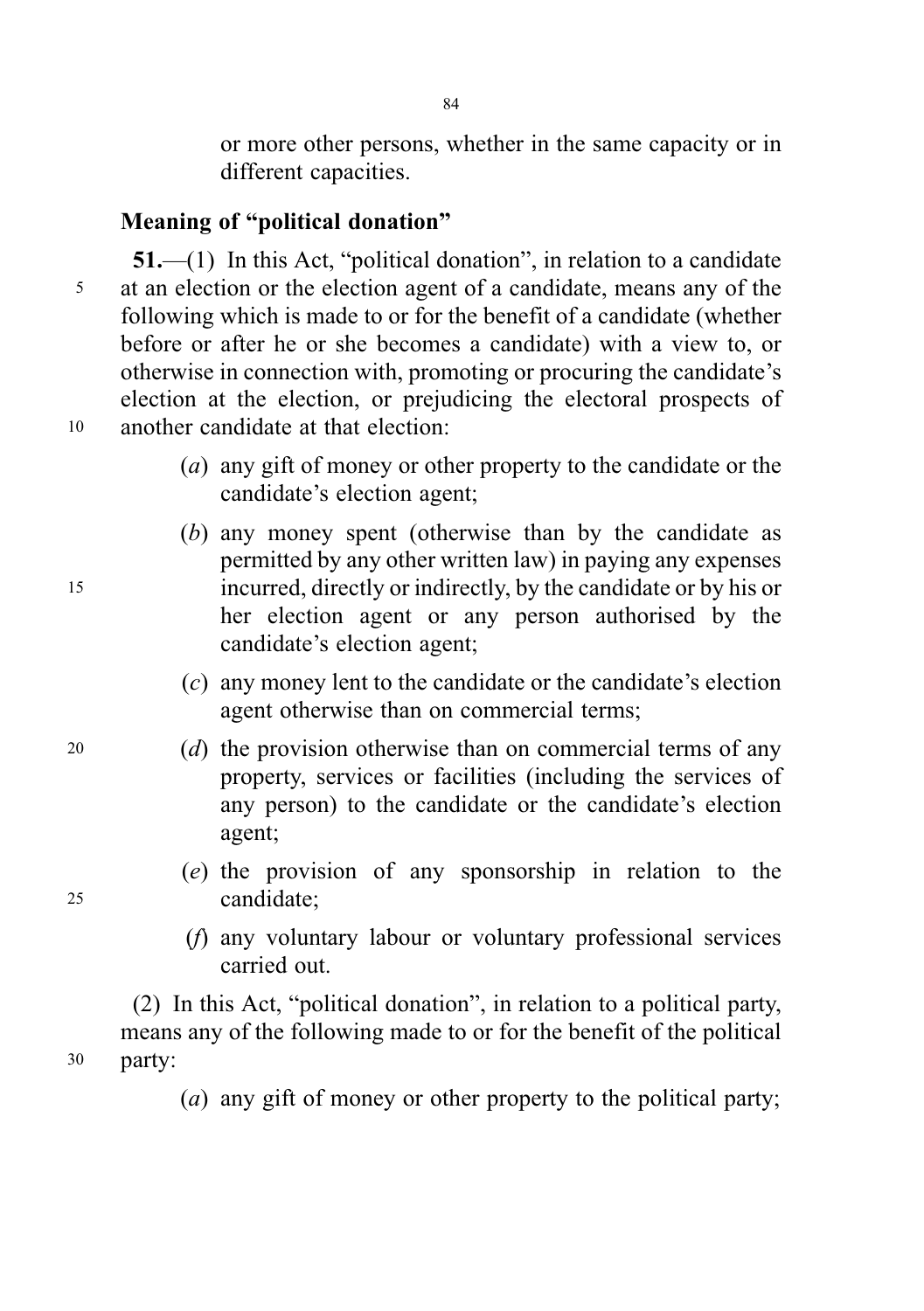or more other persons, whether in the same capacity or in different capacities.

## Meaning of "political donation"

**51.**—(1) In this Act, "political donation", in relation to a candidate at an election or the election agent of a candidate, means any of the following which is made to or for the benefit of a candidate (whether before or after he or she becomes a candidate) with a view to, or otherwise in connection with, promoting or procuring the candidate's election at the election, or prejudicing the electoral prospects of another candidate at that election:

(*a*) any gift of money or other property to the candidate or the candidate's election agent;

(*b*) any money spent (otherwise than by the candidate as permitted by any other written law) in paying any expenses incurred, directly or indirectly, by the candidate or by his or her election agent or any person authorised by the candidate's election agent;

(*c*) any money lent to the candidate or the candidate's election agent otherwise than on commercial terms;

(*d*) the provision otherwise than on commercial terms of any property, services or facilities (including the services of any person) to the candidate or the candidate's election agent;

(*e*) the provision of any sponsorship in relation to the candidate;

(*f*) any voluntary labour or voluntary professional services carried out.

(2) In this Act, "political donation", in relation to a political party, means any of the following made to or for the benefit of the political party:

(*a*) any gift of money or other property to the political party;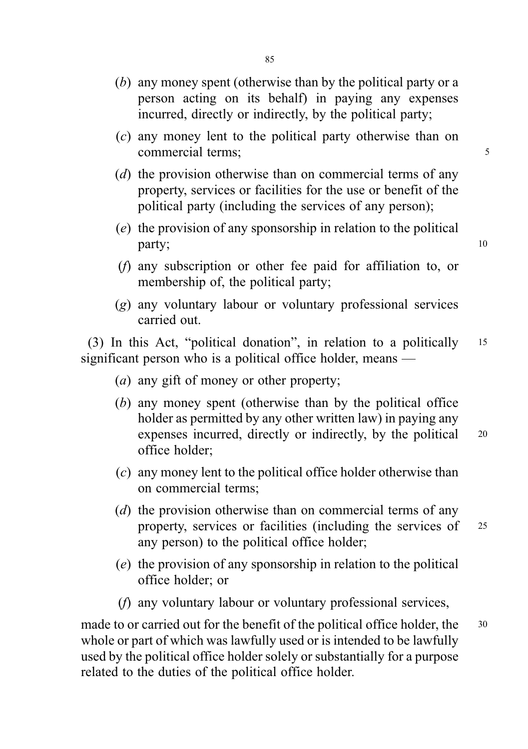(*b*) any money spent (otherwise than by the political party or a person acting on its behalf) in paying any expenses incurred, directly or indirectly, by the political party;

(*c*) any money lent to the political party otherwise than on commercial terms;

(*d*) the provision otherwise than on commercial terms of any property, services or facilities for the use or benefit of the political party (including the services of any person);

(*e*) the provision of any sponsorship in relation to the political party;

(*f*) any subscription or other fee paid for affiliation to, or membership of, the political party;

(*g*) any voluntary labour or voluntary professional services carried out.

(3) In this Act, "political donation", in relation to a politically significant person who is a political office holder, means —

(*a*) any gift of money or other property;

(*b*) any money spent (otherwise than by the political office holder as permitted by any other written law) in paying any expenses incurred, directly or indirectly, by the political office holder;

(*c*) any money lent to the political office holder otherwise than on commercial terms;

(*d*) the provision otherwise than on commercial terms of any property, services or facilities (including the services of any person) to the political office holder;

(*e*) the provision of any sponsorship in relation to the political office holder; or

(*f*) any voluntary labour or voluntary professional services,

made to or carried out for the benefit of the political office holder, the whole or part of which was lawfully used or is intended to be lawfully used by the political office holder solely or substantially for a purpose related to the duties of the political office holder.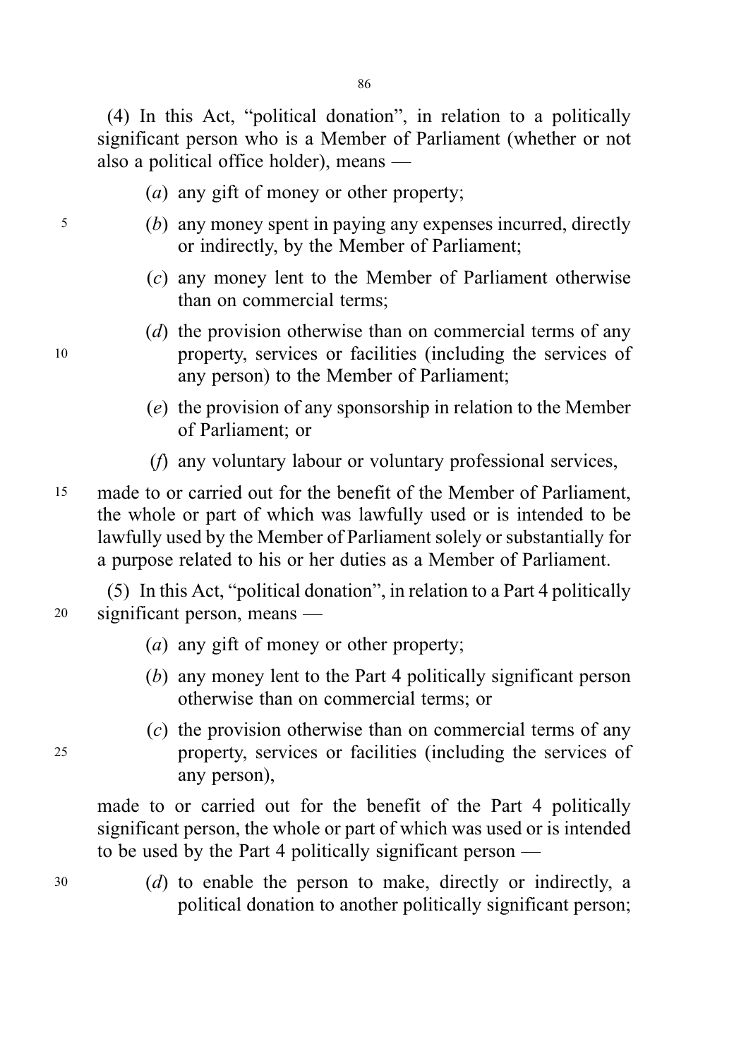(4) In this Act, "political donation", in relation to a politically significant person who is a Member of Parliament (whether or not also a political office holder), means —

(*a*) any gift of money or other property;

(*b*) any money spent in paying any expenses incurred, directly or indirectly, by the Member of Parliament;

(*c*) any money lent to the Member of Parliament otherwise than on commercial terms;

(*d*) the provision otherwise than on commercial terms of any property, services or facilities (including the services of any person) to the Member of Parliament;

(*e*) the provision of any sponsorship in relation to the Member of Parliament; or

(*f*) any voluntary labour or voluntary professional services,

made to or carried out for the benefit of the Member of Parliament, the whole or part of which was lawfully used or is intended to be lawfully used by the Member of Parliament solely or substantially for a purpose related to his or her duties as a Member of Parliament.

(5) In this Act, "political donation", in relation to a Part 4 politically significant person, means —

(*a*) any gift of money or other property;

(*b*) any money lent to the Part 4 politically significant person otherwise than on commercial terms; or

(*c*) the provision otherwise than on commercial terms of any property, services or facilities (including the services of any person),

made to or carried out for the benefit of the Part 4 politically significant person, the whole or part of which was used or is intended to be used by the Part 4 politically significant person —

(*d*) to enable the person to make, directly or indirectly, a political donation to another politically significant person;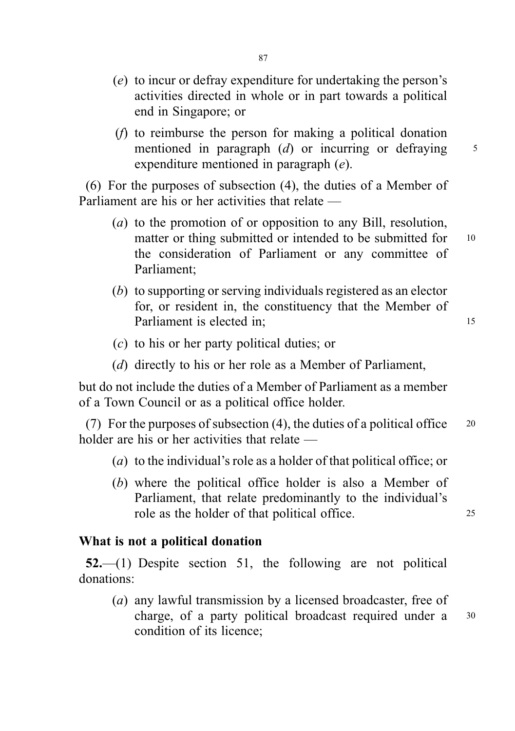(*e*) to incur or defray expenditure for undertaking the person's activities directed in whole or in part towards a political end in Singapore; or

(*f*) to reimburse the person for making a political donation mentioned in paragraph (*d*) or incurring or defraying expenditure mentioned in paragraph (*e*).

(6) For the purposes of subsection (4), the duties of a Member of Parliament are his or her activities that relate —

(*a*) to the promotion of or opposition to any Bill, resolution, matter or thing submitted or intended to be submitted for the consideration of Parliament or any committee of Parliament;

(*b*) to supporting or serving individuals registered as an elector for, or resident in, the constituency that the Member of Parliament is elected in;

(*c*) to his or her party political duties; or

(*d*) directly to his or her role as a Member of Parliament,

but do not include the duties of a Member of Parliament as a member of a Town Council or as a political office holder.

(7) For the purposes of subsection (4), the duties of a political office holder are his or her activities that relate —

(*a*) to the individual's role as a holder of that political office; or

(*b*) where the political office holder is also a Member of Parliament, that relate predominantly to the individual's role as the holder of that political office.

**What is not a political donation**

**52.**—(1) Despite section 51, the following are not political donations:

(*a*) any lawful transmission by a licensed broadcaster, free of charge, of a party political broadcast required under a condition of its licence;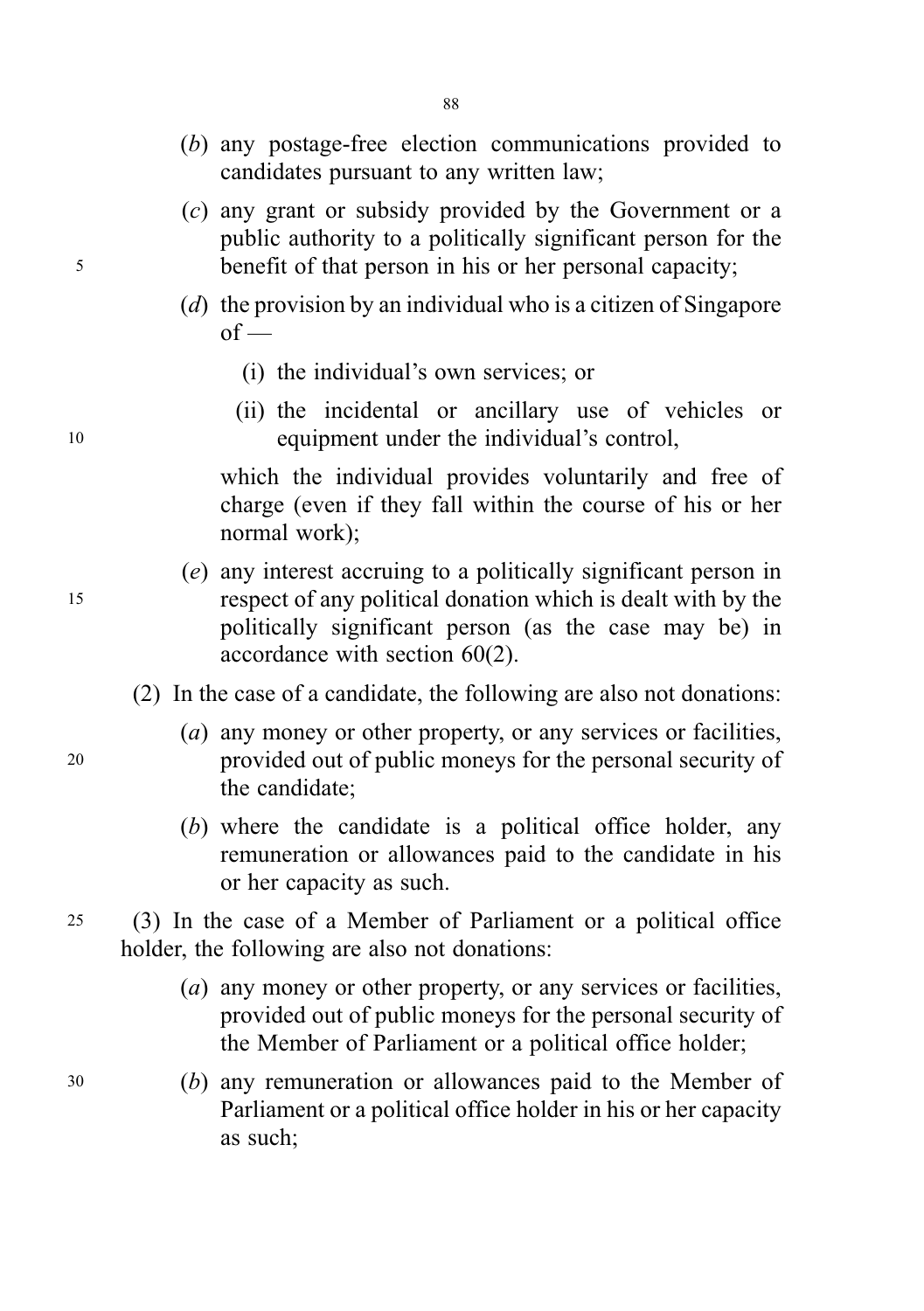(*b*) any postage-free election communications provided to candidates pursuant to any written law;

(*c*) any grant or subsidy provided by the Government or a public authority to a politically significant person for the benefit of that person in his or her personal capacity;

(*d*) the provision by an individual who is a citizen of Singapore of —

(i) the individual's own services; or

(ii) the incidental or ancillary use of vehicles or equipment under the individual's control,

which the individual provides voluntarily and free of charge (even if they fall within the course of his or her normal work);

(*e*) any interest accruing to a politically significant person in respect of any political donation which is dealt with by the politically significant person (as the case may be) in accordance with section 60(2).

(2) In the case of a candidate, the following are also not donations:

(*a*) any money or other property, or any services or facilities, provided out of public moneys for the personal security of the candidate;

(*b*) where the candidate is a political office holder, any remuneration or allowances paid to the candidate in his or her capacity as such.

(3) In the case of a Member of Parliament or a political office holder, the following are also not donations:

(*a*) any money or other property, or any services or facilities, provided out of public moneys for the personal security of the Member of Parliament or a political office holder;

(*b*) any remuneration or allowances paid to the Member of Parliament or a political office holder in his or her capacity as such;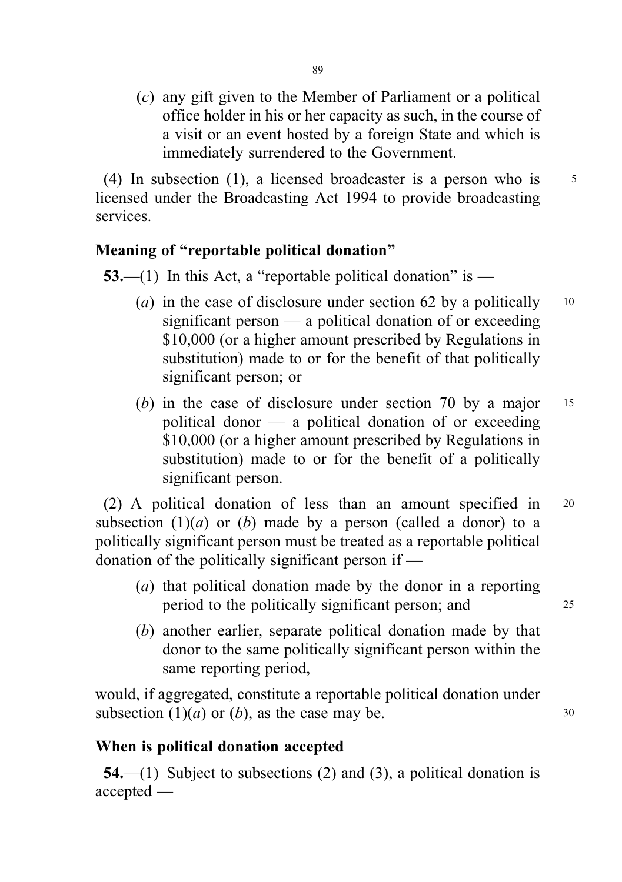(*c*) any gift given to the Member of Parliament or a political office holder in his or her capacity as such, in the course of a visit or an event hosted by a foreign State and which is immediately surrendered to the Government.

(4) In subsection (1), a licensed broadcaster is a person who is licensed under the Broadcasting Act 1994 to provide broadcasting services.

**Meaning of "reportable political donation"**

**53.**—(1) In this Act, a "reportable political donation" is —

(*a*) in the case of disclosure under section 62 by a politically significant person — a political donation of or exceeding $10,000 (or a higher amount prescribed by Regulations in substitution) made to or for the benefit of that politically significant person; or

(*b*) in the case of disclosure under section 70 by a major political donor — a political donation of or exceeding $10,000 (or a higher amount prescribed by Regulations in substitution) made to or for the benefit of a politically significant person.

(2) A political donation of less than an amount specified in subsection (1)(*a*) or (*b*) made by a person (called a donor) to a politically significant person must be treated as a reportable political donation of the politically significant person if —

(*a*) that political donation made by the donor in a reporting period to the politically significant person; and

(*b*) another earlier, separate political donation made by that donor to the same politically significant person within the same reporting period,

would, if aggregated, constitute a reportable political donation under subsection (1)(*a*) or (*b*), as the case may be.

**When is political donation accepted**

**54.**—(1) Subject to subsections (2) and (3), a political donation is accepted —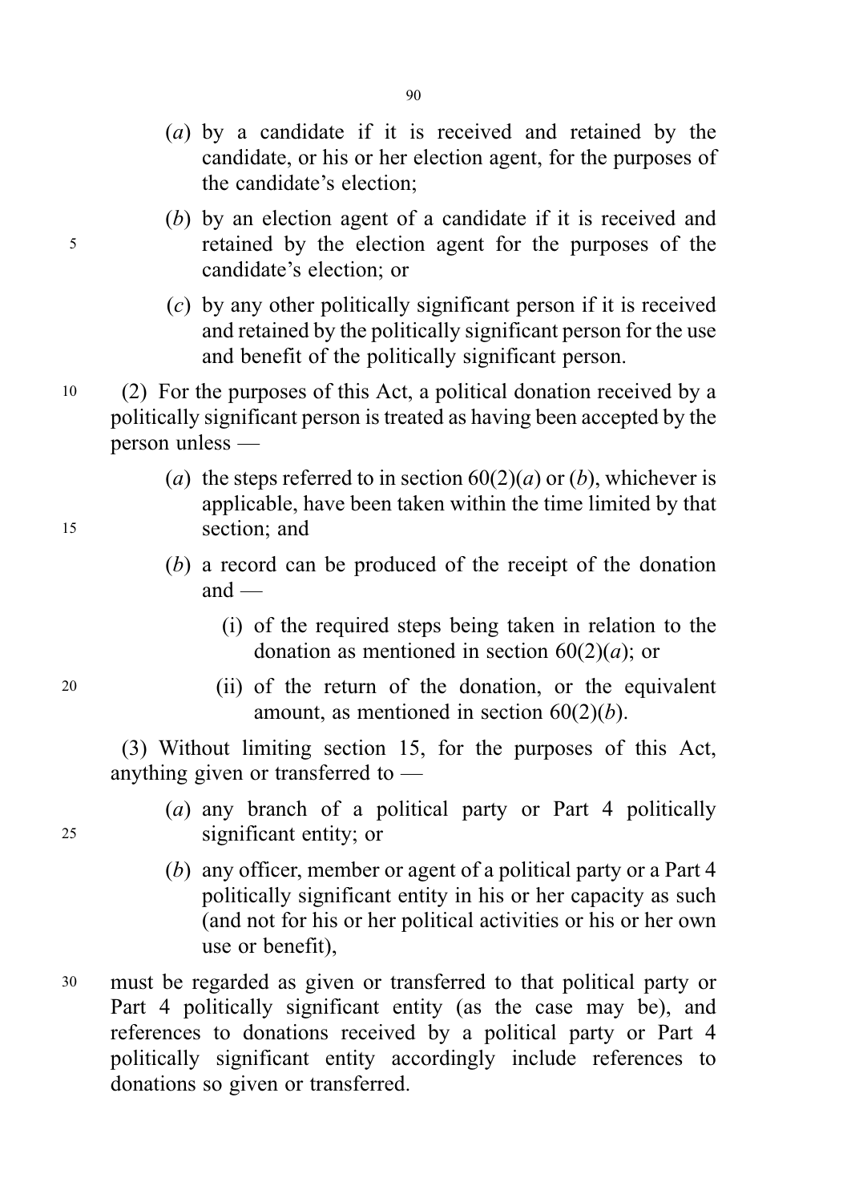(*a*) by a candidate if it is received and retained by the candidate, or his or her election agent, for the purposes of the candidate's election;

(*b*) by an election agent of a candidate if it is received and retained by the election agent for the purposes of the candidate's election; or

(*c*) by any other politically significant person if it is received and retained by the politically significant person for the use and benefit of the politically significant person.

(2) For the purposes of this Act, a political donation received by a politically significant person is treated as having been accepted by the person unless —

(*a*) the steps referred to in section 60(2)(*a*) or (*b*), whichever is applicable, have been taken within the time limited by that section; and

(*b*) a record can be produced of the receipt of the donation and —

(i) of the required steps being taken in relation to the donation as mentioned in section 60(2)(*a*); or

(ii) of the return of the donation, or the equivalent amount, as mentioned in section 60(2)(*b*).

(3) Without limiting section 15, for the purposes of this Act, anything given or transferred to —

(*a*) any branch of a political party or Part 4 politically significant entity; or

(*b*) any officer, member or agent of a political party or a Part 4 politically significant entity in his or her capacity as such (and not for his or her political activities or his or her own use or benefit),

must be regarded as given or transferred to that political party or Part 4 politically significant entity (as the case may be), and references to donations received by a political party or Part 4 politically significant entity accordingly include references to donations so given or transferred.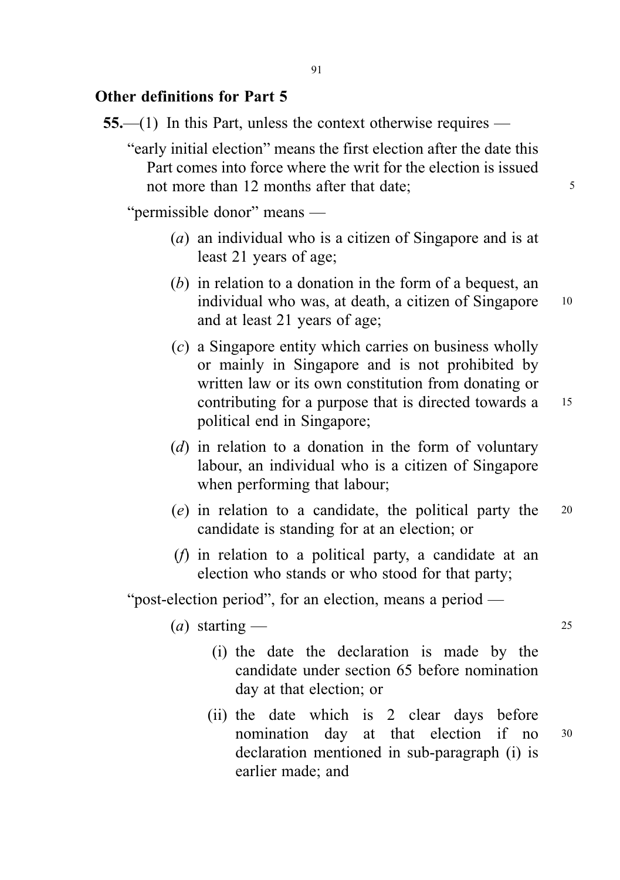**Other definitions for Part 5**

**55.**—(1) In this Part, unless the context otherwise requires —

"early initial election" means the first election after the date this Part comes into force where the writ for the election is issued not more than 12 months after that date;

"permissible donor" means —

(*a*) an individual who is a citizen of Singapore and is at least 21 years of age;

(*b*) in relation to a donation in the form of a bequest, an individual who was, at death, a citizen of Singapore and at least 21 years of age;

(*c*) a Singapore entity which carries on business wholly or mainly in Singapore and is not prohibited by written law or its own constitution from donating or contributing for a purpose that is directed towards a political end in Singapore;

(*d*) in relation to a donation in the form of voluntary labour, an individual who is a citizen of Singapore when performing that labour;

(*e*) in relation to a candidate, the political party the candidate is standing for at an election; or

(*f*) in relation to a political party, a candidate at an election who stands or who stood for that party;

"post-election period", for an election, means a period —

(*a*) starting —

(i) the date the declaration is made by the candidate under section 65 before nomination day at that election; or

(ii) the date which is 2 clear days before nomination day at that election if no declaration mentioned in sub-paragraph (i) is earlier made; and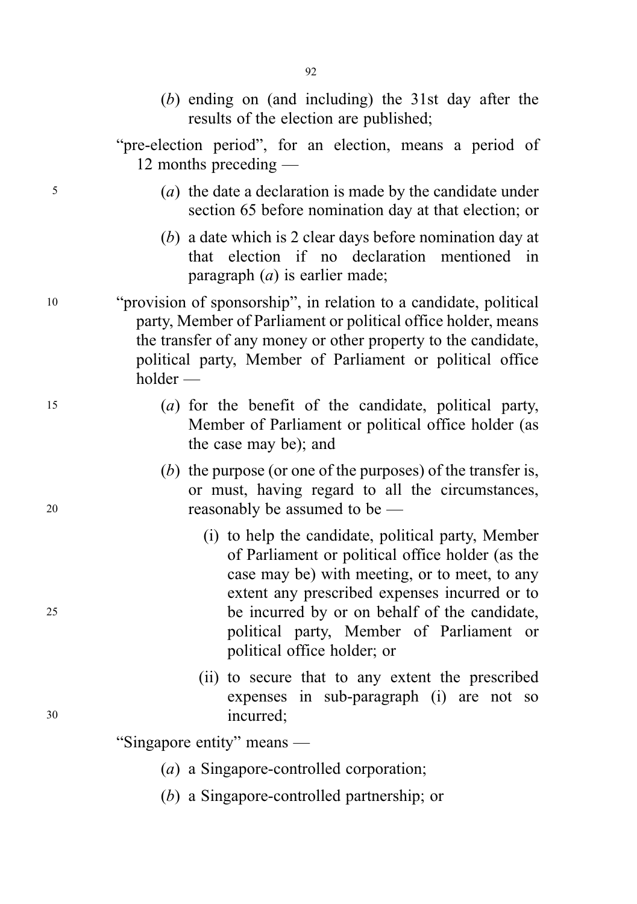(*b*) ending on (and including) the 31st day after the results of the election are published;

"pre-election period", for an election, means a period of 12 months preceding —

(*a*) the date a declaration is made by the candidate under section 65 before nomination day at that election; or

(*b*) a date which is 2 clear days before nomination day at that election if no declaration mentioned in paragraph (*a*) is earlier made;

"provision of sponsorship", in relation to a candidate, political party, Member of Parliament or political office holder, means the transfer of any money or other property to the candidate, political party, Member of Parliament or political office holder —

(*a*) for the benefit of the candidate, political party, Member of Parliament or political office holder (as the case may be); and

(*b*) the purpose (or one of the purposes) of the transfer is, or must, having regard to all the circumstances, reasonably be assumed to be —

(i) to help the candidate, political party, Member of Parliament or political office holder (as the case may be) with meeting, or to meet, to any extent any prescribed expenses incurred or to be incurred by or on behalf of the candidate, political party, Member of Parliament or political office holder; or

(ii) to secure that to any extent the prescribed expenses in sub-paragraph (i) are not so incurred;

"Singapore entity" means —

(*a*) a Singapore-controlled corporation;

(*b*) a Singapore-controlled partnership; or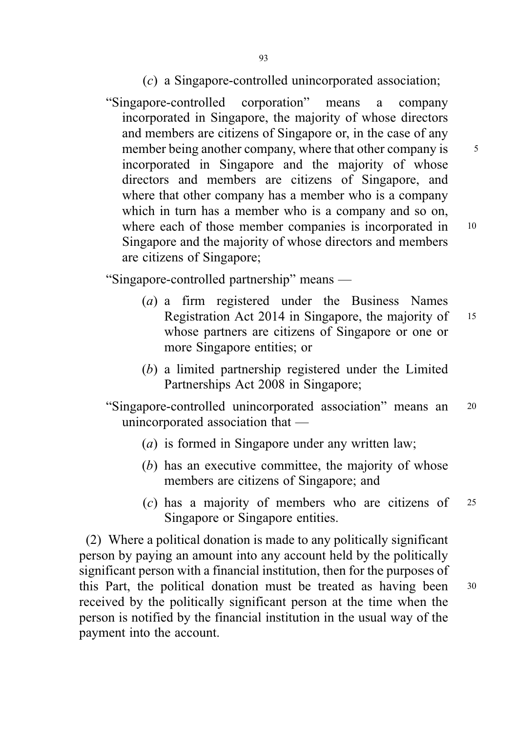(*c*) a Singapore-controlled unincorporated association;

"Singapore-controlled corporation" means a company incorporated in Singapore, the majority of whose directors and members are citizens of Singapore or, in the case of any member being another company, where that other company is incorporated in Singapore and the majority of whose directors and members are citizens of Singapore, and where that other company has a member who is a company which in turn has a member who is a company and so on, where each of those member companies is incorporated in Singapore and the majority of whose directors and members are citizens of Singapore;

"Singapore-controlled partnership" means —

(*a*) a firm registered under the Business Names Registration Act 2014 in Singapore, the majority of whose partners are citizens of Singapore or one or more Singapore entities; or

(*b*) a limited partnership registered under the Limited Partnerships Act 2008 in Singapore;

"Singapore-controlled unincorporated association" means an unincorporated association that —

(*a*) is formed in Singapore under any written law;

(*b*) has an executive committee, the majority of whose members are citizens of Singapore; and

(*c*) has a majority of members who are citizens of Singapore or Singapore entities.

(2) Where a political donation is made to any politically significant person by paying an amount into any account held by the politically significant person with a financial institution, then for the purposes of this Part, the political donation must be treated as having been received by the politically significant person at the time when the person is notified by the financial institution in the usual way of the payment into the account.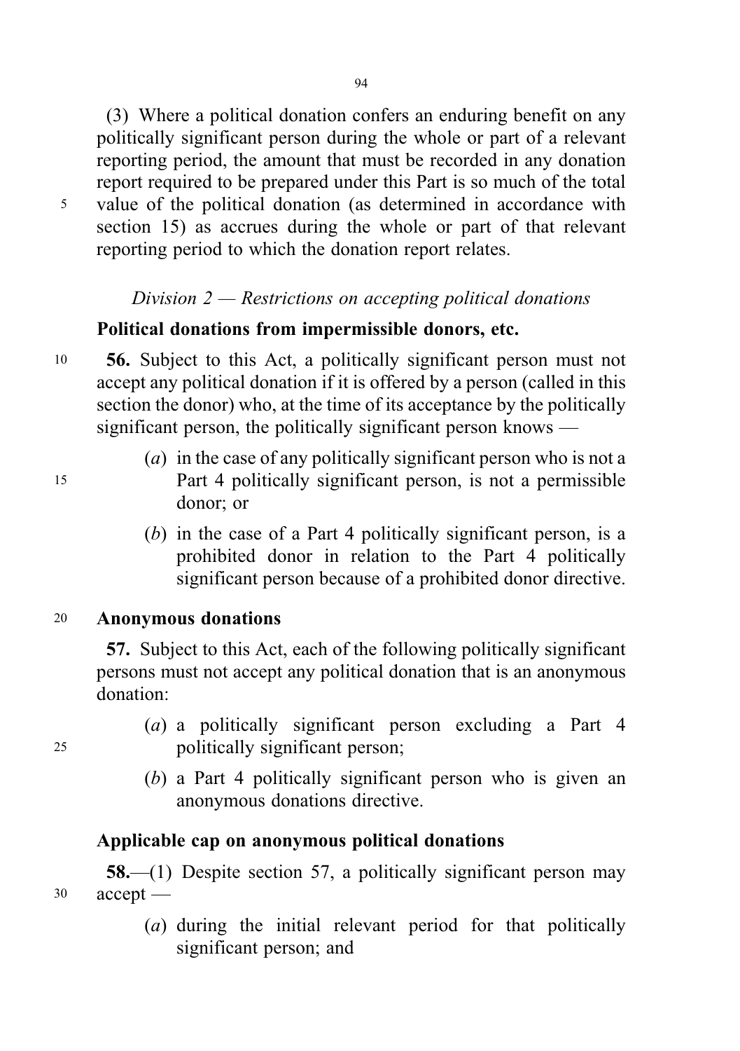(3) Where a political donation confers an enduring benefit on any politically significant person during the whole or part of a relevant reporting period, the amount that must be recorded in any donation report required to be prepared under this Part is so much of the total value of the political donation (as determined in accordance with section 15) as accrues during the whole or part of that relevant reporting period to which the donation report relates.

*Division 2 — Restrictions on accepting political donations*

**Political donations from impermissible donors, etc.**

**56.** Subject to this Act, a politically significant person must not accept any political donation if it is offered by a person (called in this section the donor) who, at the time of its acceptance by the politically significant person, the politically significant person knows —

(*a*) in the case of any politically significant person who is not a Part 4 politically significant person, is not a permissible donor; or

(*b*) in the case of a Part 4 politically significant person, is a prohibited donor in relation to the Part 4 politically significant person because of a prohibited donor directive.

**Anonymous donations**

**57.** Subject to this Act, each of the following politically significant persons must not accept any political donation that is an anonymous donation:

(*a*) a politically significant person excluding a Part 4 politically significant person;

(*b*) a Part 4 politically significant person who is given an anonymous donations directive.

**Applicable cap on anonymous political donations**

**58.**—(1) Despite section 57, a politically significant person may accept —

(*a*) during the initial relevant period for that politically significant person; and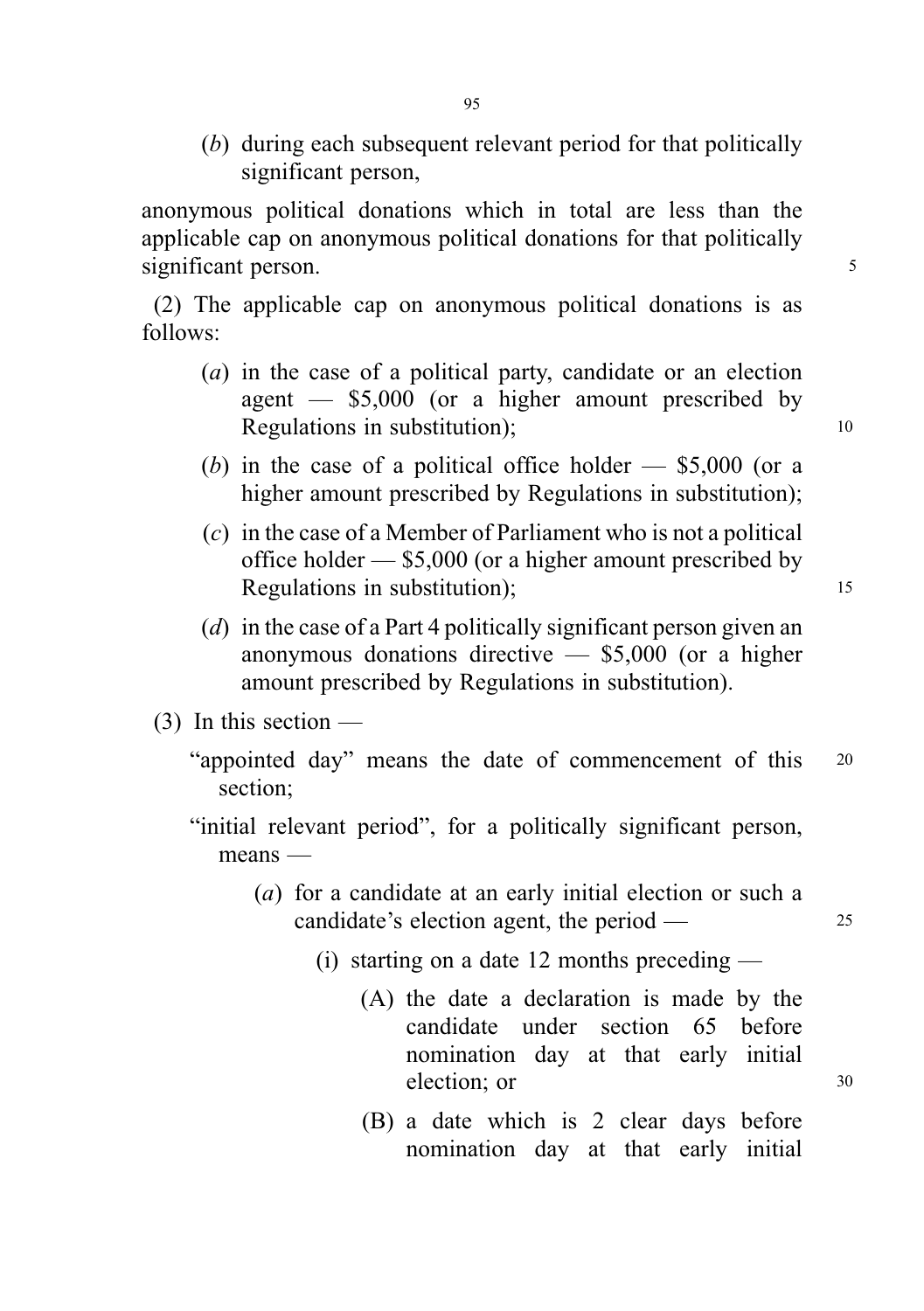(*b*) during each subsequent relevant period for that politically significant person,

anonymous political donations which in total are less than the applicable cap on anonymous political donations for that politically significant person.

(2) The applicable cap on anonymous political donations is as follows:

(*a*) in the case of a political party, candidate or an election agent — $5,000 (or a higher amount prescribed by Regulations in substitution);

(*b*) in the case of a political office holder — $5,000 (or a higher amount prescribed by Regulations in substitution);

(*c*) in the case of a Member of Parliament who is not a political office holder — $5,000 (or a higher amount prescribed by Regulations in substitution);

(*d*) in the case of a Part 4 politically significant person given an anonymous donations directive — $5,000 (or a higher amount prescribed by Regulations in substitution).

(3) In this section —

"appointed day" means the date of commencement of this section;

"initial relevant period", for a politically significant person, means —

(*a*) for a candidate at an early initial election or such a candidate's election agent, the period —

(i) starting on a date 12 months preceding —

(A) the date a declaration is made by the candidate under section 65 before nomination day at that early initial election; or

(B) a date which is 2 clear days before nomination day at that early initial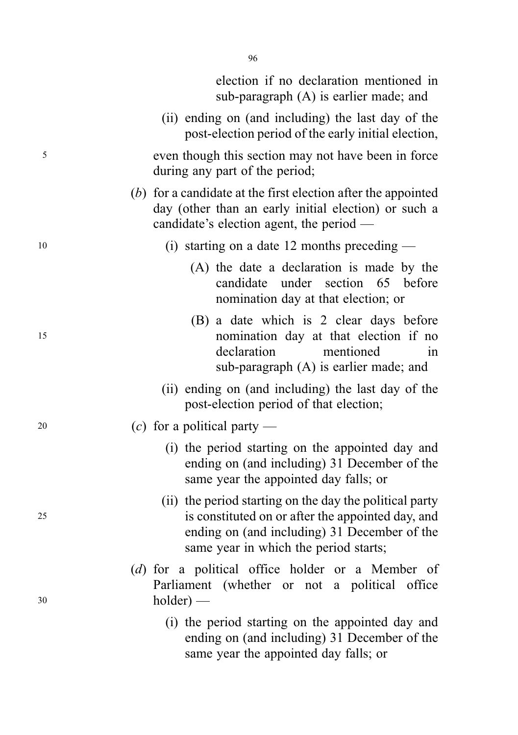election if no declaration mentioned in sub-paragraph (A) is earlier made; and

(ii) ending on (and including) the last day of the post-election period of the early initial election,

even though this section may not have been in force during any part of the period;

(*b*) for a candidate at the first election after the appointed day (other than an early initial election) or such a candidate's election agent, the period —

(i) starting on a date 12 months preceding —

(A) the date a declaration is made by the candidate under section 65 before nomination day at that election; or

(B) a date which is 2 clear days before nomination day at that election if no declaration mentioned in sub-paragraph (A) is earlier made; and

(ii) ending on (and including) the last day of the post-election period of that election;

(*c*) for a political party —

(i) the period starting on the appointed day and ending on (and including) 31 December of the same year the appointed day falls; or

(ii) the period starting on the day the political party is constituted on or after the appointed day, and ending on (and including) 31 December of the same year in which the period starts;

(*d*) for a political office holder or a Member of Parliament (whether or not a political office holder) —

(i) the period starting on the appointed day and ending on (and including) 31 December of the same year the appointed day falls; or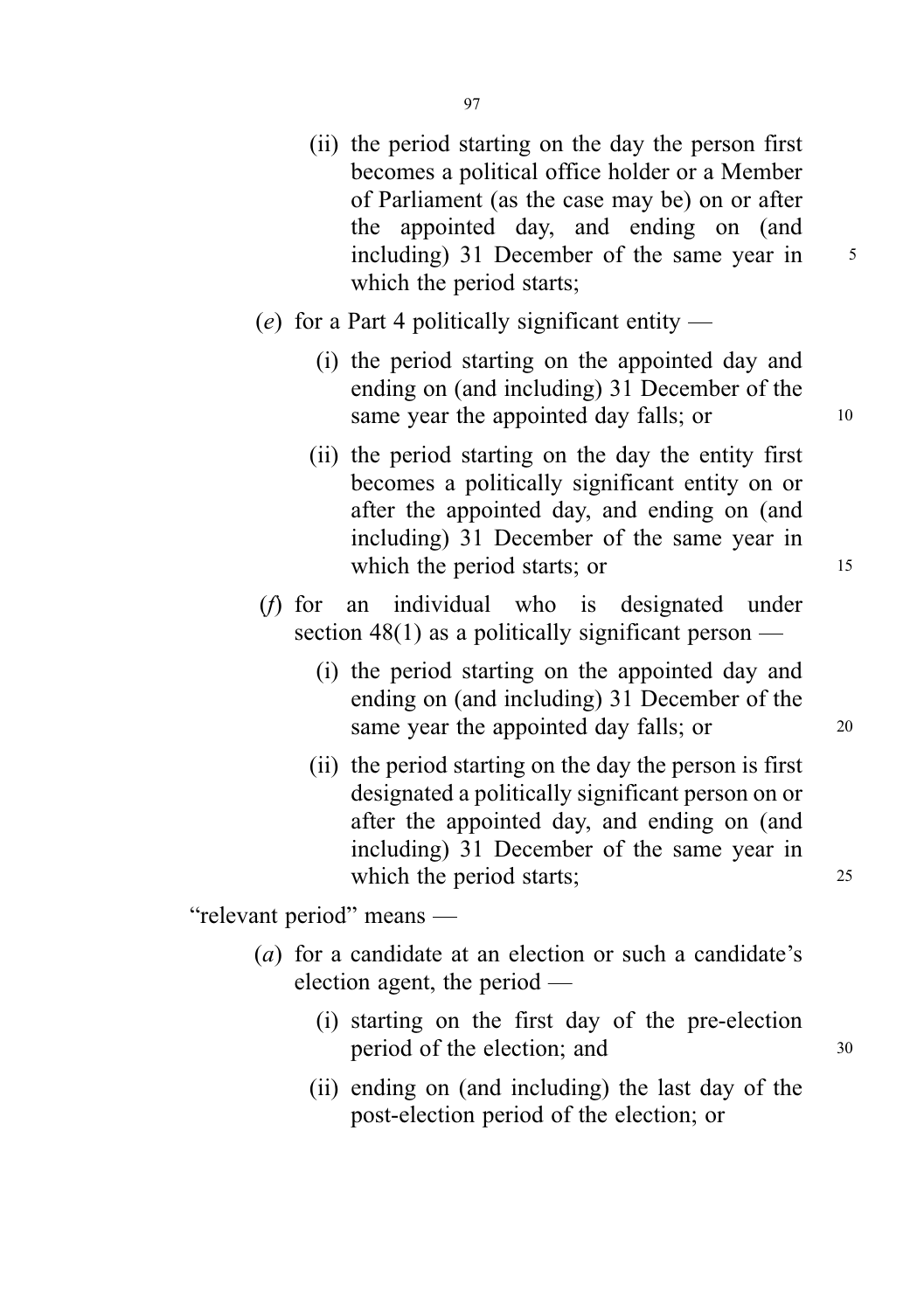(ii) the period starting on the day the person first becomes a political office holder or a Member of Parliament (as the case may be) on or after the appointed day, and ending on (and including) 31 December of the same year in which the period starts;

(*e*) for a Part 4 politically significant entity —

(i) the period starting on the appointed day and ending on (and including) 31 December of the same year the appointed day falls; or

(ii) the period starting on the day the entity first becomes a politically significant entity on or after the appointed day, and ending on (and including) 31 December of the same year in which the period starts; or

(*f*) for an individual who is designated under section 48(1) as a politically significant person —

(i) the period starting on the appointed day and ending on (and including) 31 December of the same year the appointed day falls; or

(ii) the period starting on the day the person is first designated a politically significant person on or after the appointed day, and ending on (and including) 31 December of the same year in which the period starts;

"relevant period" means —

(*a*) for a candidate at an election or such a candidate's election agent, the period —

(i) starting on the first day of the pre-election period of the election; and

(ii) ending on (and including) the last day of the post-election period of the election; or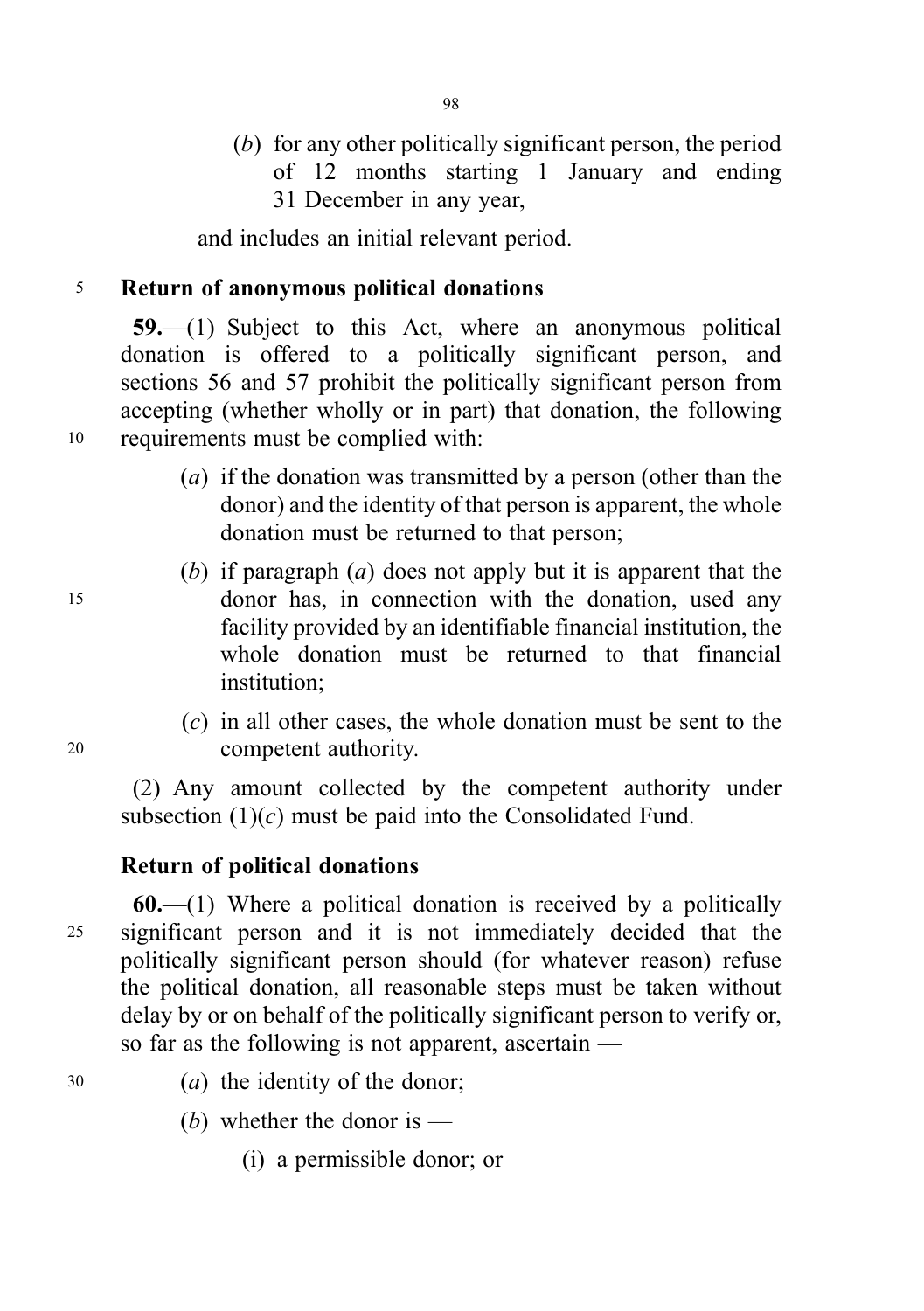(*b*) for any other politically significant person, the period of 12 months starting 1 January and ending 31 December in any year,

and includes an initial relevant period.

**Return of anonymous political donations**

**59.**—(1) Subject to this Act, where an anonymous political donation is offered to a politically significant person, and sections 56 and 57 prohibit the politically significant person from accepting (whether wholly or in part) that donation, the following requirements must be complied with:

(*a*) if the donation was transmitted by a person (other than the donor) and the identity of that person is apparent, the whole donation must be returned to that person;

(*b*) if paragraph (*a*) does not apply but it is apparent that the donor has, in connection with the donation, used any facility provided by an identifiable financial institution, the whole donation must be returned to that financial institution;

(*c*) in all other cases, the whole donation must be sent to the competent authority.

(2) Any amount collected by the competent authority under subsection (1)(*c*) must be paid into the Consolidated Fund.

**Return of political donations**

**60.**—(1) Where a political donation is received by a politically significant person and it is not immediately decided that the politically significant person should (for whatever reason) refuse the political donation, all reasonable steps must be taken without delay by or on behalf of the politically significant person to verify or, so far as the following is not apparent, ascertain —

(*a*) the identity of the donor;

(*b*) whether the donor is —

(i) a permissible donor; or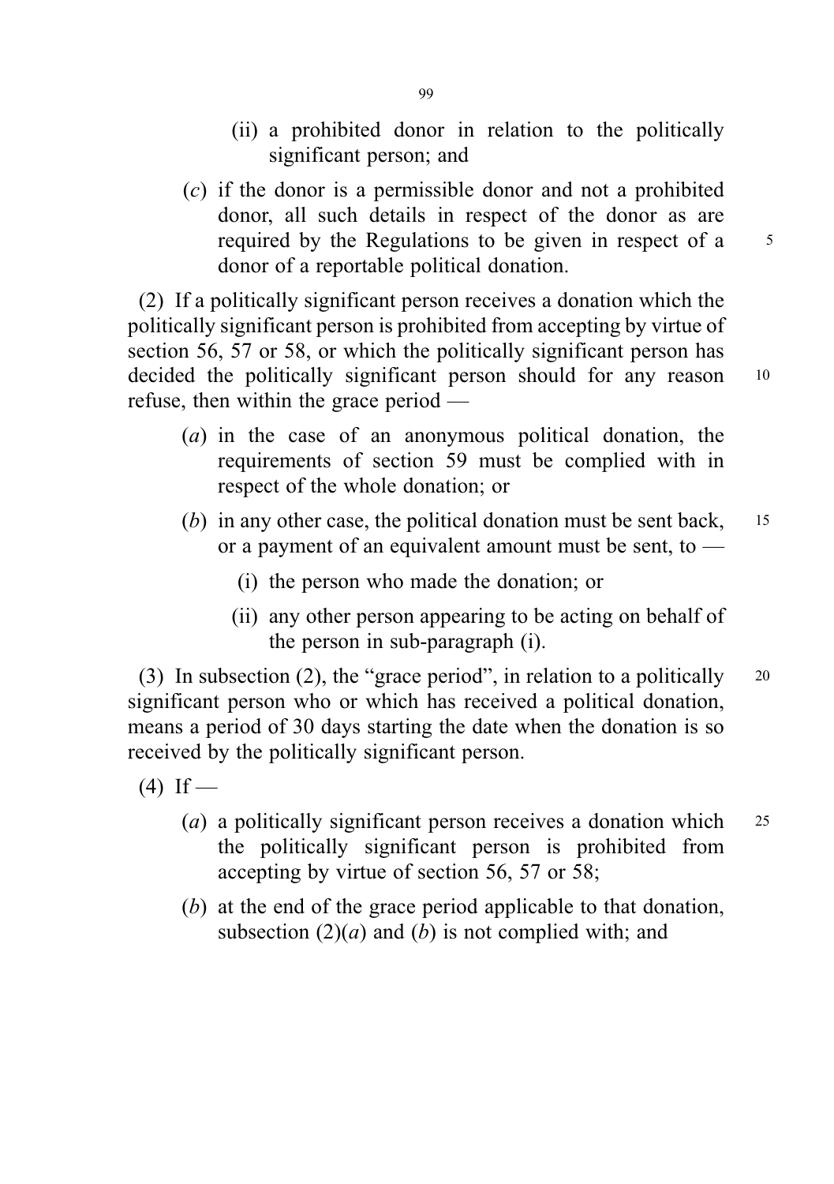(ii) a prohibited donor in relation to the politically significant person; and

(*c*) if the donor is a permissible donor and not a prohibited donor, all such details in respect of the donor as are required by the Regulations to be given in respect of a donor of a reportable political donation.

(2) If a politically significant person receives a donation which the politically significant person is prohibited from accepting by virtue of section 56, 57 or 58, or which the politically significant person has decided the politically significant person should for any reason refuse, then within the grace period —

(*a*) in the case of an anonymous political donation, the requirements of section 59 must be complied with in respect of the whole donation; or

(*b*) in any other case, the political donation must be sent back, or a payment of an equivalent amount must be sent, to —

(i) the person who made the donation; or

(ii) any other person appearing to be acting on behalf of the person in sub-paragraph (i).

(3) In subsection (2), the "grace period", in relation to a politically significant person who or which has received a political donation, means a period of 30 days starting the date when the donation is so received by the politically significant person.

(4) If —

(*a*) a politically significant person receives a donation which the politically significant person is prohibited from accepting by virtue of section 56, 57 or 58;

(*b*) at the end of the grace period applicable to that donation, subsection (2)(*a*) and (*b*) is not complied with; and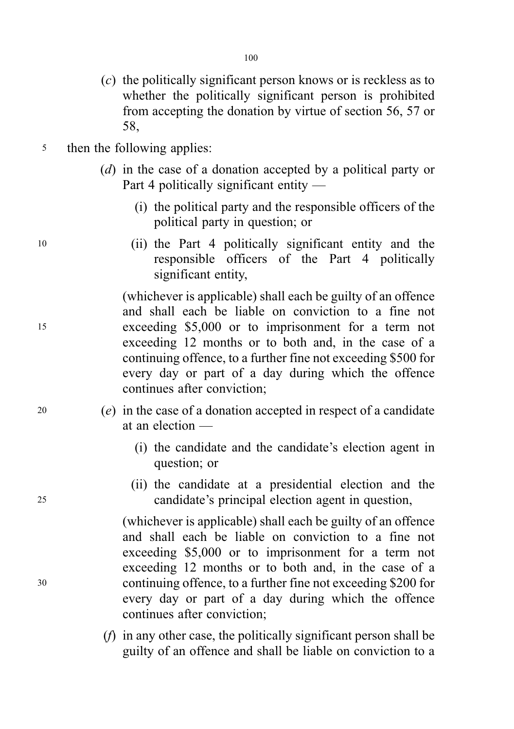(*c*) the politically significant person knows or is reckless as to whether the politically significant person is prohibited from accepting the donation by virtue of section 56, 57 or 58,

then the following applies:

(*d*) in the case of a donation accepted by a political party or Part 4 politically significant entity —

(i) the political party and the responsible officers of the political party in question; or

(ii) the Part 4 politically significant entity and the responsible officers of the Part 4 politically significant entity,

(whichever is applicable) shall each be guilty of an offence and shall each be liable on conviction to a fine not exceeding $5,000 or to imprisonment for a term not exceeding 12 months or to both and, in the case of a continuing offence, to a further fine not exceeding $500 for every day or part of a day during which the offence continues after conviction;

(*e*) in the case of a donation accepted in respect of a candidate at an election —

(i) the candidate and the candidate's election agent in question; or

(ii) the candidate at a presidential election and the candidate's principal election agent in question,

(whichever is applicable) shall each be guilty of an offence and shall each be liable on conviction to a fine not exceeding $5,000 or to imprisonment for a term not exceeding 12 months or to both and, in the case of a continuing offence, to a further fine not exceeding $200 for every day or part of a day during which the offence continues after conviction;

(*f*) in any other case, the politically significant person shall be guilty of an offence and shall be liable on conviction to a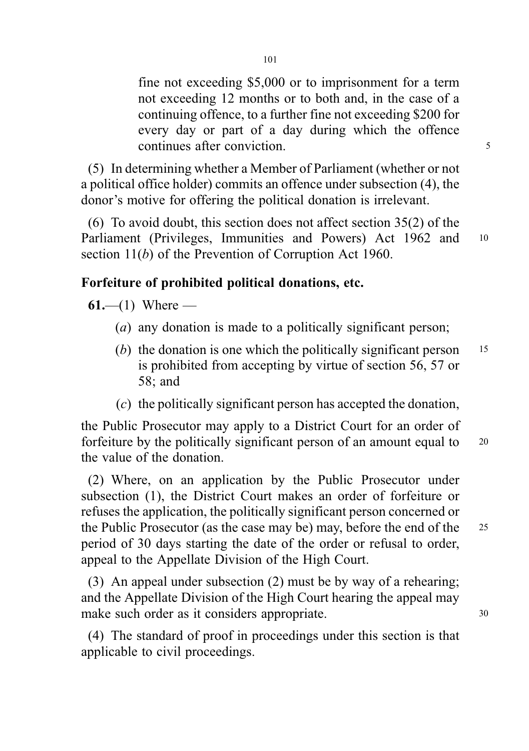fine not exceeding $5,000 or to imprisonment for a term not exceeding 12 months or to both and, in the case of a continuing offence, to a further fine not exceeding $200 for every day or part of a day during which the offence continues after conviction.

(5) In determining whether a Member of Parliament (whether or not a political office holder) commits an offence under subsection (4), the donor's motive for offering the political donation is irrelevant.

(6) To avoid doubt, this section does not affect section 35(2) of the Parliament (Privileges, Immunities and Powers) Act 1962 and section 11(*b*) of the Prevention of Corruption Act 1960.

**Forfeiture of prohibited political donations, etc.**

**61.**—(1) Where —

(*a*) any donation is made to a politically significant person;

(*b*) the donation is one which the politically significant person is prohibited from accepting by virtue of section 56, 57 or 58; and

(*c*) the politically significant person has accepted the donation,

the Public Prosecutor may apply to a District Court for an order of forfeiture by the politically significant person of an amount equal to the value of the donation.

(2) Where, on an application by the Public Prosecutor under subsection (1), the District Court makes an order of forfeiture or refuses the application, the politically significant person concerned or the Public Prosecutor (as the case may be) may, before the end of the period of 30 days starting the date of the order or refusal to order, appeal to the Appellate Division of the High Court.

(3) An appeal under subsection (2) must be by way of a rehearing; and the Appellate Division of the High Court hearing the appeal may make such order as it considers appropriate.

(4) The standard of proof in proceedings under this section is that applicable to civil proceedings.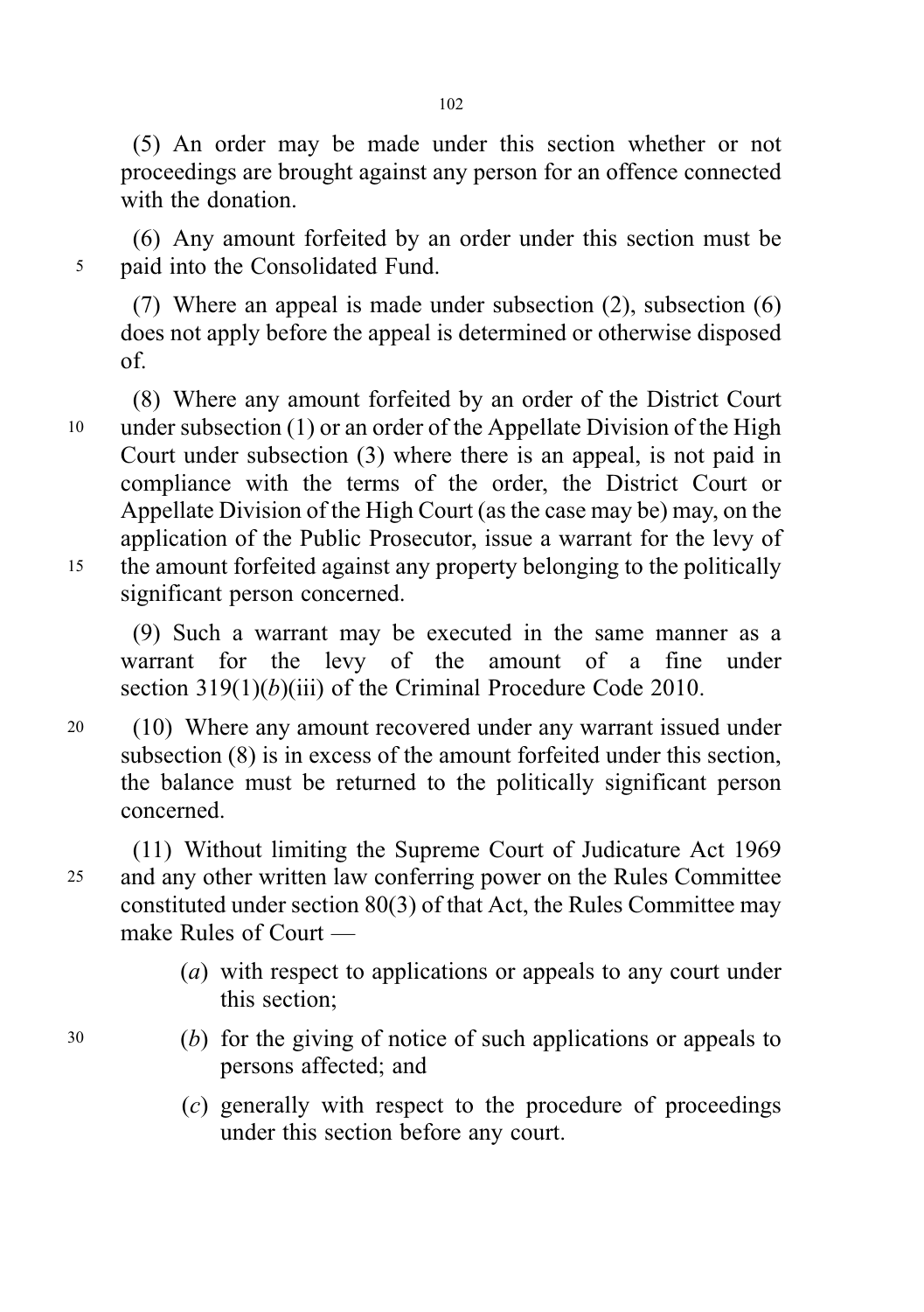(5) An order may be made under this section whether or not proceedings are brought against any person for an offence connected with the donation.

(6) Any amount forfeited by an order under this section must be paid into the Consolidated Fund.

(7) Where an appeal is made under subsection (2), subsection (6) does not apply before the appeal is determined or otherwise disposed of.

(8) Where any amount forfeited by an order of the District Court under subsection (1) or an order of the Appellate Division of the High Court under subsection (3) where there is an appeal, is not paid in compliance with the terms of the order, the District Court or Appellate Division of the High Court (as the case may be) may, on the application of the Public Prosecutor, issue a warrant for the levy of the amount forfeited against any property belonging to the politically significant person concerned.

(9) Such a warrant may be executed in the same manner as a warrant for the levy of the amount of a fine under section 319(1)(*b*)(iii) of the Criminal Procedure Code 2010.

(10) Where any amount recovered under any warrant issued under subsection (8) is in excess of the amount forfeited under this section, the balance must be returned to the politically significant person concerned.

(11) Without limiting the Supreme Court of Judicature Act 1969 and any other written law conferring power on the Rules Committee constituted under section 80(3) of that Act, the Rules Committee may make Rules of Court —

(*a*) with respect to applications or appeals to any court under this section;

(*b*) for the giving of notice of such applications or appeals to persons affected; and

(*c*) generally with respect to the procedure of proceedings under this section before any court.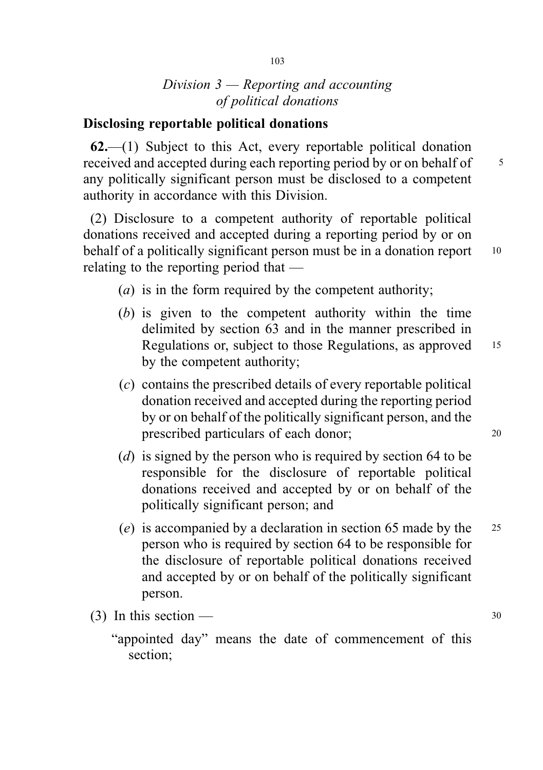*Division 3 — Reporting and accounting of political donations*

**Disclosing reportable political donations**

**62.**—(1) Subject to this Act, every reportable political donation received and accepted during each reporting period by or on behalf of any politically significant person must be disclosed to a competent authority in accordance with this Division.

(2) Disclosure to a competent authority of reportable political donations received and accepted during a reporting period by or on behalf of a politically significant person must be in a donation report relating to the reporting period that —

(*a*) is in the form required by the competent authority;

(*b*) is given to the competent authority within the time delimited by section 63 and in the manner prescribed in Regulations or, subject to those Regulations, as approved by the competent authority;

(*c*) contains the prescribed details of every reportable political donation received and accepted during the reporting period by or on behalf of the politically significant person, and the prescribed particulars of each donor;

(*d*) is signed by the person who is required by section 64 to be responsible for the disclosure of reportable political donations received and accepted by or on behalf of the politically significant person; and

(*e*) is accompanied by a declaration in section 65 made by the person who is required by section 64 to be responsible for the disclosure of reportable political donations received and accepted by or on behalf of the politically significant person.

(3) In this section —

"appointed day" means the date of commencement of this section;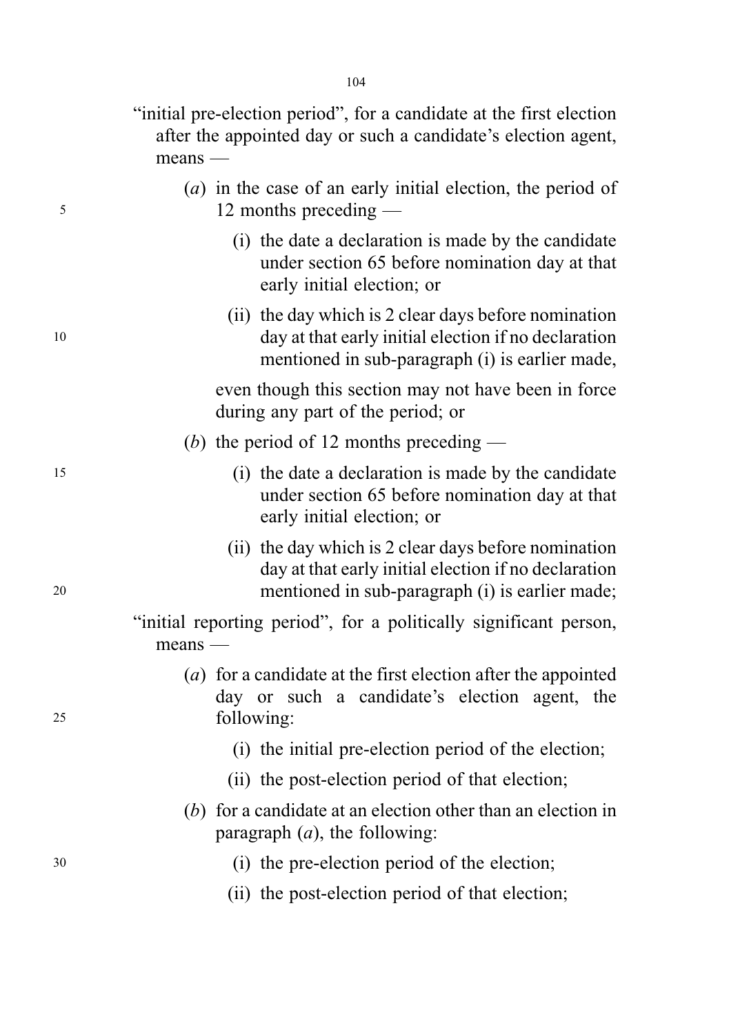"initial pre-election period", for a candidate at the first election after the appointed day or such a candidate's election agent, means —

(*a*) in the case of an early initial election, the period of 12 months preceding —

(i) the date a declaration is made by the candidate under section 65 before nomination day at that early initial election; or

(ii) the day which is 2 clear days before nomination day at that early initial election if no declaration mentioned in sub-paragraph (i) is earlier made,

even though this section may not have been in force during any part of the period; or

(*b*) the period of 12 months preceding —

(i) the date a declaration is made by the candidate under section 65 before nomination day at that early initial election; or

(ii) the day which is 2 clear days before nomination day at that early initial election if no declaration mentioned in sub-paragraph (i) is earlier made;

"initial reporting period", for a politically significant person, means —

(*a*) for a candidate at the first election after the appointed day or such a candidate's election agent, the following:

(i) the initial pre-election period of the election;

(ii) the post-election period of that election;

(*b*) for a candidate at an election other than an election in paragraph (*a*), the following:

(i) the pre-election period of the election;

(ii) the post-election period of that election;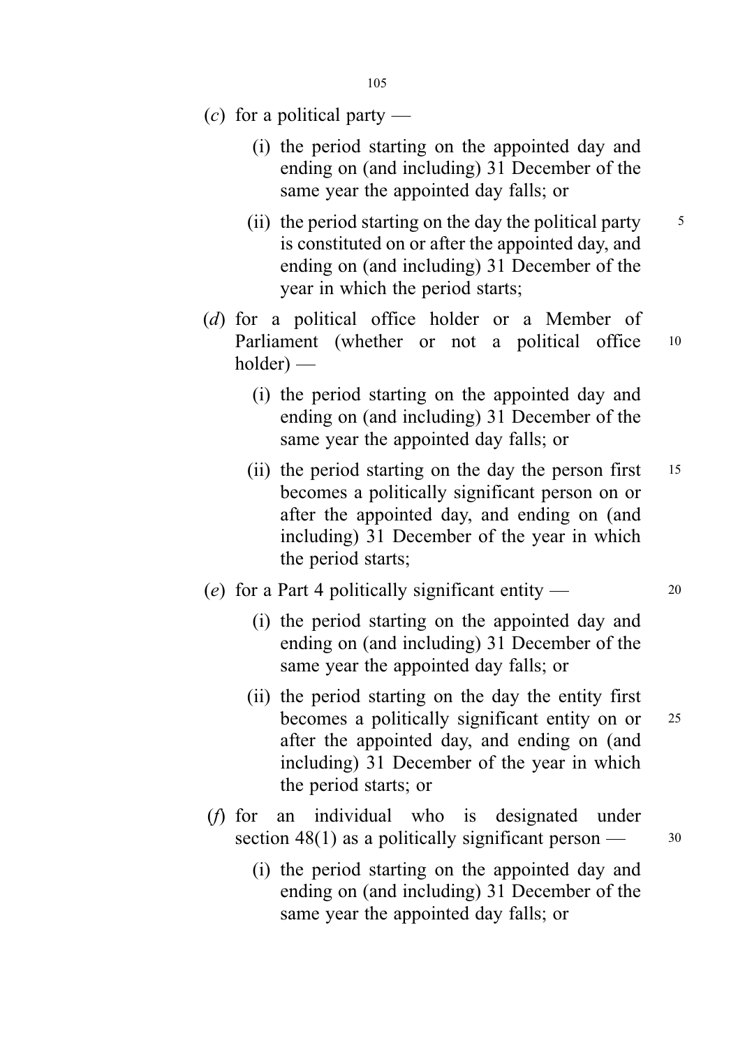(*c*) for a political party —

(i) the period starting on the appointed day and ending on (and including) 31 December of the same year the appointed day falls; or

(ii) the period starting on the day the political party is constituted on or after the appointed day, and ending on (and including) 31 December of the year in which the period starts;

(*d*) for a political office holder or a Member of Parliament (whether or not a political office holder) —

(i) the period starting on the appointed day and ending on (and including) 31 December of the same year the appointed day falls; or

(ii) the period starting on the day the person first becomes a politically significant person on or after the appointed day, and ending on (and including) 31 December of the year in which the period starts;

(*e*) for a Part 4 politically significant entity —

(i) the period starting on the appointed day and ending on (and including) 31 December of the same year the appointed day falls; or

(ii) the period starting on the day the entity first becomes a politically significant entity on or after the appointed day, and ending on (and including) 31 December of the year in which the period starts; or

(*f*) for an individual who is designated under section 48(1) as a politically significant person —

(i) the period starting on the appointed day and ending on (and including) 31 December of the same year the appointed day falls; or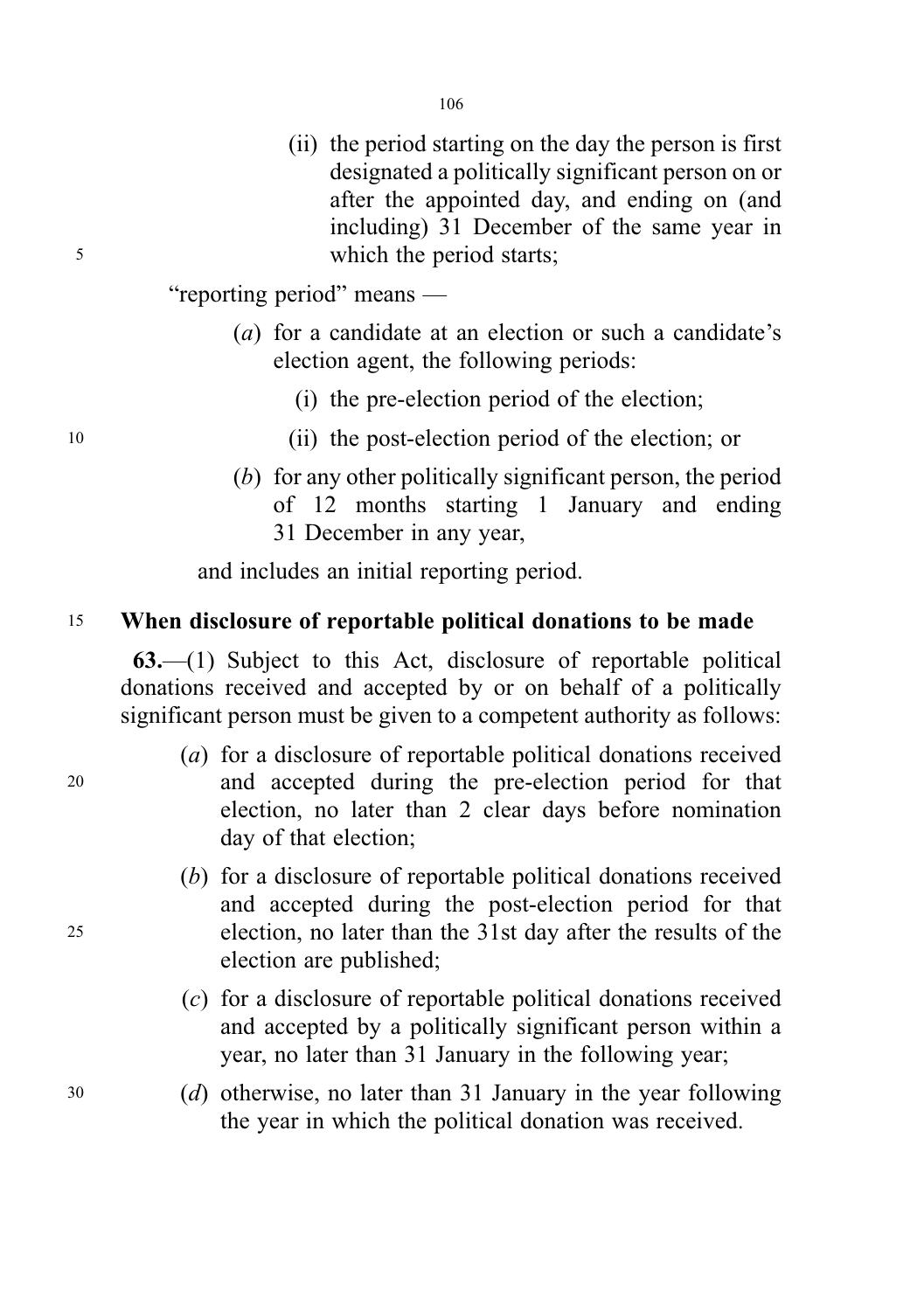(ii) the period starting on the day the person is first designated a politically significant person on or after the appointed day, and ending on (and including) 31 December of the same year in which the period starts;

"reporting period" means —

(*a*) for a candidate at an election or such a candidate's election agent, the following periods:

(i) the pre-election period of the election;

(ii) the post-election period of the election; or

(*b*) for any other politically significant person, the period of 12 months starting 1 January and ending 31 December in any year,

and includes an initial reporting period.

**When disclosure of reportable political donations to be made**

**63.**—(1) Subject to this Act, disclosure of reportable political donations received and accepted by or on behalf of a politically significant person must be given to a competent authority as follows:

(*a*) for a disclosure of reportable political donations received and accepted during the pre-election period for that election, no later than 2 clear days before nomination day of that election;

(*b*) for a disclosure of reportable political donations received and accepted during the post-election period for that election, no later than the 31st day after the results of the election are published;

(*c*) for a disclosure of reportable political donations received and accepted by a politically significant person within a year, no later than 31 January in the following year;

(*d*) otherwise, no later than 31 January in the year following the year in which the political donation was received.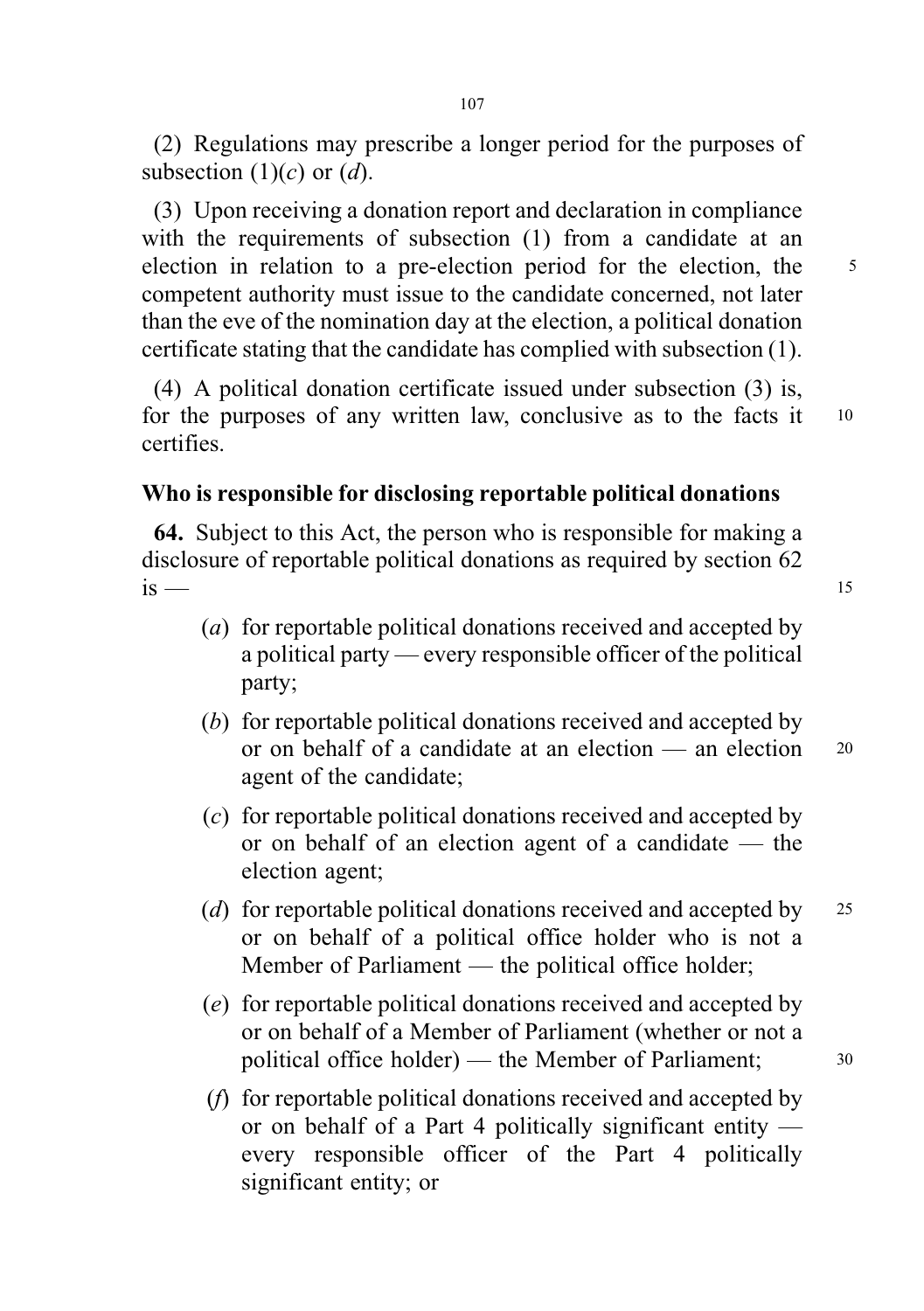(2) Regulations may prescribe a longer period for the purposes of subsection (1)(*c*) or (*d*).

(3) Upon receiving a donation report and declaration in compliance with the requirements of subsection (1) from a candidate at an election in relation to a pre-election period for the election, the competent authority must issue to the candidate concerned, not later than the eve of the nomination day at the election, a political donation certificate stating that the candidate has complied with subsection (1).

(4) A political donation certificate issued under subsection (3) is, for the purposes of any written law, conclusive as to the facts it certifies.

### Who is responsible for disclosing reportable political donations

**64.** Subject to this Act, the person who is responsible for making a disclosure of reportable political donations as required by section 62 is —

(*a*) for reportable political donations received and accepted by a political party — every responsible officer of the political party;

(*b*) for reportable political donations received and accepted by or on behalf of a candidate at an election — an election agent of the candidate;

(*c*) for reportable political donations received and accepted by or on behalf of an election agent of a candidate — the election agent;

(*d*) for reportable political donations received and accepted by or on behalf of a political office holder who is not a Member of Parliament — the political office holder;

(*e*) for reportable political donations received and accepted by or on behalf of a Member of Parliament (whether or not a political office holder) — the Member of Parliament;

(*f*) for reportable political donations received and accepted by or on behalf of a Part 4 politically significant entity — every responsible officer of the Part 4 politically significant entity; or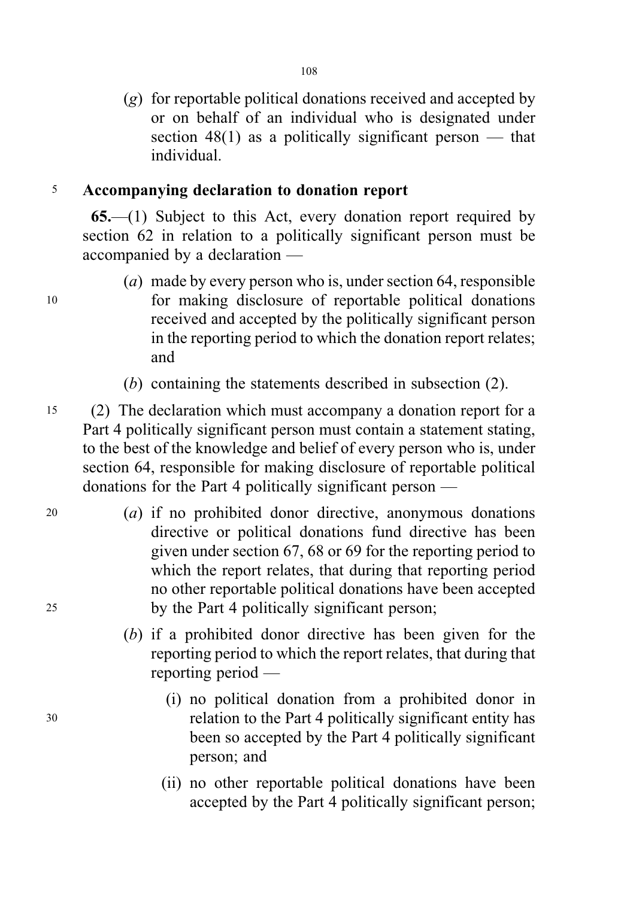(*g*) for reportable political donations received and accepted by or on behalf of an individual who is designated under section 48(1) as a politically significant person — that individual.

**Accompanying declaration to donation report**

**65.**—(1) Subject to this Act, every donation report required by section 62 in relation to a politically significant person must be accompanied by a declaration —

(*a*) made by every person who is, under section 64, responsible for making disclosure of reportable political donations received and accepted by the politically significant person in the reporting period to which the donation report relates; and

(*b*) containing the statements described in subsection (2).

(2) The declaration which must accompany a donation report for a Part 4 politically significant person must contain a statement stating, to the best of the knowledge and belief of every person who is, under section 64, responsible for making disclosure of reportable political donations for the Part 4 politically significant person —

(*a*) if no prohibited donor directive, anonymous donations directive or political donations fund directive has been given under section 67, 68 or 69 for the reporting period to which the report relates, that during that reporting period no other reportable political donations have been accepted by the Part 4 politically significant person;

(*b*) if a prohibited donor directive has been given for the reporting period to which the report relates, that during that reporting period —

(i) no political donation from a prohibited donor in relation to the Part 4 politically significant entity has been so accepted by the Part 4 politically significant person; and

(ii) no other reportable political donations have been accepted by the Part 4 politically significant person;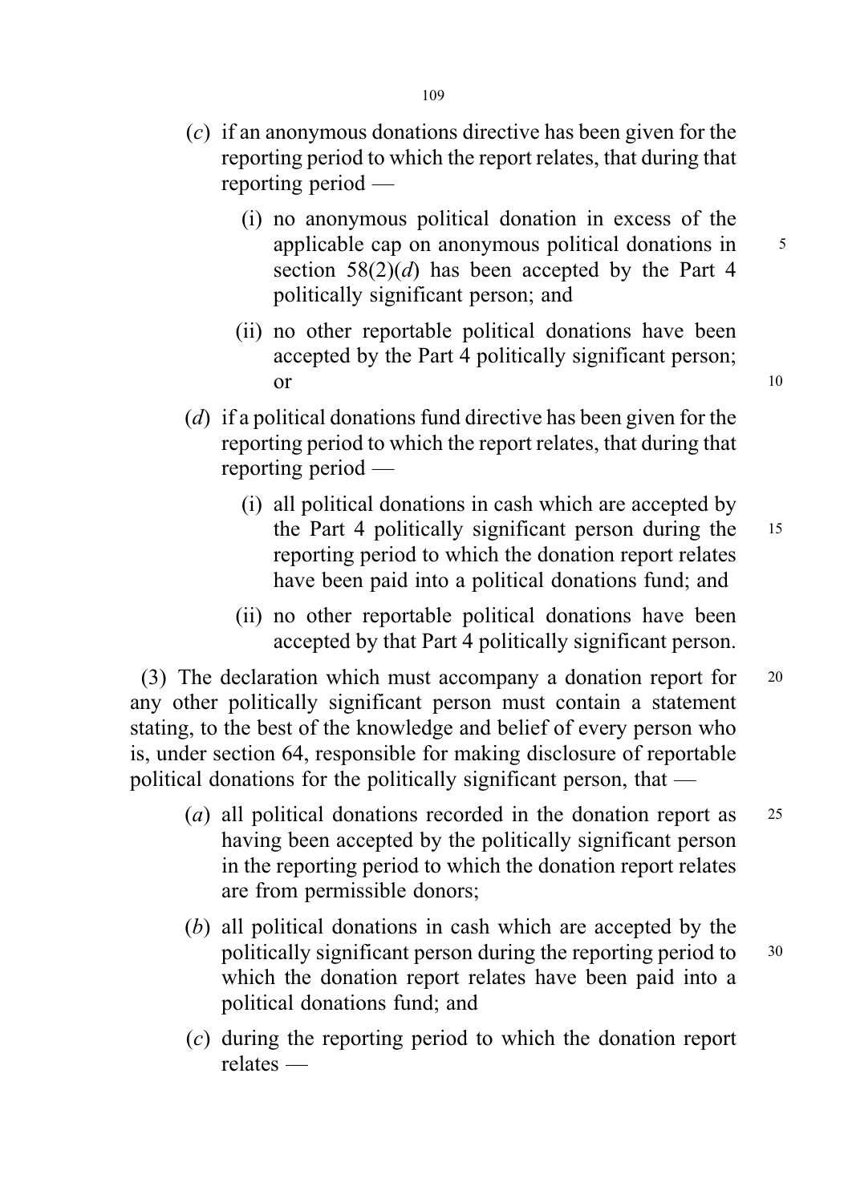(*c*) if an anonymous donations directive has been given for the reporting period to which the report relates, that during that reporting period —

(i) no anonymous political donation in excess of the applicable cap on anonymous political donations in section 58(2)(*d*) has been accepted by the Part 4 politically significant person; and

(ii) no other reportable political donations have been accepted by the Part 4 politically significant person; or

(*d*) if a political donations fund directive has been given for the reporting period to which the report relates, that during that reporting period —

(i) all political donations in cash which are accepted by the Part 4 politically significant person during the reporting period to which the donation report relates have been paid into a political donations fund; and

(ii) no other reportable political donations have been accepted by that Part 4 politically significant person.

(3) The declaration which must accompany a donation report for any other politically significant person must contain a statement stating, to the best of the knowledge and belief of every person who is, under section 64, responsible for making disclosure of reportable political donations for the politically significant person, that —

(*a*) all political donations recorded in the donation report as having been accepted by the politically significant person in the reporting period to which the donation report relates are from permissible donors;

(*b*) all political donations in cash which are accepted by the politically significant person during the reporting period to which the donation report relates have been paid into a political donations fund; and

(*c*) during the reporting period to which the donation report relates —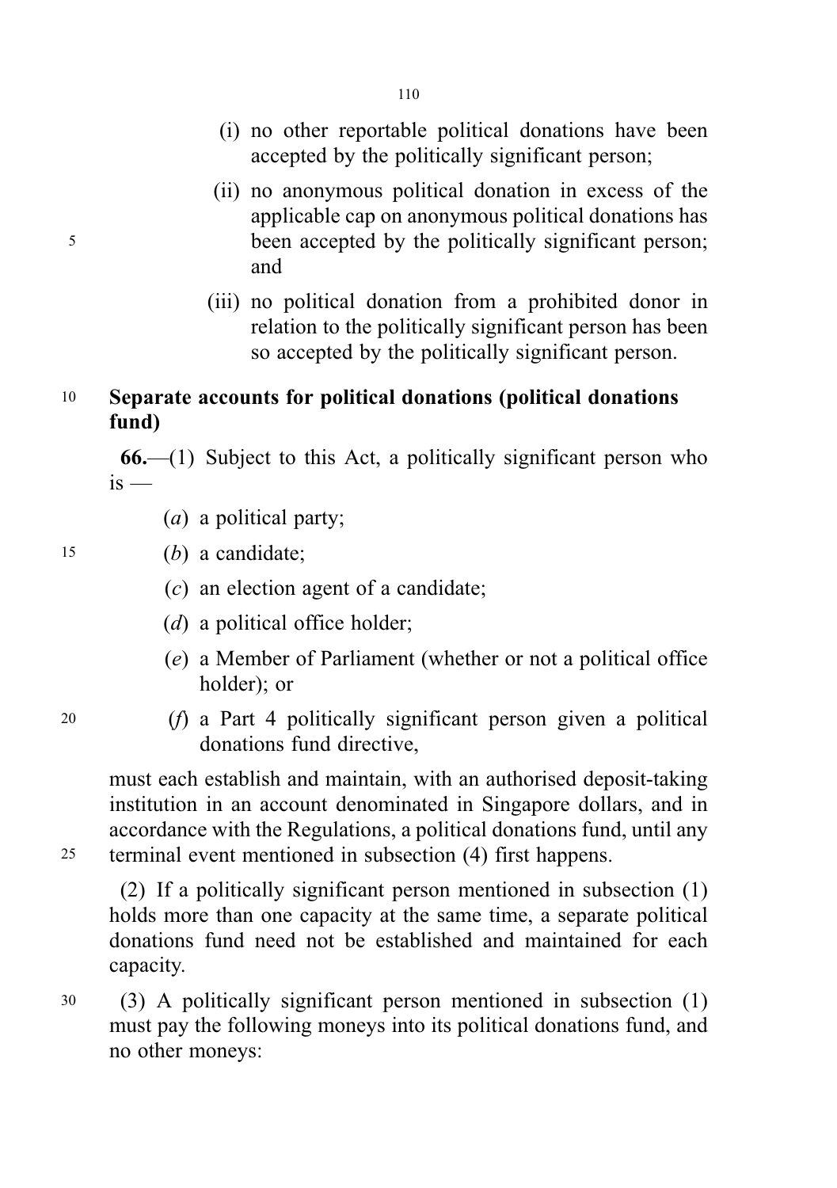(i) no other reportable political donations have been accepted by the politically significant person;

(ii) no anonymous political donation in excess of the applicable cap on anonymous political donations has been accepted by the politically significant person; and

(iii) no political donation from a prohibited donor in relation to the politically significant person has been so accepted by the politically significant person.

**Separate accounts for political donations (political donations fund)**

**66.**—(1) Subject to this Act, a politically significant person who is —

(*a*) a political party;

(*b*) a candidate;

(*c*) an election agent of a candidate;

(*d*) a political office holder;

(*e*) a Member of Parliament (whether or not a political office holder); or

(*f*) a Part 4 politically significant person given a political donations fund directive,

must each establish and maintain, with an authorised deposit-taking institution in an account denominated in Singapore dollars, and in accordance with the Regulations, a political donations fund, until any terminal event mentioned in subsection (4) first happens.

(2) If a politically significant person mentioned in subsection (1) holds more than one capacity at the same time, a separate political donations fund need not be established and maintained for each capacity.

(3) A politically significant person mentioned in subsection (1) must pay the following moneys into its political donations fund, and no other moneys: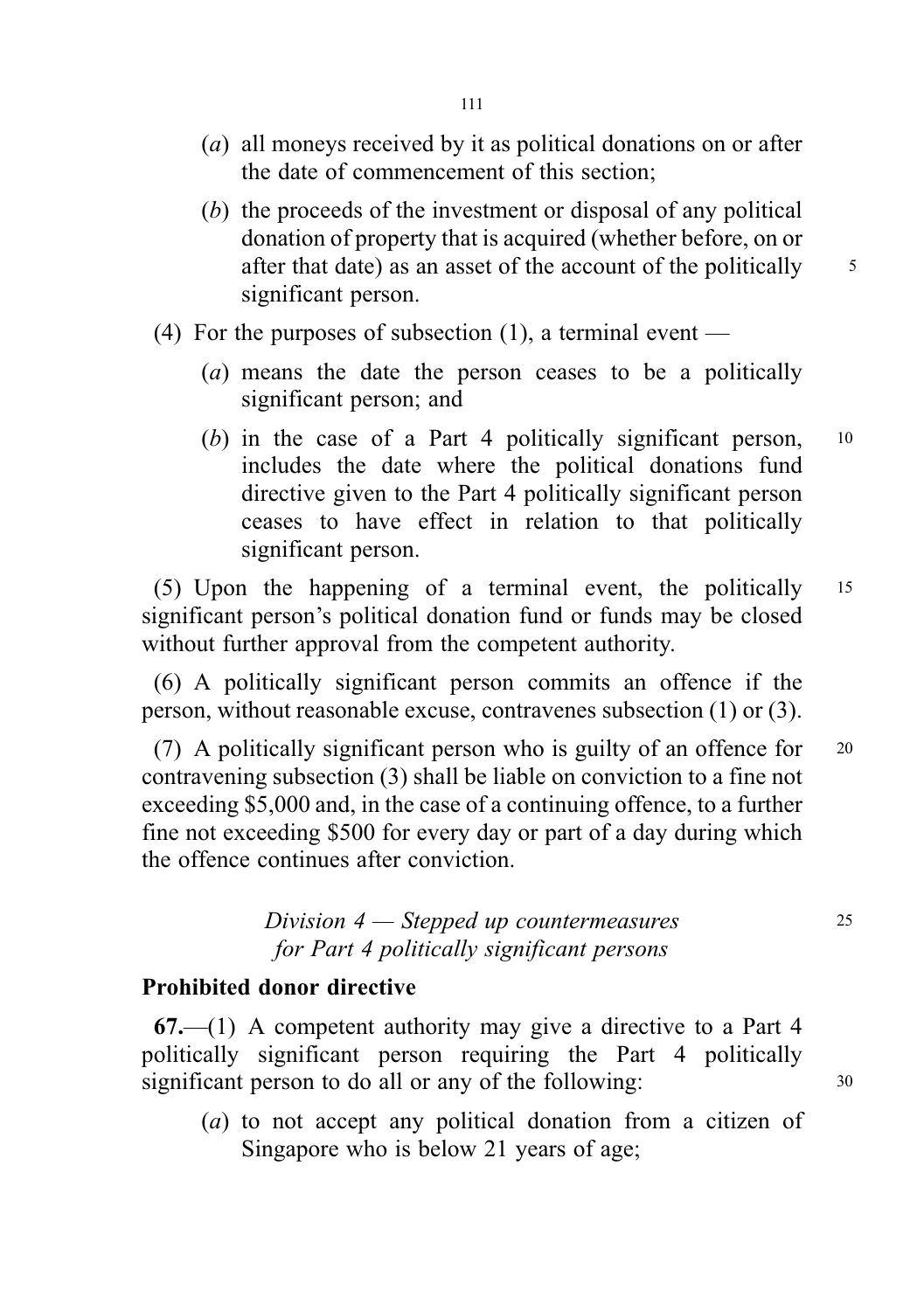(*a*) all moneys received by it as political donations on or after the date of commencement of this section;

(*b*) the proceeds of the investment or disposal of any political donation of property that is acquired (whether before, on or after that date) as an asset of the account of the politically significant person.

(4) For the purposes of subsection (1), a terminal event —

(*a*) means the date the person ceases to be a politically significant person; and

(*b*) in the case of a Part 4 politically significant person, includes the date where the political donations fund directive given to the Part 4 politically significant person ceases to have effect in relation to that politically significant person.

(5) Upon the happening of a terminal event, the politically significant person's political donation fund or funds may be closed without further approval from the competent authority.

(6) A politically significant person commits an offence if the person, without reasonable excuse, contravenes subsection (1) or (3).

(7) A politically significant person who is guilty of an offence for contravening subsection (3) shall be liable on conviction to a fine not exceeding $5,000 and, in the case of a continuing offence, to a further fine not exceeding $500 for every day or part of a day during which the offence continues after conviction.

*Division 4 — Stepped up countermeasures for Part 4 politically significant persons*

**Prohibited donor directive**

**67.**—(1) A competent authority may give a directive to a Part 4 politically significant person requiring the Part 4 politically significant person to do all or any of the following:

(*a*) to not accept any political donation from a citizen of Singapore who is below 21 years of age;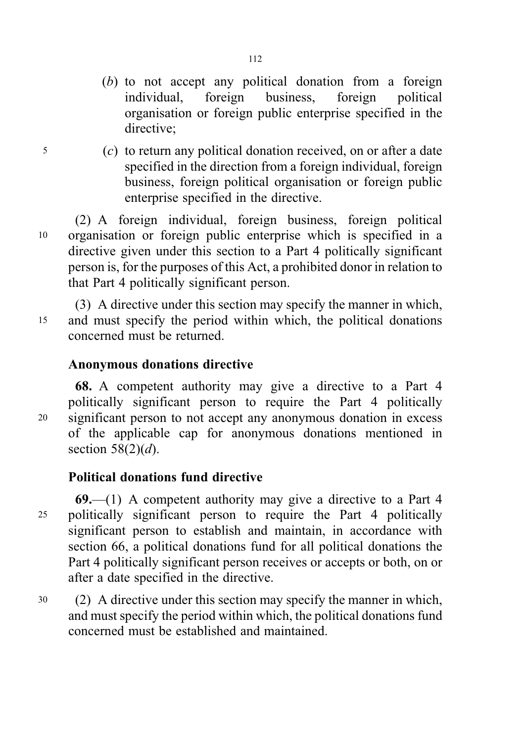(*b*) to not accept any political donation from a foreign individual, foreign business, foreign political organisation or foreign public enterprise specified in the directive;

(*c*) to return any political donation received, on or after a date specified in the direction from a foreign individual, foreign business, foreign political organisation or foreign public enterprise specified in the directive.

(2) A foreign individual, foreign business, foreign political organisation or foreign public enterprise which is specified in a directive given under this section to a Part 4 politically significant person is, for the purposes of this Act, a prohibited donor in relation to that Part 4 politically significant person.

(3) A directive under this section may specify the manner in which, and must specify the period within which, the political donations concerned must be returned.

**Anonymous donations directive**

**68.** A competent authority may give a directive to a Part 4 politically significant person to require the Part 4 politically significant person to not accept any anonymous donation in excess of the applicable cap for anonymous donations mentioned in section 58(2)(*d*).

**Political donations fund directive**

**69.**—(1) A competent authority may give a directive to a Part 4 politically significant person to require the Part 4 politically significant person to establish and maintain, in accordance with section 66, a political donations fund for all political donations the Part 4 politically significant person receives or accepts or both, on or after a date specified in the directive.

(2) A directive under this section may specify the manner in which, and must specify the period within which, the political donations fund concerned must be established and maintained.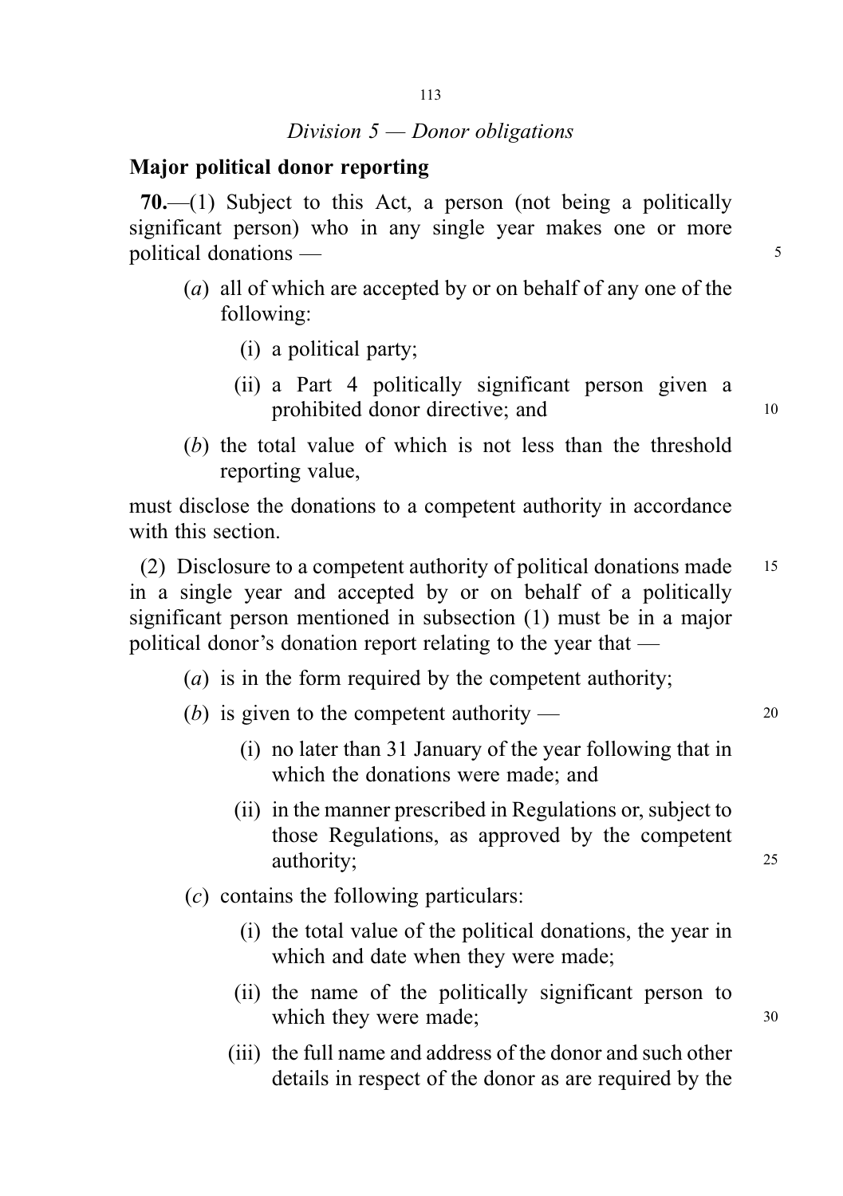*Division 5 — Donor obligations*

**Major political donor reporting**

**70.**—(1) Subject to this Act, a person (not being a politically significant person) who in any single year makes one or more political donations —

(*a*) all of which are accepted by or on behalf of any one of the following:

(i) a political party;

(ii) a Part 4 politically significant person given a prohibited donor directive; and

(*b*) the total value of which is not less than the threshold reporting value,

must disclose the donations to a competent authority in accordance with this section.

(2) Disclosure to a competent authority of political donations made in a single year and accepted by or on behalf of a politically significant person mentioned in subsection (1) must be in a major political donor's donation report relating to the year that —

(*a*) is in the form required by the competent authority;

(*b*) is given to the competent authority —

(i) no later than 31 January of the year following that in which the donations were made; and

(ii) in the manner prescribed in Regulations or, subject to those Regulations, as approved by the competent authority;

(*c*) contains the following particulars:

(i) the total value of the political donations, the year in which and date when they were made;

(ii) the name of the politically significant person to which they were made;

(iii) the full name and address of the donor and such other details in respect of the donor as are required by the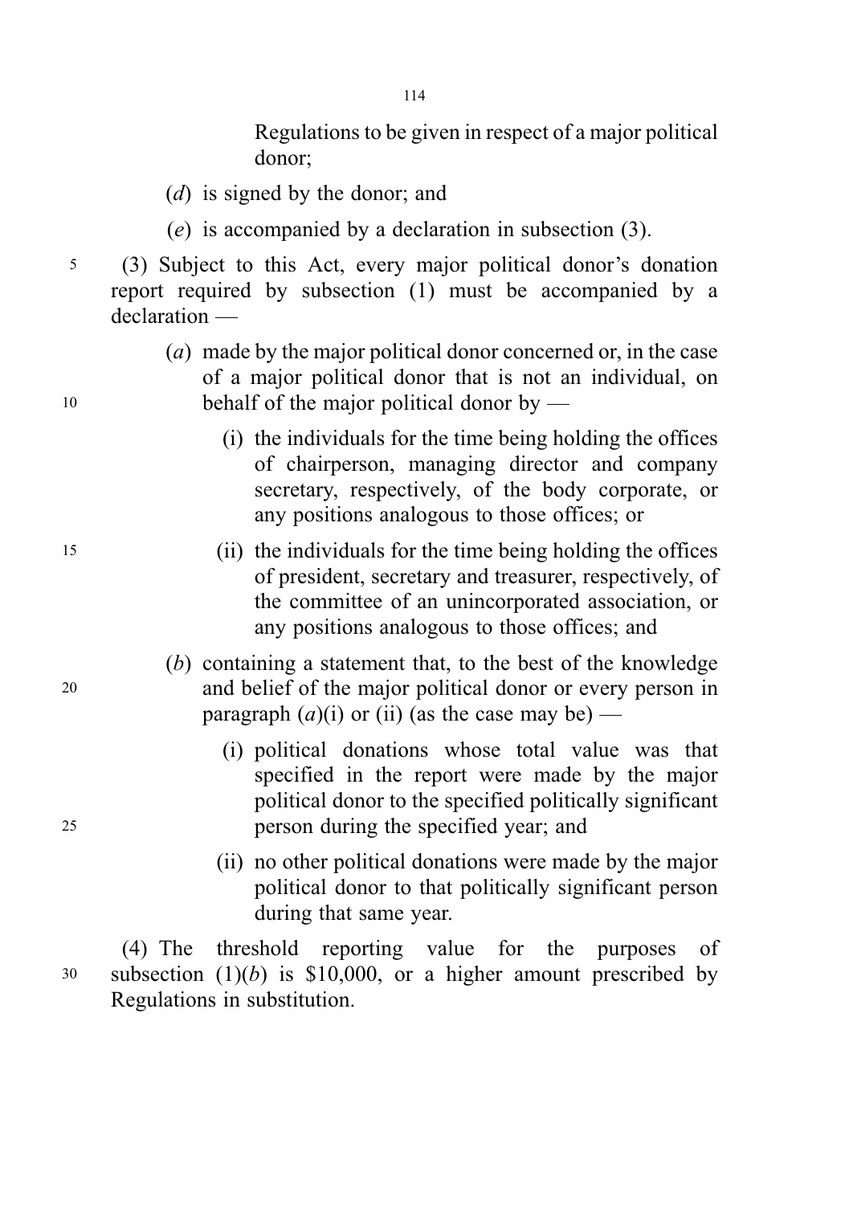Regulations to be given in respect of a major political donor;

(*d*) is signed by the donor; and

(*e*) is accompanied by a declaration in subsection (3).

(3) Subject to this Act, every major political donor's donation report required by subsection (1) must be accompanied by a declaration —

(*a*) made by the major political donor concerned or, in the case of a major political donor that is not an individual, on behalf of the major political donor by —

(i) the individuals for the time being holding the offices of chairperson, managing director and company secretary, respectively, of the body corporate, or any positions analogous to those offices; or

(ii) the individuals for the time being holding the offices of president, secretary and treasurer, respectively, of the committee of an unincorporated association, or any positions analogous to those offices; and

(*b*) containing a statement that, to the best of the knowledge and belief of the major political donor or every person in paragraph (*a*)(i) or (ii) (as the case may be) —

(i) political donations whose total value was that specified in the report were made by the major political donor to the specified politically significant person during the specified year; and

(ii) no other political donations were made by the major political donor to that politically significant person during that same year.

(4) The threshold reporting value for the purposes of subsection (1)(*b*) is $10,000, or a higher amount prescribed by Regulations in substitution.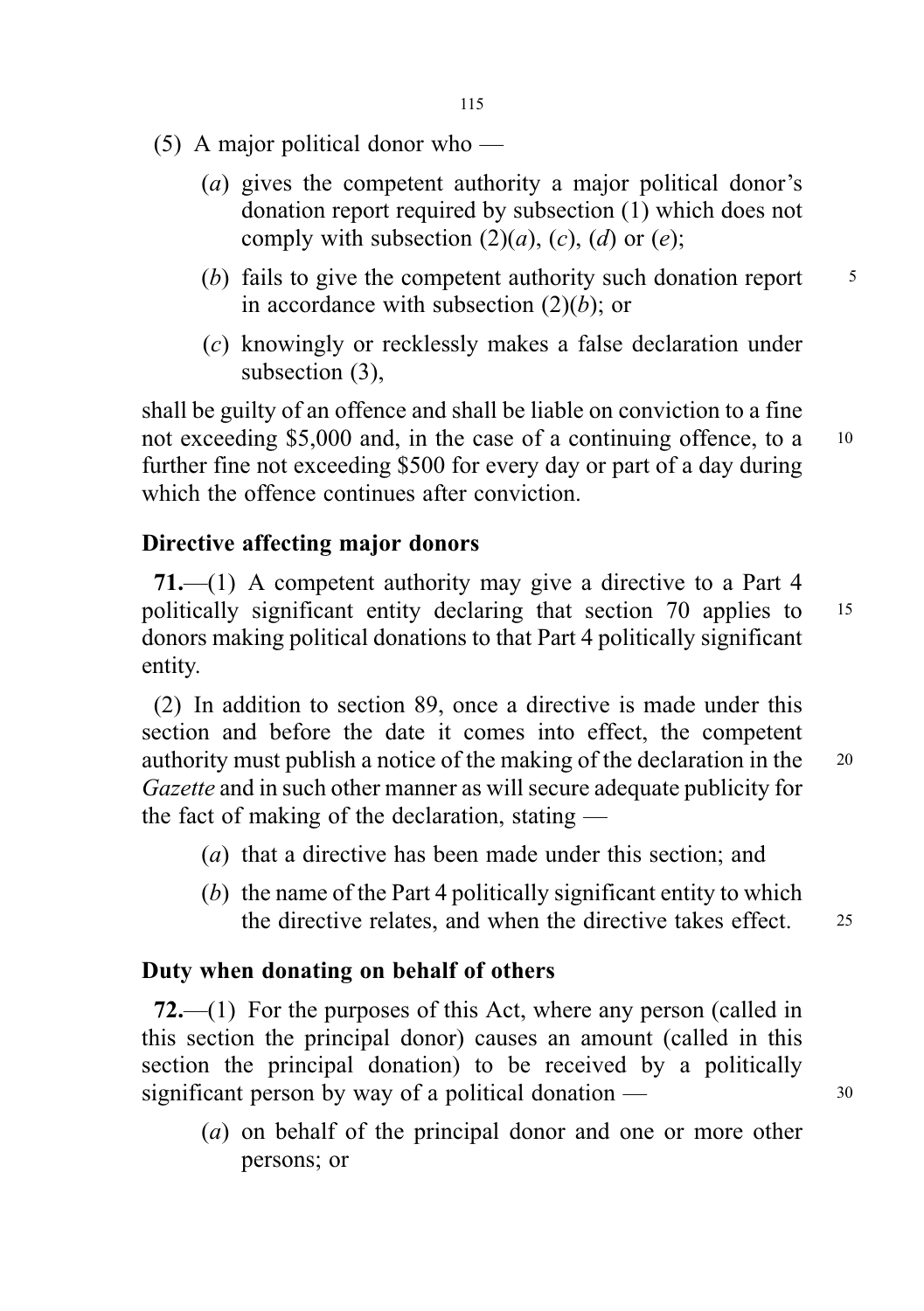(5) A major political donor who —

(*a*) gives the competent authority a major political donor's donation report required by subsection (1) which does not comply with subsection (2)(*a*), (*c*), (*d*) or (*e*);

(*b*) fails to give the competent authority such donation report in accordance with subsection (2)(*b*); or

(*c*) knowingly or recklessly makes a false declaration under subsection (3),

shall be guilty of an offence and shall be liable on conviction to a fine not exceeding $5,000 and, in the case of a continuing offence, to a further fine not exceeding $500 for every day or part of a day during which the offence continues after conviction.

### Directive affecting major donors

**71.**—(1) A competent authority may give a directive to a Part 4 politically significant entity declaring that section 70 applies to donors making political donations to that Part 4 politically significant entity.

(2) In addition to section 89, once a directive is made under this section and before the date it comes into effect, the competent authority must publish a notice of the making of the declaration in the *Gazette* and in such other manner as will secure adequate publicity for the fact of making of the declaration, stating —

(*a*) that a directive has been made under this section; and

(*b*) the name of the Part 4 politically significant entity to which the directive relates, and when the directive takes effect.

### Duty when donating on behalf of others

**72.**—(1) For the purposes of this Act, where any person (called in this section the principal donor) causes an amount (called in this section the principal donation) to be received by a politically significant person by way of a political donation —

(*a*) on behalf of the principal donor and one or more other persons; or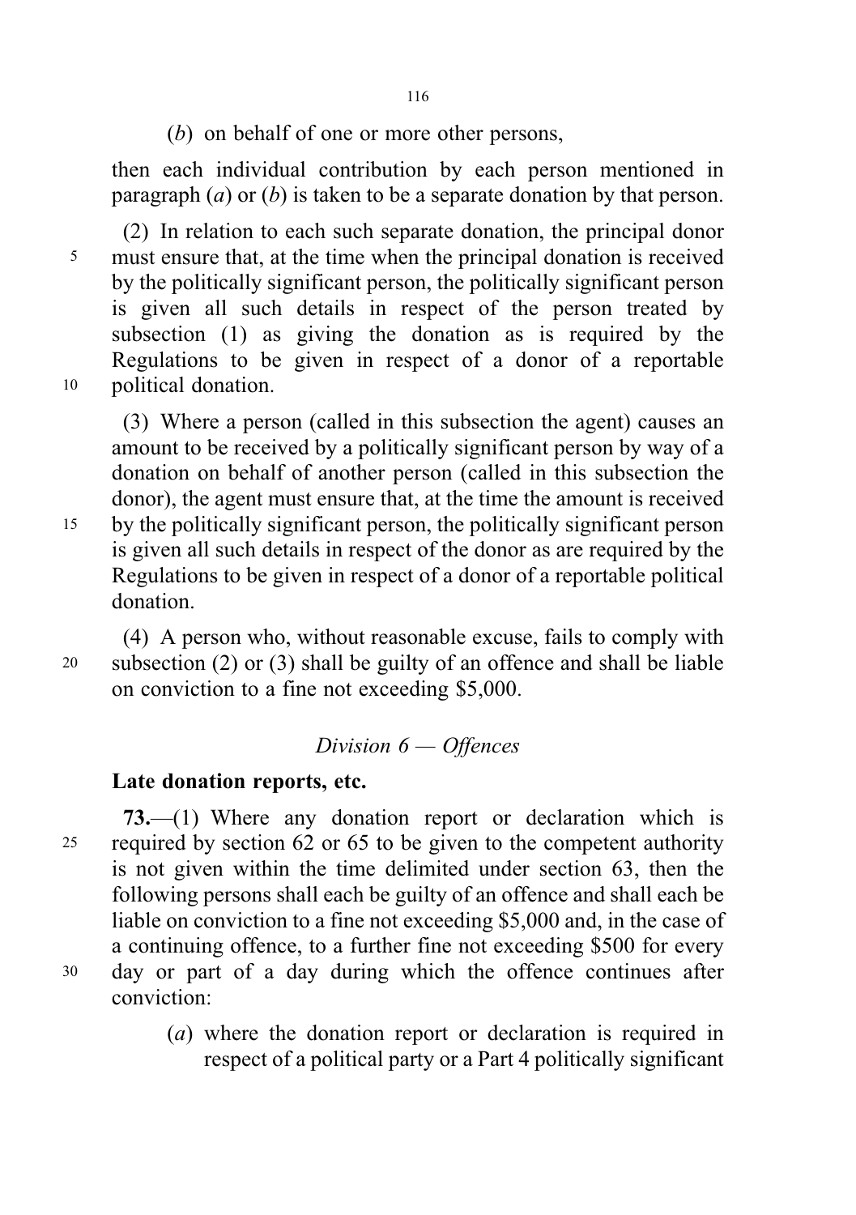(*b*) on behalf of one or more other persons,

then each individual contribution by each person mentioned in paragraph (*a*) or (*b*) is taken to be a separate donation by that person.

(2) In relation to each such separate donation, the principal donor must ensure that, at the time when the principal donation is received by the politically significant person, the politically significant person is given all such details in respect of the person treated by subsection (1) as giving the donation as is required by the Regulations to be given in respect of a donor of a reportable political donation.

(3) Where a person (called in this subsection the agent) causes an amount to be received by a politically significant person by way of a donation on behalf of another person (called in this subsection the donor), the agent must ensure that, at the time the amount is received by the politically significant person, the politically significant person is given all such details in respect of the donor as are required by the Regulations to be given in respect of a donor of a reportable political donation.

(4) A person who, without reasonable excuse, fails to comply with subsection (2) or (3) shall be guilty of an offence and shall be liable on conviction to a fine not exceeding $5,000.

*Division 6 — Offences*

**Late donation reports, etc.**

**73.**—(1) Where any donation report or declaration which is required by section 62 or 65 to be given to the competent authority is not given within the time delimited under section 63, then the following persons shall each be guilty of an offence and shall each be liable on conviction to a fine not exceeding $5,000 and, in the case of a continuing offence, to a further fine not exceeding $500 for every day or part of a day during which the offence continues after conviction:

(*a*) where the donation report or declaration is required in respect of a political party or a Part 4 politically significant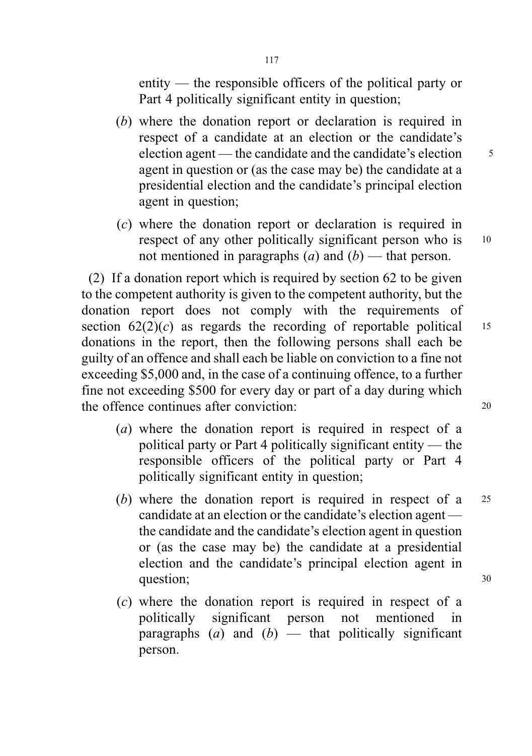entity — the responsible officers of the political party or Part 4 politically significant entity in question;

(*b*) where the donation report or declaration is required in respect of a candidate at an election or the candidate's election agent — the candidate and the candidate's election agent in question or (as the case may be) the candidate at a presidential election and the candidate's principal election agent in question;

(*c*) where the donation report or declaration is required in respect of any other politically significant person who is not mentioned in paragraphs (*a*) and (*b*) — that person.

(2) If a donation report which is required by section 62 to be given to the competent authority is given to the competent authority, but the donation report does not comply with the requirements of section 62(2)(*c*) as regards the recording of reportable political donations in the report, then the following persons shall each be guilty of an offence and shall each be liable on conviction to a fine not exceeding $5,000 and, in the case of a continuing offence, to a further fine not exceeding $500 for every day or part of a day during which the offence continues after conviction:

(*a*) where the donation report is required in respect of a political party or Part 4 politically significant entity — the responsible officers of the political party or Part 4 politically significant entity in question;

(*b*) where the donation report is required in respect of a candidate at an election or the candidate's election agent — the candidate and the candidate's election agent in question or (as the case may be) the candidate at a presidential election and the candidate's principal election agent in question;

(*c*) where the donation report is required in respect of a politically significant person not mentioned in paragraphs (*a*) and (*b*) — that politically significant person.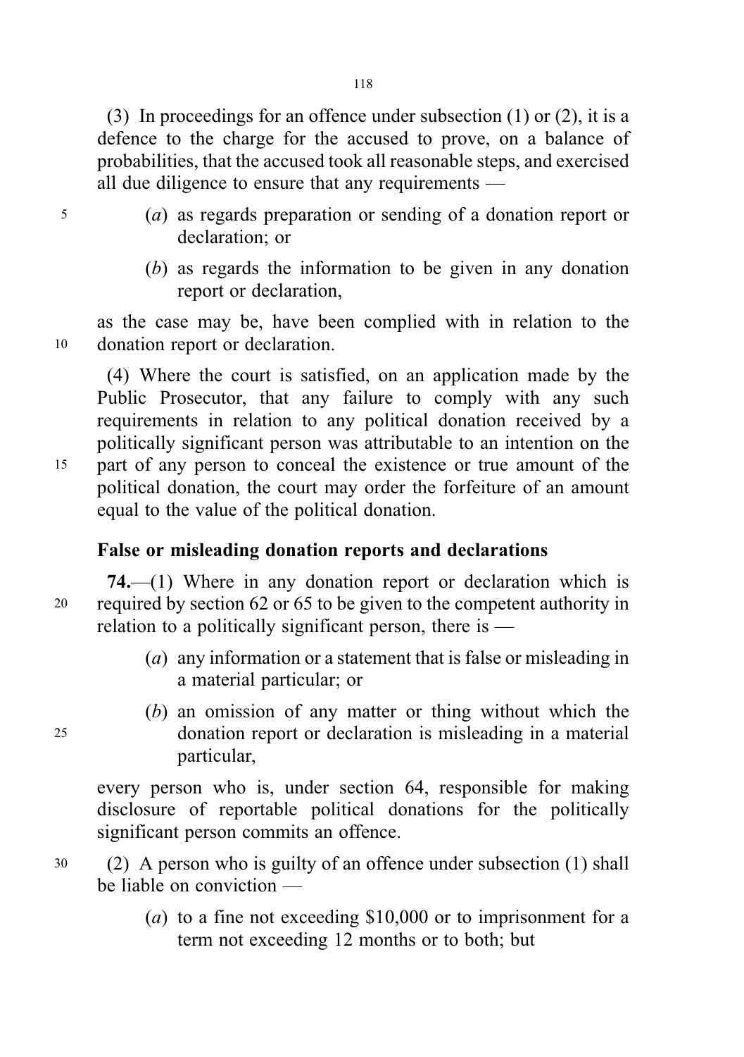(3) In proceedings for an offence under subsection (1) or (2), it is a defence to the charge for the accused to prove, on a balance of probabilities, that the accused took all reasonable steps, and exercised all due diligence to ensure that any requirements —

(*a*) as regards preparation or sending of a donation report or declaration; or

(*b*) as regards the information to be given in any donation report or declaration,

as the case may be, have been complied with in relation to the donation report or declaration.

(4) Where the court is satisfied, on an application made by the Public Prosecutor, that any failure to comply with any such requirements in relation to any political donation received by a politically significant person was attributable to an intention on the part of any person to conceal the existence or true amount of the political donation, the court may order the forfeiture of an amount equal to the value of the political donation.

**False or misleading donation reports and declarations**

**74.**—(1) Where in any donation report or declaration which is required by section 62 or 65 to be given to the competent authority in relation to a politically significant person, there is —

(*a*) any information or a statement that is false or misleading in a material particular; or

(*b*) an omission of any matter or thing without which the donation report or declaration is misleading in a material particular,

every person who is, under section 64, responsible for making disclosure of reportable political donations for the politically significant person commits an offence.

(2) A person who is guilty of an offence under subsection (1) shall be liable on conviction —

(*a*) to a fine not exceeding $10,000 or to imprisonment for a term not exceeding 12 months or to both; but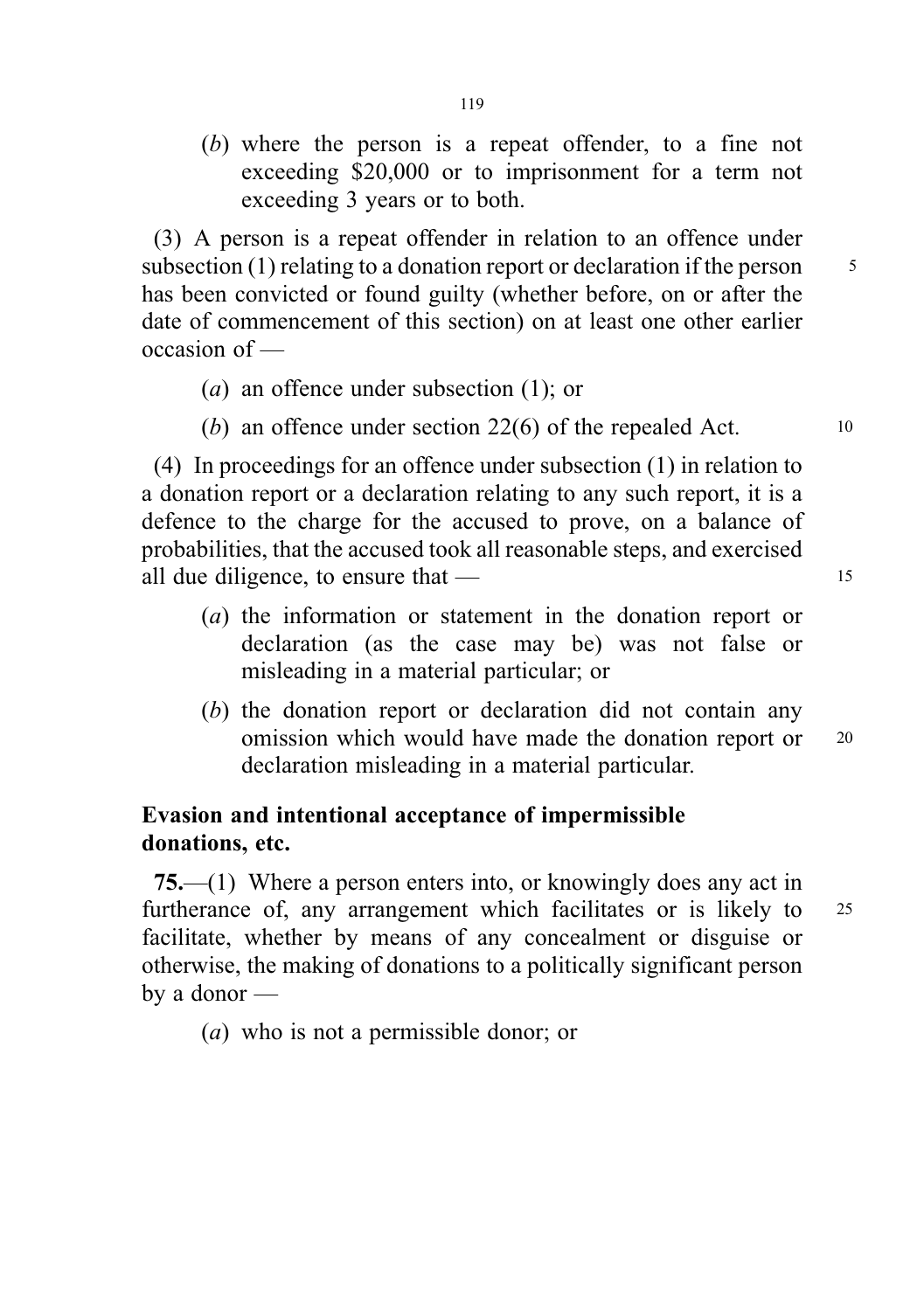(*b*) where the person is a repeat offender, to a fine not exceeding $20,000 or to imprisonment for a term not exceeding 3 years or to both.

(3) A person is a repeat offender in relation to an offence under subsection (1) relating to a donation report or declaration if the person has been convicted or found guilty (whether before, on or after the date of commencement of this section) on at least one other earlier occasion of —

(*a*) an offence under subsection (1); or

(*b*) an offence under section 22(6) of the repealed Act.

(4) In proceedings for an offence under subsection (1) in relation to a donation report or a declaration relating to any such report, it is a defence to the charge for the accused to prove, on a balance of probabilities, that the accused took all reasonable steps, and exercised all due diligence, to ensure that —

(*a*) the information or statement in the donation report or declaration (as the case may be) was not false or misleading in a material particular; or

(*b*) the donation report or declaration did not contain any omission which would have made the donation report or declaration misleading in a material particular.

**Evasion and intentional acceptance of impermissible donations, etc.**

**75.**—(1) Where a person enters into, or knowingly does any act in furtherance of, any arrangement which facilitates or is likely to facilitate, whether by means of any concealment or disguise or otherwise, the making of donations to a politically significant person by a donor —

(*a*) who is not a permissible donor; or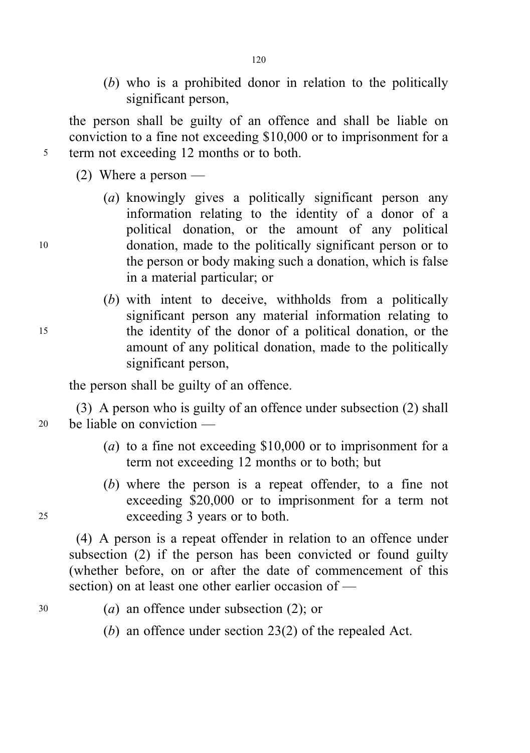(*b*) who is a prohibited donor in relation to the politically significant person,

the person shall be guilty of an offence and shall be liable on conviction to a fine not exceeding $10,000 or to imprisonment for a term not exceeding 12 months or to both.

(2) Where a person —

(*a*) knowingly gives a politically significant person any information relating to the identity of a donor of a political donation, or the amount of any political donation, made to the politically significant person or to the person or body making such a donation, which is false in a material particular; or

(*b*) with intent to deceive, withholds from a politically significant person any material information relating to the identity of the donor of a political donation, or the amount of any political donation, made to the politically significant person,

the person shall be guilty of an offence.

(3) A person who is guilty of an offence under subsection (2) shall be liable on conviction —

(*a*) to a fine not exceeding $10,000 or to imprisonment for a term not exceeding 12 months or to both; but

(*b*) where the person is a repeat offender, to a fine not exceeding $20,000 or to imprisonment for a term not exceeding 3 years or to both.

(4) A person is a repeat offender in relation to an offence under subsection (2) if the person has been convicted or found guilty (whether before, on or after the date of commencement of this section) on at least one other earlier occasion of —

(*a*) an offence under subsection (2); or

(*b*) an offence under section 23(2) of the repealed Act.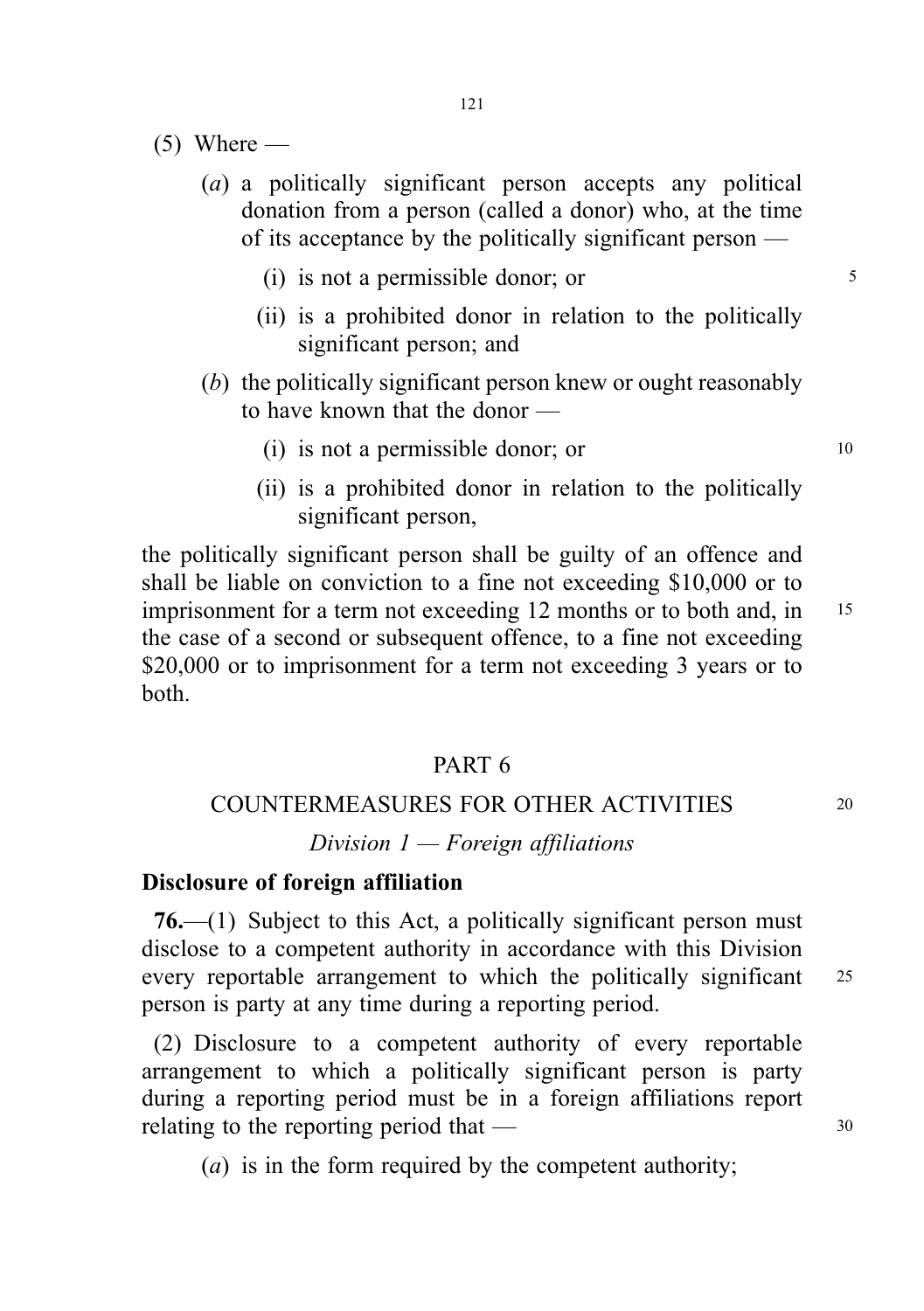(5) Where —

(*a*) a politically significant person accepts any political donation from a person (called a donor) who, at the time of its acceptance by the politically significant person —

(i) is not a permissible donor; or

(ii) is a prohibited donor in relation to the politically significant person; and

(*b*) the politically significant person knew or ought reasonably to have known that the donor —

(i) is not a permissible donor; or

(ii) is a prohibited donor in relation to the politically significant person,

the politically significant person shall be guilty of an offence and shall be liable on conviction to a fine not exceeding $10,000 or to imprisonment for a term not exceeding 12 months or to both and, in the case of a second or subsequent offence, to a fine not exceeding $20,000 or to imprisonment for a term not exceeding 3 years or to both.

## PART 6

## COUNTERMEASURES FOR OTHER ACTIVITIES

### *Division 1 — Foreign affiliations*

**Disclosure of foreign affiliation**

**76.**—(1) Subject to this Act, a politically significant person must disclose to a competent authority in accordance with this Division every reportable arrangement to which the politically significant person is party at any time during a reporting period.

(2) Disclosure to a competent authority of every reportable arrangement to which a politically significant person is party during a reporting period must be in a foreign affiliations report relating to the reporting period that —

(*a*) is in the form required by the competent authority;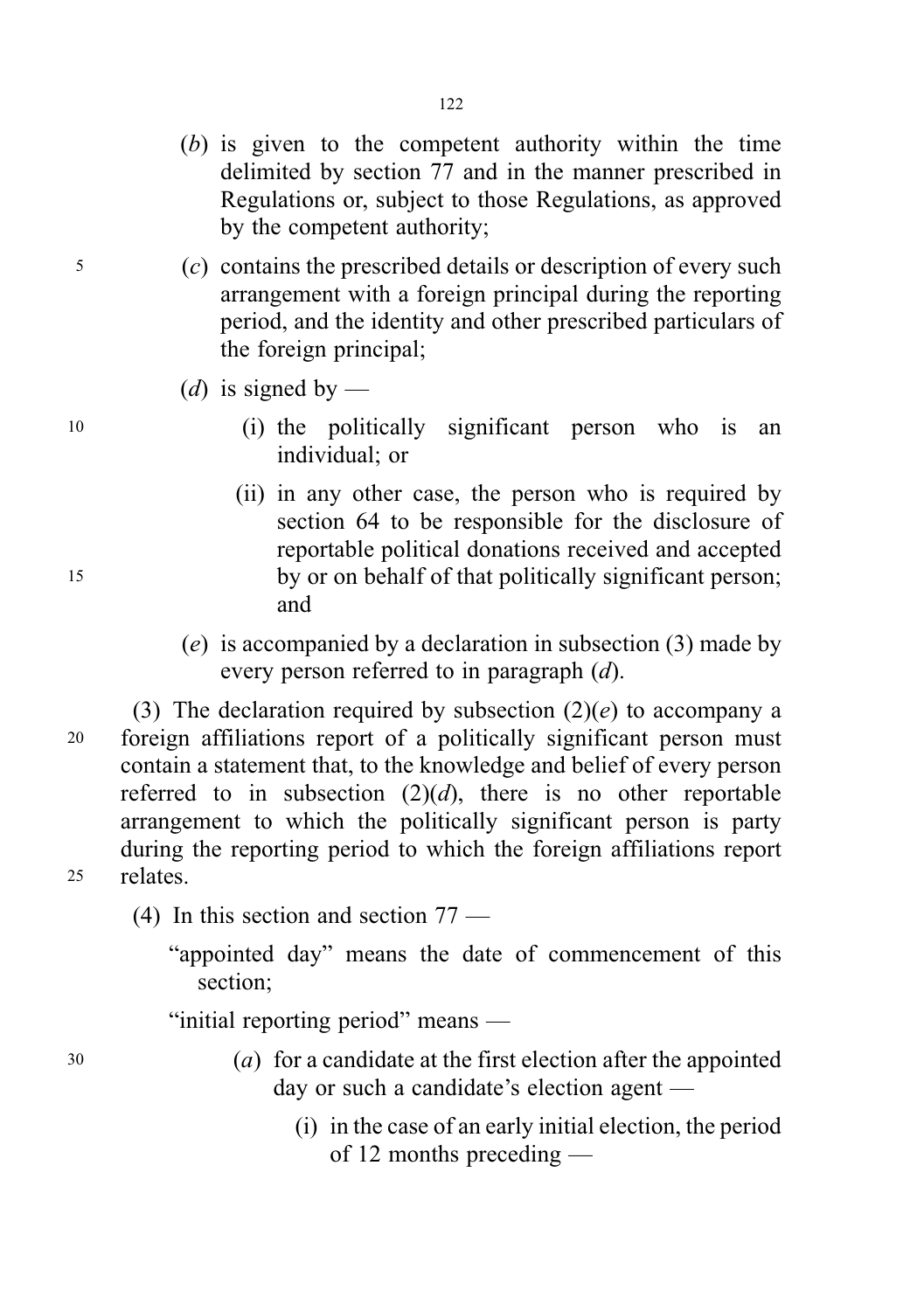(*b*) is given to the competent authority within the time delimited by section 77 and in the manner prescribed in Regulations or, subject to those Regulations, as approved by the competent authority;

(*c*) contains the prescribed details or description of every such arrangement with a foreign principal during the reporting period, and the identity and other prescribed particulars of the foreign principal;

(*d*) is signed by —

(i) the politically significant person who is an individual; or

(ii) in any other case, the person who is required by section 64 to be responsible for the disclosure of reportable political donations received and accepted by or on behalf of that politically significant person; and

(*e*) is accompanied by a declaration in subsection (3) made by every person referred to in paragraph (*d*).

(3) The declaration required by subsection (2)(*e*) to accompany a foreign affiliations report of a politically significant person must contain a statement that, to the knowledge and belief of every person referred to in subsection (2)(*d*), there is no other reportable arrangement to which the politically significant person is party during the reporting period to which the foreign affiliations report relates.

(4) In this section and section 77 —

"appointed day" means the date of commencement of this section;

"initial reporting period" means —

(*a*) for a candidate at the first election after the appointed day or such a candidate's election agent —

(i) in the case of an early initial election, the period of 12 months preceding —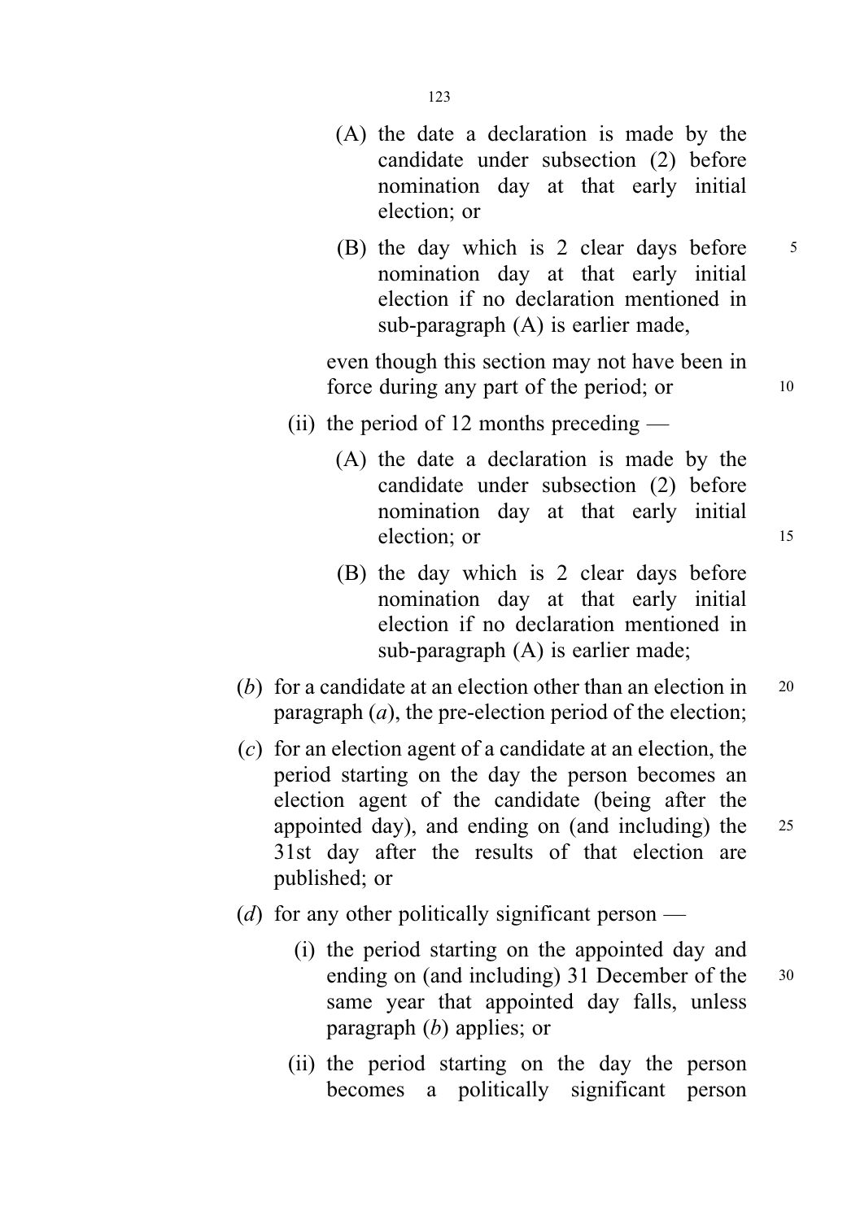(A) the date a declaration is made by the candidate under subsection (2) before nomination day at that early initial election; or

(B) the day which is 2 clear days before nomination day at that early initial election if no declaration mentioned in sub-paragraph (A) is earlier made,

even though this section may not have been in force during any part of the period; or

(ii) the period of 12 months preceding —

(A) the date a declaration is made by the candidate under subsection (2) before nomination day at that early initial election; or

(B) the day which is 2 clear days before nomination day at that early initial election if no declaration mentioned in sub-paragraph (A) is earlier made;

(*b*) for a candidate at an election other than an election in paragraph (*a*), the pre-election period of the election;

(*c*) for an election agent of a candidate at an election, the period starting on the day the person becomes an election agent of the candidate (being after the appointed day), and ending on (and including) the 31st day after the results of that election are published; or

(*d*) for any other politically significant person —

(i) the period starting on the appointed day and ending on (and including) 31 December of the same year that appointed day falls, unless paragraph (*b*) applies; or

(ii) the period starting on the day the person becomes a politically significant person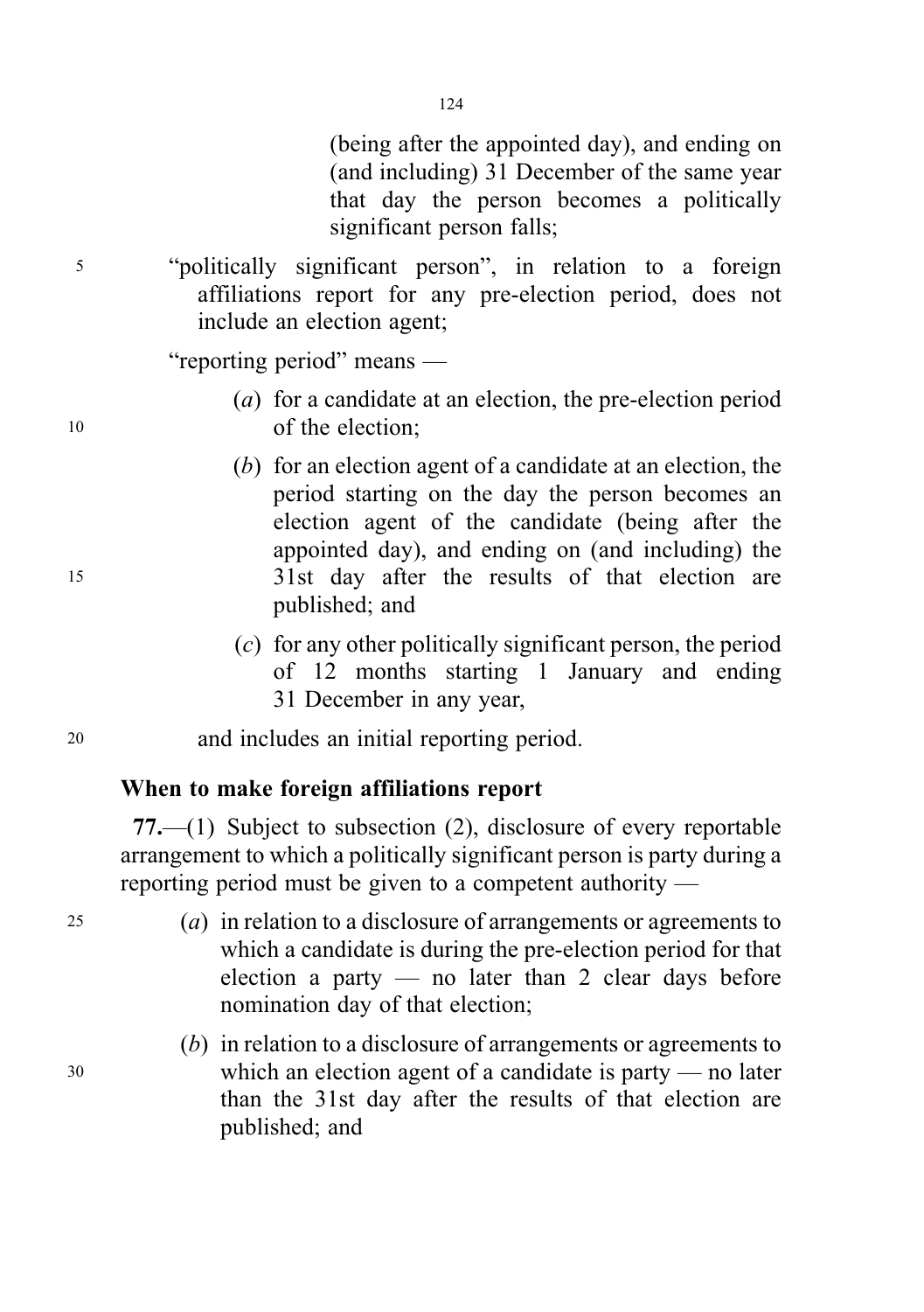(being after the appointed day), and ending on (and including) 31 December of the same year that day the person becomes a politically significant person falls;

"politically significant person", in relation to a foreign affiliations report for any pre-election period, does not include an election agent;

"reporting period" means —

(*a*) for a candidate at an election, the pre-election period of the election;

(*b*) for an election agent of a candidate at an election, the period starting on the day the person becomes an election agent of the candidate (being after the appointed day), and ending on (and including) the 31st day after the results of that election are published; and

(*c*) for any other politically significant person, the period of 12 months starting 1 January and ending 31 December in any year,

and includes an initial reporting period.

**When to make foreign affiliations report**

**77.**—(1) Subject to subsection (2), disclosure of every reportable arrangement to which a politically significant person is party during a reporting period must be given to a competent authority —

(*a*) in relation to a disclosure of arrangements or agreements to which a candidate is during the pre-election period for that election a party — no later than 2 clear days before nomination day of that election;

(*b*) in relation to a disclosure of arrangements or agreements to which an election agent of a candidate is party — no later than the 31st day after the results of that election are published; and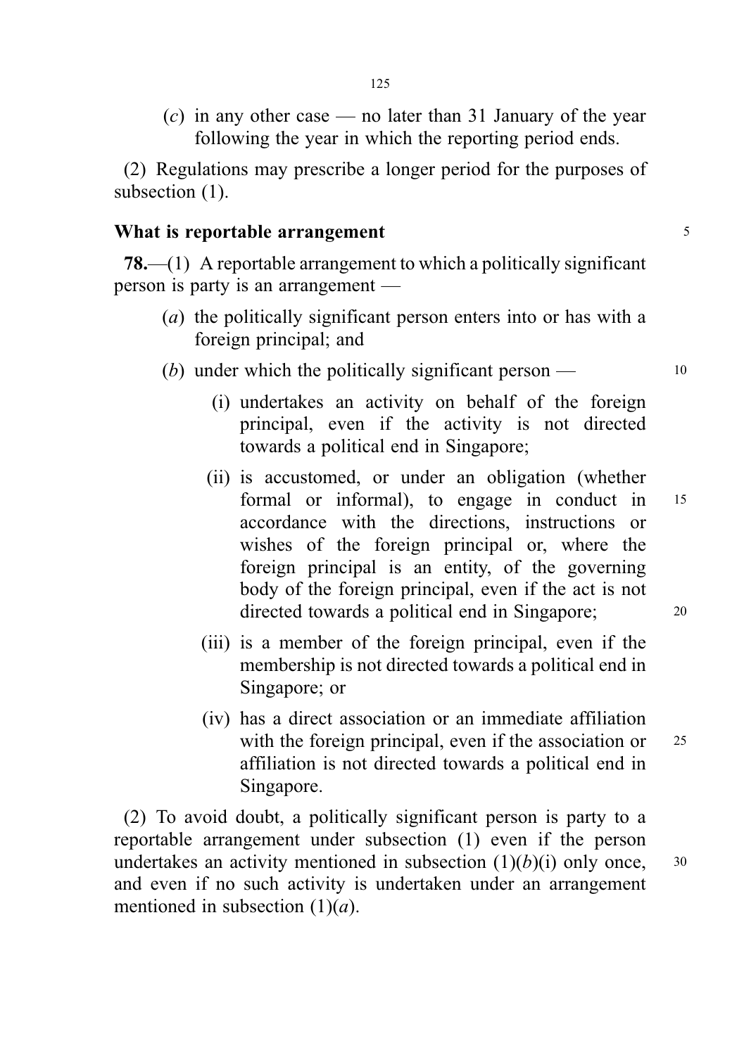(*c*) in any other case — no later than 31 January of the year following the year in which the reporting period ends.

(2) Regulations may prescribe a longer period for the purposes of subsection (1).

**What is reportable arrangement**

**78.**—(1) A reportable arrangement to which a politically significant person is party is an arrangement —

(*a*) the politically significant person enters into or has with a foreign principal; and

(*b*) under which the politically significant person —

(i) undertakes an activity on behalf of the foreign principal, even if the activity is not directed towards a political end in Singapore;

(ii) is accustomed, or under an obligation (whether formal or informal), to engage in conduct in accordance with the directions, instructions or wishes of the foreign principal or, where the foreign principal is an entity, of the governing body of the foreign principal, even if the act is not directed towards a political end in Singapore;

(iii) is a member of the foreign principal, even if the membership is not directed towards a political end in Singapore; or

(iv) has a direct association or an immediate affiliation with the foreign principal, even if the association or affiliation is not directed towards a political end in Singapore.

(2) To avoid doubt, a politically significant person is party to a reportable arrangement under subsection (1) even if the person undertakes an activity mentioned in subsection (1)(*b*)(i) only once, and even if no such activity is undertaken under an arrangement mentioned in subsection (1)(*a*).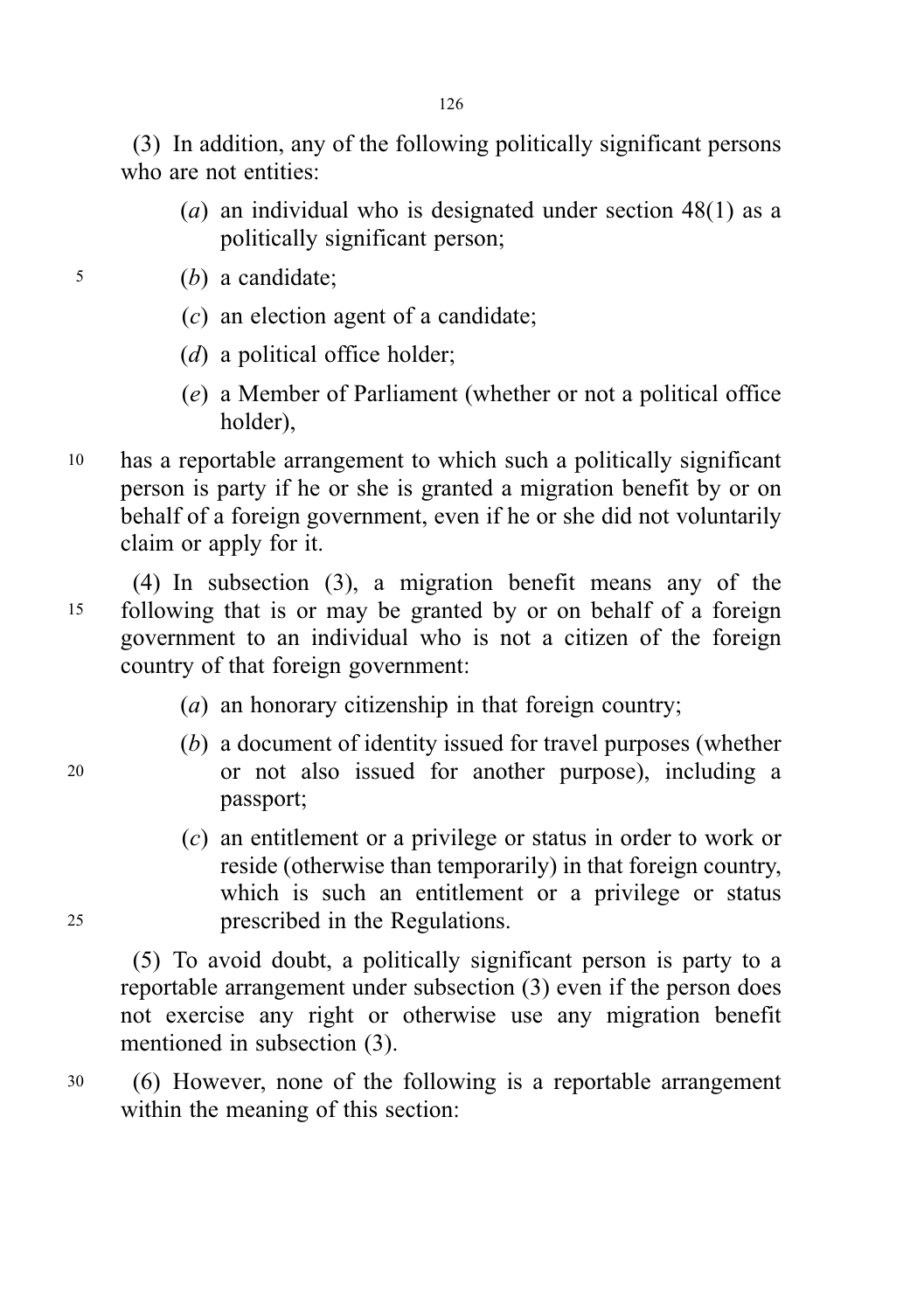(3) In addition, any of the following politically significant persons who are not entities:

(*a*) an individual who is designated under section 48(1) as a politically significant person;

(*b*) a candidate;

(*c*) an election agent of a candidate;

(*d*) a political office holder;

(*e*) a Member of Parliament (whether or not a political office holder),

has a reportable arrangement to which such a politically significant person is party if he or she is granted a migration benefit by or on behalf of a foreign government, even if he or she did not voluntarily claim or apply for it.

(4) In subsection (3), a migration benefit means any of the following that is or may be granted by or on behalf of a foreign government to an individual who is not a citizen of the foreign country of that foreign government:

(*a*) an honorary citizenship in that foreign country;

(*b*) a document of identity issued for travel purposes (whether or not also issued for another purpose), including a passport;

(*c*) an entitlement or a privilege or status in order to work or reside (otherwise than temporarily) in that foreign country, which is such an entitlement or a privilege or status prescribed in the Regulations.

(5) To avoid doubt, a politically significant person is party to a reportable arrangement under subsection (3) even if the person does not exercise any right or otherwise use any migration benefit mentioned in subsection (3).

(6) However, none of the following is a reportable arrangement within the meaning of this section: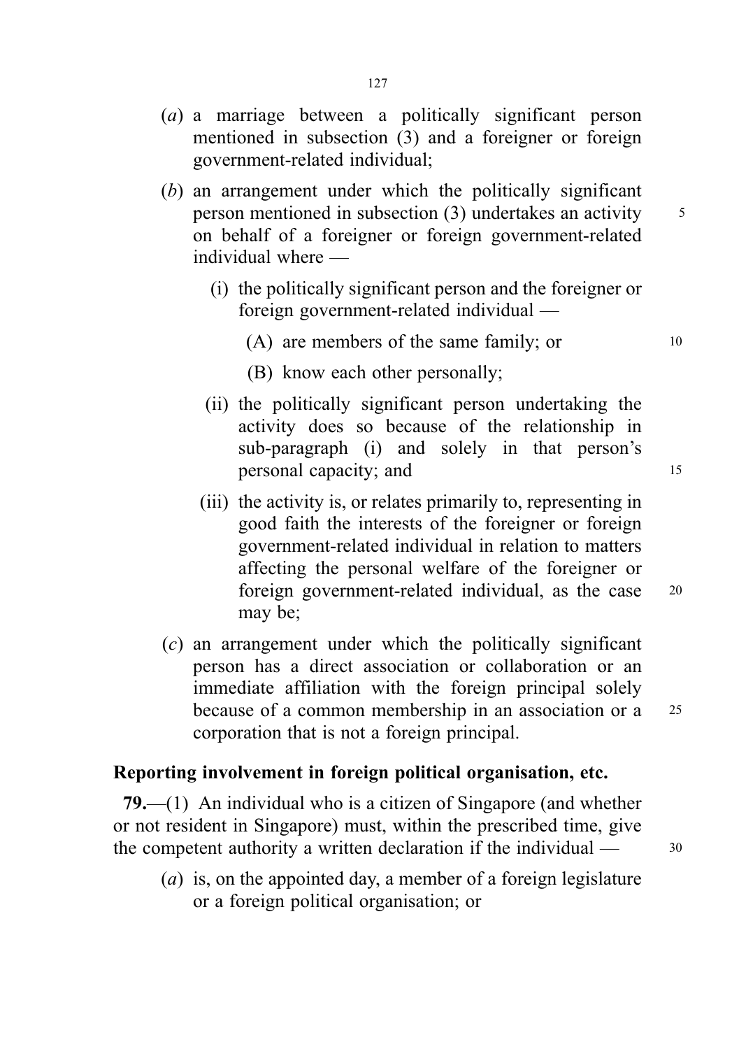(*a*) a marriage between a politically significant person mentioned in subsection (3) and a foreigner or foreign government-related individual;

(*b*) an arrangement under which the politically significant person mentioned in subsection (3) undertakes an activity on behalf of a foreigner or foreign government-related individual where —

(i) the politically significant person and the foreigner or foreign government-related individual —

(A) are members of the same family; or

(B) know each other personally;

(ii) the politically significant person undertaking the activity does so because of the relationship in sub-paragraph (i) and solely in that person's personal capacity; and

(iii) the activity is, or relates primarily to, representing in good faith the interests of the foreigner or foreign government-related individual in relation to matters affecting the personal welfare of the foreigner or foreign government-related individual, as the case may be;

(*c*) an arrangement under which the politically significant person has a direct association or collaboration or an immediate affiliation with the foreign principal solely because of a common membership in an association or a corporation that is not a foreign principal.

### Reporting involvement in foreign political organisation, etc.

**79.**—(1) An individual who is a citizen of Singapore (and whether or not resident in Singapore) must, within the prescribed time, give the competent authority a written declaration if the individual —

(*a*) is, on the appointed day, a member of a foreign legislature or a foreign political organisation; or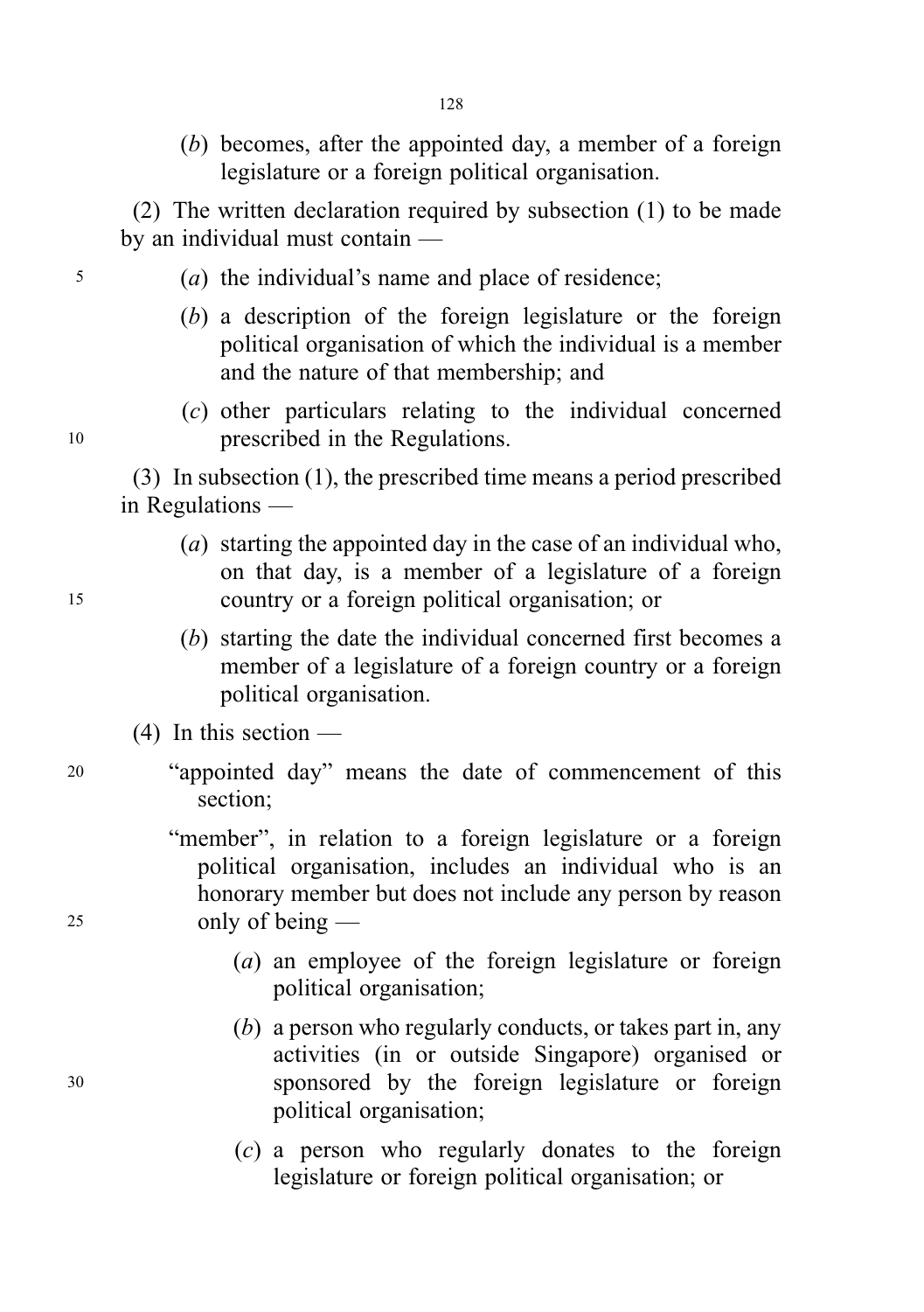(*b*) becomes, after the appointed day, a member of a foreign legislature or a foreign political organisation.

(2) The written declaration required by subsection (1) to be made by an individual must contain —

(*a*) the individual's name and place of residence;

(*b*) a description of the foreign legislature or the foreign political organisation of which the individual is a member and the nature of that membership; and

(*c*) other particulars relating to the individual concerned prescribed in the Regulations.

(3) In subsection (1), the prescribed time means a period prescribed in Regulations —

(*a*) starting the appointed day in the case of an individual who, on that day, is a member of a legislature of a foreign country or a foreign political organisation; or

(*b*) starting the date the individual concerned first becomes a member of a legislature of a foreign country or a foreign political organisation.

(4) In this section —

"appointed day" means the date of commencement of this section;

"member", in relation to a foreign legislature or a foreign political organisation, includes an individual who is an honorary member but does not include any person by reason only of being —

(*a*) an employee of the foreign legislature or foreign political organisation;

(*b*) a person who regularly conducts, or takes part in, any activities (in or outside Singapore) organised or sponsored by the foreign legislature or foreign political organisation;

(*c*) a person who regularly donates to the foreign legislature or foreign political organisation; or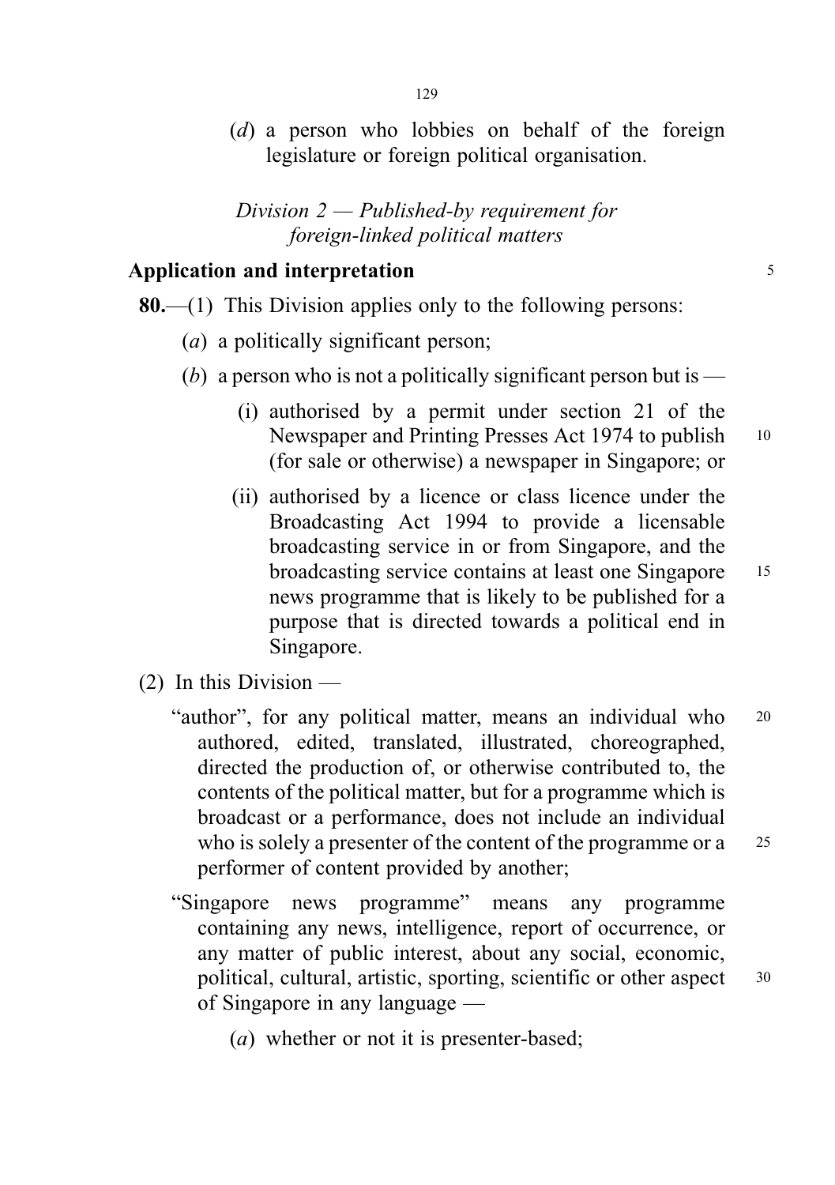(*d*) a person who lobbies on behalf of the foreign legislature or foreign political organisation.

*Division 2 — Published-by requirement for foreign-linked political matters*

**Application and interpretation**

**80.**—(1) This Division applies only to the following persons:

(*a*) a politically significant person;

(*b*) a person who is not a politically significant person but is —

(i) authorised by a permit under section 21 of the Newspaper and Printing Presses Act 1974 to publish (for sale or otherwise) a newspaper in Singapore; or

(ii) authorised by a licence or class licence under the Broadcasting Act 1994 to provide a licensable broadcasting service in or from Singapore, and the broadcasting service contains at least one Singapore news programme that is likely to be published for a purpose that is directed towards a political end in Singapore.

(2) In this Division —

"author", for any political matter, means an individual who authored, edited, translated, illustrated, choreographed, directed the production of, or otherwise contributed to, the contents of the political matter, but for a programme which is broadcast or a performance, does not include an individual who is solely a presenter of the content of the programme or a performer of content provided by another;

"Singapore news programme" means any programme containing any news, intelligence, report of occurrence, or any matter of public interest, about any social, economic, political, cultural, artistic, sporting, scientific or other aspect of Singapore in any language —

(*a*) whether or not it is presenter-based;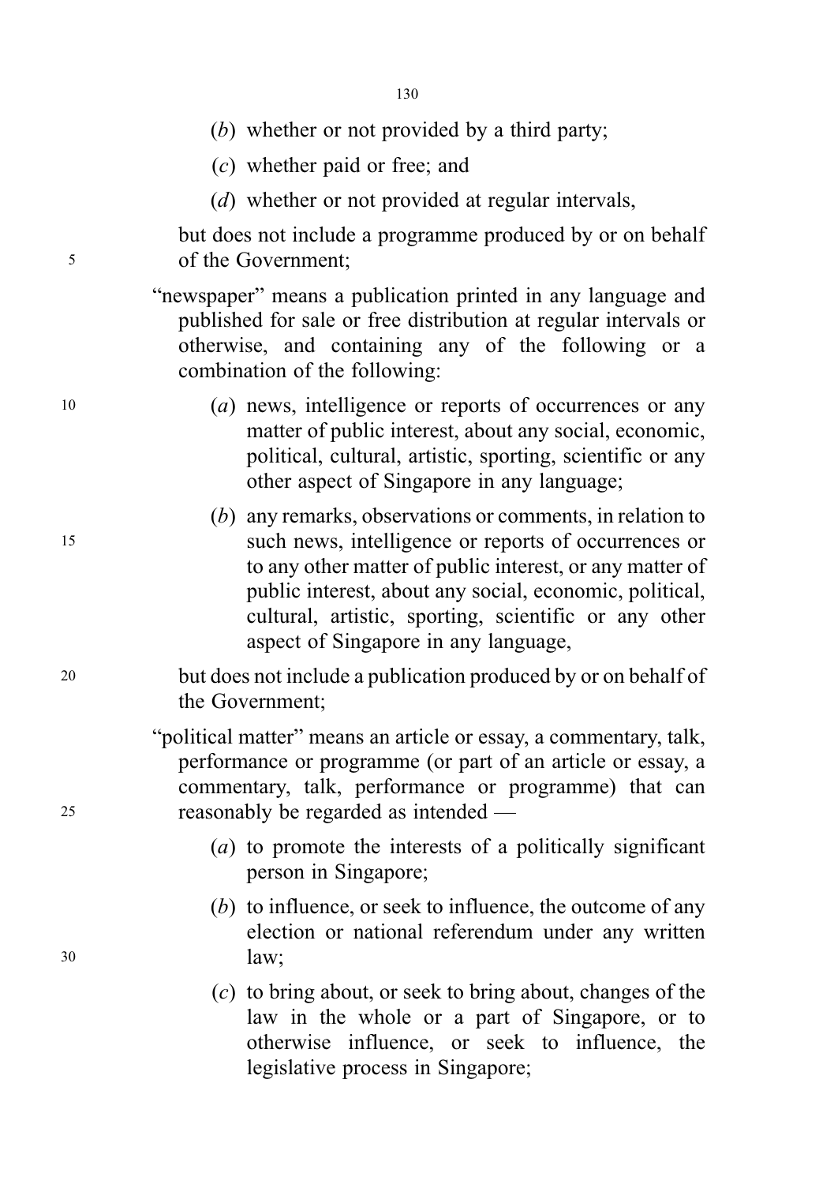(*b*) whether or not provided by a third party;

(*c*) whether paid or free; and

(*d*) whether or not provided at regular intervals,

but does not include a programme produced by or on behalf of the Government;

"newspaper" means a publication printed in any language and published for sale or free distribution at regular intervals or otherwise, and containing any of the following or a combination of the following:

(*a*) news, intelligence or reports of occurrences or any matter of public interest, about any social, economic, political, cultural, artistic, sporting, scientific or any other aspect of Singapore in any language;

(*b*) any remarks, observations or comments, in relation to such news, intelligence or reports of occurrences or to any other matter of public interest, or any matter of public interest, about any social, economic, political, cultural, artistic, sporting, scientific or any other aspect of Singapore in any language,

but does not include a publication produced by or on behalf of the Government;

"political matter" means an article or essay, a commentary, talk, performance or programme (or part of an article or essay, a commentary, talk, performance or programme) that can reasonably be regarded as intended —

(*a*) to promote the interests of a politically significant person in Singapore;

(*b*) to influence, or seek to influence, the outcome of any election or national referendum under any written law;

(*c*) to bring about, or seek to bring about, changes of the law in the whole or a part of Singapore, or to otherwise influence, or seek to influence, the legislative process in Singapore;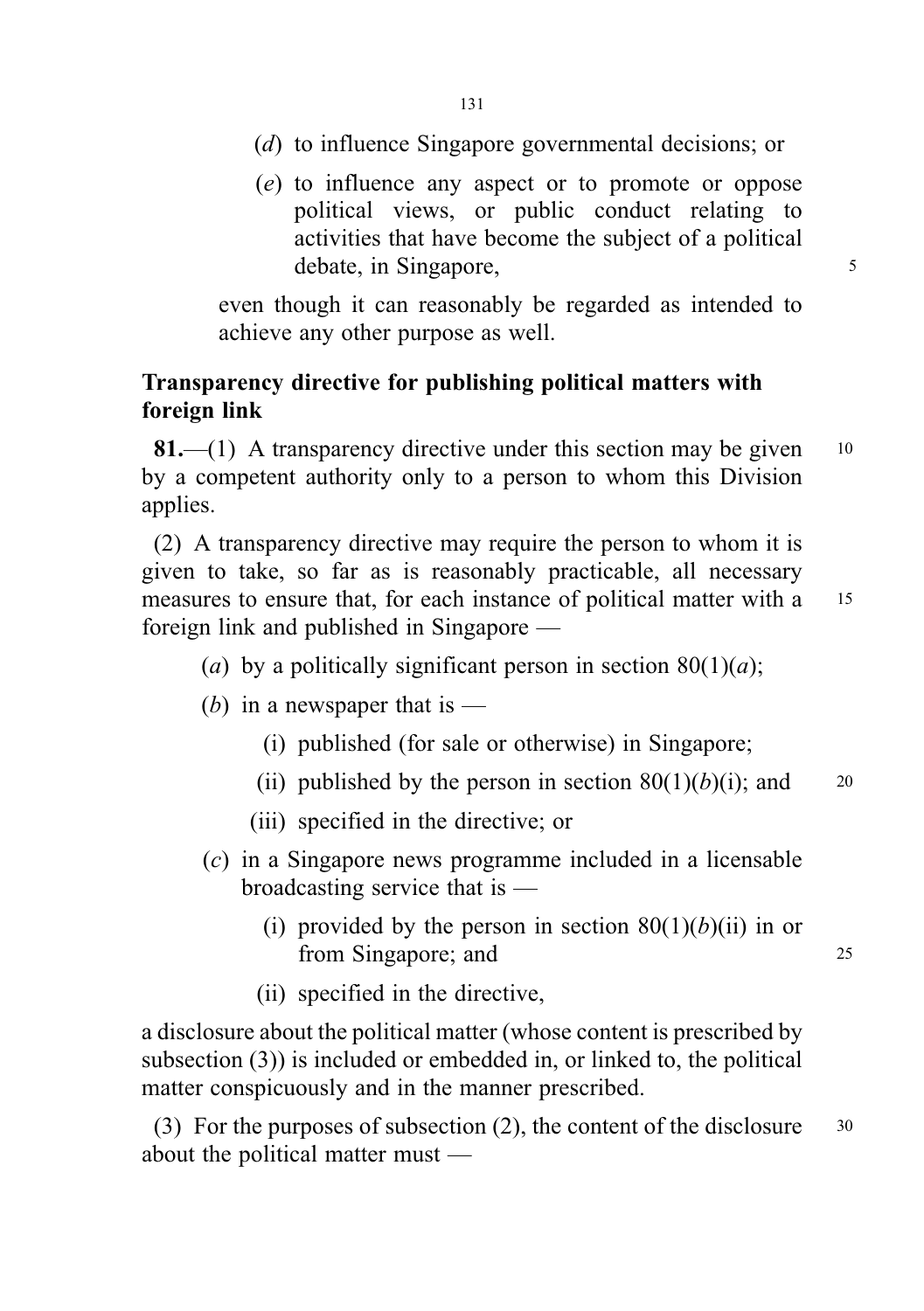(*d*) to influence Singapore governmental decisions; or

(*e*) to influence any aspect or to promote or oppose political views, or public conduct relating to activities that have become the subject of a political debate, in Singapore,

even though it can reasonably be regarded as intended to achieve any other purpose as well.

**Transparency directive for publishing political matters with foreign link**

**81.**—(1) A transparency directive under this section may be given by a competent authority only to a person to whom this Division applies.

(2) A transparency directive may require the person to whom it is given to take, so far as is reasonably practicable, all necessary measures to ensure that, for each instance of political matter with a foreign link and published in Singapore —

(*a*) by a politically significant person in section 80(1)(*a*);

(*b*) in a newspaper that is —

(i) published (for sale or otherwise) in Singapore;

(ii) published by the person in section 80(1)(*b*)(i); and

(iii) specified in the directive; or

(*c*) in a Singapore news programme included in a licensable broadcasting service that is —

(i) provided by the person in section 80(1)(*b*)(ii) in or from Singapore; and

(ii) specified in the directive,

a disclosure about the political matter (whose content is prescribed by subsection (3)) is included or embedded in, or linked to, the political matter conspicuously and in the manner prescribed.

(3) For the purposes of subsection (2), the content of the disclosure about the political matter must —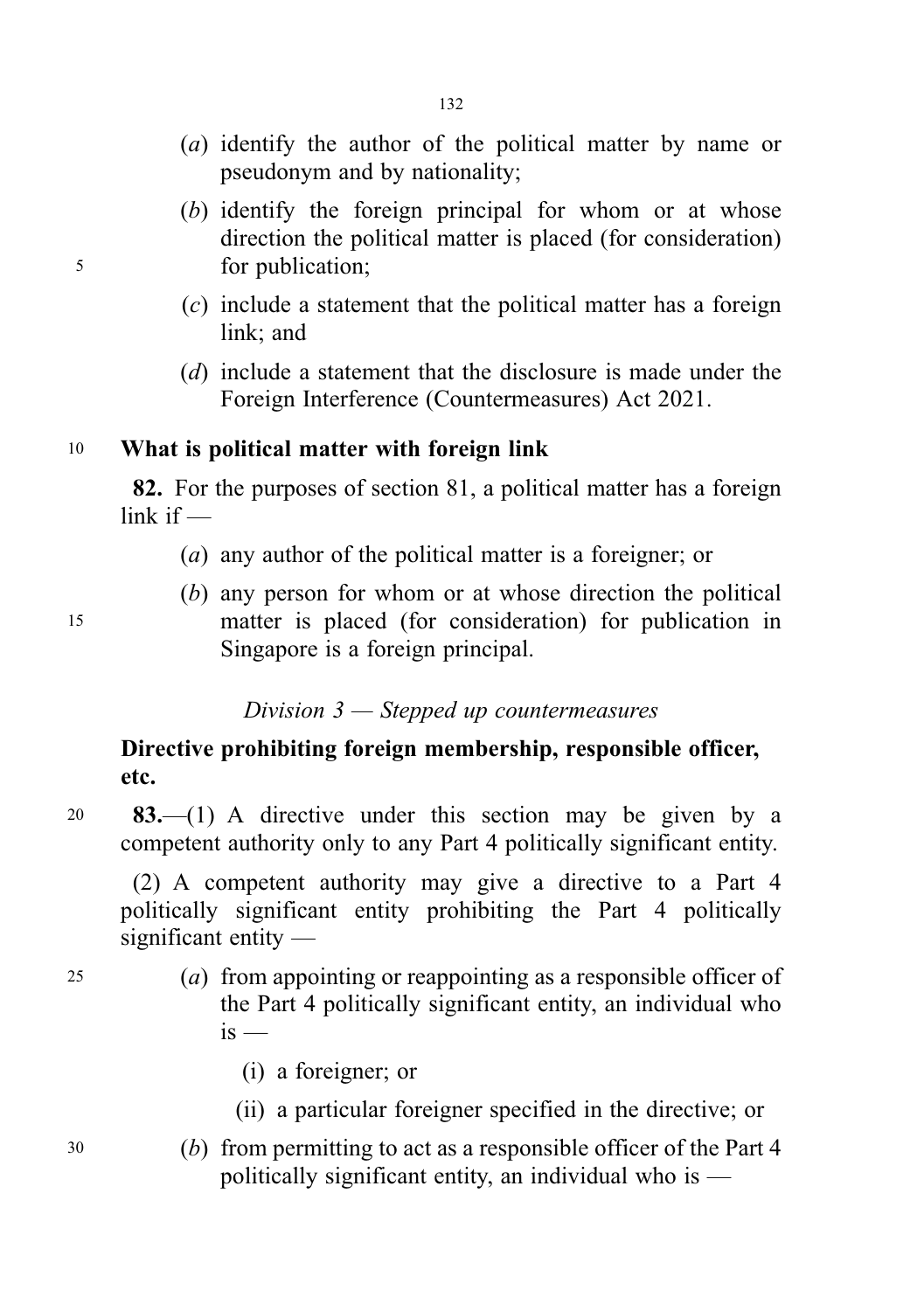(*a*) identify the author of the political matter by name or pseudonym and by nationality;

(*b*) identify the foreign principal for whom or at whose direction the political matter is placed (for consideration) for publication;

(*c*) include a statement that the political matter has a foreign link; and

(*d*) include a statement that the disclosure is made under the Foreign Interference (Countermeasures) Act 2021.

**What is political matter with foreign link**

**82.** For the purposes of section 81, a political matter has a foreign link if —

(*a*) any author of the political matter is a foreigner; or

(*b*) any person for whom or at whose direction the political matter is placed (for consideration) for publication in Singapore is a foreign principal.

*Division 3 — Stepped up countermeasures*

**Directive prohibiting foreign membership, responsible officer, etc.**

**83.**—(1) A directive under this section may be given by a competent authority only to any Part 4 politically significant entity.

(2) A competent authority may give a directive to a Part 4 politically significant entity prohibiting the Part 4 politically significant entity —

(*a*) from appointing or reappointing as a responsible officer of the Part 4 politically significant entity, an individual who is —

(i) a foreigner; or

(ii) a particular foreigner specified in the directive; or

(*b*) from permitting to act as a responsible officer of the Part 4 politically significant entity, an individual who is —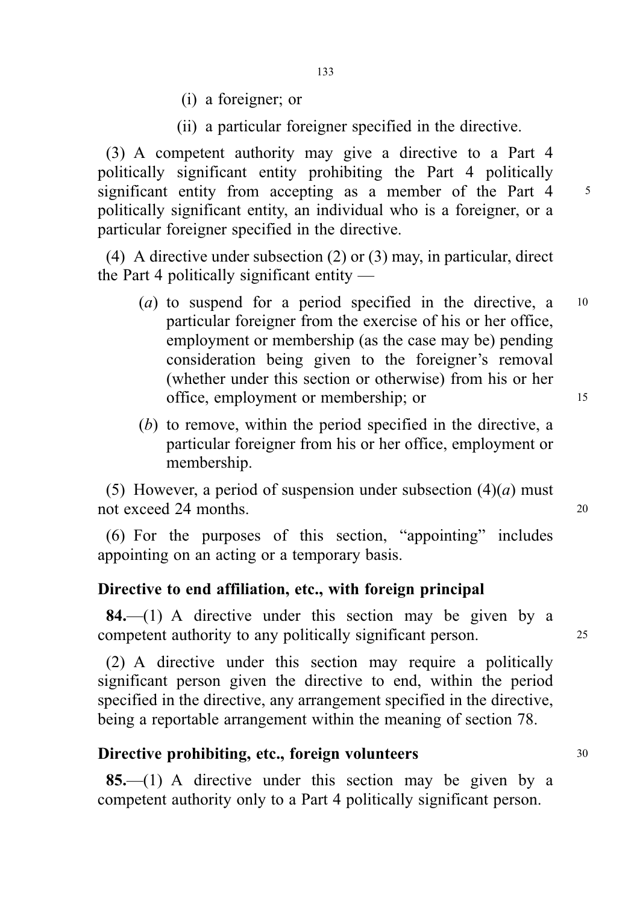(i) a foreigner; or

(ii) a particular foreigner specified in the directive.

(3) A competent authority may give a directive to a Part 4 politically significant entity prohibiting the Part 4 politically significant entity from accepting as a member of the Part 4 politically significant entity, an individual who is a foreigner, or a particular foreigner specified in the directive.

(4) A directive under subsection (2) or (3) may, in particular, direct the Part 4 politically significant entity —

(*a*) to suspend for a period specified in the directive, a particular foreigner from the exercise of his or her office, employment or membership (as the case may be) pending consideration being given to the foreigner's removal (whether under this section or otherwise) from his or her office, employment or membership; or

(*b*) to remove, within the period specified in the directive, a particular foreigner from his or her office, employment or membership.

(5) However, a period of suspension under subsection (4)(*a*) must not exceed 24 months.

(6) For the purposes of this section, "appointing" includes appointing on an acting or a temporary basis.

**Directive to end affiliation, etc., with foreign principal**

**84.**—(1) A directive under this section may be given by a competent authority to any politically significant person.

(2) A directive under this section may require a politically significant person given the directive to end, within the period specified in the directive, any arrangement specified in the directive, being a reportable arrangement within the meaning of section 78.

**Directive prohibiting, etc., foreign volunteers**

**85.**—(1) A directive under this section may be given by a competent authority only to a Part 4 politically significant person.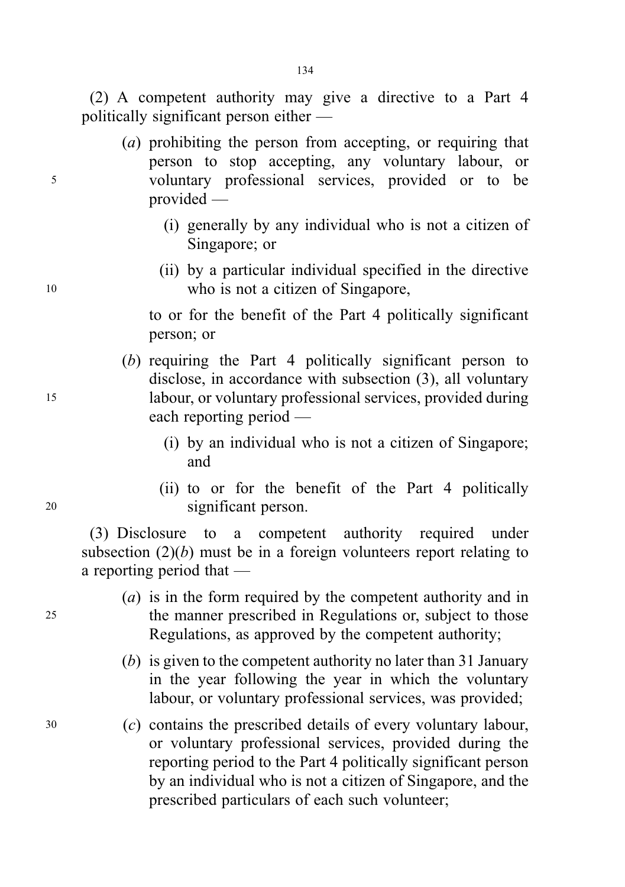(2) A competent authority may give a directive to a Part 4 politically significant person either —

(*a*) prohibiting the person from accepting, or requiring that person to stop accepting, any voluntary labour, or voluntary professional services, provided or to be provided —

(i) generally by any individual who is not a citizen of Singapore; or

(ii) by a particular individual specified in the directive who is not a citizen of Singapore,

to or for the benefit of the Part 4 politically significant person; or

(*b*) requiring the Part 4 politically significant person to disclose, in accordance with subsection (3), all voluntary labour, or voluntary professional services, provided during each reporting period —

(i) by an individual who is not a citizen of Singapore; and

(ii) to or for the benefit of the Part 4 politically significant person.

(3) Disclosure to a competent authority required under subsection (2)(*b*) must be in a foreign volunteers report relating to a reporting period that —

(*a*) is in the form required by the competent authority and in the manner prescribed in Regulations or, subject to those Regulations, as approved by the competent authority;

(*b*) is given to the competent authority no later than 31 January in the year following the year in which the voluntary labour, or voluntary professional services, was provided;

(*c*) contains the prescribed details of every voluntary labour, or voluntary professional services, provided during the reporting period to the Part 4 politically significant person by an individual who is not a citizen of Singapore, and the prescribed particulars of each such volunteer;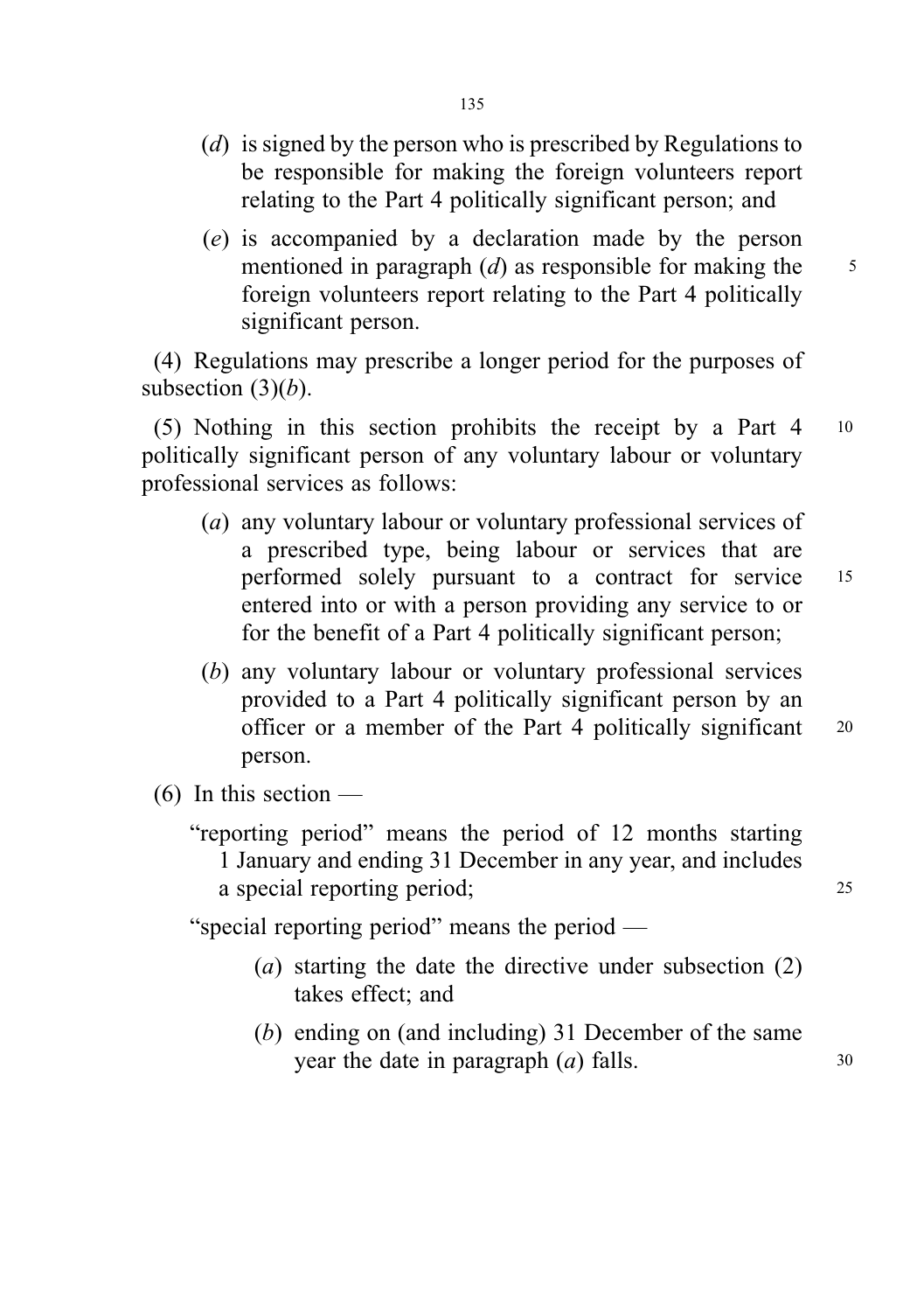(*d*) is signed by the person who is prescribed by Regulations to be responsible for making the foreign volunteers report relating to the Part 4 politically significant person; and

(*e*) is accompanied by a declaration made by the person mentioned in paragraph (*d*) as responsible for making the foreign volunteers report relating to the Part 4 politically significant person.

(4) Regulations may prescribe a longer period for the purposes of subsection (3)(*b*).

(5) Nothing in this section prohibits the receipt by a Part 4 politically significant person of any voluntary labour or voluntary professional services as follows:

(*a*) any voluntary labour or voluntary professional services of a prescribed type, being labour or services that are performed solely pursuant to a contract for service entered into or with a person providing any service to or for the benefit of a Part 4 politically significant person;

(*b*) any voluntary labour or voluntary professional services provided to a Part 4 politically significant person by an officer or a member of the Part 4 politically significant person.

(6) In this section —

"reporting period" means the period of 12 months starting 1 January and ending 31 December in any year, and includes a special reporting period;

"special reporting period" means the period —

(*a*) starting the date the directive under subsection (2) takes effect; and

(*b*) ending on (and including) 31 December of the same year the date in paragraph (*a*) falls.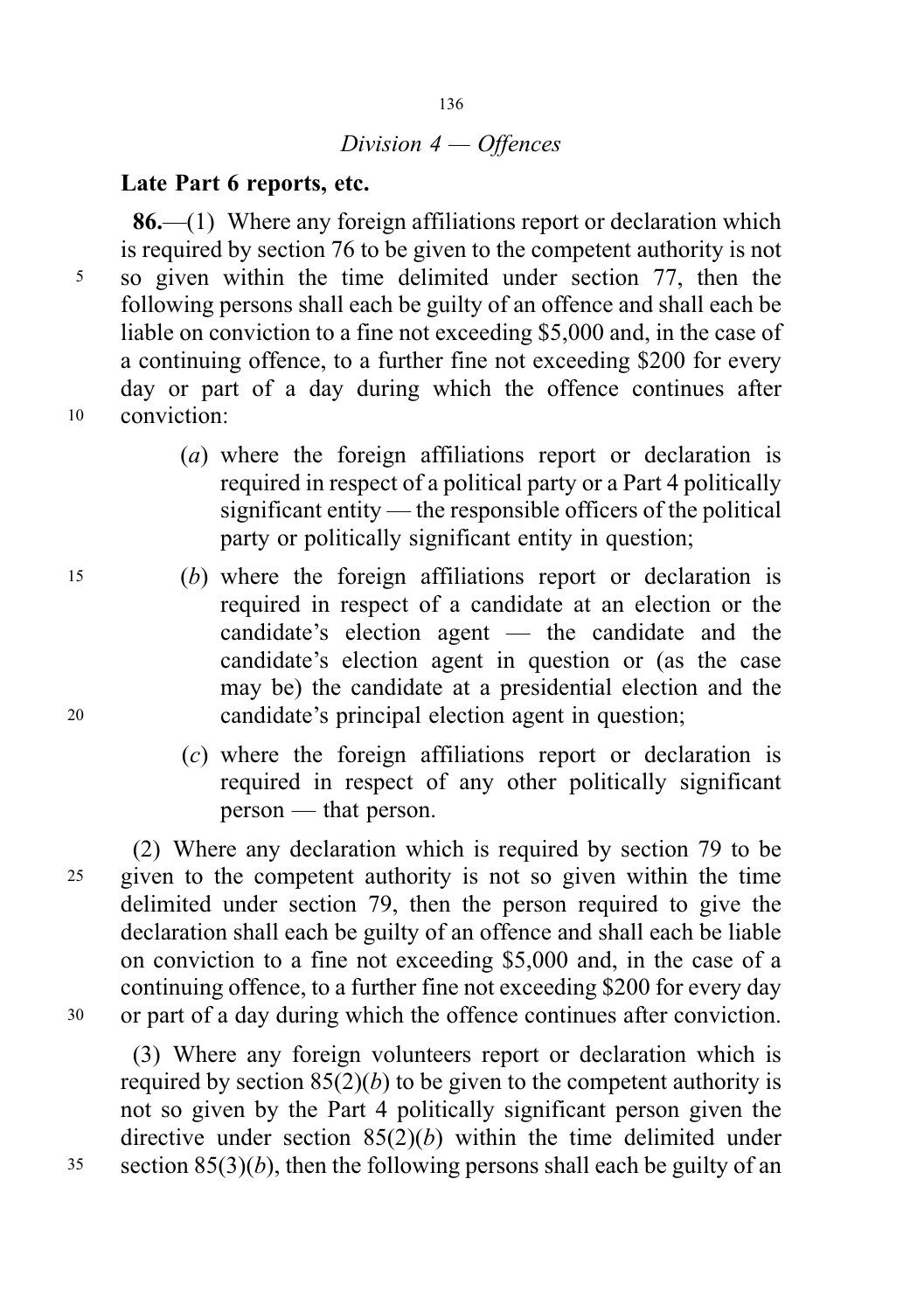*Division 4 — Offences*

**Late Part 6 reports, etc.**

**86.**—(1) Where any foreign affiliations report or declaration which is required by section 76 to be given to the competent authority is not so given within the time delimited under section 77, then the following persons shall each be guilty of an offence and shall each be liable on conviction to a fine not exceeding $5,000 and, in the case of a continuing offence, to a further fine not exceeding $200 for every day or part of a day during which the offence continues after conviction:

- (*a*) where the foreign affiliations report or declaration is required in respect of a political party or a Part 4 politically significant entity — the responsible officers of the political party or politically significant entity in question;
- (*b*) where the foreign affiliations report or declaration is required in respect of a candidate at an election or the candidate's election agent — the candidate and the candidate's election agent in question or (as the case may be) the candidate at a presidential election and the candidate's principal election agent in question;
- (*c*) where the foreign affiliations report or declaration is required in respect of any other politically significant person — that person.

(2) Where any declaration which is required by section 79 to be given to the competent authority is not so given within the time delimited under section 79, then the person required to give the declaration shall each be guilty of an offence and shall each be liable on conviction to a fine not exceeding $5,000 and, in the case of a continuing offence, to a further fine not exceeding $200 for every day or part of a day during which the offence continues after conviction.

(3) Where any foreign volunteers report or declaration which is required by section 85(2)(*b*) to be given to the competent authority is not so given by the Part 4 politically significant person given the directive under section 85(2)(*b*) within the time delimited under section 85(3)(*b*), then the following persons shall each be guilty of an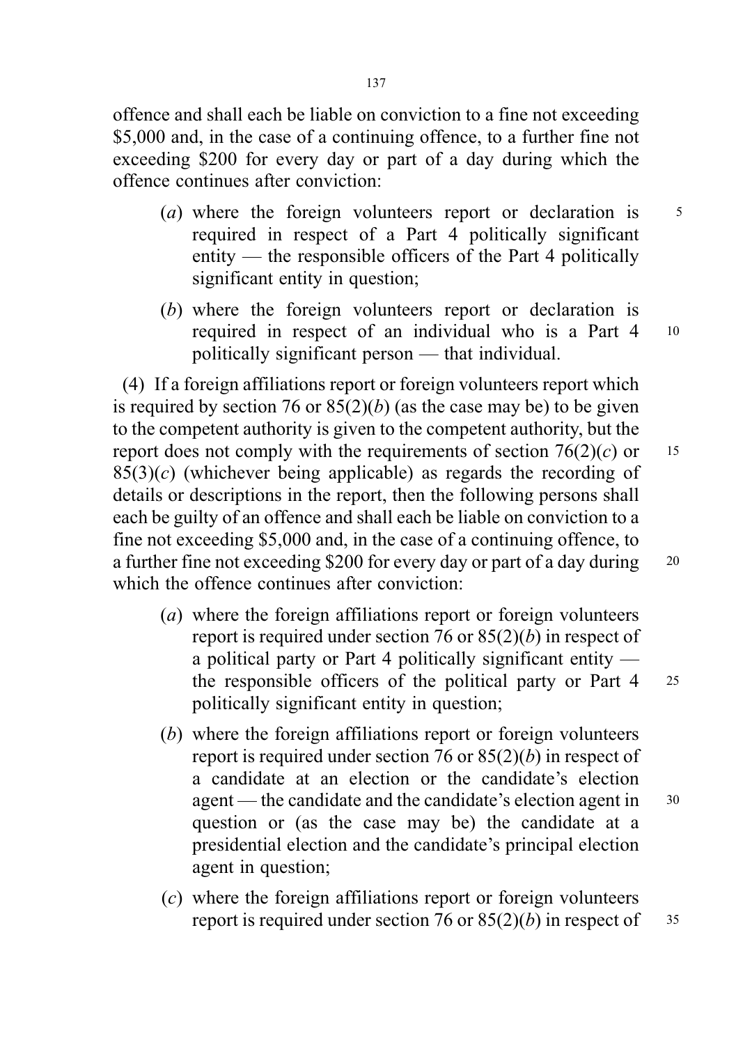offence and shall each be liable on conviction to a fine not exceeding $5,000 and, in the case of a continuing offence, to a further fine not exceeding $200 for every day or part of a day during which the offence continues after conviction:

(*a*) where the foreign volunteers report or declaration is required in respect of a Part 4 politically significant entity — the responsible officers of the Part 4 politically significant entity in question;

(*b*) where the foreign volunteers report or declaration is required in respect of an individual who is a Part 4 politically significant person — that individual.

(4) If a foreign affiliations report or foreign volunteers report which is required by section 76 or 85(2)(*b*) (as the case may be) to be given to the competent authority is given to the competent authority, but the report does not comply with the requirements of section 76(2)(*c*) or 85(3)(*c*) (whichever being applicable) as regards the recording of details or descriptions in the report, then the following persons shall each be guilty of an offence and shall each be liable on conviction to a fine not exceeding $5,000 and, in the case of a continuing offence, to a further fine not exceeding $200 for every day or part of a day during which the offence continues after conviction:

(*a*) where the foreign affiliations report or foreign volunteers report is required under section 76 or 85(2)(*b*) in respect of a political party or Part 4 politically significant entity — the responsible officers of the political party or Part 4 politically significant entity in question;

(*b*) where the foreign affiliations report or foreign volunteers report is required under section 76 or 85(2)(*b*) in respect of a candidate at an election or the candidate's election agent — the candidate and the candidate's election agent in question or (as the case may be) the candidate at a presidential election and the candidate's principal election agent in question;

(*c*) where the foreign affiliations report or foreign volunteers report is required under section 76 or 85(2)(*b*) in respect of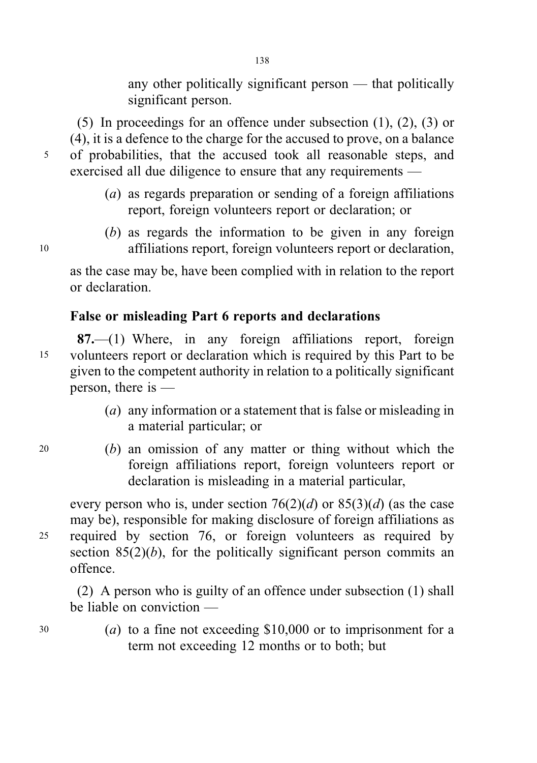any other politically significant person — that politically significant person.

(5) In proceedings for an offence under subsection (1), (2), (3) or (4), it is a defence to the charge for the accused to prove, on a balance of probabilities, that the accused took all reasonable steps, and exercised all due diligence to ensure that any requirements —

(*a*) as regards preparation or sending of a foreign affiliations report, foreign volunteers report or declaration; or

(*b*) as regards the information to be given in any foreign affiliations report, foreign volunteers report or declaration,

as the case may be, have been complied with in relation to the report or declaration.

### False or misleading Part 6 reports and declarations

**87.**—(1) Where, in any foreign affiliations report, foreign volunteers report or declaration which is required by this Part to be given to the competent authority in relation to a politically significant person, there is —

(*a*) any information or a statement that is false or misleading in a material particular; or

(*b*) an omission of any matter or thing without which the foreign affiliations report, foreign volunteers report or declaration is misleading in a material particular,

every person who is, under section 76(2)(*d*) or 85(3)(*d*) (as the case may be), responsible for making disclosure of foreign affiliations as required by section 76, or foreign volunteers as required by section 85(2)(*b*), for the politically significant person commits an offence.

(2) A person who is guilty of an offence under subsection (1) shall be liable on conviction —

(*a*) to a fine not exceeding $10,000 or to imprisonment for a term not exceeding 12 months or to both; but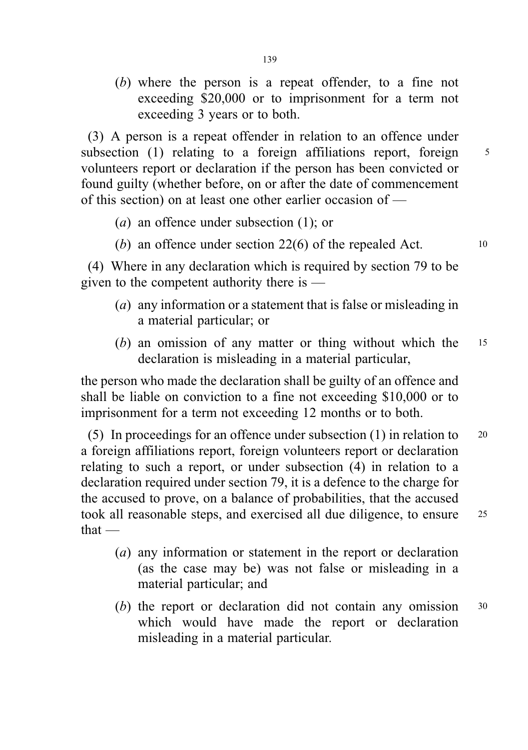(*b*) where the person is a repeat offender, to a fine not exceeding $20,000 or to imprisonment for a term not exceeding 3 years or to both.

(3) A person is a repeat offender in relation to an offence under subsection (1) relating to a foreign affiliations report, foreign volunteers report or declaration if the person has been convicted or found guilty (whether before, on or after the date of commencement of this section) on at least one other earlier occasion of —

(*a*) an offence under subsection (1); or

(*b*) an offence under section 22(6) of the repealed Act.

(4) Where in any declaration which is required by section 79 to be given to the competent authority there is —

(*a*) any information or a statement that is false or misleading in a material particular; or

(*b*) an omission of any matter or thing without which the declaration is misleading in a material particular,

the person who made the declaration shall be guilty of an offence and shall be liable on conviction to a fine not exceeding $10,000 or to imprisonment for a term not exceeding 12 months or to both.

(5) In proceedings for an offence under subsection (1) in relation to a foreign affiliations report, foreign volunteers report or declaration relating to such a report, or under subsection (4) in relation to a declaration required under section 79, it is a defence to the charge for the accused to prove, on a balance of probabilities, that the accused took all reasonable steps, and exercised all due diligence, to ensure that —

(*a*) any information or statement in the report or declaration (as the case may be) was not false or misleading in a material particular; and

(*b*) the report or declaration did not contain any omission which would have made the report or declaration misleading in a material particular.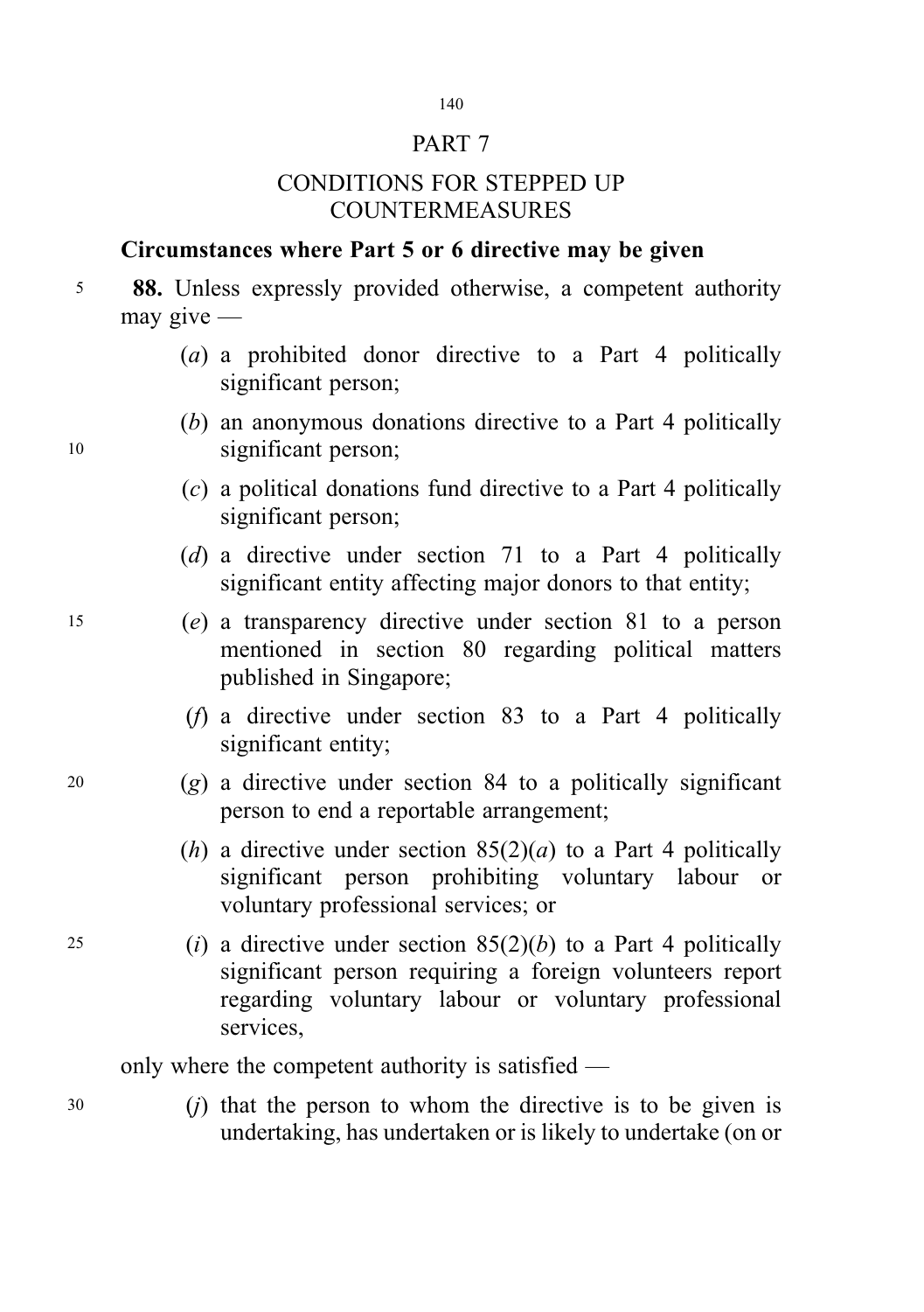# PART 7

## CONDITIONS FOR STEPPED UP COUNTERMEASURES

### Circumstances where Part 5 or 6 directive may be given

**88.** Unless expressly provided otherwise, a competent authority may give —

(*a*) a prohibited donor directive to a Part 4 politically significant person;

(*b*) an anonymous donations directive to a Part 4 politically significant person;

(*c*) a political donations fund directive to a Part 4 politically significant person;

(*d*) a directive under section 71 to a Part 4 politically significant entity affecting major donors to that entity;

(*e*) a transparency directive under section 81 to a person mentioned in section 80 regarding political matters published in Singapore;

(*f*) a directive under section 83 to a Part 4 politically significant entity;

(*g*) a directive under section 84 to a politically significant person to end a reportable arrangement;

(*h*) a directive under section 85(2)(*a*) to a Part 4 politically significant person prohibiting voluntary labour or voluntary professional services; or

(*i*) a directive under section 85(2)(*b*) to a Part 4 politically significant person requiring a foreign volunteers report regarding voluntary labour or voluntary professional services,

only where the competent authority is satisfied —

(*j*) that the person to whom the directive is to be given is undertaking, has undertaken or is likely to undertake (on or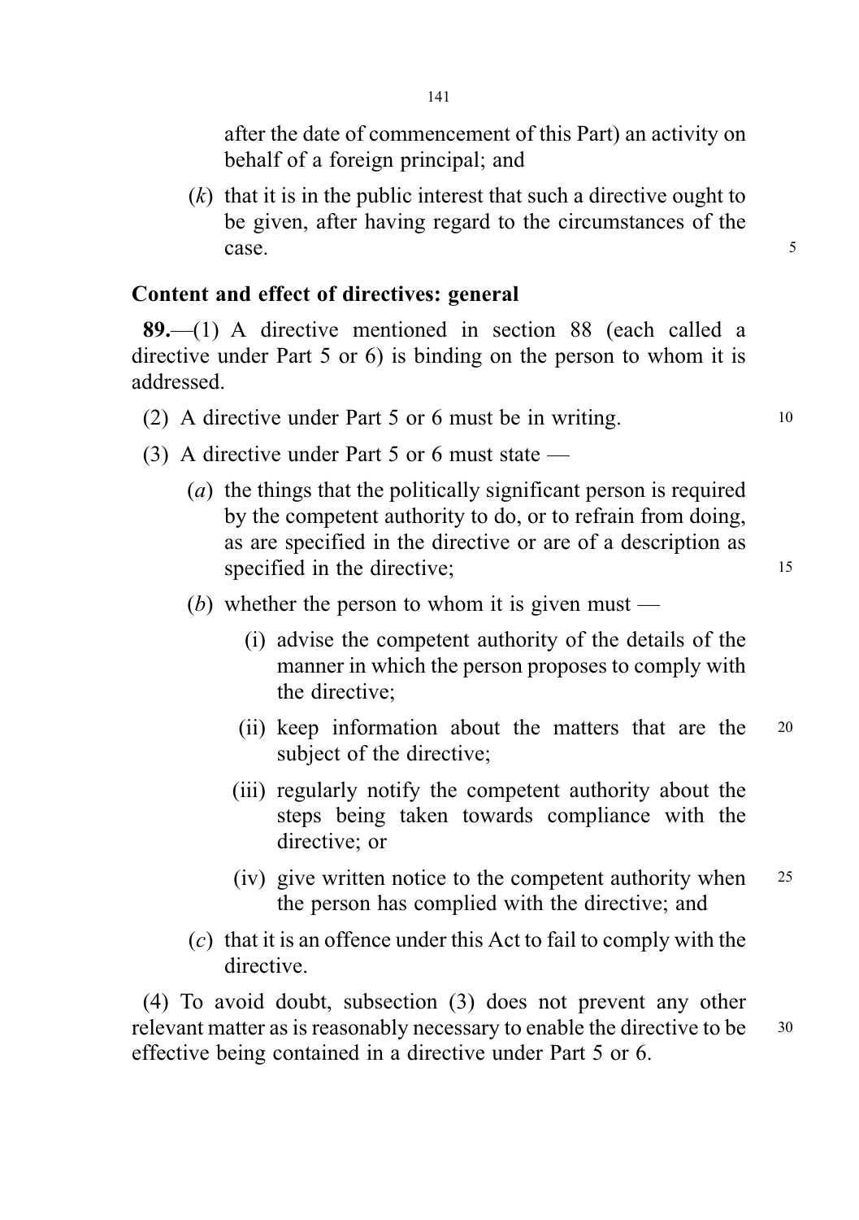after the date of commencement of this Part) an activity on behalf of a foreign principal; and

(*k*) that it is in the public interest that such a directive ought to be given, after having regard to the circumstances of the case.

### Content and effect of directives: general

**89.**—(1) A directive mentioned in section 88 (each called a directive under Part 5 or 6) is binding on the person to whom it is addressed.

(2) A directive under Part 5 or 6 must be in writing.

(3) A directive under Part 5 or 6 must state —

(*a*) the things that the politically significant person is required by the competent authority to do, or to refrain from doing, as are specified in the directive or are of a description as specified in the directive;

(*b*) whether the person to whom it is given must —

(i) advise the competent authority of the details of the manner in which the person proposes to comply with the directive;

(ii) keep information about the matters that are the subject of the directive;

(iii) regularly notify the competent authority about the steps being taken towards compliance with the directive; or

(iv) give written notice to the competent authority when the person has complied with the directive; and

(*c*) that it is an offence under this Act to fail to comply with the directive.

(4) To avoid doubt, subsection (3) does not prevent any other relevant matter as is reasonably necessary to enable the directive to be effective being contained in a directive under Part 5 or 6.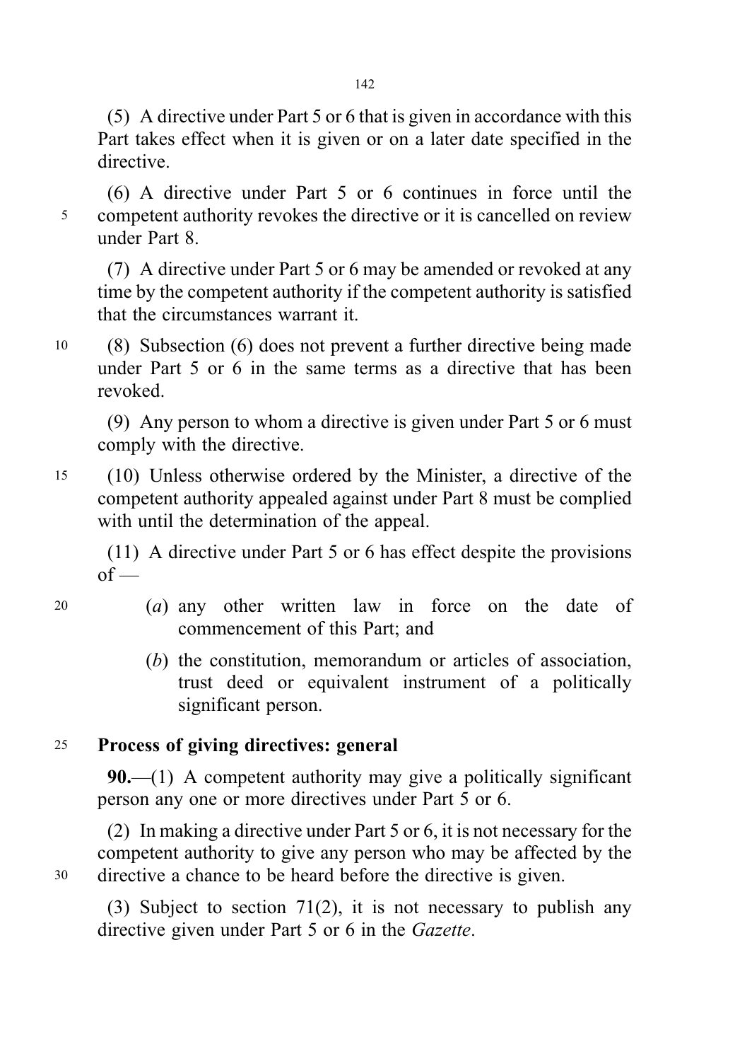(5) A directive under Part 5 or 6 that is given in accordance with this Part takes effect when it is given or on a later date specified in the directive.

(6) A directive under Part 5 or 6 continues in force until the competent authority revokes the directive or it is cancelled on review under Part 8.

(7) A directive under Part 5 or 6 may be amended or revoked at any time by the competent authority if the competent authority is satisfied that the circumstances warrant it.

(8) Subsection (6) does not prevent a further directive being made under Part 5 or 6 in the same terms as a directive that has been revoked.

(9) Any person to whom a directive is given under Part 5 or 6 must comply with the directive.

(10) Unless otherwise ordered by the Minister, a directive of the competent authority appealed against under Part 8 must be complied with until the determination of the appeal.

(11) A directive under Part 5 or 6 has effect despite the provisions of —

(*a*) any other written law in force on the date of commencement of this Part; and

(*b*) the constitution, memorandum or articles of association, trust deed or equivalent instrument of a politically significant person.

**Process of giving directives: general**

**90.**—(1) A competent authority may give a politically significant person any one or more directives under Part 5 or 6.

(2) In making a directive under Part 5 or 6, it is not necessary for the competent authority to give any person who may be affected by the directive a chance to be heard before the directive is given.

(3) Subject to section 71(2), it is not necessary to publish any directive given under Part 5 or 6 in the *Gazette*.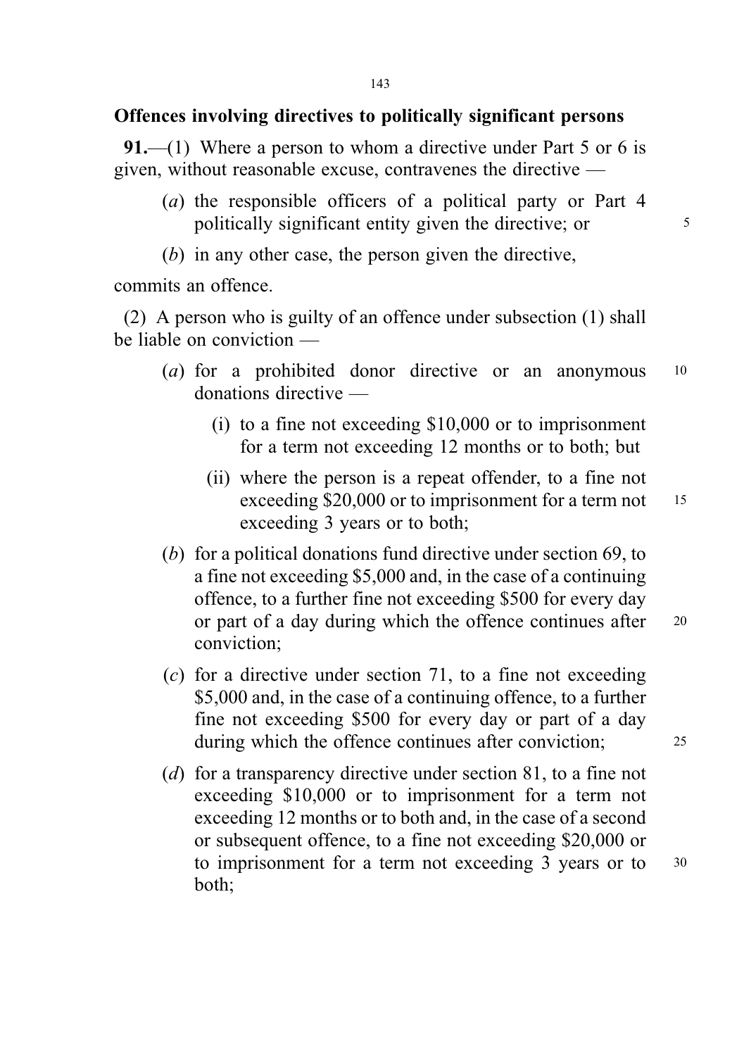**Offences involving directives to politically significant persons**

**91.**—(1) Where a person to whom a directive under Part 5 or 6 is given, without reasonable excuse, contravenes the directive —

(*a*) the responsible officers of a political party or Part 4 politically significant entity given the directive; or

(*b*) in any other case, the person given the directive,

commits an offence.

(2) A person who is guilty of an offence under subsection (1) shall be liable on conviction —

(*a*) for a prohibited donor directive or an anonymous donations directive —

(i) to a fine not exceeding $10,000 or to imprisonment for a term not exceeding 12 months or to both; but

(ii) where the person is a repeat offender, to a fine not exceeding $20,000 or to imprisonment for a term not exceeding 3 years or to both;

(*b*) for a political donations fund directive under section 69, to a fine not exceeding $5,000 and, in the case of a continuing offence, to a further fine not exceeding $500 for every day or part of a day during which the offence continues after conviction;

(*c*) for a directive under section 71, to a fine not exceeding $5,000 and, in the case of a continuing offence, to a further fine not exceeding $500 for every day or part of a day during which the offence continues after conviction;

(*d*) for a transparency directive under section 81, to a fine not exceeding $10,000 or to imprisonment for a term not exceeding 12 months or to both and, in the case of a second or subsequent offence, to a fine not exceeding $20,000 or to imprisonment for a term not exceeding 3 years or to both;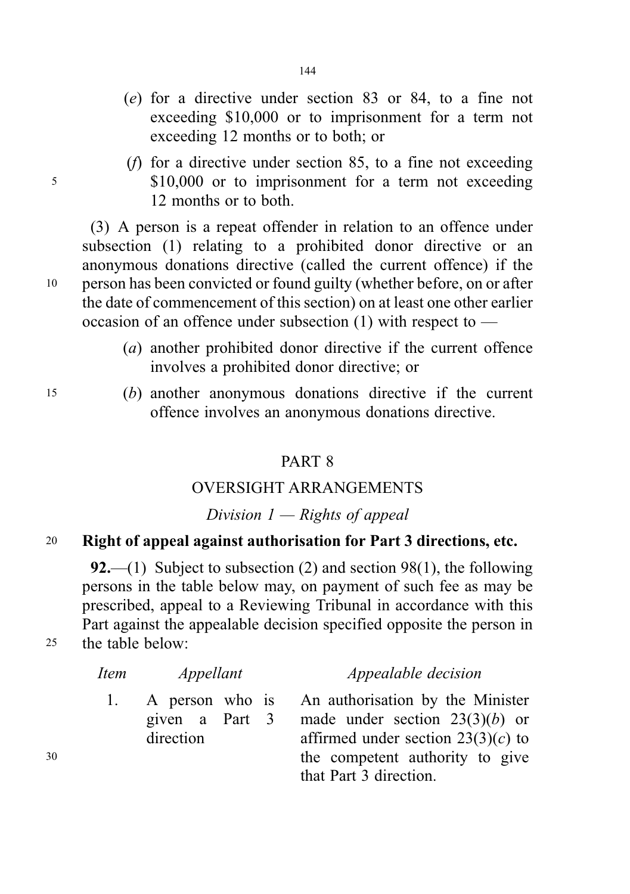(*e*) for a directive under section 83 or 84, to a fine not exceeding $10,000 or to imprisonment for a term not exceeding 12 months or to both; or

(*f*) for a directive under section 85, to a fine not exceeding $10,000 or to imprisonment for a term not exceeding 12 months or to both.

(3) A person is a repeat offender in relation to an offence under subsection (1) relating to a prohibited donor directive or an anonymous donations directive (called the current offence) if the person has been convicted or found guilty (whether before, on or after the date of commencement of this section) on at least one other earlier occasion of an offence under subsection (1) with respect to —

(*a*) another prohibited donor directive if the current offence involves a prohibited donor directive; or

(*b*) another anonymous donations directive if the current offence involves an anonymous donations directive.

## PART 8

## OVERSIGHT ARRANGEMENTS

### *Division 1 — Rights of appeal*

**Right of appeal against authorisation for Part 3 directions, etc.**

**92.**—(1) Subject to subsection (2) and section 98(1), the following persons in the table below may, on payment of such fee as may be prescribed, appeal to a Reviewing Tribunal in accordance with this Part against the appealable decision specified opposite the person in the table below:

| *Item* | *Appellant* | *Appealable decision* |
|---|---|---|
| 1. | A person who is given a Part 3 direction | An authorisation by the Minister made under section 23(3)(*b*) or affirmed under section 23(3)(*c*) to the competent authority to give that Part 3 direction. |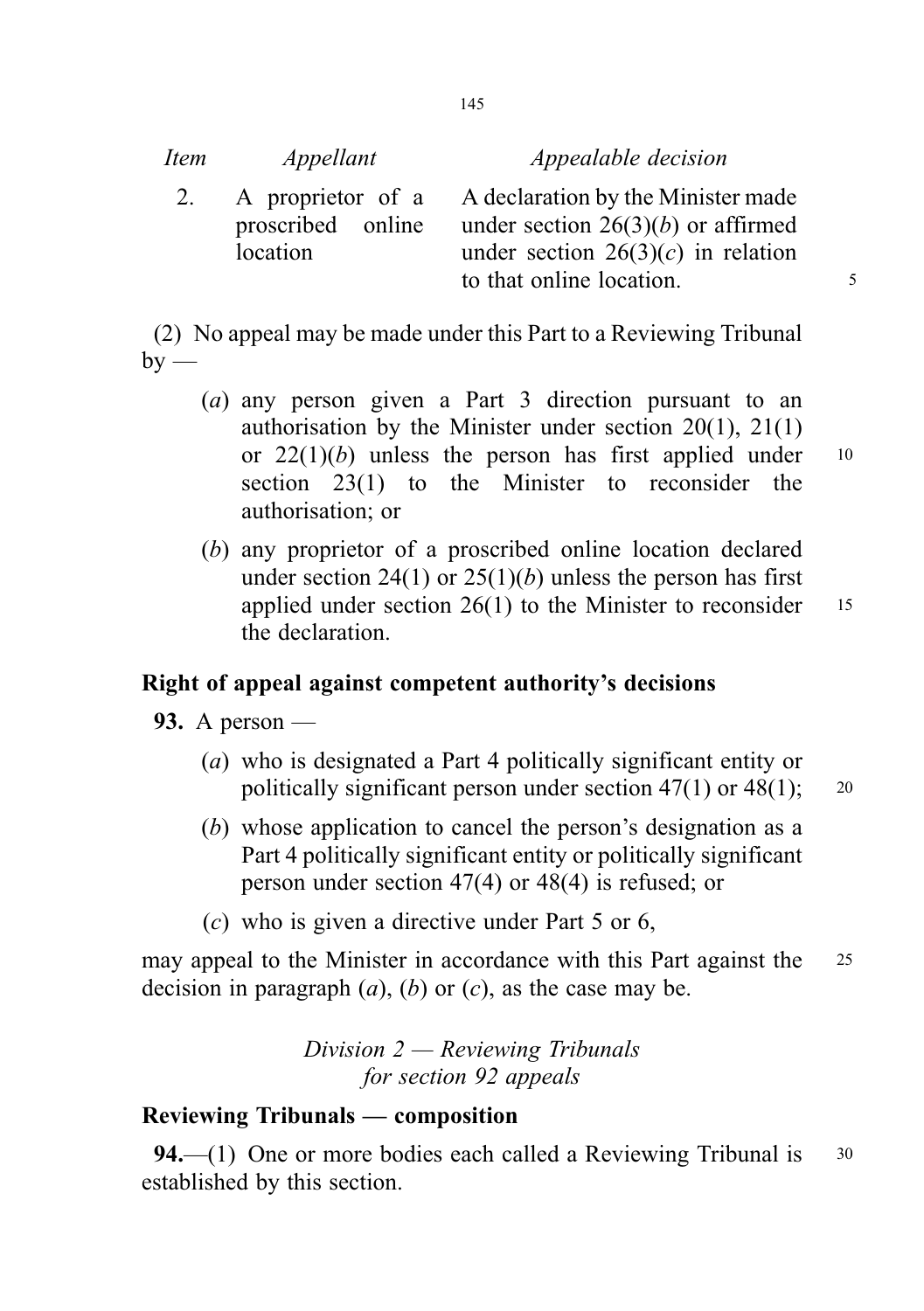| *Item* | *Appellant* | *Appealable decision* |
|---|---|---|
| 2. | A proprietor of a proscribed online location | A declaration by the Minister made under section 26(3)(*b*) or affirmed under section 26(3)(*c*) in relation to that online location. |

(2) No appeal may be made under this Part to a Reviewing Tribunal by —

(*a*) any person given a Part 3 direction pursuant to an authorisation by the Minister under section 20(1), 21(1) or 22(1)(*b*) unless the person has first applied under section 23(1) to the Minister to reconsider the authorisation; or

(*b*) any proprietor of a proscribed online location declared under section 24(1) or 25(1)(*b*) unless the person has first applied under section 26(1) to the Minister to reconsider the declaration.

**Right of appeal against competent authority's decisions**

**93.** A person —

(*a*) who is designated a Part 4 politically significant entity or politically significant person under section 47(1) or 48(1);

(*b*) whose application to cancel the person's designation as a Part 4 politically significant entity or politically significant person under section 47(4) or 48(4) is refused; or

(*c*) who is given a directive under Part 5 or 6,

may appeal to the Minister in accordance with this Part against the decision in paragraph (*a*), (*b*) or (*c*), as the case may be.

*Division 2 — Reviewing Tribunals for section 92 appeals*

**Reviewing Tribunals — composition**

**94.**—(1) One or more bodies each called a Reviewing Tribunal is established by this section.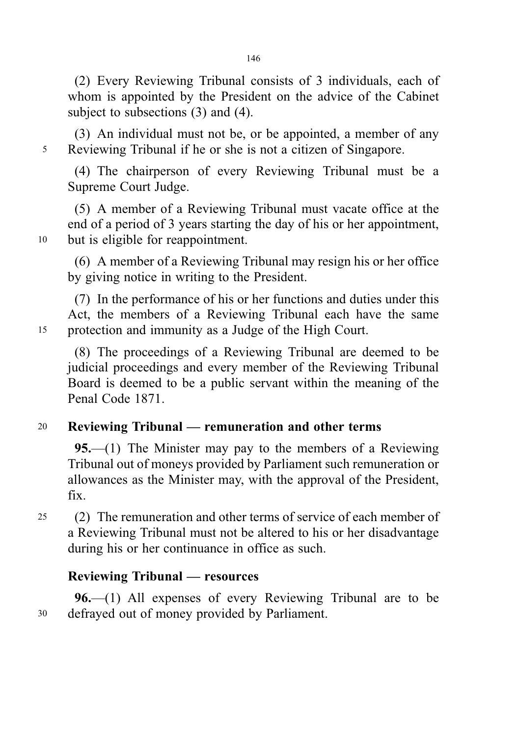(2) Every Reviewing Tribunal consists of 3 individuals, each of whom is appointed by the President on the advice of the Cabinet subject to subsections (3) and (4).

(3) An individual must not be, or be appointed, a member of any Reviewing Tribunal if he or she is not a citizen of Singapore.

(4) The chairperson of every Reviewing Tribunal must be a Supreme Court Judge.

(5) A member of a Reviewing Tribunal must vacate office at the end of a period of 3 years starting the day of his or her appointment, but is eligible for reappointment.

(6) A member of a Reviewing Tribunal may resign his or her office by giving notice in writing to the President.

(7) In the performance of his or her functions and duties under this Act, the members of a Reviewing Tribunal each have the same protection and immunity as a Judge of the High Court.

(8) The proceedings of a Reviewing Tribunal are deemed to be judicial proceedings and every member of the Reviewing Tribunal Board is deemed to be a public servant within the meaning of the Penal Code 1871.

**Reviewing Tribunal — remuneration and other terms**

**95.**—(1) The Minister may pay to the members of a Reviewing Tribunal out of moneys provided by Parliament such remuneration or allowances as the Minister may, with the approval of the President, fix.

(2) The remuneration and other terms of service of each member of a Reviewing Tribunal must not be altered to his or her disadvantage during his or her continuance in office as such.

**Reviewing Tribunal — resources**

**96.**—(1) All expenses of every Reviewing Tribunal are to be defrayed out of money provided by Parliament.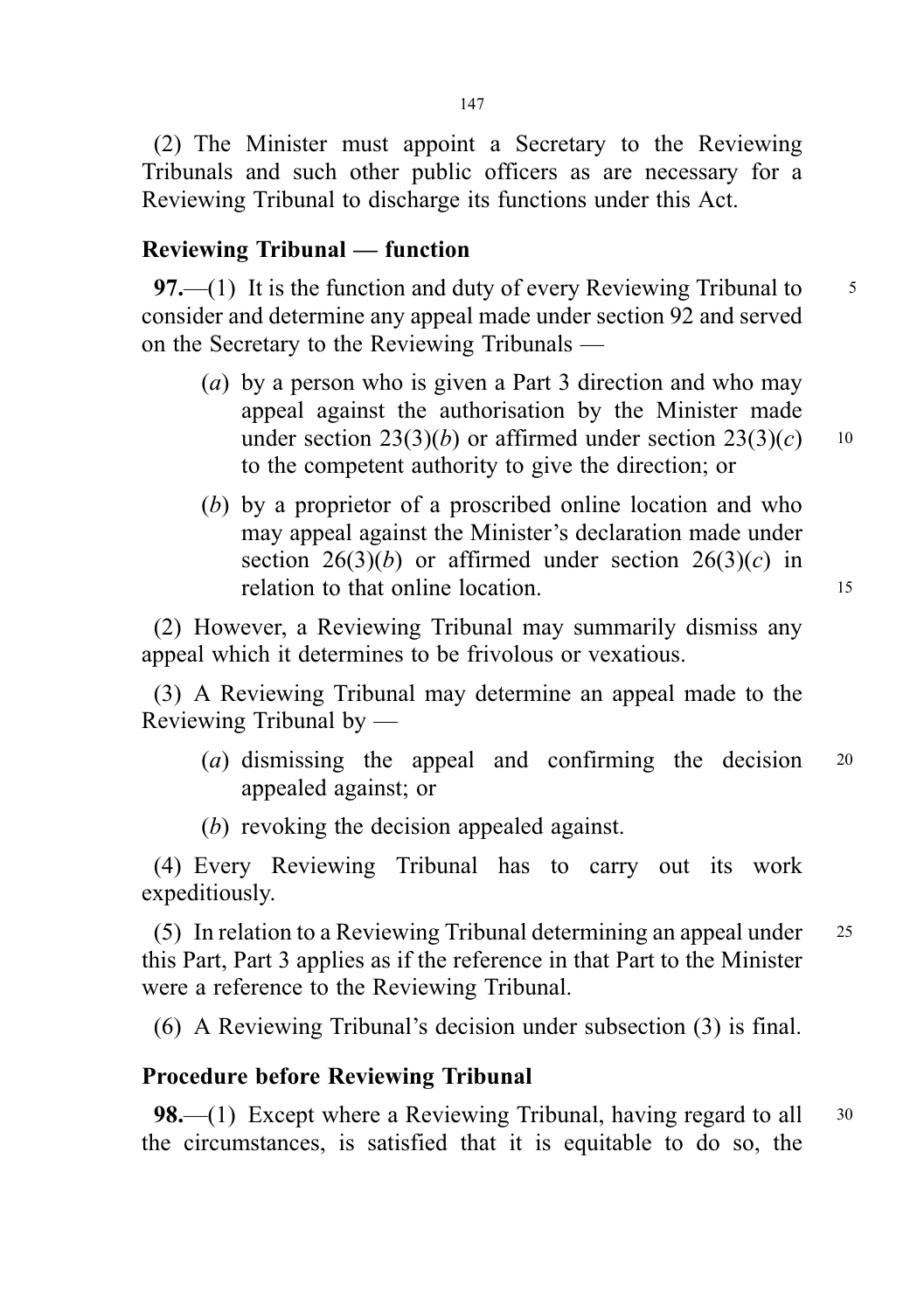(2) The Minister must appoint a Secretary to the Reviewing Tribunals and such other public officers as are necessary for a Reviewing Tribunal to discharge its functions under this Act.

**Reviewing Tribunal — function**

**97.**—(1) It is the function and duty of every Reviewing Tribunal to consider and determine any appeal made under section 92 and served on the Secretary to the Reviewing Tribunals —

(*a*) by a person who is given a Part 3 direction and who may appeal against the authorisation by the Minister made under section 23(3)(*b*) or affirmed under section 23(3)(*c*) to the competent authority to give the direction; or

(*b*) by a proprietor of a proscribed online location and who may appeal against the Minister's declaration made under section 26(3)(*b*) or affirmed under section 26(3)(*c*) in relation to that online location.

(2) However, a Reviewing Tribunal may summarily dismiss any appeal which it determines to be frivolous or vexatious.

(3) A Reviewing Tribunal may determine an appeal made to the Reviewing Tribunal by —

(*a*) dismissing the appeal and confirming the decision appealed against; or

(*b*) revoking the decision appealed against.

(4) Every Reviewing Tribunal has to carry out its work expeditiously.

(5) In relation to a Reviewing Tribunal determining an appeal under this Part, Part 3 applies as if the reference in that Part to the Minister were a reference to the Reviewing Tribunal.

(6) A Reviewing Tribunal's decision under subsection (3) is final.

**Procedure before Reviewing Tribunal**

**98.**—(1) Except where a Reviewing Tribunal, having regard to all the circumstances, is satisfied that it is equitable to do so, the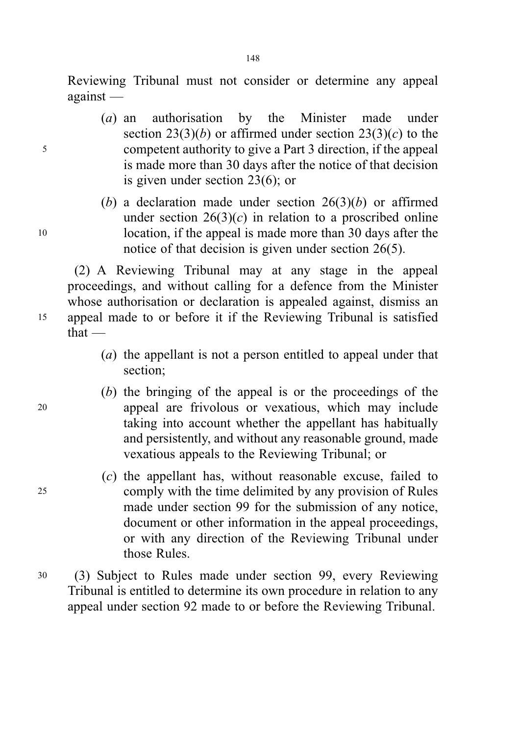Reviewing Tribunal must not consider or determine any appeal against —

(*a*) an authorisation by the Minister made under section 23(3)(*b*) or affirmed under section 23(3)(*c*) to the competent authority to give a Part 3 direction, if the appeal is made more than 30 days after the notice of that decision is given under section 23(6); or

(*b*) a declaration made under section 26(3)(*b*) or affirmed under section 26(3)(*c*) in relation to a proscribed online location, if the appeal is made more than 30 days after the notice of that decision is given under section 26(5).

(2) A Reviewing Tribunal may at any stage in the appeal proceedings, and without calling for a defence from the Minister whose authorisation or declaration is appealed against, dismiss an appeal made to or before it if the Reviewing Tribunal is satisfied that —

(*a*) the appellant is not a person entitled to appeal under that section;

(*b*) the bringing of the appeal is or the proceedings of the appeal are frivolous or vexatious, which may include taking into account whether the appellant has habitually and persistently, and without any reasonable ground, made vexatious appeals to the Reviewing Tribunal; or

(*c*) the appellant has, without reasonable excuse, failed to comply with the time delimited by any provision of Rules made under section 99 for the submission of any notice, document or other information in the appeal proceedings, or with any direction of the Reviewing Tribunal under those Rules.

(3) Subject to Rules made under section 99, every Reviewing Tribunal is entitled to determine its own procedure in relation to any appeal under section 92 made to or before the Reviewing Tribunal.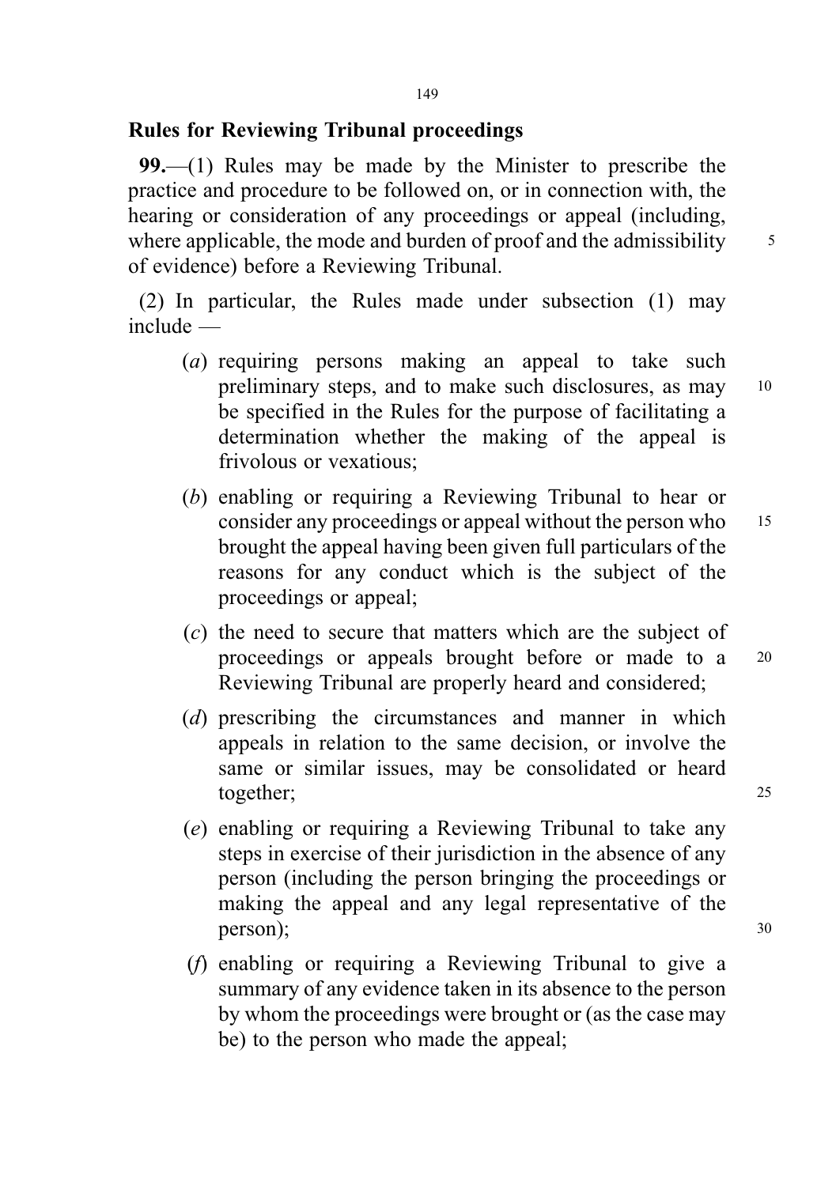## Rules for Reviewing Tribunal proceedings

**99.**—(1) Rules may be made by the Minister to prescribe the practice and procedure to be followed on, or in connection with, the hearing or consideration of any proceedings or appeal (including, where applicable, the mode and burden of proof and the admissibility of evidence) before a Reviewing Tribunal.

(2) In particular, the Rules made under subsection (1) may include —

- (*a*) requiring persons making an appeal to take such preliminary steps, and to make such disclosures, as may be specified in the Rules for the purpose of facilitating a determination whether the making of the appeal is frivolous or vexatious;
- (*b*) enabling or requiring a Reviewing Tribunal to hear or consider any proceedings or appeal without the person who brought the appeal having been given full particulars of the reasons for any conduct which is the subject of the proceedings or appeal;
- (*c*) the need to secure that matters which are the subject of proceedings or appeals brought before or made to a Reviewing Tribunal are properly heard and considered;
- (*d*) prescribing the circumstances and manner in which appeals in relation to the same decision, or involve the same or similar issues, may be consolidated or heard together;
- (*e*) enabling or requiring a Reviewing Tribunal to take any steps in exercise of their jurisdiction in the absence of any person (including the person bringing the proceedings or making the appeal and any legal representative of the person);
- (*f*) enabling or requiring a Reviewing Tribunal to give a summary of any evidence taken in its absence to the person by whom the proceedings were brought or (as the case may be) to the person who made the appeal;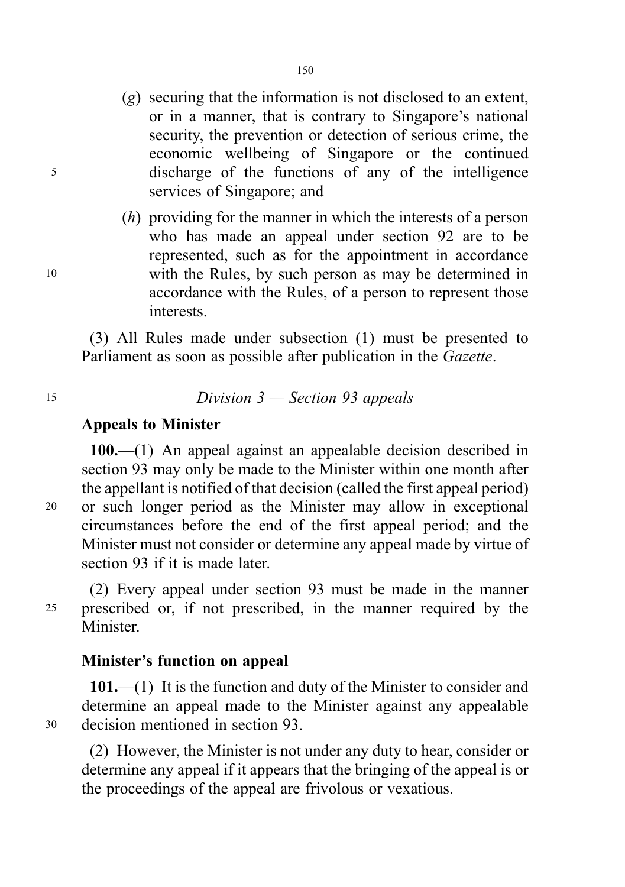(*g*) securing that the information is not disclosed to an extent, or in a manner, that is contrary to Singapore's national security, the prevention or detection of serious crime, the economic wellbeing of Singapore or the continued discharge of the functions of any of the intelligence services of Singapore; and

(*h*) providing for the manner in which the interests of a person who has made an appeal under section 92 are to be represented, such as for the appointment in accordance with the Rules, by such person as may be determined in accordance with the Rules, of a person to represent those interests.

(3) All Rules made under subsection (1) must be presented to Parliament as soon as possible after publication in the *Gazette*.

### *Division 3 — Section 93 appeals*

**Appeals to Minister**

**100.**—(1) An appeal against an appealable decision described in section 93 may only be made to the Minister within one month after the appellant is notified of that decision (called the first appeal period) or such longer period as the Minister may allow in exceptional circumstances before the end of the first appeal period; and the Minister must not consider or determine any appeal made by virtue of section 93 if it is made later.

(2) Every appeal under section 93 must be made in the manner prescribed or, if not prescribed, in the manner required by the Minister.

**Minister's function on appeal**

**101.**—(1) It is the function and duty of the Minister to consider and determine an appeal made to the Minister against any appealable decision mentioned in section 93.

(2) However, the Minister is not under any duty to hear, consider or determine any appeal if it appears that the bringing of the appeal is or the proceedings of the appeal are frivolous or vexatious.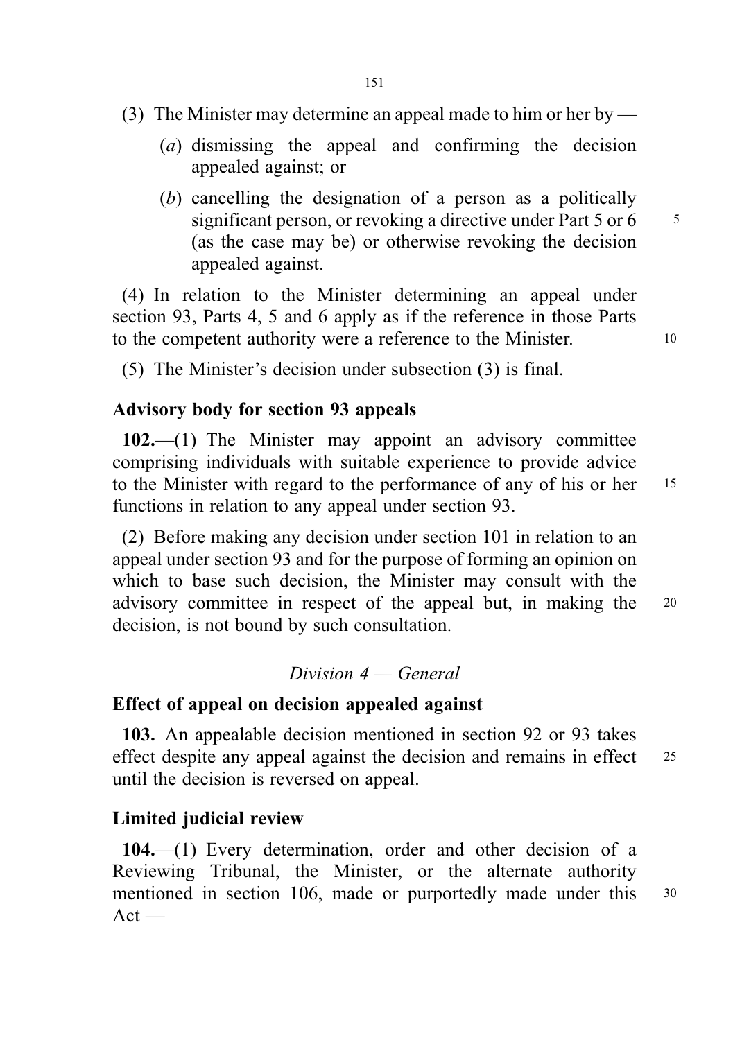(3) The Minister may determine an appeal made to him or her by —

(*a*) dismissing the appeal and confirming the decision appealed against; or

(*b*) cancelling the designation of a person as a politically significant person, or revoking a directive under Part 5 or 6 (as the case may be) or otherwise revoking the decision appealed against.

(4) In relation to the Minister determining an appeal under section 93, Parts 4, 5 and 6 apply as if the reference in those Parts to the competent authority were a reference to the Minister.

(5) The Minister's decision under subsection (3) is final.

**Advisory body for section 93 appeals**

**102.**—(1) The Minister may appoint an advisory committee comprising individuals with suitable experience to provide advice to the Minister with regard to the performance of any of his or her functions in relation to any appeal under section 93.

(2) Before making any decision under section 101 in relation to an appeal under section 93 and for the purpose of forming an opinion on which to base such decision, the Minister may consult with the advisory committee in respect of the appeal but, in making the decision, is not bound by such consultation.

*Division 4 — General*

**Effect of appeal on decision appealed against**

**103.** An appealable decision mentioned in section 92 or 93 takes effect despite any appeal against the decision and remains in effect until the decision is reversed on appeal.

**Limited judicial review**

**104.**—(1) Every determination, order and other decision of a Reviewing Tribunal, the Minister, or the alternate authority mentioned in section 106, made or purportedly made under this Act —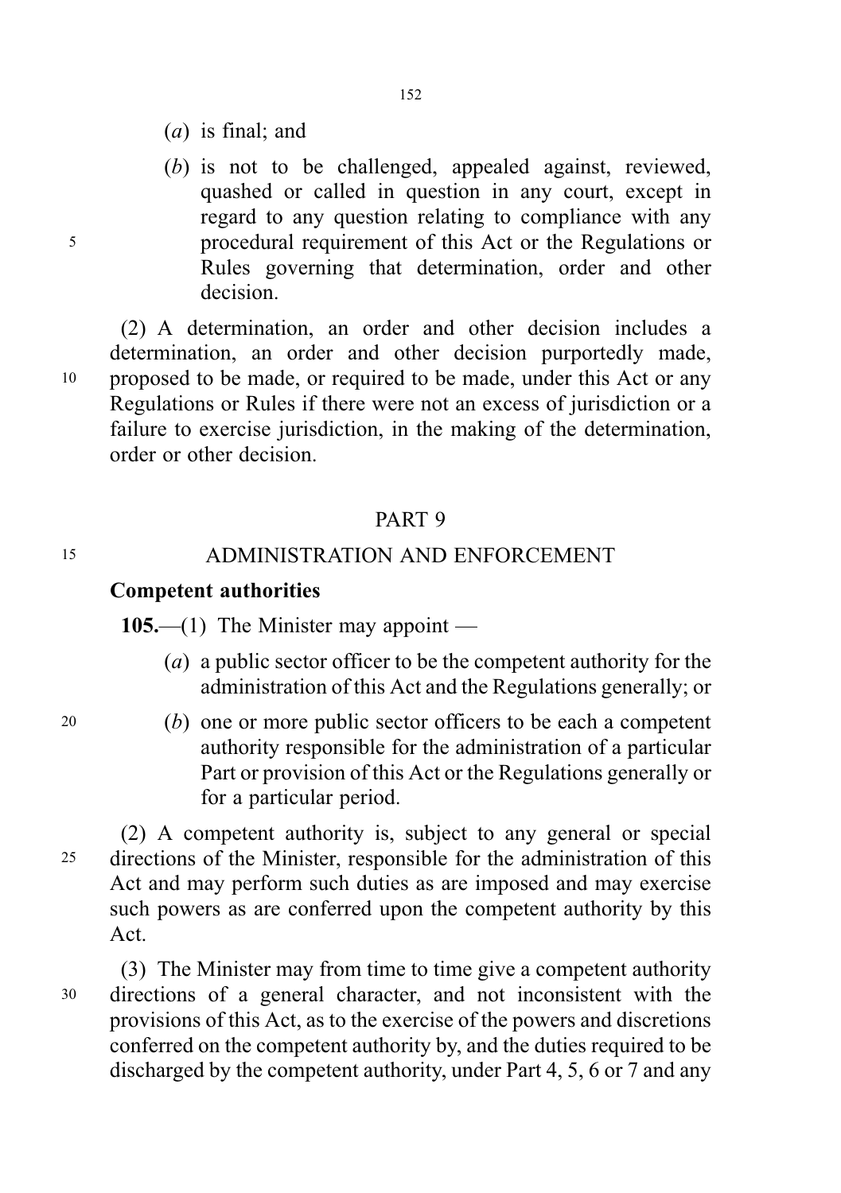(*a*) is final; and

(*b*) is not to be challenged, appealed against, reviewed, quashed or called in question in any court, except in regard to any question relating to compliance with any procedural requirement of this Act or the Regulations or Rules governing that determination, order and other decision.

(2) A determination, an order and other decision includes a determination, an order and other decision purportedly made, proposed to be made, or required to be made, under this Act or any Regulations or Rules if there were not an excess of jurisdiction or a failure to exercise jurisdiction, in the making of the determination, order or other decision.

## PART 9

## ADMINISTRATION AND ENFORCEMENT

### Competent authorities

**105.**—(1) The Minister may appoint —

(*a*) a public sector officer to be the competent authority for the administration of this Act and the Regulations generally; or

(*b*) one or more public sector officers to be each a competent authority responsible for the administration of a particular Part or provision of this Act or the Regulations generally or for a particular period.

(2) A competent authority is, subject to any general or special directions of the Minister, responsible for the administration of this Act and may perform such duties as are imposed and may exercise such powers as are conferred upon the competent authority by this Act.

(3) The Minister may from time to time give a competent authority directions of a general character, and not inconsistent with the provisions of this Act, as to the exercise of the powers and discretions conferred on the competent authority by, and the duties required to be discharged by the competent authority, under Part 4, 5, 6 or 7 and any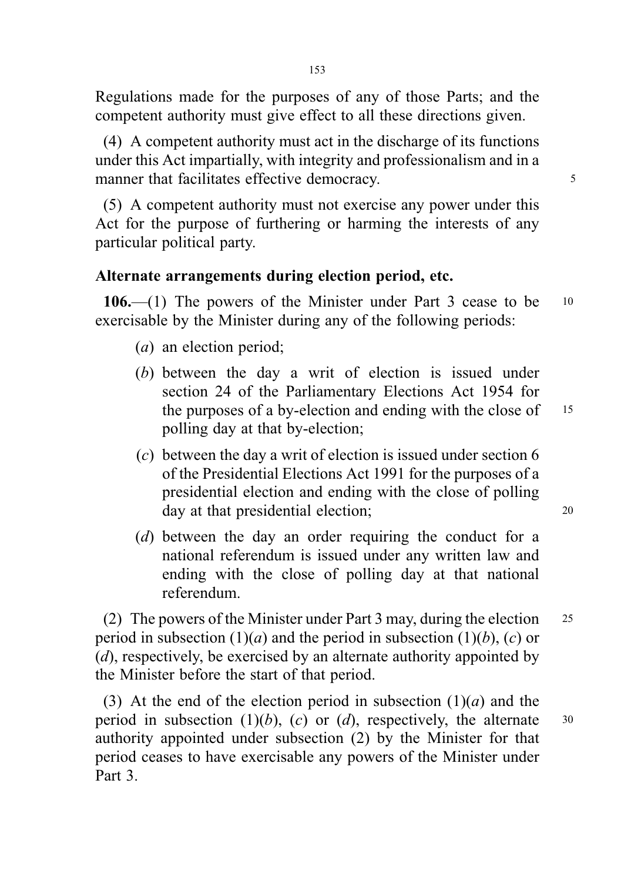Regulations made for the purposes of any of those Parts; and the competent authority must give effect to all these directions given.

(4) A competent authority must act in the discharge of its functions under this Act impartially, with integrity and professionalism and in a manner that facilitates effective democracy.

(5) A competent authority must not exercise any power under this Act for the purpose of furthering or harming the interests of any particular political party.

### Alternate arrangements during election period, etc.

**106.**—(1) The powers of the Minister under Part 3 cease to be exercisable by the Minister during any of the following periods:

(*a*) an election period;

(*b*) between the day a writ of election is issued under section 24 of the Parliamentary Elections Act 1954 for the purposes of a by-election and ending with the close of polling day at that by-election;

(*c*) between the day a writ of election is issued under section 6 of the Presidential Elections Act 1991 for the purposes of a presidential election and ending with the close of polling day at that presidential election;

(*d*) between the day an order requiring the conduct for a national referendum is issued under any written law and ending with the close of polling day at that national referendum.

(2) The powers of the Minister under Part 3 may, during the election period in subsection (1)(*a*) and the period in subsection (1)(*b*), (*c*) or (*d*), respectively, be exercised by an alternate authority appointed by the Minister before the start of that period.

(3) At the end of the election period in subsection (1)(*a*) and the period in subsection (1)(*b*), (*c*) or (*d*), respectively, the alternate authority appointed under subsection (2) by the Minister for that period ceases to have exercisable any powers of the Minister under Part 3.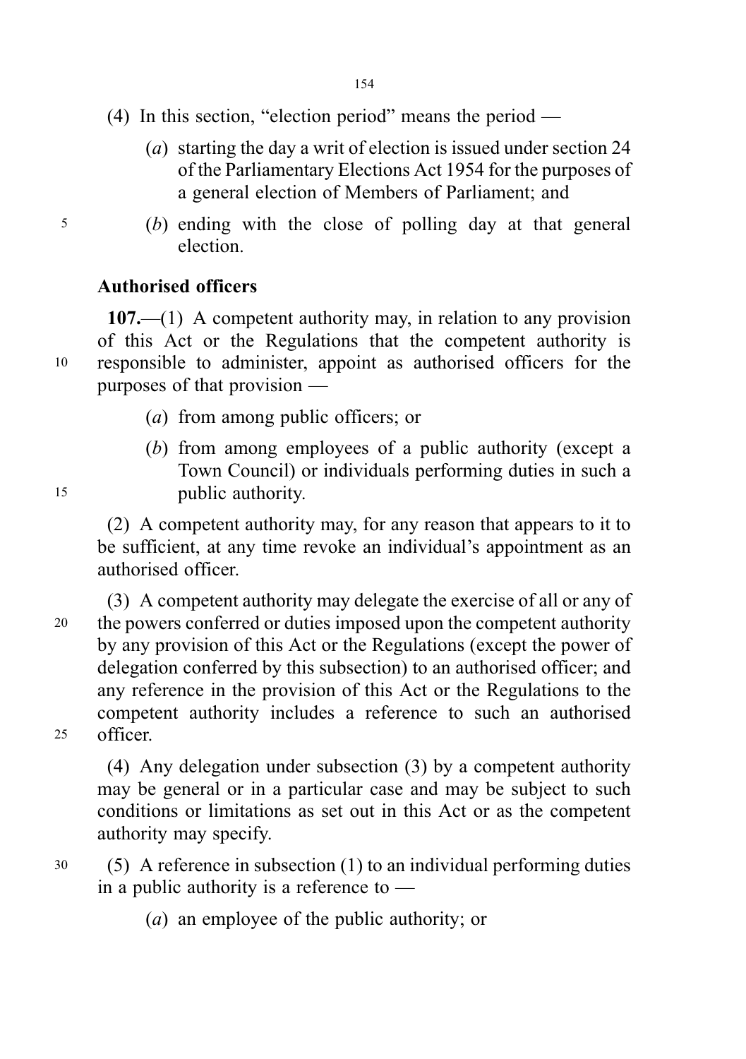(4) In this section, "election period" means the period —

(*a*) starting the day a writ of election is issued under section 24 of the Parliamentary Elections Act 1954 for the purposes of a general election of Members of Parliament; and

(*b*) ending with the close of polling day at that general election.

## Authorised officers

**107.**—(1) A competent authority may, in relation to any provision of this Act or the Regulations that the competent authority is responsible to administer, appoint as authorised officers for the purposes of that provision —

(*a*) from among public officers; or

(*b*) from among employees of a public authority (except a Town Council) or individuals performing duties in such a public authority.

(2) A competent authority may, for any reason that appears to it to be sufficient, at any time revoke an individual's appointment as an authorised officer.

(3) A competent authority may delegate the exercise of all or any of the powers conferred or duties imposed upon the competent authority by any provision of this Act or the Regulations (except the power of delegation conferred by this subsection) to an authorised officer; and any reference in the provision of this Act or the Regulations to the competent authority includes a reference to such an authorised officer.

(4) Any delegation under subsection (3) by a competent authority may be general or in a particular case and may be subject to such conditions or limitations as set out in this Act or as the competent authority may specify.

(5) A reference in subsection (1) to an individual performing duties in a public authority is a reference to —

(*a*) an employee of the public authority; or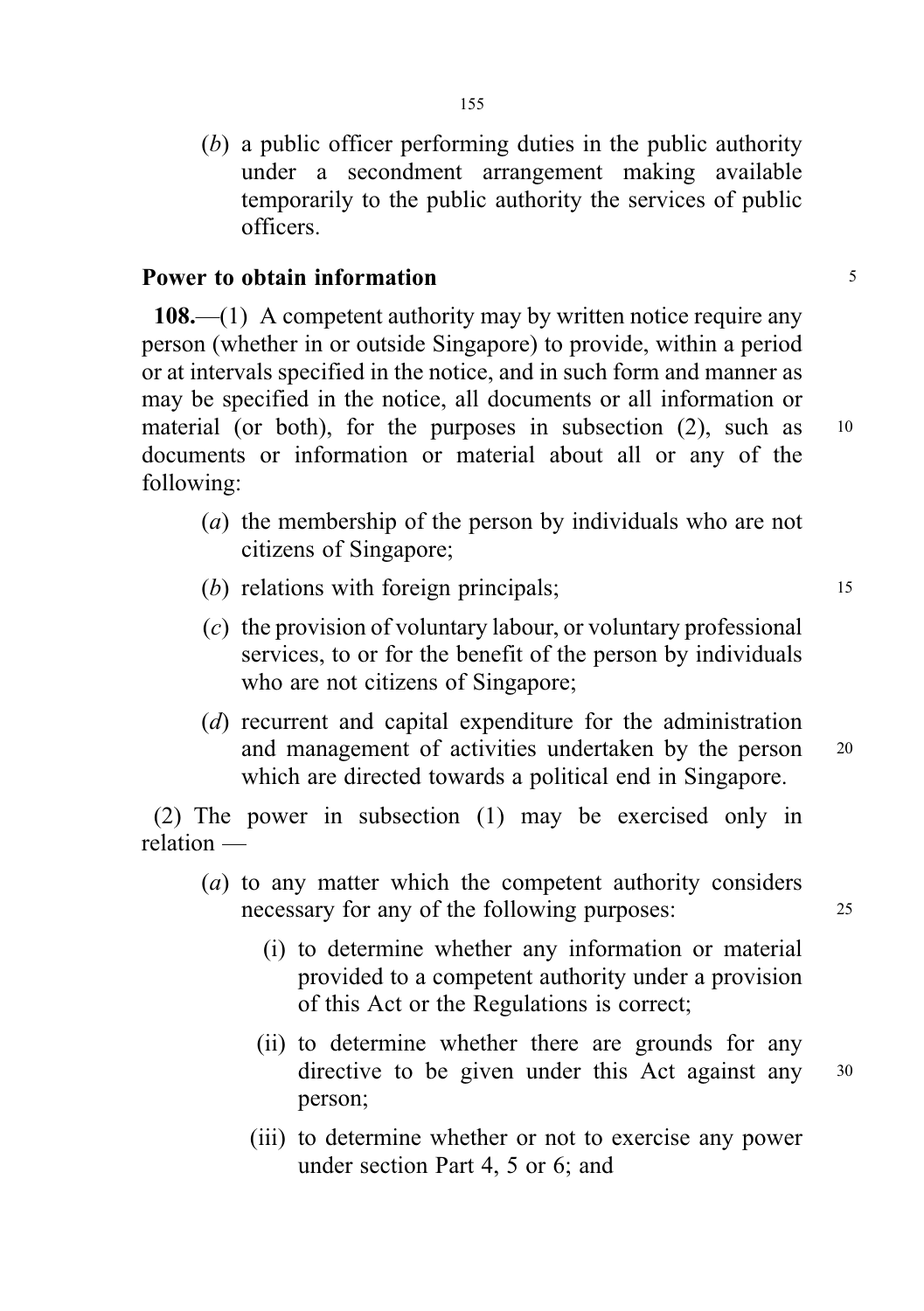(*b*) a public officer performing duties in the public authority under a secondment arrangement making available temporarily to the public authority the services of public officers.

**Power to obtain information**

**108.**—(1) A competent authority may by written notice require any person (whether in or outside Singapore) to provide, within a period or at intervals specified in the notice, and in such form and manner as may be specified in the notice, all documents or all information or material (or both), for the purposes in subsection (2), such as documents or information or material about all or any of the following:

(*a*) the membership of the person by individuals who are not citizens of Singapore;

(*b*) relations with foreign principals;

(*c*) the provision of voluntary labour, or voluntary professional services, to or for the benefit of the person by individuals who are not citizens of Singapore;

(*d*) recurrent and capital expenditure for the administration and management of activities undertaken by the person which are directed towards a political end in Singapore.

(2) The power in subsection (1) may be exercised only in relation —

(*a*) to any matter which the competent authority considers necessary for any of the following purposes:

(i) to determine whether any information or material provided to a competent authority under a provision of this Act or the Regulations is correct;

(ii) to determine whether there are grounds for any directive to be given under this Act against any person;

(iii) to determine whether or not to exercise any power under section Part 4, 5 or 6; and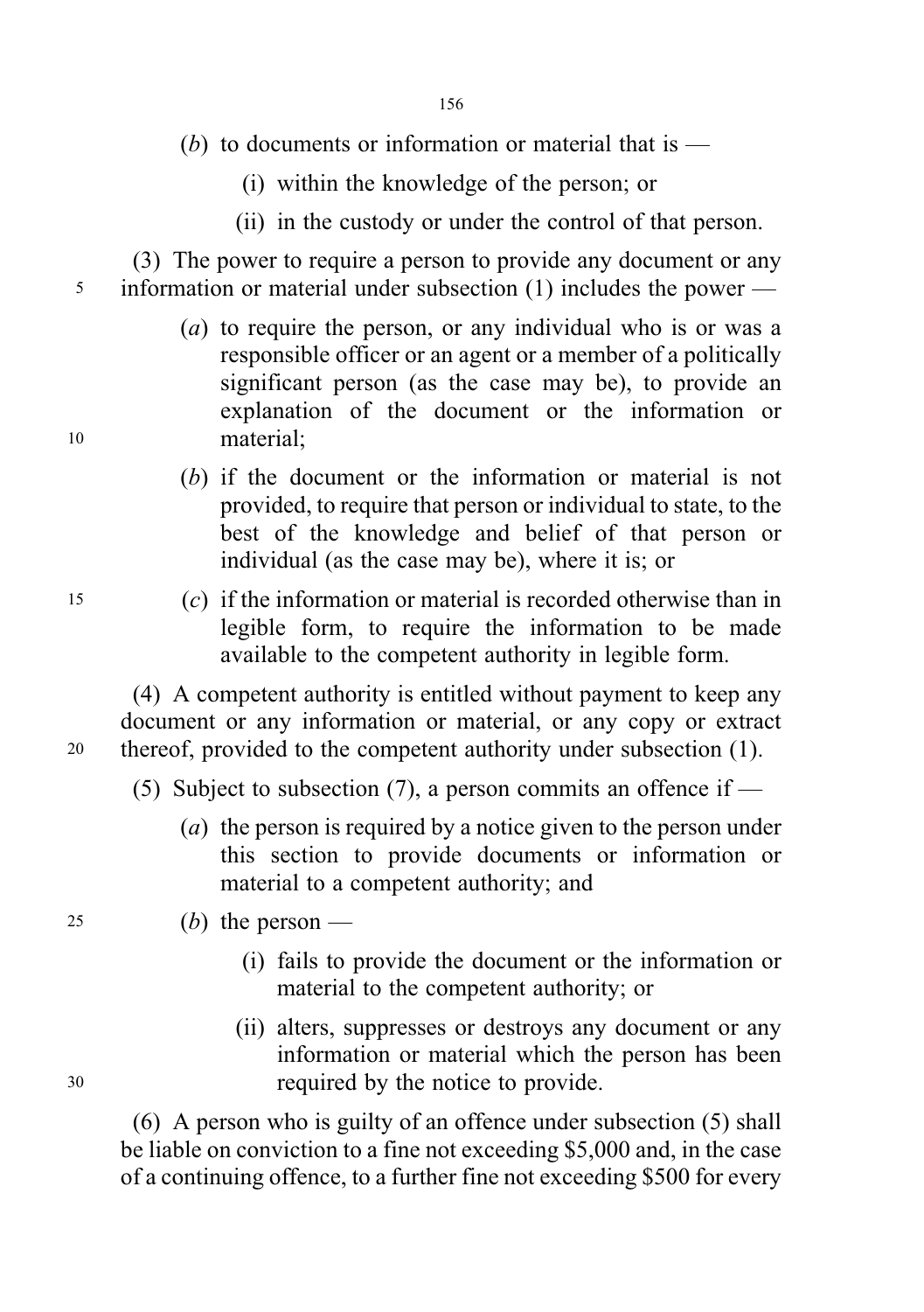(*b*) to documents or information or material that is —

(i) within the knowledge of the person; or

(ii) in the custody or under the control of that person.

(3) The power to require a person to provide any document or any information or material under subsection (1) includes the power —

(*a*) to require the person, or any individual who is or was a responsible officer or an agent or a member of a politically significant person (as the case may be), to provide an explanation of the document or the information or material;

(*b*) if the document or the information or material is not provided, to require that person or individual to state, to the best of the knowledge and belief of that person or individual (as the case may be), where it is; or

(*c*) if the information or material is recorded otherwise than in legible form, to require the information to be made available to the competent authority in legible form.

(4) A competent authority is entitled without payment to keep any document or any information or material, or any copy or extract thereof, provided to the competent authority under subsection (1).

(5) Subject to subsection (7), a person commits an offence if —

(*a*) the person is required by a notice given to the person under this section to provide documents or information or material to a competent authority; and

(*b*) the person —

(i) fails to provide the document or the information or material to the competent authority; or

(ii) alters, suppresses or destroys any document or any information or material which the person has been required by the notice to provide.

(6) A person who is guilty of an offence under subsection (5) shall be liable on conviction to a fine not exceeding $5,000 and, in the case of a continuing offence, to a further fine not exceeding $500 for every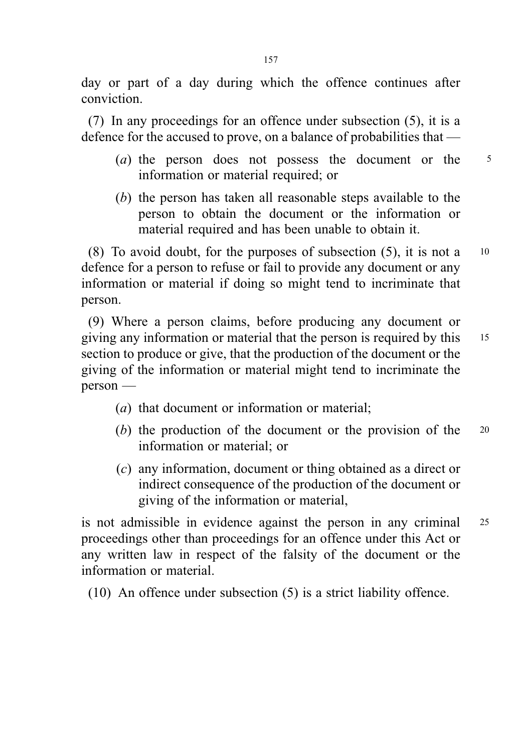day or part of a day during which the offence continues after conviction.

(7) In any proceedings for an offence under subsection (5), it is a defence for the accused to prove, on a balance of probabilities that —

- (*a*) the person does not possess the document or the information or material required; or
- (*b*) the person has taken all reasonable steps available to the person to obtain the document or the information or material required and has been unable to obtain it.

(8) To avoid doubt, for the purposes of subsection (5), it is not a defence for a person to refuse or fail to provide any document or any information or material if doing so might tend to incriminate that person.

(9) Where a person claims, before producing any document or giving any information or material that the person is required by this section to produce or give, that the production of the document or the giving of the information or material might tend to incriminate the person —

- (*a*) that document or information or material;
- (*b*) the production of the document or the provision of the information or material; or
- (*c*) any information, document or thing obtained as a direct or indirect consequence of the production of the document or giving of the information or material,

is not admissible in evidence against the person in any criminal proceedings other than proceedings for an offence under this Act or any written law in respect of the falsity of the document or the information or material.

(10) An offence under subsection (5) is a strict liability offence.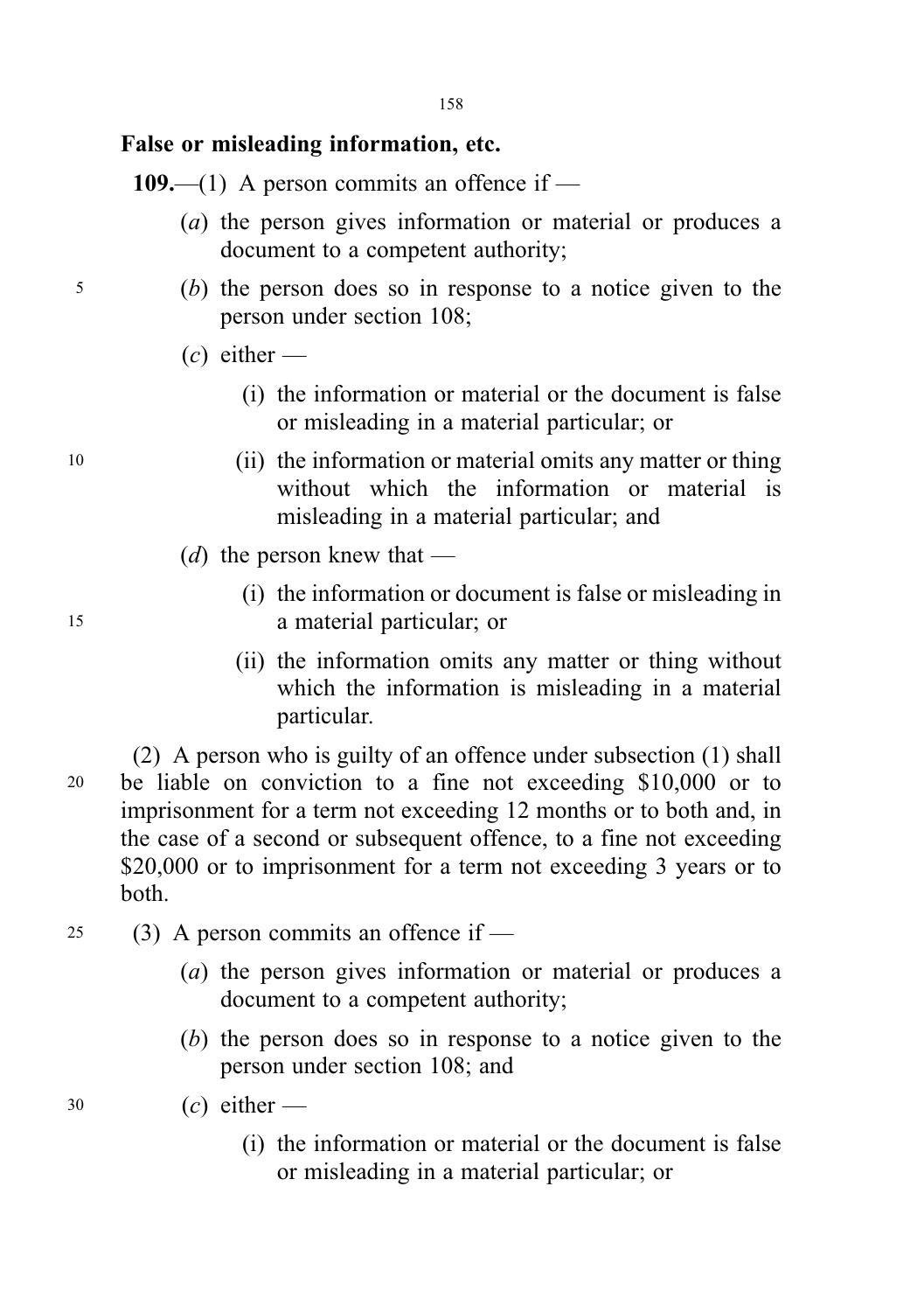**False or misleading information, etc.**

**109.**—(1) A person commits an offence if —

(*a*) the person gives information or material or produces a document to a competent authority;

(*b*) the person does so in response to a notice given to the person under section 108;

(*c*) either —

(i) the information or material or the document is false or misleading in a material particular; or

(ii) the information or material omits any matter or thing without which the information or material is misleading in a material particular; and

(*d*) the person knew that —

(i) the information or document is false or misleading in a material particular; or

(ii) the information omits any matter or thing without which the information is misleading in a material particular.

(2) A person who is guilty of an offence under subsection (1) shall be liable on conviction to a fine not exceeding $10,000 or to imprisonment for a term not exceeding 12 months or to both and, in the case of a second or subsequent offence, to a fine not exceeding $20,000 or to imprisonment for a term not exceeding 3 years or to both.

(3) A person commits an offence if —

(*a*) the person gives information or material or produces a document to a competent authority;

(*b*) the person does so in response to a notice given to the person under section 108; and

(*c*) either —

(i) the information or material or the document is false or misleading in a material particular; or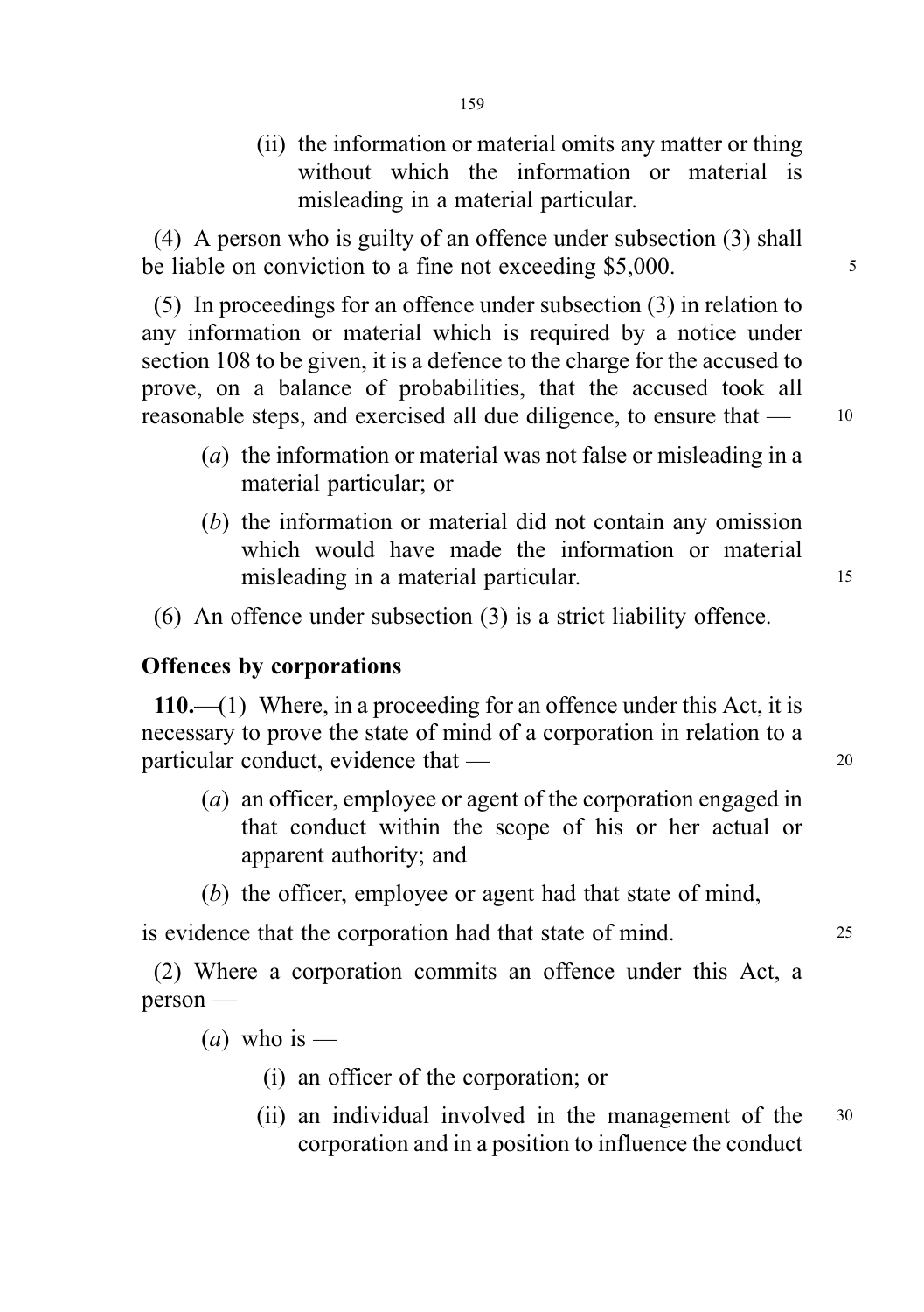(ii) the information or material omits any matter or thing without which the information or material is misleading in a material particular.

(4) A person who is guilty of an offence under subsection (3) shall be liable on conviction to a fine not exceeding $5,000.

(5) In proceedings for an offence under subsection (3) in relation to any information or material which is required by a notice under section 108 to be given, it is a defence to the charge for the accused to prove, on a balance of probabilities, that the accused took all reasonable steps, and exercised all due diligence, to ensure that —

(*a*) the information or material was not false or misleading in a material particular; or

(*b*) the information or material did not contain any omission which would have made the information or material misleading in a material particular.

(6) An offence under subsection (3) is a strict liability offence.

**Offences by corporations**

**110.**—(1) Where, in a proceeding for an offence under this Act, it is necessary to prove the state of mind of a corporation in relation to a particular conduct, evidence that —

(*a*) an officer, employee or agent of the corporation engaged in that conduct within the scope of his or her actual or apparent authority; and

(*b*) the officer, employee or agent had that state of mind,

is evidence that the corporation had that state of mind.

(2) Where a corporation commits an offence under this Act, a person —

(*a*) who is —

(i) an officer of the corporation; or

(ii) an individual involved in the management of the corporation and in a position to influence the conduct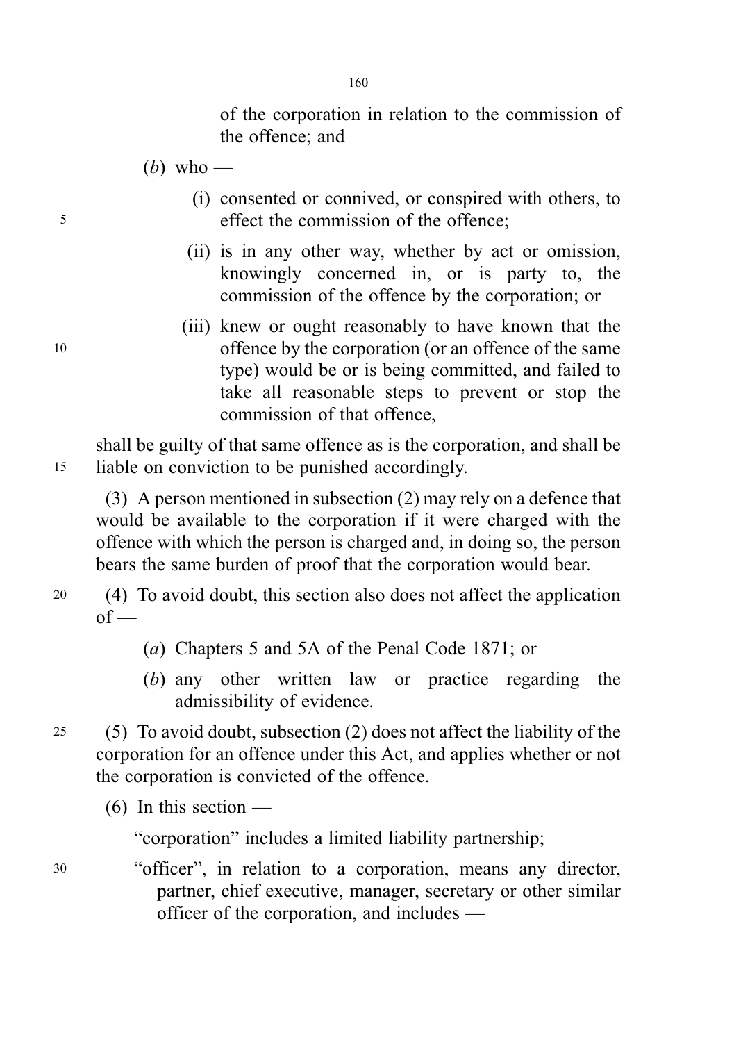of the corporation in relation to the commission of the offence; and

(*b*) who —

(i) consented or connived, or conspired with others, to effect the commission of the offence;

(ii) is in any other way, whether by act or omission, knowingly concerned in, or is party to, the commission of the offence by the corporation; or

(iii) knew or ought reasonably to have known that the offence by the corporation (or an offence of the same type) would be or is being committed, and failed to take all reasonable steps to prevent or stop the commission of that offence,

shall be guilty of that same offence as is the corporation, and shall be liable on conviction to be punished accordingly.

(3) A person mentioned in subsection (2) may rely on a defence that would be available to the corporation if it were charged with the offence with which the person is charged and, in doing so, the person bears the same burden of proof that the corporation would bear.

(4) To avoid doubt, this section also does not affect the application of —

(*a*) Chapters 5 and 5A of the Penal Code 1871; or

(*b*) any other written law or practice regarding the admissibility of evidence.

(5) To avoid doubt, subsection (2) does not affect the liability of the corporation for an offence under this Act, and applies whether or not the corporation is convicted of the offence.

(6) In this section —

"corporation" includes a limited liability partnership;

"officer", in relation to a corporation, means any director, partner, chief executive, manager, secretary or other similar officer of the corporation, and includes —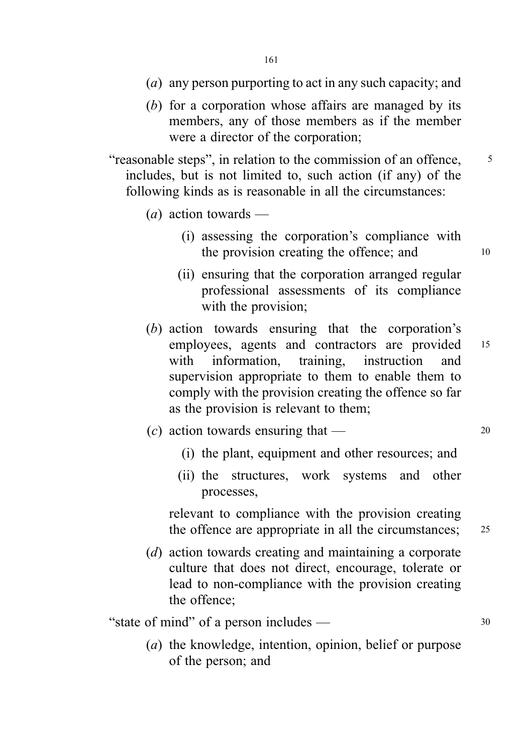(*a*) any person purporting to act in any such capacity; and

(*b*) for a corporation whose affairs are managed by its members, any of those members as if the member were a director of the corporation;

"reasonable steps", in relation to the commission of an offence, includes, but is not limited to, such action (if any) of the following kinds as is reasonable in all the circumstances:

(*a*) action towards —

(i) assessing the corporation's compliance with the provision creating the offence; and

(ii) ensuring that the corporation arranged regular professional assessments of its compliance with the provision;

(*b*) action towards ensuring that the corporation's employees, agents and contractors are provided with information, training, instruction and supervision appropriate to them to enable them to comply with the provision creating the offence so far as the provision is relevant to them;

(*c*) action towards ensuring that —

(i) the plant, equipment and other resources; and

(ii) the structures, work systems and other processes,

relevant to compliance with the provision creating the offence are appropriate in all the circumstances;

(*d*) action towards creating and maintaining a corporate culture that does not direct, encourage, tolerate or lead to non-compliance with the provision creating the offence;

"state of mind" of a person includes —

(*a*) the knowledge, intention, opinion, belief or purpose of the person; and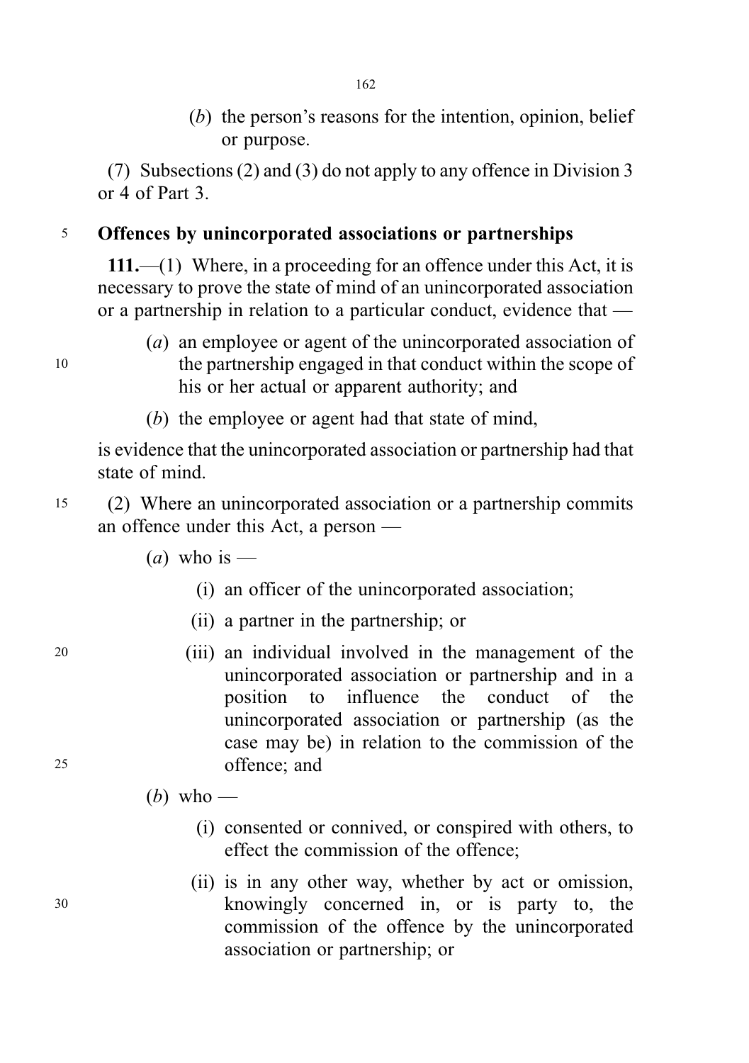(*b*) the person's reasons for the intention, opinion, belief or purpose.

(7) Subsections (2) and (3) do not apply to any offence in Division 3 or 4 of Part 3.

**Offences by unincorporated associations or partnerships**

**111.**—(1) Where, in a proceeding for an offence under this Act, it is necessary to prove the state of mind of an unincorporated association or a partnership in relation to a particular conduct, evidence that —

(*a*) an employee or agent of the unincorporated association of the partnership engaged in that conduct within the scope of his or her actual or apparent authority; and

(*b*) the employee or agent had that state of mind,

is evidence that the unincorporated association or partnership had that state of mind.

(2) Where an unincorporated association or a partnership commits an offence under this Act, a person —

(*a*) who is —

(i) an officer of the unincorporated association;

(ii) a partner in the partnership; or

(iii) an individual involved in the management of the unincorporated association or partnership and in a position to influence the conduct of the unincorporated association or partnership (as the case may be) in relation to the commission of the offence; and

(*b*) who —

(i) consented or connived, or conspired with others, to effect the commission of the offence;

(ii) is in any other way, whether by act or omission, knowingly concerned in, or is party to, the commission of the offence by the unincorporated association or partnership; or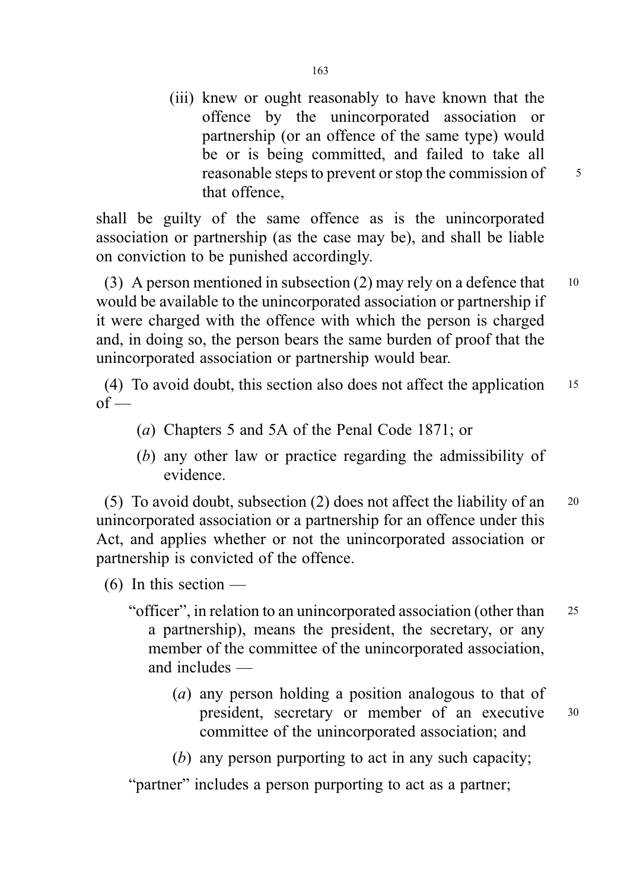(iii) knew or ought reasonably to have known that the offence by the unincorporated association or partnership (or an offence of the same type) would be or is being committed, and failed to take all reasonable steps to prevent or stop the commission of that offence,

shall be guilty of the same offence as is the unincorporated association or partnership (as the case may be), and shall be liable on conviction to be punished accordingly.

(3) A person mentioned in subsection (2) may rely on a defence that would be available to the unincorporated association or partnership if it were charged with the offence with which the person is charged and, in doing so, the person bears the same burden of proof that the unincorporated association or partnership would bear.

(4) To avoid doubt, this section also does not affect the application of —

(*a*) Chapters 5 and 5A of the Penal Code 1871; or

(*b*) any other law or practice regarding the admissibility of evidence.

(5) To avoid doubt, subsection (2) does not affect the liability of an unincorporated association or a partnership for an offence under this Act, and applies whether or not the unincorporated association or partnership is convicted of the offence.

(6) In this section —

"officer", in relation to an unincorporated association (other than a partnership), means the president, the secretary, or any member of the committee of the unincorporated association, and includes —

(*a*) any person holding a position analogous to that of president, secretary or member of an executive committee of the unincorporated association; and

(*b*) any person purporting to act in any such capacity;

"partner" includes a person purporting to act as a partner;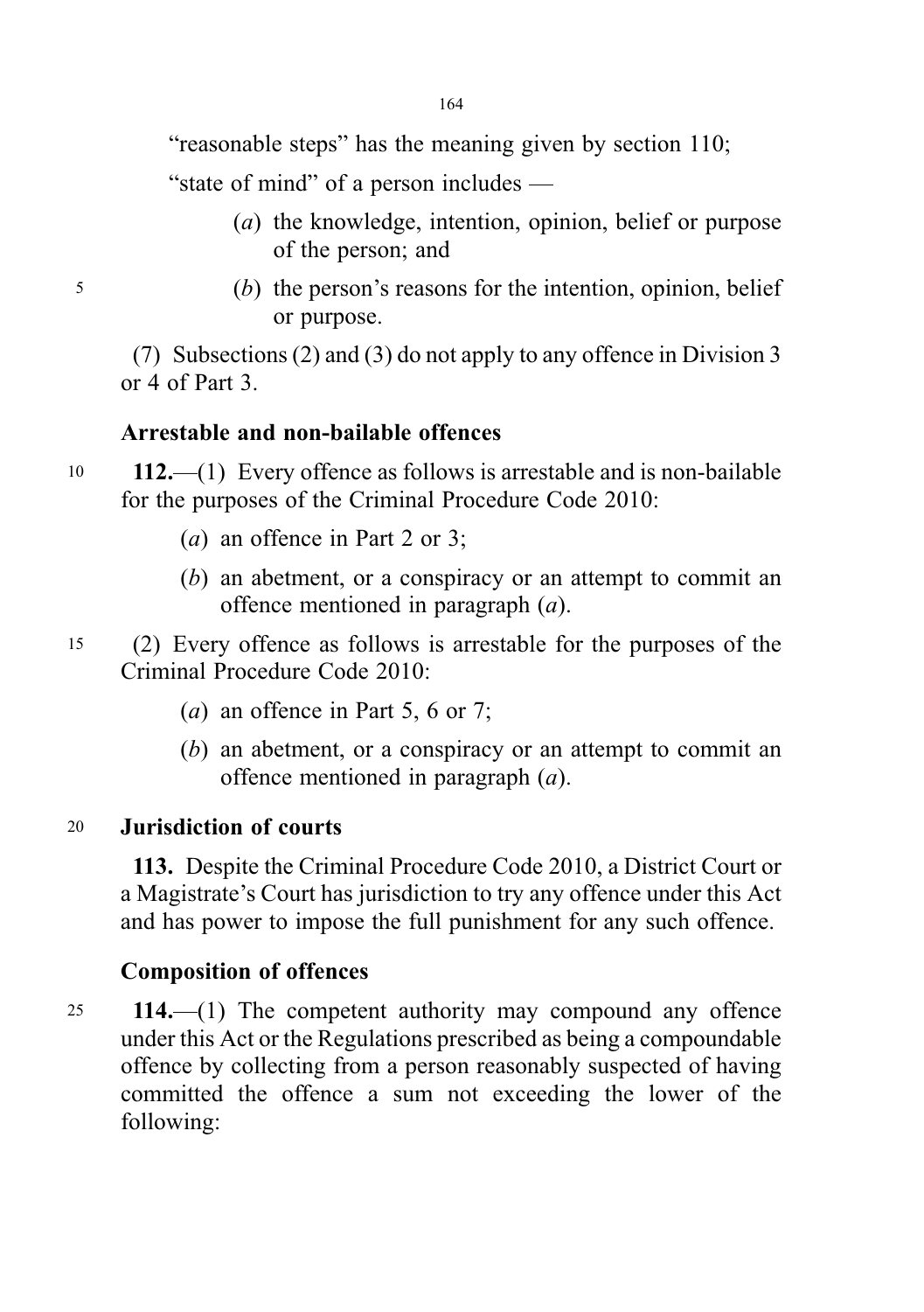"reasonable steps" has the meaning given by section 110;

"state of mind" of a person includes —

- (*a*) the knowledge, intention, opinion, belief or purpose of the person; and
- (*b*) the person's reasons for the intention, opinion, belief or purpose.

(7) Subsections (2) and (3) do not apply to any offence in Division 3 or 4 of Part 3.

### Arrestable and non-bailable offences

**112.**—(1) Every offence as follows is arrestable and is non-bailable for the purposes of the Criminal Procedure Code 2010:

- (*a*) an offence in Part 2 or 3;
- (*b*) an abetment, or a conspiracy or an attempt to commit an offence mentioned in paragraph (*a*).

(2) Every offence as follows is arrestable for the purposes of the Criminal Procedure Code 2010:

- (*a*) an offence in Part 5, 6 or 7;
- (*b*) an abetment, or a conspiracy or an attempt to commit an offence mentioned in paragraph (*a*).

### Jurisdiction of courts

**113.** Despite the Criminal Procedure Code 2010, a District Court or a Magistrate's Court has jurisdiction to try any offence under this Act and has power to impose the full punishment for any such offence.

### Composition of offences

**114.**—(1) The competent authority may compound any offence under this Act or the Regulations prescribed as being a compoundable offence by collecting from a person reasonably suspected of having committed the offence a sum not exceeding the lower of the following: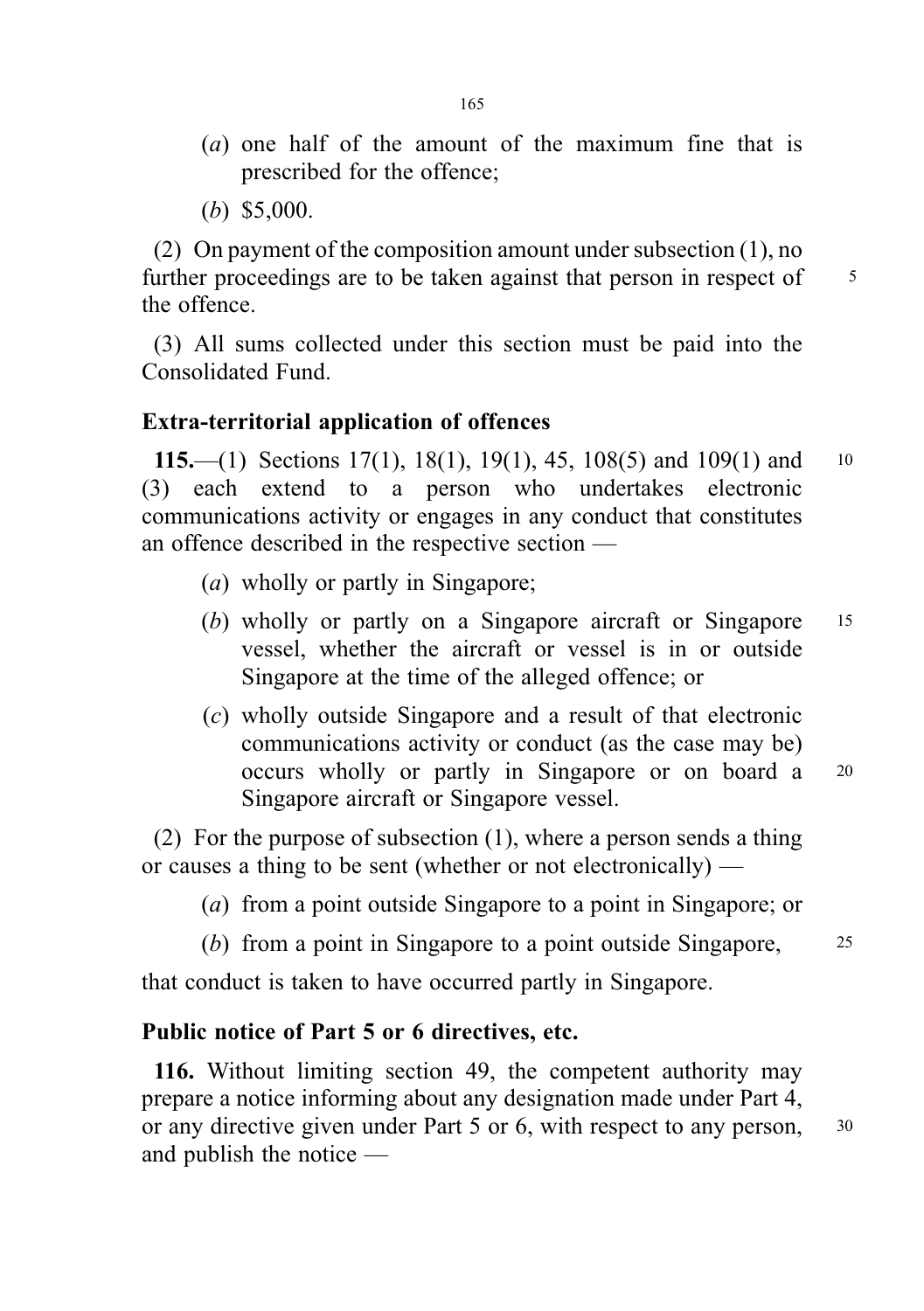(*a*) one half of the amount of the maximum fine that is prescribed for the offence;

(*b*) $5,000.

(2) On payment of the composition amount under subsection (1), no further proceedings are to be taken against that person in respect of the offence.

(3) All sums collected under this section must be paid into the Consolidated Fund.

**Extra-territorial application of offences**

**115.**—(1) Sections 17(1), 18(1), 19(1), 45, 108(5) and 109(1) and (3) each extend to a person who undertakes electronic communications activity or engages in any conduct that constitutes an offence described in the respective section —

(*a*) wholly or partly in Singapore;

(*b*) wholly or partly on a Singapore aircraft or Singapore vessel, whether the aircraft or vessel is in or outside Singapore at the time of the alleged offence; or

(*c*) wholly outside Singapore and a result of that electronic communications activity or conduct (as the case may be) occurs wholly or partly in Singapore or on board a Singapore aircraft or Singapore vessel.

(2) For the purpose of subsection (1), where a person sends a thing or causes a thing to be sent (whether or not electronically) —

(*a*) from a point outside Singapore to a point in Singapore; or

(*b*) from a point in Singapore to a point outside Singapore,

that conduct is taken to have occurred partly in Singapore.

**Public notice of Part 5 or 6 directives, etc.**

**116.** Without limiting section 49, the competent authority may prepare a notice informing about any designation made under Part 4, or any directive given under Part 5 or 6, with respect to any person, and publish the notice —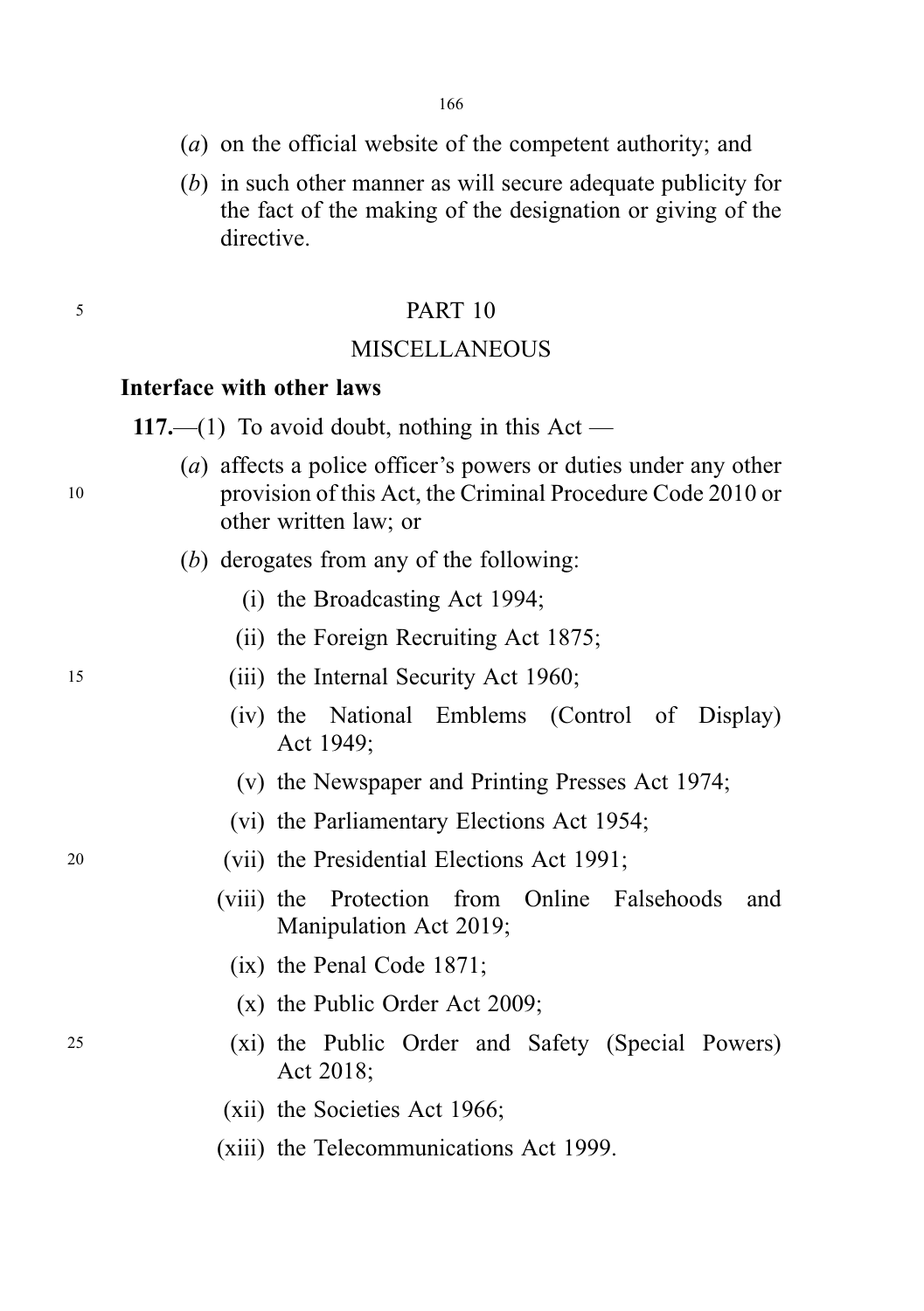(*a*) on the official website of the competent authority; and

(*b*) in such other manner as will secure adequate publicity for the fact of the making of the designation or giving of the directive.

## PART 10

## MISCELLANEOUS

### Interface with other laws

**117.**—(1) To avoid doubt, nothing in this Act —

(*a*) affects a police officer's powers or duties under any other provision of this Act, the Criminal Procedure Code 2010 or other written law; or

(*b*) derogates from any of the following:

(i) the Broadcasting Act 1994;

(ii) the Foreign Recruiting Act 1875;

(iii) the Internal Security Act 1960;

(iv) the National Emblems (Control of Display) Act 1949;

(v) the Newspaper and Printing Presses Act 1974;

(vi) the Parliamentary Elections Act 1954;

(vii) the Presidential Elections Act 1991;

(viii) the Protection from Online Falsehoods and Manipulation Act 2019;

(ix) the Penal Code 1871;

(x) the Public Order Act 2009;

(xi) the Public Order and Safety (Special Powers) Act 2018;

(xii) the Societies Act 1966;

(xiii) the Telecommunications Act 1999.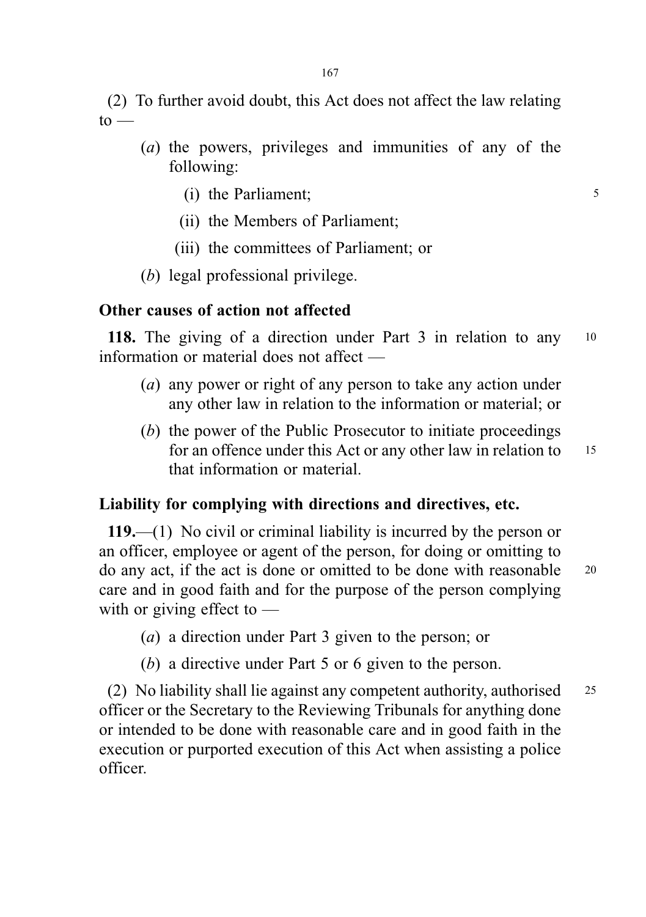(2) To further avoid doubt, this Act does not affect the law relating to —

- (*a*) the powers, privileges and immunities of any of the following:
  - (i) the Parliament;
  - (ii) the Members of Parliament;
  - (iii) the committees of Parliament; or
- (*b*) legal professional privilege.

### Other causes of action not affected

**118.** The giving of a direction under Part 3 in relation to any information or material does not affect —

- (*a*) any power or right of any person to take any action under any other law in relation to the information or material; or
- (*b*) the power of the Public Prosecutor to initiate proceedings for an offence under this Act or any other law in relation to that information or material.

### Liability for complying with directions and directives, etc.

**119.**—(1) No civil or criminal liability is incurred by the person or an officer, employee or agent of the person, for doing or omitting to do any act, if the act is done or omitted to be done with reasonable care and in good faith and for the purpose of the person complying with or giving effect to —

- (*a*) a direction under Part 3 given to the person; or
- (*b*) a directive under Part 5 or 6 given to the person.

(2) No liability shall lie against any competent authority, authorised officer or the Secretary to the Reviewing Tribunals for anything done or intended to be done with reasonable care and in good faith in the execution or purported execution of this Act when assisting a police officer.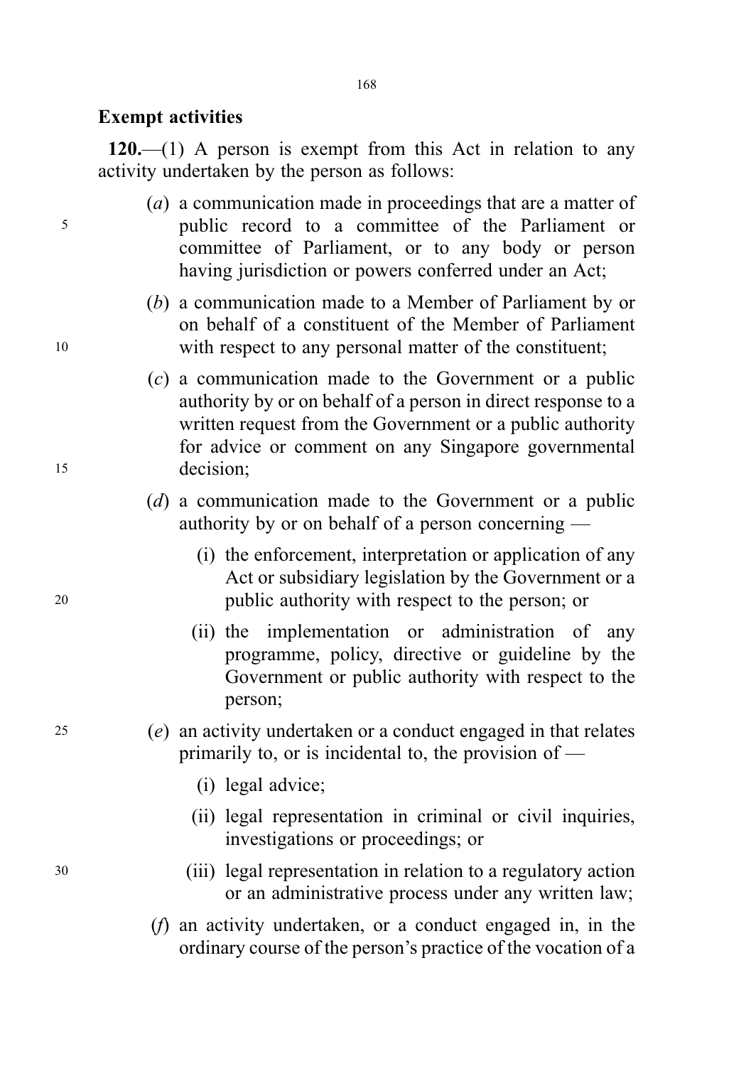**Exempt activities**

**120.**—(1) A person is exempt from this Act in relation to any activity undertaken by the person as follows:

(*a*) a communication made in proceedings that are a matter of public record to a committee of the Parliament or committee of Parliament, or to any body or person having jurisdiction or powers conferred under an Act;

(*b*) a communication made to a Member of Parliament by or on behalf of a constituent of the Member of Parliament with respect to any personal matter of the constituent;

(*c*) a communication made to the Government or a public authority by or on behalf of a person in direct response to a written request from the Government or a public authority for advice or comment on any Singapore governmental decision;

(*d*) a communication made to the Government or a public authority by or on behalf of a person concerning —

(i) the enforcement, interpretation or application of any Act or subsidiary legislation by the Government or a public authority with respect to the person; or

(ii) the implementation or administration of any programme, policy, directive or guideline by the Government or public authority with respect to the person;

(*e*) an activity undertaken or a conduct engaged in that relates primarily to, or is incidental to, the provision of —

(i) legal advice;

(ii) legal representation in criminal or civil inquiries, investigations or proceedings; or

(iii) legal representation in relation to a regulatory action or an administrative process under any written law;

(*f*) an activity undertaken, or a conduct engaged in, in the ordinary course of the person's practice of the vocation of a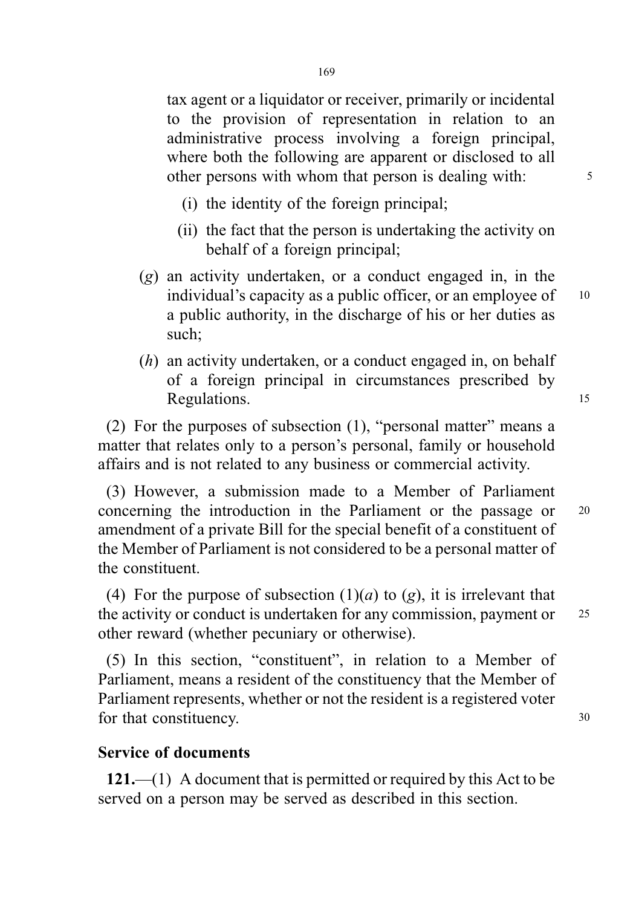tax agent or a liquidator or receiver, primarily or incidental to the provision of representation in relation to an administrative process involving a foreign principal, where both the following are apparent or disclosed to all other persons with whom that person is dealing with:

(i) the identity of the foreign principal;

(ii) the fact that the person is undertaking the activity on behalf of a foreign principal;

(*g*) an activity undertaken, or a conduct engaged in, in the individual's capacity as a public officer, or an employee of a public authority, in the discharge of his or her duties as such;

(*h*) an activity undertaken, or a conduct engaged in, on behalf of a foreign principal in circumstances prescribed by Regulations.

(2) For the purposes of subsection (1), "personal matter" means a matter that relates only to a person's personal, family or household affairs and is not related to any business or commercial activity.

(3) However, a submission made to a Member of Parliament concerning the introduction in the Parliament or the passage or amendment of a private Bill for the special benefit of a constituent of the Member of Parliament is not considered to be a personal matter of the constituent.

(4) For the purpose of subsection (1)(*a*) to (*g*), it is irrelevant that the activity or conduct is undertaken for any commission, payment or other reward (whether pecuniary or otherwise).

(5) In this section, "constituent", in relation to a Member of Parliament, means a resident of the constituency that the Member of Parliament represents, whether or not the resident is a registered voter for that constituency.

**Service of documents**

**121.**—(1) A document that is permitted or required by this Act to be served on a person may be served as described in this section.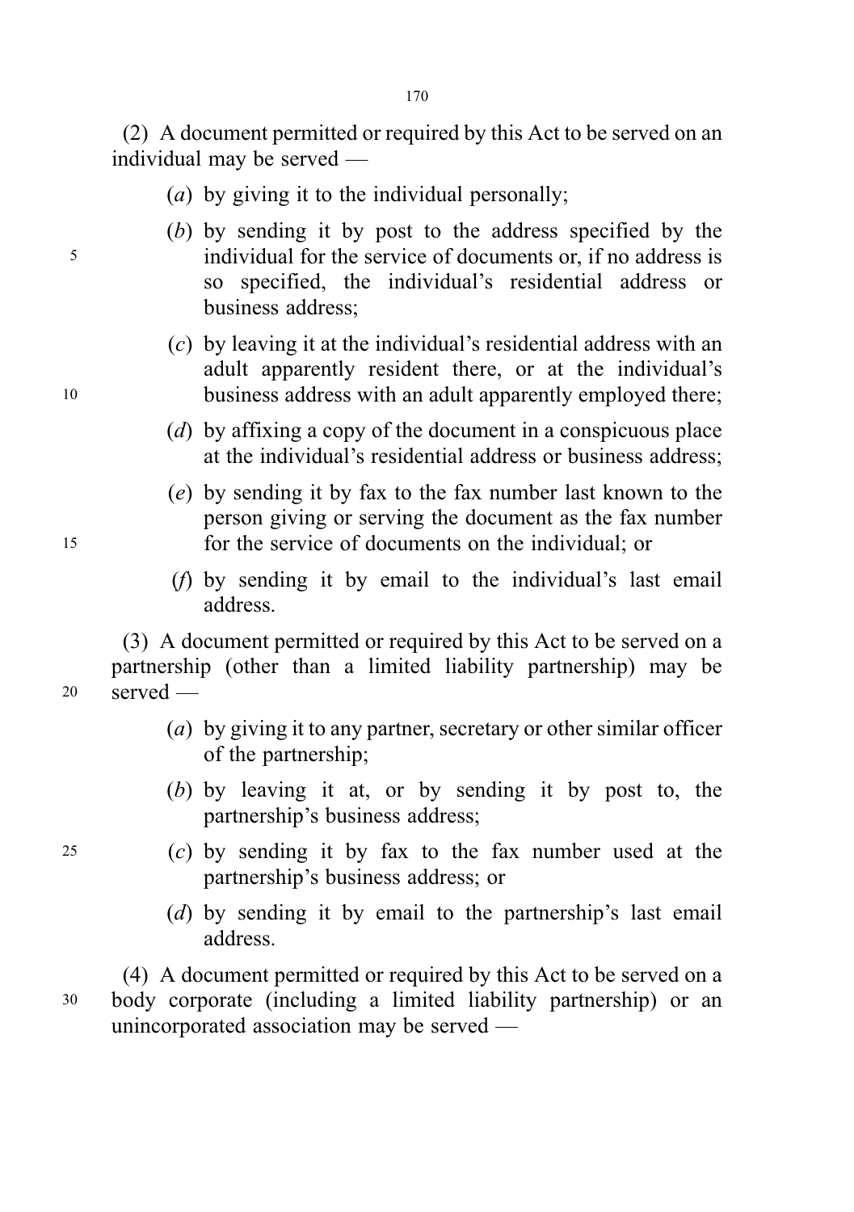(2) A document permitted or required by this Act to be served on an individual may be served —

(*a*) by giving it to the individual personally;

(*b*) by sending it by post to the address specified by the individual for the service of documents or, if no address is so specified, the individual's residential address or business address;

(*c*) by leaving it at the individual's residential address with an adult apparently resident there, or at the individual's business address with an adult apparently employed there;

(*d*) by affixing a copy of the document in a conspicuous place at the individual's residential address or business address;

(*e*) by sending it by fax to the fax number last known to the person giving or serving the document as the fax number for the service of documents on the individual; or

(*f*) by sending it by email to the individual's last email address.

(3) A document permitted or required by this Act to be served on a partnership (other than a limited liability partnership) may be served —

(*a*) by giving it to any partner, secretary or other similar officer of the partnership;

(*b*) by leaving it at, or by sending it by post to, the partnership's business address;

(*c*) by sending it by fax to the fax number used at the partnership's business address; or

(*d*) by sending it by email to the partnership's last email address.

(4) A document permitted or required by this Act to be served on a body corporate (including a limited liability partnership) or an unincorporated association may be served —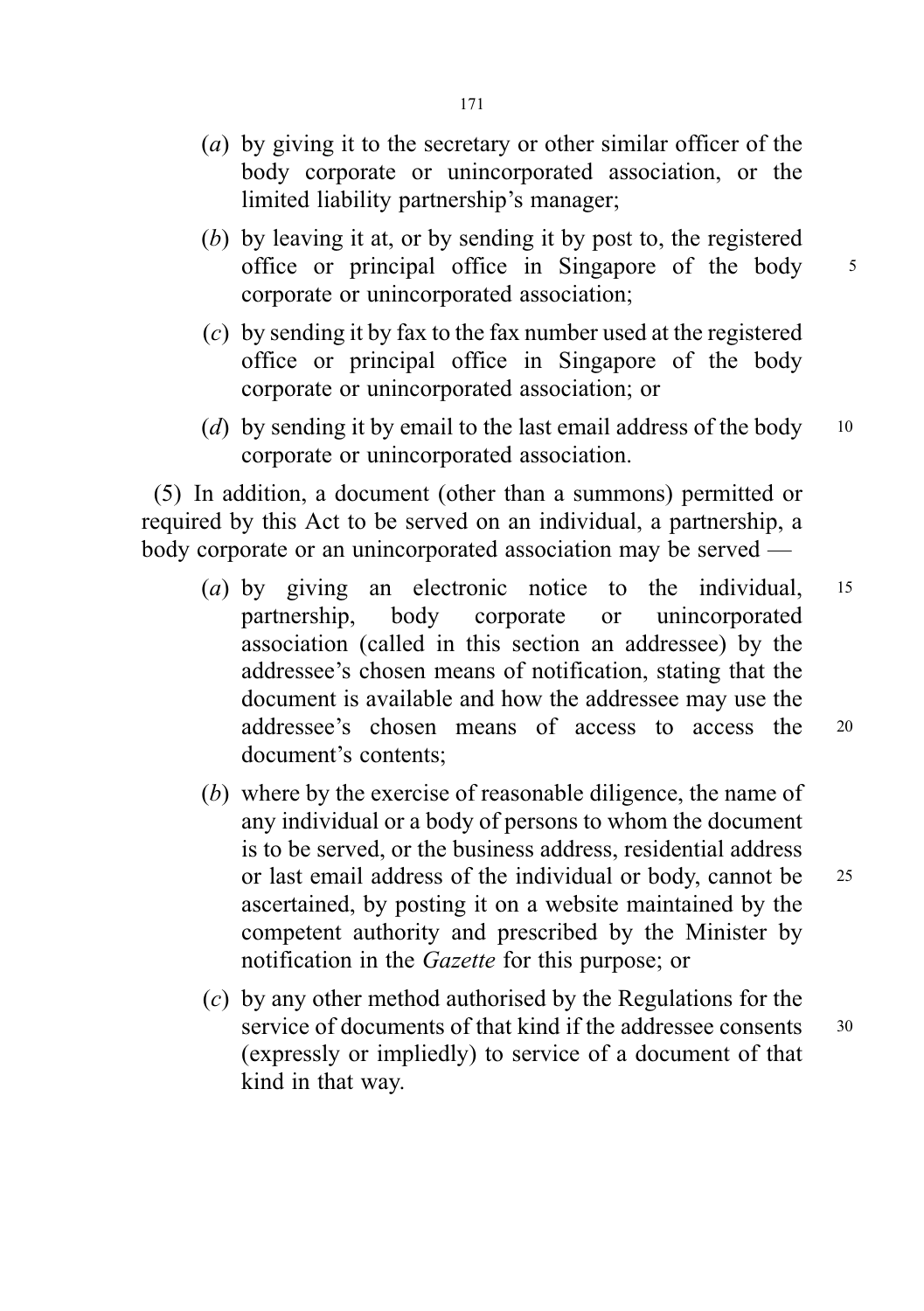(*a*) by giving it to the secretary or other similar officer of the body corporate or unincorporated association, or the limited liability partnership's manager;

(*b*) by leaving it at, or by sending it by post to, the registered office or principal office in Singapore of the body corporate or unincorporated association;

(*c*) by sending it by fax to the fax number used at the registered office or principal office in Singapore of the body corporate or unincorporated association; or

(*d*) by sending it by email to the last email address of the body corporate or unincorporated association.

(5) In addition, a document (other than a summons) permitted or required by this Act to be served on an individual, a partnership, a body corporate or an unincorporated association may be served —

(*a*) by giving an electronic notice to the individual, partnership, body corporate or unincorporated association (called in this section an addressee) by the addressee's chosen means of notification, stating that the document is available and how the addressee may use the addressee's chosen means of access to access the document's contents;

(*b*) where by the exercise of reasonable diligence, the name of any individual or a body of persons to whom the document is to be served, or the business address, residential address or last email address of the individual or body, cannot be ascertained, by posting it on a website maintained by the competent authority and prescribed by the Minister by notification in the *Gazette* for this purpose; or

(*c*) by any other method authorised by the Regulations for the service of documents of that kind if the addressee consents (expressly or impliedly) to service of a document of that kind in that way.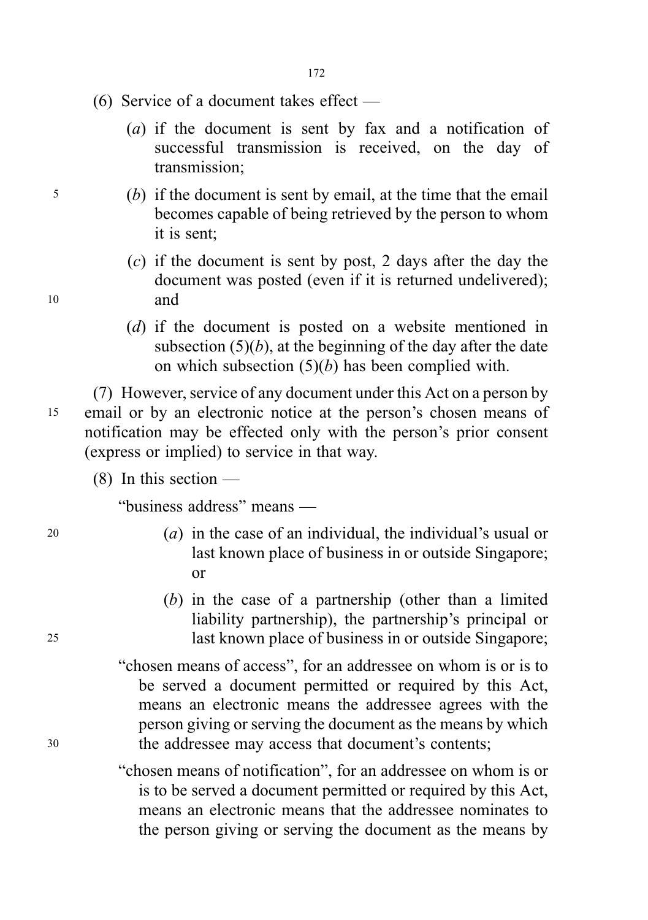(6) Service of a document takes effect —

(*a*) if the document is sent by fax and a notification of successful transmission is received, on the day of transmission;

(*b*) if the document is sent by email, at the time that the email becomes capable of being retrieved by the person to whom it is sent;

(*c*) if the document is sent by post, 2 days after the day the document was posted (even if it is returned undelivered); and

(*d*) if the document is posted on a website mentioned in subsection (5)(*b*), at the beginning of the day after the date on which subsection (5)(*b*) has been complied with.

(7) However, service of any document under this Act on a person by email or by an electronic notice at the person's chosen means of notification may be effected only with the person's prior consent (express or implied) to service in that way.

(8) In this section —

"business address" means —

(*a*) in the case of an individual, the individual's usual or last known place of business in or outside Singapore; or

(*b*) in the case of a partnership (other than a limited liability partnership), the partnership's principal or last known place of business in or outside Singapore;

"chosen means of access", for an addressee on whom is or is to be served a document permitted or required by this Act, means an electronic means the addressee agrees with the person giving or serving the document as the means by which the addressee may access that document's contents;

"chosen means of notification", for an addressee on whom is or is to be served a document permitted or required by this Act, means an electronic means that the addressee nominates to the person giving or serving the document as the means by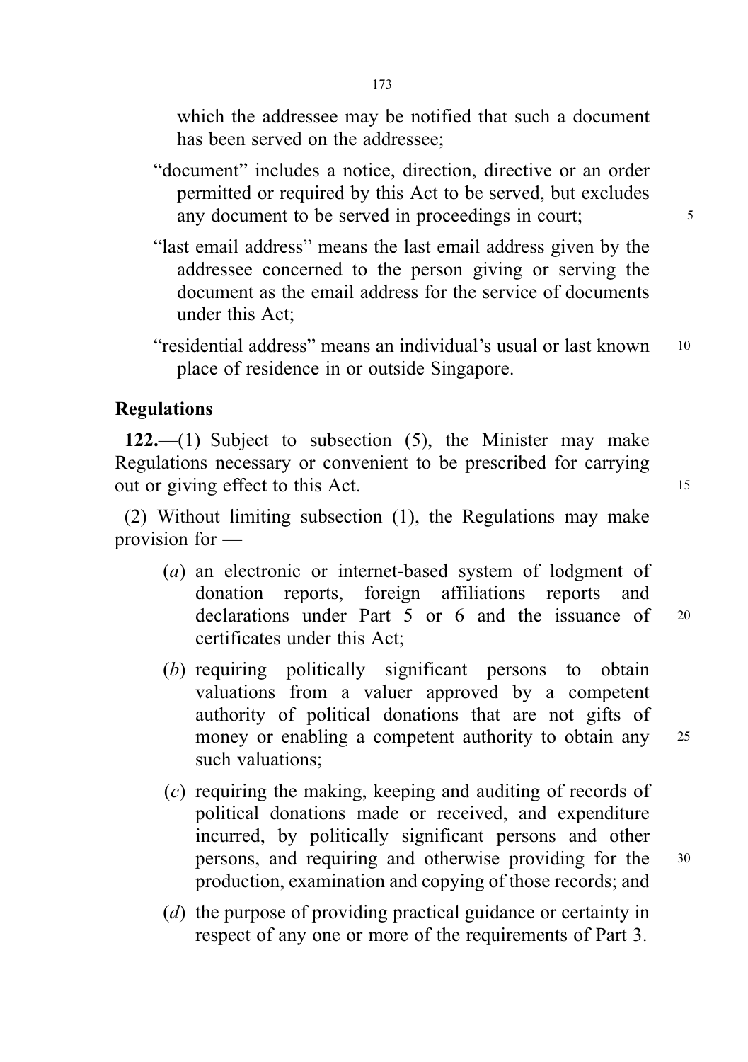which the addressee may be notified that such a document has been served on the addressee;

"document" includes a notice, direction, directive or an order permitted or required by this Act to be served, but excludes any document to be served in proceedings in court;

"last email address" means the last email address given by the addressee concerned to the person giving or serving the document as the email address for the service of documents under this Act;

"residential address" means an individual's usual or last known place of residence in or outside Singapore.

## Regulations

**122.**—(1) Subject to subsection (5), the Minister may make Regulations necessary or convenient to be prescribed for carrying out or giving effect to this Act.

(2) Without limiting subsection (1), the Regulations may make provision for —

(*a*) an electronic or internet-based system of lodgment of donation reports, foreign affiliations reports and declarations under Part 5 or 6 and the issuance of certificates under this Act;

(*b*) requiring politically significant persons to obtain valuations from a valuer approved by a competent authority of political donations that are not gifts of money or enabling a competent authority to obtain any such valuations;

(*c*) requiring the making, keeping and auditing of records of political donations made or received, and expenditure incurred, by politically significant persons and other persons, and requiring and otherwise providing for the production, examination and copying of those records; and

(*d*) the purpose of providing practical guidance or certainty in respect of any one or more of the requirements of Part 3.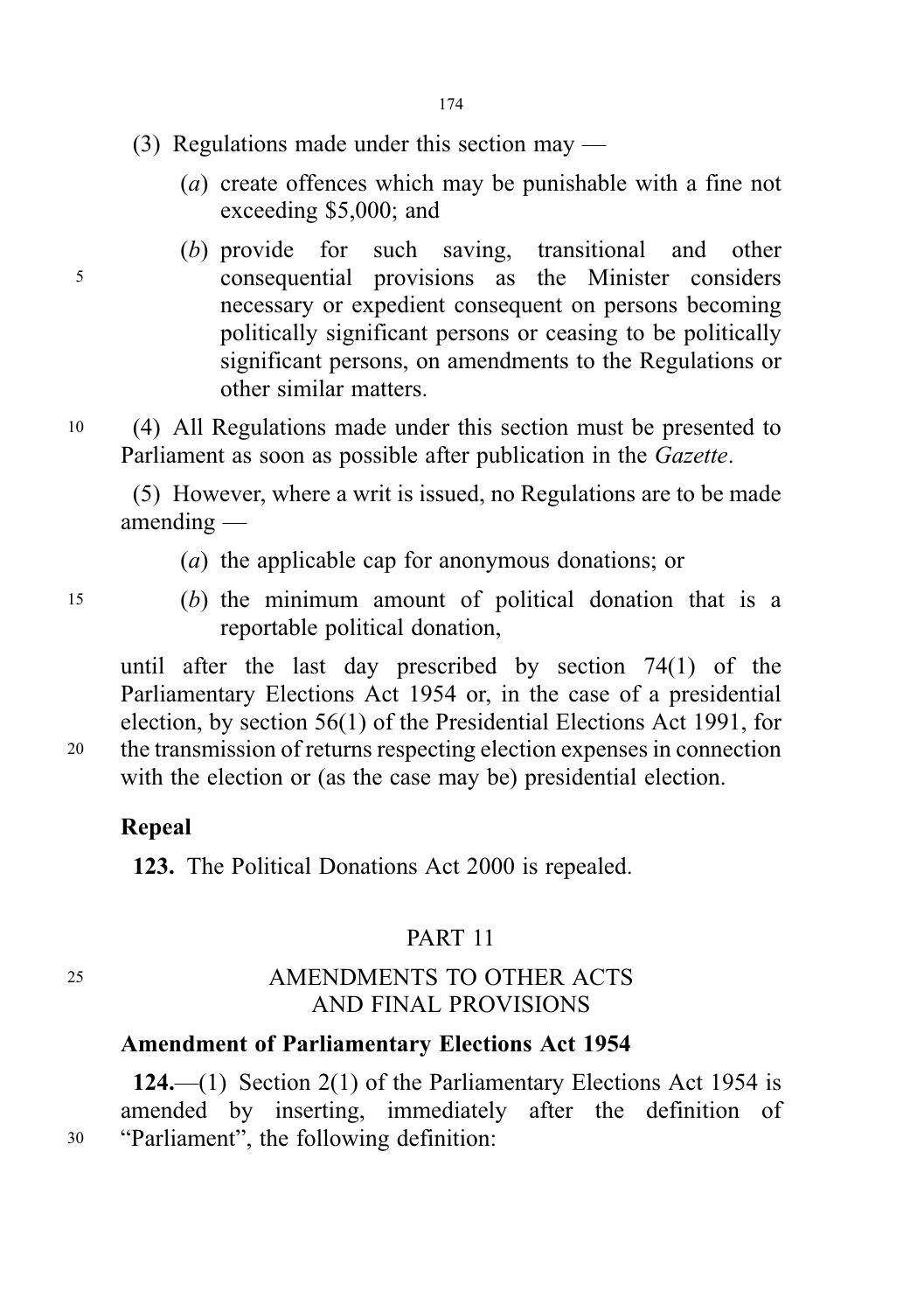(3) Regulations made under this section may —

(*a*) create offences which may be punishable with a fine not exceeding $5,000; and

(*b*) provide for such saving, transitional and other consequential provisions as the Minister considers necessary or expedient consequent on persons becoming politically significant persons or ceasing to be politically significant persons, on amendments to the Regulations or other similar matters.

(4) All Regulations made under this section must be presented to Parliament as soon as possible after publication in the *Gazette*.

(5) However, where a writ is issued, no Regulations are to be made amending —

(*a*) the applicable cap for anonymous donations; or

(*b*) the minimum amount of political donation that is a reportable political donation,

until after the last day prescribed by section 74(1) of the Parliamentary Elections Act 1954 or, in the case of a presidential election, by section 56(1) of the Presidential Elections Act 1991, for the transmission of returns respecting election expenses in connection with the election or (as the case may be) presidential election.

### Repeal

**123.** The Political Donations Act 2000 is repealed.

## PART 11

## AMENDMENTS TO OTHER ACTS AND FINAL PROVISIONS

### Amendment of Parliamentary Elections Act 1954

**124.**—(1) Section 2(1) of the Parliamentary Elections Act 1954 is amended by inserting, immediately after the definition of "Parliament", the following definition: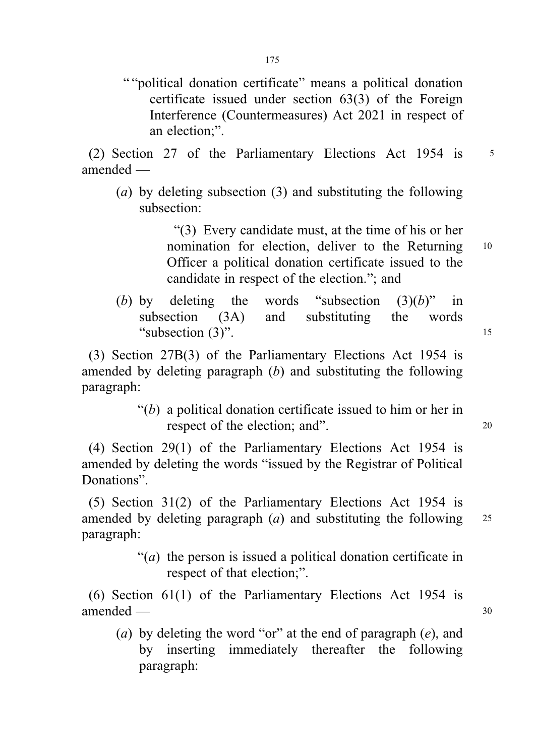““political donation certificate” means a political donation certificate issued under section 63(3) of the Foreign Interference (Countermeasures) Act 2021 in respect of an election;”.

(2) Section 27 of the Parliamentary Elections Act 1954 is amended —

(*a*) by deleting subsection (3) and substituting the following subsection:

“(3) Every candidate must, at the time of his or her nomination for election, deliver to the Returning Officer a political donation certificate issued to the candidate in respect of the election.”; and

(*b*) by deleting the words “subsection (3)(*b*)” in subsection (3A) and substituting the words “subsection (3)”.

(3) Section 27B(3) of the Parliamentary Elections Act 1954 is amended by deleting paragraph (*b*) and substituting the following paragraph:

“(*b*) a political donation certificate issued to him or her in respect of the election; and”.

(4) Section 29(1) of the Parliamentary Elections Act 1954 is amended by deleting the words “issued by the Registrar of Political Donations”.

(5) Section 31(2) of the Parliamentary Elections Act 1954 is amended by deleting paragraph (*a*) and substituting the following paragraph:

“(*a*) the person is issued a political donation certificate in respect of that election;”.

(6) Section 61(1) of the Parliamentary Elections Act 1954 is amended —

(*a*) by deleting the word “or” at the end of paragraph (*e*), and by inserting immediately thereafter the following paragraph: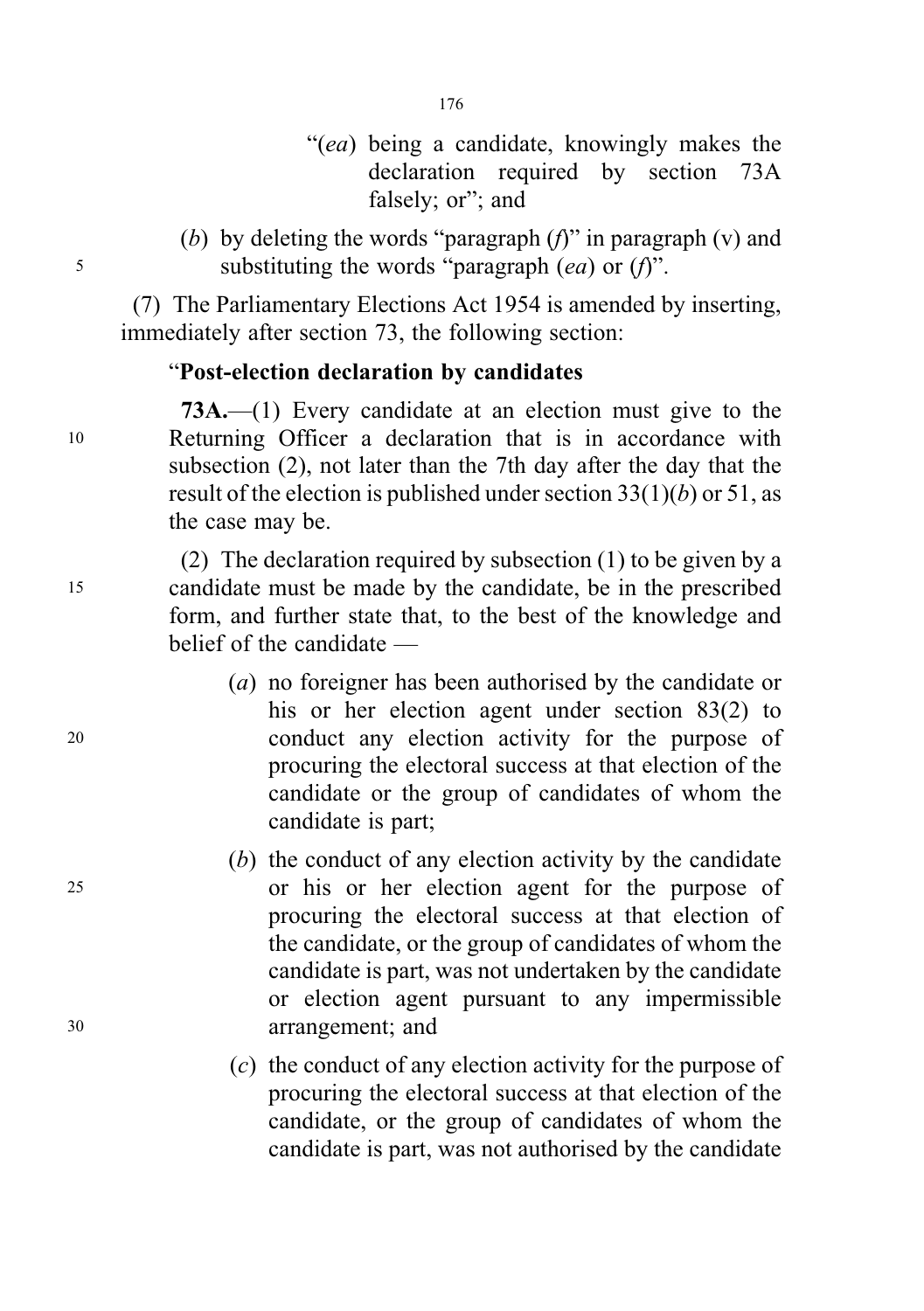"(*ea*) being a candidate, knowingly makes the declaration required by section 73A falsely; or"; and

(*b*) by deleting the words "paragraph (*f*)" in paragraph (v) and substituting the words "paragraph (*ea*) or (*f*)".

(7) The Parliamentary Elections Act 1954 is amended by inserting, immediately after section 73, the following section:

"**Post-election declaration by candidates**

**73A.**—(1) Every candidate at an election must give to the Returning Officer a declaration that is in accordance with subsection (2), not later than the 7th day after the day that the result of the election is published under section 33(1)(*b*) or 51, as the case may be.

(2) The declaration required by subsection (1) to be given by a candidate must be made by the candidate, be in the prescribed form, and further state that, to the best of the knowledge and belief of the candidate —

(*a*) no foreigner has been authorised by the candidate or his or her election agent under section 83(2) to conduct any election activity for the purpose of procuring the electoral success at that election of the candidate or the group of candidates of whom the candidate is part;

(*b*) the conduct of any election activity by the candidate or his or her election agent for the purpose of procuring the electoral success at that election of the candidate, or the group of candidates of whom the candidate is part, was not undertaken by the candidate or election agent pursuant to any impermissible arrangement; and

(*c*) the conduct of any election activity for the purpose of procuring the electoral success at that election of the candidate, or the group of candidates of whom the candidate is part, was not authorised by the candidate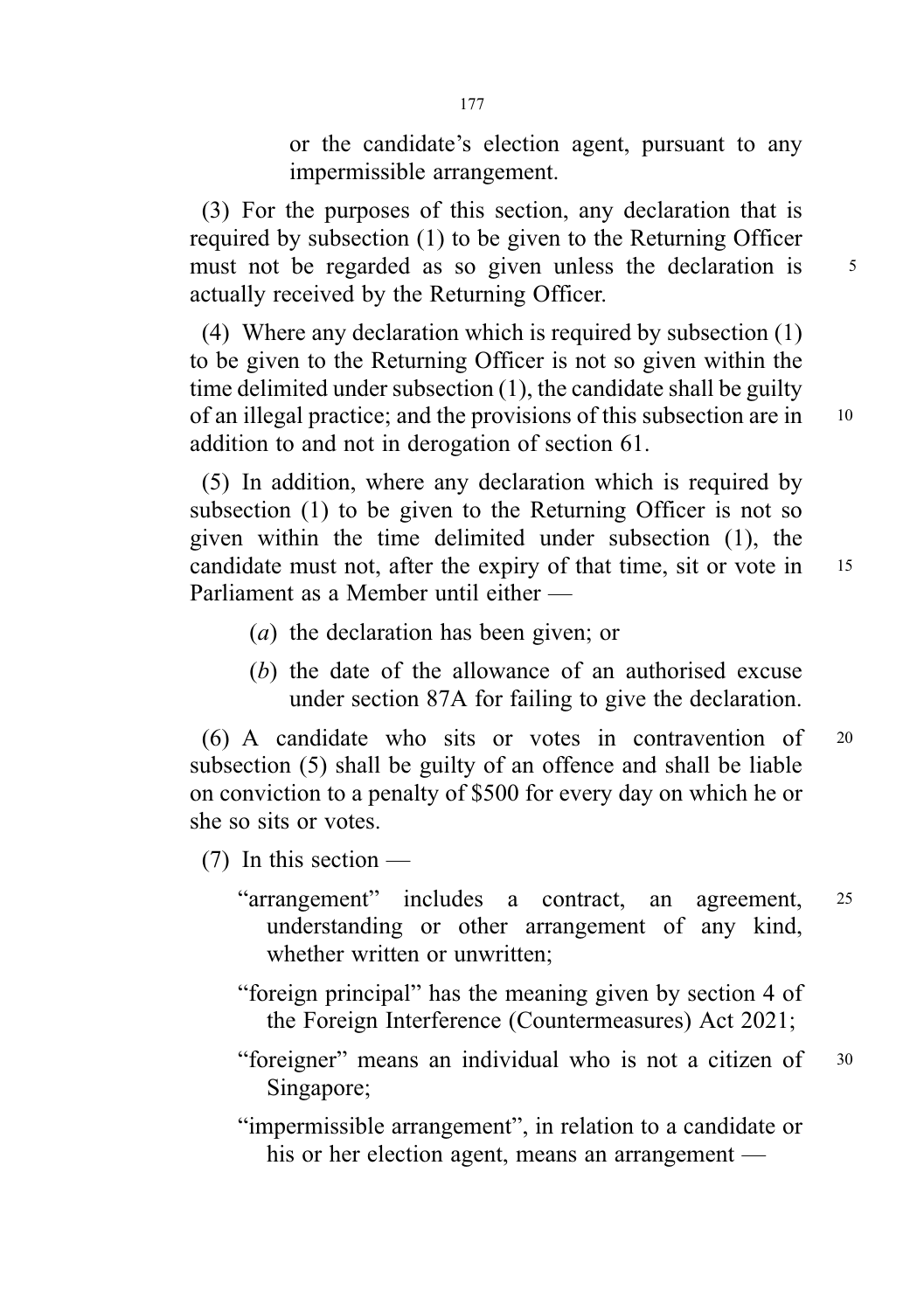or the candidate's election agent, pursuant to any impermissible arrangement.

(3) For the purposes of this section, any declaration that is required by subsection (1) to be given to the Returning Officer must not be regarded as so given unless the declaration is actually received by the Returning Officer.

(4) Where any declaration which is required by subsection (1) to be given to the Returning Officer is not so given within the time delimited under subsection (1), the candidate shall be guilty of an illegal practice; and the provisions of this subsection are in addition to and not in derogation of section 61.

(5) In addition, where any declaration which is required by subsection (1) to be given to the Returning Officer is not so given within the time delimited under subsection (1), the candidate must not, after the expiry of that time, sit or vote in Parliament as a Member until either —

- (*a*) the declaration has been given; or
- (*b*) the date of the allowance of an authorised excuse under section 87A for failing to give the declaration.

(6) A candidate who sits or votes in contravention of subsection (5) shall be guilty of an offence and shall be liable on conviction to a penalty of $500 for every day on which he or she so sits or votes.

(7) In this section —

"arrangement" includes a contract, an agreement, understanding or other arrangement of any kind, whether written or unwritten;

"foreign principal" has the meaning given by section 4 of the Foreign Interference (Countermeasures) Act 2021;

"foreigner" means an individual who is not a citizen of Singapore;

"impermissible arrangement", in relation to a candidate or his or her election agent, means an arrangement —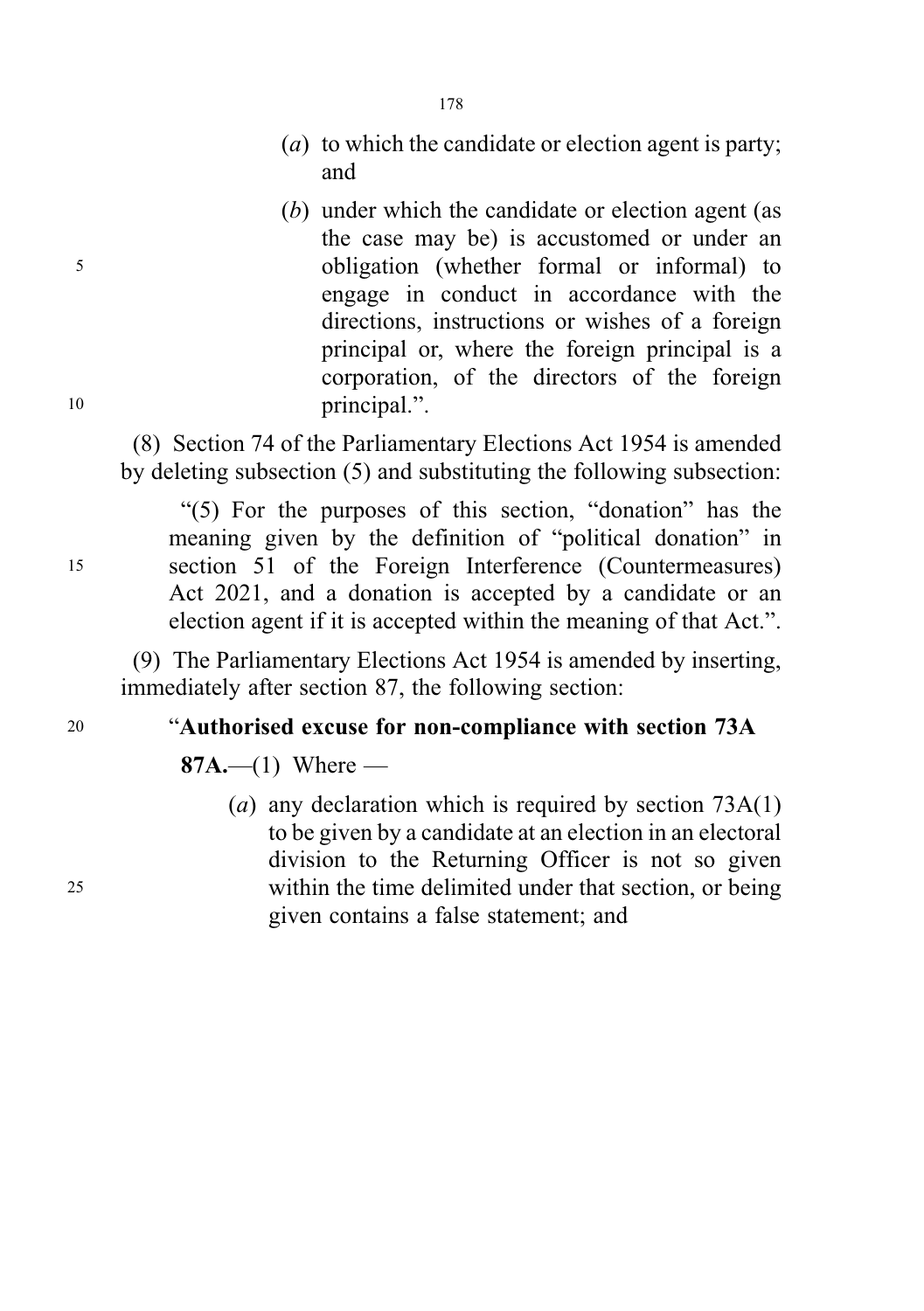(*a*) to which the candidate or election agent is party; and

(*b*) under which the candidate or election agent (as the case may be) is accustomed or under an obligation (whether formal or informal) to engage in conduct in accordance with the directions, instructions or wishes of a foreign principal or, where the foreign principal is a corporation, of the directors of the foreign principal.".

(8) Section 74 of the Parliamentary Elections Act 1954 is amended by deleting subsection (5) and substituting the following subsection:

"(5) For the purposes of this section, "donation" has the meaning given by the definition of "political donation" in section 51 of the Foreign Interference (Countermeasures) Act 2021, and a donation is accepted by a candidate or an election agent if it is accepted within the meaning of that Act.".

(9) The Parliamentary Elections Act 1954 is amended by inserting, immediately after section 87, the following section:

"**Authorised excuse for non-compliance with section 73A**

**87A.**—(1) Where —

(*a*) any declaration which is required by section 73A(1) to be given by a candidate at an election in an electoral division to the Returning Officer is not so given within the time delimited under that section, or being given contains a false statement; and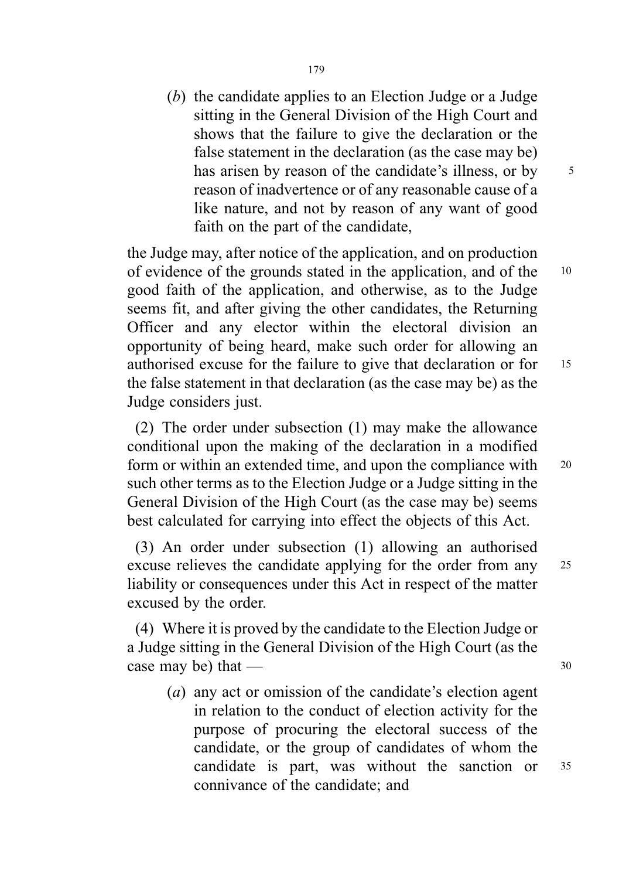(*b*) the candidate applies to an Election Judge or a Judge sitting in the General Division of the High Court and shows that the failure to give the declaration or the false statement in the declaration (as the case may be) has arisen by reason of the candidate's illness, or by reason of inadvertence or of any reasonable cause of a like nature, and not by reason of any want of good faith on the part of the candidate,

the Judge may, after notice of the application, and on production of evidence of the grounds stated in the application, and of the good faith of the application, and otherwise, as to the Judge seems fit, and after giving the other candidates, the Returning Officer and any elector within the electoral division an opportunity of being heard, make such order for allowing an authorised excuse for the failure to give that declaration or for the false statement in that declaration (as the case may be) as the Judge considers just.

(2) The order under subsection (1) may make the allowance conditional upon the making of the declaration in a modified form or within an extended time, and upon the compliance with such other terms as to the Election Judge or a Judge sitting in the General Division of the High Court (as the case may be) seems best calculated for carrying into effect the objects of this Act.

(3) An order under subsection (1) allowing an authorised excuse relieves the candidate applying for the order from any liability or consequences under this Act in respect of the matter excused by the order.

(4) Where it is proved by the candidate to the Election Judge or a Judge sitting in the General Division of the High Court (as the case may be) that —

(*a*) any act or omission of the candidate's election agent in relation to the conduct of election activity for the purpose of procuring the electoral success of the candidate, or the group of candidates of whom the candidate is part, was without the sanction or connivance of the candidate; and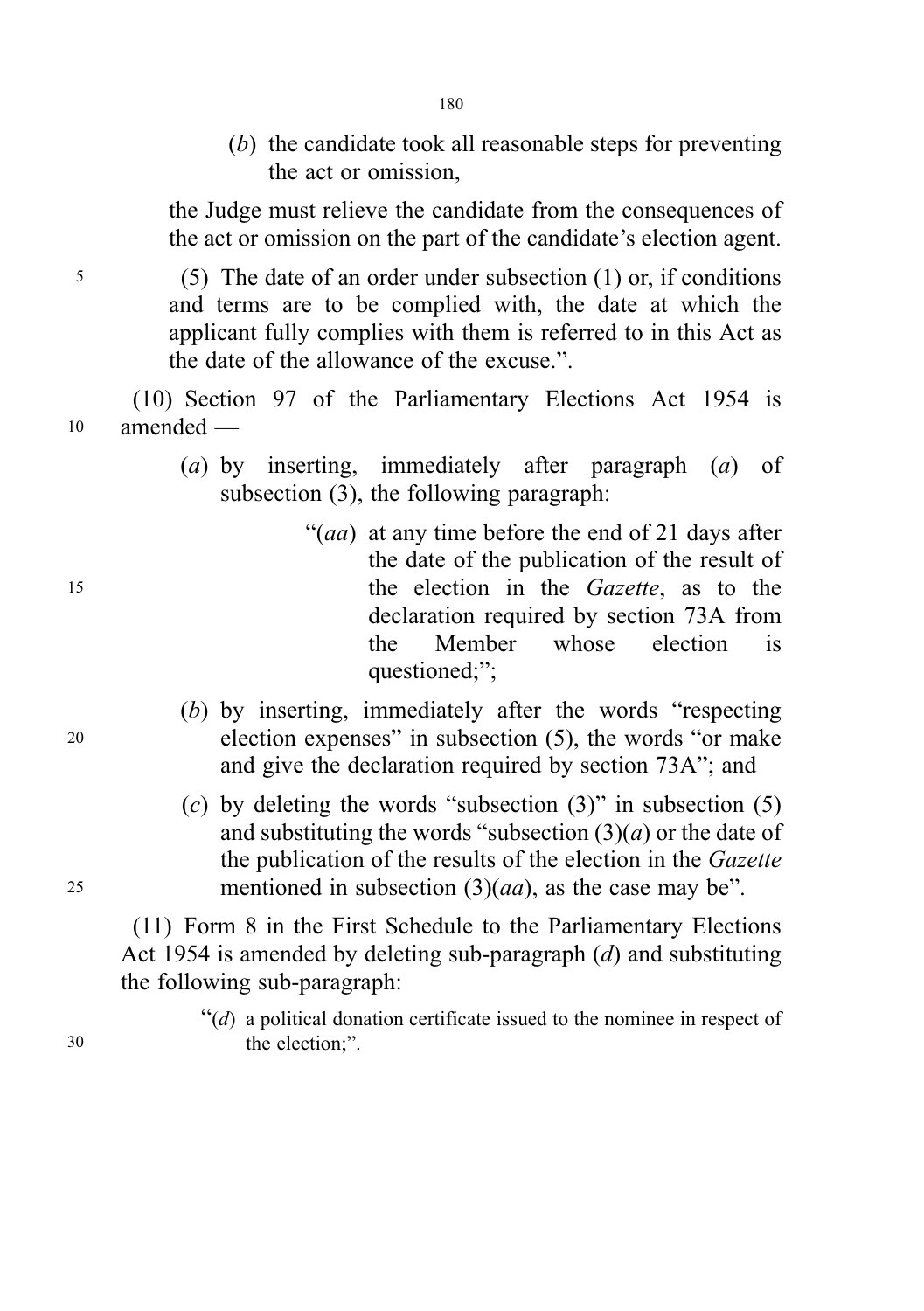(*b*) the candidate took all reasonable steps for preventing the act or omission,

the Judge must relieve the candidate from the consequences of the act or omission on the part of the candidate's election agent.

(5) The date of an order under subsection (1) or, if conditions and terms are to be complied with, the date at which the applicant fully complies with them is referred to in this Act as the date of the allowance of the excuse.".

(10) Section 97 of the Parliamentary Elections Act 1954 is amended —

(*a*) by inserting, immediately after paragraph (*a*) of subsection (3), the following paragraph:

"(*aa*) at any time before the end of 21 days after the date of the publication of the result of the election in the *Gazette*, as to the declaration required by section 73A from the Member whose election is questioned;";

(*b*) by inserting, immediately after the words "respecting election expenses" in subsection (5), the words "or make and give the declaration required by section 73A"; and

(*c*) by deleting the words "subsection (3)" in subsection (5) and substituting the words "subsection (3)(*a*) or the date of the publication of the results of the election in the *Gazette* mentioned in subsection (3)(*aa*), as the case may be".

(11) Form 8 in the First Schedule to the Parliamentary Elections Act 1954 is amended by deleting sub-paragraph (*d*) and substituting the following sub-paragraph:

"(*d*) a political donation certificate issued to the nominee in respect of the election;".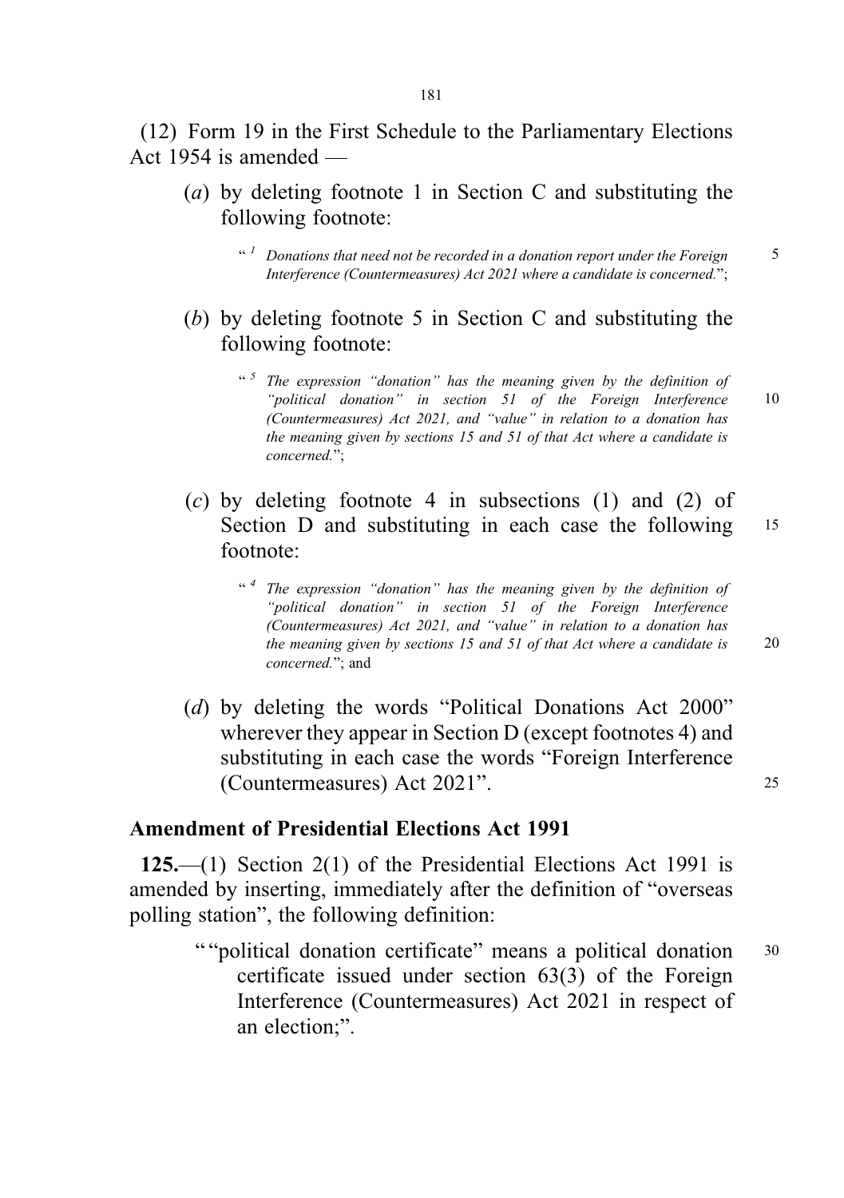(12) Form 19 in the First Schedule to the Parliamentary Elections Act 1954 is amended —

(*a*) by deleting footnote 1 in Section C and substituting the following footnote:

> "[1] *Donations that need not be recorded in a donation report under the Foreign Interference (Countermeasures) Act 2021 where a candidate is concerned.*";

(*b*) by deleting footnote 5 in Section C and substituting the following footnote:

> "[5] *The expression "donation" has the meaning given by the definition of "political donation" in section 51 of the Foreign Interference (Countermeasures) Act 2021, and "value" in relation to a donation has the meaning given by sections 15 and 51 of that Act where a candidate is concerned.*";

(*c*) by deleting footnote 4 in subsections (1) and (2) of Section D and substituting in each case the following footnote:

> "[4] *The expression "donation" has the meaning given by the definition of "political donation" in section 51 of the Foreign Interference (Countermeasures) Act 2021, and "value" in relation to a donation has the meaning given by sections 15 and 51 of that Act where a candidate is concerned.*"; and

(*d*) by deleting the words "Political Donations Act 2000" wherever they appear in Section D (except footnotes 4) and substituting in each case the words "Foreign Interference (Countermeasures) Act 2021".

## Amendment of Presidential Elections Act 1991

**125.**—(1) Section 2(1) of the Presidential Elections Act 1991 is amended by inserting, immediately after the definition of "overseas polling station", the following definition:

> ""political donation certificate" means a political donation certificate issued under section 63(3) of the Foreign Interference (Countermeasures) Act 2021 in respect of an election;".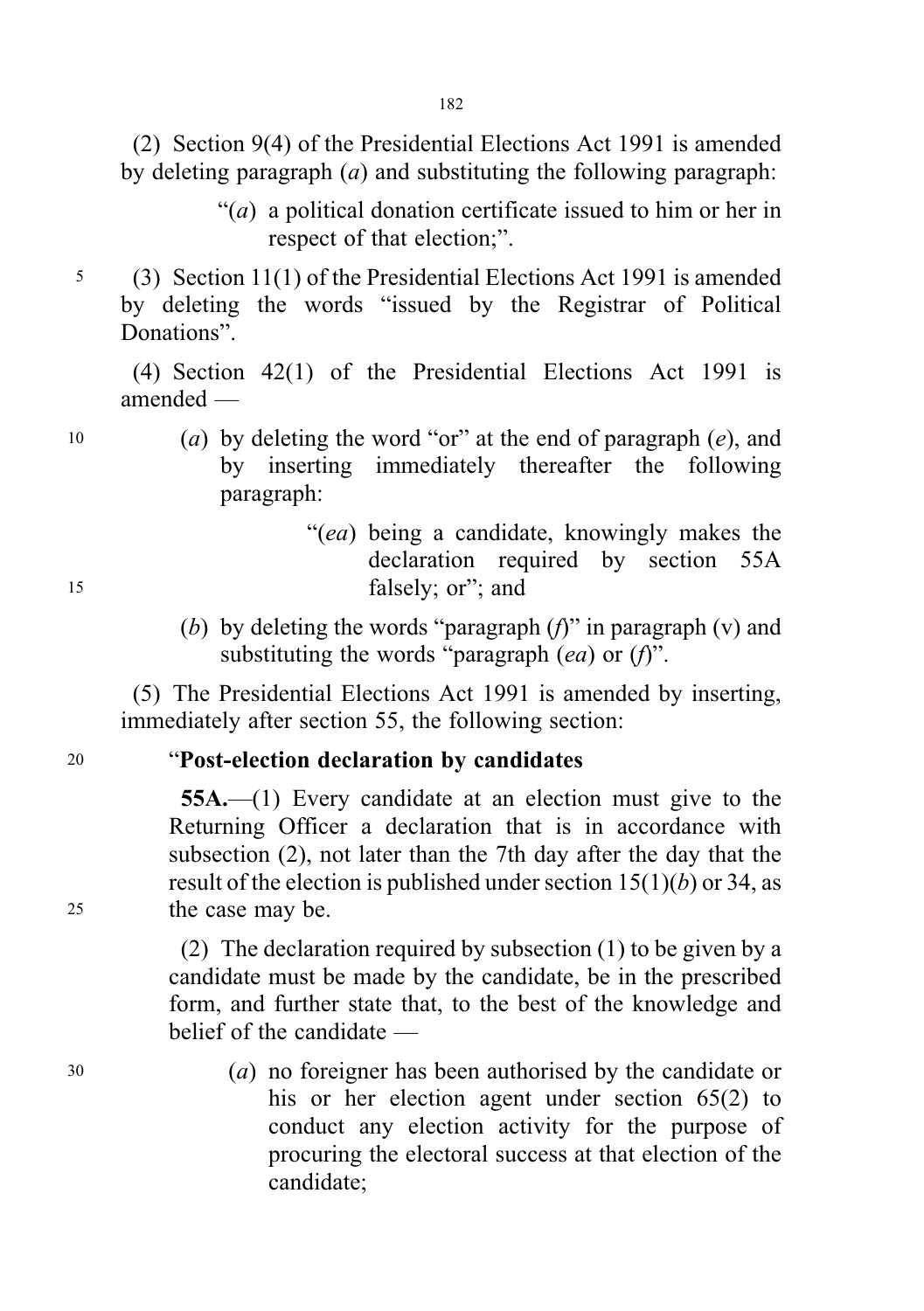(2) Section 9(4) of the Presidential Elections Act 1991 is amended by deleting paragraph (*a*) and substituting the following paragraph:

> "(*a*) a political donation certificate issued to him or her in respect of that election;".

(3) Section 11(1) of the Presidential Elections Act 1991 is amended by deleting the words "issued by the Registrar of Political Donations".

(4) Section 42(1) of the Presidential Elections Act 1991 is amended —

> (*a*) by deleting the word "or" at the end of paragraph (*e*), and by inserting immediately thereafter the following paragraph:
>
> > "(*ea*) being a candidate, knowingly makes the declaration required by section 55A falsely; or"; and
>
> (*b*) by deleting the words "paragraph (*f*)" in paragraph (v) and substituting the words "paragraph (*ea*) or (*f*)".

(5) The Presidential Elections Act 1991 is amended by inserting, immediately after section 55, the following section:

> "**Post-election declaration by candidates**
>
> **55A.**—(1) Every candidate at an election must give to the Returning Officer a declaration that is in accordance with subsection (2), not later than the 7th day after the day that the result of the election is published under section 15(1)(*b*) or 34, as the case may be.
>
> (2) The declaration required by subsection (1) to be given by a candidate must be made by the candidate, be in the prescribed form, and further state that, to the best of the knowledge and belief of the candidate —
>
> > (*a*) no foreigner has been authorised by the candidate or his or her election agent under section 65(2) to conduct any election activity for the purpose of procuring the electoral success at that election of the candidate;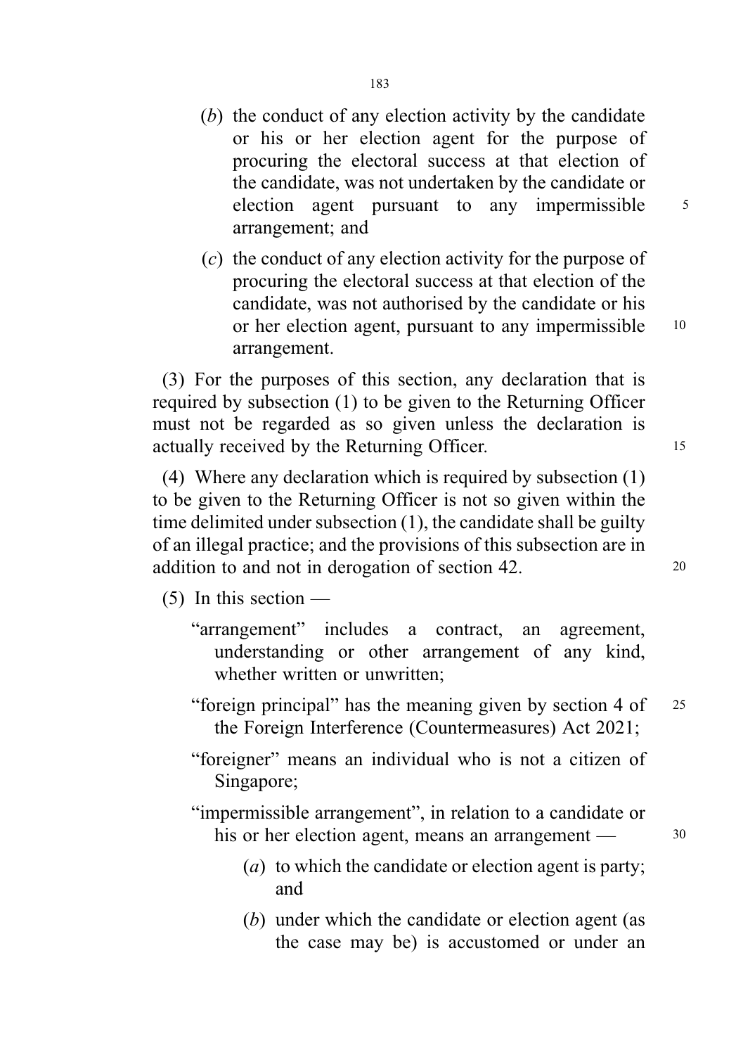(*b*) the conduct of any election activity by the candidate or his or her election agent for the purpose of procuring the electoral success at that election of the candidate, was not undertaken by the candidate or election agent pursuant to any impermissible arrangement; and

(*c*) the conduct of any election activity for the purpose of procuring the electoral success at that election of the candidate, was not authorised by the candidate or his or her election agent, pursuant to any impermissible arrangement.

(3) For the purposes of this section, any declaration that is required by subsection (1) to be given to the Returning Officer must not be regarded as so given unless the declaration is actually received by the Returning Officer.

(4) Where any declaration which is required by subsection (1) to be given to the Returning Officer is not so given within the time delimited under subsection (1), the candidate shall be guilty of an illegal practice; and the provisions of this subsection are in addition to and not in derogation of section 42.

(5) In this section —

"arrangement" includes a contract, an agreement, understanding or other arrangement of any kind, whether written or unwritten;

"foreign principal" has the meaning given by section 4 of the Foreign Interference (Countermeasures) Act 2021;

"foreigner" means an individual who is not a citizen of Singapore;

"impermissible arrangement", in relation to a candidate or his or her election agent, means an arrangement —

(*a*) to which the candidate or election agent is party; and

(*b*) under which the candidate or election agent (as the case may be) is accustomed or under an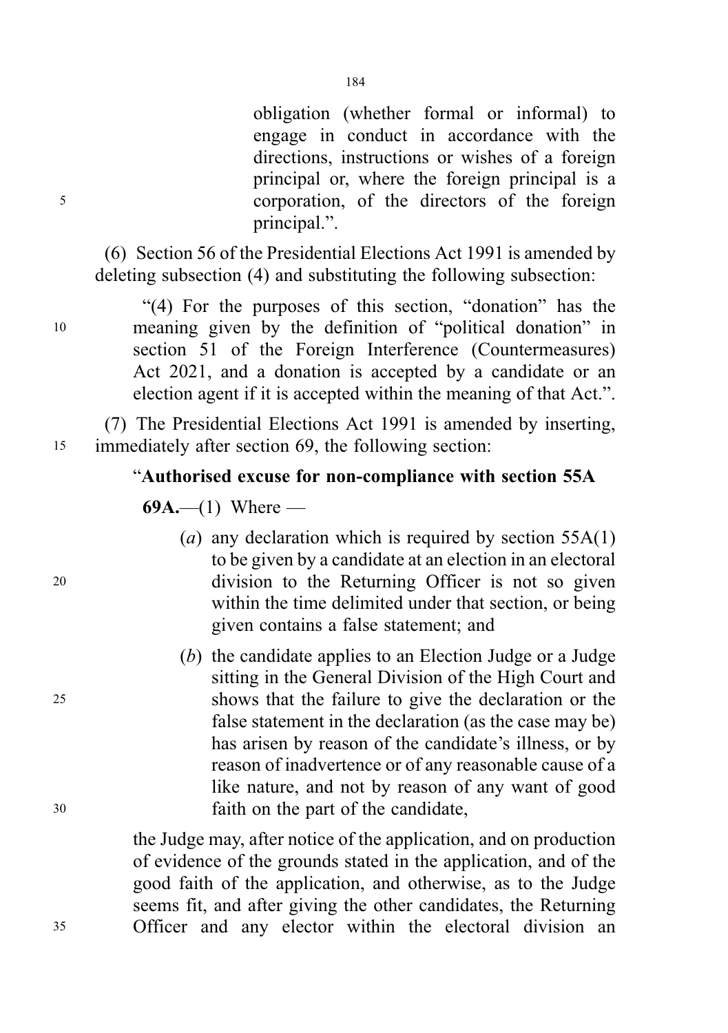obligation (whether formal or informal) to engage in conduct in accordance with the directions, instructions or wishes of a foreign principal or, where the foreign principal is a corporation, of the directors of the foreign principal.".

(6) Section 56 of the Presidential Elections Act 1991 is amended by deleting subsection (4) and substituting the following subsection:

"(4) For the purposes of this section, "donation" has the meaning given by the definition of "political donation" in section 51 of the Foreign Interference (Countermeasures) Act 2021, and a donation is accepted by a candidate or an election agent if it is accepted within the meaning of that Act.".

(7) The Presidential Elections Act 1991 is amended by inserting, immediately after section 69, the following section:

"**Authorised excuse for non-compliance with section 55A**

**69A.**—(1) Where —

(*a*) any declaration which is required by section 55A(1) to be given by a candidate at an election in an electoral division to the Returning Officer is not so given within the time delimited under that section, or being given contains a false statement; and

(*b*) the candidate applies to an Election Judge or a Judge sitting in the General Division of the High Court and shows that the failure to give the declaration or the false statement in the declaration (as the case may be) has arisen by reason of the candidate's illness, or by reason of inadvertence or of any reasonable cause of a like nature, and not by reason of any want of good faith on the part of the candidate,

the Judge may, after notice of the application, and on production of evidence of the grounds stated in the application, and of the good faith of the application, and otherwise, as to the Judge seems fit, and after giving the other candidates, the Returning Officer and any elector within the electoral division an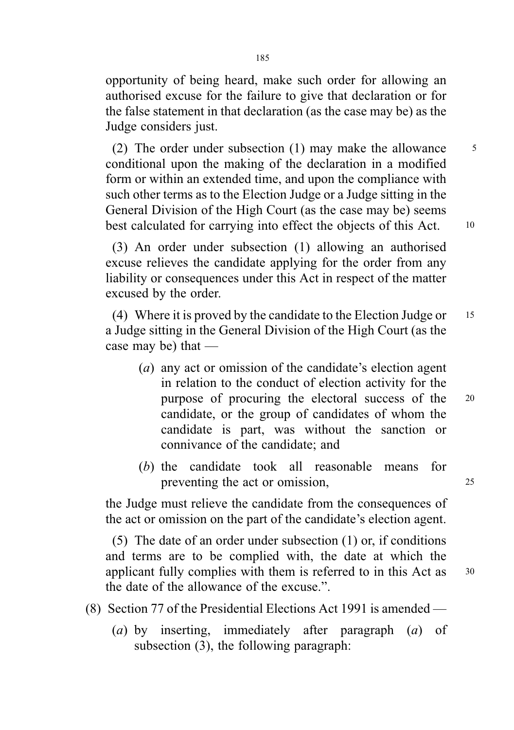opportunity of being heard, make such order for allowing an authorised excuse for the failure to give that declaration or for the false statement in that declaration (as the case may be) as the Judge considers just.

(2) The order under subsection (1) may make the allowance conditional upon the making of the declaration in a modified form or within an extended time, and upon the compliance with such other terms as to the Election Judge or a Judge sitting in the General Division of the High Court (as the case may be) seems best calculated for carrying into effect the objects of this Act.

(3) An order under subsection (1) allowing an authorised excuse relieves the candidate applying for the order from any liability or consequences under this Act in respect of the matter excused by the order.

(4) Where it is proved by the candidate to the Election Judge or a Judge sitting in the General Division of the High Court (as the case may be) that —

(*a*) any act or omission of the candidate's election agent in relation to the conduct of election activity for the purpose of procuring the electoral success of the candidate, or the group of candidates of whom the candidate is part, was without the sanction or connivance of the candidate; and

(*b*) the candidate took all reasonable means for preventing the act or omission,

the Judge must relieve the candidate from the consequences of the act or omission on the part of the candidate's election agent.

(5) The date of an order under subsection (1) or, if conditions and terms are to be complied with, the date at which the applicant fully complies with them is referred to in this Act as the date of the allowance of the excuse.".

(8) Section 77 of the Presidential Elections Act 1991 is amended —

(*a*) by inserting, immediately after paragraph (*a*) of subsection (3), the following paragraph: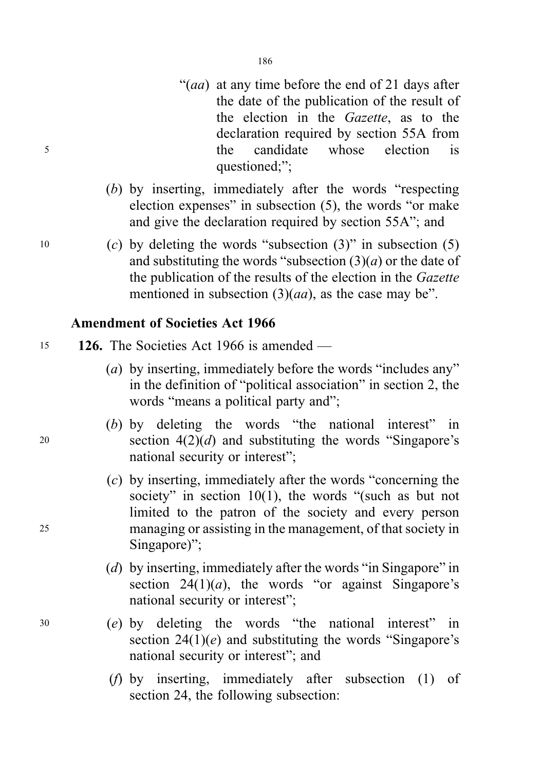"(*aa*) at any time before the end of 21 days after the date of the publication of the result of the election in the *Gazette*, as to the declaration required by section 55A from the candidate whose election is questioned;";

(*b*) by inserting, immediately after the words "respecting election expenses" in subsection (5), the words "or make and give the declaration required by section 55A"; and

(*c*) by deleting the words "subsection (3)" in subsection (5) and substituting the words "subsection (3)(*a*) or the date of the publication of the results of the election in the *Gazette* mentioned in subsection (3)(*aa*), as the case may be".

**Amendment of Societies Act 1966**

**126.** The Societies Act 1966 is amended —

(*a*) by inserting, immediately before the words "includes any" in the definition of "political association" in section 2, the words "means a political party and";

(*b*) by deleting the words "the national interest" in section 4(2)(*d*) and substituting the words "Singapore's national security or interest";

(*c*) by inserting, immediately after the words "concerning the society" in section 10(1), the words "(such as but not limited to the patron of the society and every person managing or assisting in the management, of that society in Singapore)";

(*d*) by inserting, immediately after the words "in Singapore" in section 24(1)(*a*), the words "or against Singapore's national security or interest";

(*e*) by deleting the words "the national interest" in section 24(1)(*e*) and substituting the words "Singapore's national security or interest"; and

(*f*) by inserting, immediately after subsection (1) of section 24, the following subsection: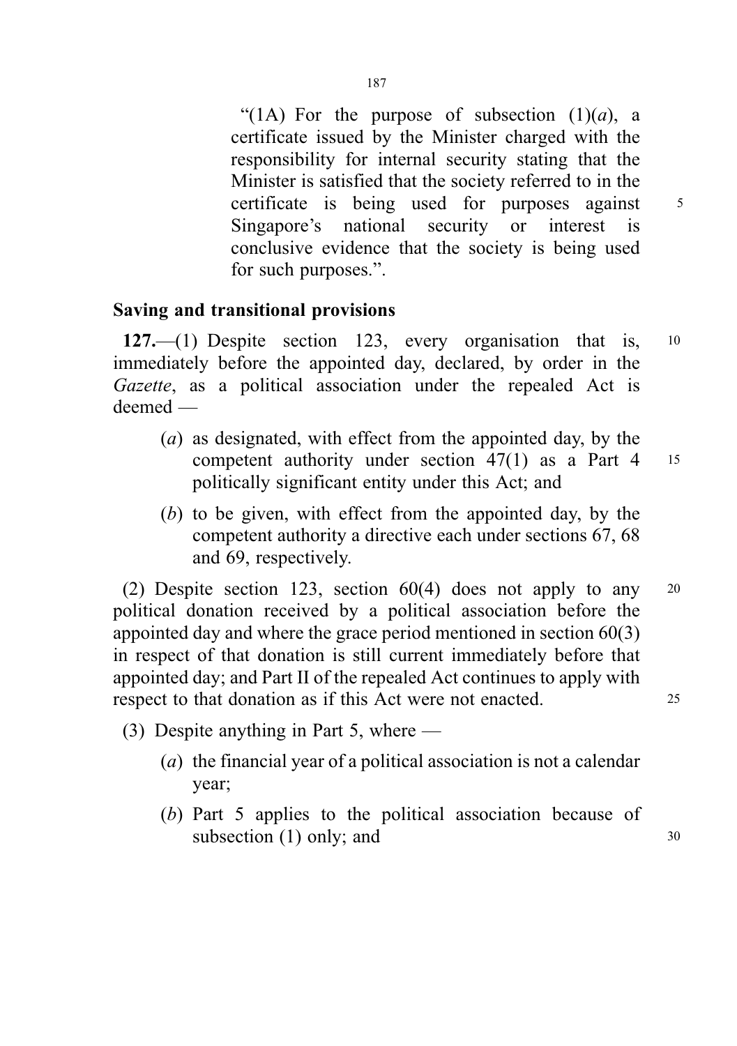"(1A) For the purpose of subsection (1)(*a*), a certificate issued by the Minister charged with the responsibility for internal security stating that the Minister is satisfied that the society referred to in the certificate is being used for purposes against Singapore's national security or interest is conclusive evidence that the society is being used for such purposes.".

## Saving and transitional provisions

**127.**—(1) Despite section 123, every organisation that is, immediately before the appointed day, declared, by order in the *Gazette*, as a political association under the repealed Act is deemed —

(*a*) as designated, with effect from the appointed day, by the competent authority under section 47(1) as a Part 4 politically significant entity under this Act; and

(*b*) to be given, with effect from the appointed day, by the competent authority a directive each under sections 67, 68 and 69, respectively.

(2) Despite section 123, section 60(4) does not apply to any political donation received by a political association before the appointed day and where the grace period mentioned in section 60(3) in respect of that donation is still current immediately before that appointed day; and Part II of the repealed Act continues to apply with respect to that donation as if this Act were not enacted.

(3) Despite anything in Part 5, where —

(*a*) the financial year of a political association is not a calendar year;

(*b*) Part 5 applies to the political association because of subsection (1) only; and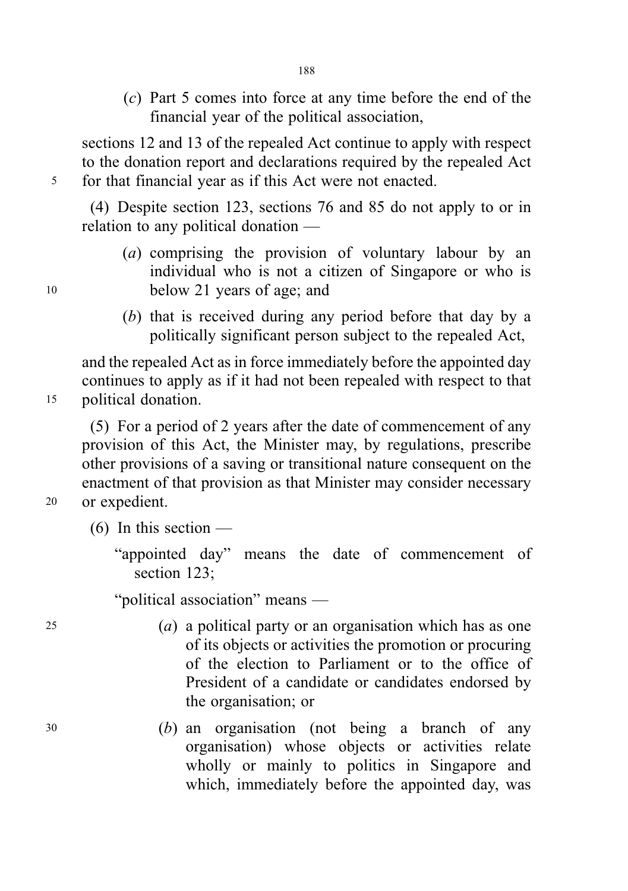(*c*) Part 5 comes into force at any time before the end of the financial year of the political association,

sections 12 and 13 of the repealed Act continue to apply with respect to the donation report and declarations required by the repealed Act for that financial year as if this Act were not enacted.

(4) Despite section 123, sections 76 and 85 do not apply to or in relation to any political donation —

(*a*) comprising the provision of voluntary labour by an individual who is not a citizen of Singapore or who is below 21 years of age; and

(*b*) that is received during any period before that day by a politically significant person subject to the repealed Act,

and the repealed Act as in force immediately before the appointed day continues to apply as if it had not been repealed with respect to that political donation.

(5) For a period of 2 years after the date of commencement of any provision of this Act, the Minister may, by regulations, prescribe other provisions of a saving or transitional nature consequent on the enactment of that provision as that Minister may consider necessary or expedient.

(6) In this section —

"appointed day" means the date of commencement of section 123;

"political association" means —

(*a*) a political party or an organisation which has as one of its objects or activities the promotion or procuring of the election to Parliament or to the office of President of a candidate or candidates endorsed by the organisation; or

(*b*) an organisation (not being a branch of any organisation) whose objects or activities relate wholly or mainly to politics in Singapore and which, immediately before the appointed day, was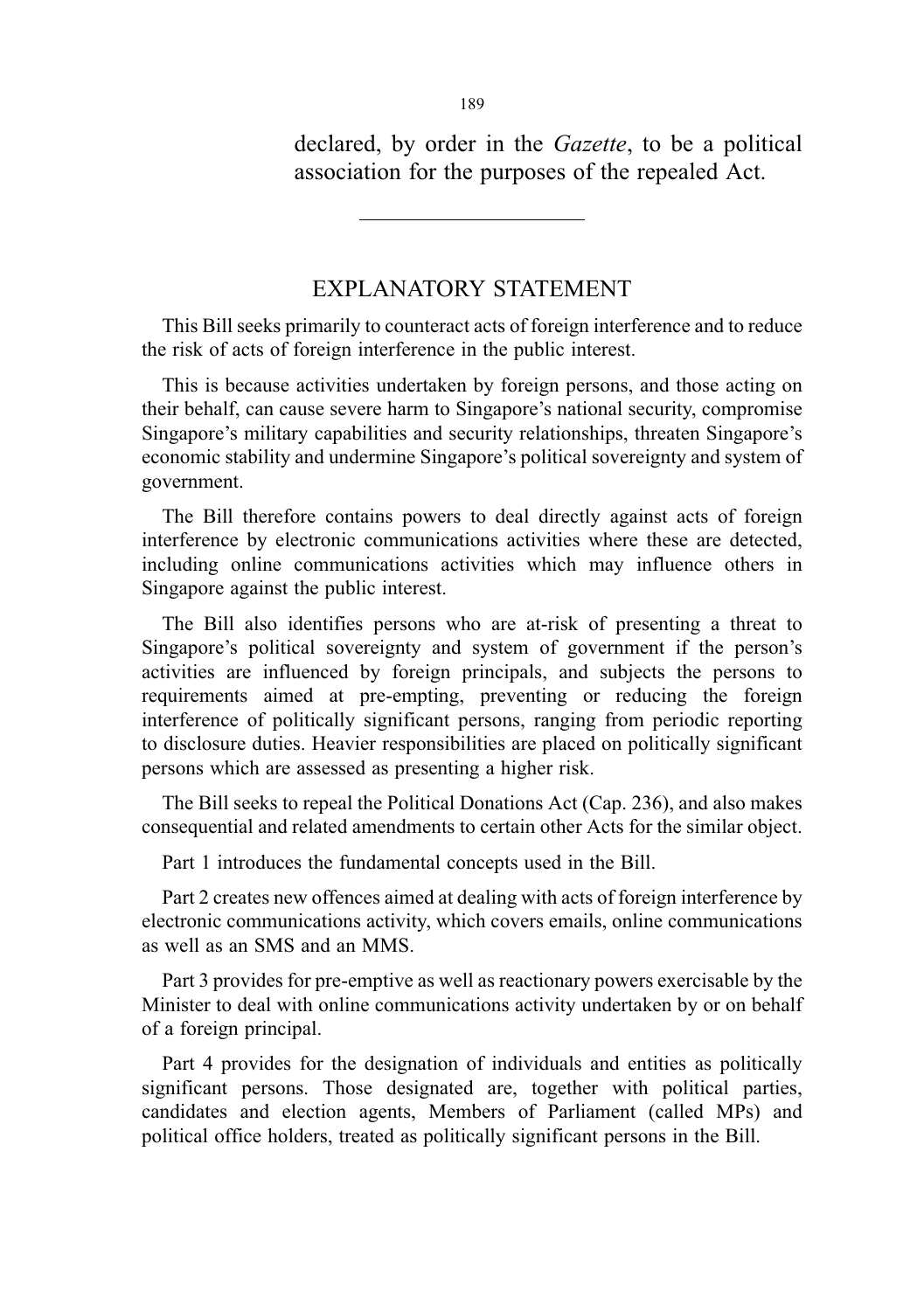declared, by order in the *Gazette*, to be a political association for the purposes of the repealed Act.

---

## EXPLANATORY STATEMENT

This Bill seeks primarily to counteract acts of foreign interference and to reduce the risk of acts of foreign interference in the public interest.

This is because activities undertaken by foreign persons, and those acting on their behalf, can cause severe harm to Singapore's national security, compromise Singapore's military capabilities and security relationships, threaten Singapore's economic stability and undermine Singapore's political sovereignty and system of government.

The Bill therefore contains powers to deal directly against acts of foreign interference by electronic communications activities where these are detected, including online communications activities which may influence others in Singapore against the public interest.

The Bill also identifies persons who are at-risk of presenting a threat to Singapore's political sovereignty and system of government if the person's activities are influenced by foreign principals, and subjects the persons to requirements aimed at pre-empting, preventing or reducing the foreign interference of politically significant persons, ranging from periodic reporting to disclosure duties. Heavier responsibilities are placed on politically significant persons which are assessed as presenting a higher risk.

The Bill seeks to repeal the Political Donations Act (Cap. 236), and also makes consequential and related amendments to certain other Acts for the similar object.

Part 1 introduces the fundamental concepts used in the Bill.

Part 2 creates new offences aimed at dealing with acts of foreign interference by electronic communications activity, which covers emails, online communications as well as an SMS and an MMS.

Part 3 provides for pre-emptive as well as reactionary powers exercisable by the Minister to deal with online communications activity undertaken by or on behalf of a foreign principal.

Part 4 provides for the designation of individuals and entities as politically significant persons. Those designated are, together with political parties, candidates and election agents, Members of Parliament (called MPs) and political office holders, treated as politically significant persons in the Bill.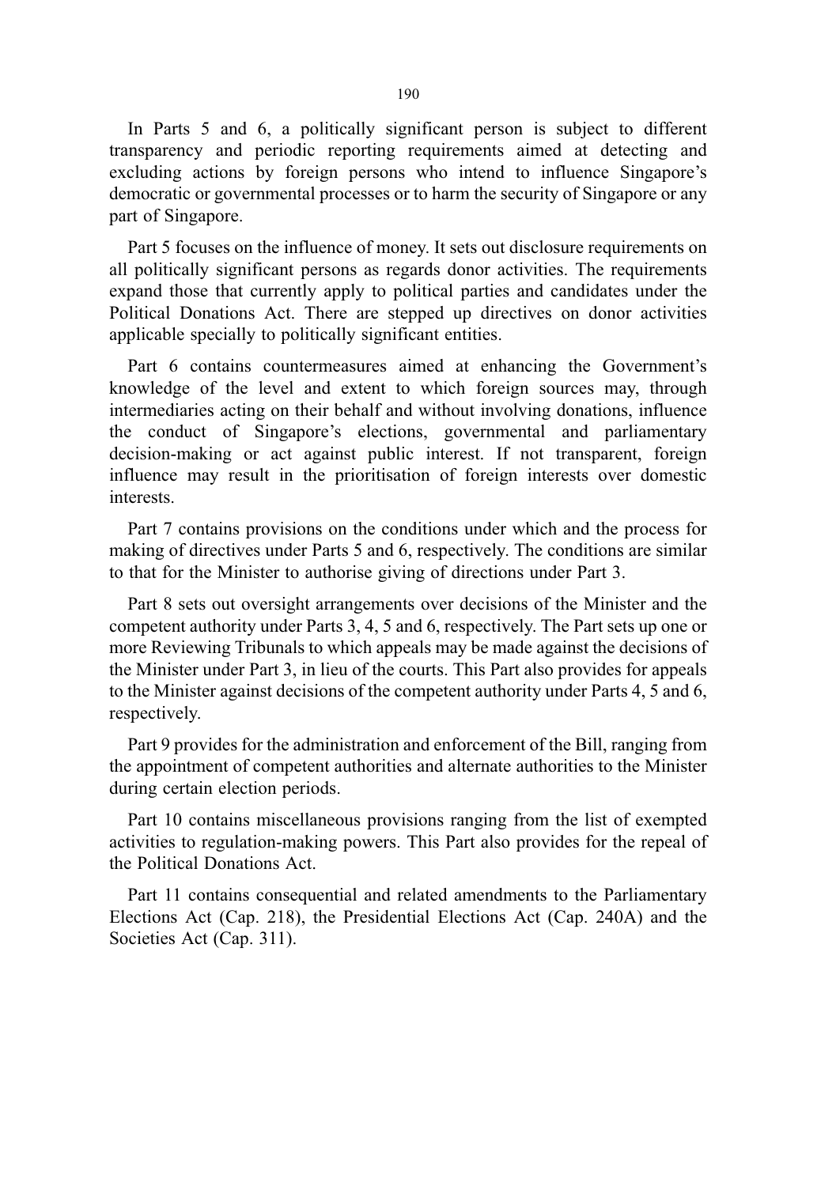In Parts 5 and 6, a politically significant person is subject to different transparency and periodic reporting requirements aimed at detecting and excluding actions by foreign persons who intend to influence Singapore's democratic or governmental processes or to harm the security of Singapore or any part of Singapore.

Part 5 focuses on the influence of money. It sets out disclosure requirements on all politically significant persons as regards donor activities. The requirements expand those that currently apply to political parties and candidates under the Political Donations Act. There are stepped up directives on donor activities applicable specially to politically significant entities.

Part 6 contains countermeasures aimed at enhancing the Government's knowledge of the level and extent to which foreign sources may, through intermediaries acting on their behalf and without involving donations, influence the conduct of Singapore's elections, governmental and parliamentary decision-making or act against public interest. If not transparent, foreign influence may result in the prioritisation of foreign interests over domestic interests.

Part 7 contains provisions on the conditions under which and the process for making of directives under Parts 5 and 6, respectively. The conditions are similar to that for the Minister to authorise giving of directions under Part 3.

Part 8 sets out oversight arrangements over decisions of the Minister and the competent authority under Parts 3, 4, 5 and 6, respectively. The Part sets up one or more Reviewing Tribunals to which appeals may be made against the decisions of the Minister under Part 3, in lieu of the courts. This Part also provides for appeals to the Minister against decisions of the competent authority under Parts 4, 5 and 6, respectively.

Part 9 provides for the administration and enforcement of the Bill, ranging from the appointment of competent authorities and alternate authorities to the Minister during certain election periods.

Part 10 contains miscellaneous provisions ranging from the list of exempted activities to regulation-making powers. This Part also provides for the repeal of the Political Donations Act.

Part 11 contains consequential and related amendments to the Parliamentary Elections Act (Cap. 218), the Presidential Elections Act (Cap. 240A) and the Societies Act (Cap. 311).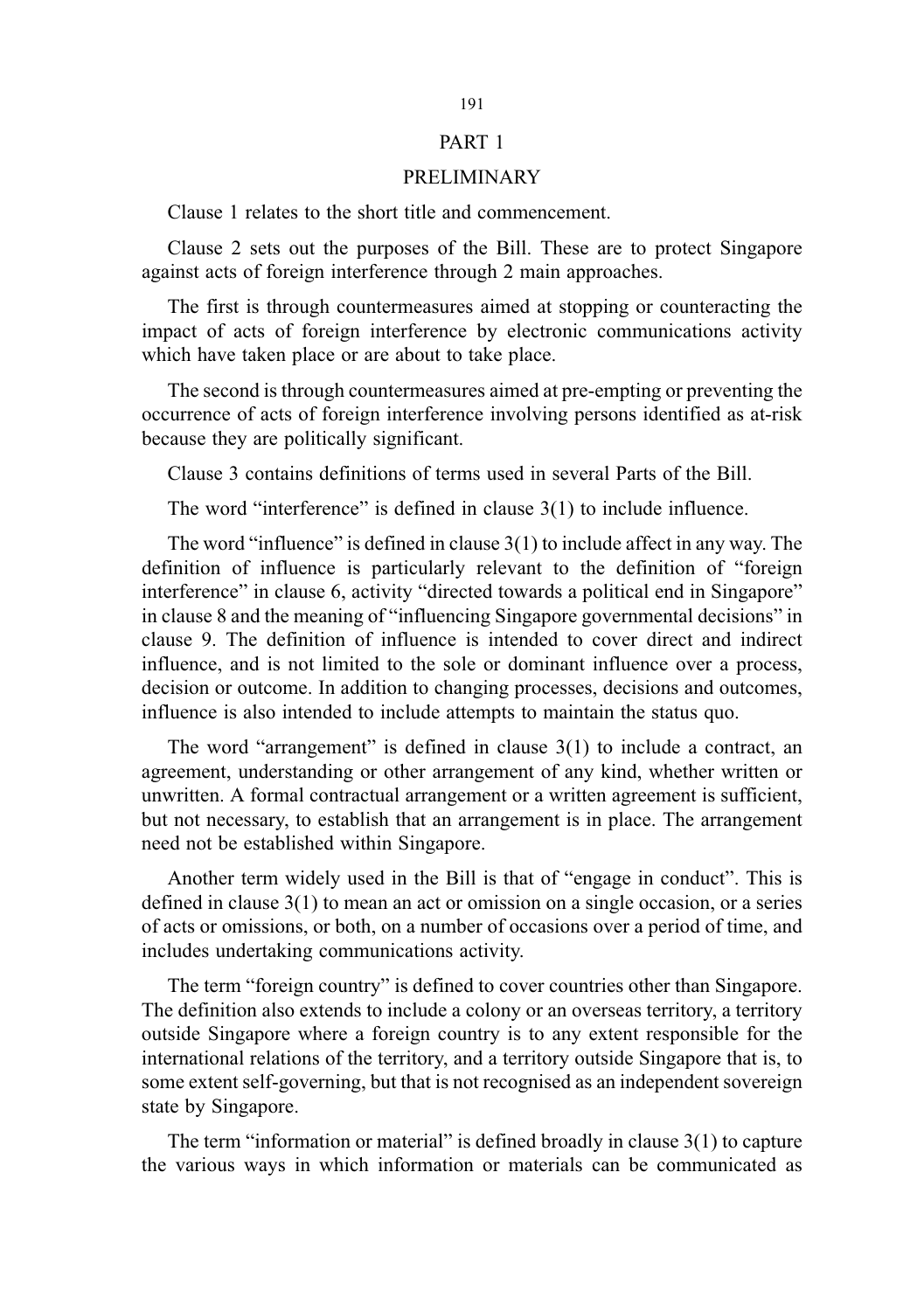## PART 1

## PRELIMINARY

Clause 1 relates to the short title and commencement.

Clause 2 sets out the purposes of the Bill. These are to protect Singapore against acts of foreign interference through 2 main approaches.

The first is through countermeasures aimed at stopping or counteracting the impact of acts of foreign interference by electronic communications activity which have taken place or are about to take place.

The second is through countermeasures aimed at pre-empting or preventing the occurrence of acts of foreign interference involving persons identified as at-risk because they are politically significant.

Clause 3 contains definitions of terms used in several Parts of the Bill.

The word "interference" is defined in clause 3(1) to include influence.

The word "influence" is defined in clause 3(1) to include affect in any way. The definition of influence is particularly relevant to the definition of "foreign interference" in clause 6, activity "directed towards a political end in Singapore" in clause 8 and the meaning of "influencing Singapore governmental decisions" in clause 9. The definition of influence is intended to cover direct and indirect influence, and is not limited to the sole or dominant influence over a process, decision or outcome. In addition to changing processes, decisions and outcomes, influence is also intended to include attempts to maintain the status quo.

The word "arrangement" is defined in clause 3(1) to include a contract, an agreement, understanding or other arrangement of any kind, whether written or unwritten. A formal contractual arrangement or a written agreement is sufficient, but not necessary, to establish that an arrangement is in place. The arrangement need not be established within Singapore.

Another term widely used in the Bill is that of "engage in conduct". This is defined in clause 3(1) to mean an act or omission on a single occasion, or a series of acts or omissions, or both, on a number of occasions over a period of time, and includes undertaking communications activity.

The term "foreign country" is defined to cover countries other than Singapore. The definition also extends to include a colony or an overseas territory, a territory outside Singapore where a foreign country is to any extent responsible for the international relations of the territory, and a territory outside Singapore that is, to some extent self-governing, but that is not recognised as an independent sovereign state by Singapore.

The term "information or material" is defined broadly in clause 3(1) to capture the various ways in which information or materials can be communicated as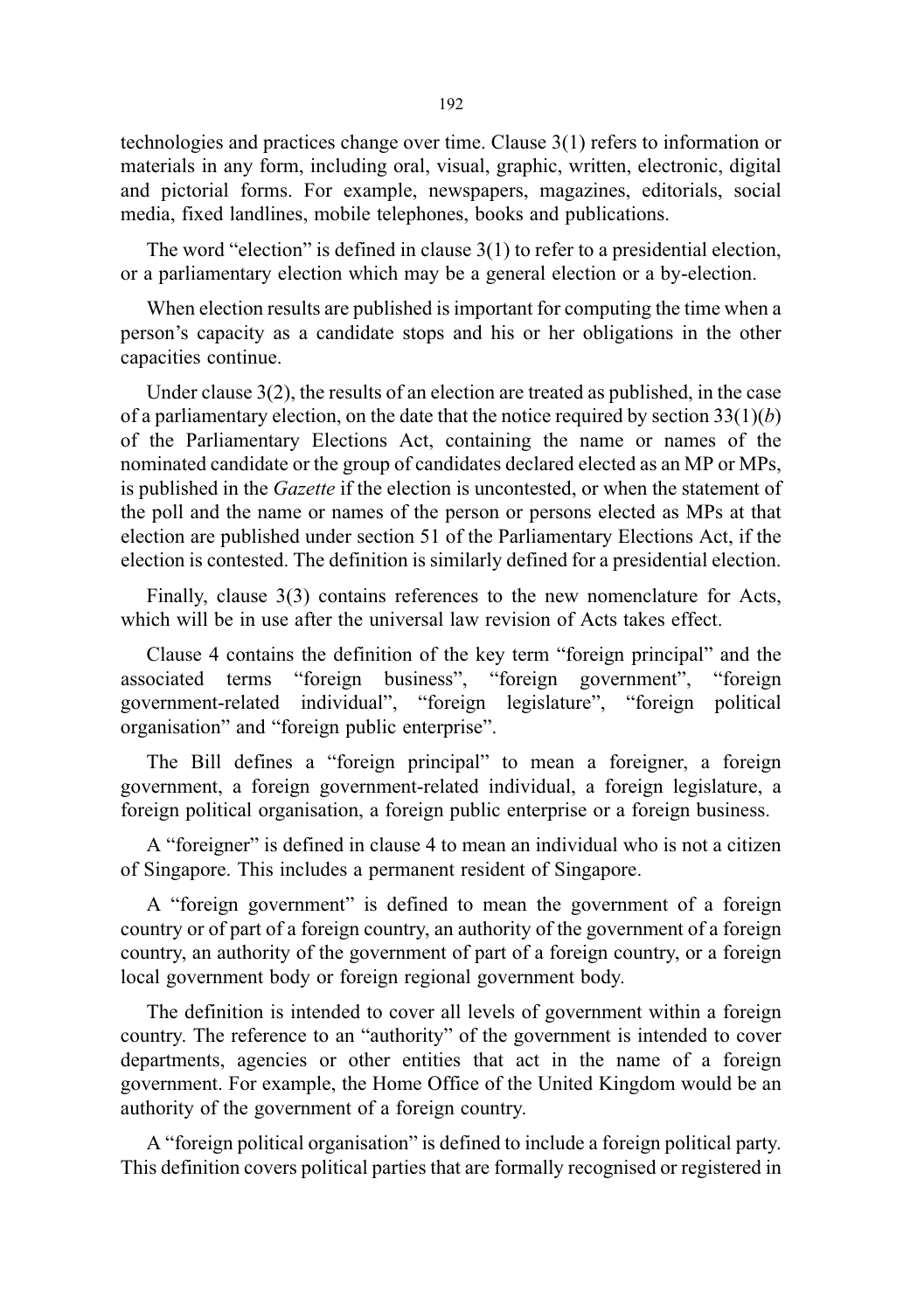technologies and practices change over time. Clause 3(1) refers to information or materials in any form, including oral, visual, graphic, written, electronic, digital and pictorial forms. For example, newspapers, magazines, editorials, social media, fixed landlines, mobile telephones, books and publications.

The word "election" is defined in clause 3(1) to refer to a presidential election, or a parliamentary election which may be a general election or a by-election.

When election results are published is important for computing the time when a person's capacity as a candidate stops and his or her obligations in the other capacities continue.

Under clause 3(2), the results of an election are treated as published, in the case of a parliamentary election, on the date that the notice required by section 33(1)(*b*) of the Parliamentary Elections Act, containing the name or names of the nominated candidate or the group of candidates declared elected as an MP or MPs, is published in the *Gazette* if the election is uncontested, or when the statement of the poll and the name or names of the person or persons elected as MPs at that election are published under section 51 of the Parliamentary Elections Act, if the election is contested. The definition is similarly defined for a presidential election.

Finally, clause 3(3) contains references to the new nomenclature for Acts, which will be in use after the universal law revision of Acts takes effect.

Clause 4 contains the definition of the key term "foreign principal" and the associated terms "foreign business", "foreign government", "foreign government-related individual", "foreign legislature", "foreign political organisation" and "foreign public enterprise".

The Bill defines a "foreign principal" to mean a foreigner, a foreign government, a foreign government-related individual, a foreign legislature, a foreign political organisation, a foreign public enterprise or a foreign business.

A "foreigner" is defined in clause 4 to mean an individual who is not a citizen of Singapore. This includes a permanent resident of Singapore.

A "foreign government" is defined to mean the government of a foreign country or of part of a foreign country, an authority of the government of a foreign country, an authority of the government of part of a foreign country, or a foreign local government body or foreign regional government body.

The definition is intended to cover all levels of government within a foreign country. The reference to an "authority" of the government is intended to cover departments, agencies or other entities that act in the name of a foreign government. For example, the Home Office of the United Kingdom would be an authority of the government of a foreign country.

A "foreign political organisation" is defined to include a foreign political party. This definition covers political parties that are formally recognised or registered in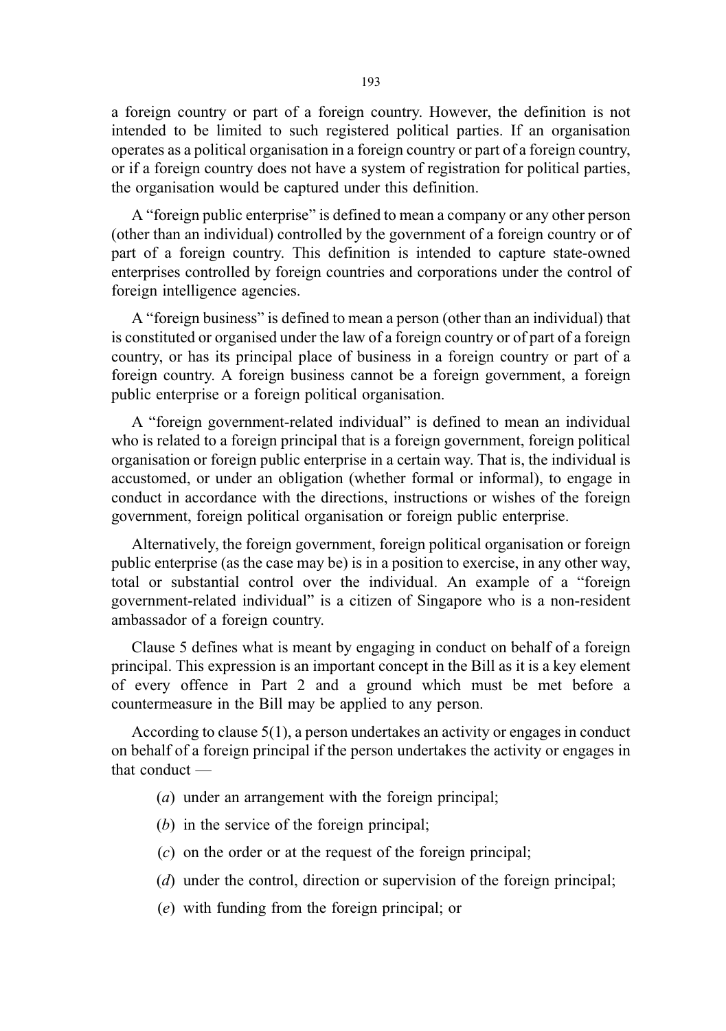a foreign country or part of a foreign country. However, the definition is not intended to be limited to such registered political parties. If an organisation operates as a political organisation in a foreign country or part of a foreign country, or if a foreign country does not have a system of registration for political parties, the organisation would be captured under this definition.

A "foreign public enterprise" is defined to mean a company or any other person (other than an individual) controlled by the government of a foreign country or of part of a foreign country. This definition is intended to capture state-owned enterprises controlled by foreign countries and corporations under the control of foreign intelligence agencies.

A "foreign business" is defined to mean a person (other than an individual) that is constituted or organised under the law of a foreign country or of part of a foreign country, or has its principal place of business in a foreign country or part of a foreign country. A foreign business cannot be a foreign government, a foreign public enterprise or a foreign political organisation.

A "foreign government-related individual" is defined to mean an individual who is related to a foreign principal that is a foreign government, foreign political organisation or foreign public enterprise in a certain way. That is, the individual is accustomed, or under an obligation (whether formal or informal), to engage in conduct in accordance with the directions, instructions or wishes of the foreign government, foreign political organisation or foreign public enterprise.

Alternatively, the foreign government, foreign political organisation or foreign public enterprise (as the case may be) is in a position to exercise, in any other way, total or substantial control over the individual. An example of a "foreign government-related individual" is a citizen of Singapore who is a non-resident ambassador of a foreign country.

Clause 5 defines what is meant by engaging in conduct on behalf of a foreign principal. This expression is an important concept in the Bill as it is a key element of every offence in Part 2 and a ground which must be met before a countermeasure in the Bill may be applied to any person.

According to clause 5(1), a person undertakes an activity or engages in conduct on behalf of a foreign principal if the person undertakes the activity or engages in that conduct —

(*a*) under an arrangement with the foreign principal;

(*b*) in the service of the foreign principal;

(*c*) on the order or at the request of the foreign principal;

(*d*) under the control, direction or supervision of the foreign principal;

(*e*) with funding from the foreign principal; or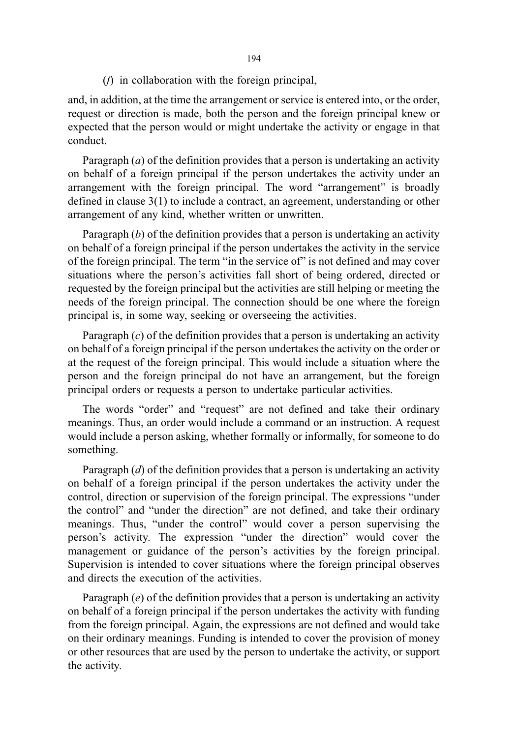(*f*) in collaboration with the foreign principal,

and, in addition, at the time the arrangement or service is entered into, or the order, request or direction is made, both the person and the foreign principal knew or expected that the person would or might undertake the activity or engage in that conduct.

Paragraph (*a*) of the definition provides that a person is undertaking an activity on behalf of a foreign principal if the person undertakes the activity under an arrangement with the foreign principal. The word "arrangement" is broadly defined in clause 3(1) to include a contract, an agreement, understanding or other arrangement of any kind, whether written or unwritten.

Paragraph (*b*) of the definition provides that a person is undertaking an activity on behalf of a foreign principal if the person undertakes the activity in the service of the foreign principal. The term "in the service of" is not defined and may cover situations where the person's activities fall short of being ordered, directed or requested by the foreign principal but the activities are still helping or meeting the needs of the foreign principal. The connection should be one where the foreign principal is, in some way, seeking or overseeing the activities.

Paragraph (*c*) of the definition provides that a person is undertaking an activity on behalf of a foreign principal if the person undertakes the activity on the order or at the request of the foreign principal. This would include a situation where the person and the foreign principal do not have an arrangement, but the foreign principal orders or requests a person to undertake particular activities.

The words "order" and "request" are not defined and take their ordinary meanings. Thus, an order would include a command or an instruction. A request would include a person asking, whether formally or informally, for someone to do something.

Paragraph (*d*) of the definition provides that a person is undertaking an activity on behalf of a foreign principal if the person undertakes the activity under the control, direction or supervision of the foreign principal. The expressions "under the control" and "under the direction" are not defined, and take their ordinary meanings. Thus, "under the control" would cover a person supervising the person's activity. The expression "under the direction" would cover the management or guidance of the person's activities by the foreign principal. Supervision is intended to cover situations where the foreign principal observes and directs the execution of the activities.

Paragraph (*e*) of the definition provides that a person is undertaking an activity on behalf of a foreign principal if the person undertakes the activity with funding from the foreign principal. Again, the expressions are not defined and would take on their ordinary meanings. Funding is intended to cover the provision of money or other resources that are used by the person to undertake the activity, or support the activity.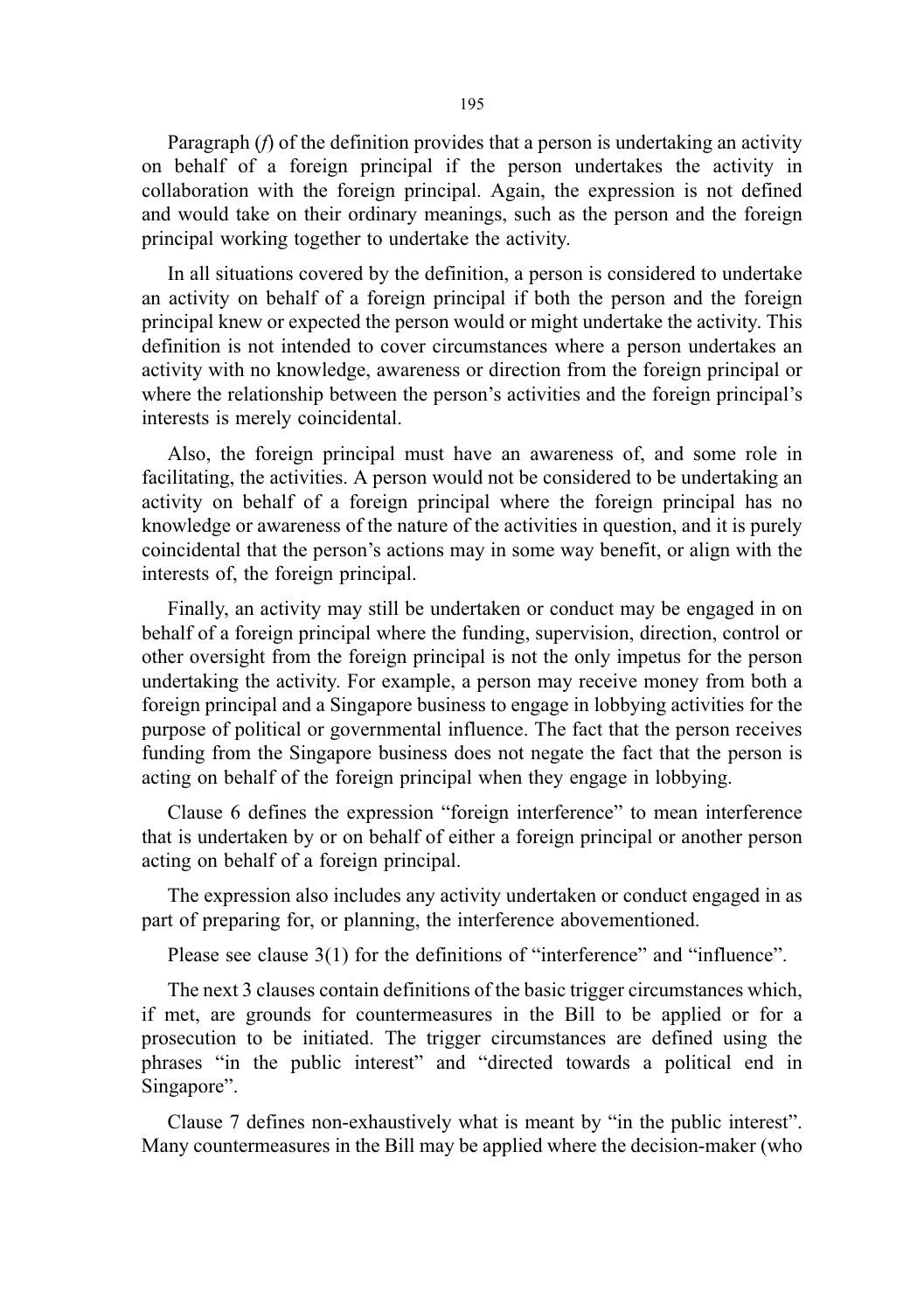Paragraph (*f*) of the definition provides that a person is undertaking an activity on behalf of a foreign principal if the person undertakes the activity in collaboration with the foreign principal. Again, the expression is not defined and would take on their ordinary meanings, such as the person and the foreign principal working together to undertake the activity.

In all situations covered by the definition, a person is considered to undertake an activity on behalf of a foreign principal if both the person and the foreign principal knew or expected the person would or might undertake the activity. This definition is not intended to cover circumstances where a person undertakes an activity with no knowledge, awareness or direction from the foreign principal or where the relationship between the person's activities and the foreign principal's interests is merely coincidental.

Also, the foreign principal must have an awareness of, and some role in facilitating, the activities. A person would not be considered to be undertaking an activity on behalf of a foreign principal where the foreign principal has no knowledge or awareness of the nature of the activities in question, and it is purely coincidental that the person's actions may in some way benefit, or align with the interests of, the foreign principal.

Finally, an activity may still be undertaken or conduct may be engaged in on behalf of a foreign principal where the funding, supervision, direction, control or other oversight from the foreign principal is not the only impetus for the person undertaking the activity. For example, a person may receive money from both a foreign principal and a Singapore business to engage in lobbying activities for the purpose of political or governmental influence. The fact that the person receives funding from the Singapore business does not negate the fact that the person is acting on behalf of the foreign principal when they engage in lobbying.

Clause 6 defines the expression "foreign interference" to mean interference that is undertaken by or on behalf of either a foreign principal or another person acting on behalf of a foreign principal.

The expression also includes any activity undertaken or conduct engaged in as part of preparing for, or planning, the interference abovementioned.

Please see clause 3(1) for the definitions of "interference" and "influence".

The next 3 clauses contain definitions of the basic trigger circumstances which, if met, are grounds for countermeasures in the Bill to be applied or for a prosecution to be initiated. The trigger circumstances are defined using the phrases "in the public interest" and "directed towards a political end in Singapore".

Clause 7 defines non-exhaustively what is meant by "in the public interest". Many countermeasures in the Bill may be applied where the decision-maker (who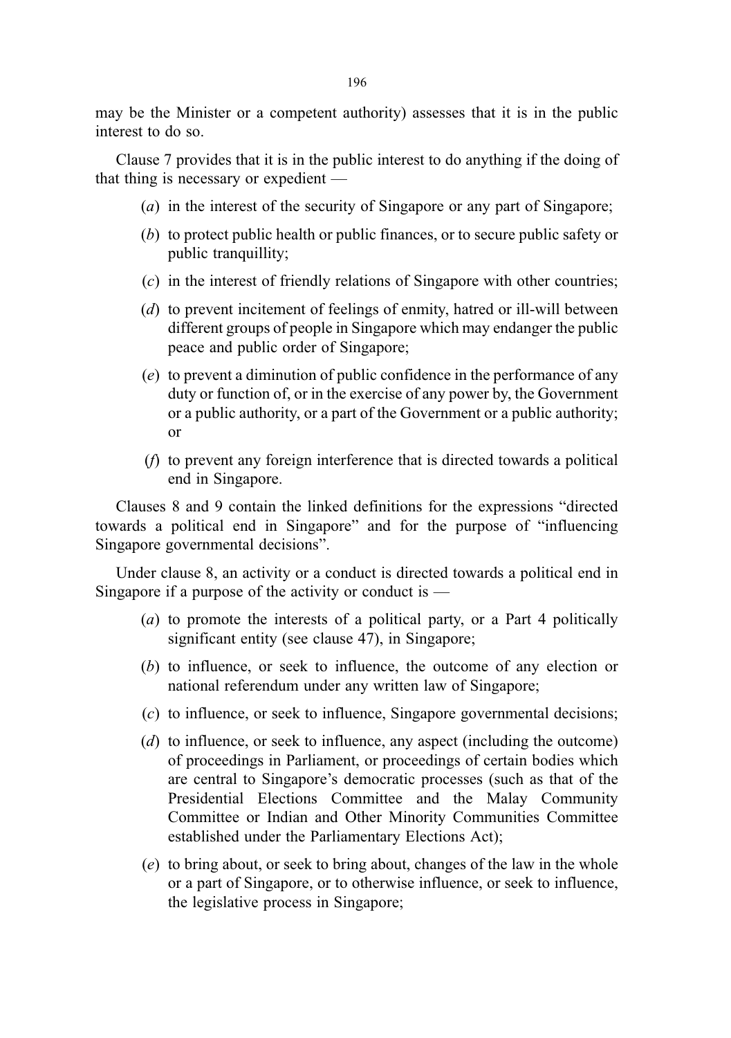may be the Minister or a competent authority) assesses that it is in the public interest to do so.

Clause 7 provides that it is in the public interest to do anything if the doing of that thing is necessary or expedient —

(*a*) in the interest of the security of Singapore or any part of Singapore;

(*b*) to protect public health or public finances, or to secure public safety or public tranquillity;

(*c*) in the interest of friendly relations of Singapore with other countries;

(*d*) to prevent incitement of feelings of enmity, hatred or ill-will between different groups of people in Singapore which may endanger the public peace and public order of Singapore;

(*e*) to prevent a diminution of public confidence in the performance of any duty or function of, or in the exercise of any power by, the Government or a public authority, or a part of the Government or a public authority; or

(*f*) to prevent any foreign interference that is directed towards a political end in Singapore.

Clauses 8 and 9 contain the linked definitions for the expressions "directed towards a political end in Singapore" and for the purpose of "influencing Singapore governmental decisions".

Under clause 8, an activity or a conduct is directed towards a political end in Singapore if a purpose of the activity or conduct is —

(*a*) to promote the interests of a political party, or a Part 4 politically significant entity (see clause 47), in Singapore;

(*b*) to influence, or seek to influence, the outcome of any election or national referendum under any written law of Singapore;

(*c*) to influence, or seek to influence, Singapore governmental decisions;

(*d*) to influence, or seek to influence, any aspect (including the outcome) of proceedings in Parliament, or proceedings of certain bodies which are central to Singapore's democratic processes (such as that of the Presidential Elections Committee and the Malay Community Committee or Indian and Other Minority Communities Committee established under the Parliamentary Elections Act);

(*e*) to bring about, or seek to bring about, changes of the law in the whole or a part of Singapore, or to otherwise influence, or seek to influence, the legislative process in Singapore;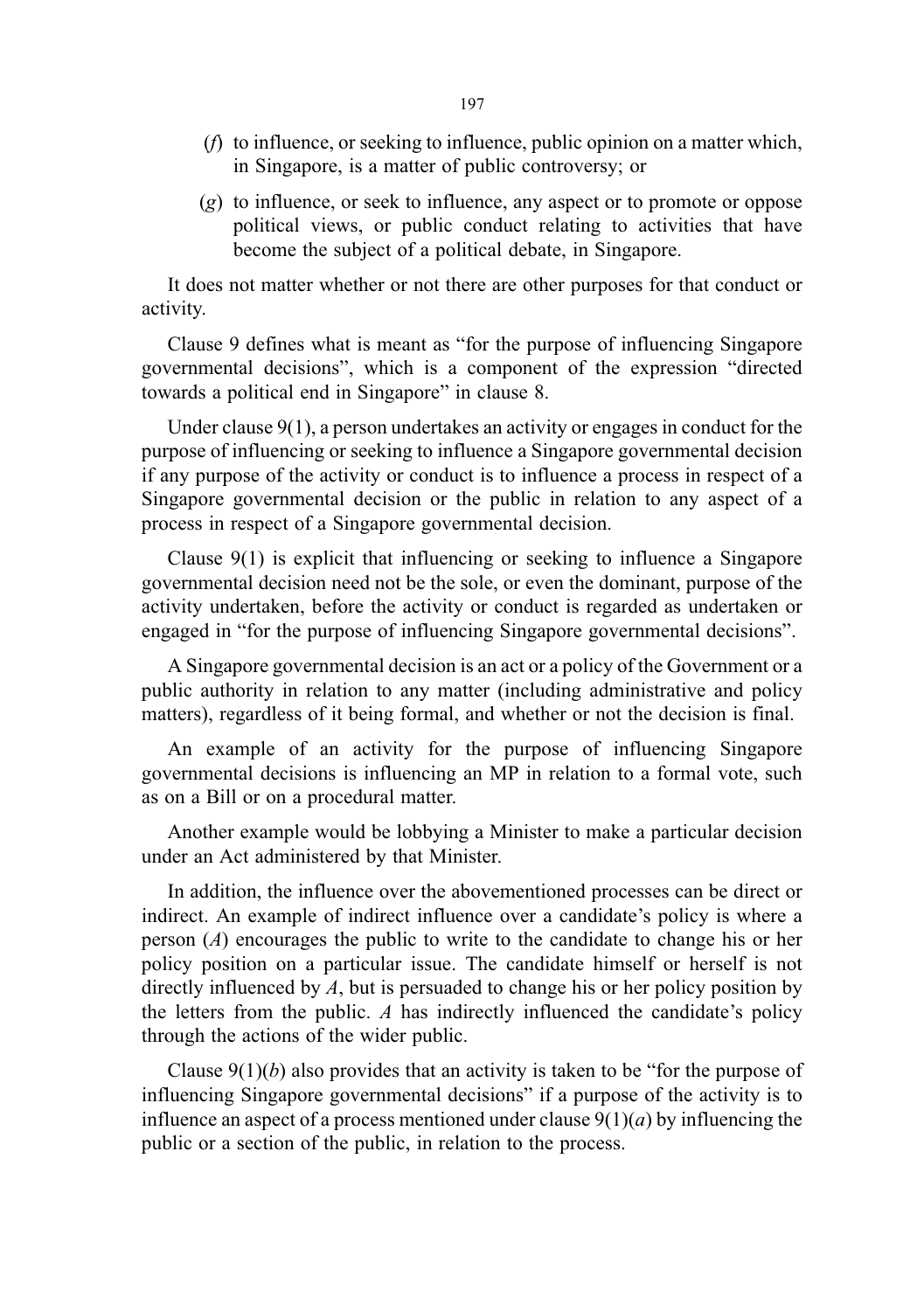(*f*) to influence, or seeking to influence, public opinion on a matter which, in Singapore, is a matter of public controversy; or

(*g*) to influence, or seek to influence, any aspect or to promote or oppose political views, or public conduct relating to activities that have become the subject of a political debate, in Singapore.

It does not matter whether or not there are other purposes for that conduct or activity.

Clause 9 defines what is meant as "for the purpose of influencing Singapore governmental decisions", which is a component of the expression "directed towards a political end in Singapore" in clause 8.

Under clause 9(1), a person undertakes an activity or engages in conduct for the purpose of influencing or seeking to influence a Singapore governmental decision if any purpose of the activity or conduct is to influence a process in respect of a Singapore governmental decision or the public in relation to any aspect of a process in respect of a Singapore governmental decision.

Clause 9(1) is explicit that influencing or seeking to influence a Singapore governmental decision need not be the sole, or even the dominant, purpose of the activity undertaken, before the activity or conduct is regarded as undertaken or engaged in "for the purpose of influencing Singapore governmental decisions".

A Singapore governmental decision is an act or a policy of the Government or a public authority in relation to any matter (including administrative and policy matters), regardless of it being formal, and whether or not the decision is final.

An example of an activity for the purpose of influencing Singapore governmental decisions is influencing an MP in relation to a formal vote, such as on a Bill or on a procedural matter.

Another example would be lobbying a Minister to make a particular decision under an Act administered by that Minister.

In addition, the influence over the abovementioned processes can be direct or indirect. An example of indirect influence over a candidate's policy is where a person (*A*) encourages the public to write to the candidate to change his or her policy position on a particular issue. The candidate himself or herself is not directly influenced by *A*, but is persuaded to change his or her policy position by the letters from the public. *A* has indirectly influenced the candidate's policy through the actions of the wider public.

Clause 9(1)(*b*) also provides that an activity is taken to be "for the purpose of influencing Singapore governmental decisions" if a purpose of the activity is to influence an aspect of a process mentioned under clause 9(1)(*a*) by influencing the public or a section of the public, in relation to the process.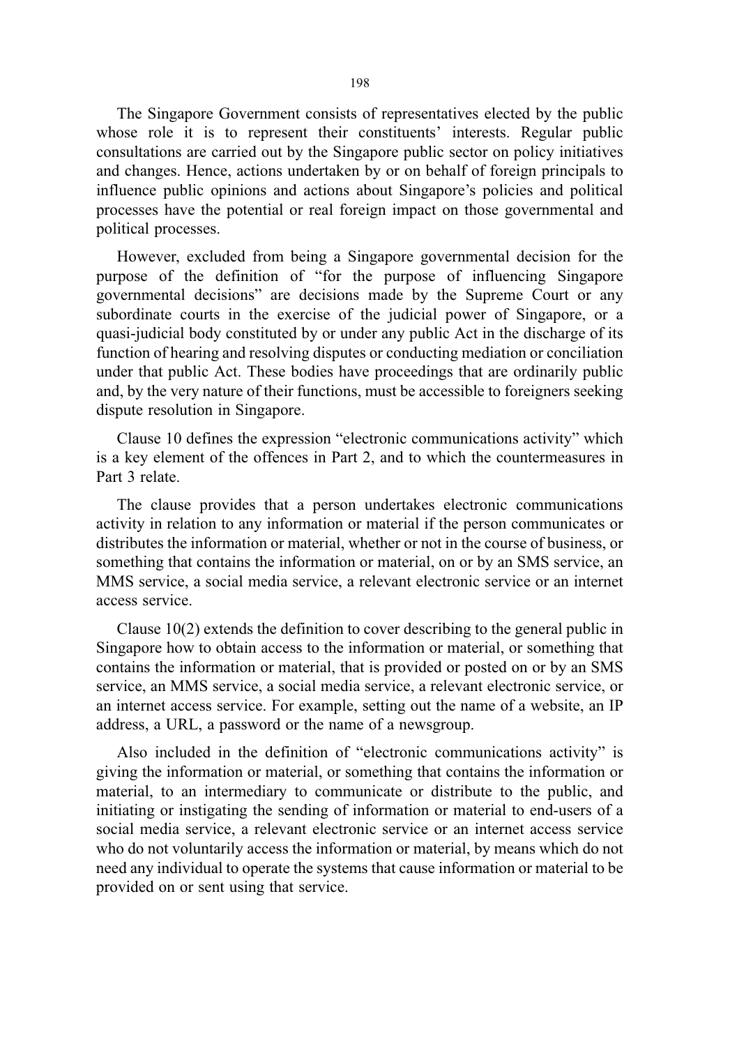The Singapore Government consists of representatives elected by the public whose role it is to represent their constituents' interests. Regular public consultations are carried out by the Singapore public sector on policy initiatives and changes. Hence, actions undertaken by or on behalf of foreign principals to influence public opinions and actions about Singapore's policies and political processes have the potential or real foreign impact on those governmental and political processes.

However, excluded from being a Singapore governmental decision for the purpose of the definition of "for the purpose of influencing Singapore governmental decisions" are decisions made by the Supreme Court or any subordinate courts in the exercise of the judicial power of Singapore, or a quasi-judicial body constituted by or under any public Act in the discharge of its function of hearing and resolving disputes or conducting mediation or conciliation under that public Act. These bodies have proceedings that are ordinarily public and, by the very nature of their functions, must be accessible to foreigners seeking dispute resolution in Singapore.

Clause 10 defines the expression "electronic communications activity" which is a key element of the offences in Part 2, and to which the countermeasures in Part 3 relate.

The clause provides that a person undertakes electronic communications activity in relation to any information or material if the person communicates or distributes the information or material, whether or not in the course of business, or something that contains the information or material, on or by an SMS service, an MMS service, a social media service, a relevant electronic service or an internet access service.

Clause 10(2) extends the definition to cover describing to the general public in Singapore how to obtain access to the information or material, or something that contains the information or material, that is provided or posted on or by an SMS service, an MMS service, a social media service, a relevant electronic service, or an internet access service. For example, setting out the name of a website, an IP address, a URL, a password or the name of a newsgroup.

Also included in the definition of "electronic communications activity" is giving the information or material, or something that contains the information or material, to an intermediary to communicate or distribute to the public, and initiating or instigating the sending of information or material to end-users of a social media service, a relevant electronic service or an internet access service who do not voluntarily access the information or material, by means which do not need any individual to operate the systems that cause information or material to be provided on or sent using that service.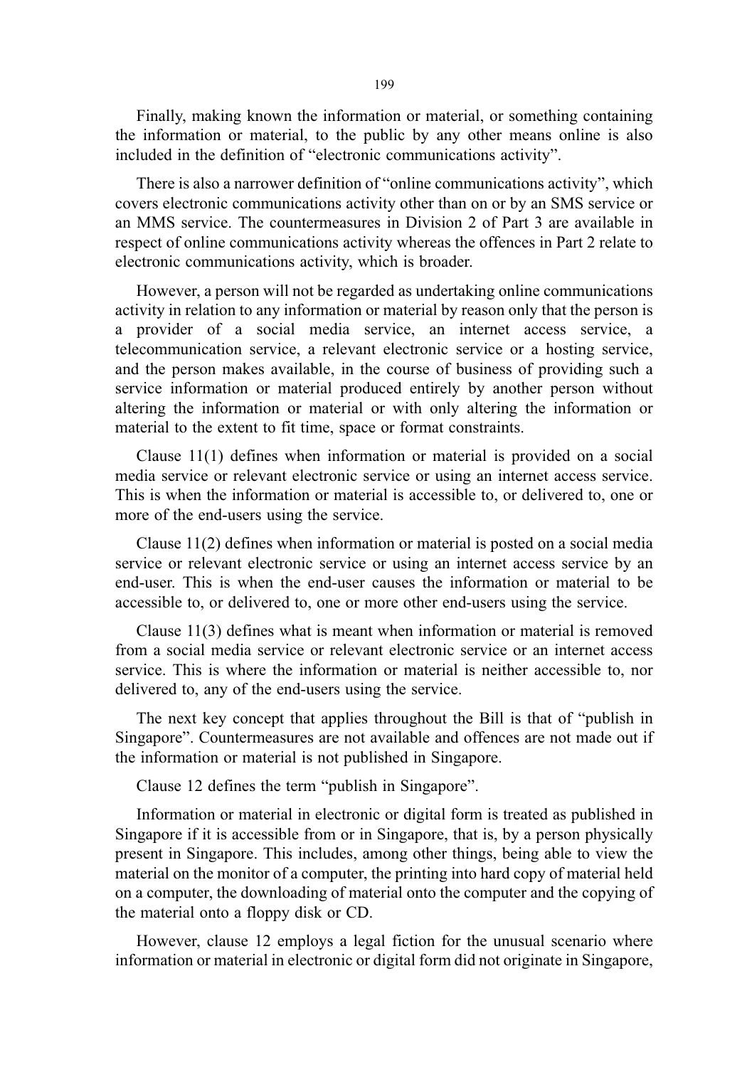Finally, making known the information or material, or something containing the information or material, to the public by any other means online is also included in the definition of "electronic communications activity".

There is also a narrower definition of "online communications activity", which covers electronic communications activity other than on or by an SMS service or an MMS service. The countermeasures in Division 2 of Part 3 are available in respect of online communications activity whereas the offences in Part 2 relate to electronic communications activity, which is broader.

However, a person will not be regarded as undertaking online communications activity in relation to any information or material by reason only that the person is a provider of a social media service, an internet access service, a telecommunication service, a relevant electronic service or a hosting service, and the person makes available, in the course of business of providing such a service information or material produced entirely by another person without altering the information or material or with only altering the information or material to the extent to fit time, space or format constraints.

Clause 11(1) defines when information or material is provided on a social media service or relevant electronic service or using an internet access service. This is when the information or material is accessible to, or delivered to, one or more of the end-users using the service.

Clause 11(2) defines when information or material is posted on a social media service or relevant electronic service or using an internet access service by an end-user. This is when the end-user causes the information or material to be accessible to, or delivered to, one or more other end-users using the service.

Clause 11(3) defines what is meant when information or material is removed from a social media service or relevant electronic service or an internet access service. This is where the information or material is neither accessible to, nor delivered to, any of the end-users using the service.

The next key concept that applies throughout the Bill is that of "publish in Singapore". Countermeasures are not available and offences are not made out if the information or material is not published in Singapore.

Clause 12 defines the term "publish in Singapore".

Information or material in electronic or digital form is treated as published in Singapore if it is accessible from or in Singapore, that is, by a person physically present in Singapore. This includes, among other things, being able to view the material on the monitor of a computer, the printing into hard copy of material held on a computer, the downloading of material onto the computer and the copying of the material onto a floppy disk or CD.

However, clause 12 employs a legal fiction for the unusual scenario where information or material in electronic or digital form did not originate in Singapore,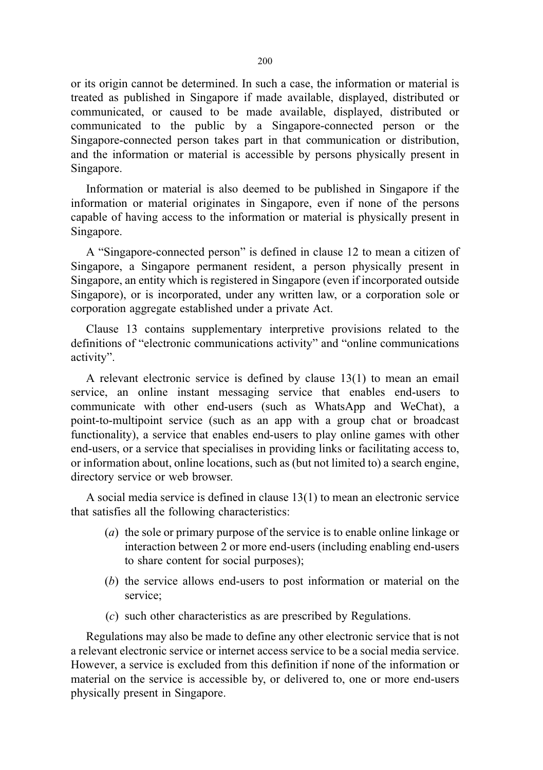or its origin cannot be determined. In such a case, the information or material is treated as published in Singapore if made available, displayed, distributed or communicated, or caused to be made available, displayed, distributed or communicated to the public by a Singapore-connected person or the Singapore-connected person takes part in that communication or distribution, and the information or material is accessible by persons physically present in Singapore.

Information or material is also deemed to be published in Singapore if the information or material originates in Singapore, even if none of the persons capable of having access to the information or material is physically present in Singapore.

A "Singapore-connected person" is defined in clause 12 to mean a citizen of Singapore, a Singapore permanent resident, a person physically present in Singapore, an entity which is registered in Singapore (even if incorporated outside Singapore), or is incorporated, under any written law, or a corporation sole or corporation aggregate established under a private Act.

Clause 13 contains supplementary interpretive provisions related to the definitions of "electronic communications activity" and "online communications activity".

A relevant electronic service is defined by clause 13(1) to mean an email service, an online instant messaging service that enables end-users to communicate with other end-users (such as WhatsApp and WeChat), a point-to-multipoint service (such as an app with a group chat or broadcast functionality), a service that enables end-users to play online games with other end-users, or a service that specialises in providing links or facilitating access to, or information about, online locations, such as (but not limited to) a search engine, directory service or web browser.

A social media service is defined in clause 13(1) to mean an electronic service that satisfies all the following characteristics:

(*a*) the sole or primary purpose of the service is to enable online linkage or interaction between 2 or more end-users (including enabling end-users to share content for social purposes);

(*b*) the service allows end-users to post information or material on the service;

(*c*) such other characteristics as are prescribed by Regulations.

Regulations may also be made to define any other electronic service that is not a relevant electronic service or internet access service to be a social media service. However, a service is excluded from this definition if none of the information or material on the service is accessible by, or delivered to, one or more end-users physically present in Singapore.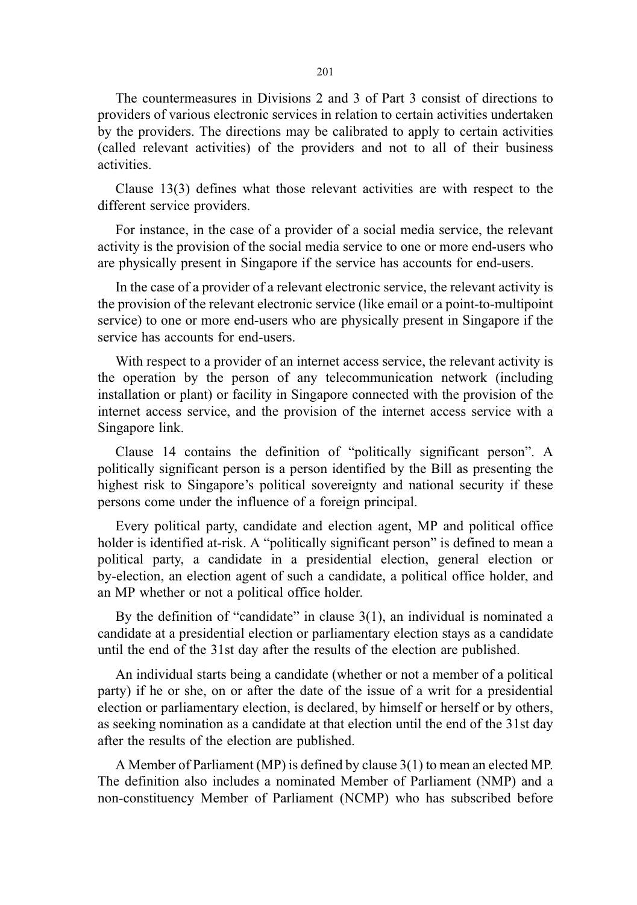The countermeasures in Divisions 2 and 3 of Part 3 consist of directions to providers of various electronic services in relation to certain activities undertaken by the providers. The directions may be calibrated to apply to certain activities (called relevant activities) of the providers and not to all of their business activities.

Clause 13(3) defines what those relevant activities are with respect to the different service providers.

For instance, in the case of a provider of a social media service, the relevant activity is the provision of the social media service to one or more end-users who are physically present in Singapore if the service has accounts for end-users.

In the case of a provider of a relevant electronic service, the relevant activity is the provision of the relevant electronic service (like email or a point-to-multipoint service) to one or more end-users who are physically present in Singapore if the service has accounts for end-users.

With respect to a provider of an internet access service, the relevant activity is the operation by the person of any telecommunication network (including installation or plant) or facility in Singapore connected with the provision of the internet access service, and the provision of the internet access service with a Singapore link.

Clause 14 contains the definition of "politically significant person". A politically significant person is a person identified by the Bill as presenting the highest risk to Singapore's political sovereignty and national security if these persons come under the influence of a foreign principal.

Every political party, candidate and election agent, MP and political office holder is identified at-risk. A "politically significant person" is defined to mean a political party, a candidate in a presidential election, general election or by-election, an election agent of such a candidate, a political office holder, and an MP whether or not a political office holder.

By the definition of "candidate" in clause 3(1), an individual is nominated a candidate at a presidential election or parliamentary election stays as a candidate until the end of the 31st day after the results of the election are published.

An individual starts being a candidate (whether or not a member of a political party) if he or she, on or after the date of the issue of a writ for a presidential election or parliamentary election, is declared, by himself or herself or by others, as seeking nomination as a candidate at that election until the end of the 31st day after the results of the election are published.

A Member of Parliament (MP) is defined by clause 3(1) to mean an elected MP. The definition also includes a nominated Member of Parliament (NMP) and a non-constituency Member of Parliament (NCMP) who has subscribed before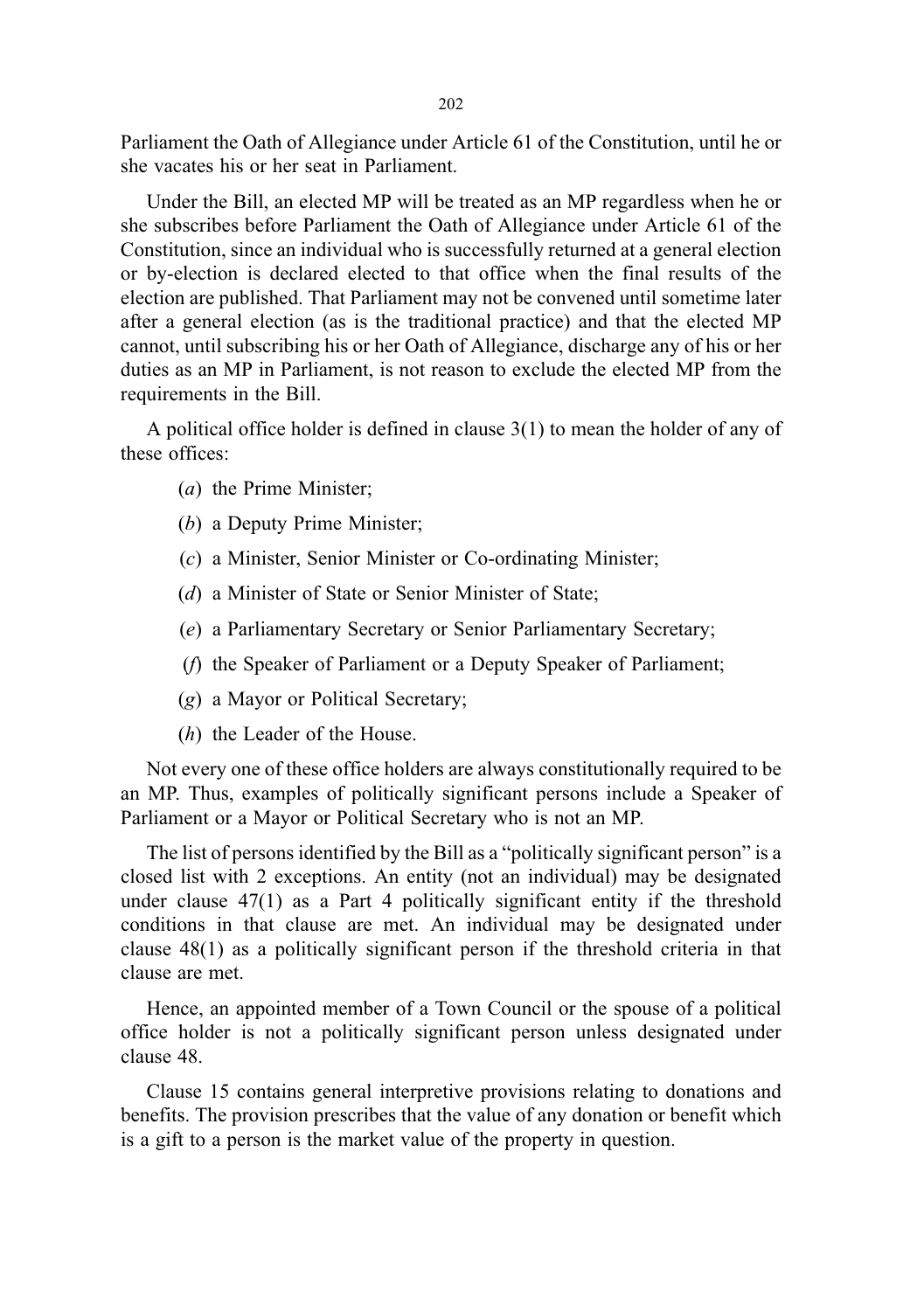Parliament the Oath of Allegiance under Article 61 of the Constitution, until he or she vacates his or her seat in Parliament.

Under the Bill, an elected MP will be treated as an MP regardless when he or she subscribes before Parliament the Oath of Allegiance under Article 61 of the Constitution, since an individual who is successfully returned at a general election or by-election is declared elected to that office when the final results of the election are published. That Parliament may not be convened until sometime later after a general election (as is the traditional practice) and that the elected MP cannot, until subscribing his or her Oath of Allegiance, discharge any of his or her duties as an MP in Parliament, is not reason to exclude the elected MP from the requirements in the Bill.

A political office holder is defined in clause 3(1) to mean the holder of any of these offices:

(*a*) the Prime Minister;

(*b*) a Deputy Prime Minister;

(*c*) a Minister, Senior Minister or Co-ordinating Minister;

(*d*) a Minister of State or Senior Minister of State;

(*e*) a Parliamentary Secretary or Senior Parliamentary Secretary;

(*f*) the Speaker of Parliament or a Deputy Speaker of Parliament;

(*g*) a Mayor or Political Secretary;

(*h*) the Leader of the House.

Not every one of these office holders are always constitutionally required to be an MP. Thus, examples of politically significant persons include a Speaker of Parliament or a Mayor or Political Secretary who is not an MP.

The list of persons identified by the Bill as a "politically significant person" is a closed list with 2 exceptions. An entity (not an individual) may be designated under clause 47(1) as a Part 4 politically significant entity if the threshold conditions in that clause are met. An individual may be designated under clause 48(1) as a politically significant person if the threshold criteria in that clause are met.

Hence, an appointed member of a Town Council or the spouse of a political office holder is not a politically significant person unless designated under clause 48.

Clause 15 contains general interpretive provisions relating to donations and benefits. The provision prescribes that the value of any donation or benefit which is a gift to a person is the market value of the property in question.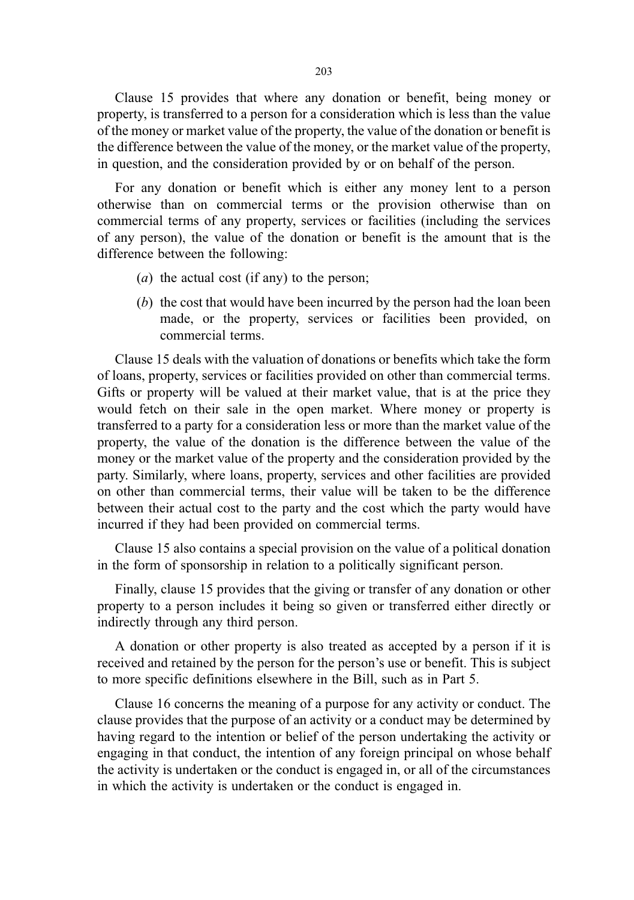Clause 15 provides that where any donation or benefit, being money or property, is transferred to a person for a consideration which is less than the value of the money or market value of the property, the value of the donation or benefit is the difference between the value of the money, or the market value of the property, in question, and the consideration provided by or on behalf of the person.

For any donation or benefit which is either any money lent to a person otherwise than on commercial terms or the provision otherwise than on commercial terms of any property, services or facilities (including the services of any person), the value of the donation or benefit is the amount that is the difference between the following:

(*a*) the actual cost (if any) to the person;

(*b*) the cost that would have been incurred by the person had the loan been made, or the property, services or facilities been provided, on commercial terms.

Clause 15 deals with the valuation of donations or benefits which take the form of loans, property, services or facilities provided on other than commercial terms. Gifts or property will be valued at their market value, that is at the price they would fetch on their sale in the open market. Where money or property is transferred to a party for a consideration less or more than the market value of the property, the value of the donation is the difference between the value of the money or the market value of the property and the consideration provided by the party. Similarly, where loans, property, services and other facilities are provided on other than commercial terms, their value will be taken to be the difference between their actual cost to the party and the cost which the party would have incurred if they had been provided on commercial terms.

Clause 15 also contains a special provision on the value of a political donation in the form of sponsorship in relation to a politically significant person.

Finally, clause 15 provides that the giving or transfer of any donation or other property to a person includes it being so given or transferred either directly or indirectly through any third person.

A donation or other property is also treated as accepted by a person if it is received and retained by the person for the person's use or benefit. This is subject to more specific definitions elsewhere in the Bill, such as in Part 5.

Clause 16 concerns the meaning of a purpose for any activity or conduct. The clause provides that the purpose of an activity or a conduct may be determined by having regard to the intention or belief of the person undertaking the activity or engaging in that conduct, the intention of any foreign principal on whose behalf the activity is undertaken or the conduct is engaged in, or all of the circumstances in which the activity is undertaken or the conduct is engaged in.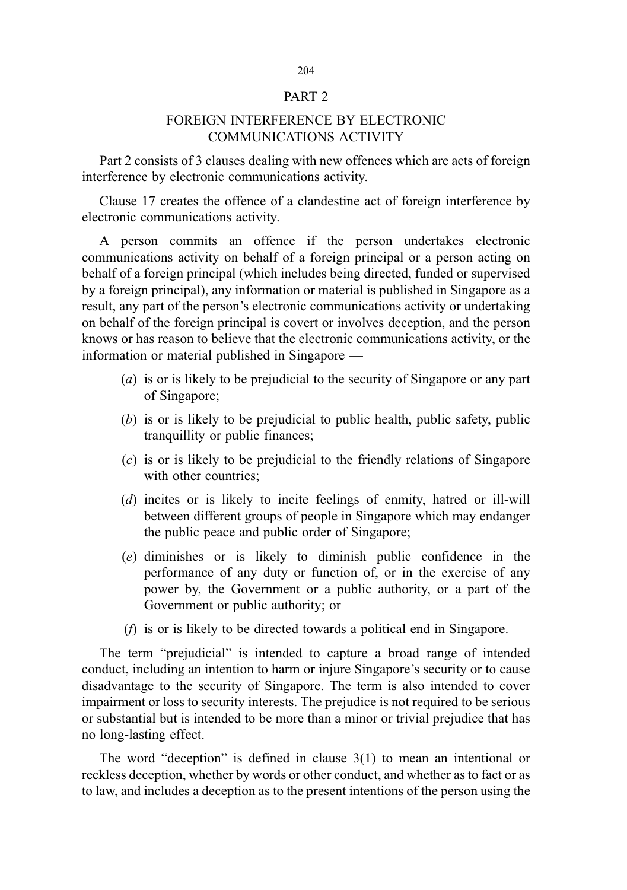## PART 2

## FOREIGN INTERFERENCE BY ELECTRONIC COMMUNICATIONS ACTIVITY

Part 2 consists of 3 clauses dealing with new offences which are acts of foreign interference by electronic communications activity.

Clause 17 creates the offence of a clandestine act of foreign interference by electronic communications activity.

A person commits an offence if the person undertakes electronic communications activity on behalf of a foreign principal or a person acting on behalf of a foreign principal (which includes being directed, funded or supervised by a foreign principal), any information or material is published in Singapore as a result, any part of the person's electronic communications activity or undertaking on behalf of the foreign principal is covert or involves deception, and the person knows or has reason to believe that the electronic communications activity, or the information or material published in Singapore —

(*a*) is or is likely to be prejudicial to the security of Singapore or any part of Singapore;

(*b*) is or is likely to be prejudicial to public health, public safety, public tranquillity or public finances;

(*c*) is or is likely to be prejudicial to the friendly relations of Singapore with other countries;

(*d*) incites or is likely to incite feelings of enmity, hatred or ill-will between different groups of people in Singapore which may endanger the public peace and public order of Singapore;

(*e*) diminishes or is likely to diminish public confidence in the performance of any duty or function of, or in the exercise of any power by, the Government or a public authority, or a part of the Government or public authority; or

(*f*) is or is likely to be directed towards a political end in Singapore.

The term "prejudicial" is intended to capture a broad range of intended conduct, including an intention to harm or injure Singapore's security or to cause disadvantage to the security of Singapore. The term is also intended to cover impairment or loss to security interests. The prejudice is not required to be serious or substantial but is intended to be more than a minor or trivial prejudice that has no long-lasting effect.

The word "deception" is defined in clause 3(1) to mean an intentional or reckless deception, whether by words or other conduct, and whether as to fact or as to law, and includes a deception as to the present intentions of the person using the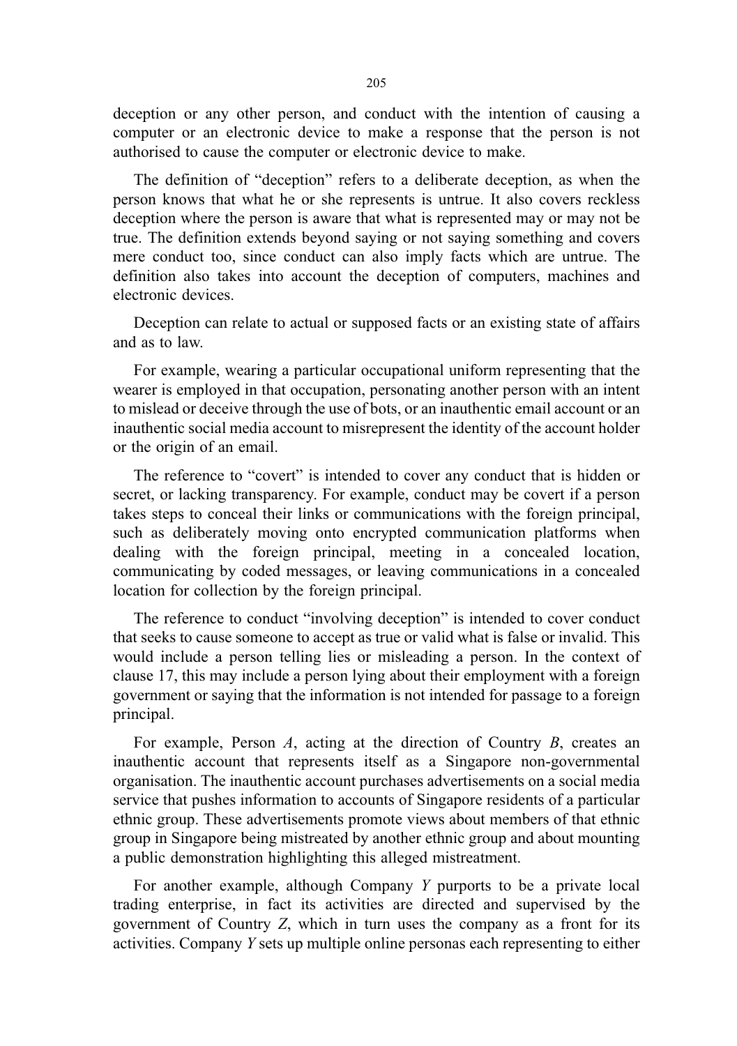deception or any other person, and conduct with the intention of causing a computer or an electronic device to make a response that the person is not authorised to cause the computer or electronic device to make.

The definition of "deception" refers to a deliberate deception, as when the person knows that what he or she represents is untrue. It also covers reckless deception where the person is aware that what is represented may or may not be true. The definition extends beyond saying or not saying something and covers mere conduct too, since conduct can also imply facts which are untrue. The definition also takes into account the deception of computers, machines and electronic devices.

Deception can relate to actual or supposed facts or an existing state of affairs and as to law.

For example, wearing a particular occupational uniform representing that the wearer is employed in that occupation, personating another person with an intent to mislead or deceive through the use of bots, or an inauthentic email account or an inauthentic social media account to misrepresent the identity of the account holder or the origin of an email.

The reference to "covert" is intended to cover any conduct that is hidden or secret, or lacking transparency. For example, conduct may be covert if a person takes steps to conceal their links or communications with the foreign principal, such as deliberately moving onto encrypted communication platforms when dealing with the foreign principal, meeting in a concealed location, communicating by coded messages, or leaving communications in a concealed location for collection by the foreign principal.

The reference to conduct "involving deception" is intended to cover conduct that seeks to cause someone to accept as true or valid what is false or invalid. This would include a person telling lies or misleading a person. In the context of clause 17, this may include a person lying about their employment with a foreign government or saying that the information is not intended for passage to a foreign principal.

For example, Person *A*, acting at the direction of Country *B*, creates an inauthentic account that represents itself as a Singapore non-governmental organisation. The inauthentic account purchases advertisements on a social media service that pushes information to accounts of Singapore residents of a particular ethnic group. These advertisements promote views about members of that ethnic group in Singapore being mistreated by another ethnic group and about mounting a public demonstration highlighting this alleged mistreatment.

For another example, although Company *Y* purports to be a private local trading enterprise, in fact its activities are directed and supervised by the government of Country *Z*, which in turn uses the company as a front for its activities. Company *Y* sets up multiple online personas each representing to either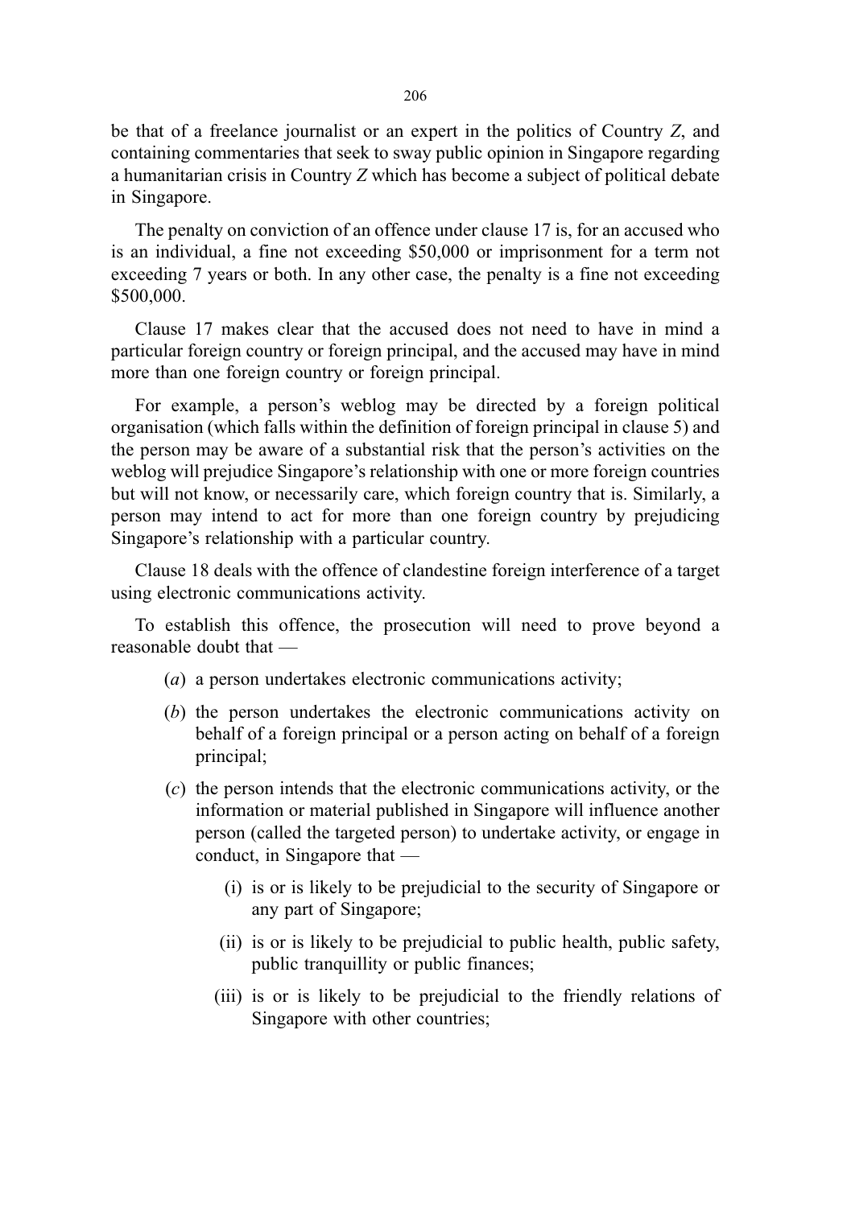be that of a freelance journalist or an expert in the politics of Country *Z*, and containing commentaries that seek to sway public opinion in Singapore regarding a humanitarian crisis in Country *Z* which has become a subject of political debate in Singapore.

The penalty on conviction of an offence under clause 17 is, for an accused who is an individual, a fine not exceeding $50,000 or imprisonment for a term not exceeding 7 years or both. In any other case, the penalty is a fine not exceeding $500,000.

Clause 17 makes clear that the accused does not need to have in mind a particular foreign country or foreign principal, and the accused may have in mind more than one foreign country or foreign principal.

For example, a person's weblog may be directed by a foreign political organisation (which falls within the definition of foreign principal in clause 5) and the person may be aware of a substantial risk that the person's activities on the weblog will prejudice Singapore's relationship with one or more foreign countries but will not know, or necessarily care, which foreign country that is. Similarly, a person may intend to act for more than one foreign country by prejudicing Singapore's relationship with a particular country.

Clause 18 deals with the offence of clandestine foreign interference of a target using electronic communications activity.

To establish this offence, the prosecution will need to prove beyond a reasonable doubt that —

(*a*) a person undertakes electronic communications activity;

(*b*) the person undertakes the electronic communications activity on behalf of a foreign principal or a person acting on behalf of a foreign principal;

(*c*) the person intends that the electronic communications activity, or the information or material published in Singapore will influence another person (called the targeted person) to undertake activity, or engage in conduct, in Singapore that —

- (i) is or is likely to be prejudicial to the security of Singapore or any part of Singapore;
- (ii) is or is likely to be prejudicial to public health, public safety, public tranquillity or public finances;
- (iii) is or is likely to be prejudicial to the friendly relations of Singapore with other countries;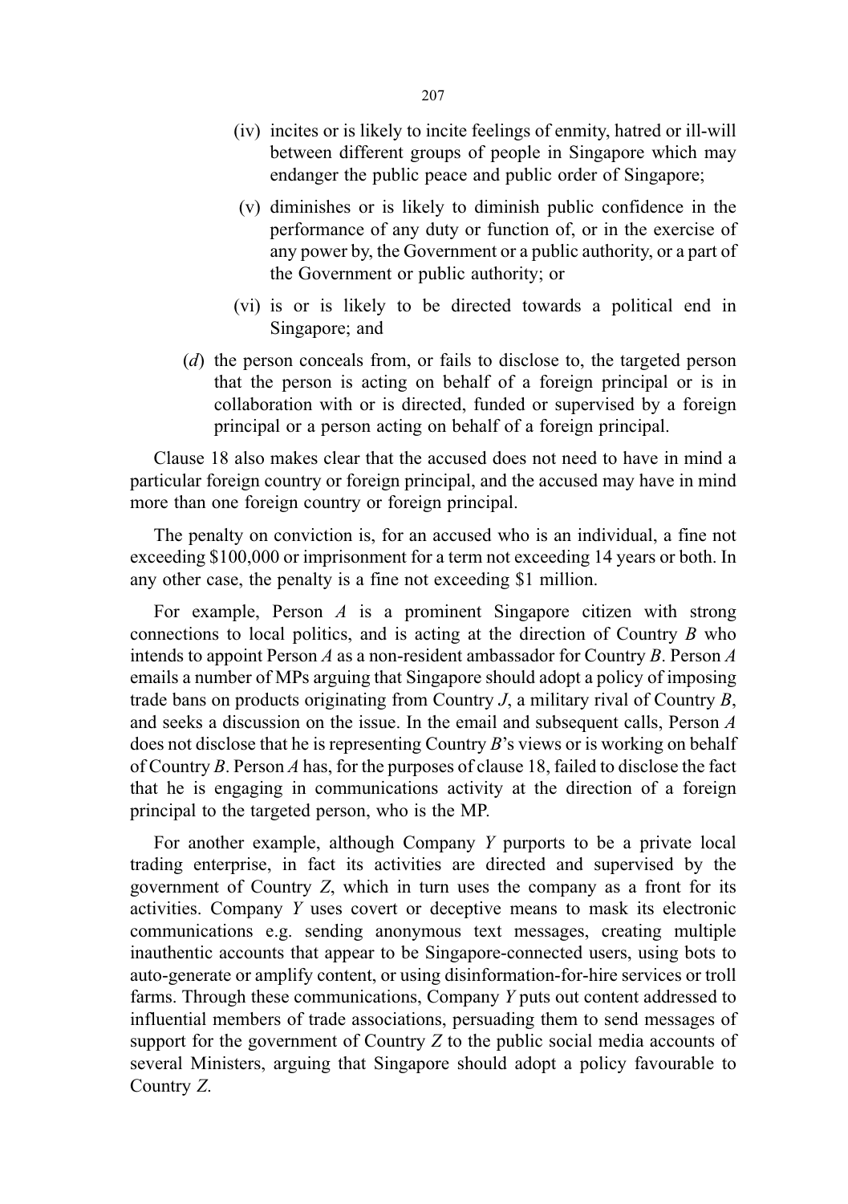(iv) incites or is likely to incite feelings of enmity, hatred or ill-will between different groups of people in Singapore which may endanger the public peace and public order of Singapore;

(v) diminishes or is likely to diminish public confidence in the performance of any duty or function of, or in the exercise of any power by, the Government or a public authority, or a part of the Government or public authority; or

(vi) is or is likely to be directed towards a political end in Singapore; and

(*d*) the person conceals from, or fails to disclose to, the targeted person that the person is acting on behalf of a foreign principal or is in collaboration with or is directed, funded or supervised by a foreign principal or a person acting on behalf of a foreign principal.

Clause 18 also makes clear that the accused does not need to have in mind a particular foreign country or foreign principal, and the accused may have in mind more than one foreign country or foreign principal.

The penalty on conviction is, for an accused who is an individual, a fine not exceeding $100,000 or imprisonment for a term not exceeding 14 years or both. In any other case, the penalty is a fine not exceeding $1 million.

For example, Person *A* is a prominent Singapore citizen with strong connections to local politics, and is acting at the direction of Country *B* who intends to appoint Person *A* as a non-resident ambassador for Country *B*. Person *A* emails a number of MPs arguing that Singapore should adopt a policy of imposing trade bans on products originating from Country *J*, a military rival of Country *B*, and seeks a discussion on the issue. In the email and subsequent calls, Person *A* does not disclose that he is representing Country *B*'s views or is working on behalf of Country *B*. Person *A* has, for the purposes of clause 18, failed to disclose the fact that he is engaging in communications activity at the direction of a foreign principal to the targeted person, who is the MP.

For another example, although Company *Y* purports to be a private local trading enterprise, in fact its activities are directed and supervised by the government of Country *Z*, which in turn uses the company as a front for its activities. Company *Y* uses covert or deceptive means to mask its electronic communications e.g. sending anonymous text messages, creating multiple inauthentic accounts that appear to be Singapore-connected users, using bots to auto-generate or amplify content, or using disinformation-for-hire services or troll farms. Through these communications, Company *Y* puts out content addressed to influential members of trade associations, persuading them to send messages of support for the government of Country *Z* to the public social media accounts of several Ministers, arguing that Singapore should adopt a policy favourable to Country *Z*.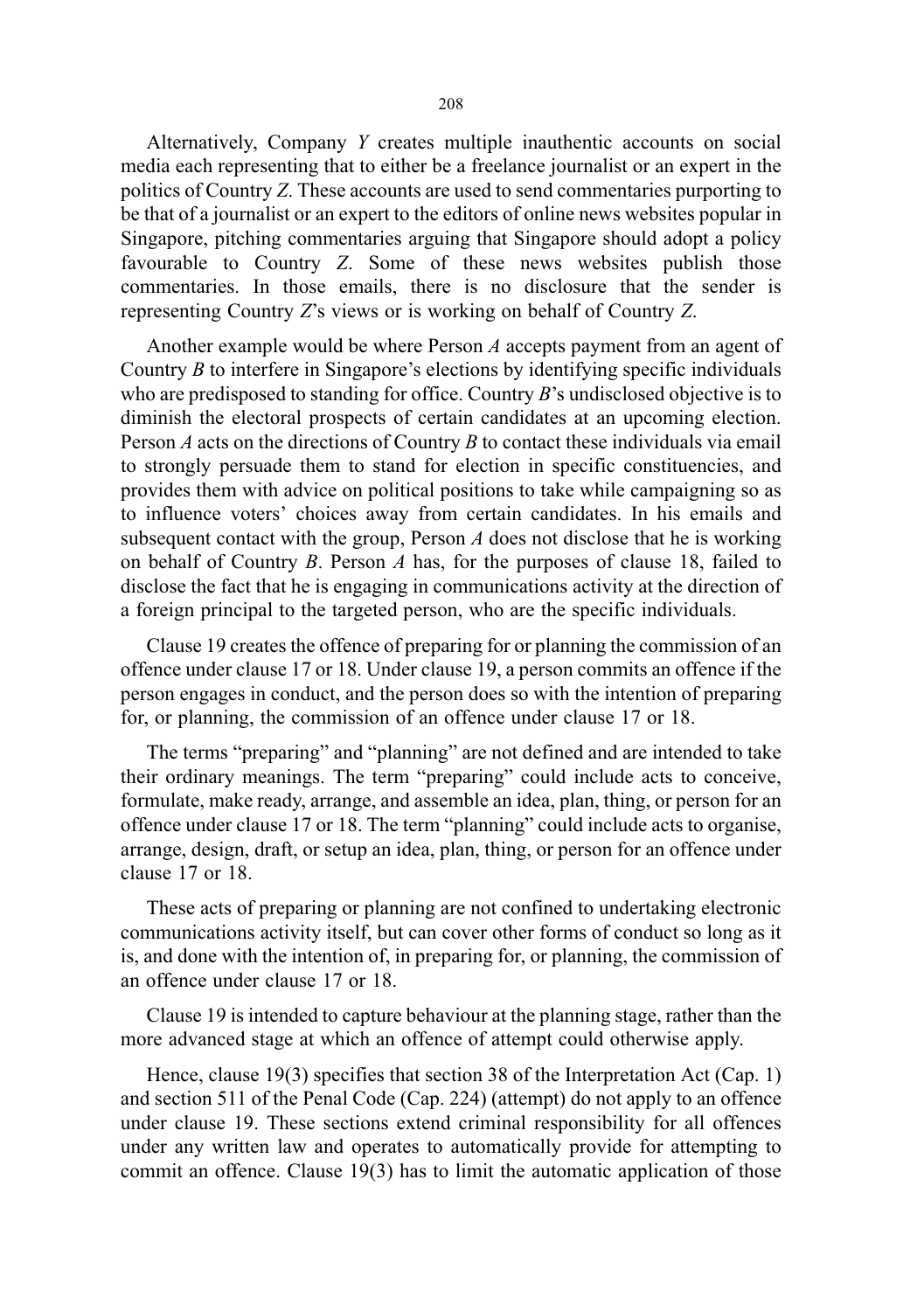Alternatively, Company *Y* creates multiple inauthentic accounts on social media each representing that to either be a freelance journalist or an expert in the politics of Country *Z*. These accounts are used to send commentaries purporting to be that of a journalist or an expert to the editors of online news websites popular in Singapore, pitching commentaries arguing that Singapore should adopt a policy favourable to Country *Z*. Some of these news websites publish those commentaries. In those emails, there is no disclosure that the sender is representing Country *Z*'s views or is working on behalf of Country *Z*.

Another example would be where Person *A* accepts payment from an agent of Country *B* to interfere in Singapore's elections by identifying specific individuals who are predisposed to standing for office. Country *B*'s undisclosed objective is to diminish the electoral prospects of certain candidates at an upcoming election. Person *A* acts on the directions of Country *B* to contact these individuals via email to strongly persuade them to stand for election in specific constituencies, and provides them with advice on political positions to take while campaigning so as to influence voters' choices away from certain candidates. In his emails and subsequent contact with the group, Person *A* does not disclose that he is working on behalf of Country *B*. Person *A* has, for the purposes of clause 18, failed to disclose the fact that he is engaging in communications activity at the direction of a foreign principal to the targeted person, who are the specific individuals.

Clause 19 creates the offence of preparing for or planning the commission of an offence under clause 17 or 18. Under clause 19, a person commits an offence if the person engages in conduct, and the person does so with the intention of preparing for, or planning, the commission of an offence under clause 17 or 18.

The terms "preparing" and "planning" are not defined and are intended to take their ordinary meanings. The term "preparing" could include acts to conceive, formulate, make ready, arrange, and assemble an idea, plan, thing, or person for an offence under clause 17 or 18. The term "planning" could include acts to organise, arrange, design, draft, or setup an idea, plan, thing, or person for an offence under clause 17 or 18.

These acts of preparing or planning are not confined to undertaking electronic communications activity itself, but can cover other forms of conduct so long as it is, and done with the intention of, in preparing for, or planning, the commission of an offence under clause 17 or 18.

Clause 19 is intended to capture behaviour at the planning stage, rather than the more advanced stage at which an offence of attempt could otherwise apply.

Hence, clause 19(3) specifies that section 38 of the Interpretation Act (Cap. 1) and section 511 of the Penal Code (Cap. 224) (attempt) do not apply to an offence under clause 19. These sections extend criminal responsibility for all offences under any written law and operates to automatically provide for attempting to commit an offence. Clause 19(3) has to limit the automatic application of those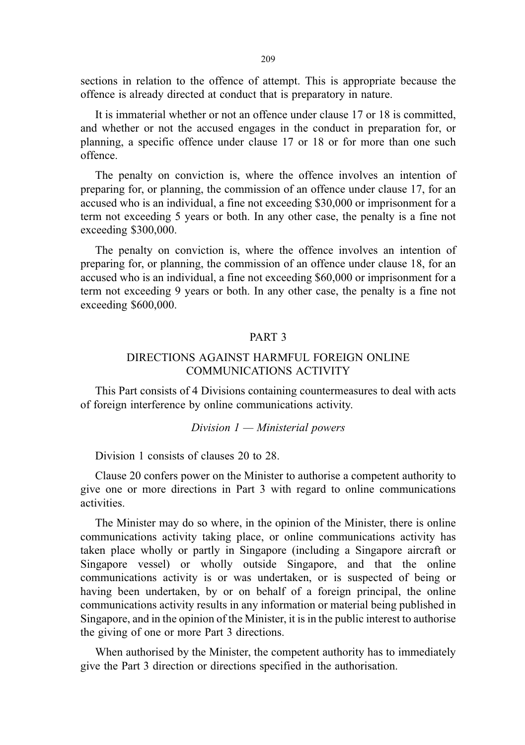sections in relation to the offence of attempt. This is appropriate because the offence is already directed at conduct that is preparatory in nature.

It is immaterial whether or not an offence under clause 17 or 18 is committed, and whether or not the accused engages in the conduct in preparation for, or planning, a specific offence under clause 17 or 18 or for more than one such offence.

The penalty on conviction is, where the offence involves an intention of preparing for, or planning, the commission of an offence under clause 17, for an accused who is an individual, a fine not exceeding $30,000 or imprisonment for a term not exceeding 5 years or both. In any other case, the penalty is a fine not exceeding $300,000.

The penalty on conviction is, where the offence involves an intention of preparing for, or planning, the commission of an offence under clause 18, for an accused who is an individual, a fine not exceeding $60,000 or imprisonment for a term not exceeding 9 years or both. In any other case, the penalty is a fine not exceeding $600,000.

## PART 3

## DIRECTIONS AGAINST HARMFUL FOREIGN ONLINE COMMUNICATIONS ACTIVITY

This Part consists of 4 Divisions containing countermeasures to deal with acts of foreign interference by online communications activity.

### *Division 1 — Ministerial powers*

Division 1 consists of clauses 20 to 28.

Clause 20 confers power on the Minister to authorise a competent authority to give one or more directions in Part 3 with regard to online communications activities.

The Minister may do so where, in the opinion of the Minister, there is online communications activity taking place, or online communications activity has taken place wholly or partly in Singapore (including a Singapore aircraft or Singapore vessel) or wholly outside Singapore, and that the online communications activity is or was undertaken, or is suspected of being or having been undertaken, by or on behalf of a foreign principal, the online communications activity results in any information or material being published in Singapore, and in the opinion of the Minister, it is in the public interest to authorise the giving of one or more Part 3 directions.

When authorised by the Minister, the competent authority has to immediately give the Part 3 direction or directions specified in the authorisation.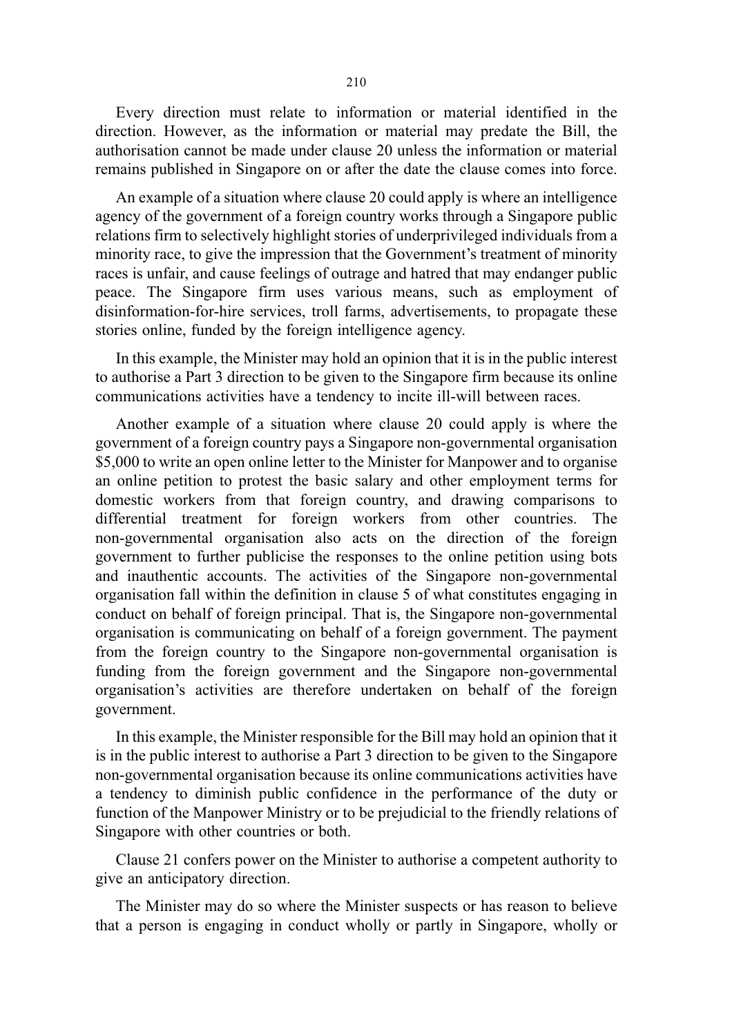Every direction must relate to information or material identified in the direction. However, as the information or material may predate the Bill, the authorisation cannot be made under clause 20 unless the information or material remains published in Singapore on or after the date the clause comes into force.

An example of a situation where clause 20 could apply is where an intelligence agency of the government of a foreign country works through a Singapore public relations firm to selectively highlight stories of underprivileged individuals from a minority race, to give the impression that the Government's treatment of minority races is unfair, and cause feelings of outrage and hatred that may endanger public peace. The Singapore firm uses various means, such as employment of disinformation-for-hire services, troll farms, advertisements, to propagate these stories online, funded by the foreign intelligence agency.

In this example, the Minister may hold an opinion that it is in the public interest to authorise a Part 3 direction to be given to the Singapore firm because its online communications activities have a tendency to incite ill-will between races.

Another example of a situation where clause 20 could apply is where the government of a foreign country pays a Singapore non-governmental organisation $5,000 to write an open online letter to the Minister for Manpower and to organise an online petition to protest the basic salary and other employment terms for domestic workers from that foreign country, and drawing comparisons to differential treatment for foreign workers from other countries. The non-governmental organisation also acts on the direction of the foreign government to further publicise the responses to the online petition using bots and inauthentic accounts. The activities of the Singapore non-governmental organisation fall within the definition in clause 5 of what constitutes engaging in conduct on behalf of foreign principal. That is, the Singapore non-governmental organisation is communicating on behalf of a foreign government. The payment from the foreign country to the Singapore non-governmental organisation is funding from the foreign government and the Singapore non-governmental organisation's activities are therefore undertaken on behalf of the foreign government.

In this example, the Minister responsible for the Bill may hold an opinion that it is in the public interest to authorise a Part 3 direction to be given to the Singapore non-governmental organisation because its online communications activities have a tendency to diminish public confidence in the performance of the duty or function of the Manpower Ministry or to be prejudicial to the friendly relations of Singapore with other countries or both.

Clause 21 confers power on the Minister to authorise a competent authority to give an anticipatory direction.

The Minister may do so where the Minister suspects or has reason to believe that a person is engaging in conduct wholly or partly in Singapore, wholly or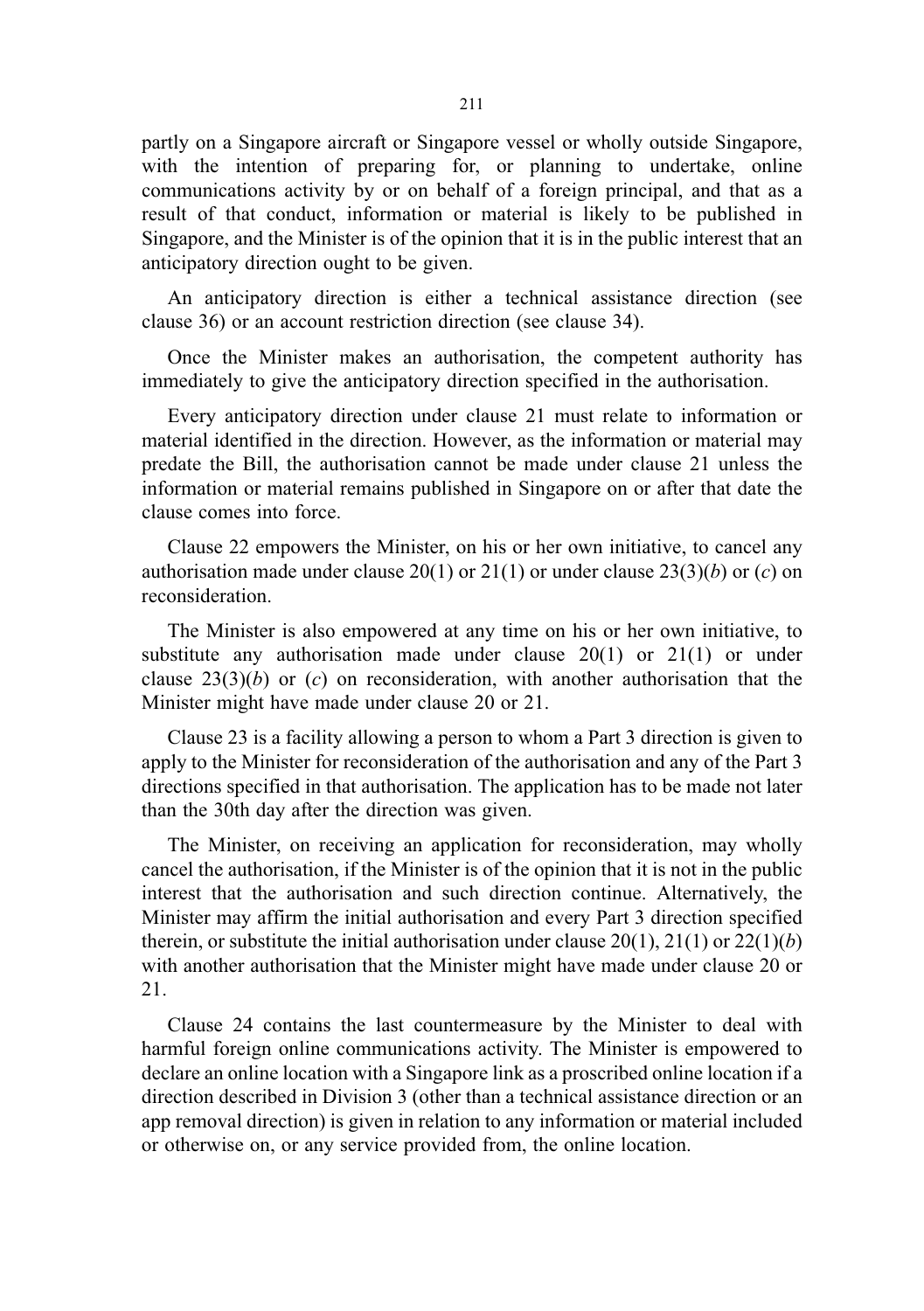partly on a Singapore aircraft or Singapore vessel or wholly outside Singapore, with the intention of preparing for, or planning to undertake, online communications activity by or on behalf of a foreign principal, and that as a result of that conduct, information or material is likely to be published in Singapore, and the Minister is of the opinion that it is in the public interest that an anticipatory direction ought to be given.

An anticipatory direction is either a technical assistance direction (see clause 36) or an account restriction direction (see clause 34).

Once the Minister makes an authorisation, the competent authority has immediately to give the anticipatory direction specified in the authorisation.

Every anticipatory direction under clause 21 must relate to information or material identified in the direction. However, as the information or material may predate the Bill, the authorisation cannot be made under clause 21 unless the information or material remains published in Singapore on or after that date the clause comes into force.

Clause 22 empowers the Minister, on his or her own initiative, to cancel any authorisation made under clause 20(1) or 21(1) or under clause 23(3)(*b*) or (*c*) on reconsideration.

The Minister is also empowered at any time on his or her own initiative, to substitute any authorisation made under clause 20(1) or 21(1) or under clause 23(3)(*b*) or (*c*) on reconsideration, with another authorisation that the Minister might have made under clause 20 or 21.

Clause 23 is a facility allowing a person to whom a Part 3 direction is given to apply to the Minister for reconsideration of the authorisation and any of the Part 3 directions specified in that authorisation. The application has to be made not later than the 30th day after the direction was given.

The Minister, on receiving an application for reconsideration, may wholly cancel the authorisation, if the Minister is of the opinion that it is not in the public interest that the authorisation and such direction continue. Alternatively, the Minister may affirm the initial authorisation and every Part 3 direction specified therein, or substitute the initial authorisation under clause 20(1), 21(1) or 22(1)(*b*) with another authorisation that the Minister might have made under clause 20 or 21.

Clause 24 contains the last countermeasure by the Minister to deal with harmful foreign online communications activity. The Minister is empowered to declare an online location with a Singapore link as a proscribed online location if a direction described in Division 3 (other than a technical assistance direction or an app removal direction) is given in relation to any information or material included or otherwise on, or any service provided from, the online location.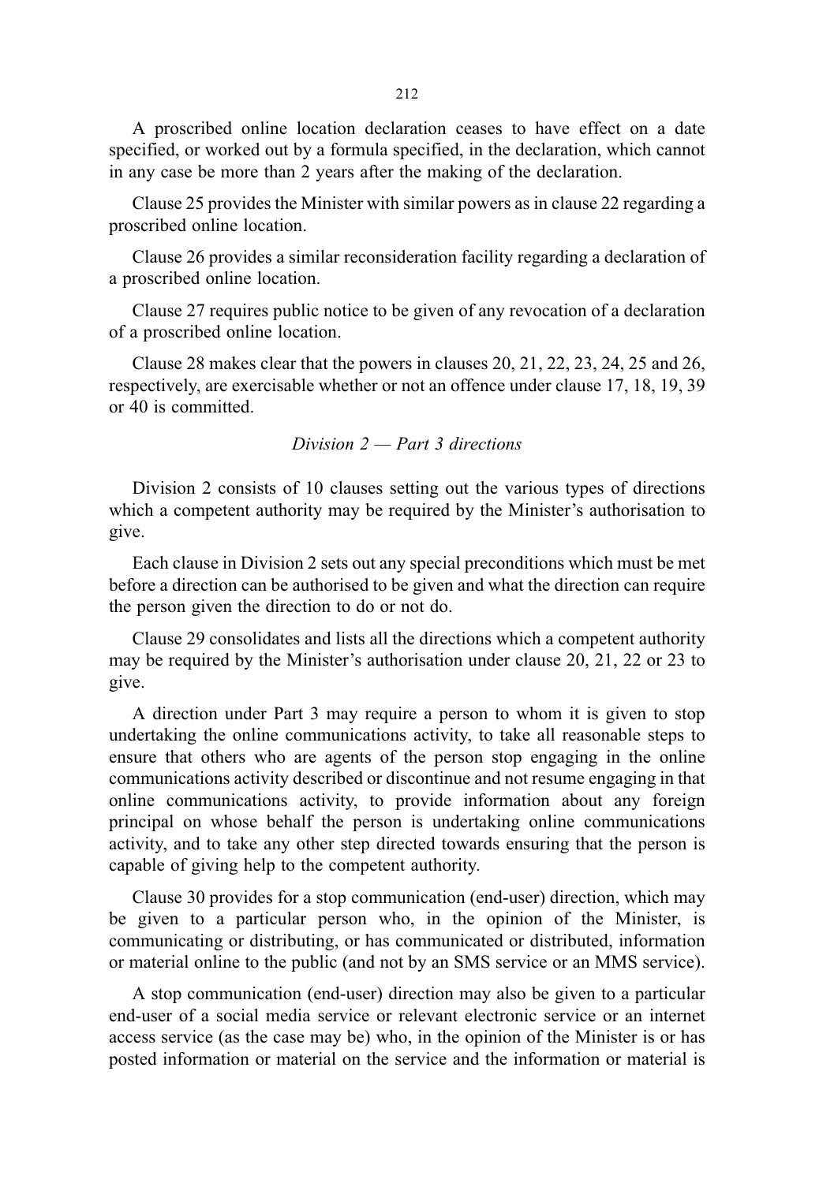A proscribed online location declaration ceases to have effect on a date specified, or worked out by a formula specified, in the declaration, which cannot in any case be more than 2 years after the making of the declaration.

Clause 25 provides the Minister with similar powers as in clause 22 regarding a proscribed online location.

Clause 26 provides a similar reconsideration facility regarding a declaration of a proscribed online location.

Clause 27 requires public notice to be given of any revocation of a declaration of a proscribed online location.

Clause 28 makes clear that the powers in clauses 20, 21, 22, 23, 24, 25 and 26, respectively, are exercisable whether or not an offence under clause 17, 18, 19, 39 or 40 is committed.

*Division 2 — Part 3 directions*

Division 2 consists of 10 clauses setting out the various types of directions which a competent authority may be required by the Minister's authorisation to give.

Each clause in Division 2 sets out any special preconditions which must be met before a direction can be authorised to be given and what the direction can require the person given the direction to do or not do.

Clause 29 consolidates and lists all the directions which a competent authority may be required by the Minister's authorisation under clause 20, 21, 22 or 23 to give.

A direction under Part 3 may require a person to whom it is given to stop undertaking the online communications activity, to take all reasonable steps to ensure that others who are agents of the person stop engaging in the online communications activity described or discontinue and not resume engaging in that online communications activity, to provide information about any foreign principal on whose behalf the person is undertaking online communications activity, and to take any other step directed towards ensuring that the person is capable of giving help to the competent authority.

Clause 30 provides for a stop communication (end-user) direction, which may be given to a particular person who, in the opinion of the Minister, is communicating or distributing, or has communicated or distributed, information or material online to the public (and not by an SMS service or an MMS service).

A stop communication (end-user) direction may also be given to a particular end-user of a social media service or relevant electronic service or an internet access service (as the case may be) who, in the opinion of the Minister is or has posted information or material on the service and the information or material is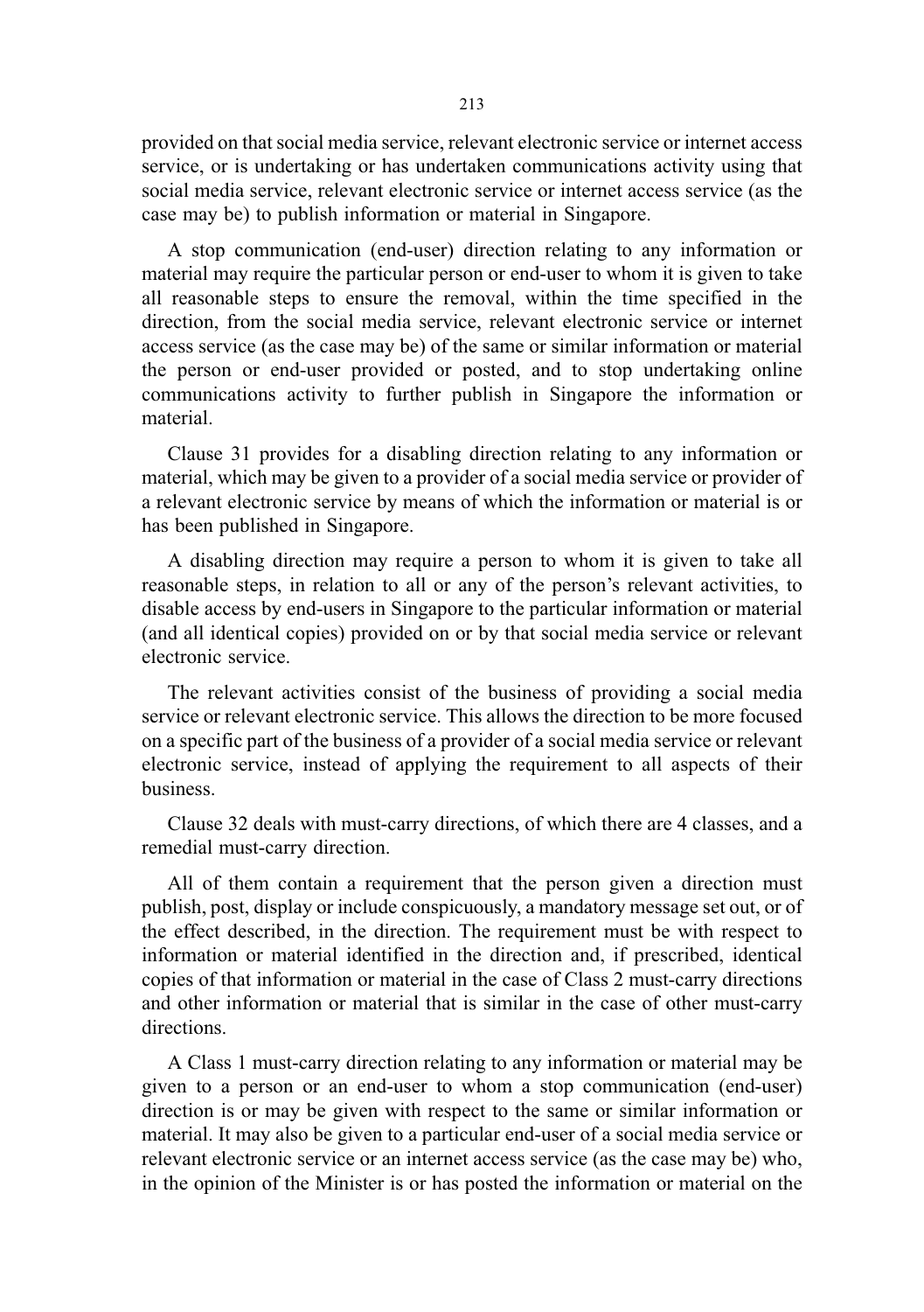provided on that social media service, relevant electronic service or internet access service, or is undertaking or has undertaken communications activity using that social media service, relevant electronic service or internet access service (as the case may be) to publish information or material in Singapore.

A stop communication (end-user) direction relating to any information or material may require the particular person or end-user to whom it is given to take all reasonable steps to ensure the removal, within the time specified in the direction, from the social media service, relevant electronic service or internet access service (as the case may be) of the same or similar information or material the person or end-user provided or posted, and to stop undertaking online communications activity to further publish in Singapore the information or material.

Clause 31 provides for a disabling direction relating to any information or material, which may be given to a provider of a social media service or provider of a relevant electronic service by means of which the information or material is or has been published in Singapore.

A disabling direction may require a person to whom it is given to take all reasonable steps, in relation to all or any of the person's relevant activities, to disable access by end-users in Singapore to the particular information or material (and all identical copies) provided on or by that social media service or relevant electronic service.

The relevant activities consist of the business of providing a social media service or relevant electronic service. This allows the direction to be more focused on a specific part of the business of a provider of a social media service or relevant electronic service, instead of applying the requirement to all aspects of their business.

Clause 32 deals with must-carry directions, of which there are 4 classes, and a remedial must-carry direction.

All of them contain a requirement that the person given a direction must publish, post, display or include conspicuously, a mandatory message set out, or of the effect described, in the direction. The requirement must be with respect to information or material identified in the direction and, if prescribed, identical copies of that information or material in the case of Class 2 must-carry directions and other information or material that is similar in the case of other must-carry directions.

A Class 1 must-carry direction relating to any information or material may be given to a person or an end-user to whom a stop communication (end-user) direction is or may be given with respect to the same or similar information or material. It may also be given to a particular end-user of a social media service or relevant electronic service or an internet access service (as the case may be) who, in the opinion of the Minister is or has posted the information or material on the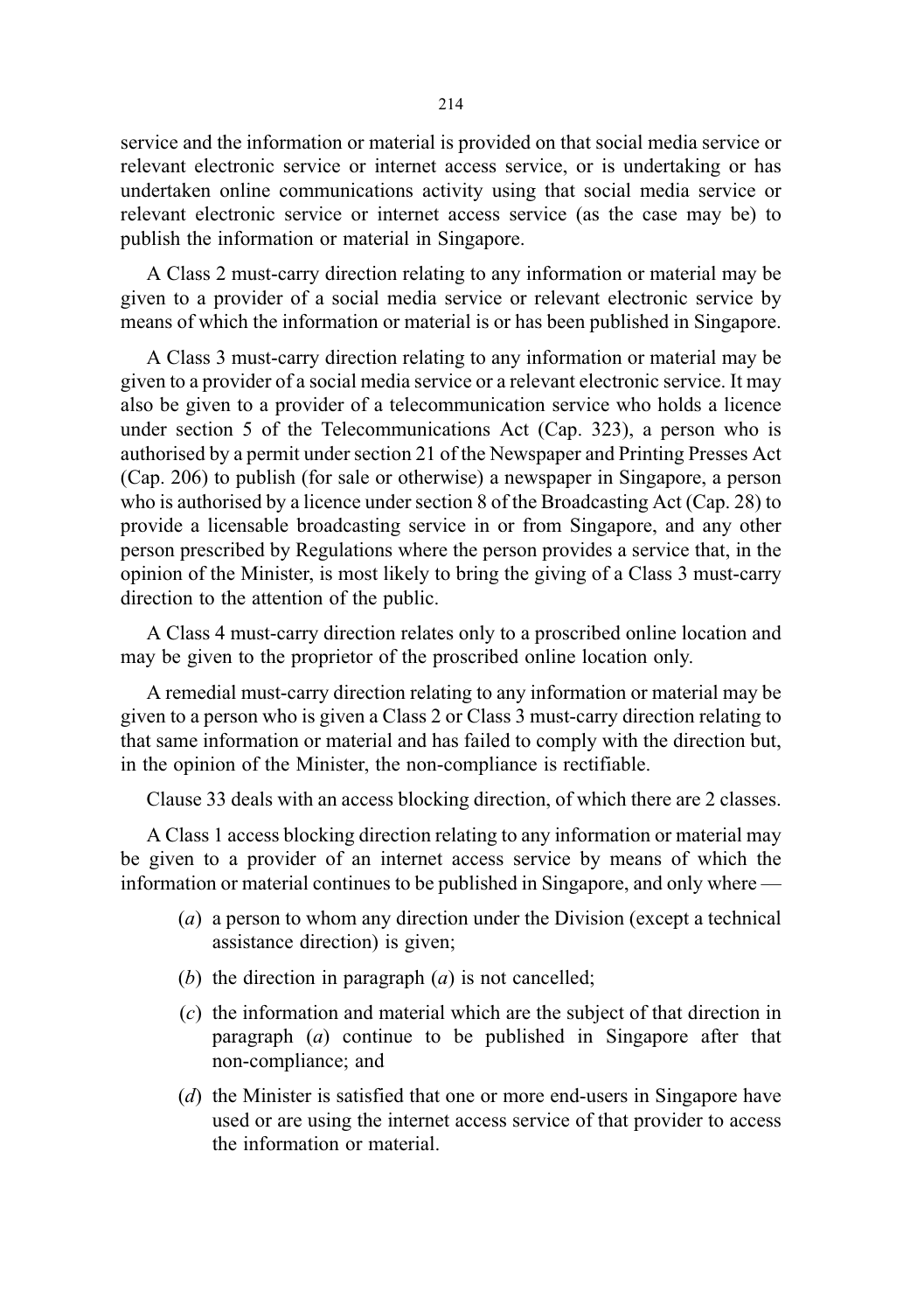service and the information or material is provided on that social media service or relevant electronic service or internet access service, or is undertaking or has undertaken online communications activity using that social media service or relevant electronic service or internet access service (as the case may be) to publish the information or material in Singapore.

A Class 2 must-carry direction relating to any information or material may be given to a provider of a social media service or relevant electronic service by means of which the information or material is or has been published in Singapore.

A Class 3 must-carry direction relating to any information or material may be given to a provider of a social media service or a relevant electronic service. It may also be given to a provider of a telecommunication service who holds a licence under section 5 of the Telecommunications Act (Cap. 323), a person who is authorised by a permit under section 21 of the Newspaper and Printing Presses Act (Cap. 206) to publish (for sale or otherwise) a newspaper in Singapore, a person who is authorised by a licence under section 8 of the Broadcasting Act (Cap. 28) to provide a licensable broadcasting service in or from Singapore, and any other person prescribed by Regulations where the person provides a service that, in the opinion of the Minister, is most likely to bring the giving of a Class 3 must-carry direction to the attention of the public.

A Class 4 must-carry direction relates only to a proscribed online location and may be given to the proprietor of the proscribed online location only.

A remedial must-carry direction relating to any information or material may be given to a person who is given a Class 2 or Class 3 must-carry direction relating to that same information or material and has failed to comply with the direction but, in the opinion of the Minister, the non-compliance is rectifiable.

Clause 33 deals with an access blocking direction, of which there are 2 classes.

A Class 1 access blocking direction relating to any information or material may be given to a provider of an internet access service by means of which the information or material continues to be published in Singapore, and only where —

- (*a*) a person to whom any direction under the Division (except a technical assistance direction) is given;
- (*b*) the direction in paragraph (*a*) is not cancelled;
- (*c*) the information and material which are the subject of that direction in paragraph (*a*) continue to be published in Singapore after that non-compliance; and
- (*d*) the Minister is satisfied that one or more end-users in Singapore have used or are using the internet access service of that provider to access the information or material.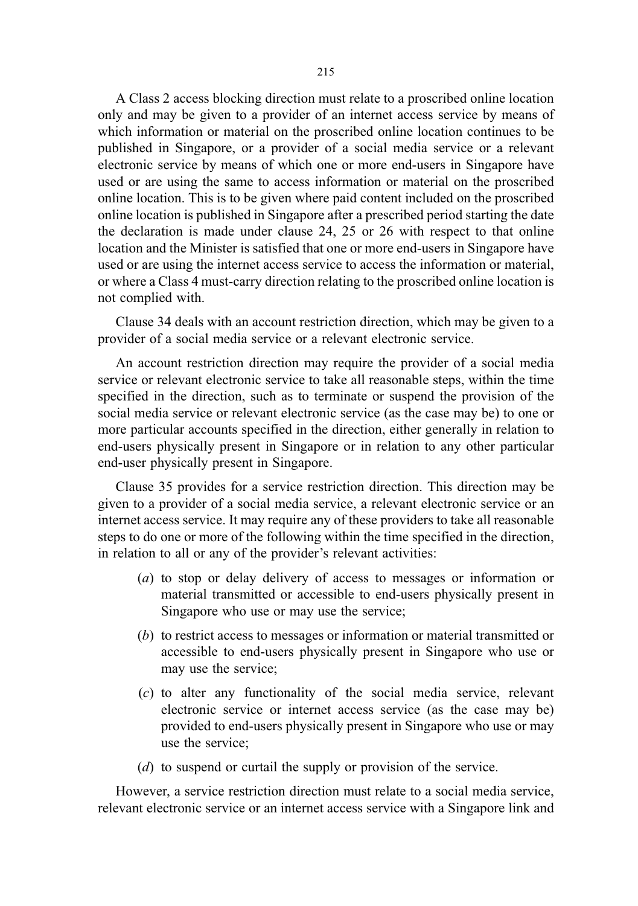A Class 2 access blocking direction must relate to a proscribed online location only and may be given to a provider of an internet access service by means of which information or material on the proscribed online location continues to be published in Singapore, or a provider of a social media service or a relevant electronic service by means of which one or more end-users in Singapore have used or are using the same to access information or material on the proscribed online location. This is to be given where paid content included on the proscribed online location is published in Singapore after a prescribed period starting the date the declaration is made under clause 24, 25 or 26 with respect to that online location and the Minister is satisfied that one or more end-users in Singapore have used or are using the internet access service to access the information or material, or where a Class 4 must-carry direction relating to the proscribed online location is not complied with.

Clause 34 deals with an account restriction direction, which may be given to a provider of a social media service or a relevant electronic service.

An account restriction direction may require the provider of a social media service or relevant electronic service to take all reasonable steps, within the time specified in the direction, such as to terminate or suspend the provision of the social media service or relevant electronic service (as the case may be) to one or more particular accounts specified in the direction, either generally in relation to end-users physically present in Singapore or in relation to any other particular end-user physically present in Singapore.

Clause 35 provides for a service restriction direction. This direction may be given to a provider of a social media service, a relevant electronic service or an internet access service. It may require any of these providers to take all reasonable steps to do one or more of the following within the time specified in the direction, in relation to all or any of the provider's relevant activities:

(*a*) to stop or delay delivery of access to messages or information or material transmitted or accessible to end-users physically present in Singapore who use or may use the service;

(*b*) to restrict access to messages or information or material transmitted or accessible to end-users physically present in Singapore who use or may use the service;

(*c*) to alter any functionality of the social media service, relevant electronic service or internet access service (as the case may be) provided to end-users physically present in Singapore who use or may use the service;

(*d*) to suspend or curtail the supply or provision of the service.

However, a service restriction direction must relate to a social media service, relevant electronic service or an internet access service with a Singapore link and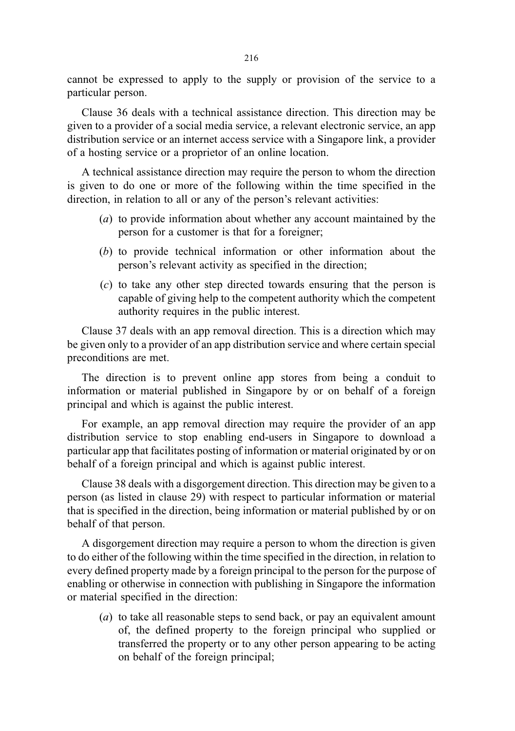cannot be expressed to apply to the supply or provision of the service to a particular person.

Clause 36 deals with a technical assistance direction. This direction may be given to a provider of a social media service, a relevant electronic service, an app distribution service or an internet access service with a Singapore link, a provider of a hosting service or a proprietor of an online location.

A technical assistance direction may require the person to whom the direction is given to do one or more of the following within the time specified in the direction, in relation to all or any of the person's relevant activities:

(*a*) to provide information about whether any account maintained by the person for a customer is that for a foreigner;

(*b*) to provide technical information or other information about the person's relevant activity as specified in the direction;

(*c*) to take any other step directed towards ensuring that the person is capable of giving help to the competent authority which the competent authority requires in the public interest.

Clause 37 deals with an app removal direction. This is a direction which may be given only to a provider of an app distribution service and where certain special preconditions are met.

The direction is to prevent online app stores from being a conduit to information or material published in Singapore by or on behalf of a foreign principal and which is against the public interest.

For example, an app removal direction may require the provider of an app distribution service to stop enabling end-users in Singapore to download a particular app that facilitates posting of information or material originated by or on behalf of a foreign principal and which is against public interest.

Clause 38 deals with a disgorgement direction. This direction may be given to a person (as listed in clause 29) with respect to particular information or material that is specified in the direction, being information or material published by or on behalf of that person.

A disgorgement direction may require a person to whom the direction is given to do either of the following within the time specified in the direction, in relation to every defined property made by a foreign principal to the person for the purpose of enabling or otherwise in connection with publishing in Singapore the information or material specified in the direction:

(*a*) to take all reasonable steps to send back, or pay an equivalent amount of, the defined property to the foreign principal who supplied or transferred the property or to any other person appearing to be acting on behalf of the foreign principal;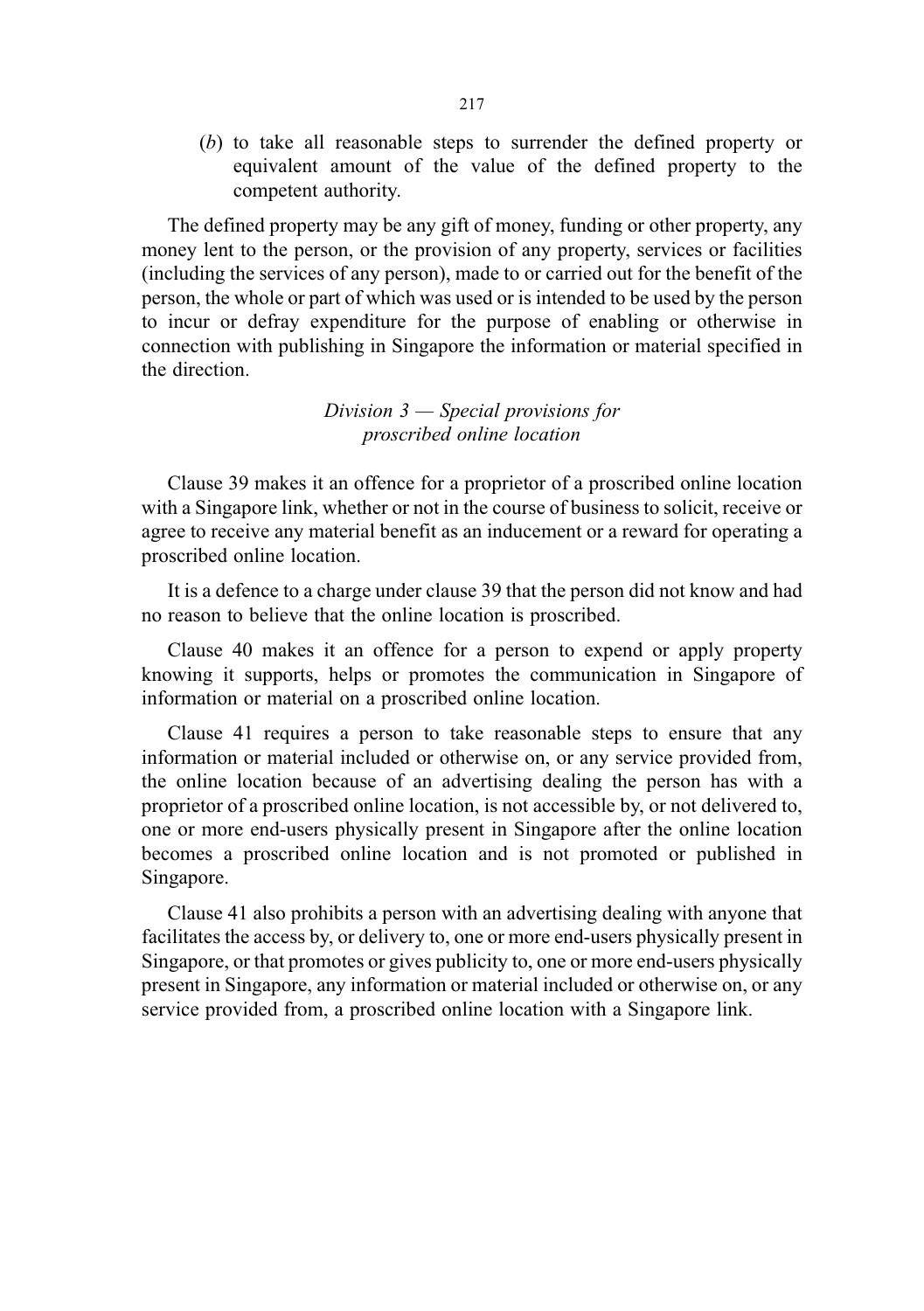(*b*) to take all reasonable steps to surrender the defined property or equivalent amount of the value of the defined property to the competent authority.

The defined property may be any gift of money, funding or other property, any money lent to the person, or the provision of any property, services or facilities (including the services of any person), made to or carried out for the benefit of the person, the whole or part of which was used or is intended to be used by the person to incur or defray expenditure for the purpose of enabling or otherwise in connection with publishing in Singapore the information or material specified in the direction.

*Division 3 — Special provisions for proscribed online location*

Clause 39 makes it an offence for a proprietor of a proscribed online location with a Singapore link, whether or not in the course of business to solicit, receive or agree to receive any material benefit as an inducement or a reward for operating a proscribed online location.

It is a defence to a charge under clause 39 that the person did not know and had no reason to believe that the online location is proscribed.

Clause 40 makes it an offence for a person to expend or apply property knowing it supports, helps or promotes the communication in Singapore of information or material on a proscribed online location.

Clause 41 requires a person to take reasonable steps to ensure that any information or material included or otherwise on, or any service provided from, the online location because of an advertising dealing the person has with a proprietor of a proscribed online location, is not accessible by, or not delivered to, one or more end-users physically present in Singapore after the online location becomes a proscribed online location and is not promoted or published in Singapore.

Clause 41 also prohibits a person with an advertising dealing with anyone that facilitates the access by, or delivery to, one or more end-users physically present in Singapore, or that promotes or gives publicity to, one or more end-users physically present in Singapore, any information or material included or otherwise on, or any service provided from, a proscribed online location with a Singapore link.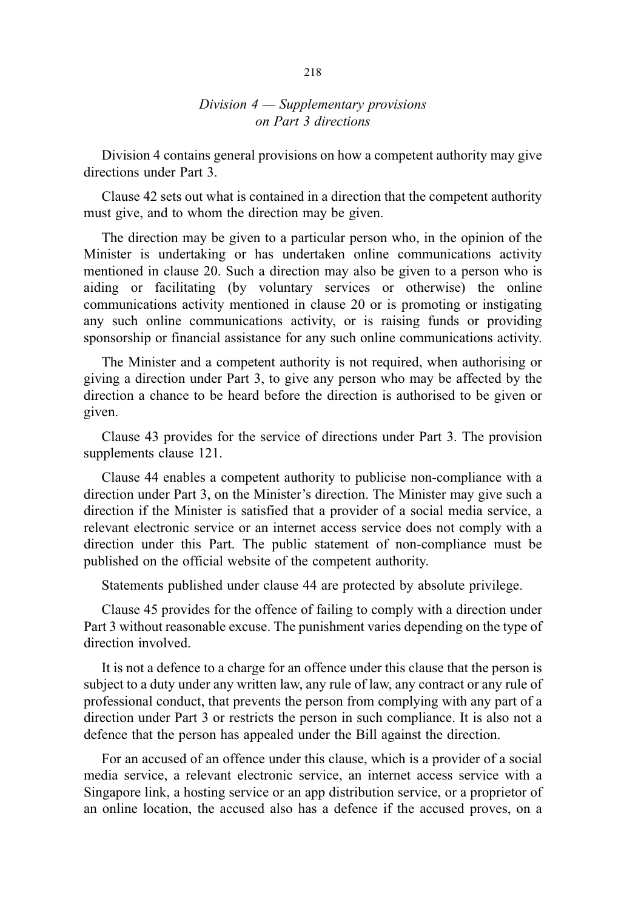*Division 4 — Supplementary provisions on Part 3 directions*

Division 4 contains general provisions on how a competent authority may give directions under Part 3.

Clause 42 sets out what is contained in a direction that the competent authority must give, and to whom the direction may be given.

The direction may be given to a particular person who, in the opinion of the Minister is undertaking or has undertaken online communications activity mentioned in clause 20. Such a direction may also be given to a person who is aiding or facilitating (by voluntary services or otherwise) the online communications activity mentioned in clause 20 or is promoting or instigating any such online communications activity, or is raising funds or providing sponsorship or financial assistance for any such online communications activity.

The Minister and a competent authority is not required, when authorising or giving a direction under Part 3, to give any person who may be affected by the direction a chance to be heard before the direction is authorised to be given or given.

Clause 43 provides for the service of directions under Part 3. The provision supplements clause 121.

Clause 44 enables a competent authority to publicise non-compliance with a direction under Part 3, on the Minister's direction. The Minister may give such a direction if the Minister is satisfied that a provider of a social media service, a relevant electronic service or an internet access service does not comply with a direction under this Part. The public statement of non-compliance must be published on the official website of the competent authority.

Statements published under clause 44 are protected by absolute privilege.

Clause 45 provides for the offence of failing to comply with a direction under Part 3 without reasonable excuse. The punishment varies depending on the type of direction involved.

It is not a defence to a charge for an offence under this clause that the person is subject to a duty under any written law, any rule of law, any contract or any rule of professional conduct, that prevents the person from complying with any part of a direction under Part 3 or restricts the person in such compliance. It is also not a defence that the person has appealed under the Bill against the direction.

For an accused of an offence under this clause, which is a provider of a social media service, a relevant electronic service, an internet access service with a Singapore link, a hosting service or an app distribution service, or a proprietor of an online location, the accused also has a defence if the accused proves, on a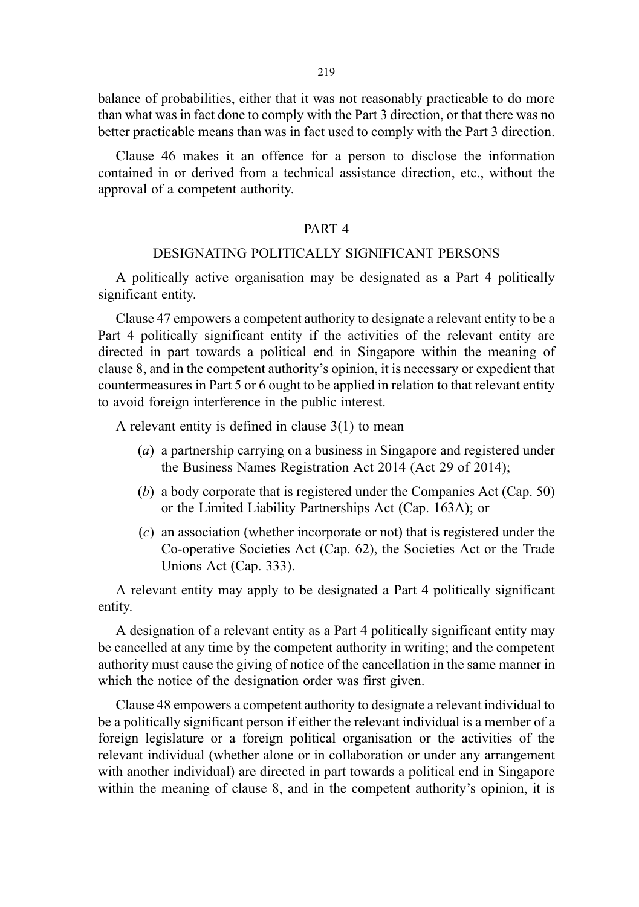balance of probabilities, either that it was not reasonably practicable to do more than what was in fact done to comply with the Part 3 direction, or that there was no better practicable means than was in fact used to comply with the Part 3 direction.

Clause 46 makes it an offence for a person to disclose the information contained in or derived from a technical assistance direction, etc., without the approval of a competent authority.

## PART 4

## DESIGNATING POLITICALLY SIGNIFICANT PERSONS

A politically active organisation may be designated as a Part 4 politically significant entity.

Clause 47 empowers a competent authority to designate a relevant entity to be a Part 4 politically significant entity if the activities of the relevant entity are directed in part towards a political end in Singapore within the meaning of clause 8, and in the competent authority's opinion, it is necessary or expedient that countermeasures in Part 5 or 6 ought to be applied in relation to that relevant entity to avoid foreign interference in the public interest.

A relevant entity is defined in clause 3(1) to mean —

(*a*) a partnership carrying on a business in Singapore and registered under the Business Names Registration Act 2014 (Act 29 of 2014);

(*b*) a body corporate that is registered under the Companies Act (Cap. 50) or the Limited Liability Partnerships Act (Cap. 163A); or

(*c*) an association (whether incorporate or not) that is registered under the Co-operative Societies Act (Cap. 62), the Societies Act or the Trade Unions Act (Cap. 333).

A relevant entity may apply to be designated a Part 4 politically significant entity.

A designation of a relevant entity as a Part 4 politically significant entity may be cancelled at any time by the competent authority in writing; and the competent authority must cause the giving of notice of the cancellation in the same manner in which the notice of the designation order was first given.

Clause 48 empowers a competent authority to designate a relevant individual to be a politically significant person if either the relevant individual is a member of a foreign legislature or a foreign political organisation or the activities of the relevant individual (whether alone or in collaboration or under any arrangement with another individual) are directed in part towards a political end in Singapore within the meaning of clause 8, and in the competent authority's opinion, it is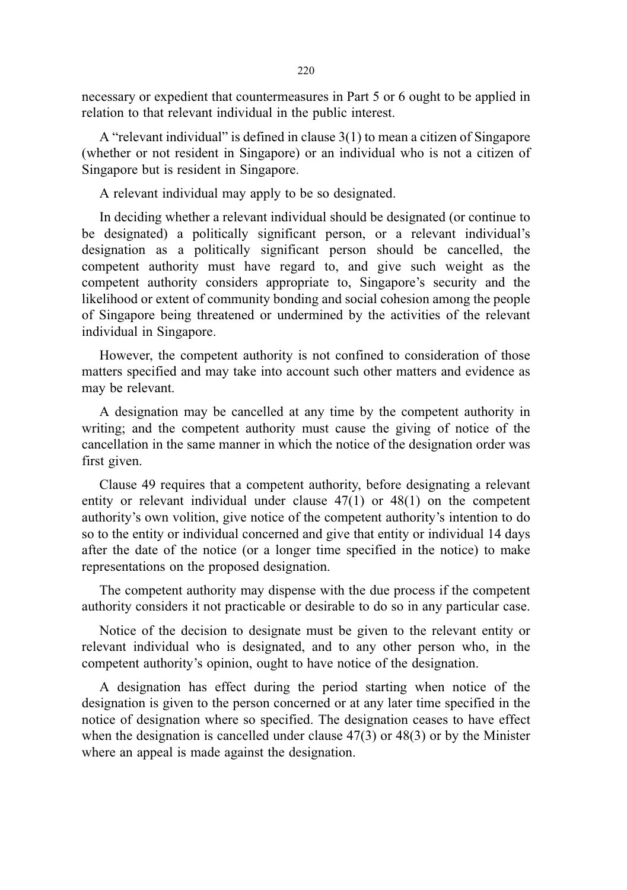necessary or expedient that countermeasures in Part 5 or 6 ought to be applied in relation to that relevant individual in the public interest.

A "relevant individual" is defined in clause 3(1) to mean a citizen of Singapore (whether or not resident in Singapore) or an individual who is not a citizen of Singapore but is resident in Singapore.

A relevant individual may apply to be so designated.

In deciding whether a relevant individual should be designated (or continue to be designated) a politically significant person, or a relevant individual's designation as a politically significant person should be cancelled, the competent authority must have regard to, and give such weight as the competent authority considers appropriate to, Singapore's security and the likelihood or extent of community bonding and social cohesion among the people of Singapore being threatened or undermined by the activities of the relevant individual in Singapore.

However, the competent authority is not confined to consideration of those matters specified and may take into account such other matters and evidence as may be relevant.

A designation may be cancelled at any time by the competent authority in writing; and the competent authority must cause the giving of notice of the cancellation in the same manner in which the notice of the designation order was first given.

Clause 49 requires that a competent authority, before designating a relevant entity or relevant individual under clause 47(1) or 48(1) on the competent authority's own volition, give notice of the competent authority's intention to do so to the entity or individual concerned and give that entity or individual 14 days after the date of the notice (or a longer time specified in the notice) to make representations on the proposed designation.

The competent authority may dispense with the due process if the competent authority considers it not practicable or desirable to do so in any particular case.

Notice of the decision to designate must be given to the relevant entity or relevant individual who is designated, and to any other person who, in the competent authority's opinion, ought to have notice of the designation.

A designation has effect during the period starting when notice of the designation is given to the person concerned or at any later time specified in the notice of designation where so specified. The designation ceases to have effect when the designation is cancelled under clause 47(3) or 48(3) or by the Minister where an appeal is made against the designation.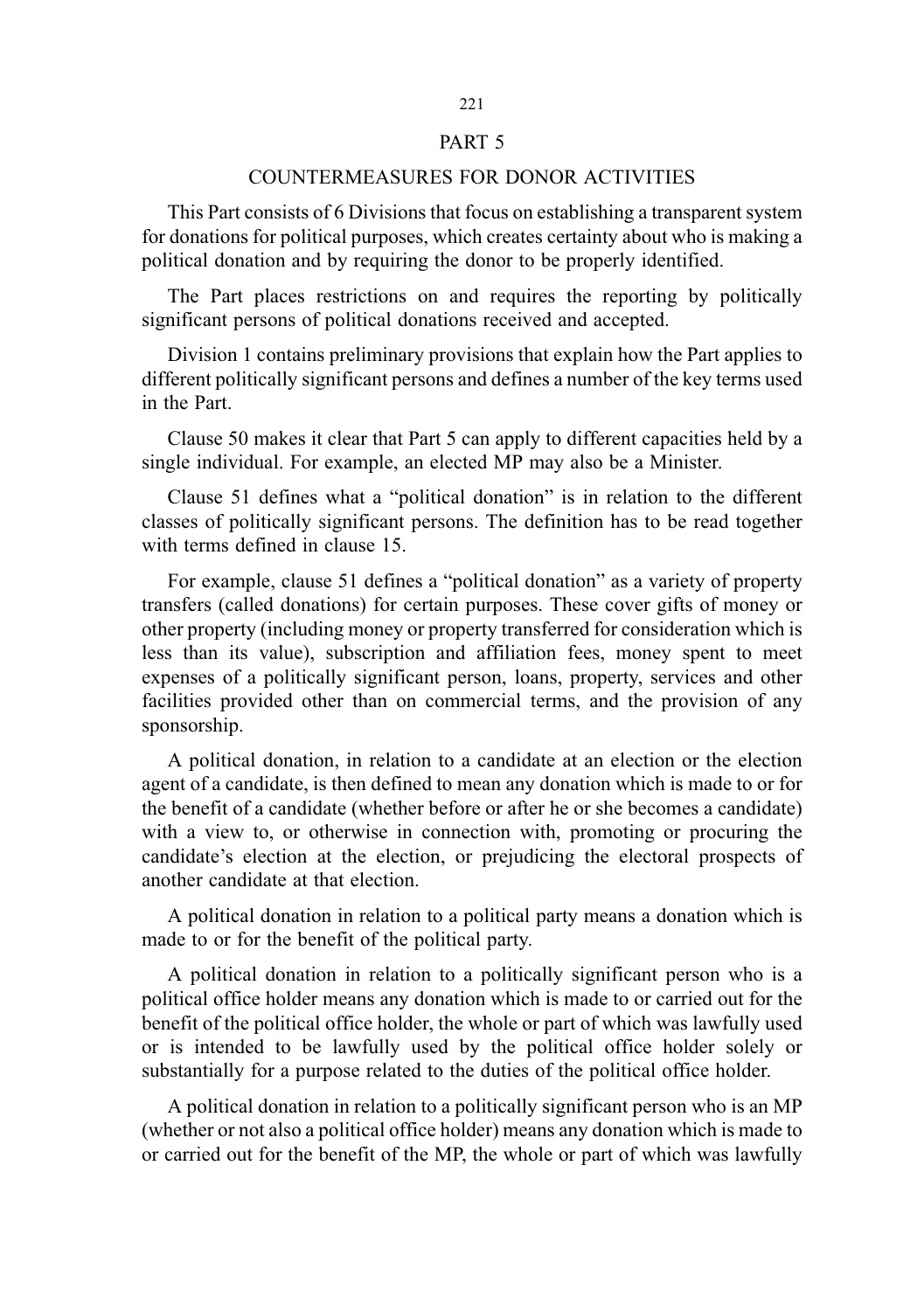## PART 5

## COUNTERMEASURES FOR DONOR ACTIVITIES

This Part consists of 6 Divisions that focus on establishing a transparent system for donations for political purposes, which creates certainty about who is making a political donation and by requiring the donor to be properly identified.

The Part places restrictions on and requires the reporting by politically significant persons of political donations received and accepted.

Division 1 contains preliminary provisions that explain how the Part applies to different politically significant persons and defines a number of the key terms used in the Part.

Clause 50 makes it clear that Part 5 can apply to different capacities held by a single individual. For example, an elected MP may also be a Minister.

Clause 51 defines what a "political donation" is in relation to the different classes of politically significant persons. The definition has to be read together with terms defined in clause 15.

For example, clause 51 defines a "political donation" as a variety of property transfers (called donations) for certain purposes. These cover gifts of money or other property (including money or property transferred for consideration which is less than its value), subscription and affiliation fees, money spent to meet expenses of a politically significant person, loans, property, services and other facilities provided other than on commercial terms, and the provision of any sponsorship.

A political donation, in relation to a candidate at an election or the election agent of a candidate, is then defined to mean any donation which is made to or for the benefit of a candidate (whether before or after he or she becomes a candidate) with a view to, or otherwise in connection with, promoting or procuring the candidate's election at the election, or prejudicing the electoral prospects of another candidate at that election.

A political donation in relation to a political party means a donation which is made to or for the benefit of the political party.

A political donation in relation to a politically significant person who is a political office holder means any donation which is made to or carried out for the benefit of the political office holder, the whole or part of which was lawfully used or is intended to be lawfully used by the political office holder solely or substantially for a purpose related to the duties of the political office holder.

A political donation in relation to a politically significant person who is an MP (whether or not also a political office holder) means any donation which is made to or carried out for the benefit of the MP, the whole or part of which was lawfully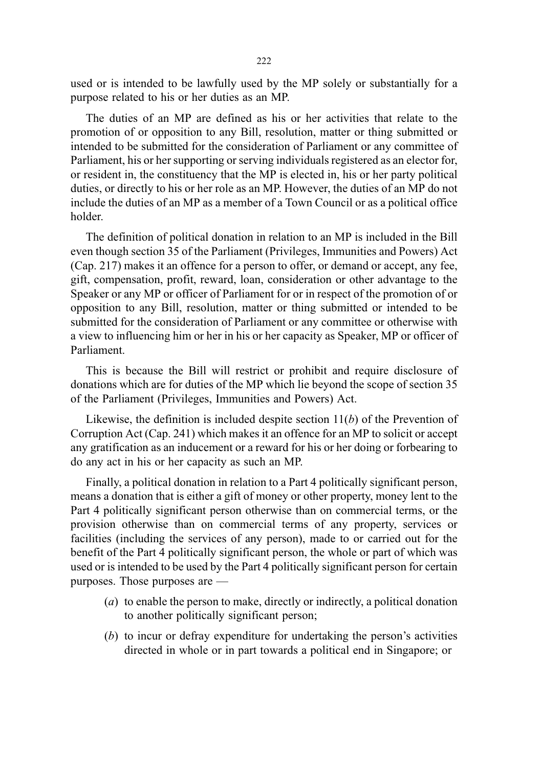used or is intended to be lawfully used by the MP solely or substantially for a purpose related to his or her duties as an MP.

The duties of an MP are defined as his or her activities that relate to the promotion of or opposition to any Bill, resolution, matter or thing submitted or intended to be submitted for the consideration of Parliament or any committee of Parliament, his or her supporting or serving individuals registered as an elector for, or resident in, the constituency that the MP is elected in, his or her party political duties, or directly to his or her role as an MP. However, the duties of an MP do not include the duties of an MP as a member of a Town Council or as a political office holder.

The definition of political donation in relation to an MP is included in the Bill even though section 35 of the Parliament (Privileges, Immunities and Powers) Act (Cap. 217) makes it an offence for a person to offer, or demand or accept, any fee, gift, compensation, profit, reward, loan, consideration or other advantage to the Speaker or any MP or officer of Parliament for or in respect of the promotion of or opposition to any Bill, resolution, matter or thing submitted or intended to be submitted for the consideration of Parliament or any committee or otherwise with a view to influencing him or her in his or her capacity as Speaker, MP or officer of Parliament.

This is because the Bill will restrict or prohibit and require disclosure of donations which are for duties of the MP which lie beyond the scope of section 35 of the Parliament (Privileges, Immunities and Powers) Act.

Likewise, the definition is included despite section 11(*b*) of the Prevention of Corruption Act (Cap. 241) which makes it an offence for an MP to solicit or accept any gratification as an inducement or a reward for his or her doing or forbearing to do any act in his or her capacity as such an MP.

Finally, a political donation in relation to a Part 4 politically significant person, means a donation that is either a gift of money or other property, money lent to the Part 4 politically significant person otherwise than on commercial terms, or the provision otherwise than on commercial terms of any property, services or facilities (including the services of any person), made to or carried out for the benefit of the Part 4 politically significant person, the whole or part of which was used or is intended to be used by the Part 4 politically significant person for certain purposes. Those purposes are —

(*a*) to enable the person to make, directly or indirectly, a political donation to another politically significant person;

(*b*) to incur or defray expenditure for undertaking the person's activities directed in whole or in part towards a political end in Singapore; or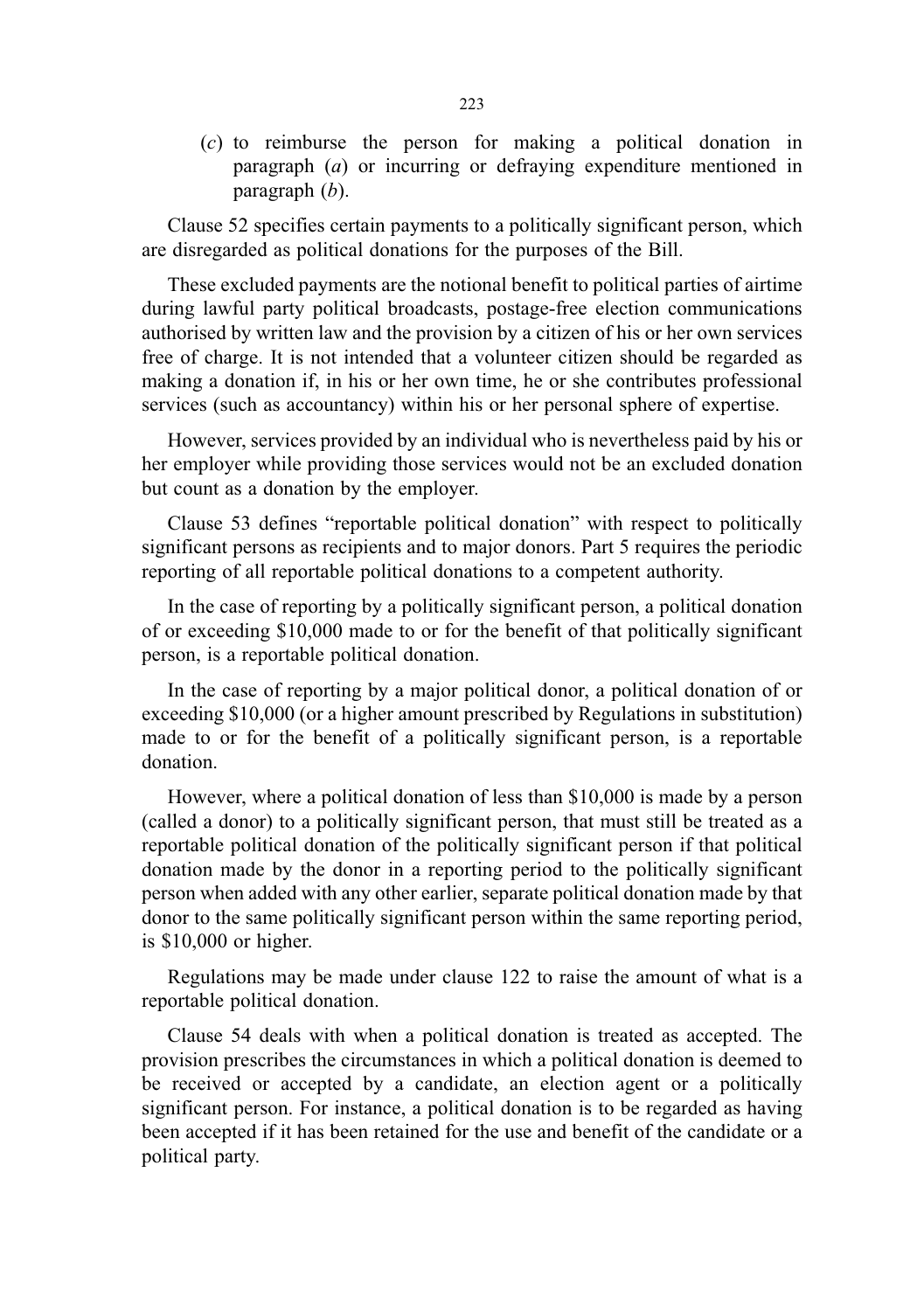(*c*) to reimburse the person for making a political donation in paragraph (*a*) or incurring or defraying expenditure mentioned in paragraph (*b*).

Clause 52 specifies certain payments to a politically significant person, which are disregarded as political donations for the purposes of the Bill.

These excluded payments are the notional benefit to political parties of airtime during lawful party political broadcasts, postage-free election communications authorised by written law and the provision by a citizen of his or her own services free of charge. It is not intended that a volunteer citizen should be regarded as making a donation if, in his or her own time, he or she contributes professional services (such as accountancy) within his or her personal sphere of expertise.

However, services provided by an individual who is nevertheless paid by his or her employer while providing those services would not be an excluded donation but count as a donation by the employer.

Clause 53 defines "reportable political donation" with respect to politically significant persons as recipients and to major donors. Part 5 requires the periodic reporting of all reportable political donations to a competent authority.

In the case of reporting by a politically significant person, a political donation of or exceeding $10,000 made to or for the benefit of that politically significant person, is a reportable political donation.

In the case of reporting by a major political donor, a political donation of or exceeding $10,000 (or a higher amount prescribed by Regulations in substitution) made to or for the benefit of a politically significant person, is a reportable donation.

However, where a political donation of less than $10,000 is made by a person (called a donor) to a politically significant person, that must still be treated as a reportable political donation of the politically significant person if that political donation made by the donor in a reporting period to the politically significant person when added with any other earlier, separate political donation made by that donor to the same politically significant person within the same reporting period, is $10,000 or higher.

Regulations may be made under clause 122 to raise the amount of what is a reportable political donation.

Clause 54 deals with when a political donation is treated as accepted. The provision prescribes the circumstances in which a political donation is deemed to be received or accepted by a candidate, an election agent or a politically significant person. For instance, a political donation is to be regarded as having been accepted if it has been retained for the use and benefit of the candidate or a political party.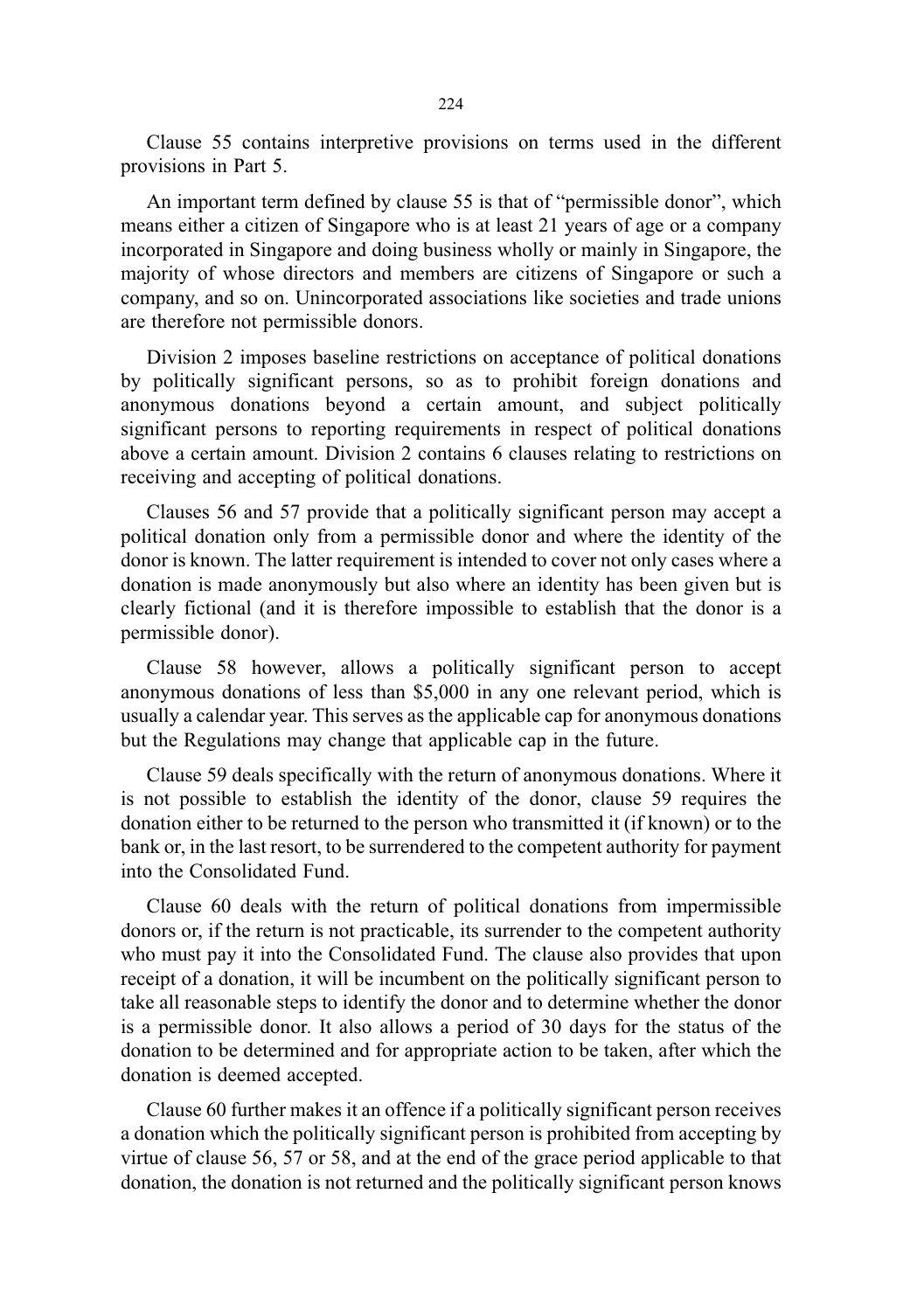Clause 55 contains interpretive provisions on terms used in the different provisions in Part 5.

An important term defined by clause 55 is that of "permissible donor", which means either a citizen of Singapore who is at least 21 years of age or a company incorporated in Singapore and doing business wholly or mainly in Singapore, the majority of whose directors and members are citizens of Singapore or such a company, and so on. Unincorporated associations like societies and trade unions are therefore not permissible donors.

Division 2 imposes baseline restrictions on acceptance of political donations by politically significant persons, so as to prohibit foreign donations and anonymous donations beyond a certain amount, and subject politically significant persons to reporting requirements in respect of political donations above a certain amount. Division 2 contains 6 clauses relating to restrictions on receiving and accepting of political donations.

Clauses 56 and 57 provide that a politically significant person may accept a political donation only from a permissible donor and where the identity of the donor is known. The latter requirement is intended to cover not only cases where a donation is made anonymously but also where an identity has been given but is clearly fictional (and it is therefore impossible to establish that the donor is a permissible donor).

Clause 58 however, allows a politically significant person to accept anonymous donations of less than $5,000 in any one relevant period, which is usually a calendar year. This serves as the applicable cap for anonymous donations but the Regulations may change that applicable cap in the future.

Clause 59 deals specifically with the return of anonymous donations. Where it is not possible to establish the identity of the donor, clause 59 requires the donation either to be returned to the person who transmitted it (if known) or to the bank or, in the last resort, to be surrendered to the competent authority for payment into the Consolidated Fund.

Clause 60 deals with the return of political donations from impermissible donors or, if the return is not practicable, its surrender to the competent authority who must pay it into the Consolidated Fund. The clause also provides that upon receipt of a donation, it will be incumbent on the politically significant person to take all reasonable steps to identify the donor and to determine whether the donor is a permissible donor. It also allows a period of 30 days for the status of the donation to be determined and for appropriate action to be taken, after which the donation is deemed accepted.

Clause 60 further makes it an offence if a politically significant person receives a donation which the politically significant person is prohibited from accepting by virtue of clause 56, 57 or 58, and at the end of the grace period applicable to that donation, the donation is not returned and the politically significant person knows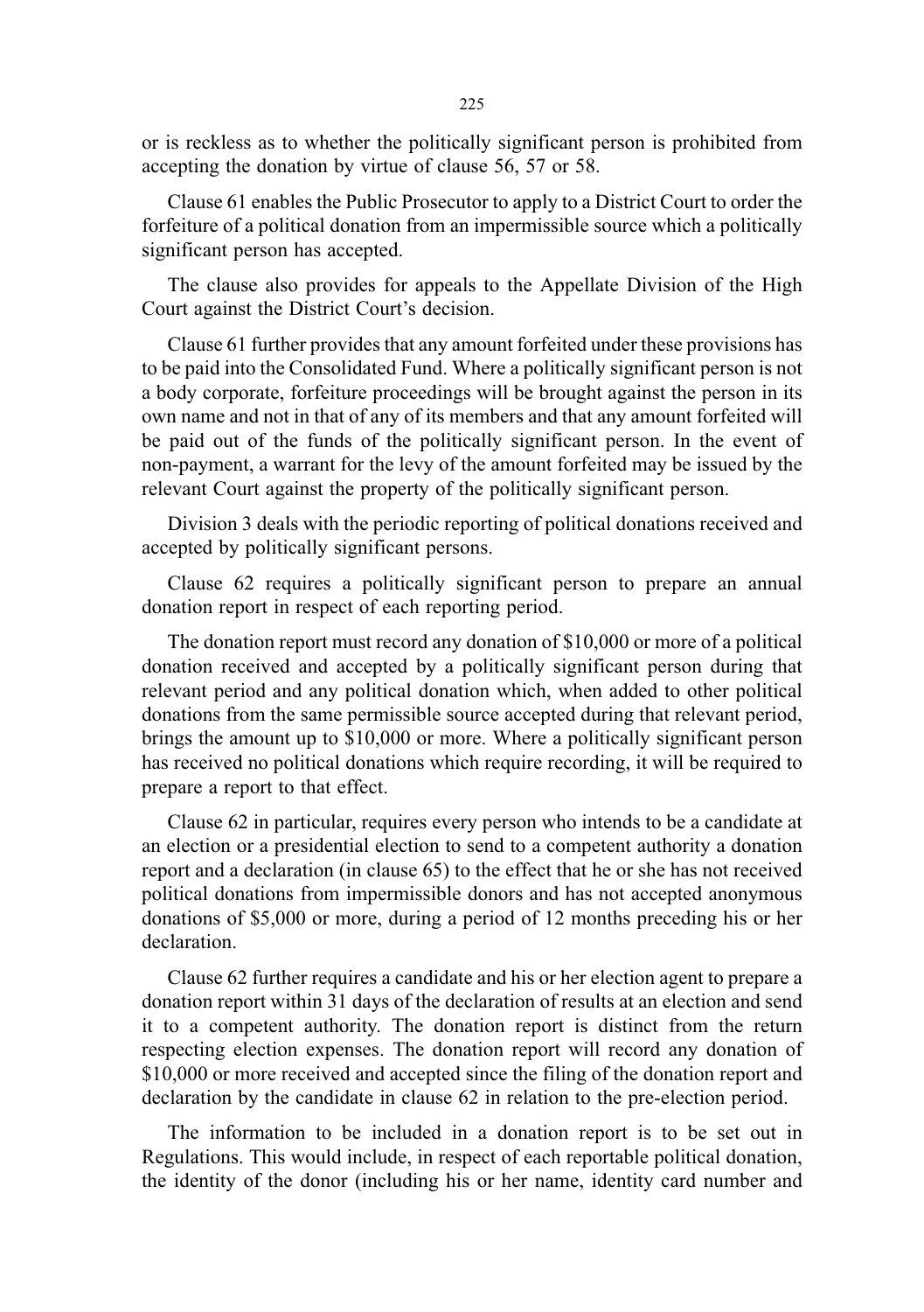or is reckless as to whether the politically significant person is prohibited from accepting the donation by virtue of clause 56, 57 or 58.

Clause 61 enables the Public Prosecutor to apply to a District Court to order the forfeiture of a political donation from an impermissible source which a politically significant person has accepted.

The clause also provides for appeals to the Appellate Division of the High Court against the District Court's decision.

Clause 61 further provides that any amount forfeited under these provisions has to be paid into the Consolidated Fund. Where a politically significant person is not a body corporate, forfeiture proceedings will be brought against the person in its own name and not in that of any of its members and that any amount forfeited will be paid out of the funds of the politically significant person. In the event of non-payment, a warrant for the levy of the amount forfeited may be issued by the relevant Court against the property of the politically significant person.

Division 3 deals with the periodic reporting of political donations received and accepted by politically significant persons.

Clause 62 requires a politically significant person to prepare an annual donation report in respect of each reporting period.

The donation report must record any donation of $10,000 or more of a political donation received and accepted by a politically significant person during that relevant period and any political donation which, when added to other political donations from the same permissible source accepted during that relevant period, brings the amount up to $10,000 or more. Where a politically significant person has received no political donations which require recording, it will be required to prepare a report to that effect.

Clause 62 in particular, requires every person who intends to be a candidate at an election or a presidential election to send to a competent authority a donation report and a declaration (in clause 65) to the effect that he or she has not received political donations from impermissible donors and has not accepted anonymous donations of $5,000 or more, during a period of 12 months preceding his or her declaration.

Clause 62 further requires a candidate and his or her election agent to prepare a donation report within 31 days of the declaration of results at an election and send it to a competent authority. The donation report is distinct from the return respecting election expenses. The donation report will record any donation of $10,000 or more received and accepted since the filing of the donation report and declaration by the candidate in clause 62 in relation to the pre-election period.

The information to be included in a donation report is to be set out in Regulations. This would include, in respect of each reportable political donation, the identity of the donor (including his or her name, identity card number and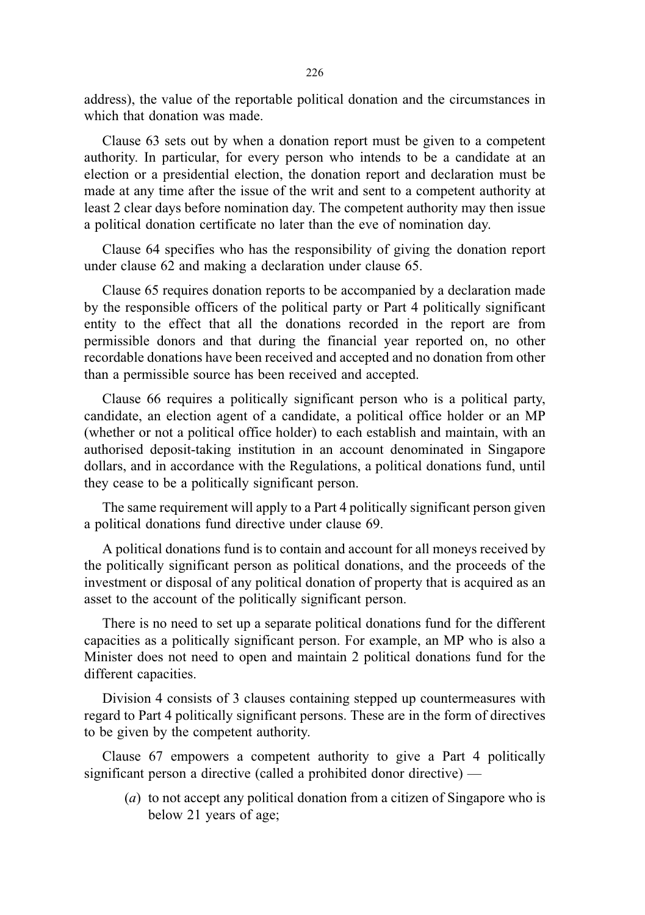address), the value of the reportable political donation and the circumstances in which that donation was made.

Clause 63 sets out by when a donation report must be given to a competent authority. In particular, for every person who intends to be a candidate at an election or a presidential election, the donation report and declaration must be made at any time after the issue of the writ and sent to a competent authority at least 2 clear days before nomination day. The competent authority may then issue a political donation certificate no later than the eve of nomination day.

Clause 64 specifies who has the responsibility of giving the donation report under clause 62 and making a declaration under clause 65.

Clause 65 requires donation reports to be accompanied by a declaration made by the responsible officers of the political party or Part 4 politically significant entity to the effect that all the donations recorded in the report are from permissible donors and that during the financial year reported on, no other recordable donations have been received and accepted and no donation from other than a permissible source has been received and accepted.

Clause 66 requires a politically significant person who is a political party, candidate, an election agent of a candidate, a political office holder or an MP (whether or not a political office holder) to each establish and maintain, with an authorised deposit-taking institution in an account denominated in Singapore dollars, and in accordance with the Regulations, a political donations fund, until they cease to be a politically significant person.

The same requirement will apply to a Part 4 politically significant person given a political donations fund directive under clause 69.

A political donations fund is to contain and account for all moneys received by the politically significant person as political donations, and the proceeds of the investment or disposal of any political donation of property that is acquired as an asset to the account of the politically significant person.

There is no need to set up a separate political donations fund for the different capacities as a politically significant person. For example, an MP who is also a Minister does not need to open and maintain 2 political donations fund for the different capacities.

Division 4 consists of 3 clauses containing stepped up countermeasures with regard to Part 4 politically significant persons. These are in the form of directives to be given by the competent authority.

Clause 67 empowers a competent authority to give a Part 4 politically significant person a directive (called a prohibited donor directive) —

(*a*) to not accept any political donation from a citizen of Singapore who is below 21 years of age;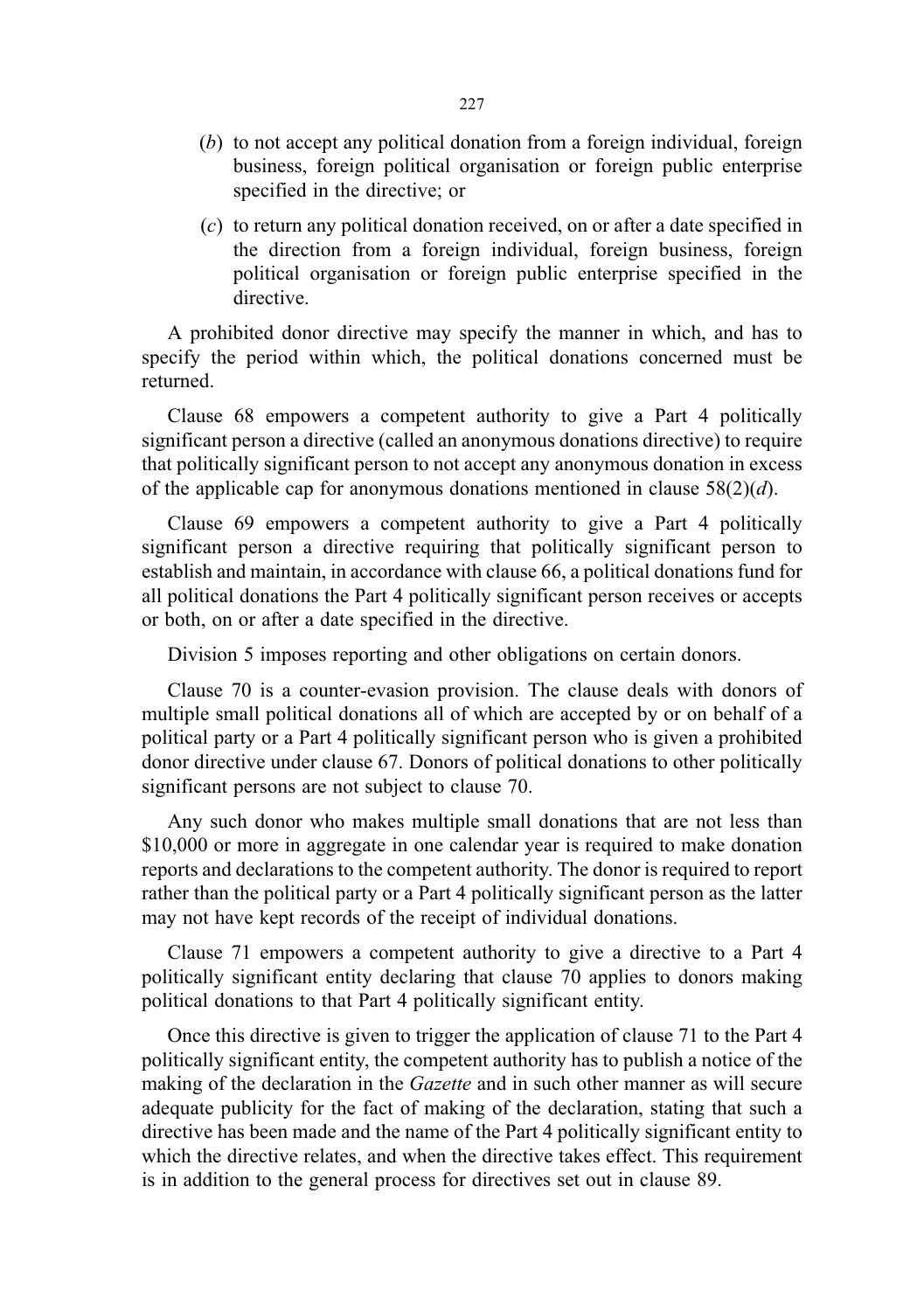(*b*) to not accept any political donation from a foreign individual, foreign business, foreign political organisation or foreign public enterprise specified in the directive; or

(*c*) to return any political donation received, on or after a date specified in the direction from a foreign individual, foreign business, foreign political organisation or foreign public enterprise specified in the directive.

A prohibited donor directive may specify the manner in which, and has to specify the period within which, the political donations concerned must be returned.

Clause 68 empowers a competent authority to give a Part 4 politically significant person a directive (called an anonymous donations directive) to require that politically significant person to not accept any anonymous donation in excess of the applicable cap for anonymous donations mentioned in clause 58(2)(*d*).

Clause 69 empowers a competent authority to give a Part 4 politically significant person a directive requiring that politically significant person to establish and maintain, in accordance with clause 66, a political donations fund for all political donations the Part 4 politically significant person receives or accepts or both, on or after a date specified in the directive.

Division 5 imposes reporting and other obligations on certain donors.

Clause 70 is a counter-evasion provision. The clause deals with donors of multiple small political donations all of which are accepted by or on behalf of a political party or a Part 4 politically significant person who is given a prohibited donor directive under clause 67. Donors of political donations to other politically significant persons are not subject to clause 70.

Any such donor who makes multiple small donations that are not less than $10,000 or more in aggregate in one calendar year is required to make donation reports and declarations to the competent authority. The donor is required to report rather than the political party or a Part 4 politically significant person as the latter may not have kept records of the receipt of individual donations.

Clause 71 empowers a competent authority to give a directive to a Part 4 politically significant entity declaring that clause 70 applies to donors making political donations to that Part 4 politically significant entity.

Once this directive is given to trigger the application of clause 71 to the Part 4 politically significant entity, the competent authority has to publish a notice of the making of the declaration in the *Gazette* and in such other manner as will secure adequate publicity for the fact of making of the declaration, stating that such a directive has been made and the name of the Part 4 politically significant entity to which the directive relates, and when the directive takes effect. This requirement is in addition to the general process for directives set out in clause 89.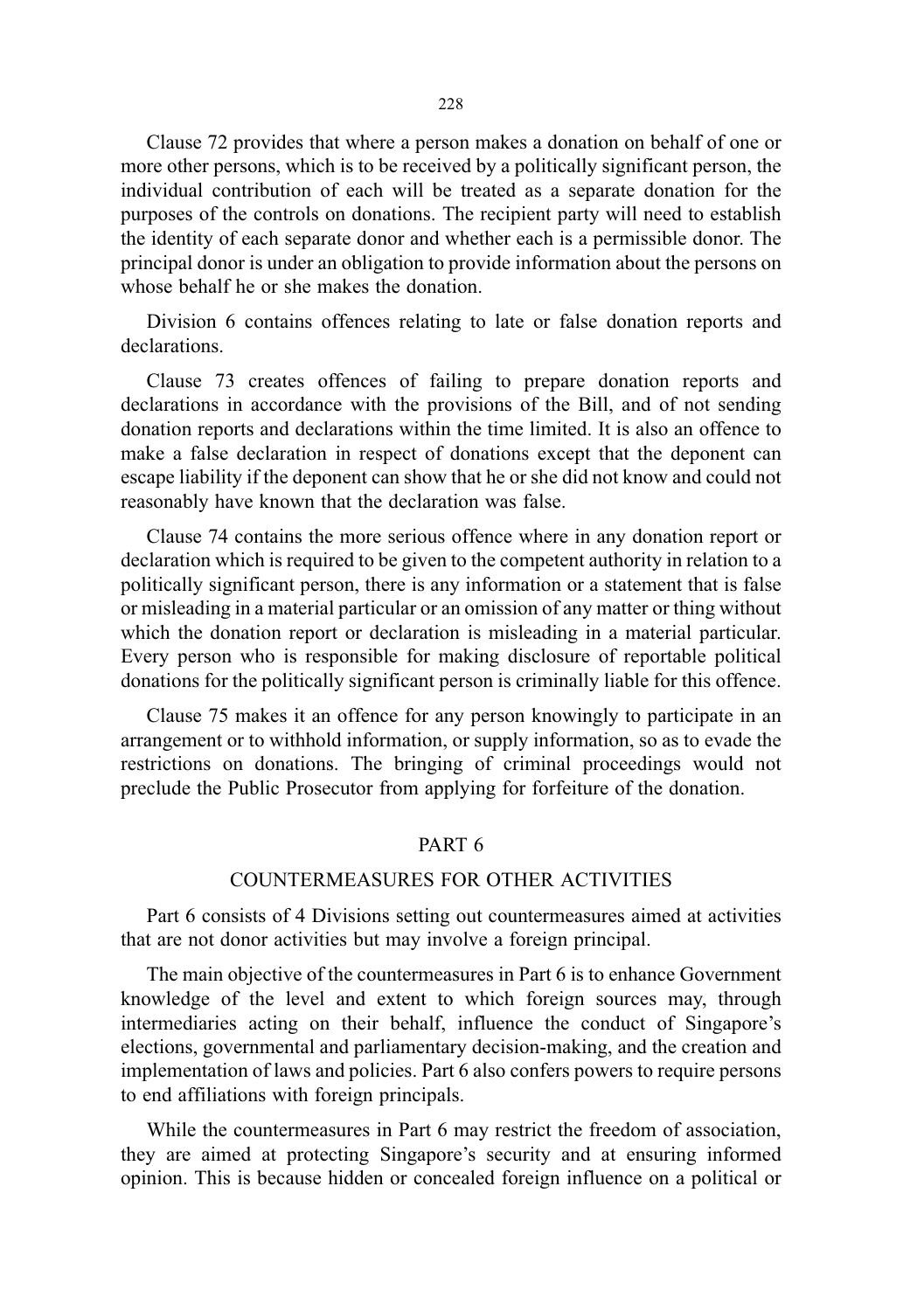Clause 72 provides that where a person makes a donation on behalf of one or more other persons, which is to be received by a politically significant person, the individual contribution of each will be treated as a separate donation for the purposes of the controls on donations. The recipient party will need to establish the identity of each separate donor and whether each is a permissible donor. The principal donor is under an obligation to provide information about the persons on whose behalf he or she makes the donation.

Division 6 contains offences relating to late or false donation reports and declarations.

Clause 73 creates offences of failing to prepare donation reports and declarations in accordance with the provisions of the Bill, and of not sending donation reports and declarations within the time limited. It is also an offence to make a false declaration in respect of donations except that the deponent can escape liability if the deponent can show that he or she did not know and could not reasonably have known that the declaration was false.

Clause 74 contains the more serious offence where in any donation report or declaration which is required to be given to the competent authority in relation to a politically significant person, there is any information or a statement that is false or misleading in a material particular or an omission of any matter or thing without which the donation report or declaration is misleading in a material particular. Every person who is responsible for making disclosure of reportable political donations for the politically significant person is criminally liable for this offence.

Clause 75 makes it an offence for any person knowingly to participate in an arrangement or to withhold information, or supply information, so as to evade the restrictions on donations. The bringing of criminal proceedings would not preclude the Public Prosecutor from applying for forfeiture of the donation.

## PART 6

## COUNTERMEASURES FOR OTHER ACTIVITIES

Part 6 consists of 4 Divisions setting out countermeasures aimed at activities that are not donor activities but may involve a foreign principal.

The main objective of the countermeasures in Part 6 is to enhance Government knowledge of the level and extent to which foreign sources may, through intermediaries acting on their behalf, influence the conduct of Singapore's elections, governmental and parliamentary decision-making, and the creation and implementation of laws and policies. Part 6 also confers powers to require persons to end affiliations with foreign principals.

While the countermeasures in Part 6 may restrict the freedom of association, they are aimed at protecting Singapore's security and at ensuring informed opinion. This is because hidden or concealed foreign influence on a political or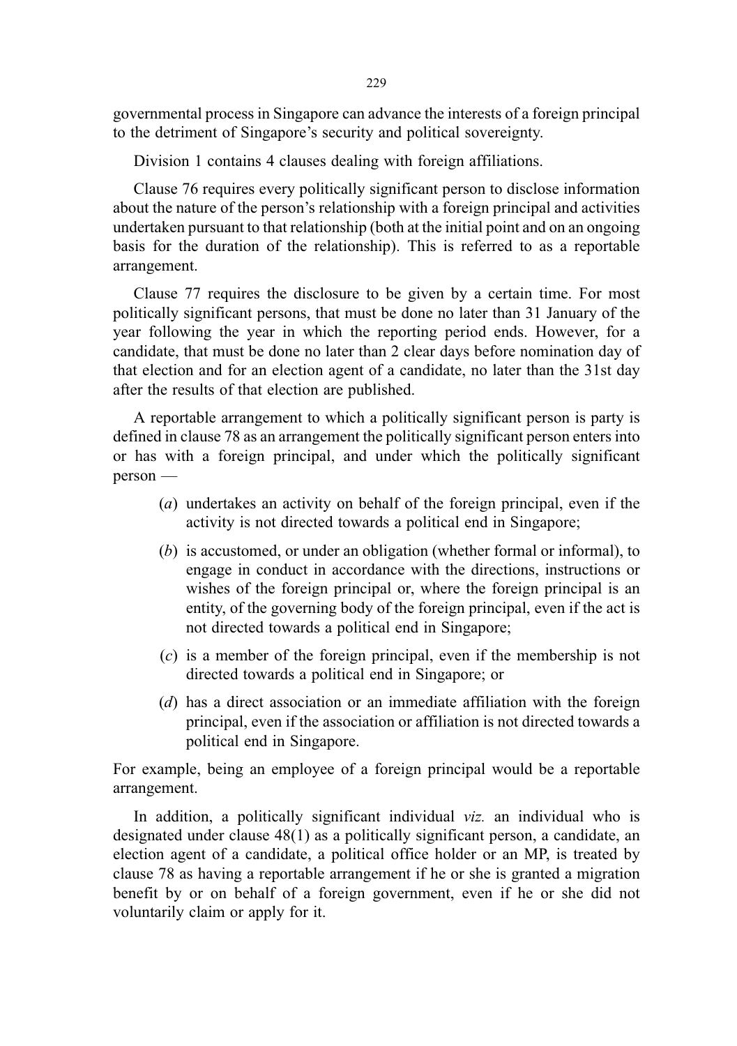governmental process in Singapore can advance the interests of a foreign principal to the detriment of Singapore's security and political sovereignty.

Division 1 contains 4 clauses dealing with foreign affiliations.

Clause 76 requires every politically significant person to disclose information about the nature of the person's relationship with a foreign principal and activities undertaken pursuant to that relationship (both at the initial point and on an ongoing basis for the duration of the relationship). This is referred to as a reportable arrangement.

Clause 77 requires the disclosure to be given by a certain time. For most politically significant persons, that must be done no later than 31 January of the year following the year in which the reporting period ends. However, for a candidate, that must be done no later than 2 clear days before nomination day of that election and for an election agent of a candidate, no later than the 31st day after the results of that election are published.

A reportable arrangement to which a politically significant person is party is defined in clause 78 as an arrangement the politically significant person enters into or has with a foreign principal, and under which the politically significant person —

(*a*) undertakes an activity on behalf of the foreign principal, even if the activity is not directed towards a political end in Singapore;

(*b*) is accustomed, or under an obligation (whether formal or informal), to engage in conduct in accordance with the directions, instructions or wishes of the foreign principal or, where the foreign principal is an entity, of the governing body of the foreign principal, even if the act is not directed towards a political end in Singapore;

(*c*) is a member of the foreign principal, even if the membership is not directed towards a political end in Singapore; or

(*d*) has a direct association or an immediate affiliation with the foreign principal, even if the association or affiliation is not directed towards a political end in Singapore.

For example, being an employee of a foreign principal would be a reportable arrangement.

In addition, a politically significant individual *viz.* an individual who is designated under clause 48(1) as a politically significant person, a candidate, an election agent of a candidate, a political office holder or an MP, is treated by clause 78 as having a reportable arrangement if he or she is granted a migration benefit by or on behalf of a foreign government, even if he or she did not voluntarily claim or apply for it.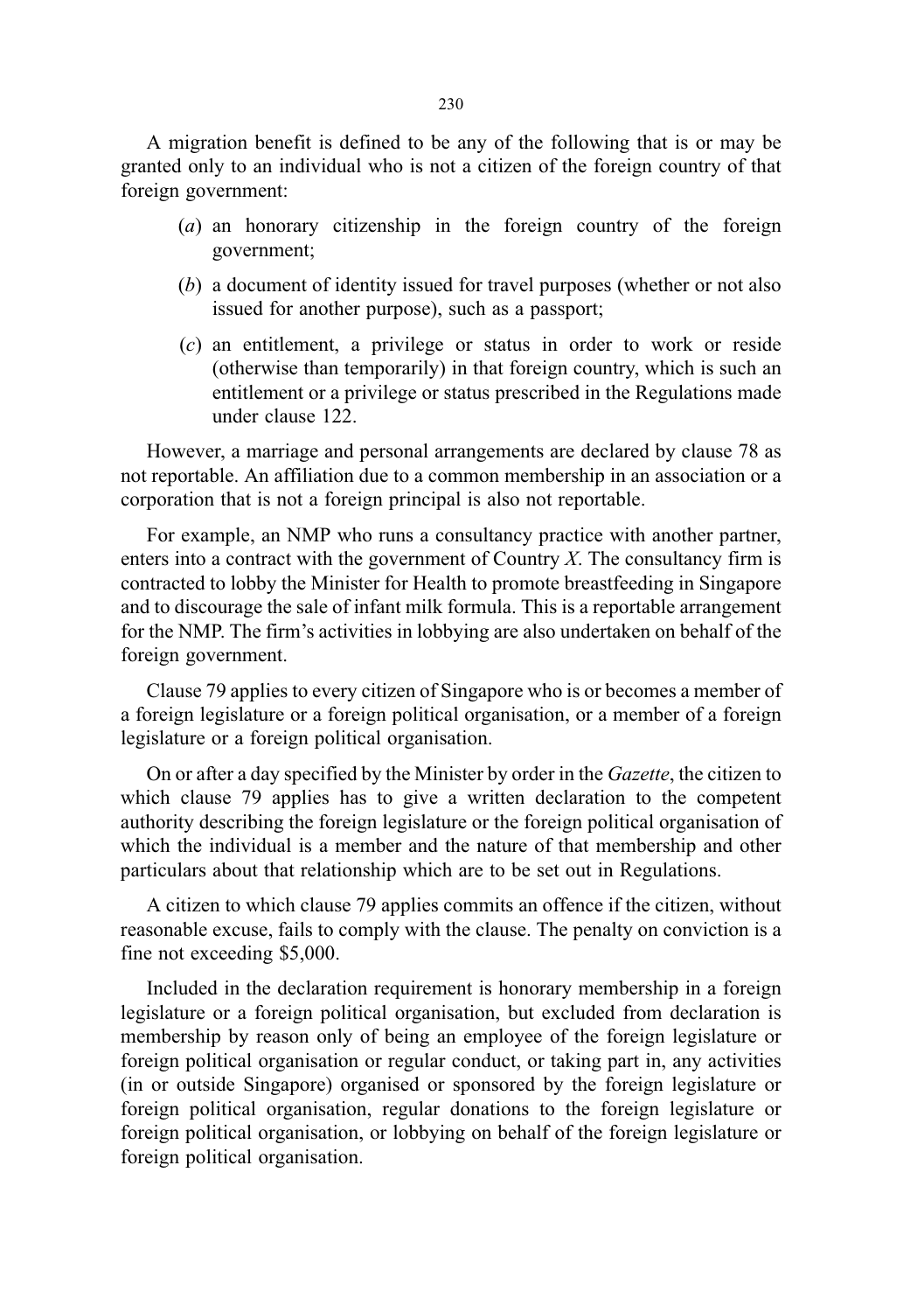A migration benefit is defined to be any of the following that is or may be granted only to an individual who is not a citizen of the foreign country of that foreign government:

(*a*) an honorary citizenship in the foreign country of the foreign government;

(*b*) a document of identity issued for travel purposes (whether or not also issued for another purpose), such as a passport;

(*c*) an entitlement, a privilege or status in order to work or reside (otherwise than temporarily) in that foreign country, which is such an entitlement or a privilege or status prescribed in the Regulations made under clause 122.

However, a marriage and personal arrangements are declared by clause 78 as not reportable. An affiliation due to a common membership in an association or a corporation that is not a foreign principal is also not reportable.

For example, an NMP who runs a consultancy practice with another partner, enters into a contract with the government of Country *X*. The consultancy firm is contracted to lobby the Minister for Health to promote breastfeeding in Singapore and to discourage the sale of infant milk formula. This is a reportable arrangement for the NMP. The firm's activities in lobbying are also undertaken on behalf of the foreign government.

Clause 79 applies to every citizen of Singapore who is or becomes a member of a foreign legislature or a foreign political organisation, or a member of a foreign legislature or a foreign political organisation.

On or after a day specified by the Minister by order in the *Gazette*, the citizen to which clause 79 applies has to give a written declaration to the competent authority describing the foreign legislature or the foreign political organisation of which the individual is a member and the nature of that membership and other particulars about that relationship which are to be set out in Regulations.

A citizen to which clause 79 applies commits an offence if the citizen, without reasonable excuse, fails to comply with the clause. The penalty on conviction is a fine not exceeding $5,000.

Included in the declaration requirement is honorary membership in a foreign legislature or a foreign political organisation, but excluded from declaration is membership by reason only of being an employee of the foreign legislature or foreign political organisation or regular conduct, or taking part in, any activities (in or outside Singapore) organised or sponsored by the foreign legislature or foreign political organisation, regular donations to the foreign legislature or foreign political organisation, or lobbying on behalf of the foreign legislature or foreign political organisation.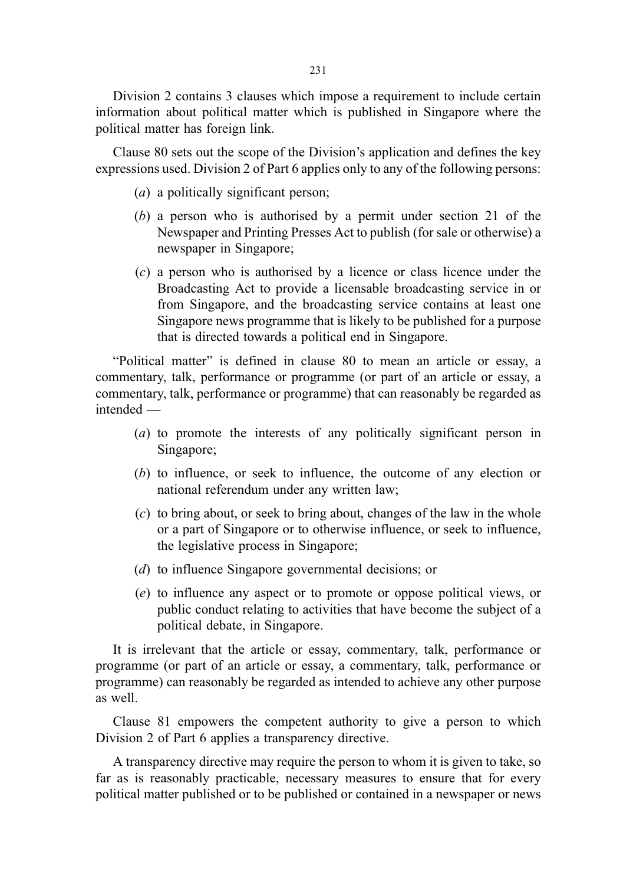Division 2 contains 3 clauses which impose a requirement to include certain information about political matter which is published in Singapore where the political matter has foreign link.

Clause 80 sets out the scope of the Division's application and defines the key expressions used. Division 2 of Part 6 applies only to any of the following persons:

(*a*) a politically significant person;

(*b*) a person who is authorised by a permit under section 21 of the Newspaper and Printing Presses Act to publish (for sale or otherwise) a newspaper in Singapore;

(*c*) a person who is authorised by a licence or class licence under the Broadcasting Act to provide a licensable broadcasting service in or from Singapore, and the broadcasting service contains at least one Singapore news programme that is likely to be published for a purpose that is directed towards a political end in Singapore.

"Political matter" is defined in clause 80 to mean an article or essay, a commentary, talk, performance or programme (or part of an article or essay, a commentary, talk, performance or programme) that can reasonably be regarded as intended —

(*a*) to promote the interests of any politically significant person in Singapore;

(*b*) to influence, or seek to influence, the outcome of any election or national referendum under any written law;

(*c*) to bring about, or seek to bring about, changes of the law in the whole or a part of Singapore or to otherwise influence, or seek to influence, the legislative process in Singapore;

(*d*) to influence Singapore governmental decisions; or

(*e*) to influence any aspect or to promote or oppose political views, or public conduct relating to activities that have become the subject of a political debate, in Singapore.

It is irrelevant that the article or essay, commentary, talk, performance or programme (or part of an article or essay, a commentary, talk, performance or programme) can reasonably be regarded as intended to achieve any other purpose as well.

Clause 81 empowers the competent authority to give a person to which Division 2 of Part 6 applies a transparency directive.

A transparency directive may require the person to whom it is given to take, so far as is reasonably practicable, necessary measures to ensure that for every political matter published or to be published or contained in a newspaper or news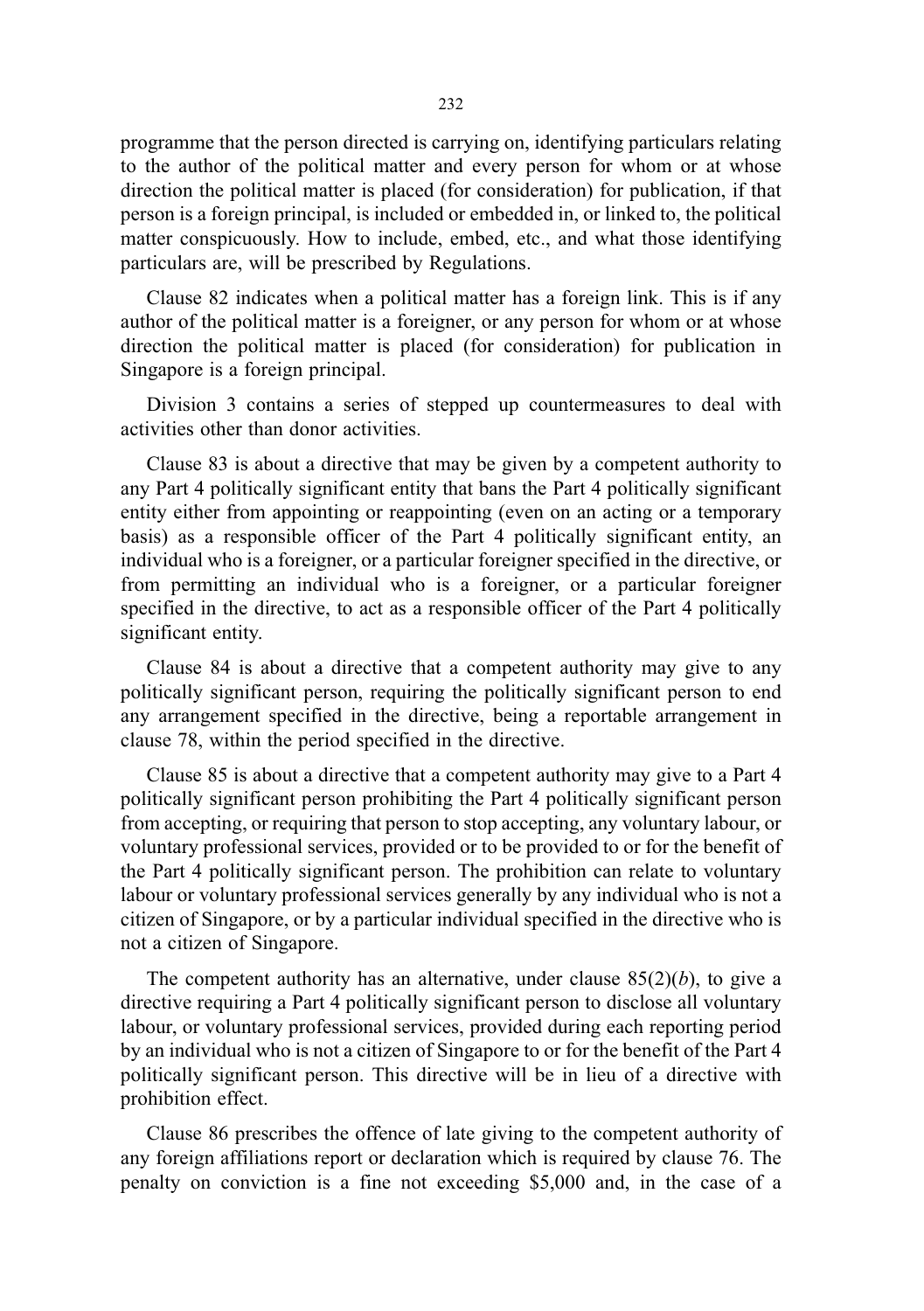programme that the person directed is carrying on, identifying particulars relating to the author of the political matter and every person for whom or at whose direction the political matter is placed (for consideration) for publication, if that person is a foreign principal, is included or embedded in, or linked to, the political matter conspicuously. How to include, embed, etc., and what those identifying particulars are, will be prescribed by Regulations.

Clause 82 indicates when a political matter has a foreign link. This is if any author of the political matter is a foreigner, or any person for whom or at whose direction the political matter is placed (for consideration) for publication in Singapore is a foreign principal.

Division 3 contains a series of stepped up countermeasures to deal with activities other than donor activities.

Clause 83 is about a directive that may be given by a competent authority to any Part 4 politically significant entity that bans the Part 4 politically significant entity either from appointing or reappointing (even on an acting or a temporary basis) as a responsible officer of the Part 4 politically significant entity, an individual who is a foreigner, or a particular foreigner specified in the directive, or from permitting an individual who is a foreigner, or a particular foreigner specified in the directive, to act as a responsible officer of the Part 4 politically significant entity.

Clause 84 is about a directive that a competent authority may give to any politically significant person, requiring the politically significant person to end any arrangement specified in the directive, being a reportable arrangement in clause 78, within the period specified in the directive.

Clause 85 is about a directive that a competent authority may give to a Part 4 politically significant person prohibiting the Part 4 politically significant person from accepting, or requiring that person to stop accepting, any voluntary labour, or voluntary professional services, provided or to be provided to or for the benefit of the Part 4 politically significant person. The prohibition can relate to voluntary labour or voluntary professional services generally by any individual who is not a citizen of Singapore, or by a particular individual specified in the directive who is not a citizen of Singapore.

The competent authority has an alternative, under clause 85(2)(*b*), to give a directive requiring a Part 4 politically significant person to disclose all voluntary labour, or voluntary professional services, provided during each reporting period by an individual who is not a citizen of Singapore to or for the benefit of the Part 4 politically significant person. This directive will be in lieu of a directive with prohibition effect.

Clause 86 prescribes the offence of late giving to the competent authority of any foreign affiliations report or declaration which is required by clause 76. The penalty on conviction is a fine not exceeding $5,000 and, in the case of a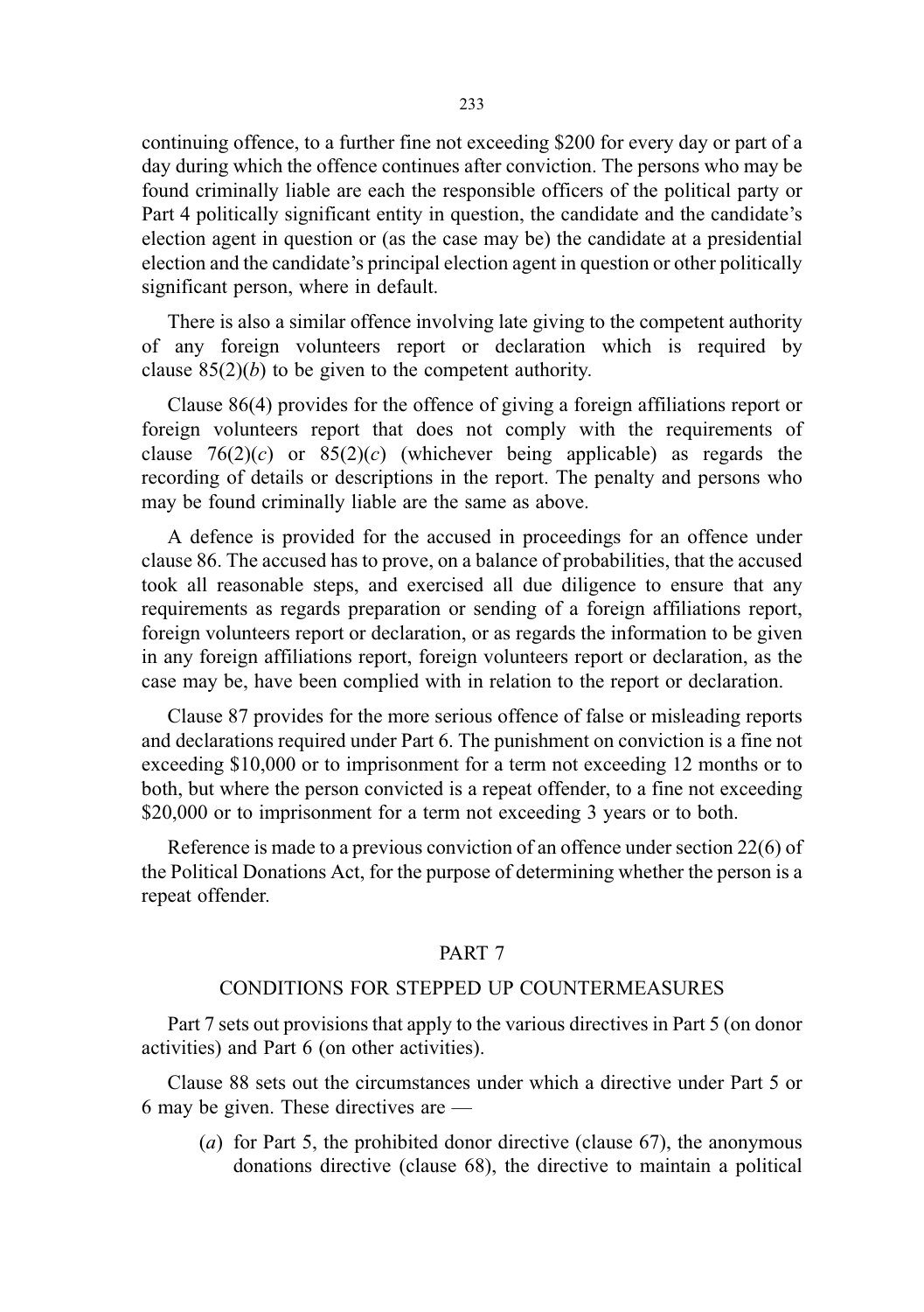continuing offence, to a further fine not exceeding $200 for every day or part of a day during which the offence continues after conviction. The persons who may be found criminally liable are each the responsible officers of the political party or Part 4 politically significant entity in question, the candidate and the candidate's election agent in question or (as the case may be) the candidate at a presidential election and the candidate's principal election agent in question or other politically significant person, where in default.

There is also a similar offence involving late giving to the competent authority of any foreign volunteers report or declaration which is required by clause 85(2)(*b*) to be given to the competent authority.

Clause 86(4) provides for the offence of giving a foreign affiliations report or foreign volunteers report that does not comply with the requirements of clause 76(2)(*c*) or 85(2)(*c*) (whichever being applicable) as regards the recording of details or descriptions in the report. The penalty and persons who may be found criminally liable are the same as above.

A defence is provided for the accused in proceedings for an offence under clause 86. The accused has to prove, on a balance of probabilities, that the accused took all reasonable steps, and exercised all due diligence to ensure that any requirements as regards preparation or sending of a foreign affiliations report, foreign volunteers report or declaration, or as regards the information to be given in any foreign affiliations report, foreign volunteers report or declaration, as the case may be, have been complied with in relation to the report or declaration.

Clause 87 provides for the more serious offence of false or misleading reports and declarations required under Part 6. The punishment on conviction is a fine not exceeding $10,000 or to imprisonment for a term not exceeding 12 months or to both, but where the person convicted is a repeat offender, to a fine not exceeding $20,000 or to imprisonment for a term not exceeding 3 years or to both.

Reference is made to a previous conviction of an offence under section 22(6) of the Political Donations Act, for the purpose of determining whether the person is a repeat offender.

## PART 7

### CONDITIONS FOR STEPPED UP COUNTERMEASURES

Part 7 sets out provisions that apply to the various directives in Part 5 (on donor activities) and Part 6 (on other activities).

Clause 88 sets out the circumstances under which a directive under Part 5 or 6 may be given. These directives are —

(*a*) for Part 5, the prohibited donor directive (clause 67), the anonymous donations directive (clause 68), the directive to maintain a political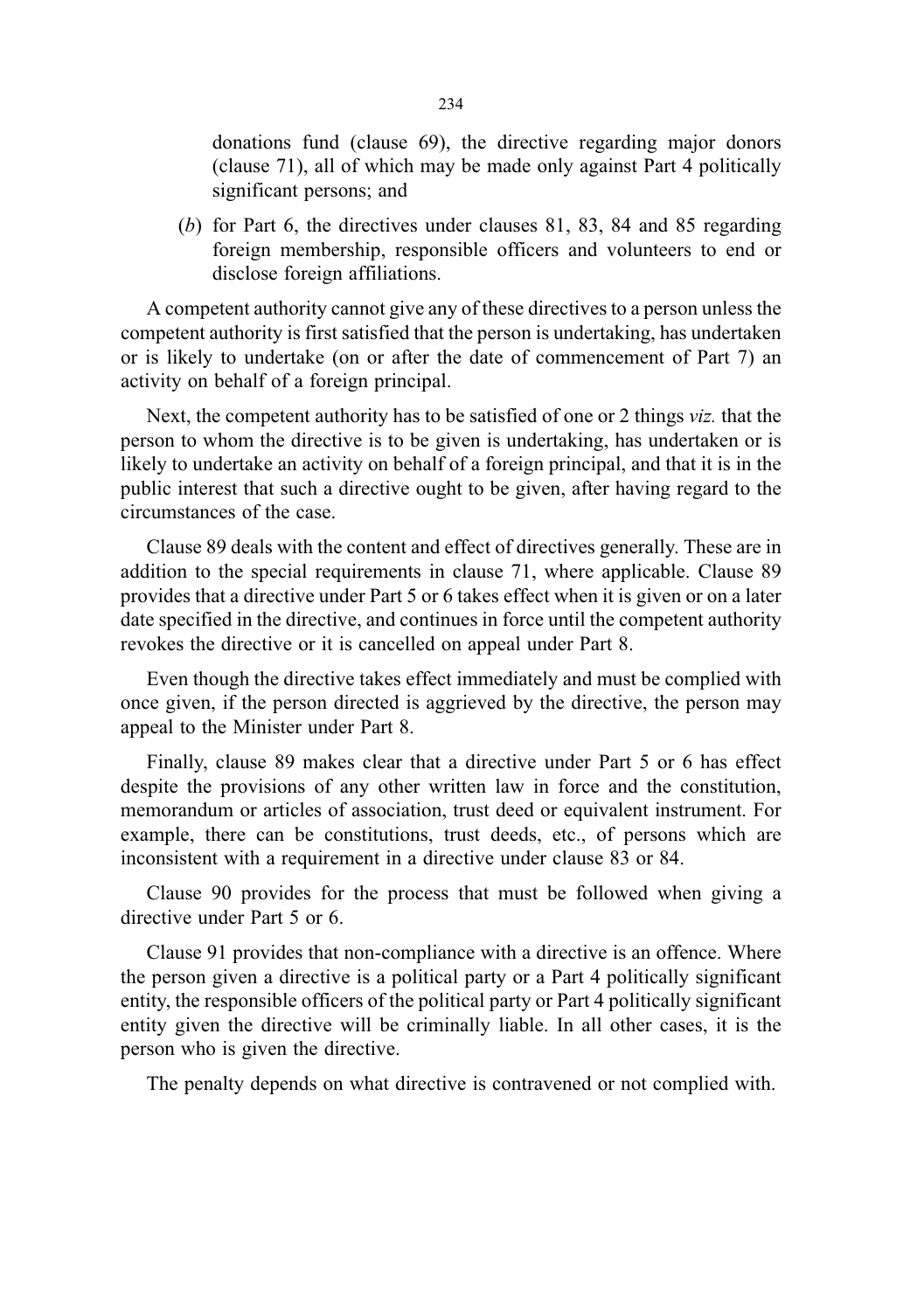donations fund (clause 69), the directive regarding major donors (clause 71), all of which may be made only against Part 4 politically significant persons; and

(*b*) for Part 6, the directives under clauses 81, 83, 84 and 85 regarding foreign membership, responsible officers and volunteers to end or disclose foreign affiliations.

A competent authority cannot give any of these directives to a person unless the competent authority is first satisfied that the person is undertaking, has undertaken or is likely to undertake (on or after the date of commencement of Part 7) an activity on behalf of a foreign principal.

Next, the competent authority has to be satisfied of one or 2 things *viz.* that the person to whom the directive is to be given is undertaking, has undertaken or is likely to undertake an activity on behalf of a foreign principal, and that it is in the public interest that such a directive ought to be given, after having regard to the circumstances of the case.

Clause 89 deals with the content and effect of directives generally. These are in addition to the special requirements in clause 71, where applicable. Clause 89 provides that a directive under Part 5 or 6 takes effect when it is given or on a later date specified in the directive, and continues in force until the competent authority revokes the directive or it is cancelled on appeal under Part 8.

Even though the directive takes effect immediately and must be complied with once given, if the person directed is aggrieved by the directive, the person may appeal to the Minister under Part 8.

Finally, clause 89 makes clear that a directive under Part 5 or 6 has effect despite the provisions of any other written law in force and the constitution, memorandum or articles of association, trust deed or equivalent instrument. For example, there can be constitutions, trust deeds, etc., of persons which are inconsistent with a requirement in a directive under clause 83 or 84.

Clause 90 provides for the process that must be followed when giving a directive under Part 5 or 6.

Clause 91 provides that non-compliance with a directive is an offence. Where the person given a directive is a political party or a Part 4 politically significant entity, the responsible officers of the political party or Part 4 politically significant entity given the directive will be criminally liable. In all other cases, it is the person who is given the directive.

The penalty depends on what directive is contravened or not complied with.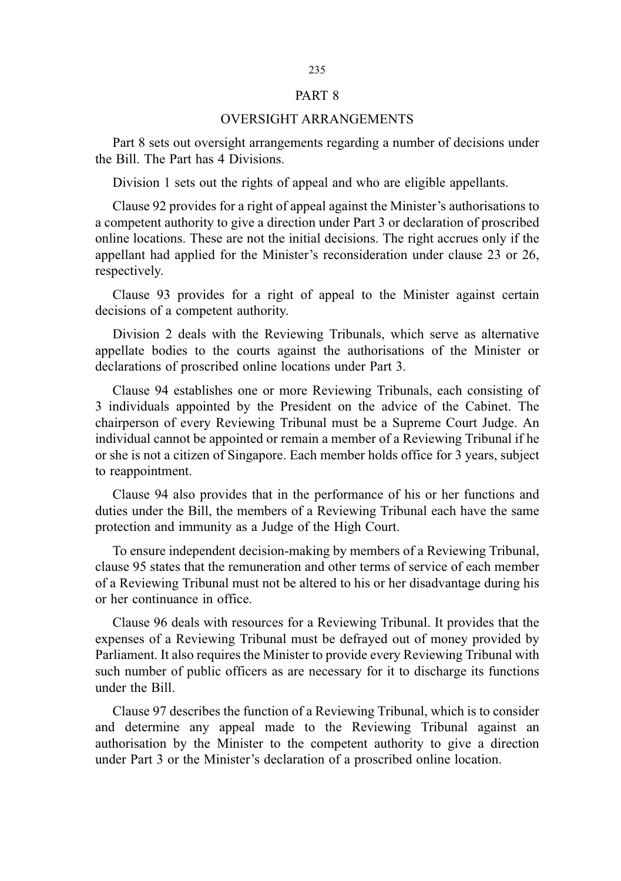## PART 8

## OVERSIGHT ARRANGEMENTS

Part 8 sets out oversight arrangements regarding a number of decisions under the Bill. The Part has 4 Divisions.

Division 1 sets out the rights of appeal and who are eligible appellants.

Clause 92 provides for a right of appeal against the Minister's authorisations to a competent authority to give a direction under Part 3 or declaration of proscribed online locations. These are not the initial decisions. The right accrues only if the appellant had applied for the Minister's reconsideration under clause 23 or 26, respectively.

Clause 93 provides for a right of appeal to the Minister against certain decisions of a competent authority.

Division 2 deals with the Reviewing Tribunals, which serve as alternative appellate bodies to the courts against the authorisations of the Minister or declarations of proscribed online locations under Part 3.

Clause 94 establishes one or more Reviewing Tribunals, each consisting of 3 individuals appointed by the President on the advice of the Cabinet. The chairperson of every Reviewing Tribunal must be a Supreme Court Judge. An individual cannot be appointed or remain a member of a Reviewing Tribunal if he or she is not a citizen of Singapore. Each member holds office for 3 years, subject to reappointment.

Clause 94 also provides that in the performance of his or her functions and duties under the Bill, the members of a Reviewing Tribunal each have the same protection and immunity as a Judge of the High Court.

To ensure independent decision-making by members of a Reviewing Tribunal, clause 95 states that the remuneration and other terms of service of each member of a Reviewing Tribunal must not be altered to his or her disadvantage during his or her continuance in office.

Clause 96 deals with resources for a Reviewing Tribunal. It provides that the expenses of a Reviewing Tribunal must be defrayed out of money provided by Parliament. It also requires the Minister to provide every Reviewing Tribunal with such number of public officers as are necessary for it to discharge its functions under the Bill.

Clause 97 describes the function of a Reviewing Tribunal, which is to consider and determine any appeal made to the Reviewing Tribunal against an authorisation by the Minister to the competent authority to give a direction under Part 3 or the Minister's declaration of a proscribed online location.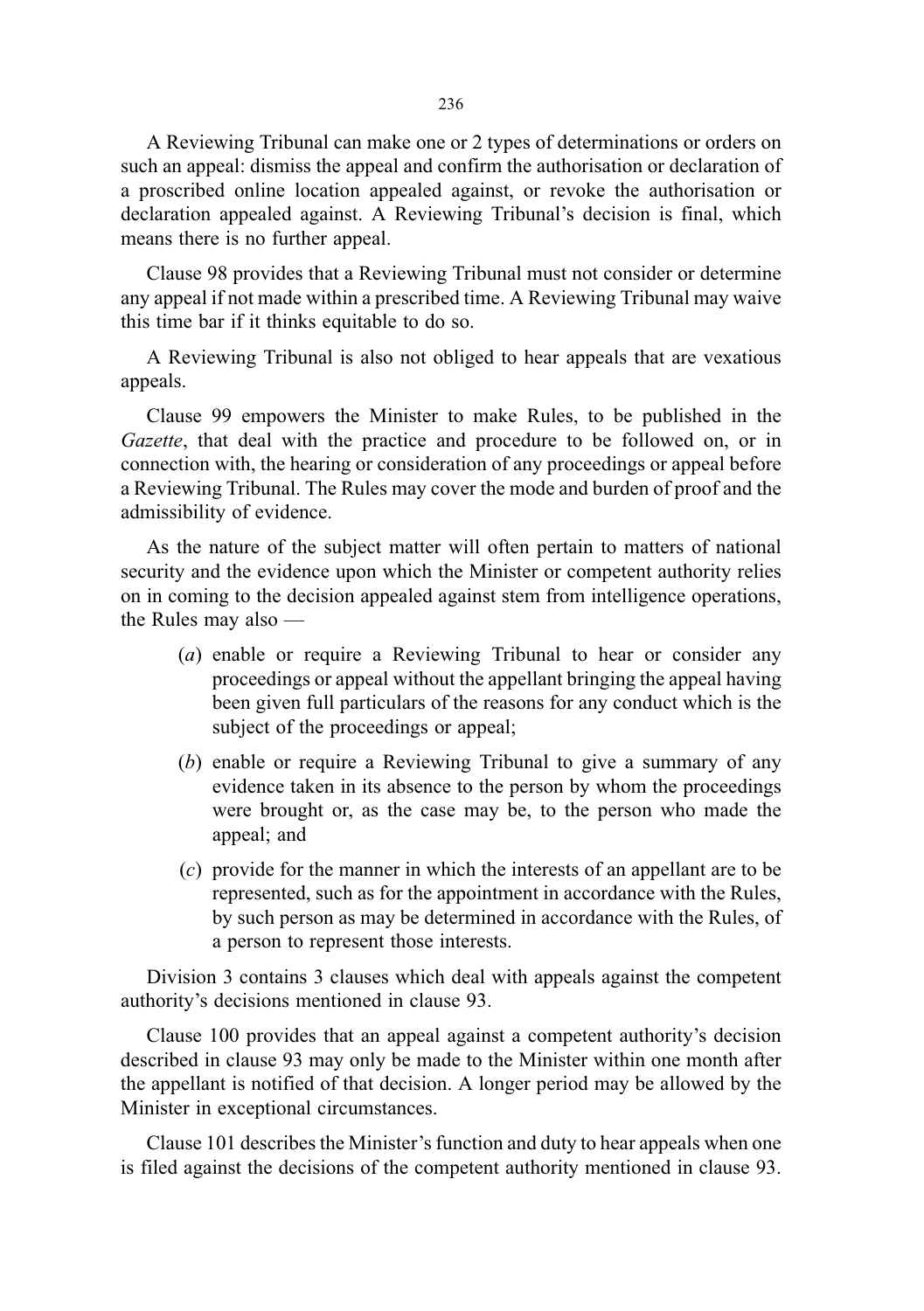A Reviewing Tribunal can make one or 2 types of determinations or orders on such an appeal: dismiss the appeal and confirm the authorisation or declaration of a proscribed online location appealed against, or revoke the authorisation or declaration appealed against. A Reviewing Tribunal's decision is final, which means there is no further appeal.

Clause 98 provides that a Reviewing Tribunal must not consider or determine any appeal if not made within a prescribed time. A Reviewing Tribunal may waive this time bar if it thinks equitable to do so.

A Reviewing Tribunal is also not obliged to hear appeals that are vexatious appeals.

Clause 99 empowers the Minister to make Rules, to be published in the *Gazette*, that deal with the practice and procedure to be followed on, or in connection with, the hearing or consideration of any proceedings or appeal before a Reviewing Tribunal. The Rules may cover the mode and burden of proof and the admissibility of evidence.

As the nature of the subject matter will often pertain to matters of national security and the evidence upon which the Minister or competent authority relies on in coming to the decision appealed against stem from intelligence operations, the Rules may also —

(*a*) enable or require a Reviewing Tribunal to hear or consider any proceedings or appeal without the appellant bringing the appeal having been given full particulars of the reasons for any conduct which is the subject of the proceedings or appeal;

(*b*) enable or require a Reviewing Tribunal to give a summary of any evidence taken in its absence to the person by whom the proceedings were brought or, as the case may be, to the person who made the appeal; and

(*c*) provide for the manner in which the interests of an appellant are to be represented, such as for the appointment in accordance with the Rules, by such person as may be determined in accordance with the Rules, of a person to represent those interests.

Division 3 contains 3 clauses which deal with appeals against the competent authority's decisions mentioned in clause 93.

Clause 100 provides that an appeal against a competent authority's decision described in clause 93 may only be made to the Minister within one month after the appellant is notified of that decision. A longer period may be allowed by the Minister in exceptional circumstances.

Clause 101 describes the Minister's function and duty to hear appeals when one is filed against the decisions of the competent authority mentioned in clause 93.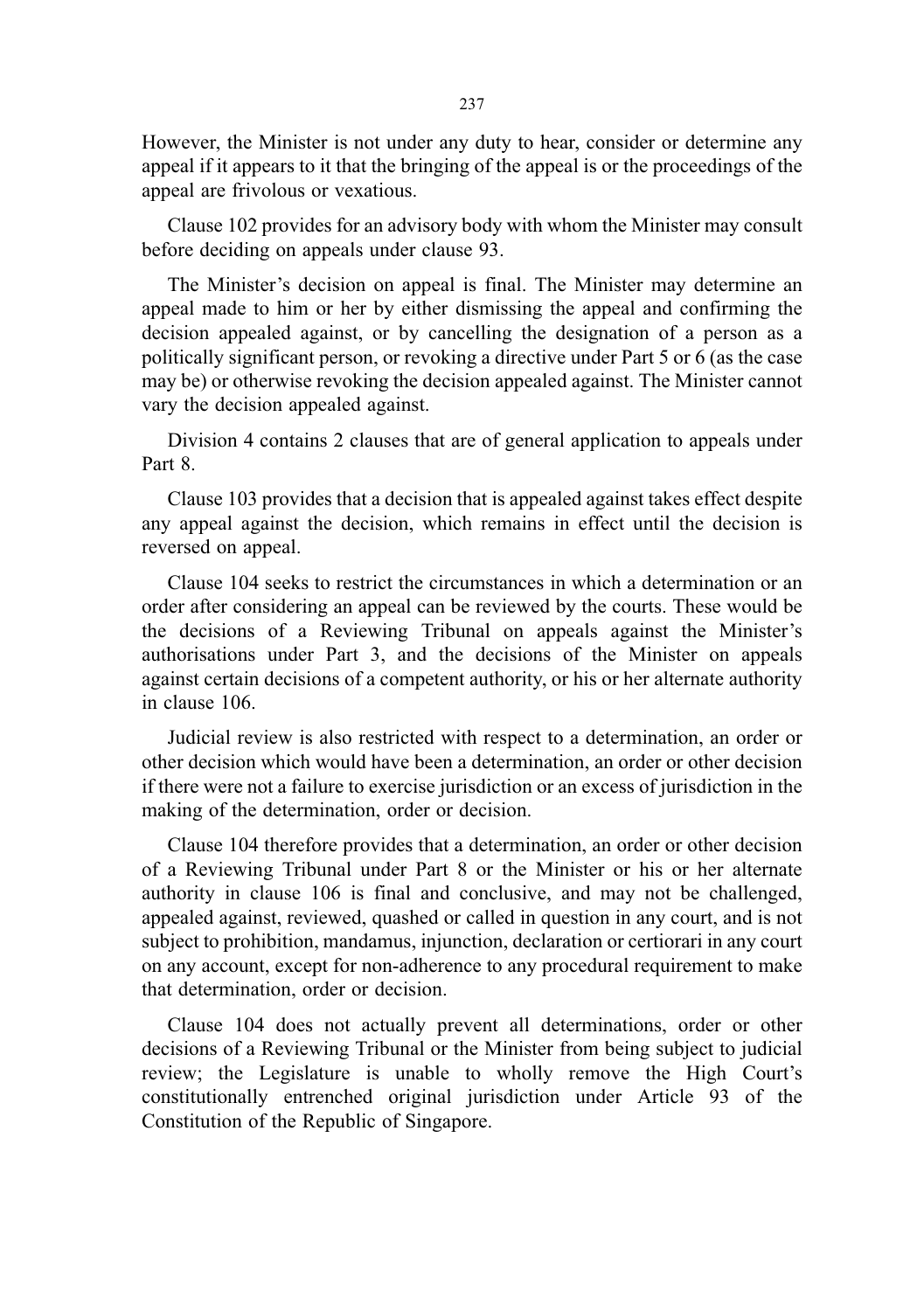However, the Minister is not under any duty to hear, consider or determine any appeal if it appears to it that the bringing of the appeal is or the proceedings of the appeal are frivolous or vexatious.

Clause 102 provides for an advisory body with whom the Minister may consult before deciding on appeals under clause 93.

The Minister's decision on appeal is final. The Minister may determine an appeal made to him or her by either dismissing the appeal and confirming the decision appealed against, or by cancelling the designation of a person as a politically significant person, or revoking a directive under Part 5 or 6 (as the case may be) or otherwise revoking the decision appealed against. The Minister cannot vary the decision appealed against.

Division 4 contains 2 clauses that are of general application to appeals under Part 8.

Clause 103 provides that a decision that is appealed against takes effect despite any appeal against the decision, which remains in effect until the decision is reversed on appeal.

Clause 104 seeks to restrict the circumstances in which a determination or an order after considering an appeal can be reviewed by the courts. These would be the decisions of a Reviewing Tribunal on appeals against the Minister's authorisations under Part 3, and the decisions of the Minister on appeals against certain decisions of a competent authority, or his or her alternate authority in clause 106.

Judicial review is also restricted with respect to a determination, an order or other decision which would have been a determination, an order or other decision if there were not a failure to exercise jurisdiction or an excess of jurisdiction in the making of the determination, order or decision.

Clause 104 therefore provides that a determination, an order or other decision of a Reviewing Tribunal under Part 8 or the Minister or his or her alternate authority in clause 106 is final and conclusive, and may not be challenged, appealed against, reviewed, quashed or called in question in any court, and is not subject to prohibition, mandamus, injunction, declaration or certiorari in any court on any account, except for non-adherence to any procedural requirement to make that determination, order or decision.

Clause 104 does not actually prevent all determinations, order or other decisions of a Reviewing Tribunal or the Minister from being subject to judicial review; the Legislature is unable to wholly remove the High Court's constitutionally entrenched original jurisdiction under Article 93 of the Constitution of the Republic of Singapore.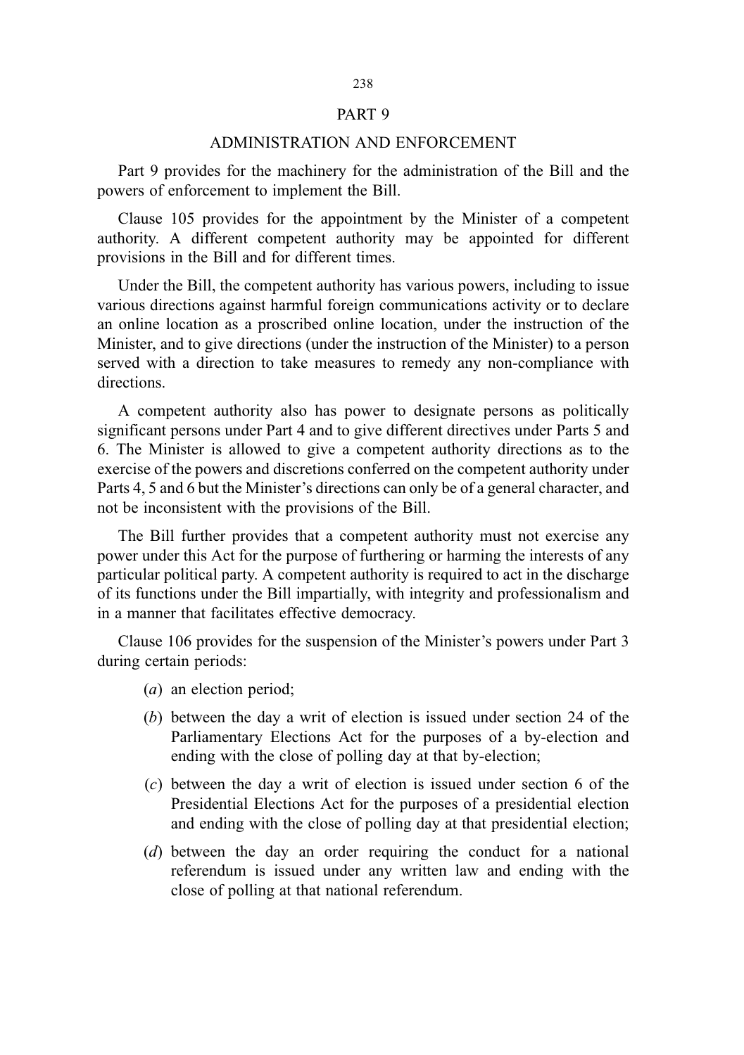## PART 9

### ADMINISTRATION AND ENFORCEMENT

Part 9 provides for the machinery for the administration of the Bill and the powers of enforcement to implement the Bill.

Clause 105 provides for the appointment by the Minister of a competent authority. A different competent authority may be appointed for different provisions in the Bill and for different times.

Under the Bill, the competent authority has various powers, including to issue various directions against harmful foreign communications activity or to declare an online location as a proscribed online location, under the instruction of the Minister, and to give directions (under the instruction of the Minister) to a person served with a direction to take measures to remedy any non-compliance with directions.

A competent authority also has power to designate persons as politically significant persons under Part 4 and to give different directives under Parts 5 and 6. The Minister is allowed to give a competent authority directions as to the exercise of the powers and discretions conferred on the competent authority under Parts 4, 5 and 6 but the Minister's directions can only be of a general character, and not be inconsistent with the provisions of the Bill.

The Bill further provides that a competent authority must not exercise any power under this Act for the purpose of furthering or harming the interests of any particular political party. A competent authority is required to act in the discharge of its functions under the Bill impartially, with integrity and professionalism and in a manner that facilitates effective democracy.

Clause 106 provides for the suspension of the Minister's powers under Part 3 during certain periods:

(*a*) an election period;

(*b*) between the day a writ of election is issued under section 24 of the Parliamentary Elections Act for the purposes of a by-election and ending with the close of polling day at that by-election;

(*c*) between the day a writ of election is issued under section 6 of the Presidential Elections Act for the purposes of a presidential election and ending with the close of polling day at that presidential election;

(*d*) between the day an order requiring the conduct for a national referendum is issued under any written law and ending with the close of polling at that national referendum.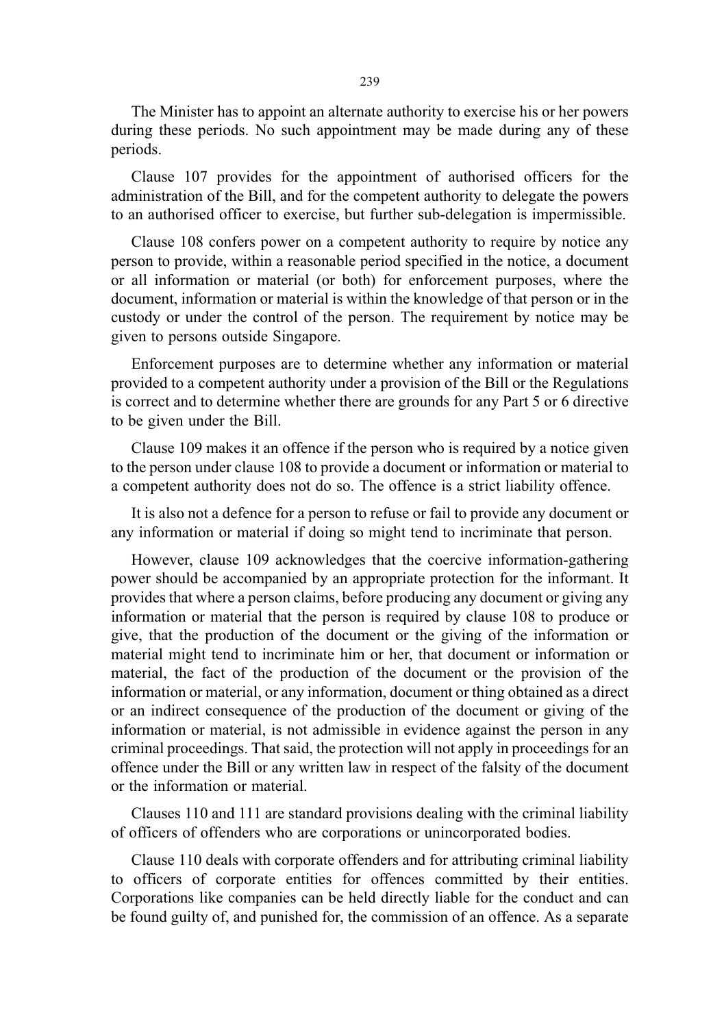The Minister has to appoint an alternate authority to exercise his or her powers during these periods. No such appointment may be made during any of these periods.

Clause 107 provides for the appointment of authorised officers for the administration of the Bill, and for the competent authority to delegate the powers to an authorised officer to exercise, but further sub-delegation is impermissible.

Clause 108 confers power on a competent authority to require by notice any person to provide, within a reasonable period specified in the notice, a document or all information or material (or both) for enforcement purposes, where the document, information or material is within the knowledge of that person or in the custody or under the control of the person. The requirement by notice may be given to persons outside Singapore.

Enforcement purposes are to determine whether any information or material provided to a competent authority under a provision of the Bill or the Regulations is correct and to determine whether there are grounds for any Part 5 or 6 directive to be given under the Bill.

Clause 109 makes it an offence if the person who is required by a notice given to the person under clause 108 to provide a document or information or material to a competent authority does not do so. The offence is a strict liability offence.

It is also not a defence for a person to refuse or fail to provide any document or any information or material if doing so might tend to incriminate that person.

However, clause 109 acknowledges that the coercive information-gathering power should be accompanied by an appropriate protection for the informant. It provides that where a person claims, before producing any document or giving any information or material that the person is required by clause 108 to produce or give, that the production of the document or the giving of the information or material might tend to incriminate him or her, that document or information or material, the fact of the production of the document or the provision of the information or material, or any information, document or thing obtained as a direct or an indirect consequence of the production of the document or giving of the information or material, is not admissible in evidence against the person in any criminal proceedings. That said, the protection will not apply in proceedings for an offence under the Bill or any written law in respect of the falsity of the document or the information or material.

Clauses 110 and 111 are standard provisions dealing with the criminal liability of officers of offenders who are corporations or unincorporated bodies.

Clause 110 deals with corporate offenders and for attributing criminal liability to officers of corporate entities for offences committed by their entities. Corporations like companies can be held directly liable for the conduct and can be found guilty of, and punished for, the commission of an offence. As a separate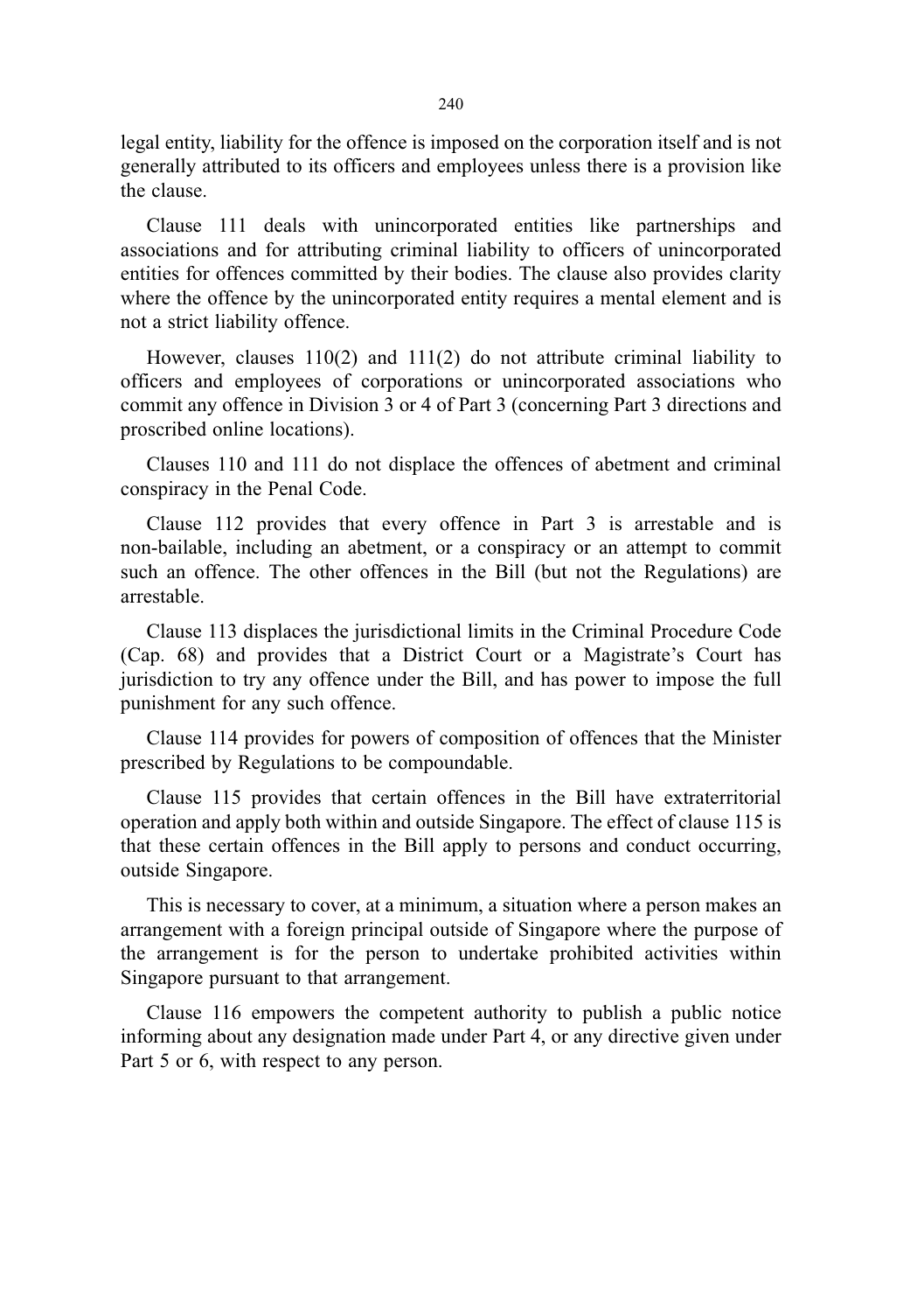legal entity, liability for the offence is imposed on the corporation itself and is not generally attributed to its officers and employees unless there is a provision like the clause.

Clause 111 deals with unincorporated entities like partnerships and associations and for attributing criminal liability to officers of unincorporated entities for offences committed by their bodies. The clause also provides clarity where the offence by the unincorporated entity requires a mental element and is not a strict liability offence.

However, clauses 110(2) and 111(2) do not attribute criminal liability to officers and employees of corporations or unincorporated associations who commit any offence in Division 3 or 4 of Part 3 (concerning Part 3 directions and proscribed online locations).

Clauses 110 and 111 do not displace the offences of abetment and criminal conspiracy in the Penal Code.

Clause 112 provides that every offence in Part 3 is arrestable and is non-bailable, including an abetment, or a conspiracy or an attempt to commit such an offence. The other offences in the Bill (but not the Regulations) are arrestable.

Clause 113 displaces the jurisdictional limits in the Criminal Procedure Code (Cap. 68) and provides that a District Court or a Magistrate's Court has jurisdiction to try any offence under the Bill, and has power to impose the full punishment for any such offence.

Clause 114 provides for powers of composition of offences that the Minister prescribed by Regulations to be compoundable.

Clause 115 provides that certain offences in the Bill have extraterritorial operation and apply both within and outside Singapore. The effect of clause 115 is that these certain offences in the Bill apply to persons and conduct occurring, outside Singapore.

This is necessary to cover, at a minimum, a situation where a person makes an arrangement with a foreign principal outside of Singapore where the purpose of the arrangement is for the person to undertake prohibited activities within Singapore pursuant to that arrangement.

Clause 116 empowers the competent authority to publish a public notice informing about any designation made under Part 4, or any directive given under Part 5 or 6, with respect to any person.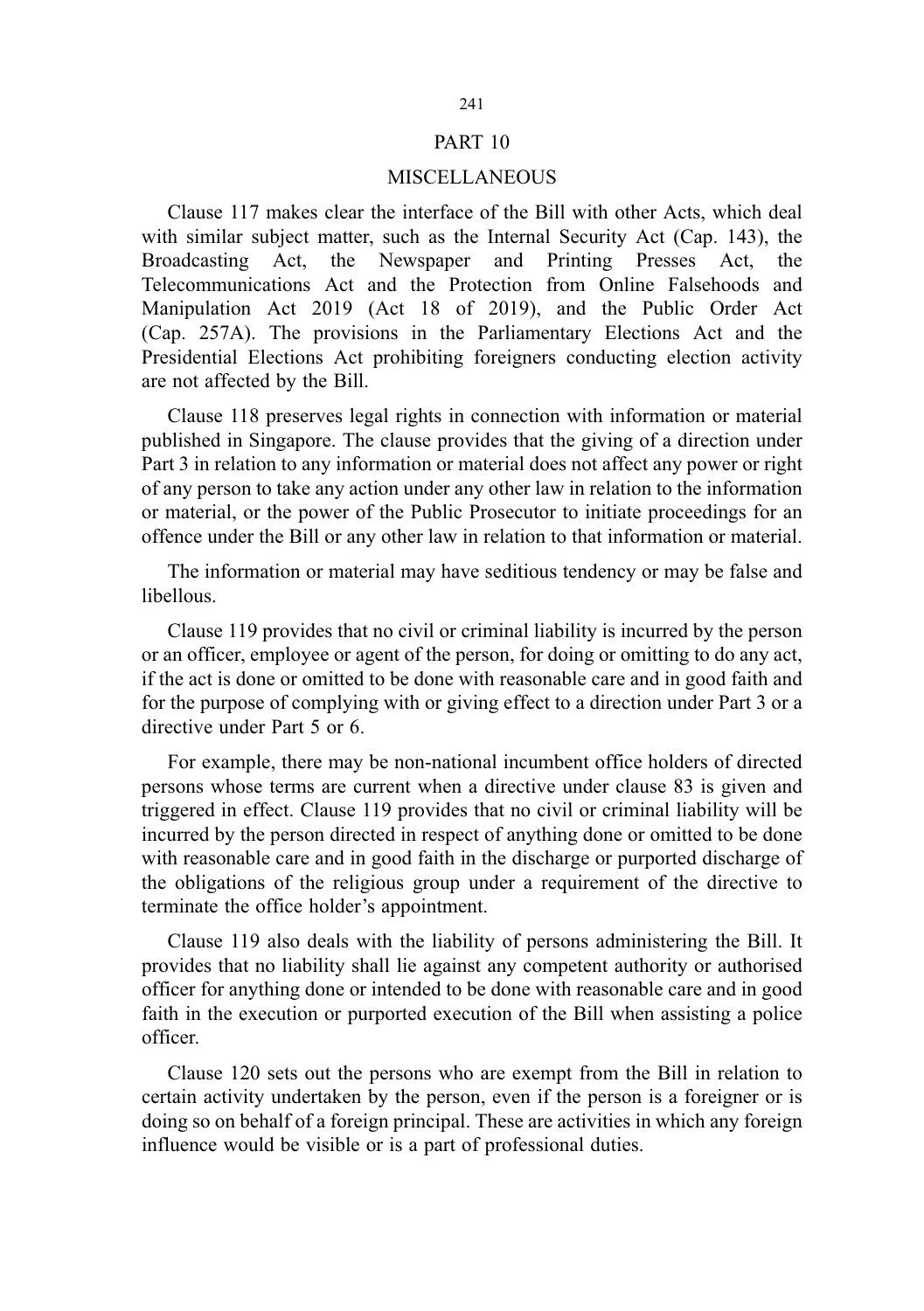## PART 10

## MISCELLANEOUS

Clause 117 makes clear the interface of the Bill with other Acts, which deal with similar subject matter, such as the Internal Security Act (Cap. 143), the Broadcasting Act, the Newspaper and Printing Presses Act, the Telecommunications Act and the Protection from Online Falsehoods and Manipulation Act 2019 (Act 18 of 2019), and the Public Order Act (Cap. 257A). The provisions in the Parliamentary Elections Act and the Presidential Elections Act prohibiting foreigners conducting election activity are not affected by the Bill.

Clause 118 preserves legal rights in connection with information or material published in Singapore. The clause provides that the giving of a direction under Part 3 in relation to any information or material does not affect any power or right of any person to take any action under any other law in relation to the information or material, or the power of the Public Prosecutor to initiate proceedings for an offence under the Bill or any other law in relation to that information or material.

The information or material may have seditious tendency or may be false and libellous.

Clause 119 provides that no civil or criminal liability is incurred by the person or an officer, employee or agent of the person, for doing or omitting to do any act, if the act is done or omitted to be done with reasonable care and in good faith and for the purpose of complying with or giving effect to a direction under Part 3 or a directive under Part 5 or 6.

For example, there may be non-national incumbent office holders of directed persons whose terms are current when a directive under clause 83 is given and triggered in effect. Clause 119 provides that no civil or criminal liability will be incurred by the person directed in respect of anything done or omitted to be done with reasonable care and in good faith in the discharge or purported discharge of the obligations of the religious group under a requirement of the directive to terminate the office holder's appointment.

Clause 119 also deals with the liability of persons administering the Bill. It provides that no liability shall lie against any competent authority or authorised officer for anything done or intended to be done with reasonable care and in good faith in the execution or purported execution of the Bill when assisting a police officer.

Clause 120 sets out the persons who are exempt from the Bill in relation to certain activity undertaken by the person, even if the person is a foreigner or is doing so on behalf of a foreign principal. These are activities in which any foreign influence would be visible or is a part of professional duties.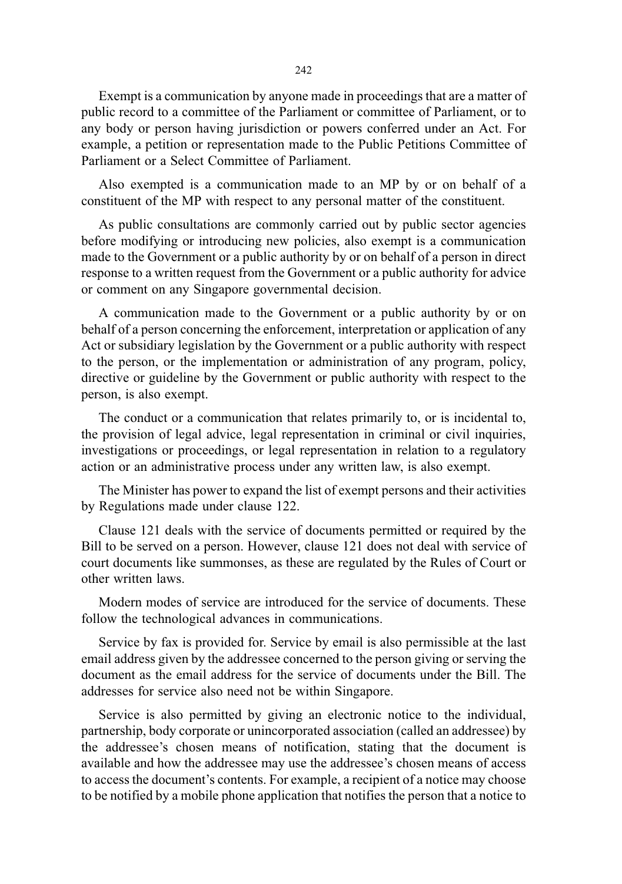Exempt is a communication by anyone made in proceedings that are a matter of public record to a committee of the Parliament or committee of Parliament, or to any body or person having jurisdiction or powers conferred under an Act. For example, a petition or representation made to the Public Petitions Committee of Parliament or a Select Committee of Parliament.

Also exempted is a communication made to an MP by or on behalf of a constituent of the MP with respect to any personal matter of the constituent.

As public consultations are commonly carried out by public sector agencies before modifying or introducing new policies, also exempt is a communication made to the Government or a public authority by or on behalf of a person in direct response to a written request from the Government or a public authority for advice or comment on any Singapore governmental decision.

A communication made to the Government or a public authority by or on behalf of a person concerning the enforcement, interpretation or application of any Act or subsidiary legislation by the Government or a public authority with respect to the person, or the implementation or administration of any program, policy, directive or guideline by the Government or public authority with respect to the person, is also exempt.

The conduct or a communication that relates primarily to, or is incidental to, the provision of legal advice, legal representation in criminal or civil inquiries, investigations or proceedings, or legal representation in relation to a regulatory action or an administrative process under any written law, is also exempt.

The Minister has power to expand the list of exempt persons and their activities by Regulations made under clause 122.

Clause 121 deals with the service of documents permitted or required by the Bill to be served on a person. However, clause 121 does not deal with service of court documents like summonses, as these are regulated by the Rules of Court or other written laws.

Modern modes of service are introduced for the service of documents. These follow the technological advances in communications.

Service by fax is provided for. Service by email is also permissible at the last email address given by the addressee concerned to the person giving or serving the document as the email address for the service of documents under the Bill. The addresses for service also need not be within Singapore.

Service is also permitted by giving an electronic notice to the individual, partnership, body corporate or unincorporated association (called an addressee) by the addressee's chosen means of notification, stating that the document is available and how the addressee may use the addressee's chosen means of access to access the document's contents. For example, a recipient of a notice may choose to be notified by a mobile phone application that notifies the person that a notice to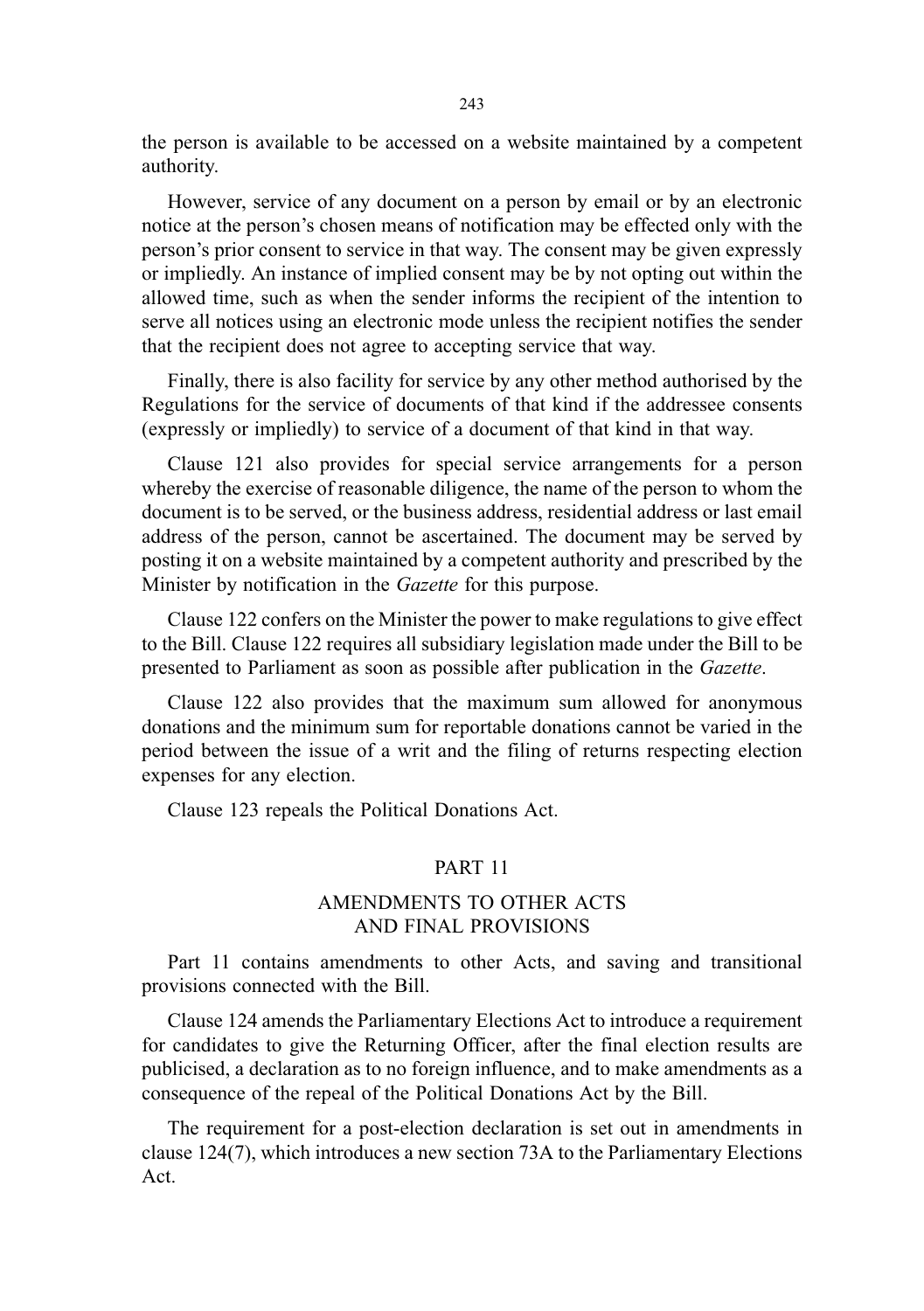the person is available to be accessed on a website maintained by a competent authority.

However, service of any document on a person by email or by an electronic notice at the person's chosen means of notification may be effected only with the person's prior consent to service in that way. The consent may be given expressly or impliedly. An instance of implied consent may be by not opting out within the allowed time, such as when the sender informs the recipient of the intention to serve all notices using an electronic mode unless the recipient notifies the sender that the recipient does not agree to accepting service that way.

Finally, there is also facility for service by any other method authorised by the Regulations for the service of documents of that kind if the addressee consents (expressly or impliedly) to service of a document of that kind in that way.

Clause 121 also provides for special service arrangements for a person whereby the exercise of reasonable diligence, the name of the person to whom the document is to be served, or the business address, residential address or last email address of the person, cannot be ascertained. The document may be served by posting it on a website maintained by a competent authority and prescribed by the Minister by notification in the *Gazette* for this purpose.

Clause 122 confers on the Minister the power to make regulations to give effect to the Bill. Clause 122 requires all subsidiary legislation made under the Bill to be presented to Parliament as soon as possible after publication in the *Gazette*.

Clause 122 also provides that the maximum sum allowed for anonymous donations and the minimum sum for reportable donations cannot be varied in the period between the issue of a writ and the filing of returns respecting election expenses for any election.

Clause 123 repeals the Political Donations Act.

## PART 11

## AMENDMENTS TO OTHER ACTS AND FINAL PROVISIONS

Part 11 contains amendments to other Acts, and saving and transitional provisions connected with the Bill.

Clause 124 amends the Parliamentary Elections Act to introduce a requirement for candidates to give the Returning Officer, after the final election results are publicised, a declaration as to no foreign influence, and to make amendments as a consequence of the repeal of the Political Donations Act by the Bill.

The requirement for a post-election declaration is set out in amendments in clause 124(7), which introduces a new section 73A to the Parliamentary Elections Act.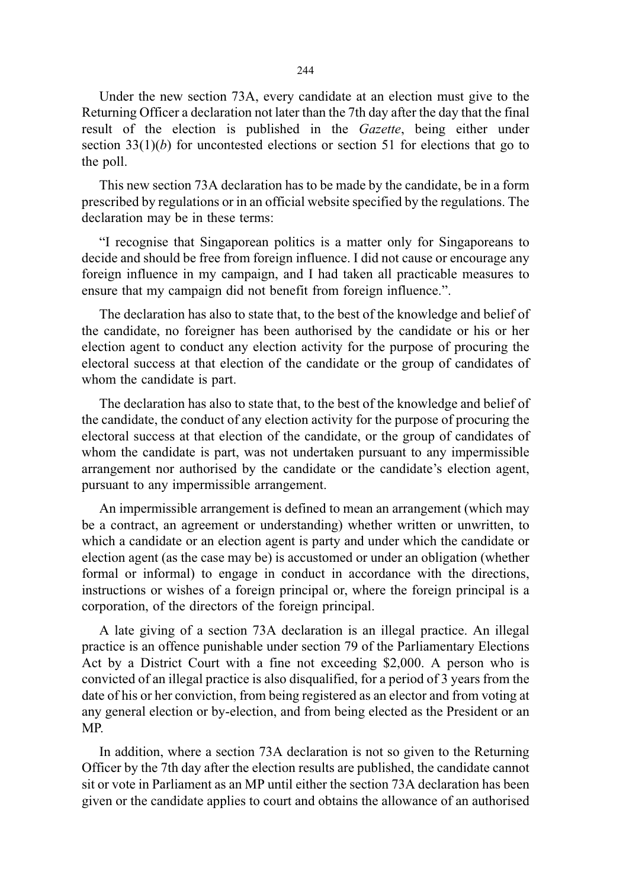Under the new section 73A, every candidate at an election must give to the Returning Officer a declaration not later than the 7th day after the day that the final result of the election is published in the *Gazette*, being either under section 33(1)(*b*) for uncontested elections or section 51 for elections that go to the poll.

This new section 73A declaration has to be made by the candidate, be in a form prescribed by regulations or in an official website specified by the regulations. The declaration may be in these terms:

"I recognise that Singaporean politics is a matter only for Singaporeans to decide and should be free from foreign influence. I did not cause or encourage any foreign influence in my campaign, and I had taken all practicable measures to ensure that my campaign did not benefit from foreign influence.".

The declaration has also to state that, to the best of the knowledge and belief of the candidate, no foreigner has been authorised by the candidate or his or her election agent to conduct any election activity for the purpose of procuring the electoral success at that election of the candidate or the group of candidates of whom the candidate is part.

The declaration has also to state that, to the best of the knowledge and belief of the candidate, the conduct of any election activity for the purpose of procuring the electoral success at that election of the candidate, or the group of candidates of whom the candidate is part, was not undertaken pursuant to any impermissible arrangement nor authorised by the candidate or the candidate's election agent, pursuant to any impermissible arrangement.

An impermissible arrangement is defined to mean an arrangement (which may be a contract, an agreement or understanding) whether written or unwritten, to which a candidate or an election agent is party and under which the candidate or election agent (as the case may be) is accustomed or under an obligation (whether formal or informal) to engage in conduct in accordance with the directions, instructions or wishes of a foreign principal or, where the foreign principal is a corporation, of the directors of the foreign principal.

A late giving of a section 73A declaration is an illegal practice. An illegal practice is an offence punishable under section 79 of the Parliamentary Elections Act by a District Court with a fine not exceeding $2,000. A person who is convicted of an illegal practice is also disqualified, for a period of 3 years from the date of his or her conviction, from being registered as an elector and from voting at any general election or by-election, and from being elected as the President or an MP.

In addition, where a section 73A declaration is not so given to the Returning Officer by the 7th day after the election results are published, the candidate cannot sit or vote in Parliament as an MP until either the section 73A declaration has been given or the candidate applies to court and obtains the allowance of an authorised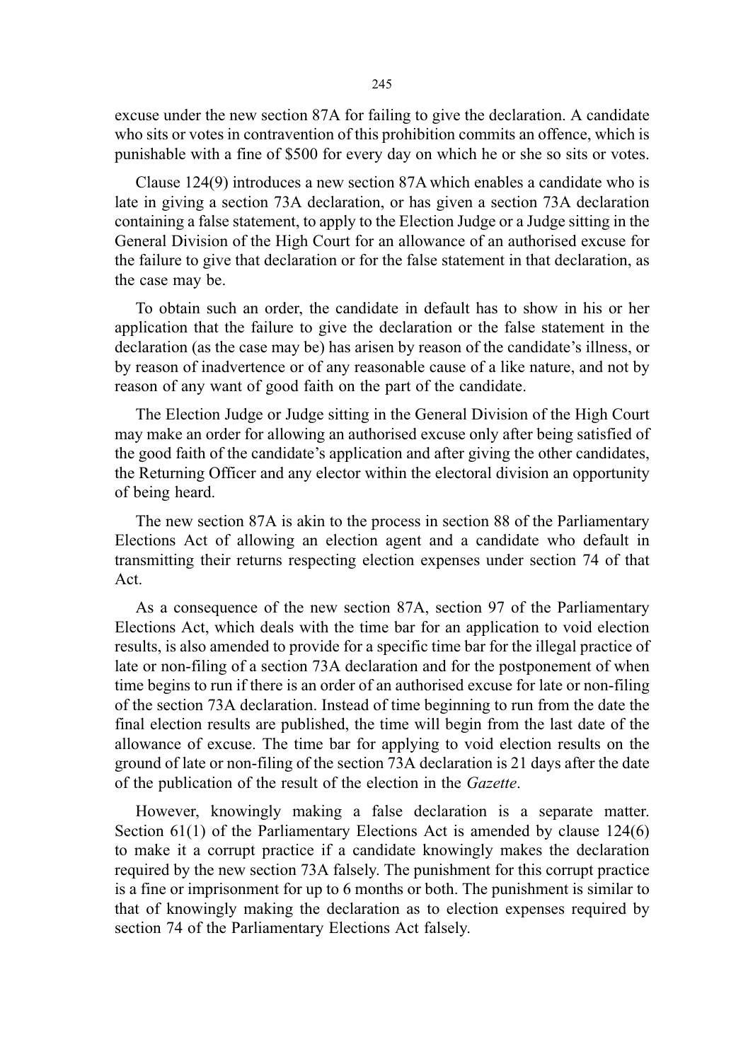excuse under the new section 87A for failing to give the declaration. A candidate who sits or votes in contravention of this prohibition commits an offence, which is punishable with a fine of $500 for every day on which he or she so sits or votes.

Clause 124(9) introduces a new section 87A which enables a candidate who is late in giving a section 73A declaration, or has given a section 73A declaration containing a false statement, to apply to the Election Judge or a Judge sitting in the General Division of the High Court for an allowance of an authorised excuse for the failure to give that declaration or for the false statement in that declaration, as the case may be.

To obtain such an order, the candidate in default has to show in his or her application that the failure to give the declaration or the false statement in the declaration (as the case may be) has arisen by reason of the candidate's illness, or by reason of inadvertence or of any reasonable cause of a like nature, and not by reason of any want of good faith on the part of the candidate.

The Election Judge or Judge sitting in the General Division of the High Court may make an order for allowing an authorised excuse only after being satisfied of the good faith of the candidate's application and after giving the other candidates, the Returning Officer and any elector within the electoral division an opportunity of being heard.

The new section 87A is akin to the process in section 88 of the Parliamentary Elections Act of allowing an election agent and a candidate who default in transmitting their returns respecting election expenses under section 74 of that Act.

As a consequence of the new section 87A, section 97 of the Parliamentary Elections Act, which deals with the time bar for an application to void election results, is also amended to provide for a specific time bar for the illegal practice of late or non-filing of a section 73A declaration and for the postponement of when time begins to run if there is an order of an authorised excuse for late or non-filing of the section 73A declaration. Instead of time beginning to run from the date the final election results are published, the time will begin from the last date of the allowance of excuse. The time bar for applying to void election results on the ground of late or non-filing of the section 73A declaration is 21 days after the date of the publication of the result of the election in the *Gazette*.

However, knowingly making a false declaration is a separate matter. Section 61(1) of the Parliamentary Elections Act is amended by clause 124(6) to make it a corrupt practice if a candidate knowingly makes the declaration required by the new section 73A falsely. The punishment for this corrupt practice is a fine or imprisonment for up to 6 months or both. The punishment is similar to that of knowingly making the declaration as to election expenses required by section 74 of the Parliamentary Elections Act falsely.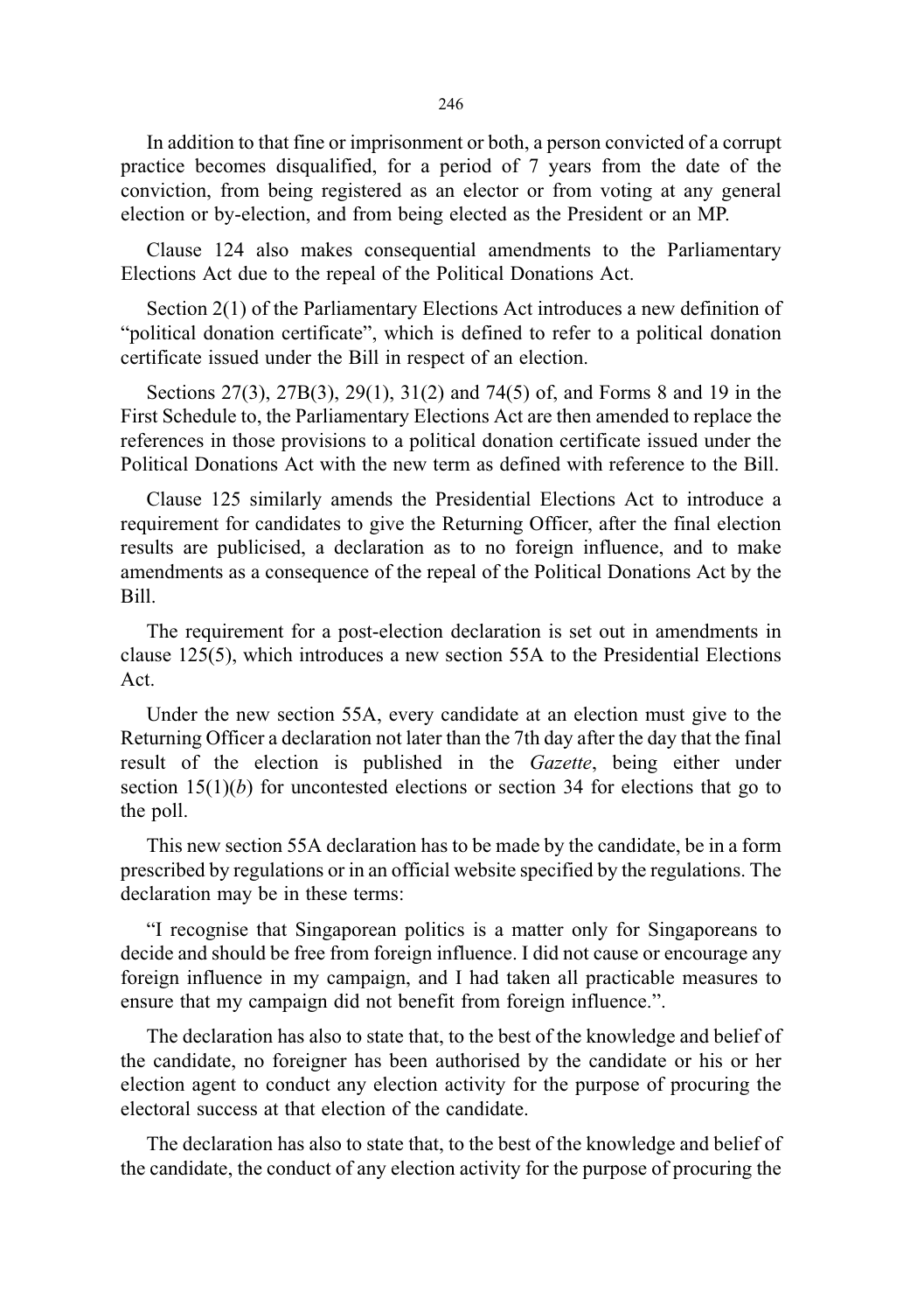In addition to that fine or imprisonment or both, a person convicted of a corrupt practice becomes disqualified, for a period of 7 years from the date of the conviction, from being registered as an elector or from voting at any general election or by-election, and from being elected as the President or an MP.

Clause 124 also makes consequential amendments to the Parliamentary Elections Act due to the repeal of the Political Donations Act.

Section 2(1) of the Parliamentary Elections Act introduces a new definition of "political donation certificate", which is defined to refer to a political donation certificate issued under the Bill in respect of an election.

Sections 27(3), 27B(3), 29(1), 31(2) and 74(5) of, and Forms 8 and 19 in the First Schedule to, the Parliamentary Elections Act are then amended to replace the references in those provisions to a political donation certificate issued under the Political Donations Act with the new term as defined with reference to the Bill.

Clause 125 similarly amends the Presidential Elections Act to introduce a requirement for candidates to give the Returning Officer, after the final election results are publicised, a declaration as to no foreign influence, and to make amendments as a consequence of the repeal of the Political Donations Act by the Bill.

The requirement for a post-election declaration is set out in amendments in clause 125(5), which introduces a new section 55A to the Presidential Elections Act.

Under the new section 55A, every candidate at an election must give to the Returning Officer a declaration not later than the 7th day after the day that the final result of the election is published in the *Gazette*, being either under section 15(1)(*b*) for uncontested elections or section 34 for elections that go to the poll.

This new section 55A declaration has to be made by the candidate, be in a form prescribed by regulations or in an official website specified by the regulations. The declaration may be in these terms:

"I recognise that Singaporean politics is a matter only for Singaporeans to decide and should be free from foreign influence. I did not cause or encourage any foreign influence in my campaign, and I had taken all practicable measures to ensure that my campaign did not benefit from foreign influence.".

The declaration has also to state that, to the best of the knowledge and belief of the candidate, no foreigner has been authorised by the candidate or his or her election agent to conduct any election activity for the purpose of procuring the electoral success at that election of the candidate.

The declaration has also to state that, to the best of the knowledge and belief of the candidate, the conduct of any election activity for the purpose of procuring the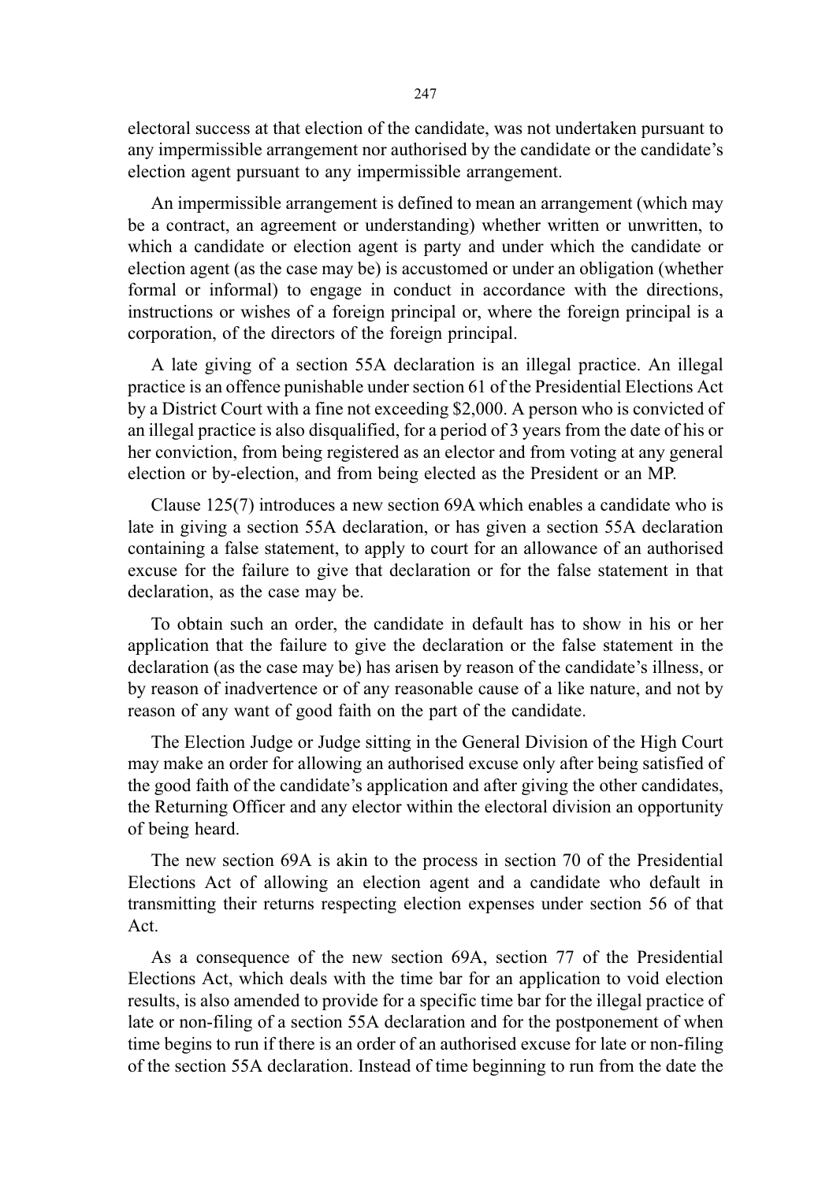electoral success at that election of the candidate, was not undertaken pursuant to any impermissible arrangement nor authorised by the candidate or the candidate's election agent pursuant to any impermissible arrangement.

An impermissible arrangement is defined to mean an arrangement (which may be a contract, an agreement or understanding) whether written or unwritten, to which a candidate or election agent is party and under which the candidate or election agent (as the case may be) is accustomed or under an obligation (whether formal or informal) to engage in conduct in accordance with the directions, instructions or wishes of a foreign principal or, where the foreign principal is a corporation, of the directors of the foreign principal.

A late giving of a section 55A declaration is an illegal practice. An illegal practice is an offence punishable under section 61 of the Presidential Elections Act by a District Court with a fine not exceeding $2,000. A person who is convicted of an illegal practice is also disqualified, for a period of 3 years from the date of his or her conviction, from being registered as an elector and from voting at any general election or by-election, and from being elected as the President or an MP.

Clause 125(7) introduces a new section 69A which enables a candidate who is late in giving a section 55A declaration, or has given a section 55A declaration containing a false statement, to apply to court for an allowance of an authorised excuse for the failure to give that declaration or for the false statement in that declaration, as the case may be.

To obtain such an order, the candidate in default has to show in his or her application that the failure to give the declaration or the false statement in the declaration (as the case may be) has arisen by reason of the candidate's illness, or by reason of inadvertence or of any reasonable cause of a like nature, and not by reason of any want of good faith on the part of the candidate.

The Election Judge or Judge sitting in the General Division of the High Court may make an order for allowing an authorised excuse only after being satisfied of the good faith of the candidate's application and after giving the other candidates, the Returning Officer and any elector within the electoral division an opportunity of being heard.

The new section 69A is akin to the process in section 70 of the Presidential Elections Act of allowing an election agent and a candidate who default in transmitting their returns respecting election expenses under section 56 of that Act.

As a consequence of the new section 69A, section 77 of the Presidential Elections Act, which deals with the time bar for an application to void election results, is also amended to provide for a specific time bar for the illegal practice of late or non-filing of a section 55A declaration and for the postponement of when time begins to run if there is an order of an authorised excuse for late or non-filing of the section 55A declaration. Instead of time beginning to run from the date the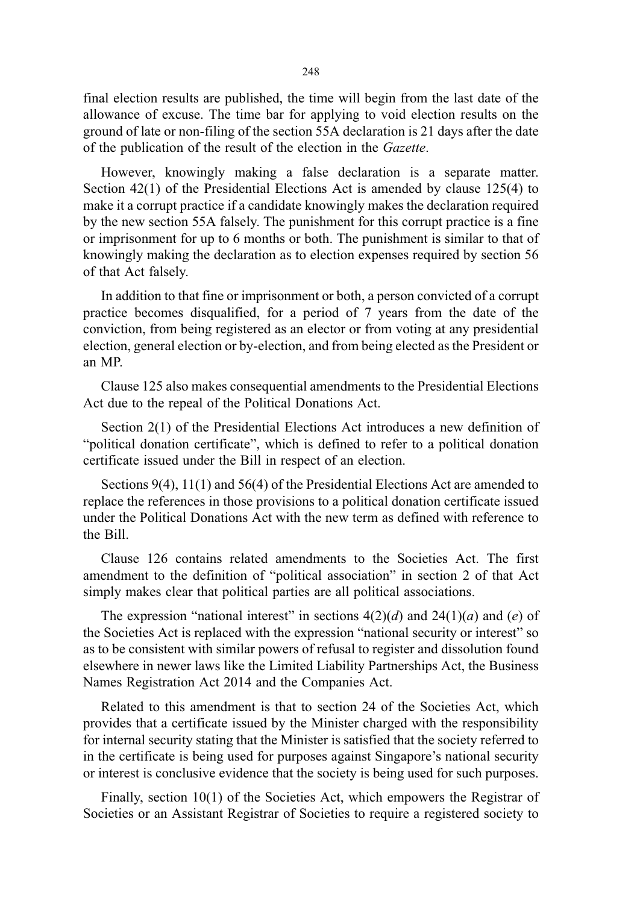final election results are published, the time will begin from the last date of the allowance of excuse. The time bar for applying to void election results on the ground of late or non-filing of the section 55A declaration is 21 days after the date of the publication of the result of the election in the *Gazette*.

However, knowingly making a false declaration is a separate matter. Section 42(1) of the Presidential Elections Act is amended by clause 125(4) to make it a corrupt practice if a candidate knowingly makes the declaration required by the new section 55A falsely. The punishment for this corrupt practice is a fine or imprisonment for up to 6 months or both. The punishment is similar to that of knowingly making the declaration as to election expenses required by section 56 of that Act falsely.

In addition to that fine or imprisonment or both, a person convicted of a corrupt practice becomes disqualified, for a period of 7 years from the date of the conviction, from being registered as an elector or from voting at any presidential election, general election or by-election, and from being elected as the President or an MP.

Clause 125 also makes consequential amendments to the Presidential Elections Act due to the repeal of the Political Donations Act.

Section 2(1) of the Presidential Elections Act introduces a new definition of "political donation certificate", which is defined to refer to a political donation certificate issued under the Bill in respect of an election.

Sections 9(4), 11(1) and 56(4) of the Presidential Elections Act are amended to replace the references in those provisions to a political donation certificate issued under the Political Donations Act with the new term as defined with reference to the Bill.

Clause 126 contains related amendments to the Societies Act. The first amendment to the definition of "political association" in section 2 of that Act simply makes clear that political parties are all political associations.

The expression "national interest" in sections 4(2)(*d*) and 24(1)(*a*) and (*e*) of the Societies Act is replaced with the expression "national security or interest" so as to be consistent with similar powers of refusal to register and dissolution found elsewhere in newer laws like the Limited Liability Partnerships Act, the Business Names Registration Act 2014 and the Companies Act.

Related to this amendment is that to section 24 of the Societies Act, which provides that a certificate issued by the Minister charged with the responsibility for internal security stating that the Minister is satisfied that the society referred to in the certificate is being used for purposes against Singapore's national security or interest is conclusive evidence that the society is being used for such purposes.

Finally, section 10(1) of the Societies Act, which empowers the Registrar of Societies or an Assistant Registrar of Societies to require a registered society to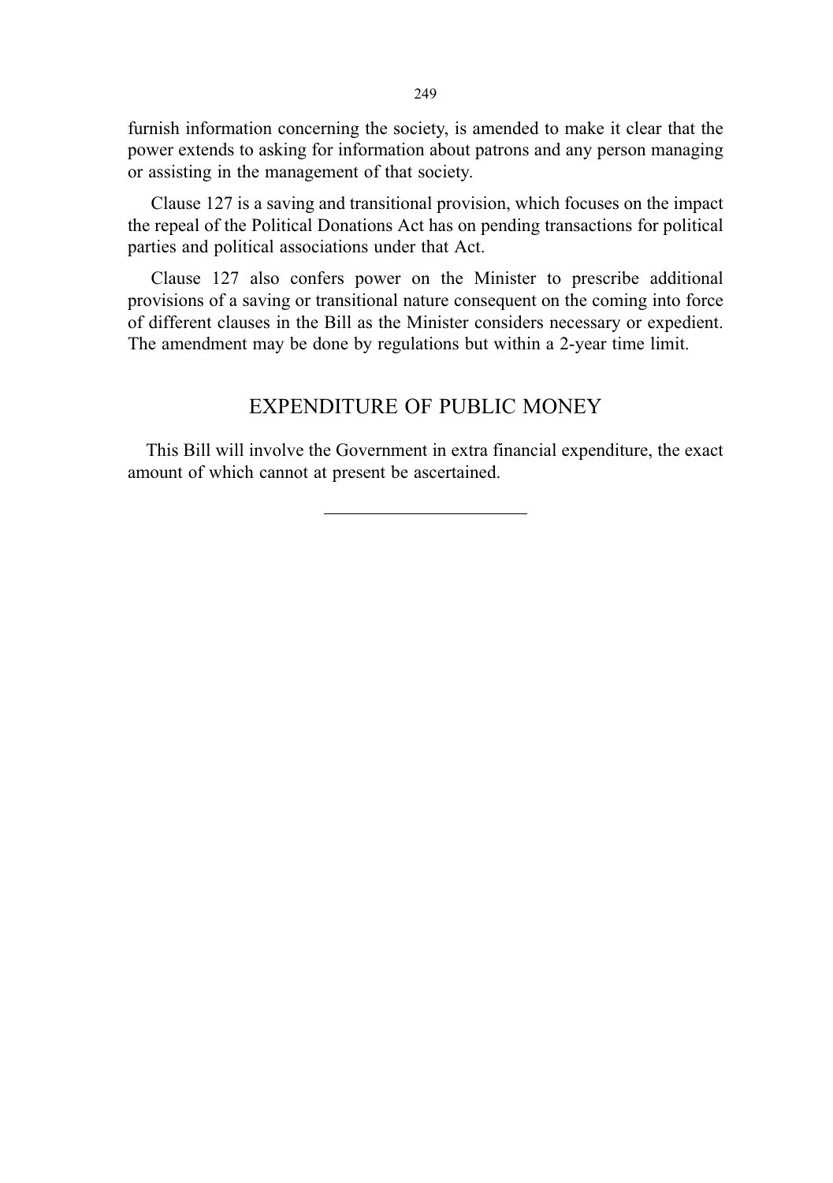furnish information concerning the society, is amended to make it clear that the power extends to asking for information about patrons and any person managing or assisting in the management of that society.

Clause 127 is a saving and transitional provision, which focuses on the impact the repeal of the Political Donations Act has on pending transactions for political parties and political associations under that Act.

Clause 127 also confers power on the Minister to prescribe additional provisions of a saving or transitional nature consequent on the coming into force of different clauses in the Bill as the Minister considers necessary or expedient. The amendment may be done by regulations but within a 2-year time limit.

## EXPENDITURE OF PUBLIC MONEY

This Bill will involve the Government in extra financial expenditure, the exact amount of which cannot at present be ascertained.